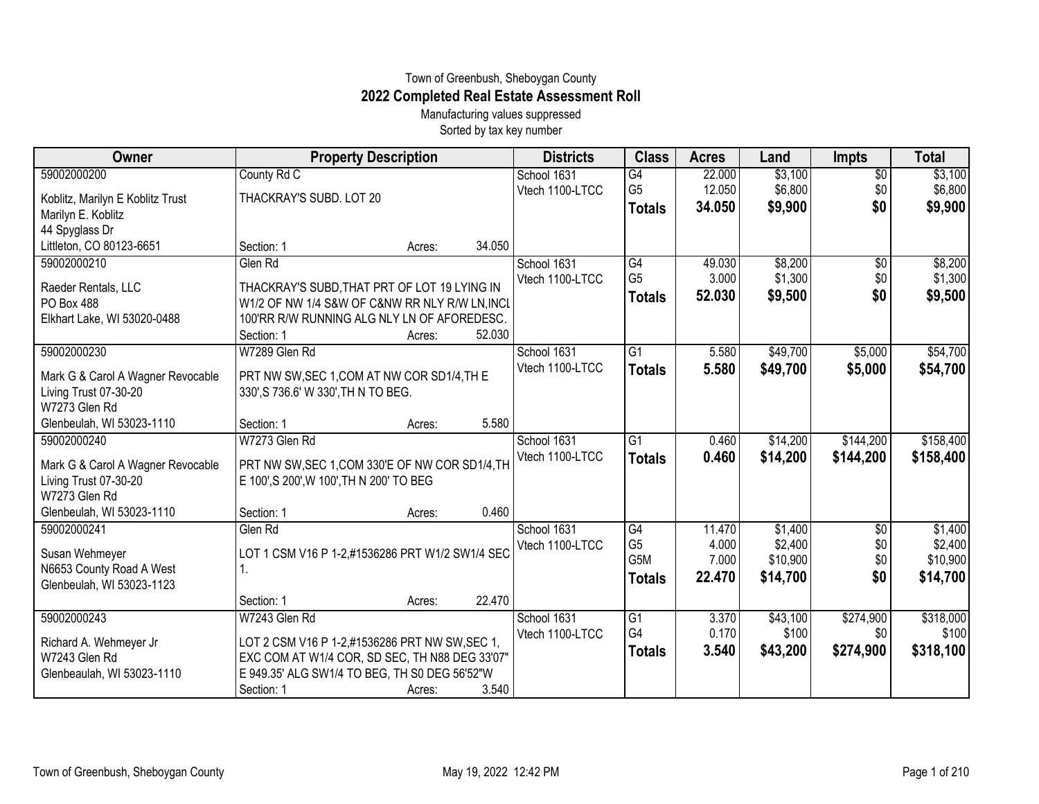Town of Greenbush, Sheboygan County

# 2022 Completed Real Estate Assessment Roll

Manufacturing values suppressed

Sorted by tax key number

| Owner | Property Description | Districts | Class | Acres | Land | Impts | Total |
|---|---|---|---|---|---|---|---|
| 59002000200 | County Rd C | School 1631 | G4 | 22.000 | $3,100 | $0 | $3,100 |
| Koblitz, Marilyn E Koblitz Trust | THACKRAY'S SUBD. LOT 20 | Vtech 1100-LTCC | G5 | 12.050 | $6,800 | $0 | $6,800 |
| Marilyn E. Koblitz | | | **Totals** | **34.050** | **$9,900** | **$0** | **$9,900** |
| 44 Spyglass Dr | | | | | | | |
| Littleton, CO 80123-6651 | Section: 1 Acres: 34.050 | | | | | | |
| 59002000210 | Glen Rd | School 1631 | G4 | 49.030 | $8,200 | $0 | $8,200 |
| Raeder Rentals, LLC | THACKRAY'S SUBD,THAT PRT OF LOT 19 LYING IN | Vtech 1100-LTCC | G5 | 3.000 | $1,300 | $0 | $1,300 |
| PO Box 488 | W1/2 OF NW 1/4 S&W OF C&NW RR NLY R/W LN,INCL | | **Totals** | **52.030** | **$9,500** | **$0** | **$9,500** |
| Elkhart Lake, WI 53020-0488 | 100'RR R/W RUNNING ALG NLY LN OF AFOREDESC. | | | | | | |
| | Section: 1 Acres: 52.030 | | | | | | |
| 59002000230 | W7289 Glen Rd | School 1631 | G1 | 5.580 | $49,700 | $5,000 | $54,700 |
| Mark G & Carol A Wagner Revocable | PRT NW SW,SEC 1,COM AT NW COR SD1/4,TH E | Vtech 1100-LTCC | **Totals** | **5.580** | **$49,700** | **$5,000** | **$54,700** |
| Living Trust 07-30-20 | 330',S 736.6' W 330',TH N TO BEG. | | | | | | |
| W7273 Glen Rd | | | | | | | |
| Glenbeulah, WI 53023-1110 | Section: 1 Acres: 5.580 | | | | | | |
| 59002000240 | W7273 Glen Rd | School 1631 | G1 | 0.460 | $14,200 | $144,200 | $158,400 |
| Mark G & Carol A Wagner Revocable | PRT NW SW,SEC 1,COM 330'E OF NW COR SD1/4,TH | Vtech 1100-LTCC | **Totals** | **0.460** | **$14,200** | **$144,200** | **$158,400** |
| Living Trust 07-30-20 | E 100',S 200',W 100',TH N 200' TO BEG | | | | | | |
| W7273 Glen Rd | | | | | | | |
| Glenbeulah, WI 53023-1110 | Section: 1 Acres: 0.460 | | | | | | |
| 59002000241 | Glen Rd | School 1631 | G4 | 11.470 | $1,400 | $0 | $1,400 |
| Susan Wehmeyer | LOT 1 CSM V16 P 1-2,#1536286 PRT W1/2 SW1/4 SEC | Vtech 1100-LTCC | G5 | 4.000 | $2,400 | $0 | $2,400 |
| N6653 County Road A West | 1. | | G5M | 7.000 | $10,900 | $0 | $10,900 |
| Glenbeulah, WI 53023-1123 | | | **Totals** | **22.470** | **$14,700** | **$0** | **$14,700** |
| | Section: 1 Acres: 22.470 | | | | | | |
| 59002000243 | W7243 Glen Rd | School 1631 | G1 | 3.370 | $43,100 | $274,900 | $318,000 |
| Richard A. Wehmeyer Jr | LOT 2 CSM V16 P 1-2,#1536286 PRT NW SW,SEC 1, | Vtech 1100-LTCC | G4 | 0.170 | $100 | $0 | $100 |
| W7243 Glen Rd | EXC COM AT W1/4 COR, SD SEC, TH N88 DEG 33'07" | | **Totals** | **3.540** | **$43,200** | **$274,900** | **$318,100** |
| Glenbeaulah, WI 53023-1110 | E 949.35' ALG SW1/4 TO BEG, TH S0 DEG 56'52"W | | | | | | |
| | Section: 1 Acres: 3.540 | | | | | | |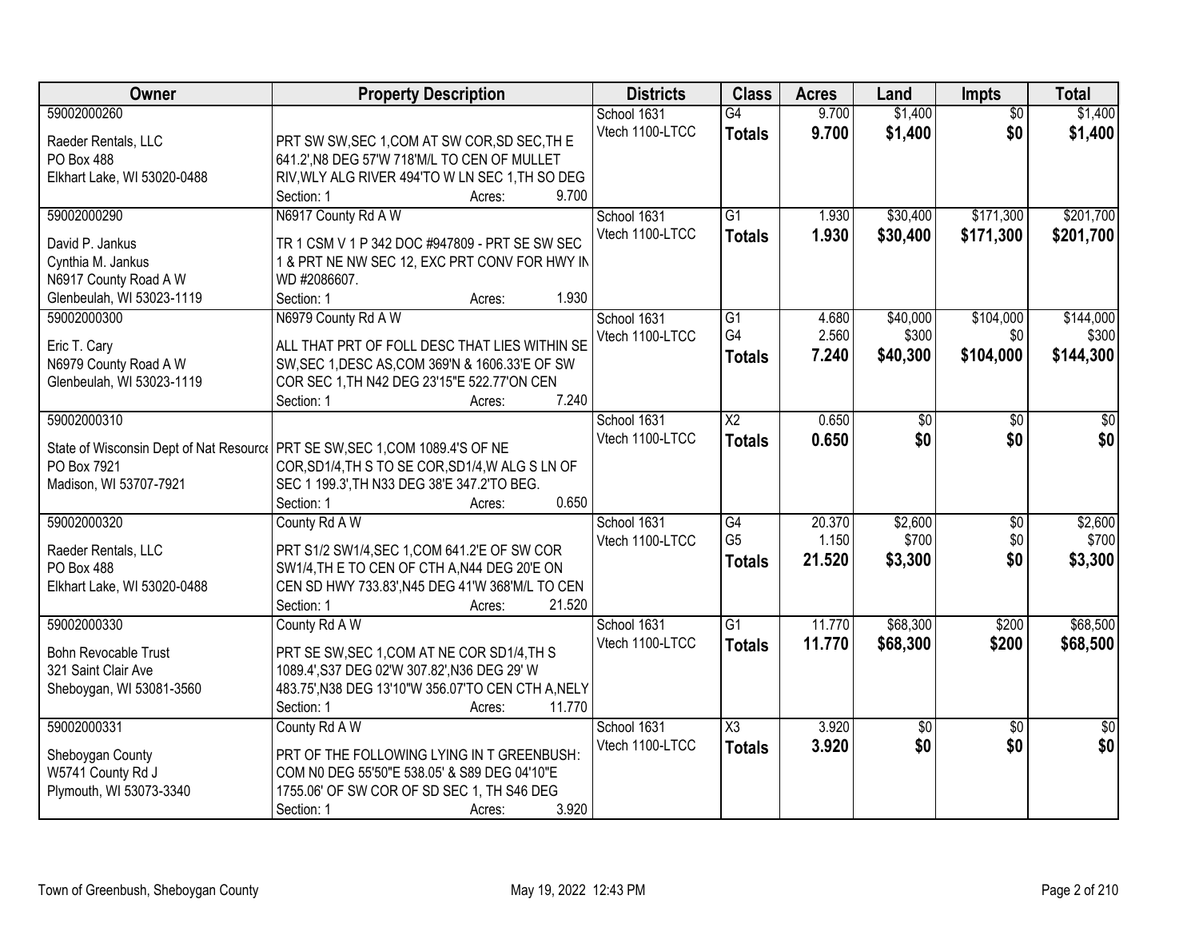| Owner | Property Description | Districts | Class | Acres | Land | Impts | Total |
|---|---|---|---|---|---|---|---|
| 59002000260<br>Raeder Rentals, LLC<br>PO Box 488<br>Elkhart Lake, WI 53020-0488 | PRT SW SW,SEC 1,COM AT SW COR,SD SEC,TH E 641.2',N8 DEG 57'W 718'M/L TO CEN OF MULLET RIV,WLY ALG RIVER 494'TO W LN SEC 1,TH SO DEG<br>Section: 1 Acres: 9.700 | School 1631<br>Vtech 1100-LTCC | G4<br>**Totals** | 9.700<br>**9.700** | $1,400<br>**$1,400** | $0<br>**$0** | $1,400<br>**$1,400** |
| 59002000290<br>David P. Jankus<br>Cynthia M. Jankus<br>N6917 County Road A W<br>Glenbeulah, WI 53023-1119 | N6917 County Rd A W<br>TR 1 CSM V 1 P 342 DOC #947809 - PRT SE SW SEC 1 & PRT NE NW SEC 12, EXC PRT CONV FOR HWY IN WD #2086607.<br>Section: 1 Acres: 1.930 | School 1631<br>Vtech 1100-LTCC | G1<br>**Totals** | 1.930<br>**1.930** | $30,400<br>**$30,400** | $171,300<br>**$171,300** | $201,700<br>**$201,700** |
| 59002000300<br>Eric T. Cary<br>N6979 County Road A W<br>Glenbeulah, WI 53023-1119 | N6979 County Rd A W<br>ALL THAT PRT OF FOLL DESC THAT LIES WITHIN SE SW,SEC 1,DESC AS,COM 369'N & 1606.33'E OF SW COR SEC 1,TH N42 DEG 23'15"E 522.77'ON CEN<br>Section: 1 Acres: 7.240 | School 1631<br>Vtech 1100-LTCC | G1<br>G4<br>**Totals** | 4.680<br>2.560<br>**7.240** | $40,000<br>$300<br>**$40,300** | $104,000<br>$0<br>**$104,000** | $144,000<br>$300<br>**$144,300** |
| 59002000310<br>State of Wisconsin Dept of Nat Resource<br>PO Box 7921<br>Madison, WI 53707-7921 | PRT SE SW,SEC 1,COM 1089.4'S OF NE COR,SD1/4,TH S TO SE COR,SD1/4,W ALG S LN OF SEC 1 199.3',TH N33 DEG 38'E 347.2'TO BEG.<br>Section: 1 Acres: 0.650 | School 1631<br>Vtech 1100-LTCC | X2<br>**Totals** | 0.650<br>**0.650** | $0<br>**$0** | $0<br>**$0** | $0<br>**$0** |
| 59002000320<br>Raeder Rentals, LLC<br>PO Box 488<br>Elkhart Lake, WI 53020-0488 | County Rd A W<br>PRT S1/2 SW1/4,SEC 1,COM 641.2'E OF SW COR SW1/4,TH E TO CEN OF CTH A,N44 DEG 20'E ON CEN SD HWY 733.83',N45 DEG 41'W 368'M/L TO CEN<br>Section: 1 Acres: 21.520 | School 1631<br>Vtech 1100-LTCC | G4<br>G5<br>**Totals** | 20.370<br>1.150<br>**21.520** | $2,600<br>$700<br>**$3,300** | $0<br>$0<br>**$0** | $2,600<br>$700<br>**$3,300** |
| 59002000330<br>Bohn Revocable Trust<br>321 Saint Clair Ave<br>Sheboygan, WI 53081-3560 | County Rd A W<br>PRT SE SW,SEC 1,COM AT NE COR SD1/4,TH S 1089.4',S37 DEG 02'W 307.82',N36 DEG 29' W 483.75',N38 DEG 13'10"W 356.07'TO CEN CTH A,NELY<br>Section: 1 Acres: 11.770 | School 1631<br>Vtech 1100-LTCC | G1<br>**Totals** | 11.770<br>**11.770** | $68,300<br>**$68,300** | $200<br>**$200** | $68,500<br>**$68,500** |
| 59002000331<br>Sheboygan County<br>W5741 County Rd J<br>Plymouth, WI 53073-3340 | County Rd A W<br>PRT OF THE FOLLOWING LYING IN T GREENBUSH: COM N0 DEG 55'50"E 538.05' & S89 DEG 04'10"E 1755.06' OF SW COR OF SD SEC 1, TH S46 DEG<br>Section: 1 Acres: 3.920 | School 1631<br>Vtech 1100-LTCC | X3<br>**Totals** | 3.920<br>**3.920** | $0<br>**$0** | $0<br>**$0** | $0<br>**$0** |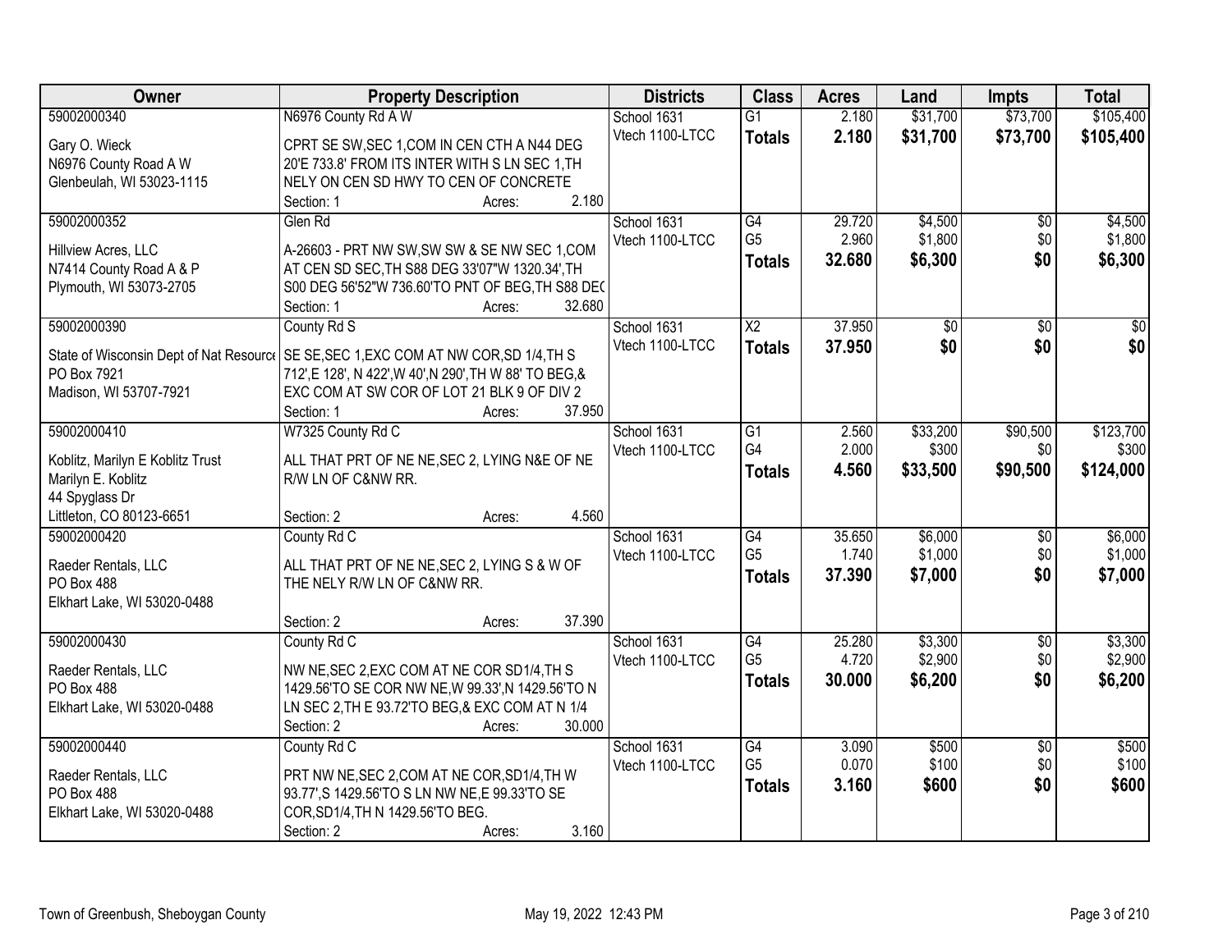| Owner | Property Description | Districts | Class | Acres | Land | Impts | Total |
|---|---|---|---|---|---|---|---|
| 59002000340<br>Gary O. Wieck<br>N6976 County Road A W<br>Glenbeulah, WI 53023-1115 | N6976 County Rd A W<br>CPRT SE SW,SEC 1,COM IN CEN CTH A N44 DEG 20'E 733.8' FROM ITS INTER WITH S LN SEC 1,TH NELY ON CEN SD HWY TO CEN OF CONCRETE<br>Section: 1 Acres: 2.180 | School 1631<br>Vtech 1100-LTCC | G1<br>**Totals** | 2.180<br>**2.180** | $31,700<br>**$31,700** | $73,700<br>**$73,700** | $105,400<br>**$105,400** |
| 59002000352<br>Hillview Acres, LLC<br>N7414 County Road A & P<br>Plymouth, WI 53073-2705 | Glen Rd<br>A-26603 - PRT NW SW,SW SW & SE NW SEC 1,COM AT CEN SD SEC,TH S88 DEG 33'07"W 1320.34',TH S00 DEG 56'52"W 736.60'TO PNT OF BEG,TH S88 DEC<br>Section: 1 Acres: 32.680 | School 1631<br>Vtech 1100-LTCC | G4<br>G5<br>**Totals** | 29.720<br>2.960<br>**32.680** | $4,500<br>$1,800<br>**$6,300** | $0<br>$0<br>**$0** | $4,500<br>$1,800<br>**$6,300** |
| 59002000390<br>State of Wisconsin Dept of Nat Resource<br>PO Box 7921<br>Madison, WI 53707-7921 | County Rd S<br>SE SE,SEC 1,EXC COM AT NW COR,SD 1/4,TH S 712',E 128', N 422',W 40',N 290',TH W 88' TO BEG,& EXC COM AT SW COR OF LOT 21 BLK 9 OF DIV 2<br>Section: 1 Acres: 37.950 | School 1631<br>Vtech 1100-LTCC | X2<br>**Totals** | 37.950<br>**37.950** | $0<br>**$0** | $0<br>**$0** | $0<br>**$0** |
| 59002000410<br>Koblitz, Marilyn E Koblitz Trust<br>Marilyn E. Koblitz<br>44 Spyglass Dr<br>Littleton, CO 80123-6651 | W7325 County Rd C<br>ALL THAT PRT OF NE NE,SEC 2, LYING N&E OF NE R/W LN OF C&NW RR.<br>Section: 2 Acres: 4.560 | School 1631<br>Vtech 1100-LTCC | G1<br>G4<br>**Totals** | 2.560<br>2.000<br>**4.560** | $33,200<br>$300<br>**$33,500** | $90,500<br>$0<br>**$90,500** | $123,700<br>$300<br>**$124,000** |
| 59002000420<br>Raeder Rentals, LLC<br>PO Box 488<br>Elkhart Lake, WI 53020-0488 | County Rd C<br>ALL THAT PRT OF NE NE,SEC 2, LYING S & W OF THE NELY R/W LN OF C&NW RR.<br>Section: 2 Acres: 37.390 | School 1631<br>Vtech 1100-LTCC | G4<br>G5<br>**Totals** | 35.650<br>1.740<br>**37.390** | $6,000<br>$1,000<br>**$7,000** | $0<br>$0<br>**$0** | $6,000<br>$1,000<br>**$7,000** |
| 59002000430<br>Raeder Rentals, LLC<br>PO Box 488<br>Elkhart Lake, WI 53020-0488 | County Rd C<br>NW NE,SEC 2,EXC COM AT NE COR SD1/4,TH S 1429.56'TO SE COR NW NE,W 99.33',N 1429.56'TO N LN SEC 2,TH E 93.72'TO BEG,& EXC COM AT N 1/4<br>Section: 2 Acres: 30.000 | School 1631<br>Vtech 1100-LTCC | G4<br>G5<br>**Totals** | 25.280<br>4.720<br>**30.000** | $3,300<br>$2,900<br>**$6,200** | $0<br>$0<br>**$0** | $3,300<br>$2,900<br>**$6,200** |
| 59002000440<br>Raeder Rentals, LLC<br>PO Box 488<br>Elkhart Lake, WI 53020-0488 | County Rd C<br>PRT NW NE,SEC 2,COM AT NE COR,SD1/4,TH W 93.77',S 1429.56'TO S LN NW NE,E 99.33'TO SE COR,SD1/4,TH N 1429.56'TO BEG.<br>Section: 2 Acres: 3.160 | School 1631<br>Vtech 1100-LTCC | G4<br>G5<br>**Totals** | 3.090<br>0.070<br>**3.160** | $500<br>$100<br>**$600** | $0<br>$0<br>**$0** | $500<br>$100<br>**$600** |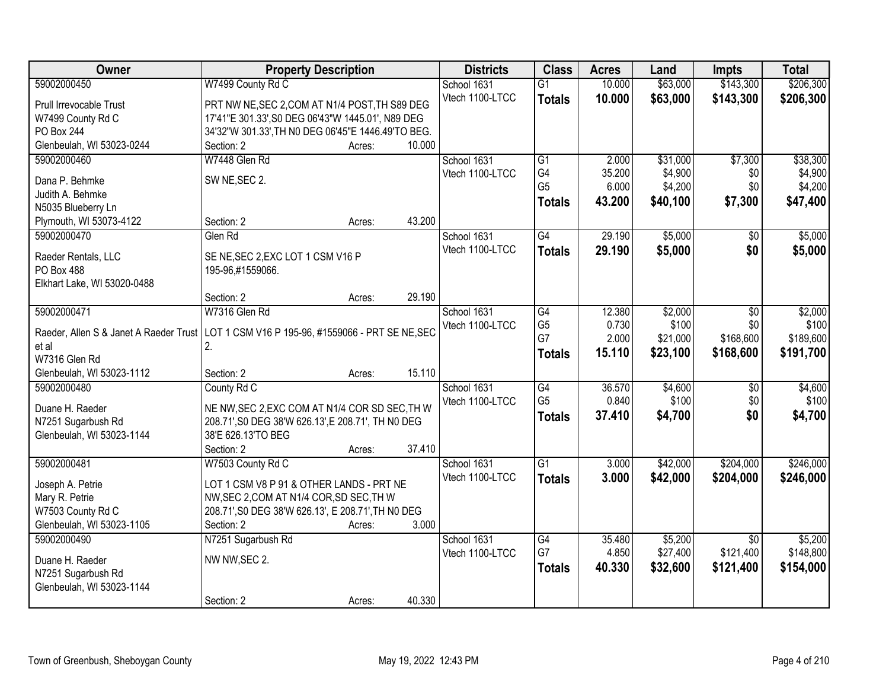| Owner | Property Description | Districts | Class | Acres | Land | Impts | Total |
|---|---|---|---|---|---|---|---|
| 59002000450<br>Prull Irrevocable Trust<br>W7499 County Rd C<br>PO Box 244<br>Glenbeulah, WI 53023-0244 | W7499 County Rd C<br>PRT NW NE,SEC 2,COM AT N1/4 POST,TH S89 DEG 17'41"E 301.33',S0 DEG 06'43"W 1445.01', N89 DEG 34'32"W 301.33',TH N0 DEG 06'45"E 1446.49'TO BEG.<br>Section: 2 Acres: 10.000 | School 1631<br>Vtech 1100-LTCC | G1<br>**Totals** | 10.000<br>**10.000** | \$63,000<br>**\$63,000** | \$143,300<br>**\$143,300** | \$206,300<br>**\$206,300** |
| 59002000460<br>Dana P. Behmke<br>Judith A. Behmke<br>N5035 Blueberry Ln<br>Plymouth, WI 53073-4122 | W7448 Glen Rd<br>SW NE,SEC 2.<br>Section: 2 Acres: 43.200 | School 1631<br>Vtech 1100-LTCC | G1<br>G4<br>G5<br>**Totals** | 2.000<br>35.200<br>6.000<br>**43.200** | \$31,000<br>\$4,900<br>\$4,200<br>**\$40,100** | \$7,300<br>\$0<br>\$0<br>**\$7,300** | \$38,300<br>\$4,900<br>\$4,200<br>**\$47,400** |
| 59002000470<br>Raeder Rentals, LLC<br>PO Box 488<br>Elkhart Lake, WI 53020-0488 | Glen Rd<br>SE NE,SEC 2,EXC LOT 1 CSM V16 P 195-96,#1559066.<br>Section: 2 Acres: 29.190 | School 1631<br>Vtech 1100-LTCC | G4<br>**Totals** | 29.190<br>**29.190** | \$5,000<br>**\$5,000** | \$0<br>**\$0** | \$5,000<br>**\$5,000** |
| 59002000471<br>Raeder, Allen S & Janet A Raeder Trust et al<br>W7316 Glen Rd<br>Glenbeulah, WI 53023-1112 | W7316 Glen Rd<br>LOT 1 CSM V16 P 195-96, #1559066 - PRT SE NE,SEC 2.<br>Section: 2 Acres: 15.110 | School 1631<br>Vtech 1100-LTCC | G4<br>G5<br>G7<br>**Totals** | 12.380<br>0.730<br>2.000<br>**15.110** | \$2,000<br>\$100<br>\$21,000<br>**\$23,100** | \$0<br>\$0<br>\$168,600<br>**\$168,600** | \$2,000<br>\$100<br>\$189,600<br>**\$191,700** |
| 59002000480<br>Duane H. Raeder<br>N7251 Sugarbush Rd<br>Glenbeulah, WI 53023-1144 | County Rd C<br>NE NW,SEC 2,EXC COM AT N1/4 COR SD SEC,TH W 208.71',S0 DEG 38'W 626.13',E 208.71', TH N0 DEG 38'E 626.13'TO BEG<br>Section: 2 Acres: 37.410 | School 1631<br>Vtech 1100-LTCC | G4<br>G5<br>**Totals** | 36.570<br>0.840<br>**37.410** | \$4,600<br>\$100<br>**\$4,700** | \$0<br>\$0<br>**\$0** | \$4,600<br>\$100<br>**\$4,700** |
| 59002000481<br>Joseph A. Petrie<br>Mary R. Petrie<br>W7503 County Rd C<br>Glenbeulah, WI 53023-1105 | W7503 County Rd C<br>LOT 1 CSM V8 P 91 & OTHER LANDS - PRT NE NW,SEC 2,COM AT N1/4 COR,SD SEC,TH W 208.71',S0 DEG 38'W 626.13', E 208.71',TH N0 DEG<br>Section: 2 Acres: 3.000 | School 1631<br>Vtech 1100-LTCC | G1<br>**Totals** | 3.000<br>**3.000** | \$42,000<br>**\$42,000** | \$204,000<br>**\$204,000** | \$246,000<br>**\$246,000** |
| 59002000490<br>Duane H. Raeder<br>N7251 Sugarbush Rd<br>Glenbeulah, WI 53023-1144 | N7251 Sugarbush Rd<br>NW NW,SEC 2.<br>Section: 2 Acres: 40.330 | School 1631<br>Vtech 1100-LTCC | G4<br>G7<br>**Totals** | 35.480<br>4.850<br>**40.330** | \$5,200<br>\$27,400<br>**\$32,600** | \$0<br>\$121,400<br>**\$121,400** | \$5,200<br>\$148,800<br>**\$154,000** |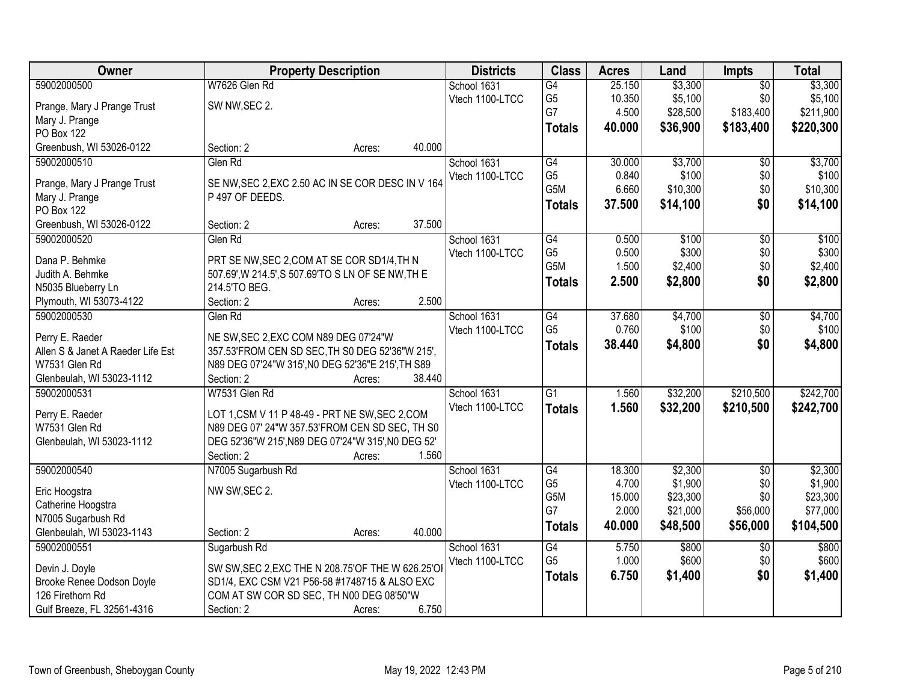| Owner | Property Description | Districts | Class | Acres | Land | Impts | Total |
|---|---|---|---|---|---|---|---|
| 59002000500<br>Prange, Mary J Prange Trust<br>Mary J. Prange<br>PO Box 122<br>Greenbush, WI 53026-0122 | W7626 Glen Rd<br>SW NW,SEC 2.<br>Section: 2 Acres: 40.000 | School 1631<br>Vtech 1100-LTCC | G4<br>G5<br>G7<br>**Totals** | 25.150<br>10.350<br>4.500<br>**40.000** | $3,300<br>$5,100<br>$28,500<br>**$36,900** | $0<br>$0<br>$183,400<br>**$183,400** | $3,300<br>$5,100<br>$211,900<br>**$220,300** |
| 59002000510<br>Prange, Mary J Prange Trust<br>Mary J. Prange<br>PO Box 122<br>Greenbush, WI 53026-0122 | Glen Rd<br>SE NW,SEC 2,EXC 2.50 AC IN SE COR DESC IN V 164 P 497 OF DEEDS.<br>Section: 2 Acres: 37.500 | School 1631<br>Vtech 1100-LTCC | G4<br>G5<br>G5M<br>**Totals** | 30.000<br>0.840<br>6.660<br>**37.500** | $3,700<br>$100<br>$10,300<br>**$14,100** | $0<br>$0<br>$0<br>**$0** | $3,700<br>$100<br>$10,300<br>**$14,100** |
| 59002000520<br>Dana P. Behmke<br>Judith A. Behmke<br>N5035 Blueberry Ln<br>Plymouth, WI 53073-4122 | Glen Rd<br>PRT SE NW,SEC 2,COM AT SE COR SD1/4,TH N 507.69',W 214.5',S 507.69'TO S LN OF SE NW,TH E 214.5'TO BEG.<br>Section: 2 Acres: 2.500 | School 1631<br>Vtech 1100-LTCC | G4<br>G5<br>G5M<br>**Totals** | 0.500<br>0.500<br>1.500<br>**2.500** | $100<br>$300<br>$2,400<br>**$2,800** | $0<br>$0<br>$0<br>**$0** | $100<br>$300<br>$2,400<br>**$2,800** |
| 59002000530<br>Perry E. Raeder<br>Allen S & Janet A Raeder Life Est<br>W7531 Glen Rd<br>Glenbeulah, WI 53023-1112 | Glen Rd<br>NE SW,SEC 2,EXC COM N89 DEG 07'24"W 357.53'FROM CEN SD SEC,TH S0 DEG 52'36"W 215', N89 DEG 07'24"W 315',N0 DEG 52'36"E 215',TH S89<br>Section: 2 Acres: 38.440 | School 1631<br>Vtech 1100-LTCC | G4<br>G5<br>**Totals** | 37.680<br>0.760<br>**38.440** | $4,700<br>$100<br>**$4,800** | $0<br>$0<br>**$0** | $4,700<br>$100<br>**$4,800** |
| 59002000531<br>Perry E. Raeder<br>W7531 Glen Rd<br>Glenbeulah, WI 53023-1112 | W7531 Glen Rd<br>LOT 1,CSM V 11 P 48-49 - PRT NE SW,SEC 2,COM N89 DEG 07' 24"W 357.53'FROM CEN SD SEC, TH S0 DEG 52'36"W 215',N89 DEG 07'24"W 315',N0 DEG 52'<br>Section: 2 Acres: 1.560 | School 1631<br>Vtech 1100-LTCC | G1<br>**Totals** | 1.560<br>**1.560** | $32,200<br>**$32,200** | $210,500<br>**$210,500** | $242,700<br>**$242,700** |
| 59002000540<br>Eric Hoogstra<br>Catherine Hoogstra<br>N7005 Sugarbush Rd<br>Glenbeulah, WI 53023-1143 | N7005 Sugarbush Rd<br>NW SW,SEC 2.<br>Section: 2 Acres: 40.000 | School 1631<br>Vtech 1100-LTCC | G4<br>G5<br>G5M<br>G7<br>**Totals** | 18.300<br>4.700<br>15.000<br>2.000<br>**40.000** | $2,300<br>$1,900<br>$23,300<br>$21,000<br>**$48,500** | $0<br>$0<br>$0<br>$56,000<br>**$56,000** | $2,300<br>$1,900<br>$23,300<br>$77,000<br>**$104,500** |
| 59002000551<br>Devin J. Doyle<br>Brooke Renee Dodson Doyle<br>126 Firethorn Rd<br>Gulf Breeze, FL 32561-4316 | Sugarbush Rd<br>SW SW,SEC 2,EXC THE N 208.75'OF THE W 626.25'OI SD1/4, EXC CSM V21 P56-58 #1748715 & ALSO EXC COM AT SW COR SD SEC, TH N00 DEG 08'50"W<br>Section: 2 Acres: 6.750 | School 1631<br>Vtech 1100-LTCC | G4<br>G5<br>**Totals** | 5.750<br>1.000<br>**6.750** | $800<br>$600<br>**$1,400** | $0<br>$0<br>**$0** | $800<br>$600<br>**$1,400** |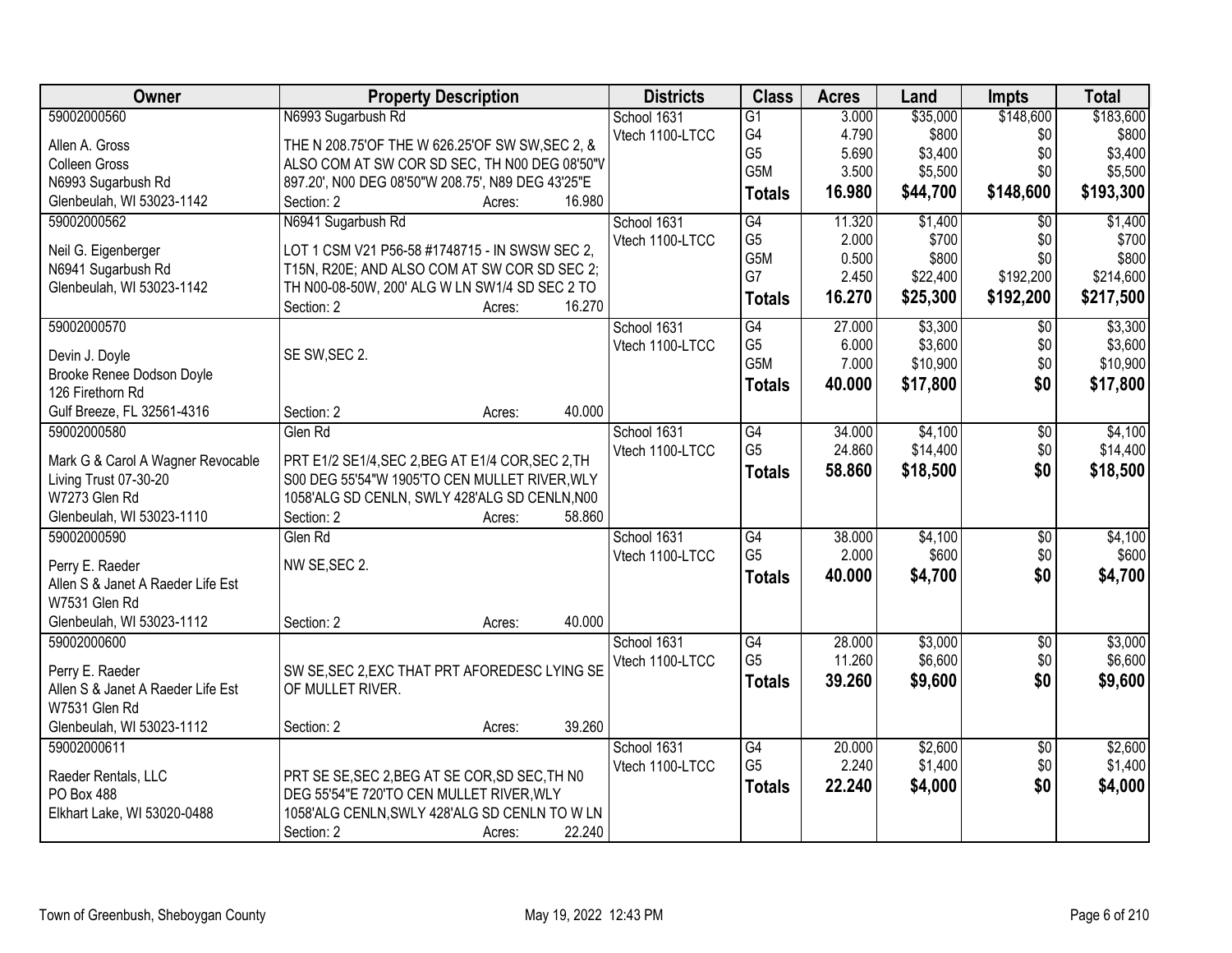| Owner | Property Description | Districts | Class | Acres | Land | Impts | Total |
|---|---|---|---|---|---|---|---|
| 59002000560<br>Allen A. Gross<br>Colleen Gross<br>N6993 Sugarbush Rd<br>Glenbeulah, WI 53023-1142 | N6993 Sugarbush Rd<br>THE N 208.75'OF THE W 626.25'OF SW SW,SEC 2, & ALSO COM AT SW COR SD SEC, TH N00 DEG 08'50"V 897.20', N00 DEG 08'50"W 208.75', N89 DEG 43'25"E<br>Section: 2 Acres: 16.980 | School 1631<br>Vtech 1100-LTCC | G1<br>G4<br>G5<br>G5M<br>**Totals** | 3.000<br>4.790<br>5.690<br>3.500<br>**16.980** | $35,000<br>$800<br>$3,400<br>$5,500<br>**$44,700** | $148,600<br>$0<br>$0<br>$0<br>**$148,600** | $183,600<br>$800<br>$3,400<br>$5,500<br>**$193,300** |
| 59002000562<br>Neil G. Eigenberger<br>N6941 Sugarbush Rd<br>Glenbeulah, WI 53023-1142 | N6941 Sugarbush Rd<br>LOT 1 CSM V21 P56-58 #1748715 - IN SWSW SEC 2, T15N, R20E; AND ALSO COM AT SW COR SD SEC 2; TH N00-08-50W, 200' ALG W LN SW1/4 SD SEC 2 TO<br>Section: 2 Acres: 16.270 | School 1631<br>Vtech 1100-LTCC | G4<br>G5<br>G5M<br>G7<br>**Totals** | 11.320<br>2.000<br>0.500<br>2.450<br>**16.270** | $1,400<br>$700<br>$800<br>$22,400<br>**$25,300** | $0<br>$0<br>$0<br>$192,200<br>**$192,200** | $1,400<br>$700<br>$800<br>$214,600<br>**$217,500** |
| 59002000570<br>Devin J. Doyle<br>Brooke Renee Dodson Doyle<br>126 Firethorn Rd<br>Gulf Breeze, FL 32561-4316 | SE SW,SEC 2.<br>Section: 2 Acres: 40.000 | School 1631<br>Vtech 1100-LTCC | G4<br>G5<br>G5M<br>**Totals** | 27.000<br>6.000<br>7.000<br>**40.000** | $3,300<br>$3,600<br>$10,900<br>**$17,800** | $0<br>$0<br>$0<br>**$0** | $3,300<br>$3,600<br>$10,900<br>**$17,800** |
| 59002000580<br>Mark G & Carol A Wagner Revocable Living Trust 07-30-20<br>W7273 Glen Rd<br>Glenbeulah, WI 53023-1110 | Glen Rd<br>PRT E1/2 SE1/4,SEC 2,BEG AT E1/4 COR,SEC 2,TH S00 DEG 55'54"W 1905'TO CEN MULLET RIVER,WLY 1058'ALG SD CENLN, SWLY 428'ALG SD CENLN,N00<br>Section: 2 Acres: 58.860 | School 1631<br>Vtech 1100-LTCC | G4<br>G5<br>**Totals** | 34.000<br>24.860<br>**58.860** | $4,100<br>$14,400<br>**$18,500** | $0<br>$0<br>**$0** | $4,100<br>$14,400<br>**$18,500** |
| 59002000590<br>Perry E. Raeder<br>Allen S & Janet A Raeder Life Est<br>W7531 Glen Rd<br>Glenbeulah, WI 53023-1112 | Glen Rd<br>NW SE,SEC 2.<br>Section: 2 Acres: 40.000 | School 1631<br>Vtech 1100-LTCC | G4<br>G5<br>**Totals** | 38.000<br>2.000<br>**40.000** | $4,100<br>$600<br>**$4,700** | $0<br>$0<br>**$0** | $4,100<br>$600<br>**$4,700** |
| 59002000600<br>Perry E. Raeder<br>Allen S & Janet A Raeder Life Est<br>W7531 Glen Rd<br>Glenbeulah, WI 53023-1112 | SW SE,SEC 2,EXC THAT PRT AFOREDESC LYING SE OF MULLET RIVER.<br>Section: 2 Acres: 39.260 | School 1631<br>Vtech 1100-LTCC | G4<br>G5<br>**Totals** | 28.000<br>11.260<br>**39.260** | $3,000<br>$6,600<br>**$9,600** | $0<br>$0<br>**$0** | $3,000<br>$6,600<br>**$9,600** |
| 59002000611<br>Raeder Rentals, LLC<br>PO Box 488<br>Elkhart Lake, WI 53020-0488 | PRT SE SE,SEC 2,BEG AT SE COR,SD SEC,TH N0 DEG 55'54"E 720'TO CEN MULLET RIVER,WLY 1058'ALG CENLN,SWLY 428'ALG SD CENLN TO W LN<br>Section: 2 Acres: 22.240 | School 1631<br>Vtech 1100-LTCC | G4<br>G5<br>**Totals** | 20.000<br>2.240<br>**22.240** | $2,600<br>$1,400<br>**$4,000** | $0<br>$0<br>**$0** | $2,600<br>$1,400<br>**$4,000** |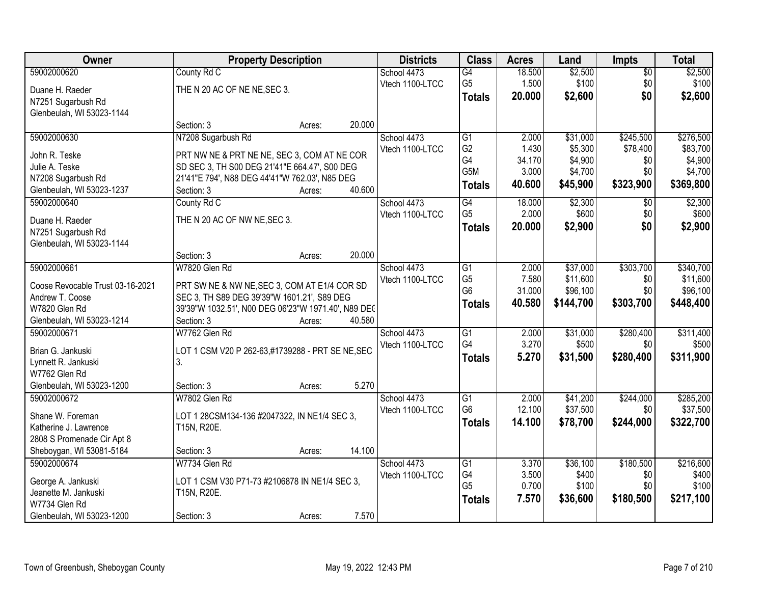| Owner | Property Description | Districts | Class | Acres | Land | Impts | Total |
|---|---|---|---|---|---|---|---|
| 59002000620<br>Duane H. Raeder<br>N7251 Sugarbush Rd<br>Glenbeulah, WI 53023-1144 | County Rd C<br>THE N 20 AC OF NE NE,SEC 3.<br>Section: 3 Acres: 20.000 | School 4473<br>Vtech 1100-LTCC | G4<br>G5<br>**Totals** | 18.500<br>1.500<br>**20.000** | $2,500<br>$100<br>**$2,600** | $0<br>$0<br>**$0** | $2,500<br>$100<br>**$2,600** |
| 59002000630<br>John R. Teske<br>Julie A. Teske<br>N7208 Sugarbush Rd<br>Glenbeulah, WI 53023-1237 | N7208 Sugarbush Rd<br>PRT NW NE & PRT NE NE, SEC 3, COM AT NE COR SD SEC 3, TH S00 DEG 21'41"E 664.47', S00 DEG 21'41"E 794', N88 DEG 44'41"W 762.03', N85 DEG<br>Section: 3 Acres: 40.600 | School 4473<br>Vtech 1100-LTCC | G1<br>G2<br>G4<br>G5M<br>**Totals** | 2.000<br>1.430<br>34.170<br>3.000<br>**40.600** | $31,000<br>$5,300<br>$4,900<br>$4,700<br>**$45,900** | $245,500<br>$78,400<br>$0<br>$0<br>**$323,900** | $276,500<br>$83,700<br>$4,900<br>$4,700<br>**$369,800** |
| 59002000640<br>Duane H. Raeder<br>N7251 Sugarbush Rd<br>Glenbeulah, WI 53023-1144 | County Rd C<br>THE N 20 AC OF NW NE,SEC 3.<br>Section: 3 Acres: 20.000 | School 4473<br>Vtech 1100-LTCC | G4<br>G5<br>**Totals** | 18.000<br>2.000<br>**20.000** | $2,300<br>$600<br>**$2,900** | $0<br>$0<br>**$0** | $2,300<br>$600<br>**$2,900** |
| 59002000661<br>Coose Revocable Trust 03-16-2021<br>Andrew T. Coose<br>W7820 Glen Rd<br>Glenbeulah, WI 53023-1214 | W7820 Glen Rd<br>PRT SW NE & NW NE,SEC 3, COM AT E1/4 COR SD SEC 3, TH S89 DEG 39'39"W 1601.21', S89 DEG 39'39"W 1032.51', N00 DEG 06'23"W 1971.40', N89 DEG<br>Section: 3 Acres: 40.580 | School 4473<br>Vtech 1100-LTCC | G1<br>G5<br>G6<br>**Totals** | 2.000<br>7.580<br>31.000<br>**40.580** | $37,000<br>$11,600<br>$96,100<br>**$144,700** | $303,700<br>$0<br>$0<br>**$303,700** | $340,700<br>$11,600<br>$96,100<br>**$448,400** |
| 59002000671<br>Brian G. Jankuski<br>Lynnett R. Jankuski<br>W7762 Glen Rd<br>Glenbeulah, WI 53023-1200 | W7762 Glen Rd<br>LOT 1 CSM V20 P 262-63,#1739288 - PRT SE NE,SEC 3.<br>Section: 3 Acres: 5.270 | School 4473<br>Vtech 1100-LTCC | G1<br>G4<br>**Totals** | 2.000<br>3.270<br>**5.270** | $31,000<br>$500<br>**$31,500** | $280,400<br>$0<br>**$280,400** | $311,400<br>$500<br>**$311,900** |
| 59002000672<br>Shane W. Foreman<br>Katherine J. Lawrence<br>2808 S Promenade Cir Apt 8<br>Sheboygan, WI 53081-5184 | W7802 Glen Rd<br>LOT 1 28CSM134-136 #2047322, IN NE1/4 SEC 3, T15N, R20E.<br>Section: 3 Acres: 14.100 | School 4473<br>Vtech 1100-LTCC | G1<br>G6<br>**Totals** | 2.000<br>12.100<br>**14.100** | $41,200<br>$37,500<br>**$78,700** | $244,000<br>$0<br>**$244,000** | $285,200<br>$37,500<br>**$322,700** |
| 59002000674<br>George A. Jankuski<br>Jeanette M. Jankuski<br>W7734 Glen Rd<br>Glenbeulah, WI 53023-1200 | W7734 Glen Rd<br>LOT 1 CSM V30 P71-73 #2106878 IN NE1/4 SEC 3, T15N, R20E.<br>Section: 3 Acres: 7.570 | School 4473<br>Vtech 1100-LTCC | G1<br>G4<br>G5<br>**Totals** | 3.370<br>3.500<br>0.700<br>**7.570** | $36,100<br>$400<br>$100<br>**$36,600** | $180,500<br>$0<br>$0<br>**$180,500** | $216,600<br>$400<br>$100<br>**$217,100** |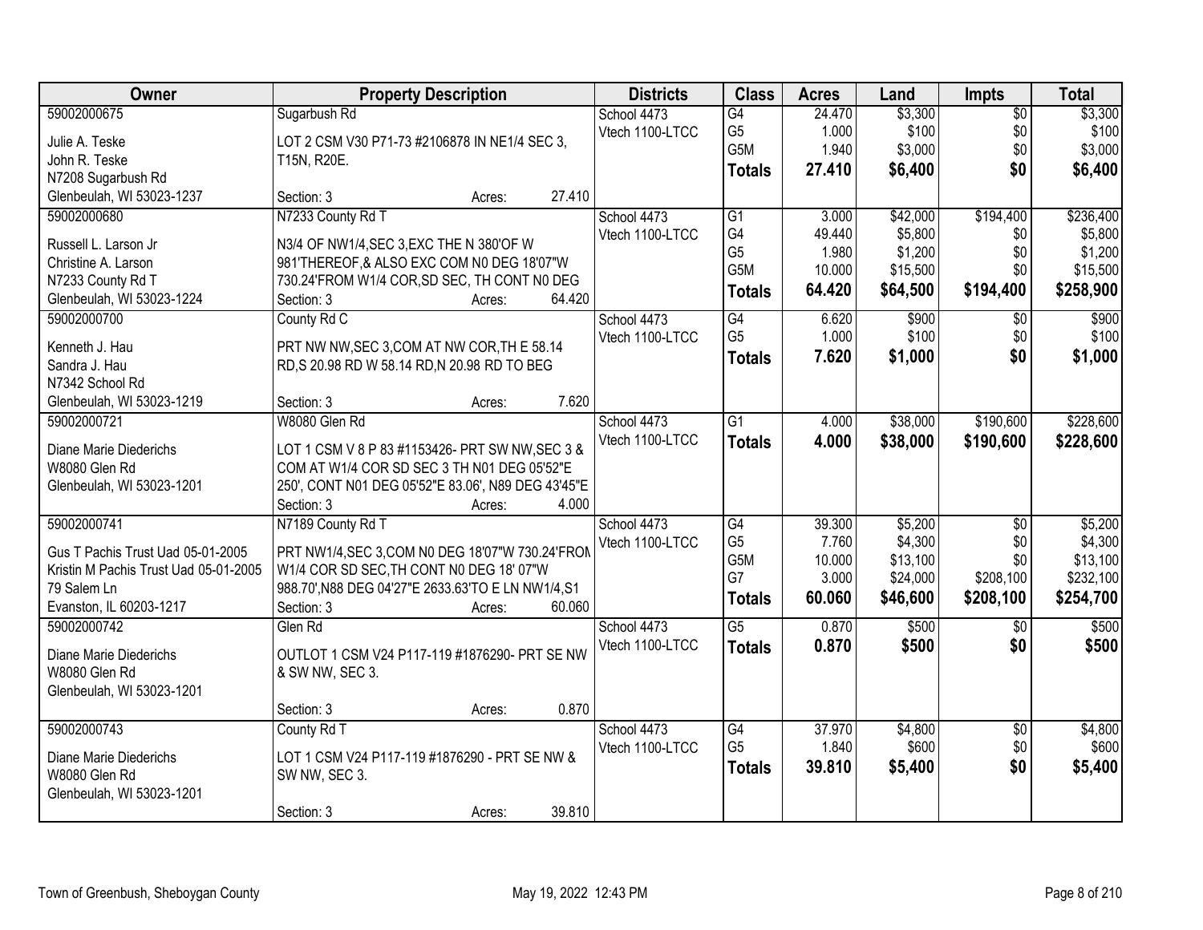| Owner | Property Description | Districts | Class | Acres | Land | Impts | Total |
|---|---|---|---|---|---|---|---|
| 59002000675<br>Julie A. Teske<br>John R. Teske<br>N7208 Sugarbush Rd<br>Glenbeulah, WI 53023-1237 | Sugarbush Rd<br>LOT 2 CSM V30 P71-73 #2106878 IN NE1/4 SEC 3, T15N, R20E.<br>Section: 3 Acres: 27.410 | School 4473<br>Vtech 1100-LTCC | G4<br>G5<br>G5M<br>**Totals** | 24.470<br>1.000<br>1.940<br>**27.410** | $3,300<br>$100<br>$3,000<br>**$6,400** | $0<br>$0<br>$0<br>**$0** | $3,300<br>$100<br>$3,000<br>**$6,400** |
| 59002000680<br>Russell L. Larson Jr<br>Christine A. Larson<br>N7233 County Rd T<br>Glenbeulah, WI 53023-1224 | N7233 County Rd T<br>N3/4 OF NW1/4,SEC 3,EXC THE N 380'OF W 981'THEREOF,& ALSO EXC COM N0 DEG 18'07"W 730.24'FROM W1/4 COR,SD SEC, TH CONT N0 DEG<br>Section: 3 Acres: 64.420 | School 4473<br>Vtech 1100-LTCC | G1<br>G4<br>G5<br>G5M<br>**Totals** | 3.000<br>49.440<br>1.980<br>10.000<br>**64.420** | $42,000<br>$5,800<br>$1,200<br>$15,500<br>**$64,500** | $194,400<br>$0<br>$0<br>$0<br>**$194,400** | $236,400<br>$5,800<br>$1,200<br>$15,500<br>**$258,900** |
| 59002000700<br>Kenneth J. Hau<br>Sandra J. Hau<br>N7342 School Rd<br>Glenbeulah, WI 53023-1219 | County Rd C<br>PRT NW NW,SEC 3,COM AT NW COR,TH E 58.14 RD,S 20.98 RD W 58.14 RD,N 20.98 RD TO BEG<br>Section: 3 Acres: 7.620 | School 4473<br>Vtech 1100-LTCC | G4<br>G5<br>**Totals** | 6.620<br>1.000<br>**7.620** | $900<br>$100<br>**$1,000** | $0<br>$0<br>**$0** | $900<br>$100<br>**$1,000** |
| 59002000721<br>Diane Marie Diederichs<br>W8080 Glen Rd<br>Glenbeulah, WI 53023-1201 | W8080 Glen Rd<br>LOT 1 CSM V 8 P 83 #1153426- PRT SW NW,SEC 3 & COM AT W1/4 COR SD SEC 3 TH N01 DEG 05'52"E 250', CONT N01 DEG 05'52"E 83.06', N89 DEG 43'45"E<br>Section: 3 Acres: 4.000 | School 4473<br>Vtech 1100-LTCC | G1<br>**Totals** | 4.000<br>**4.000** | $38,000<br>**$38,000** | $190,600<br>**$190,600** | $228,600<br>**$228,600** |
| 59002000741<br>Gus T Pachis Trust Uad 05-01-2005<br>Kristin M Pachis Trust Uad 05-01-2005<br>79 Salem Ln<br>Evanston, IL 60203-1217 | N7189 County Rd T<br>PRT NW1/4,SEC 3,COM N0 DEG 18'07"W 730.24'FROM W1/4 COR SD SEC,TH CONT N0 DEG 18' 07"W 988.70',N88 DEG 04'27"E 2633.63'TO E LN NW1/4,S1<br>Section: 3 Acres: 60.060 | School 4473<br>Vtech 1100-LTCC | G4<br>G5<br>G5M<br>G7<br>**Totals** | 39.300<br>7.760<br>10.000<br>3.000<br>**60.060** | $5,200<br>$4,300<br>$13,100<br>$24,000<br>**$46,600** | $0<br>$0<br>$0<br>$208,100<br>**$208,100** | $5,200<br>$4,300<br>$13,100<br>$232,100<br>**$254,700** |
| 59002000742<br>Diane Marie Diederichs<br>W8080 Glen Rd<br>Glenbeulah, WI 53023-1201 | Glen Rd<br>OUTLOT 1 CSM V24 P117-119 #1876290- PRT SE NW & SW NW, SEC 3.<br>Section: 3 Acres: 0.870 | School 4473<br>Vtech 1100-LTCC | G5<br>**Totals** | 0.870<br>**0.870** | $500<br>**$500** | $0<br>**$0** | $500<br>**$500** |
| 59002000743<br>Diane Marie Diederichs<br>W8080 Glen Rd<br>Glenbeulah, WI 53023-1201 | County Rd T<br>LOT 1 CSM V24 P117-119 #1876290 - PRT SE NW & SW NW, SEC 3.<br>Section: 3 Acres: 39.810 | School 4473<br>Vtech 1100-LTCC | G4<br>G5<br>**Totals** | 37.970<br>1.840<br>**39.810** | $4,800<br>$600<br>**$5,400** | $0<br>$0<br>**$0** | $4,800<br>$600<br>**$5,400** |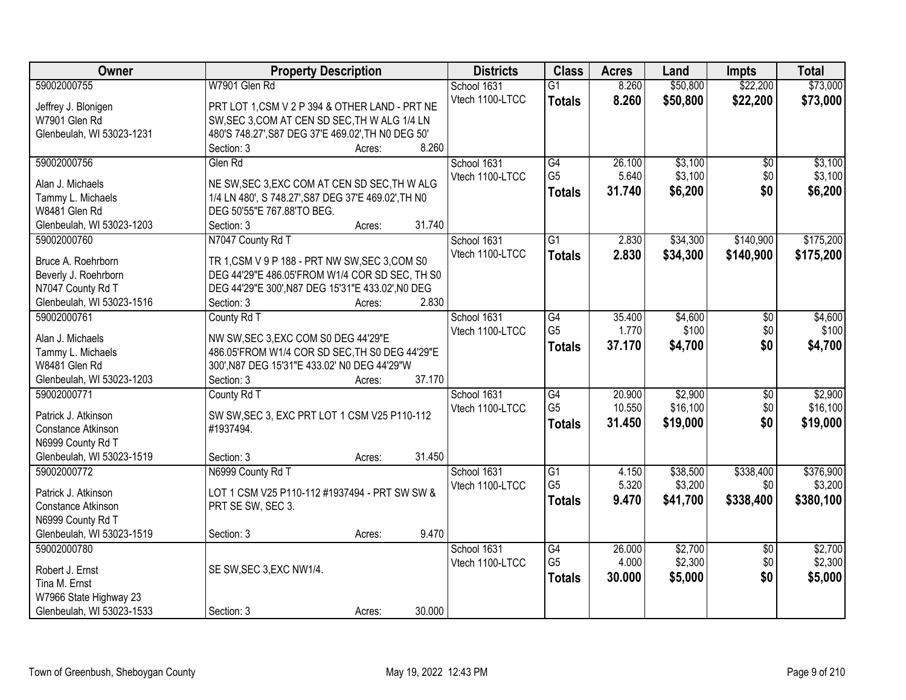| Owner | Property Description | Districts | Class | Acres | Land | Impts | Total |
|---|---|---|---|---|---|---|---|
| 59002000755<br>Jeffrey J. Blonigen<br>W7901 Glen Rd<br>Glenbeulah, WI 53023-1231 | W7901 Glen Rd<br>PRT LOT 1,CSM V 2 P 394 & OTHER LAND - PRT NE SW,SEC 3,COM AT CEN SD SEC,TH W ALG 1/4 LN 480'S 748.27',S87 DEG 37'E 469.02',TH N0 DEG 50'<br>Section: 3 Acres: 8.260 | School 1631<br>Vtech 1100-LTCC | G1 | 8.260 | $50,800 | $22,200 | $73,000 |
| | | | **Totals** | **8.260** | **$50,800** | **$22,200** | **$73,000** |
| 59002000756<br>Alan J. Michaels<br>Tammy L. Michaels<br>W8481 Glen Rd<br>Glenbeulah, WI 53023-1203 | Glen Rd<br>NE SW,SEC 3,EXC COM AT CEN SD SEC,TH W ALG 1/4 LN 480', S 748.27',S87 DEG 37'E 469.02',TH N0 DEG 50'55"E 767.88'TO BEG.<br>Section: 3 Acres: 31.740 | School 1631<br>Vtech 1100-LTCC | G4 | 26.100 | $3,100 | $0 | $3,100 |
| | | | G5 | 5.640 | $3,100 | $0 | $3,100 |
| | | | **Totals** | **31.740** | **$6,200** | **$0** | **$6,200** |
| 59002000760<br>Bruce A. Roehrborn<br>Beverly J. Roehrborn<br>N7047 County Rd T<br>Glenbeulah, WI 53023-1516 | N7047 County Rd T<br>TR 1,CSM V 9 P 188 - PRT NW SW,SEC 3,COM S0 DEG 44'29"E 486.05'FROM W1/4 COR SD SEC, TH S0 DEG 44'29"E 300',N87 DEG 15'31"E 433.02',N0 DEG<br>Section: 3 Acres: 2.830 | School 1631<br>Vtech 1100-LTCC | G1 | 2.830 | $34,300 | $140,900 | $175,200 |
| | | | **Totals** | **2.830** | **$34,300** | **$140,900** | **$175,200** |
| 59002000761<br>Alan J. Michaels<br>Tammy L. Michaels<br>W8481 Glen Rd<br>Glenbeulah, WI 53023-1203 | County Rd T<br>NW SW,SEC 3,EXC COM S0 DEG 44'29"E 486.05'FROM W1/4 COR SD SEC,TH S0 DEG 44'29"E 300',N87 DEG 15'31"E 433.02' N0 DEG 44'29"W<br>Section: 3 Acres: 37.170 | School 1631<br>Vtech 1100-LTCC | G4 | 35.400 | $4,600 | $0 | $4,600 |
| | | | G5 | 1.770 | $100 | $0 | $100 |
| | | | **Totals** | **37.170** | **$4,700** | **$0** | **$4,700** |
| 59002000771<br>Patrick J. Atkinson<br>Constance Atkinson<br>N6999 County Rd T<br>Glenbeulah, WI 53023-1519 | County Rd T<br>SW SW,SEC 3, EXC PRT LOT 1 CSM V25 P110-112 #1937494.<br>Section: 3 Acres: 31.450 | School 1631<br>Vtech 1100-LTCC | G4 | 20.900 | $2,900 | $0 | $2,900 |
| | | | G5 | 10.550 | $16,100 | $0 | $16,100 |
| | | | **Totals** | **31.450** | **$19,000** | **$0** | **$19,000** |
| 59002000772<br>Patrick J. Atkinson<br>Constance Atkinson<br>N6999 County Rd T<br>Glenbeulah, WI 53023-1519 | N6999 County Rd T<br>LOT 1 CSM V25 P110-112 #1937494 - PRT SW SW & PRT SE SW, SEC 3.<br>Section: 3 Acres: 9.470 | School 1631<br>Vtech 1100-LTCC | G1 | 4.150 | $38,500 | $338,400 | $376,900 |
| | | | G5 | 5.320 | $3,200 | $0 | $3,200 |
| | | | **Totals** | **9.470** | **$41,700** | **$338,400** | **$380,100** |
| 59002000780<br>Robert J. Ernst<br>Tina M. Ernst<br>W7966 State Highway 23<br>Glenbeulah, WI 53023-1533 | SE SW,SEC 3,EXC NW1/4.<br>Section: 3 Acres: 30.000 | School 1631<br>Vtech 1100-LTCC | G4 | 26.000 | $2,700 | $0 | $2,700 |
| | | | G5 | 4.000 | $2,300 | $0 | $2,300 |
| | | | **Totals** | **30.000** | **$5,000** | **$0** | **$5,000** |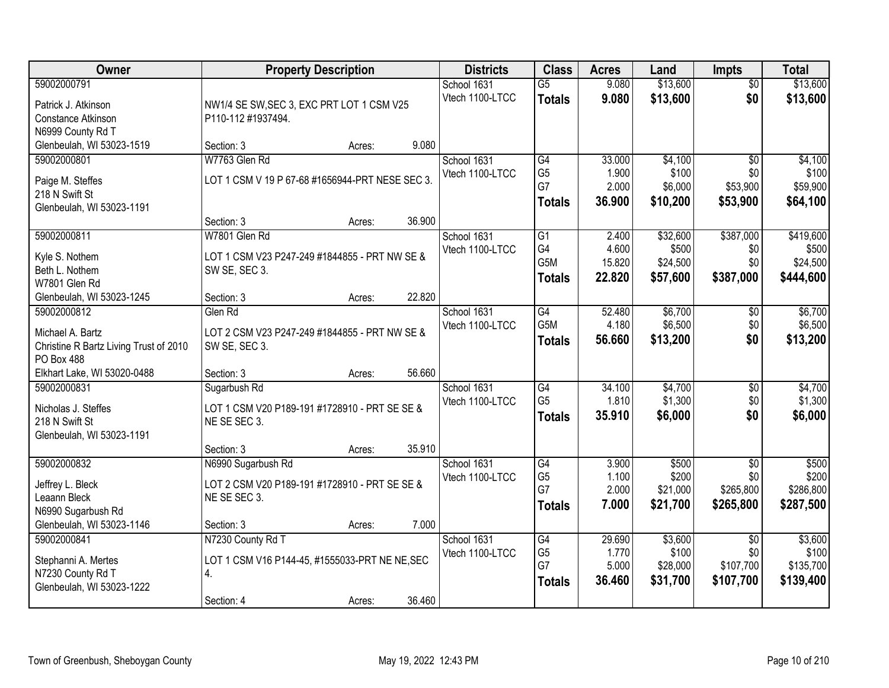| Owner | Property Description | | | Districts | Class | Acres | Land | Impts | Total |
|---|---|---|---|---|---|---|---|---|---|
| 59002000791 | | | | School 1631 | G5 | 9.080 | $13,600 | $0 | $13,600 |
| Patrick J. Atkinson<br>Constance Atkinson<br>N6999 County Rd T<br>Glenbeulah, WI 53023-1519 | NW1/4 SE SW,SEC 3, EXC PRT LOT 1 CSM V25 P110-112 #1937494. | | | Vtech 1100-LTCC | **Totals** | **9.080** | **$13,600** | **$0** | **$13,600** |
| | Section: 3 | Acres: | 9.080 | | | | | | |
| 59002000801 | W7763 Glen Rd | | | School 1631 | G4 | 33.000 | $4,100 | $0 | $4,100 |
| Paige M. Steffes<br>218 N Swift St<br>Glenbeulah, WI 53023-1191 | LOT 1 CSM V 19 P 67-68 #1656944-PRT NESE SEC 3. | | | Vtech 1100-LTCC | G5 | 1.900 | $100 | $0 | $100 |
| | | | | | G7 | 2.000 | $6,000 | $53,900 | $59,900 |
| | | | | | **Totals** | **36.900** | **$10,200** | **$53,900** | **$64,100** |
| | Section: 3 | Acres: | 36.900 | | | | | | |
| 59002000811 | W7801 Glen Rd | | | School 1631 | G1 | 2.400 | $32,600 | $387,000 | $419,600 |
| Kyle S. Nothem<br>Beth L. Nothem<br>W7801 Glen Rd<br>Glenbeulah, WI 53023-1245 | LOT 1 CSM V23 P247-249 #1844855 - PRT NW SE & SW SE, SEC 3. | | | Vtech 1100-LTCC | G4 | 4.600 | $500 | $0 | $500 |
| | | | | | G5M | 15.820 | $24,500 | $0 | $24,500 |
| | | | | | **Totals** | **22.820** | **$57,600** | **$387,000** | **$444,600** |
| | Section: 3 | Acres: | 22.820 | | | | | | |
| 59002000812 | Glen Rd | | | School 1631 | G4 | 52.480 | $6,700 | $0 | $6,700 |
| Michael A. Bartz<br>Christine R Bartz Living Trust of 2010<br>PO Box 488<br>Elkhart Lake, WI 53020-0488 | LOT 2 CSM V23 P247-249 #1844855 - PRT NW SE & SW SE, SEC 3. | | | Vtech 1100-LTCC | G5M | 4.180 | $6,500 | $0 | $6,500 |
| | | | | | **Totals** | **56.660** | **$13,200** | **$0** | **$13,200** |
| | Section: 3 | Acres: | 56.660 | | | | | | |
| 59002000831 | Sugarbush Rd | | | School 1631 | G4 | 34.100 | $4,700 | $0 | $4,700 |
| Nicholas J. Steffes<br>218 N Swift St<br>Glenbeulah, WI 53023-1191 | LOT 1 CSM V20 P189-191 #1728910 - PRT SE SE & NE SE SEC 3. | | | Vtech 1100-LTCC | G5 | 1.810 | $1,300 | $0 | $1,300 |
| | | | | | **Totals** | **35.910** | **$6,000** | **$0** | **$6,000** |
| | Section: 3 | Acres: | 35.910 | | | | | | |
| 59002000832 | N6990 Sugarbush Rd | | | School 1631 | G4 | 3.900 | $500 | $0 | $500 |
| Jeffrey L. Bleck<br>Leaann Bleck<br>N6990 Sugarbush Rd<br>Glenbeulah, WI 53023-1146 | LOT 2 CSM V20 P189-191 #1728910 - PRT SE SE & NE SE SEC 3. | | | Vtech 1100-LTCC | G5 | 1.100 | $200 | $0 | $200 |
| | | | | | G7 | 2.000 | $21,000 | $265,800 | $286,800 |
| | | | | | **Totals** | **7.000** | **$21,700** | **$265,800** | **$287,500** |
| | Section: 3 | Acres: | 7.000 | | | | | | |
| 59002000841 | N7230 County Rd T | | | School 1631 | G4 | 29.690 | $3,600 | $0 | $3,600 |
| Stephanni A. Mertes<br>N7230 County Rd T<br>Glenbeulah, WI 53023-1222 | LOT 1 CSM V16 P144-45, #1555033-PRT NE NE,SEC 4. | | | Vtech 1100-LTCC | G5 | 1.770 | $100 | $0 | $100 |
| | | | | | G7 | 5.000 | $28,000 | $107,700 | $135,700 |
| | | | | | **Totals** | **36.460** | **$31,700** | **$107,700** | **$139,400** |
| | Section: 4 | Acres: | 36.460 | | | | | | |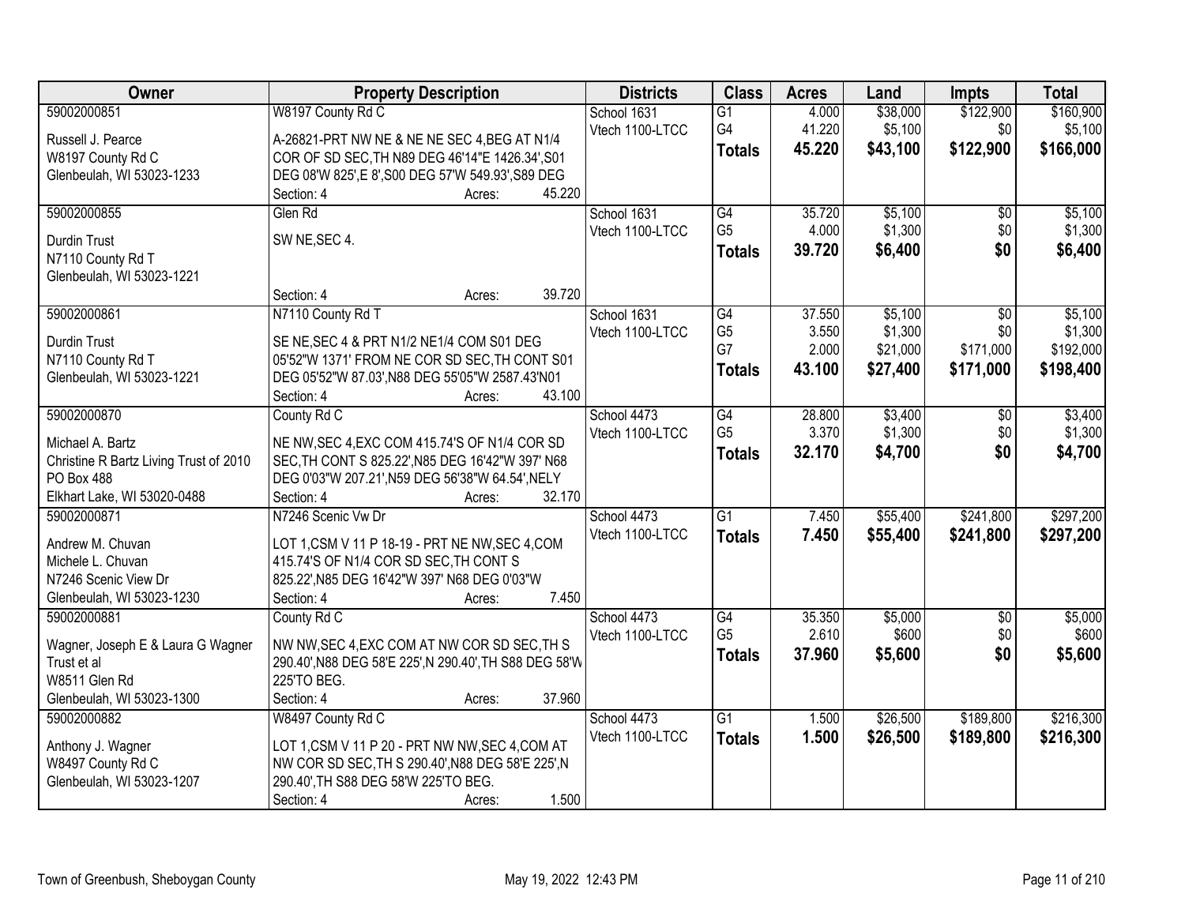| Owner | Property Description | Districts | Class | Acres | Land | Impts | Total |
|---|---|---|---|---|---|---|---|
| 59002000851<br>Russell J. Pearce<br>W8197 County Rd C<br>Glenbeulah, WI 53023-1233 | W8197 County Rd C<br>A-26821-PRT NW NE & NE NE SEC 4,BEG AT N1/4 COR OF SD SEC,TH N89 DEG 46'14"E 1426.34',S01 DEG 08'W 825',E 8',S00 DEG 57'W 549.93',S89 DEG<br>Section: 4 Acres: 45.220 | School 1631<br>Vtech 1100-LTCC | G1<br>G4<br>**Totals** | 4.000<br>41.220<br>**45.220** | $38,000<br>$5,100<br>**$43,100** | $122,900<br>$0<br>**$122,900** | $160,900<br>$5,100<br>**$166,000** |
| 59002000855<br>Durdin Trust<br>N7110 County Rd T<br>Glenbeulah, WI 53023-1221 | Glen Rd<br>SW NE,SEC 4.<br>Section: 4 Acres: 39.720 | School 1631<br>Vtech 1100-LTCC | G4<br>G5<br>**Totals** | 35.720<br>4.000<br>**39.720** | $5,100<br>$1,300<br>**$6,400** | $0<br>$0<br>**$0** | $5,100<br>$1,300<br>**$6,400** |
| 59002000861<br>Durdin Trust<br>N7110 County Rd T<br>Glenbeulah, WI 53023-1221 | N7110 County Rd T<br>SE NE,SEC 4 & PRT N1/2 NE1/4 COM S01 DEG 05'52"W 1371' FROM NE COR SD SEC,TH CONT S01 DEG 05'52"W 87.03',N88 DEG 55'05"W 2587.43'N01<br>Section: 4 Acres: 43.100 | School 1631<br>Vtech 1100-LTCC | G4<br>G5<br>G7<br>**Totals** | 37.550<br>3.550<br>2.000<br>**43.100** | $5,100<br>$1,300<br>$21,000<br>**$27,400** | $0<br>$0<br>$171,000<br>**$171,000** | $5,100<br>$1,300<br>$192,000<br>**$198,400** |
| 59002000870<br>Michael A. Bartz<br>Christine R Bartz Living Trust of 2010<br>PO Box 488<br>Elkhart Lake, WI 53020-0488 | County Rd C<br>NE NW,SEC 4,EXC COM 415.74'S OF N1/4 COR SD SEC,TH CONT S 825.22',N85 DEG 16'42"W 397' N68 DEG 0'03"W 207.21',N59 DEG 56'38"W 64.54',NELY<br>Section: 4 Acres: 32.170 | School 4473<br>Vtech 1100-LTCC | G4<br>G5<br>**Totals** | 28.800<br>3.370<br>**32.170** | $3,400<br>$1,300<br>**$4,700** | $0<br>$0<br>**$0** | $3,400<br>$1,300<br>**$4,700** |
| 59002000871<br>Andrew M. Chuvan<br>Michele L. Chuvan<br>N7246 Scenic View Dr<br>Glenbeulah, WI 53023-1230 | N7246 Scenic Vw Dr<br>LOT 1,CSM V 11 P 18-19 - PRT NE NW,SEC 4,COM 415.74'S OF N1/4 COR SD SEC,TH CONT S 825.22',N85 DEG 16'42"W 397' N68 DEG 0'03"W<br>Section: 4 Acres: 7.450 | School 4473<br>Vtech 1100-LTCC | G1<br>**Totals** | 7.450<br>**7.450** | $55,400<br>**$55,400** | $241,800<br>**$241,800** | $297,200<br>**$297,200** |
| 59002000881<br>Wagner, Joseph E & Laura G Wagner Trust et al<br>W8511 Glen Rd<br>Glenbeulah, WI 53023-1300 | County Rd C<br>NW NW,SEC 4,EXC COM AT NW COR SD SEC,TH S 290.40',N88 DEG 58'E 225',N 290.40',TH S88 DEG 58'W 225'TO BEG.<br>Section: 4 Acres: 37.960 | School 4473<br>Vtech 1100-LTCC | G4<br>G5<br>**Totals** | 35.350<br>2.610<br>**37.960** | $5,000<br>$600<br>**$5,600** | $0<br>$0<br>**$0** | $5,000<br>$600<br>**$5,600** |
| 59002000882<br>Anthony J. Wagner<br>W8497 County Rd C<br>Glenbeulah, WI 53023-1207 | W8497 County Rd C<br>LOT 1,CSM V 11 P 20 - PRT NW NW,SEC 4,COM AT NW COR SD SEC,TH S 290.40',N88 DEG 58'E 225',N 290.40',TH S88 DEG 58'W 225'TO BEG.<br>Section: 4 Acres: 1.500 | School 4473<br>Vtech 1100-LTCC | G1<br>**Totals** | 1.500<br>**1.500** | $26,500<br>**$26,500** | $189,800<br>**$189,800** | $216,300<br>**$216,300** |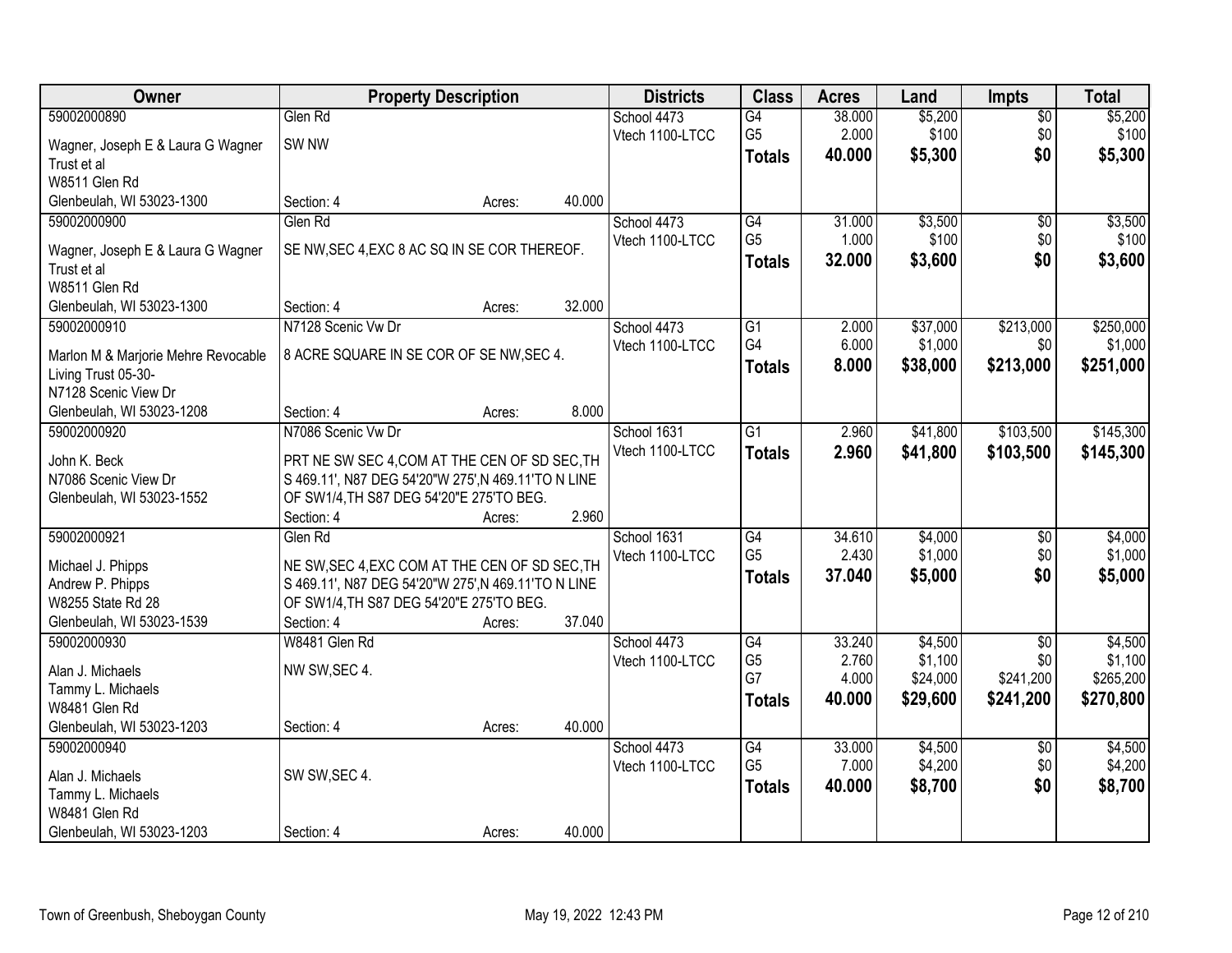| Owner | Property Description | Districts | Class | Acres | Land | Impts | Total |
|---|---|---|---|---|---|---|---|
| 59002000890<br>Wagner, Joseph E & Laura G Wagner Trust et al<br>W8511 Glen Rd<br>Glenbeulah, WI 53023-1300 | Glen Rd<br>SW NW<br>Section: 4 Acres: 40.000 | School 4473<br>Vtech 1100-LTCC | G4<br>G5<br>**Totals** | 38.000<br>2.000<br>**40.000** | $5,200<br>$100<br>**$5,300** | $0<br>$0<br>**$0** | $5,200<br>$100<br>**$5,300** |
| 59002000900<br>Wagner, Joseph E & Laura G Wagner Trust et al<br>W8511 Glen Rd<br>Glenbeulah, WI 53023-1300 | Glen Rd<br>SE NW,SEC 4,EXC 8 AC SQ IN SE COR THEREOF.<br>Section: 4 Acres: 32.000 | School 4473<br>Vtech 1100-LTCC | G4<br>G5<br>**Totals** | 31.000<br>1.000<br>**32.000** | $3,500<br>$100<br>**$3,600** | $0<br>$0<br>**$0** | $3,500<br>$100<br>**$3,600** |
| 59002000910<br>Marlon M & Marjorie Mehre Revocable Living Trust 05-30-<br>N7128 Scenic View Dr<br>Glenbeulah, WI 53023-1208 | N7128 Scenic Vw Dr<br>8 ACRE SQUARE IN SE COR OF SE NW,SEC 4.<br>Section: 4 Acres: 8.000 | School 4473<br>Vtech 1100-LTCC | G1<br>G4<br>**Totals** | 2.000<br>6.000<br>**8.000** | $37,000<br>$1,000<br>**$38,000** | $213,000<br>$0<br>**$213,000** | $250,000<br>$1,000<br>**$251,000** |
| 59002000920<br>John K. Beck<br>N7086 Scenic View Dr<br>Glenbeulah, WI 53023-1552 | N7086 Scenic Vw Dr<br>PRT NE SW SEC 4,COM AT THE CEN OF SD SEC,TH S 469.11', N87 DEG 54'20"W 275',N 469.11'TO N LINE OF SW1/4,TH S87 DEG 54'20"E 275'TO BEG.<br>Section: 4 Acres: 2.960 | School 1631<br>Vtech 1100-LTCC | G1<br>**Totals** | 2.960<br>**2.960** | $41,800<br>**$41,800** | $103,500<br>**$103,500** | $145,300<br>**$145,300** |
| 59002000921<br>Michael J. Phipps<br>Andrew P. Phipps<br>W8255 State Rd 28<br>Glenbeulah, WI 53023-1539 | Glen Rd<br>NE SW,SEC 4,EXC COM AT THE CEN OF SD SEC,TH S 469.11', N87 DEG 54'20"W 275',N 469.11'TO N LINE OF SW1/4,TH S87 DEG 54'20"E 275'TO BEG.<br>Section: 4 Acres: 37.040 | School 1631<br>Vtech 1100-LTCC | G4<br>G5<br>**Totals** | 34.610<br>2.430<br>**37.040** | $4,000<br>$1,000<br>**$5,000** | $0<br>$0<br>**$0** | $4,000<br>$1,000<br>**$5,000** |
| 59002000930<br>Alan J. Michaels<br>Tammy L. Michaels<br>W8481 Glen Rd<br>Glenbeulah, WI 53023-1203 | W8481 Glen Rd<br>NW SW,SEC 4.<br>Section: 4 Acres: 40.000 | School 4473<br>Vtech 1100-LTCC | G4<br>G5<br>G7<br>**Totals** | 33.240<br>2.760<br>4.000<br>**40.000** | $4,500<br>$1,100<br>$24,000<br>**$29,600** | $0<br>$0<br>$241,200<br>**$241,200** | $4,500<br>$1,100<br>$265,200<br>**$270,800** |
| 59002000940<br>Alan J. Michaels<br>Tammy L. Michaels<br>W8481 Glen Rd<br>Glenbeulah, WI 53023-1203 | SW SW,SEC 4.<br>Section: 4 Acres: 40.000 | School 4473<br>Vtech 1100-LTCC | G4<br>G5<br>**Totals** | 33.000<br>7.000<br>**40.000** | $4,500<br>$4,200<br>**$8,700** | $0<br>$0<br>**$0** | $4,500<br>$4,200<br>**$8,700** |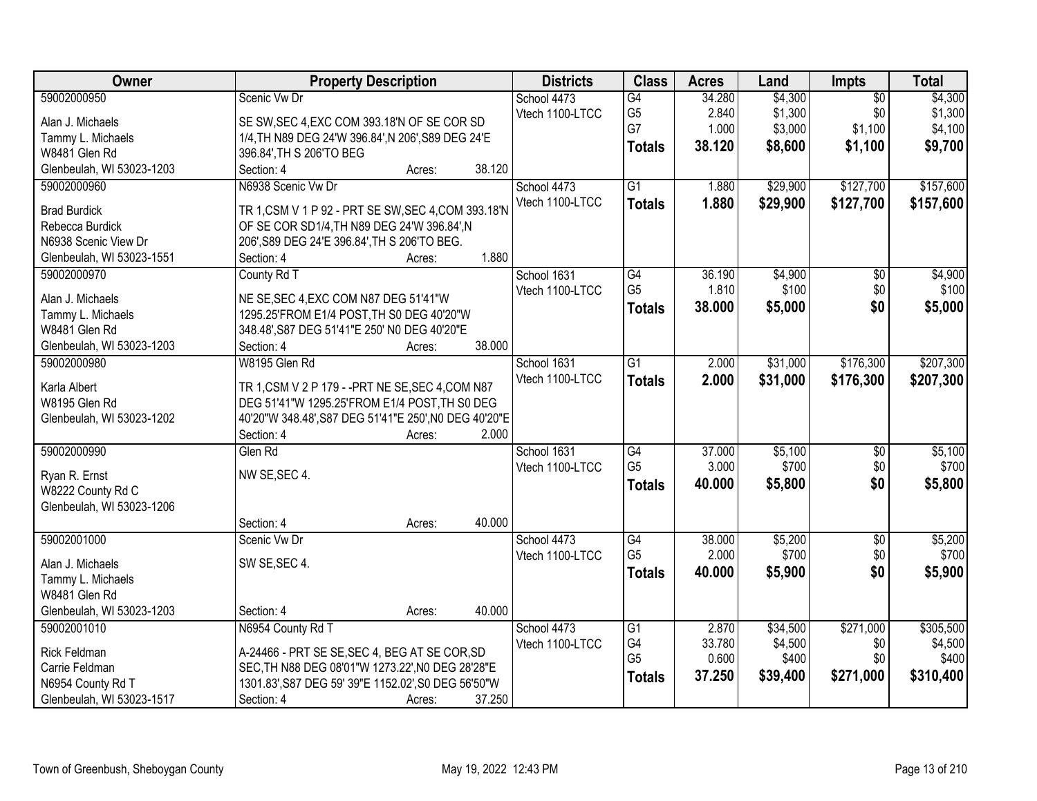| Owner | Property Description | Districts | Class | Acres | Land | Impts | Total |
|---|---|---|---|---|---|---|---|
| 59002000950<br>Alan J. Michaels<br>Tammy L. Michaels<br>W8481 Glen Rd<br>Glenbeulah, WI 53023-1203 | Scenic Vw Dr<br>SE SW,SEC 4,EXC COM 393.18'N OF SE COR SD 1/4,TH N89 DEG 24'W 396.84',N 206',S89 DEG 24'E 396.84',TH S 206'TO BEG<br>Section: 4 Acres: 38.120 | School 4473<br>Vtech 1100-LTCC | G4<br>G5<br>G7<br>**Totals** | 34.280<br>2.840<br>1.000<br>**38.120** | $4,300<br>$1,300<br>$3,000<br>**$8,600** | $0<br>$0<br>$1,100<br>**$1,100** | $4,300<br>$1,300<br>$4,100<br>**$9,700** |
| 59002000960<br>Brad Burdick<br>Rebecca Burdick<br>N6938 Scenic View Dr<br>Glenbeulah, WI 53023-1551 | N6938 Scenic Vw Dr<br>TR 1,CSM V 1 P 92 - PRT SE SW,SEC 4,COM 393.18'N OF SE COR SD1/4,TH N89 DEG 24'W 396.84',N 206',S89 DEG 24'E 396.84',TH S 206'TO BEG.<br>Section: 4 Acres: 1.880 | School 4473<br>Vtech 1100-LTCC | G1<br>**Totals** | 1.880<br>**1.880** | $29,900<br>**$29,900** | $127,700<br>**$127,700** | $157,600<br>**$157,600** |
| 59002000970<br>Alan J. Michaels<br>Tammy L. Michaels<br>W8481 Glen Rd<br>Glenbeulah, WI 53023-1203 | County Rd T<br>NE SE,SEC 4,EXC COM N87 DEG 51'41"W 1295.25'FROM E1/4 POST,TH S0 DEG 40'20"W 348.48',S87 DEG 51'41"E 250' N0 DEG 40'20"E<br>Section: 4 Acres: 38.000 | School 1631<br>Vtech 1100-LTCC | G4<br>G5<br>**Totals** | 36.190<br>1.810<br>**38.000** | $4,900<br>$100<br>**$5,000** | $0<br>$0<br>**$0** | $4,900<br>$100<br>**$5,000** |
| 59002000980<br>Karla Albert<br>W8195 Glen Rd<br>Glenbeulah, WI 53023-1202 | W8195 Glen Rd<br>TR 1,CSM V 2 P 179 - -PRT NE SE,SEC 4,COM N87 DEG 51'41"W 1295.25'FROM E1/4 POST,TH S0 DEG 40'20"W 348.48',S87 DEG 51'41"E 250',N0 DEG 40'20"E<br>Section: 4 Acres: 2.000 | School 1631<br>Vtech 1100-LTCC | G1<br>**Totals** | 2.000<br>**2.000** | $31,000<br>**$31,000** | $176,300<br>**$176,300** | $207,300<br>**$207,300** |
| 59002000990<br>Ryan R. Ernst<br>W8222 County Rd C<br>Glenbeulah, WI 53023-1206 | Glen Rd<br>NW SE,SEC 4.<br>Section: 4 Acres: 40.000 | School 1631<br>Vtech 1100-LTCC | G4<br>G5<br>**Totals** | 37.000<br>3.000<br>**40.000** | $5,100<br>$700<br>**$5,800** | $0<br>$0<br>**$0** | $5,100<br>$700<br>**$5,800** |
| 59002001000<br>Alan J. Michaels<br>Tammy L. Michaels<br>W8481 Glen Rd<br>Glenbeulah, WI 53023-1203 | Scenic Vw Dr<br>SW SE,SEC 4.<br>Section: 4 Acres: 40.000 | School 4473<br>Vtech 1100-LTCC | G4<br>G5<br>**Totals** | 38.000<br>2.000<br>**40.000** | $5,200<br>$700<br>**$5,900** | $0<br>$0<br>**$0** | $5,200<br>$700<br>**$5,900** |
| 59002001010<br>Rick Feldman<br>Carrie Feldman<br>N6954 County Rd T<br>Glenbeulah, WI 53023-1517 | N6954 County Rd T<br>A-24466 - PRT SE SE,SEC 4, BEG AT SE COR,SD SEC,TH N88 DEG 08'01"W 1273.22',N0 DEG 28'28"E 1301.83',S87 DEG 59' 39"E 1152.02',S0 DEG 56'50"W<br>Section: 4 Acres: 37.250 | School 4473<br>Vtech 1100-LTCC | G1<br>G4<br>G5<br>**Totals** | 2.870<br>33.780<br>0.600<br>**37.250** | $34,500<br>$4,500<br>$400<br>**$39,400** | $271,000<br>$0<br>$0<br>**$271,000** | $305,500<br>$4,500<br>$400<br>**$310,400** |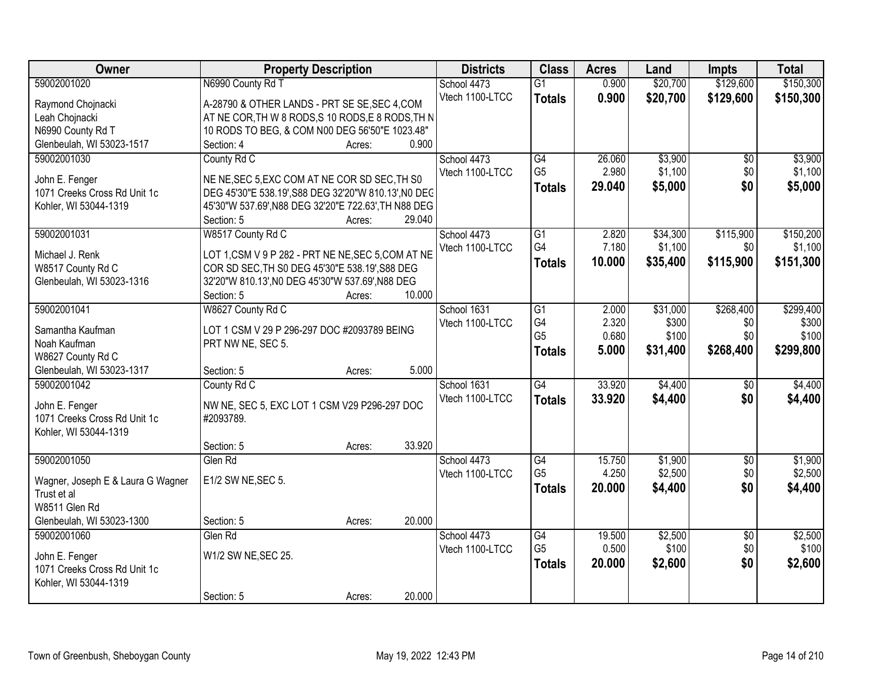| Owner | Property Description | Districts | Class | Acres | Land | Impts | Total |
|---|---|---|---|---|---|---|---|
| 59002001020<br>Raymond Chojnacki<br>Leah Chojnacki<br>N6990 County Rd T<br>Glenbeulah, WI 53023-1517 | N6990 County Rd T<br>A-28790 & OTHER LANDS - PRT SE SE,SEC 4,COM AT NE COR,TH W 8 RODS,S 10 RODS,E 8 RODS,TH N 10 RODS TO BEG, & COM N00 DEG 56'50"E 1023.48"<br>Section: 4 Acres: 0.900 | School 4473<br>Vtech 1100-LTCC | G1<br>**Totals** | 0.900<br>**0.900** | \$20,700<br>**\$20,700** | \$129,600<br>**\$129,600** | \$150,300<br>**\$150,300** |
| 59002001030<br>John E. Fenger<br>1071 Creeks Cross Rd Unit 1c<br>Kohler, WI 53044-1319 | County Rd C<br>NE NE,SEC 5,EXC COM AT NE COR SD SEC,TH S0 DEG 45'30"E 538.19',S88 DEG 32'20"W 810.13',N0 DEG 45'30"W 537.69',N88 DEG 32'20"E 722.63',TH N88 DEG<br>Section: 5 Acres: 29.040 | School 4473<br>Vtech 1100-LTCC | G4<br>G5<br>**Totals** | 26.060<br>2.980<br>**29.040** | \$3,900<br>\$1,100<br>**\$5,000** | \$0<br>\$0<br>**\$0** | \$3,900<br>\$1,100<br>**\$5,000** |
| 59002001031<br>Michael J. Renk<br>W8517 County Rd C<br>Glenbeulah, WI 53023-1316 | W8517 County Rd C<br>LOT 1,CSM V 9 P 282 - PRT NE NE,SEC 5,COM AT NE COR SD SEC,TH S0 DEG 45'30"E 538.19',S88 DEG 32'20"W 810.13',N0 DEG 45'30"W 537.69',N88 DEG<br>Section: 5 Acres: 10.000 | School 4473<br>Vtech 1100-LTCC | G1<br>G4<br>**Totals** | 2.820<br>7.180<br>**10.000** | \$34,300<br>\$1,100<br>**\$35,400** | \$115,900<br>\$0<br>**\$115,900** | \$150,200<br>\$1,100<br>**\$151,300** |
| 59002001041<br>Samantha Kaufman<br>Noah Kaufman<br>W8627 County Rd C<br>Glenbeulah, WI 53023-1317 | W8627 County Rd C<br>LOT 1 CSM V 29 P 296-297 DOC #2093789 BEING PRT NW NE, SEC 5.<br>Section: 5 Acres: 5.000 | School 1631<br>Vtech 1100-LTCC | G1<br>G4<br>G5<br>**Totals** | 2.000<br>2.320<br>0.680<br>**5.000** | \$31,000<br>\$300<br>\$100<br>**\$31,400** | \$268,400<br>\$0<br>\$0<br>**\$268,400** | \$299,400<br>\$300<br>\$100<br>**\$299,800** |
| 59002001042<br>John E. Fenger<br>1071 Creeks Cross Rd Unit 1c<br>Kohler, WI 53044-1319 | County Rd C<br>NW NE, SEC 5, EXC LOT 1 CSM V29 P296-297 DOC #2093789.<br>Section: 5 Acres: 33.920 | School 1631<br>Vtech 1100-LTCC | G4<br>**Totals** | 33.920<br>**33.920** | \$4,400<br>**\$4,400** | \$0<br>**\$0** | \$4,400<br>**\$4,400** |
| 59002001050<br>Wagner, Joseph E & Laura G Wagner Trust et al<br>W8511 Glen Rd<br>Glenbeulah, WI 53023-1300 | Glen Rd<br>E1/2 SW NE,SEC 5.<br>Section: 5 Acres: 20.000 | School 4473<br>Vtech 1100-LTCC | G4<br>G5<br>**Totals** | 15.750<br>4.250<br>**20.000** | \$1,900<br>\$2,500<br>**\$4,400** | \$0<br>\$0<br>**\$0** | \$1,900<br>\$2,500<br>**\$4,400** |
| 59002001060<br>John E. Fenger<br>1071 Creeks Cross Rd Unit 1c<br>Kohler, WI 53044-1319 | Glen Rd<br>W1/2 SW NE,SEC 25.<br>Section: 5 Acres: 20.000 | School 4473<br>Vtech 1100-LTCC | G4<br>G5<br>**Totals** | 19.500<br>0.500<br>**20.000** | \$2,500<br>\$100<br>**\$2,600** | \$0<br>\$0<br>**\$0** | \$2,500<br>\$100<br>**\$2,600** |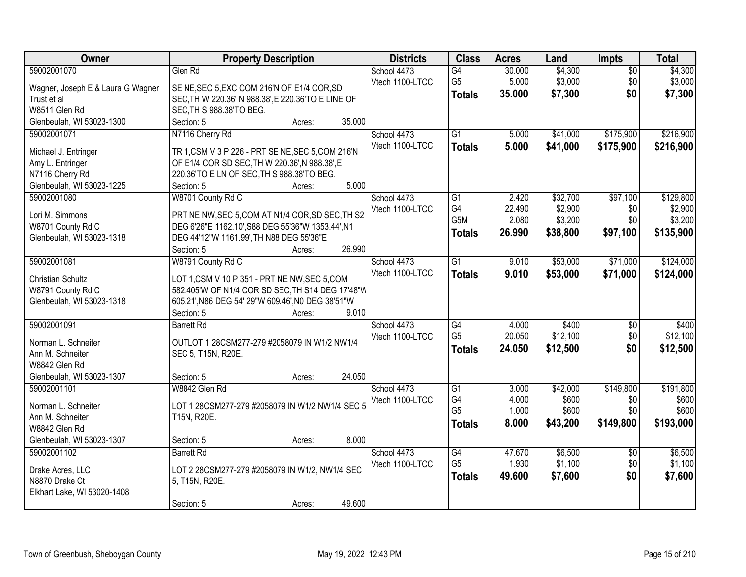| Owner | Property Description | Districts | Class | Acres | Land | Impts | Total |
|---|---|---|---|---|---|---|---|
| 59002001070<br>Wagner, Joseph E & Laura G Wagner Trust et al<br>W8511 Glen Rd<br>Glenbeulah, WI 53023-1300 | Glen Rd<br>SE NE,SEC 5,EXC COM 216'N OF E1/4 COR,SD SEC,TH W 220.36' N 988.38',E 220.36'TO E LINE OF SEC,TH S 988.38'TO BEG.<br>Section: 5 Acres: 35.000 | School 4473<br>Vtech 1100-LTCC | G4<br>G5<br>**Totals** | 30.000<br>5.000<br>**35.000** | $4,300<br>$3,000<br>**$7,300** | $0<br>$0<br>**$0** | $4,300<br>$3,000<br>**$7,300** |
| 59002001071<br>Michael J. Entringer<br>Amy L. Entringer<br>N7116 Cherry Rd<br>Glenbeulah, WI 53023-1225 | N7116 Cherry Rd<br>TR 1,CSM V 3 P 226 - PRT SE NE,SEC 5,COM 216'N OF E1/4 COR SD SEC,TH W 220.36',N 988.38',E 220.36'TO E LN OF SEC,TH S 988.38'TO BEG.<br>Section: 5 Acres: 5.000 | School 4473<br>Vtech 1100-LTCC | G1<br>**Totals** | 5.000<br>**5.000** | $41,000<br>**$41,000** | $175,900<br>**$175,900** | $216,900<br>**$216,900** |
| 59002001080<br>Lori M. Simmons<br>W8701 County Rd C<br>Glenbeulah, WI 53023-1318 | W8701 County Rd C<br>PRT NE NW,SEC 5,COM AT N1/4 COR,SD SEC,TH S2 DEG 6'26"E 1162.10',S88 DEG 55'36"W 1353.44',N1 DEG 44'12"W 1161.99',TH N88 DEG 55'36"E<br>Section: 5 Acres: 26.990 | School 4473<br>Vtech 1100-LTCC | G1<br>G4<br>G5M<br>**Totals** | 2.420<br>22.490<br>2.080<br>**26.990** | $32,700<br>$2,900<br>$3,200<br>**$38,800** | $97,100<br>$0<br>$0<br>**$97,100** | $129,800<br>$2,900<br>$3,200<br>**$135,900** |
| 59002001081<br>Christian Schultz<br>W8791 County Rd C<br>Glenbeulah, WI 53023-1318 | W8791 County Rd C<br>LOT 1,CSM V 10 P 351 - PRT NE NW,SEC 5,COM 582.405'W OF N1/4 COR SD SEC,TH S14 DEG 17'48"W 605.21',N86 DEG 54' 29"W 609.46',N0 DEG 38'51"W<br>Section: 5 Acres: 9.010 | School 4473<br>Vtech 1100-LTCC | G1<br>**Totals** | 9.010<br>**9.010** | $53,000<br>**$53,000** | $71,000<br>**$71,000** | $124,000<br>**$124,000** |
| 59002001091<br>Norman L. Schneiter<br>Ann M. Schneiter<br>W8842 Glen Rd<br>Glenbeulah, WI 53023-1307 | Barrett Rd<br>OUTLOT 1 28CSM277-279 #2058079 IN W1/2 NW1/4 SEC 5, T15N, R20E.<br>Section: 5 Acres: 24.050 | School 4473<br>Vtech 1100-LTCC | G4<br>G5<br>**Totals** | 4.000<br>20.050<br>**24.050** | $400<br>$12,100<br>**$12,500** | $0<br>$0<br>**$0** | $400<br>$12,100<br>**$12,500** |
| 59002001101<br>Norman L. Schneiter<br>Ann M. Schneiter<br>W8842 Glen Rd<br>Glenbeulah, WI 53023-1307 | W8842 Glen Rd<br>LOT 1 28CSM277-279 #2058079 IN W1/2 NW1/4 SEC 5 T15N, R20E.<br>Section: 5 Acres: 8.000 | School 4473<br>Vtech 1100-LTCC | G1<br>G4<br>G5<br>**Totals** | 3.000<br>4.000<br>1.000<br>**8.000** | $42,000<br>$600<br>$600<br>**$43,200** | $149,800<br>$0<br>$0<br>**$149,800** | $191,800<br>$600<br>$600<br>**$193,000** |
| 59002001102<br>Drake Acres, LLC<br>N8870 Drake Ct<br>Elkhart Lake, WI 53020-1408 | Barrett Rd<br>LOT 2 28CSM277-279 #2058079 IN W1/2, NW1/4 SEC 5, T15N, R20E.<br>Section: 5 Acres: 49.600 | School 4473<br>Vtech 1100-LTCC | G4<br>G5<br>**Totals** | 47.670<br>1.930<br>**49.600** | $6,500<br>$1,100<br>**$7,600** | $0<br>$0<br>**$0** | $6,500<br>$1,100<br>**$7,600** |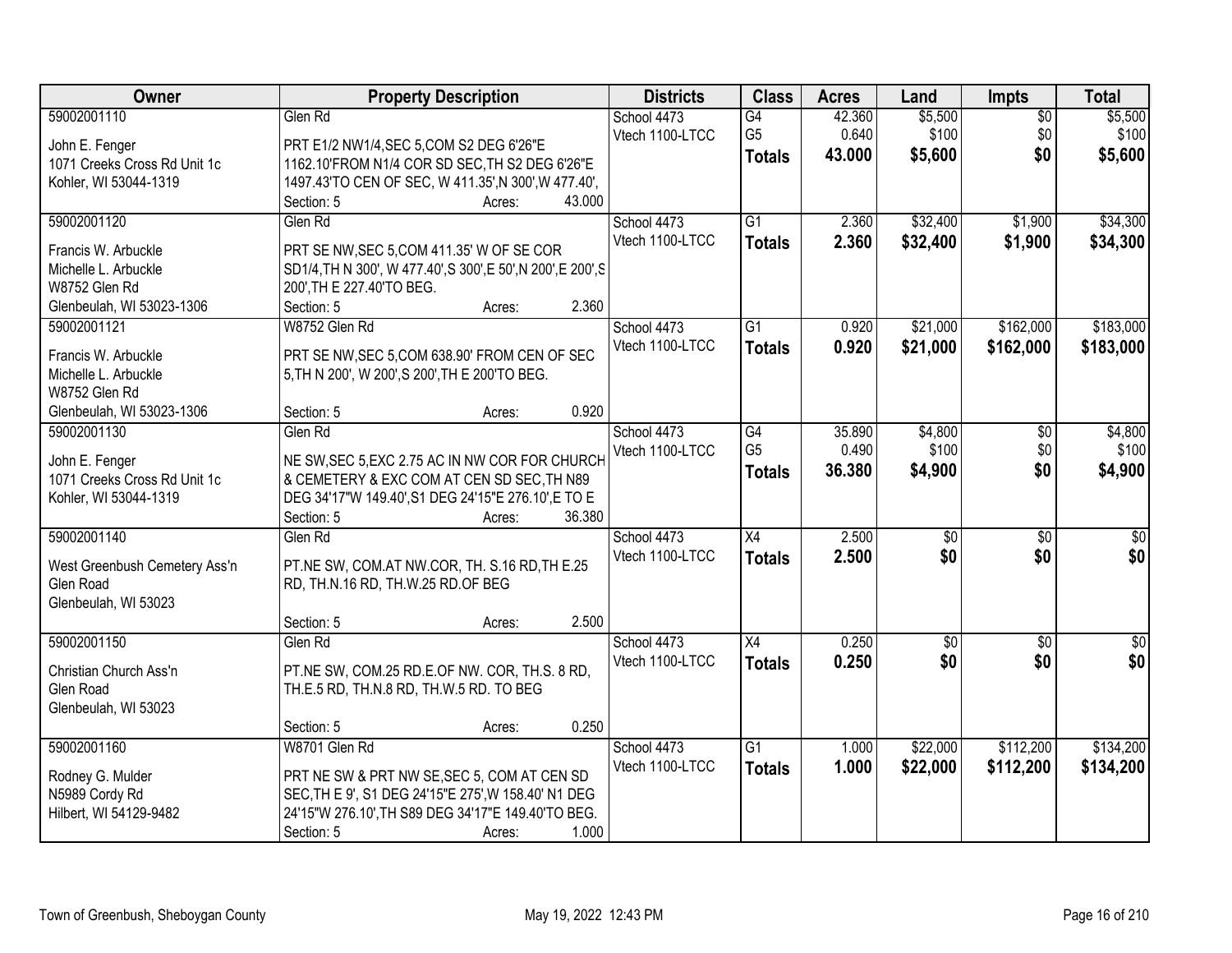| Owner | Property Description | Districts | Class | Acres | Land | Impts | Total |
|---|---|---|---|---|---|---|---|
| 59002001110<br>John E. Fenger<br>1071 Creeks Cross Rd Unit 1c<br>Kohler, WI 53044-1319 | Glen Rd<br>PRT E1/2 NW1/4,SEC 5,COM S2 DEG 6'26"E 1162.10'FROM N1/4 COR SD SEC,TH S2 DEG 6'26"E 1497.43'TO CEN OF SEC, W 411.35',N 300',W 477.40',<br>Section: 5 Acres: 43.000 | School 4473<br>Vtech 1100-LTCC | G4<br>G5<br>**Totals** | 42.360<br>0.640<br>**43.000** | $5,500<br>$100<br>**$5,600** | $0<br>$0<br>**$0** | $5,500<br>$100<br>**$5,600** |
| 59002001120<br>Francis W. Arbuckle<br>Michelle L. Arbuckle<br>W8752 Glen Rd<br>Glenbeulah, WI 53023-1306 | Glen Rd<br>PRT SE NW,SEC 5,COM 411.35' W OF SE COR SD1/4,TH N 300', W 477.40',S 300',E 50',N 200',E 200',S 200',TH E 227.40'TO BEG.<br>Section: 5 Acres: 2.360 | School 4473<br>Vtech 1100-LTCC | G1<br>**Totals** | 2.360<br>**2.360** | $32,400<br>**$32,400** | $1,900<br>**$1,900** | $34,300<br>**$34,300** |
| 59002001121<br>Francis W. Arbuckle<br>Michelle L. Arbuckle<br>W8752 Glen Rd<br>Glenbeulah, WI 53023-1306 | W8752 Glen Rd<br>PRT SE NW,SEC 5,COM 638.90' FROM CEN OF SEC 5,TH N 200', W 200',S 200',TH E 200'TO BEG.<br>Section: 5 Acres: 0.920 | School 4473<br>Vtech 1100-LTCC | G1<br>**Totals** | 0.920<br>**0.920** | $21,000<br>**$21,000** | $162,000<br>**$162,000** | $183,000<br>**$183,000** |
| 59002001130<br>John E. Fenger<br>1071 Creeks Cross Rd Unit 1c<br>Kohler, WI 53044-1319 | Glen Rd<br>NE SW,SEC 5,EXC 2.75 AC IN NW COR FOR CHURCH & CEMETERY & EXC COM AT CEN SD SEC,TH N89 DEG 34'17"W 149.40',S1 DEG 24'15"E 276.10',E TO E<br>Section: 5 Acres: 36.380 | School 4473<br>Vtech 1100-LTCC | G4<br>G5<br>**Totals** | 35.890<br>0.490<br>**36.380** | $4,800<br>$100<br>**$4,900** | $0<br>$0<br>**$0** | $4,800<br>$100<br>**$4,900** |
| 59002001140<br>West Greenbush Cemetery Ass'n<br>Glen Road<br>Glenbeulah, WI 53023 | Glen Rd<br>PT.NE SW, COM.AT NW.COR, TH. S.16 RD,TH E.25 RD, TH.N.16 RD, TH.W.25 RD.OF BEG<br>Section: 5 Acres: 2.500 | School 4473<br>Vtech 1100-LTCC | X4<br>**Totals** | 2.500<br>**2.500** | $0<br>**$0** | $0<br>**$0** | $0<br>**$0** |
| 59002001150<br>Christian Church Ass'n<br>Glen Road<br>Glenbeulah, WI 53023 | Glen Rd<br>PT.NE SW, COM.25 RD.E.OF NW. COR, TH.S. 8 RD, TH.E.5 RD, TH.N.8 RD, TH.W.5 RD. TO BEG<br>Section: 5 Acres: 0.250 | School 4473<br>Vtech 1100-LTCC | X4<br>**Totals** | 0.250<br>**0.250** | $0<br>**$0** | $0<br>**$0** | $0<br>**$0** |
| 59002001160<br>Rodney G. Mulder<br>N5989 Cordy Rd<br>Hilbert, WI 54129-9482 | W8701 Glen Rd<br>PRT NE SW & PRT NW SE,SEC 5, COM AT CEN SD SEC,TH E 9', S1 DEG 24'15"E 275',W 158.40' N1 DEG 24'15"W 276.10',TH S89 DEG 34'17"E 149.40'TO BEG.<br>Section: 5 Acres: 1.000 | School 4473<br>Vtech 1100-LTCC | G1<br>**Totals** | 1.000<br>**1.000** | $22,000<br>**$22,000** | $112,200<br>**$112,200** | $134,200<br>**$134,200** |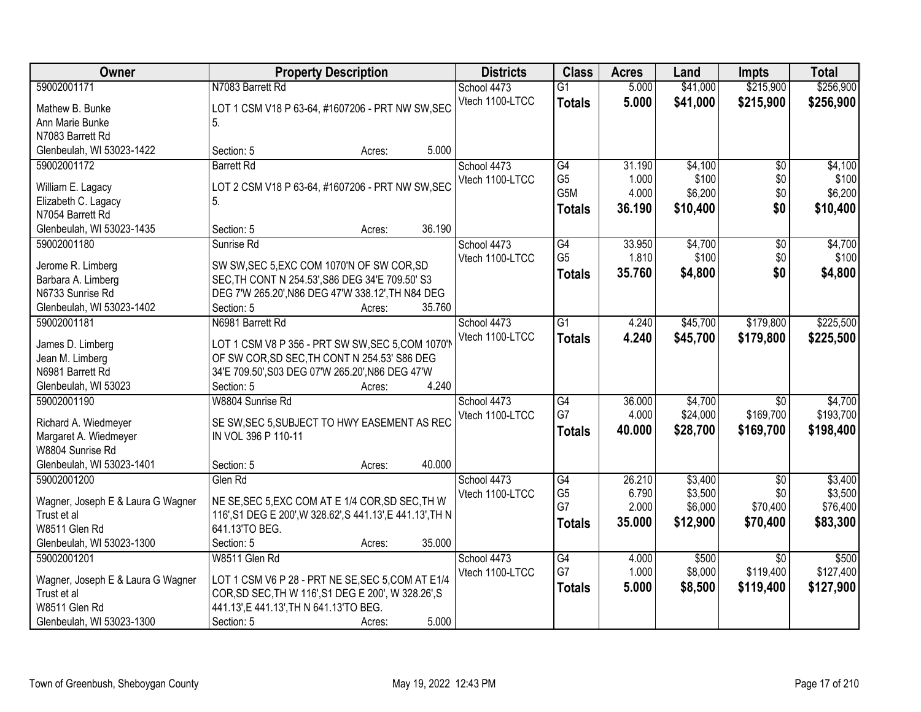| Owner | Property Description | Districts | Class | Acres | Land | Impts | Total |
|---|---|---|---|---|---|---|---|
| 59002001171<br>Mathew B. Bunke<br>Ann Marie Bunke<br>N7083 Barrett Rd<br>Glenbeulah, WI 53023-1422 | N7083 Barrett Rd<br>LOT 1 CSM V18 P 63-64, #1607206 - PRT NW SW,SEC 5.<br>Section: 5 Acres: 5.000 | School 4473<br>Vtech 1100-LTCC | G1<br>**Totals** | 5.000<br>**5.000** | $41,000<br>**$41,000** | $215,900<br>**$215,900** | $256,900<br>**$256,900** |
| 59002001172<br>William E. Lagacy<br>Elizabeth C. Lagacy<br>N7054 Barrett Rd<br>Glenbeulah, WI 53023-1435 | Barrett Rd<br>LOT 2 CSM V18 P 63-64, #1607206 - PRT NW SW,SEC 5.<br>Section: 5 Acres: 36.190 | School 4473<br>Vtech 1100-LTCC | G4<br>G5<br>G5M<br>**Totals** | 31.190<br>1.000<br>4.000<br>**36.190** | $4,100<br>$100<br>$6,200<br>**$10,400** | $0<br>$0<br>$0<br>**$0** | $4,100<br>$100<br>$6,200<br>**$10,400** |
| 59002001180<br>Jerome R. Limberg<br>Barbara A. Limberg<br>N6733 Sunrise Rd<br>Glenbeulah, WI 53023-1402 | Sunrise Rd<br>SW SW,SEC 5,EXC COM 1070'N OF SW COR,SD SEC,TH CONT N 254.53',S86 DEG 34'E 709.50' S3 DEG 7'W 265.20',N86 DEG 47'W 338.12',TH N84 DEG<br>Section: 5 Acres: 35.760 | School 4473<br>Vtech 1100-LTCC | G4<br>G5<br>**Totals** | 33.950<br>1.810<br>**35.760** | $4,700<br>$100<br>**$4,800** | $0<br>$0<br>**$0** | $4,700<br>$100<br>**$4,800** |
| 59002001181<br>James D. Limberg<br>Jean M. Limberg<br>N6981 Barrett Rd<br>Glenbeulah, WI 53023 | N6981 Barrett Rd<br>LOT 1 CSM V8 P 356 - PRT SW SW,SEC 5,COM 1070'N OF SW COR,SD SEC,TH CONT N 254.53' S86 DEG 34'E 709.50',S03 DEG 07'W 265.20',N86 DEG 47'W<br>Section: 5 Acres: 4.240 | School 4473<br>Vtech 1100-LTCC | G1<br>**Totals** | 4.240<br>**4.240** | $45,700<br>**$45,700** | $179,800<br>**$179,800** | $225,500<br>**$225,500** |
| 59002001190<br>Richard A. Wiedmeyer<br>Margaret A. Wiedmeyer<br>W8804 Sunrise Rd<br>Glenbeulah, WI 53023-1401 | W8804 Sunrise Rd<br>SE SW,SEC 5,SUBJECT TO HWY EASEMENT AS REC IN VOL 396 P 110-11<br>Section: 5 Acres: 40.000 | School 4473<br>Vtech 1100-LTCC | G4<br>G7<br>**Totals** | 36.000<br>4.000<br>**40.000** | $4,700<br>$24,000<br>**$28,700** | $0<br>$169,700<br>**$169,700** | $4,700<br>$193,700<br>**$198,400** |
| 59002001200<br>Wagner, Joseph E & Laura G Wagner Trust et al<br>W8511 Glen Rd<br>Glenbeulah, WI 53023-1300 | Glen Rd<br>NE SE,SEC 5,EXC COM AT E 1/4 COR,SD SEC,TH W 116',S1 DEG E 200',W 328.62',S 441.13',E 441.13',TH N 641.13'TO BEG.<br>Section: 5 Acres: 35.000 | School 4473<br>Vtech 1100-LTCC | G4<br>G5<br>G7<br>**Totals** | 26.210<br>6.790<br>2.000<br>**35.000** | $3,400<br>$3,500<br>$6,000<br>**$12,900** | $0<br>$0<br>$70,400<br>**$70,400** | $3,400<br>$3,500<br>$76,400<br>**$83,300** |
| 59002001201<br>Wagner, Joseph E & Laura G Wagner Trust et al<br>W8511 Glen Rd<br>Glenbeulah, WI 53023-1300 | W8511 Glen Rd<br>LOT 1 CSM V6 P 28 - PRT NE SE,SEC 5,COM AT E1/4 COR,SD SEC,TH W 116',S1 DEG E 200', W 328.26',S 441.13',E 441.13',TH N 641.13'TO BEG.<br>Section: 5 Acres: 5.000 | School 4473<br>Vtech 1100-LTCC | G4<br>G7<br>**Totals** | 4.000<br>1.000<br>**5.000** | $500<br>$8,000<br>**$8,500** | $0<br>$119,400<br>**$119,400** | $500<br>$127,400<br>**$127,900** |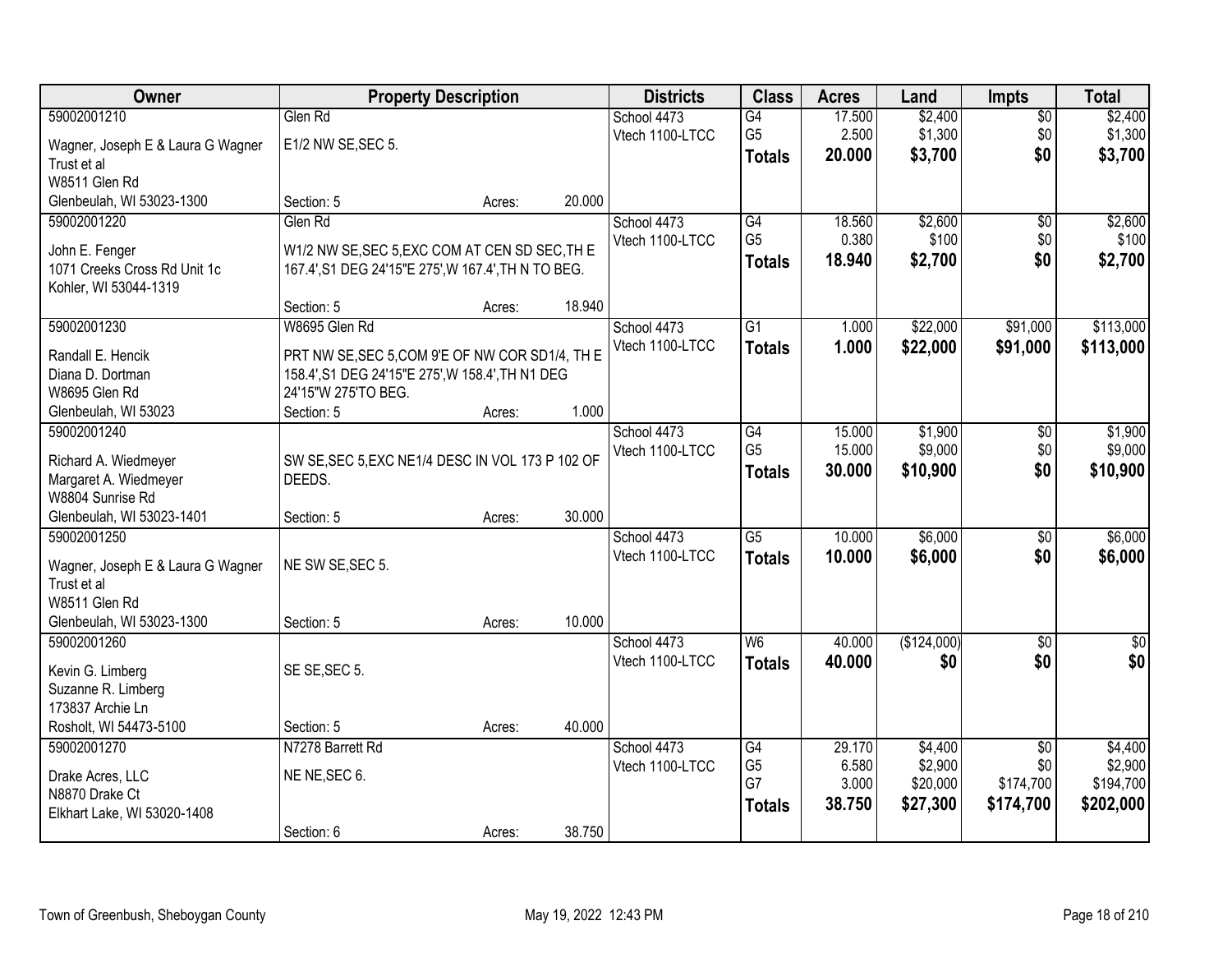| Owner | Property Description | Districts | Class | Acres | Land | Impts | Total |
|---|---|---|---|---|---|---|---|
| 59002001210<br>Wagner, Joseph E & Laura G Wagner Trust et al<br>W8511 Glen Rd<br>Glenbeulah, WI 53023-1300 | Glen Rd<br>E1/2 NW SE,SEC 5.<br>Section: 5 Acres: 20.000 | School 4473<br>Vtech 1100-LTCC | G4<br>G5<br>**Totals** | 17.500<br>2.500<br>**20.000** | $2,400<br>$1,300<br>**$3,700** | $0<br>$0<br>**$0** | $2,400<br>$1,300<br>**$3,700** |
| 59002001220<br>John E. Fenger<br>1071 Creeks Cross Rd Unit 1c<br>Kohler, WI 53044-1319 | Glen Rd<br>W1/2 NW SE,SEC 5,EXC COM AT CEN SD SEC,TH E 167.4',S1 DEG 24'15"E 275',W 167.4',TH N TO BEG.<br>Section: 5 Acres: 18.940 | School 4473<br>Vtech 1100-LTCC | G4<br>G5<br>**Totals** | 18.560<br>0.380<br>**18.940** | $2,600<br>$100<br>**$2,700** | $0<br>$0<br>**$0** | $2,600<br>$100<br>**$2,700** |
| 59002001230<br>Randall E. Hencik<br>Diana D. Dortman<br>W8695 Glen Rd<br>Glenbeulah, WI 53023 | W8695 Glen Rd<br>PRT NW SE,SEC 5,COM 9'E OF NW COR SD1/4, TH E 158.4',S1 DEG 24'15"E 275',W 158.4',TH N1 DEG 24'15"W 275'TO BEG.<br>Section: 5 Acres: 1.000 | School 4473<br>Vtech 1100-LTCC | G1<br>**Totals** | 1.000<br>**1.000** | $22,000<br>**$22,000** | $91,000<br>**$91,000** | $113,000<br>**$113,000** |
| 59002001240<br>Richard A. Wiedmeyer<br>Margaret A. Wiedmeyer<br>W8804 Sunrise Rd<br>Glenbeulah, WI 53023-1401 | SW SE,SEC 5,EXC NE1/4 DESC IN VOL 173 P 102 OF DEEDS.<br>Section: 5 Acres: 30.000 | School 4473<br>Vtech 1100-LTCC | G4<br>G5<br>**Totals** | 15.000<br>15.000<br>**30.000** | $1,900<br>$9,000<br>**$10,900** | $0<br>$0<br>**$0** | $1,900<br>$9,000<br>**$10,900** |
| 59002001250<br>Wagner, Joseph E & Laura G Wagner Trust et al<br>W8511 Glen Rd<br>Glenbeulah, WI 53023-1300 | NE SW SE,SEC 5.<br>Section: 5 Acres: 10.000 | School 4473<br>Vtech 1100-LTCC | G5<br>**Totals** | 10.000<br>**10.000** | $6,000<br>**$6,000** | $0<br>**$0** | $6,000<br>**$6,000** |
| 59002001260<br>Kevin G. Limberg<br>Suzanne R. Limberg<br>173837 Archie Ln<br>Rosholt, WI 54473-5100 | SE SE,SEC 5.<br>Section: 5 Acres: 40.000 | School 4473<br>Vtech 1100-LTCC | W6<br>**Totals** | 40.000<br>**40.000** | ($124,000)<br>**$0** | $0<br>**$0** | $0<br>**$0** |
| 59002001270<br>Drake Acres, LLC<br>N8870 Drake Ct<br>Elkhart Lake, WI 53020-1408 | N7278 Barrett Rd<br>NE NE,SEC 6.<br>Section: 6 Acres: 38.750 | School 4473<br>Vtech 1100-LTCC | G4<br>G5<br>G7<br>**Totals** | 29.170<br>6.580<br>3.000<br>**38.750** | $4,400<br>$2,900<br>$20,000<br>**$27,300** | $0<br>$0<br>$174,700<br>**$174,700** | $4,400<br>$2,900<br>$194,700<br>**$202,000** |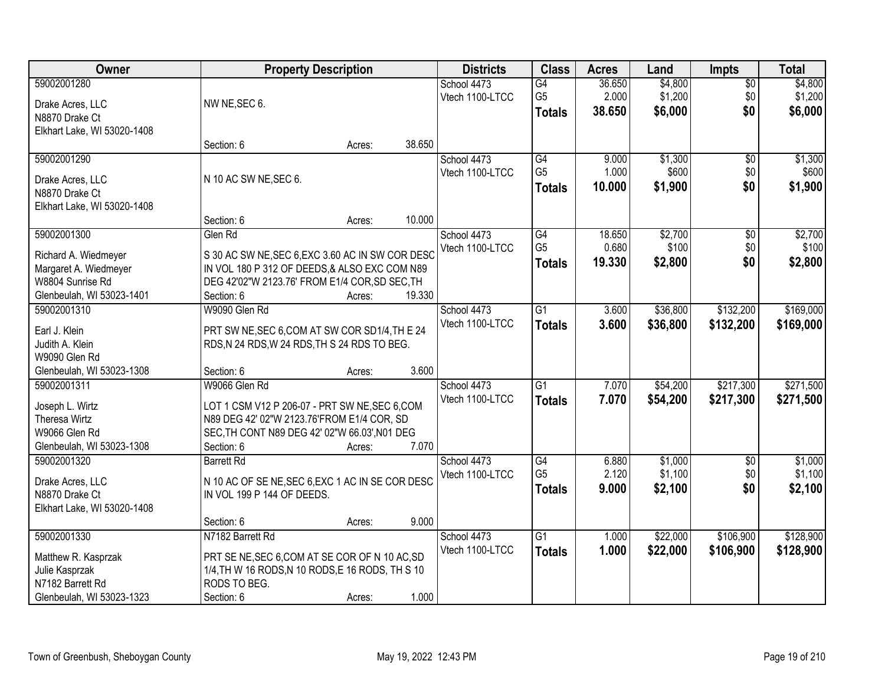| Owner | Property Description | Districts | Class | Acres | Land | Impts | Total |
|---|---|---|---|---|---|---|---|
| 59002001280<br>Drake Acres, LLC<br>N8870 Drake Ct<br>Elkhart Lake, WI 53020-1408 | NW NE,SEC 6.<br>Section: 6 Acres: 38.650 | School 4473<br>Vtech 1100-LTCC | G4<br>G5<br>**Totals** | 36.650<br>2.000<br>**38.650** | $4,800<br>$1,200<br>**$6,000** | $0<br>$0<br>**$0** | $4,800<br>$1,200<br>**$6,000** |
| 59002001290<br>Drake Acres, LLC<br>N8870 Drake Ct<br>Elkhart Lake, WI 53020-1408 | N 10 AC SW NE,SEC 6.<br>Section: 6 Acres: 10.000 | School 4473<br>Vtech 1100-LTCC | G4<br>G5<br>**Totals** | 9.000<br>1.000<br>**10.000** | $1,300<br>$600<br>**$1,900** | $0<br>$0<br>**$0** | $1,300<br>$600<br>**$1,900** |
| 59002001300<br>Richard A. Wiedmeyer<br>Margaret A. Wiedmeyer<br>W8804 Sunrise Rd<br>Glenbeulah, WI 53023-1401 | Glen Rd<br>S 30 AC SW NE,SEC 6,EXC 3.60 AC IN SW COR DESC IN VOL 180 P 312 OF DEEDS,& ALSO EXC COM N89 DEG 42'02"W 2123.76' FROM E1/4 COR,SD SEC,TH<br>Section: 6 Acres: 19.330 | School 4473<br>Vtech 1100-LTCC | G4<br>G5<br>**Totals** | 18.650<br>0.680<br>**19.330** | $2,700<br>$100<br>**$2,800** | $0<br>$0<br>**$0** | $2,700<br>$100<br>**$2,800** |
| 59002001310<br>Earl J. Klein<br>Judith A. Klein<br>W9090 Glen Rd<br>Glenbeulah, WI 53023-1308 | W9090 Glen Rd<br>PRT SW NE,SEC 6,COM AT SW COR SD1/4,TH E 24 RDS,N 24 RDS,W 24 RDS,TH S 24 RDS TO BEG.<br>Section: 6 Acres: 3.600 | School 4473<br>Vtech 1100-LTCC | G1<br>**Totals** | 3.600<br>**3.600** | $36,800<br>**$36,800** | $132,200<br>**$132,200** | $169,000<br>**$169,000** |
| 59002001311<br>Joseph L. Wirtz<br>Theresa Wirtz<br>W9066 Glen Rd<br>Glenbeulah, WI 53023-1308 | W9066 Glen Rd<br>LOT 1 CSM V12 P 206-07 - PRT SW NE,SEC 6,COM N89 DEG 42' 02"W 2123.76'FROM E1/4 COR, SD SEC,TH CONT N89 DEG 42' 02"W 66.03',N01 DEG<br>Section: 6 Acres: 7.070 | School 4473<br>Vtech 1100-LTCC | G1<br>**Totals** | 7.070<br>**7.070** | $54,200<br>**$54,200** | $217,300<br>**$217,300** | $271,500<br>**$271,500** |
| 59002001320<br>Drake Acres, LLC<br>N8870 Drake Ct<br>Elkhart Lake, WI 53020-1408 | Barrett Rd<br>N 10 AC OF SE NE,SEC 6,EXC 1 AC IN SE COR DESC IN VOL 199 P 144 OF DEEDS.<br>Section: 6 Acres: 9.000 | School 4473<br>Vtech 1100-LTCC | G4<br>G5<br>**Totals** | 6.880<br>2.120<br>**9.000** | $1,000<br>$1,100<br>**$2,100** | $0<br>$0<br>**$0** | $1,000<br>$1,100<br>**$2,100** |
| 59002001330<br>Matthew R. Kasprzak<br>Julie Kasprzak<br>N7182 Barrett Rd<br>Glenbeulah, WI 53023-1323 | N7182 Barrett Rd<br>PRT SE NE,SEC 6,COM AT SE COR OF N 10 AC,SD 1/4,TH W 16 RODS,N 10 RODS,E 16 RODS, TH S 10 RODS TO BEG.<br>Section: 6 Acres: 1.000 | School 4473<br>Vtech 1100-LTCC | G1<br>**Totals** | 1.000<br>**1.000** | $22,000<br>**$22,000** | $106,900<br>**$106,900** | $128,900<br>**$128,900** |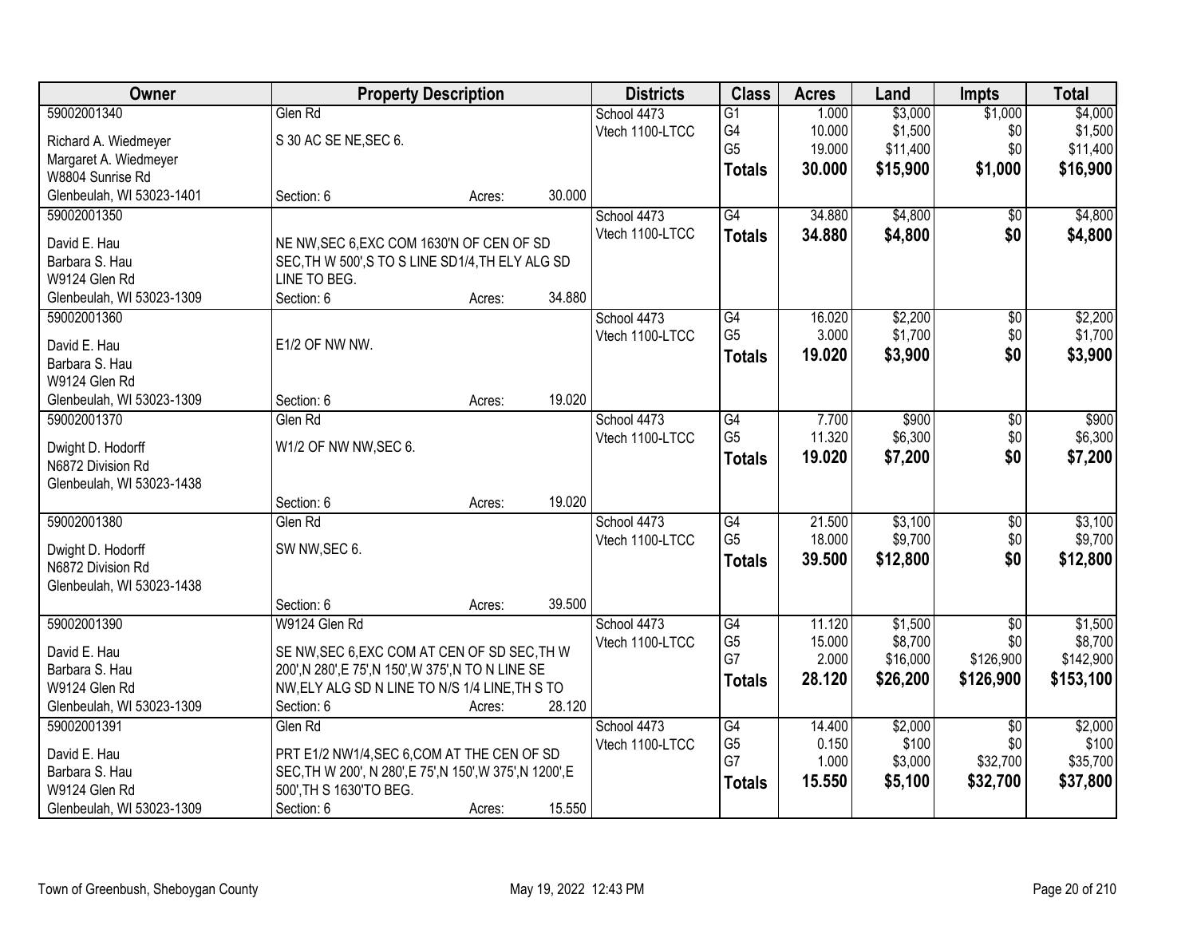| Owner | Property Description | Districts | Class | Acres | Land | Impts | Total |
|---|---|---|---|---|---|---|---|
| 59002001340<br>Richard A. Wiedmeyer<br>Margaret A. Wiedmeyer<br>W8804 Sunrise Rd<br>Glenbeulah, WI 53023-1401 | Glen Rd<br>S 30 AC SE NE,SEC 6.<br>Section: 6 Acres: 30.000 | School 4473<br>Vtech 1100-LTCC | G1<br>G4<br>G5<br>**Totals** | 1.000<br>10.000<br>19.000<br>**30.000** | $3,000<br>$1,500<br>$11,400<br>**$15,900** | $1,000<br>$0<br>$0<br>**$1,000** | $4,000<br>$1,500<br>$11,400<br>**$16,900** |
| 59002001350<br>David E. Hau<br>Barbara S. Hau<br>W9124 Glen Rd<br>Glenbeulah, WI 53023-1309 | NE NW,SEC 6,EXC COM 1630'N OF CEN OF SD SEC,TH W 500',S TO S LINE SD1/4,TH ELY ALG SD LINE TO BEG.<br>Section: 6 Acres: 34.880 | School 4473<br>Vtech 1100-LTCC | G4<br>**Totals** | 34.880<br>**34.880** | $4,800<br>**$4,800** | $0<br>**$0** | $4,800<br>**$4,800** |
| 59002001360<br>David E. Hau<br>Barbara S. Hau<br>W9124 Glen Rd<br>Glenbeulah, WI 53023-1309 | E1/2 OF NW NW.<br>Section: 6 Acres: 19.020 | School 4473<br>Vtech 1100-LTCC | G4<br>G5<br>**Totals** | 16.020<br>3.000<br>**19.020** | $2,200<br>$1,700<br>**$3,900** | $0<br>$0<br>**$0** | $2,200<br>$1,700<br>**$3,900** |
| 59002001370<br>Dwight D. Hodorff<br>N6872 Division Rd<br>Glenbeulah, WI 53023-1438 | Glen Rd<br>W1/2 OF NW NW,SEC 6.<br>Section: 6 Acres: 19.020 | School 4473<br>Vtech 1100-LTCC | G4<br>G5<br>**Totals** | 7.700<br>11.320<br>**19.020** | $900<br>$6,300<br>**$7,200** | $0<br>$0<br>**$0** | $900<br>$6,300<br>**$7,200** |
| 59002001380<br>Dwight D. Hodorff<br>N6872 Division Rd<br>Glenbeulah, WI 53023-1438 | Glen Rd<br>SW NW,SEC 6.<br>Section: 6 Acres: 39.500 | School 4473<br>Vtech 1100-LTCC | G4<br>G5<br>**Totals** | 21.500<br>18.000<br>**39.500** | $3,100<br>$9,700<br>**$12,800** | $0<br>$0<br>**$0** | $3,100<br>$9,700<br>**$12,800** |
| 59002001390<br>David E. Hau<br>Barbara S. Hau<br>W9124 Glen Rd<br>Glenbeulah, WI 53023-1309 | W9124 Glen Rd<br>SE NW,SEC 6,EXC COM AT CEN OF SD SEC,TH W 200',N 280',E 75',N 150',W 375',N TO N LINE SE NW,ELY ALG SD N LINE TO N/S 1/4 LINE,TH S TO<br>Section: 6 Acres: 28.120 | School 4473<br>Vtech 1100-LTCC | G4<br>G5<br>G7<br>**Totals** | 11.120<br>15.000<br>2.000<br>**28.120** | $1,500<br>$8,700<br>$16,000<br>**$26,200** | $0<br>$0<br>$126,900<br>**$126,900** | $1,500<br>$8,700<br>$142,900<br>**$153,100** |
| 59002001391<br>David E. Hau<br>Barbara S. Hau<br>W9124 Glen Rd<br>Glenbeulah, WI 53023-1309 | Glen Rd<br>PRT E1/2 NW1/4,SEC 6,COM AT THE CEN OF SD SEC,TH W 200', N 280',E 75',N 150',W 375',N 1200',E 500',TH S 1630'TO BEG.<br>Section: 6 Acres: 15.550 | School 4473<br>Vtech 1100-LTCC | G4<br>G5<br>G7<br>**Totals** | 14.400<br>0.150<br>1.000<br>**15.550** | $2,000<br>$100<br>$3,000<br>**$5,100** | $0<br>$0<br>$32,700<br>**$32,700** | $2,000<br>$100<br>$35,700<br>**$37,800** |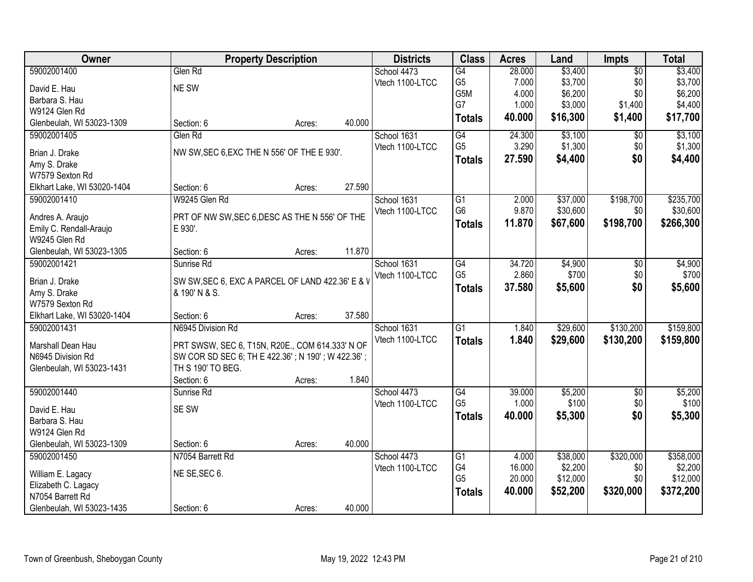| Owner | Property Description | | | Districts | Class | Acres | Land | Impts | Total |
|---|---|---|---|---|---|---|---|---|---|
| 59002001400 | Glen Rd | | | School 4473 | G4 | 28.000 | $3,400 | $0 | $3,400 |
| David E. Hau | NE SW | | | Vtech 1100-LTCC | G5 | 7.000 | $3,700 | $0 | $3,700 |
| Barbara S. Hau | | | | | G5M | 4.000 | $6,200 | $0 | $6,200 |
| W9124 Glen Rd | | | | | G7 | 1.000 | $3,000 | $1,400 | $4,400 |
| Glenbeulah, WI 53023-1309 | Section: 6 | Acres: | 40.000 | | **Totals** | **40.000** | **$16,300** | **$1,400** | **$17,700** |
| 59002001405 | Glen Rd | | | School 1631 | G4 | 24.300 | $3,100 | $0 | $3,100 |
| Brian J. Drake | NW SW,SEC 6,EXC THE N 556' OF THE E 930'. | | | Vtech 1100-LTCC | G5 | 3.290 | $1,300 | $0 | $1,300 |
| Amy S. Drake | | | | | **Totals** | **27.590** | **$4,400** | **$0** | **$4,400** |
| W7579 Sexton Rd | | | | | | | | | |
| Elkhart Lake, WI 53020-1404 | Section: 6 | Acres: | 27.590 | | | | | | |
| 59002001410 | W9245 Glen Rd | | | School 1631 | G1 | 2.000 | $37,000 | $198,700 | $235,700 |
| Andres A. Araujo | PRT OF NW SW,SEC 6,DESC AS THE N 556' OF THE E 930'. | | | Vtech 1100-LTCC | G6 | 9.870 | $30,600 | $0 | $30,600 |
| Emily C. Rendall-Araujo | | | | | **Totals** | **11.870** | **$67,600** | **$198,700** | **$266,300** |
| W9245 Glen Rd | | | | | | | | | |
| Glenbeulah, WI 53023-1305 | Section: 6 | Acres: | 11.870 | | | | | | |
| 59002001421 | Sunrise Rd | | | School 1631 | G4 | 34.720 | $4,900 | $0 | $4,900 |
| Brian J. Drake | SW SW,SEC 6, EXC A PARCEL OF LAND 422.36' E & W & 190' N & S. | | | Vtech 1100-LTCC | G5 | 2.860 | $700 | $0 | $700 |
| Amy S. Drake | | | | | **Totals** | **37.580** | **$5,600** | **$0** | **$5,600** |
| W7579 Sexton Rd | | | | | | | | | |
| Elkhart Lake, WI 53020-1404 | Section: 6 | Acres: | 37.580 | | | | | | |
| 59002001431 | N6945 Division Rd | | | School 1631 | G1 | 1.840 | $29,600 | $130,200 | $159,800 |
| Marshall Dean Hau | PRT SWSW, SEC 6, T15N, R20E., COM 614.333' N OF SW COR SD SEC 6; TH E 422.36' ; N 190' ; W 422.36' ; TH S 190' TO BEG. | | | Vtech 1100-LTCC | **Totals** | **1.840** | **$29,600** | **$130,200** | **$159,800** |
| N6945 Division Rd | | | | | | | | | |
| Glenbeulah, WI 53023-1431 | | | | | | | | | |
| | Section: 6 | Acres: | 1.840 | | | | | | |
| 59002001440 | Sunrise Rd | | | School 4473 | G4 | 39.000 | $5,200 | $0 | $5,200 |
| David E. Hau | SE SW | | | Vtech 1100-LTCC | G5 | 1.000 | $100 | $0 | $100 |
| Barbara S. Hau | | | | | **Totals** | **40.000** | **$5,300** | **$0** | **$5,300** |
| W9124 Glen Rd | | | | | | | | | |
| Glenbeulah, WI 53023-1309 | Section: 6 | Acres: | 40.000 | | | | | | |
| 59002001450 | N7054 Barrett Rd | | | School 4473 | G1 | 4.000 | $38,000 | $320,000 | $358,000 |
| William E. Lagacy | NE SE,SEC 6. | | | Vtech 1100-LTCC | G4 | 16.000 | $2,200 | $0 | $2,200 |
| Elizabeth C. Lagacy | | | | | G5 | 20.000 | $12,000 | $0 | $12,000 |
| N7054 Barrett Rd | | | | | **Totals** | **40.000** | **$52,200** | **$320,000** | **$372,200** |
| Glenbeulah, WI 53023-1435 | Section: 6 | Acres: | 40.000 | | | | | | |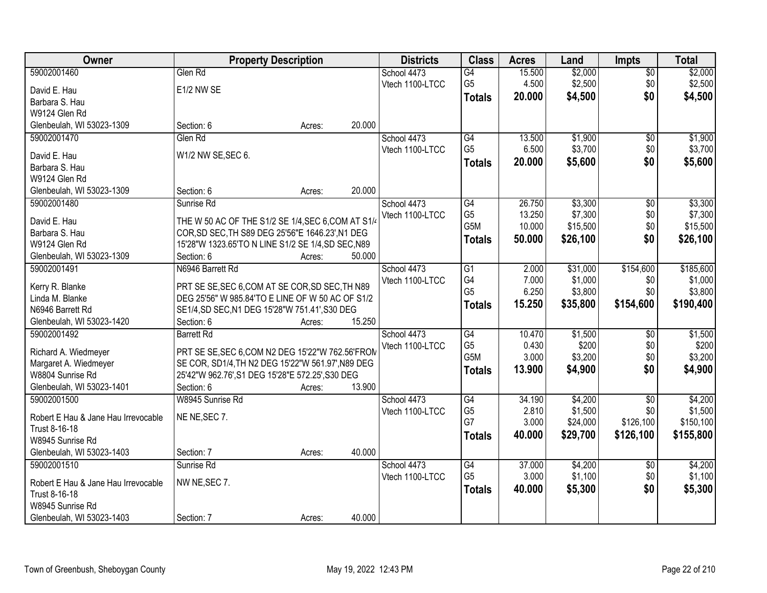| Owner | Property Description | | Districts | Class | Acres | Land | Impts | Total |
|---|---|---|---|---|---|---|---|---|
| 59002001460 | Glen Rd | | School 4473 | G4 | 15.500 | $2,000 | $0 | $2,000 |
| David E. Hau | E1/2 NW SE | | Vtech 1100-LTCC | G5 | 4.500 | $2,500 | $0 | $2,500 |
| Barbara S. Hau | | | | Totals | 20.000 | $4,500 | $0 | $4,500 |
| W9124 Glen Rd | | | | | | | | |
| Glenbeulah, WI 53023-1309 | Section: 6 | Acres: 20.000 | | | | | | |
| 59002001470 | Glen Rd | | School 4473 | G4 | 13.500 | $1,900 | $0 | $1,900 |
| David E. Hau | W1/2 NW SE,SEC 6. | | Vtech 1100-LTCC | G5 | 6.500 | $3,700 | $0 | $3,700 |
| Barbara S. Hau | | | | Totals | 20.000 | $5,600 | $0 | $5,600 |
| W9124 Glen Rd | | | | | | | | |
| Glenbeulah, WI 53023-1309 | Section: 6 | Acres: 20.000 | | | | | | |
| 59002001480 | Sunrise Rd | | School 4473 | G4 | 26.750 | $3,300 | $0 | $3,300 |
| David E. Hau | THE W 50 AC OF THE S1/2 SE 1/4,SEC 6,COM AT S1/4 | | Vtech 1100-LTCC | G5 | 13.250 | $7,300 | $0 | $7,300 |
| Barbara S. Hau | COR,SD SEC,TH S89 DEG 25'56"E 1646.23',N1 DEG | | | G5M | 10.000 | $15,500 | $0 | $15,500 |
| W9124 Glen Rd | 15'28"W 1323.65'TO N LINE S1/2 SE 1/4,SD SEC,N89 | | | Totals | 50.000 | $26,100 | $0 | $26,100 |
| Glenbeulah, WI 53023-1309 | Section: 6 | Acres: 50.000 | | | | | | |
| 59002001491 | N6946 Barrett Rd | | School 4473 | G1 | 2.000 | $31,000 | $154,600 | $185,600 |
| Kerry R. Blanke | PRT SE SE,SEC 6,COM AT SE COR,SD SEC,TH N89 | | Vtech 1100-LTCC | G4 | 7.000 | $1,000 | $0 | $1,000 |
| Linda M. Blanke | DEG 25'56" W 985.84'TO E LINE OF W 50 AC OF S1/2 | | | G5 | 6.250 | $3,800 | $0 | $3,800 |
| N6946 Barrett Rd | SE1/4,SD SEC,N1 DEG 15'28"W 751.41',S30 DEG | | | Totals | 15.250 | $35,800 | $154,600 | $190,400 |
| Glenbeulah, WI 53023-1420 | Section: 6 | Acres: 15.250 | | | | | | |
| 59002001492 | Barrett Rd | | School 4473 | G4 | 10.470 | $1,500 | $0 | $1,500 |
| Richard A. Wiedmeyer | PRT SE SE,SEC 6,COM N2 DEG 15'22"W 762.56'FROM | | Vtech 1100-LTCC | G5 | 0.430 | $200 | $0 | $200 |
| Margaret A. Wiedmeyer | SE COR, SD1/4,TH N2 DEG 15'22"W 561.97',N89 DEG | | | G5M | 3.000 | $3,200 | $0 | $3,200 |
| W8804 Sunrise Rd | 25'42"W 962.76',S1 DEG 15'28"E 572.25',S30 DEG | | | Totals | 13.900 | $4,900 | $0 | $4,900 |
| Glenbeulah, WI 53023-1401 | Section: 6 | Acres: 13.900 | | | | | | |
| 59002001500 | W8945 Sunrise Rd | | School 4473 | G4 | 34.190 | $4,200 | $0 | $4,200 |
| Robert E Hau & Jane Hau Irrevocable | NE NE,SEC 7. | | Vtech 1100-LTCC | G5 | 2.810 | $1,500 | $0 | $1,500 |
| Trust 8-16-18 | | | | G7 | 3.000 | $24,000 | $126,100 | $150,100 |
| W8945 Sunrise Rd | | | | Totals | 40.000 | $29,700 | $126,100 | $155,800 |
| Glenbeulah, WI 53023-1403 | Section: 7 | Acres: 40.000 | | | | | | |
| 59002001510 | Sunrise Rd | | School 4473 | G4 | 37.000 | $4,200 | $0 | $4,200 |
| Robert E Hau & Jane Hau Irrevocable | NW NE,SEC 7. | | Vtech 1100-LTCC | G5 | 3.000 | $1,100 | $0 | $1,100 |
| Trust 8-16-18 | | | | Totals | 40.000 | $5,300 | $0 | $5,300 |
| W8945 Sunrise Rd | | | | | | | | |
| Glenbeulah, WI 53023-1403 | Section: 7 | Acres: 40.000 | | | | | | |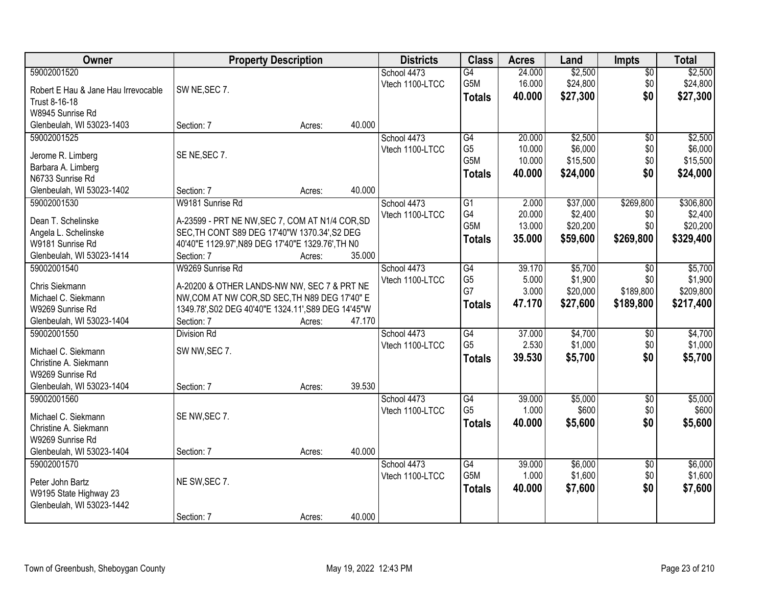| Owner | Property Description | Districts | Class | Acres | Land | Impts | Total |
|---|---|---|---|---|---|---|---|
| 59002001520<br>Robert E Hau & Jane Hau Irrevocable Trust 8-16-18<br>W8945 Sunrise Rd<br>Glenbeulah, WI 53023-1403 | SW NE,SEC 7.<br>Section: 7 Acres: 40.000 | School 4473<br>Vtech 1100-LTCC | G4<br>G5M<br>**Totals** | 24.000<br>16.000<br>**40.000** | $2,500<br>$24,800<br>**$27,300** | $0<br>$0<br>**$0** | $2,500<br>$24,800<br>**$27,300** |
| 59002001525<br>Jerome R. Limberg<br>Barbara A. Limberg<br>N6733 Sunrise Rd<br>Glenbeulah, WI 53023-1402 | SE NE,SEC 7.<br>Section: 7 Acres: 40.000 | School 4473<br>Vtech 1100-LTCC | G4<br>G5<br>G5M<br>**Totals** | 20.000<br>10.000<br>10.000<br>**40.000** | $2,500<br>$6,000<br>$15,500<br>**$24,000** | $0<br>$0<br>$0<br>**$0** | $2,500<br>$6,000<br>$15,500<br>**$24,000** |
| 59002001530<br>Dean T. Schelinske<br>Angela L. Schelinske<br>W9181 Sunrise Rd<br>Glenbeulah, WI 53023-1414 | W9181 Sunrise Rd<br>A-23599 - PRT NE NW,SEC 7, COM AT N1/4 COR,SD SEC,TH CONT S89 DEG 17'40"W 1370.34',S2 DEG 40'40"E 1129.97',N89 DEG 17'40"E 1329.76',TH N0<br>Section: 7 Acres: 35.000 | School 4473<br>Vtech 1100-LTCC | G1<br>G4<br>G5M<br>**Totals** | 2.000<br>20.000<br>13.000<br>**35.000** | $37,000<br>$2,400<br>$20,200<br>**$59,600** | $269,800<br>$0<br>$0<br>**$269,800** | $306,800<br>$2,400<br>$20,200<br>**$329,400** |
| 59002001540<br>Chris Siekmann<br>Michael C. Siekmann<br>W9269 Sunrise Rd<br>Glenbeulah, WI 53023-1404 | W9269 Sunrise Rd<br>A-20200 & OTHER LANDS-NW NW, SEC 7 & PRT NE NW,COM AT NW COR,SD SEC,TH N89 DEG 17'40" E 1349.78',S02 DEG 40'40"E 1324.11',S89 DEG 14'45"W<br>Section: 7 Acres: 47.170 | School 4473<br>Vtech 1100-LTCC | G4<br>G5<br>G7<br>**Totals** | 39.170<br>5.000<br>3.000<br>**47.170** | $5,700<br>$1,900<br>$20,000<br>**$27,600** | $0<br>$0<br>$189,800<br>**$189,800** | $5,700<br>$1,900<br>$209,800<br>**$217,400** |
| 59002001550<br>Michael C. Siekmann<br>Christine A. Siekmann<br>W9269 Sunrise Rd<br>Glenbeulah, WI 53023-1404 | Division Rd<br>SW NW,SEC 7.<br>Section: 7 Acres: 39.530 | School 4473<br>Vtech 1100-LTCC | G4<br>G5<br>**Totals** | 37.000<br>2.530<br>**39.530** | $4,700<br>$1,000<br>**$5,700** | $0<br>$0<br>**$0** | $4,700<br>$1,000<br>**$5,700** |
| 59002001560<br>Michael C. Siekmann<br>Christine A. Siekmann<br>W9269 Sunrise Rd<br>Glenbeulah, WI 53023-1404 | SE NW,SEC 7.<br>Section: 7 Acres: 40.000 | School 4473<br>Vtech 1100-LTCC | G4<br>G5<br>**Totals** | 39.000<br>1.000<br>**40.000** | $5,000<br>$600<br>**$5,600** | $0<br>$0<br>**$0** | $5,000<br>$600<br>**$5,600** |
| 59002001570<br>Peter John Bartz<br>W9195 State Highway 23<br>Glenbeulah, WI 53023-1442 | NE SW,SEC 7.<br>Section: 7 Acres: 40.000 | School 4473<br>Vtech 1100-LTCC | G4<br>G5M<br>**Totals** | 39.000<br>1.000<br>**40.000** | $6,000<br>$1,600<br>**$7,600** | $0<br>$0<br>**$0** | $6,000<br>$1,600<br>**$7,600** |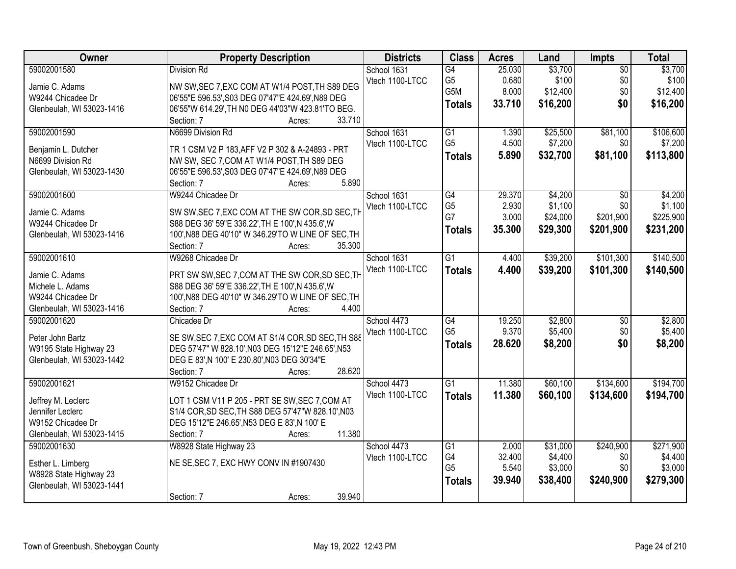| Owner | Property Description | Districts | Class | Acres | Land | Impts | Total |
|---|---|---|---|---|---|---|---|
| 59002001580<br>Jamie C. Adams<br>W9244 Chicadee Dr<br>Glenbeulah, WI 53023-1416 | Division Rd<br>NW SW,SEC 7,EXC COM AT W1/4 POST,TH S89 DEG 06'55"E 596.53',S03 DEG 07'47"E 424.69',N89 DEG 06'55"W 614.29',TH N0 DEG 44'03"W 423.81'TO BEG.<br>Section: 7 Acres: 33.710 | School 1631<br>Vtech 1100-LTCC | G4<br>G5<br>G5M<br>**Totals** | 25.030<br>0.680<br>8.000<br>**33.710** | $3,700<br>$100<br>$12,400<br>**$16,200** | $0<br>$0<br>$0<br>**$0** | $3,700<br>$100<br>$12,400<br>**$16,200** |
| 59002001590<br>Benjamin L. Dutcher<br>N6699 Division Rd<br>Glenbeulah, WI 53023-1430 | N6699 Division Rd<br>TR 1 CSM V2 P 183,AFF V2 P 302 & A-24893 - PRT NW SW, SEC 7,COM AT W1/4 POST,TH S89 DEG 06'55"E 596.53',S03 DEG 07'47"E 424.69',N89 DEG<br>Section: 7 Acres: 5.890 | School 1631<br>Vtech 1100-LTCC | G1<br>G5<br>**Totals** | 1.390<br>4.500<br>**5.890** | $25,500<br>$7,200<br>**$32,700** | $81,100<br>$0<br>**$81,100** | $106,600<br>$7,200<br>**$113,800** |
| 59002001600<br>Jamie C. Adams<br>W9244 Chicadee Dr<br>Glenbeulah, WI 53023-1416 | W9244 Chicadee Dr<br>SW SW,SEC 7,EXC COM AT THE SW COR,SD SEC,TH S88 DEG 36' 59"E 336.22',TH E 100',N 435.6',W 100',N88 DEG 40'10" W 346.29'TO W LINE OF SEC,TH<br>Section: 7 Acres: 35.300 | School 1631<br>Vtech 1100-LTCC | G4<br>G5<br>G7<br>**Totals** | 29.370<br>2.930<br>3.000<br>**35.300** | $4,200<br>$1,100<br>$24,000<br>**$29,300** | $0<br>$0<br>$201,900<br>**$201,900** | $4,200<br>$1,100<br>$225,900<br>**$231,200** |
| 59002001610<br>Jamie C. Adams<br>Michele L. Adams<br>W9244 Chicadee Dr<br>Glenbeulah, WI 53023-1416 | W9268 Chicadee Dr<br>PRT SW SW,SEC 7,COM AT THE SW COR,SD SEC,TH S88 DEG 36' 59"E 336.22',TH E 100',N 435.6',W 100',N88 DEG 40'10" W 346.29'TO W LINE OF SEC,TH<br>Section: 7 Acres: 4.400 | School 1631<br>Vtech 1100-LTCC | G1<br>**Totals** | 4.400<br>**4.400** | $39,200<br>**$39,200** | $101,300<br>**$101,300** | $140,500<br>**$140,500** |
| 59002001620<br>Peter John Bartz<br>W9195 State Highway 23<br>Glenbeulah, WI 53023-1442 | Chicadee Dr<br>SE SW,SEC 7,EXC COM AT S1/4 COR,SD SEC,TH S88 DEG 57'47" W 828.10',N03 DEG 15'12"E 246.65',N53 DEG E 83',N 100' E 230.80',N03 DEG 30'34"E<br>Section: 7 Acres: 28.620 | School 4473<br>Vtech 1100-LTCC | G4<br>G5<br>**Totals** | 19.250<br>9.370<br>**28.620** | $2,800<br>$5,400<br>**$8,200** | $0<br>$0<br>**$0** | $2,800<br>$5,400<br>**$8,200** |
| 59002001621<br>Jeffrey M. Leclerc<br>Jennifer Leclerc<br>W9152 Chicadee Dr<br>Glenbeulah, WI 53023-1415 | W9152 Chicadee Dr<br>LOT 1 CSM V11 P 205 - PRT SE SW,SEC 7,COM AT S1/4 COR,SD SEC,TH S88 DEG 57'47"W 828.10',N03 DEG 15'12"E 246.65',N53 DEG E 83',N 100' E<br>Section: 7 Acres: 11.380 | School 4473<br>Vtech 1100-LTCC | G1<br>**Totals** | 11.380<br>**11.380** | $60,100<br>**$60,100** | $134,600<br>**$134,600** | $194,700<br>**$194,700** |
| 59002001630<br>Esther L. Limberg<br>W8928 State Highway 23<br>Glenbeulah, WI 53023-1441 | W8928 State Highway 23<br>NE SE,SEC 7, EXC HWY CONV IN #1907430<br>Section: 7 Acres: 39.940 | School 4473<br>Vtech 1100-LTCC | G1<br>G4<br>G5<br>**Totals** | 2.000<br>32.400<br>5.540<br>**39.940** | $31,000<br>$4,400<br>$3,000<br>**$38,400** | $240,900<br>$0<br>$0<br>**$240,900** | $271,900<br>$4,400<br>$3,000<br>**$279,300** |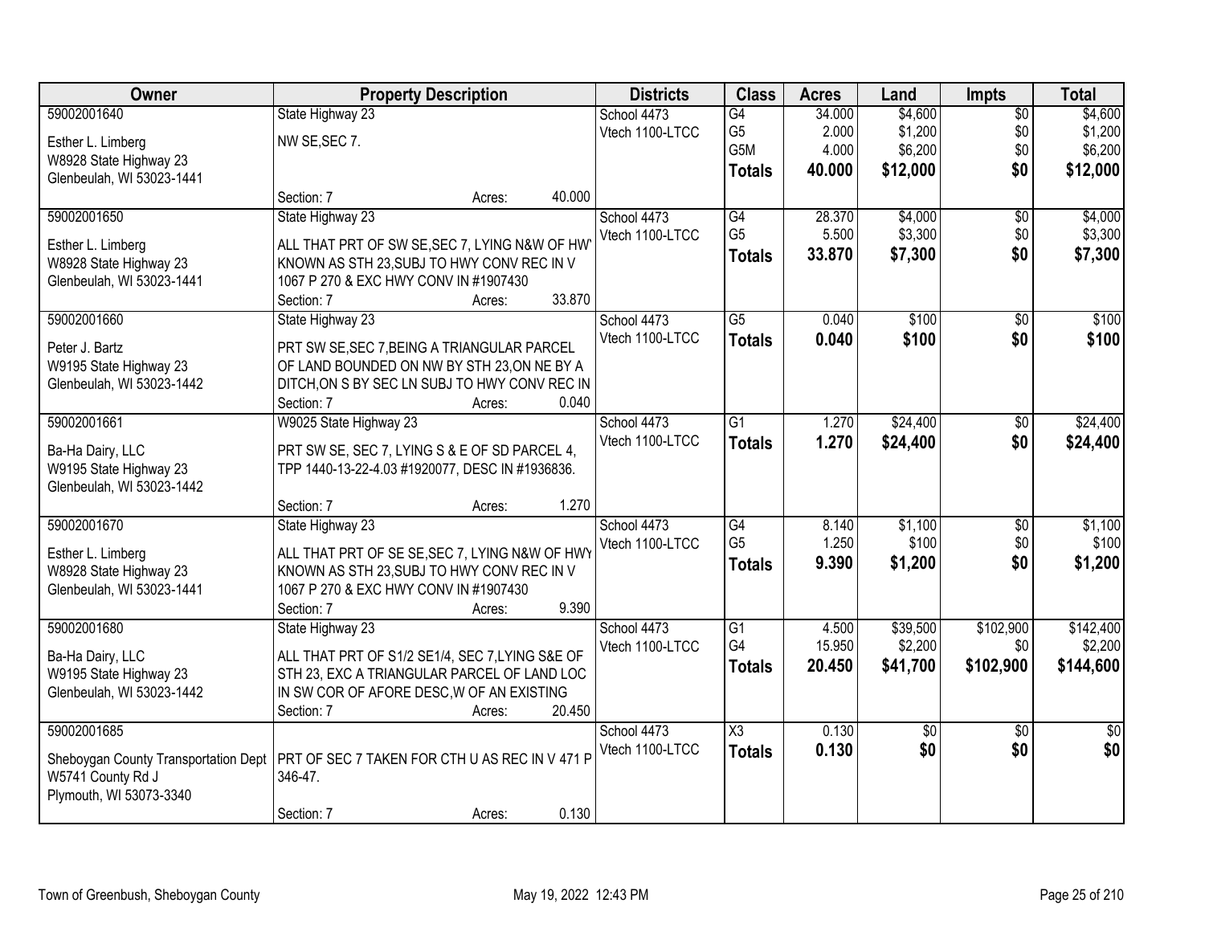| Owner | Property Description | Districts | Class | Acres | Land | Impts | Total |
|---|---|---|---|---|---|---|---|
| 59002001640<br>Esther L. Limberg<br>W8928 State Highway 23<br>Glenbeulah, WI 53023-1441 | State Highway 23<br>NW SE,SEC 7.<br>Section: 7 Acres: 40.000 | School 4473<br>Vtech 1100-LTCC | G4<br>G5<br>G5M<br>**Totals** | 34.000<br>2.000<br>4.000<br>**40.000** | $4,600<br>$1,200<br>$6,200<br>**$12,000** | $0<br>$0<br>$0<br>**$0** | $4,600<br>$1,200<br>$6,200<br>**$12,000** |
| 59002001650<br>Esther L. Limberg<br>W8928 State Highway 23<br>Glenbeulah, WI 53023-1441 | State Highway 23<br>ALL THAT PRT OF SW SE,SEC 7, LYING N&W OF HWY KNOWN AS STH 23,SUBJ TO HWY CONV REC IN V 1067 P 270 & EXC HWY CONV IN #1907430<br>Section: 7 Acres: 33.870 | School 4473<br>Vtech 1100-LTCC | G4<br>G5<br>**Totals** | 28.370<br>5.500<br>**33.870** | $4,000<br>$3,300<br>**$7,300** | $0<br>$0<br>**$0** | $4,000<br>$3,300<br>**$7,300** |
| 59002001660<br>Peter J. Bartz<br>W9195 State Highway 23<br>Glenbeulah, WI 53023-1442 | State Highway 23<br>PRT SW SE,SEC 7,BEING A TRIANGULAR PARCEL OF LAND BOUNDED ON NW BY STH 23,ON NE BY A DITCH,ON S BY SEC LN SUBJ TO HWY CONV REC IN<br>Section: 7 Acres: 0.040 | School 4473<br>Vtech 1100-LTCC | G5<br>**Totals** | 0.040<br>**0.040** | $100<br>**$100** | $0<br>**$0** | $100<br>**$100** |
| 59002001661<br>Ba-Ha Dairy, LLC<br>W9195 State Highway 23<br>Glenbeulah, WI 53023-1442 | W9025 State Highway 23<br>PRT SW SE, SEC 7, LYING S & E OF SD PARCEL 4, TPP 1440-13-22-4.03 #1920077, DESC IN #1936836.<br>Section: 7 Acres: 1.270 | School 4473<br>Vtech 1100-LTCC | G1<br>**Totals** | 1.270<br>**1.270** | $24,400<br>**$24,400** | $0<br>**$0** | $24,400<br>**$24,400** |
| 59002001670<br>Esther L. Limberg<br>W8928 State Highway 23<br>Glenbeulah, WI 53023-1441 | State Highway 23<br>ALL THAT PRT OF SE SE,SEC 7, LYING N&W OF HWY KNOWN AS STH 23,SUBJ TO HWY CONV REC IN V 1067 P 270 & EXC HWY CONV IN #1907430<br>Section: 7 Acres: 9.390 | School 4473<br>Vtech 1100-LTCC | G4<br>G5<br>**Totals** | 8.140<br>1.250<br>**9.390** | $1,100<br>$100<br>**$1,200** | $0<br>$0<br>**$0** | $1,100<br>$100<br>**$1,200** |
| 59002001680<br>Ba-Ha Dairy, LLC<br>W9195 State Highway 23<br>Glenbeulah, WI 53023-1442 | State Highway 23<br>ALL THAT PRT OF S1/2 SE1/4, SEC 7,LYING S&E OF STH 23, EXC A TRIANGULAR PARCEL OF LAND LOC IN SW COR OF AFORE DESC,W OF AN EXISTING<br>Section: 7 Acres: 20.450 | School 4473<br>Vtech 1100-LTCC | G1<br>G4<br>**Totals** | 4.500<br>15.950<br>**20.450** | $39,500<br>$2,200<br>**$41,700** | $102,900<br>$0<br>**$102,900** | $142,400<br>$2,200<br>**$144,600** |
| 59002001685<br>Sheboygan County Transportation Dept<br>W5741 County Rd J<br>Plymouth, WI 53073-3340 | PRT OF SEC 7 TAKEN FOR CTH U AS REC IN V 471 P 346-47.<br>Section: 7 Acres: 0.130 | School 4473<br>Vtech 1100-LTCC | X3<br>**Totals** | 0.130<br>**0.130** | $0<br>**$0** | $0<br>**$0** | $0<br>**$0** |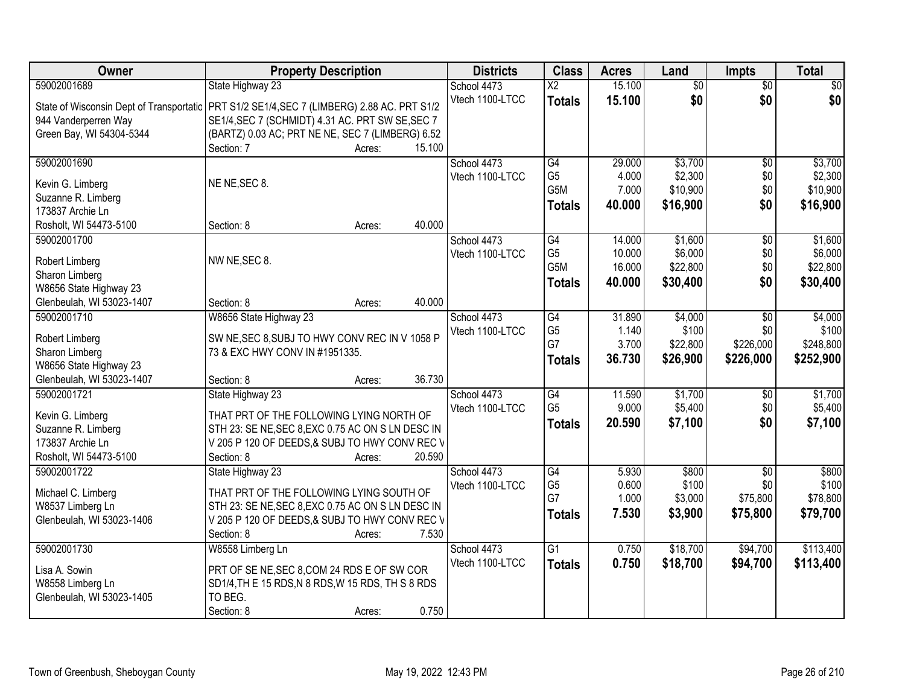| Owner | Property Description | Districts | Class | Acres | Land | Impts | Total |
|---|---|---|---|---|---|---|---|
| 59002001689<br>State of Wisconsin Dept of Transportatic<br>944 Vanderperren Way<br>Green Bay, WI 54304-5344 | State Highway 23<br>PRT S1/2 SE1/4,SEC 7 (LIMBERG) 2.88 AC. PRT S1/2 SE1/4,SEC 7 (SCHMIDT) 4.31 AC. PRT SW SE,SEC 7 (BARTZ) 0.03 AC; PRT NE NE, SEC 7 (LIMBERG) 6.52<br>Section: 7 Acres: 15.100 | School 4473<br>Vtech 1100-LTCC | X2<br>**Totals** | 15.100<br>**15.100** | $0<br>**$0** | $0<br>**$0** | $0<br>**$0** |
| 59002001690<br>Kevin G. Limberg<br>Suzanne R. Limberg<br>173837 Archie Ln<br>Rosholt, WI 54473-5100 | NE NE,SEC 8.<br>Section: 8 Acres: 40.000 | School 4473<br>Vtech 1100-LTCC | G4<br>G5<br>G5M<br>**Totals** | 29.000<br>4.000<br>7.000<br>**40.000** | $3,700<br>$2,300<br>$10,900<br>**$16,900** | $0<br>$0<br>$0<br>**$0** | $3,700<br>$2,300<br>$10,900<br>**$16,900** |
| 59002001700<br>Robert Limberg<br>Sharon Limberg<br>W8656 State Highway 23<br>Glenbeulah, WI 53023-1407 | NW NE,SEC 8.<br>Section: 8 Acres: 40.000 | School 4473<br>Vtech 1100-LTCC | G4<br>G5<br>G5M<br>**Totals** | 14.000<br>10.000<br>16.000<br>**40.000** | $1,600<br>$6,000<br>$22,800<br>**$30,400** | $0<br>$0<br>$0<br>**$0** | $1,600<br>$6,000<br>$22,800<br>**$30,400** |
| 59002001710<br>Robert Limberg<br>Sharon Limberg<br>W8656 State Highway 23<br>Glenbeulah, WI 53023-1407 | W8656 State Highway 23<br>SW NE,SEC 8,SUBJ TO HWY CONV REC IN V 1058 P 73 & EXC HWY CONV IN #1951335.<br>Section: 8 Acres: 36.730 | School 4473<br>Vtech 1100-LTCC | G4<br>G5<br>G7<br>**Totals** | 31.890<br>1.140<br>3.700<br>**36.730** | $4,000<br>$100<br>$22,800<br>**$26,900** | $0<br>$0<br>$226,000<br>**$226,000** | $4,000<br>$100<br>$248,800<br>**$252,900** |
| 59002001721<br>Kevin G. Limberg<br>Suzanne R. Limberg<br>173837 Archie Ln<br>Rosholt, WI 54473-5100 | State Highway 23<br>THAT PRT OF THE FOLLOWING LYING NORTH OF STH 23: SE NE,SEC 8,EXC 0.75 AC ON S LN DESC IN V 205 P 120 OF DEEDS,& SUBJ TO HWY CONV REC V<br>Section: 8 Acres: 20.590 | School 4473<br>Vtech 1100-LTCC | G4<br>G5<br>**Totals** | 11.590<br>9.000<br>**20.590** | $1,700<br>$5,400<br>**$7,100** | $0<br>$0<br>**$0** | $1,700<br>$5,400<br>**$7,100** |
| 59002001722<br>Michael C. Limberg<br>W8537 Limberg Ln<br>Glenbeulah, WI 53023-1406 | State Highway 23<br>THAT PRT OF THE FOLLOWING LYING SOUTH OF STH 23: SE NE,SEC 8,EXC 0.75 AC ON S LN DESC IN V 205 P 120 OF DEEDS,& SUBJ TO HWY CONV REC V<br>Section: 8 Acres: 7.530 | School 4473<br>Vtech 1100-LTCC | G4<br>G5<br>G7<br>**Totals** | 5.930<br>0.600<br>1.000<br>**7.530** | $800<br>$100<br>$3,000<br>**$3,900** | $0<br>$0<br>$75,800<br>**$75,800** | $800<br>$100<br>$78,800<br>**$79,700** |
| 59002001730<br>Lisa A. Sowin<br>W8558 Limberg Ln<br>Glenbeulah, WI 53023-1405 | W8558 Limberg Ln<br>PRT OF SE NE,SEC 8,COM 24 RDS E OF SW COR SD1/4,TH E 15 RDS,N 8 RDS,W 15 RDS, TH S 8 RDS TO BEG.<br>Section: 8 Acres: 0.750 | School 4473<br>Vtech 1100-LTCC | G1<br>**Totals** | 0.750<br>**0.750** | $18,700<br>**$18,700** | $94,700<br>**$94,700** | $113,400<br>**$113,400** |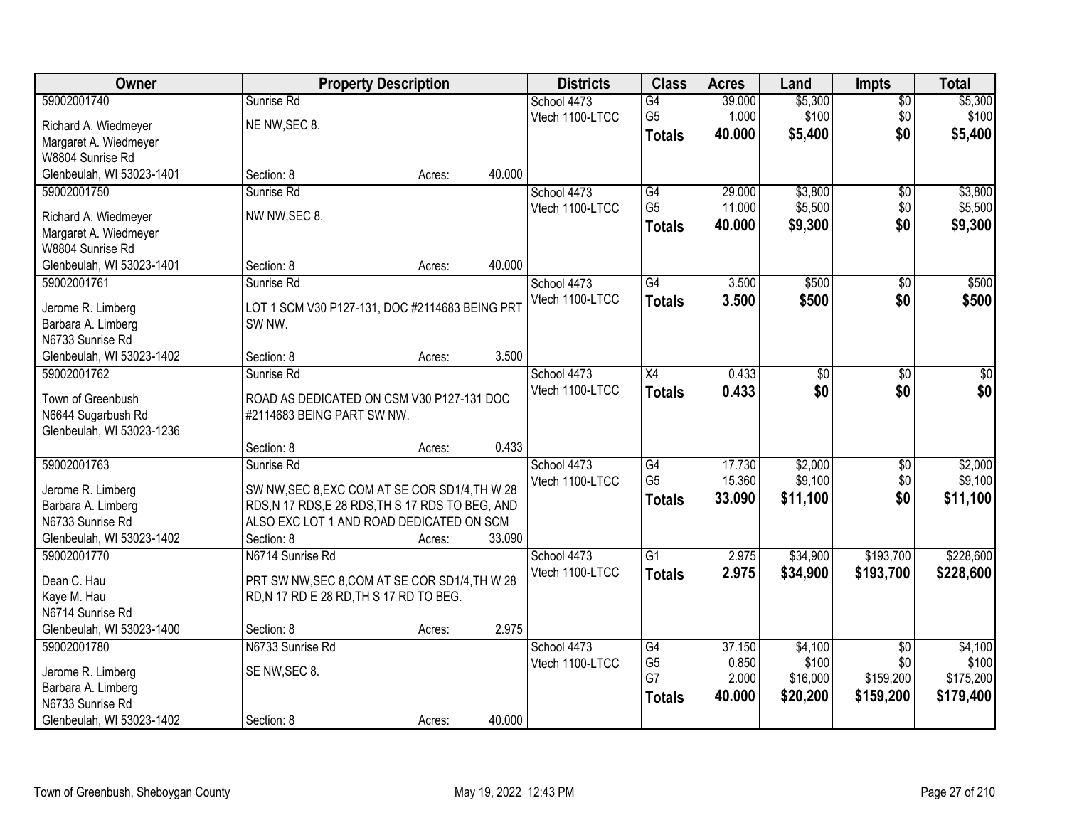| Owner | Property Description | Districts | Class | Acres | Land | Impts | Total |
|---|---|---|---|---|---|---|---|
| 59002001740<br>Richard A. Wiedmeyer<br>Margaret A. Wiedmeyer<br>W8804 Sunrise Rd<br>Glenbeulah, WI 53023-1401 | Sunrise Rd<br>NE NW,SEC 8.<br>Section: 8 Acres: 40.000 | School 4473<br>Vtech 1100-LTCC | G4<br>G5<br>**Totals** | 39.000<br>1.000<br>**40.000** | $5,300<br>$100<br>**$5,400** | $0<br>$0<br>**$0** | $5,300<br>$100<br>**$5,400** |
| 59002001750<br>Richard A. Wiedmeyer<br>Margaret A. Wiedmeyer<br>W8804 Sunrise Rd<br>Glenbeulah, WI 53023-1401 | Sunrise Rd<br>NW NW,SEC 8.<br>Section: 8 Acres: 40.000 | School 4473<br>Vtech 1100-LTCC | G4<br>G5<br>**Totals** | 29.000<br>11.000<br>**40.000** | $3,800<br>$5,500<br>**$9,300** | $0<br>$0<br>**$0** | $3,800<br>$5,500<br>**$9,300** |
| 59002001761<br>Jerome R. Limberg<br>Barbara A. Limberg<br>N6733 Sunrise Rd<br>Glenbeulah, WI 53023-1402 | Sunrise Rd<br>LOT 1 SCM V30 P127-131, DOC #2114683 BEING PRT SW NW.<br>Section: 8 Acres: 3.500 | School 4473<br>Vtech 1100-LTCC | G4<br>**Totals** | 3.500<br>**3.500** | $500<br>**$500** | $0<br>**$0** | $500<br>**$500** |
| 59002001762<br>Town of Greenbush<br>N6644 Sugarbush Rd<br>Glenbeulah, WI 53023-1236 | Sunrise Rd<br>ROAD AS DEDICATED ON CSM V30 P127-131 DOC #2114683 BEING PART SW NW.<br>Section: 8 Acres: 0.433 | School 4473<br>Vtech 1100-LTCC | X4<br>**Totals** | 0.433<br>**0.433** | $0<br>**$0** | $0<br>**$0** | $0<br>**$0** |
| 59002001763<br>Jerome R. Limberg<br>Barbara A. Limberg<br>N6733 Sunrise Rd<br>Glenbeulah, WI 53023-1402 | Sunrise Rd<br>SW NW,SEC 8,EXC COM AT SE COR SD1/4,TH W 28 RDS,N 17 RDS,E 28 RDS,TH S 17 RDS TO BEG, AND ALSO EXC LOT 1 AND ROAD DEDICATED ON SCM<br>Section: 8 Acres: 33.090 | School 4473<br>Vtech 1100-LTCC | G4<br>G5<br>**Totals** | 17.730<br>15.360<br>**33.090** | $2,000<br>$9,100<br>**$11,100** | $0<br>$0<br>**$0** | $2,000<br>$9,100<br>**$11,100** |
| 59002001770<br>Dean C. Hau<br>Kaye M. Hau<br>N6714 Sunrise Rd<br>Glenbeulah, WI 53023-1400 | N6714 Sunrise Rd<br>PRT SW NW,SEC 8,COM AT SE COR SD1/4,TH W 28 RD,N 17 RD E 28 RD,TH S 17 RD TO BEG.<br>Section: 8 Acres: 2.975 | School 4473<br>Vtech 1100-LTCC | G1<br>**Totals** | 2.975<br>**2.975** | $34,900<br>**$34,900** | $193,700<br>**$193,700** | $228,600<br>**$228,600** |
| 59002001780<br>Jerome R. Limberg<br>Barbara A. Limberg<br>N6733 Sunrise Rd<br>Glenbeulah, WI 53023-1402 | N6733 Sunrise Rd<br>SE NW,SEC 8.<br>Section: 8 Acres: 40.000 | School 4473<br>Vtech 1100-LTCC | G4<br>G5<br>G7<br>**Totals** | 37.150<br>0.850<br>2.000<br>**40.000** | $4,100<br>$100<br>$16,000<br>**$20,200** | $0<br>$0<br>$159,200<br>**$159,200** | $4,100<br>$100<br>$175,200<br>**$179,400** |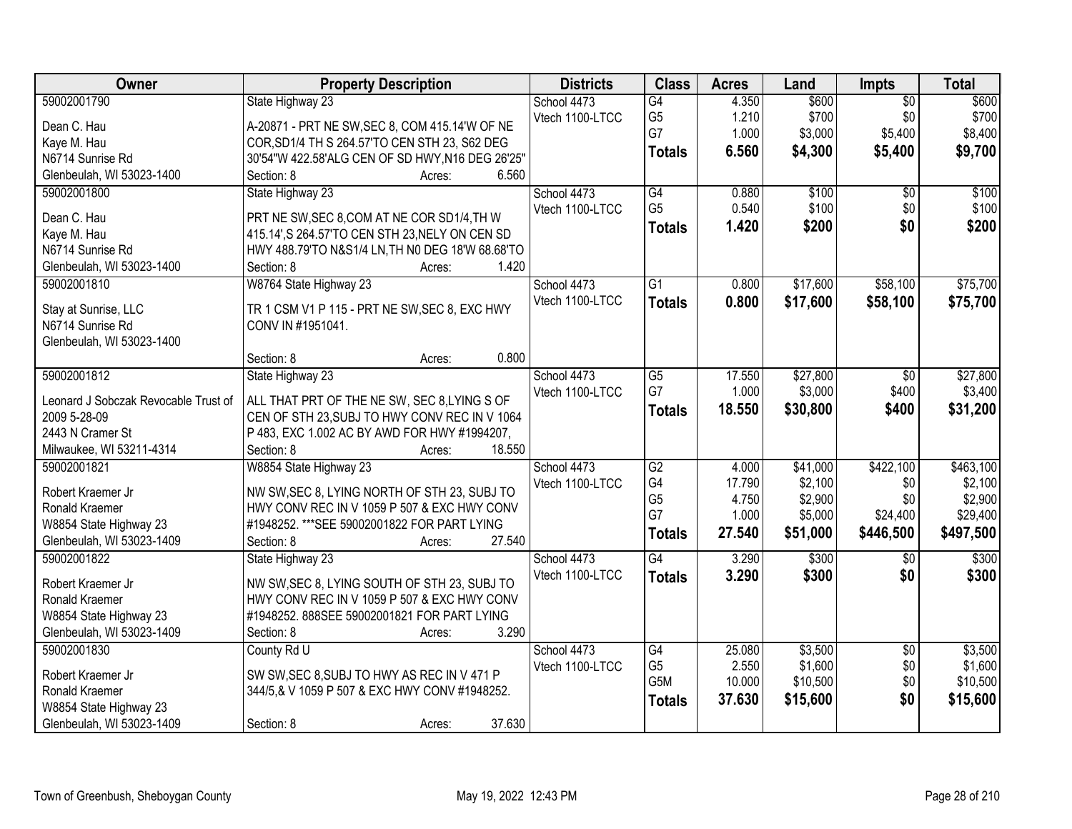| Owner | Property Description | Districts | Class | Acres | Land | Impts | Total |
|---|---|---|---|---|---|---|---|
| 59002001790<br>Dean C. Hau<br>Kaye M. Hau<br>N6714 Sunrise Rd<br>Glenbeulah, WI 53023-1400 | State Highway 23<br>A-20871 - PRT NE SW,SEC 8, COM 415.14'W OF NE COR,SD1/4 TH S 264.57'TO CEN STH 23, S62 DEG 30'54"W 422.58'ALG CEN OF SD HWY,N16 DEG 26'25"<br>Section: 8 Acres: 6.560 | School 4473<br>Vtech 1100-LTCC | G4<br>G5<br>G7<br>**Totals** | 4.350<br>1.210<br>1.000<br>**6.560** | $600<br>$700<br>$3,000<br>**$4,300** | $0<br>$0<br>$5,400<br>**$5,400** | $600<br>$700<br>$8,400<br>**$9,700** |
| 59002001800<br>Dean C. Hau<br>Kaye M. Hau<br>N6714 Sunrise Rd<br>Glenbeulah, WI 53023-1400 | State Highway 23<br>PRT NE SW,SEC 8,COM AT NE COR SD1/4,TH W 415.14',S 264.57'TO CEN STH 23,NELY ON CEN SD HWY 488.79'TO N&S1/4 LN,TH N0 DEG 18'W 68.68'TO<br>Section: 8 Acres: 1.420 | School 4473<br>Vtech 1100-LTCC | G4<br>G5<br>**Totals** | 0.880<br>0.540<br>**1.420** | $100<br>$100<br>**$200** | $0<br>$0<br>**$0** | $100<br>$100<br>**$200** |
| 59002001810<br>Stay at Sunrise, LLC<br>N6714 Sunrise Rd<br>Glenbeulah, WI 53023-1400 | W8764 State Highway 23<br>TR 1 CSM V1 P 115 - PRT NE SW,SEC 8, EXC HWY CONV IN #1951041.<br>Section: 8 Acres: 0.800 | School 4473<br>Vtech 1100-LTCC | G1<br>**Totals** | 0.800<br>**0.800** | $17,600<br>**$17,600** | $58,100<br>**$58,100** | $75,700<br>**$75,700** |
| 59002001812<br>Leonard J Sobczak Revocable Trust of 2009 5-28-09<br>2443 N Cramer St<br>Milwaukee, WI 53211-4314 | State Highway 23<br>ALL THAT PRT OF THE NE SW, SEC 8,LYING S OF CEN OF STH 23,SUBJ TO HWY CONV REC IN V 1064 P 483, EXC 1.002 AC BY AWD FOR HWY #1994207,<br>Section: 8 Acres: 18.550 | School 4473<br>Vtech 1100-LTCC | G5<br>G7<br>**Totals** | 17.550<br>1.000<br>**18.550** | $27,800<br>$3,000<br>**$30,800** | $0<br>$400<br>**$400** | $27,800<br>$3,400<br>**$31,200** |
| 59002001821<br>Robert Kraemer Jr<br>Ronald Kraemer<br>W8854 State Highway 23<br>Glenbeulah, WI 53023-1409 | W8854 State Highway 23<br>NW SW,SEC 8, LYING NORTH OF STH 23, SUBJ TO HWY CONV REC IN V 1059 P 507 & EXC HWY CONV #1948252. ***SEE 59002001822 FOR PART LYING<br>Section: 8 Acres: 27.540 | School 4473<br>Vtech 1100-LTCC | G2<br>G4<br>G5<br>G7<br>**Totals** | 4.000<br>17.790<br>4.750<br>1.000<br>**27.540** | $41,000<br>$2,100<br>$2,900<br>$5,000<br>**$51,000** | $422,100<br>$0<br>$0<br>$24,400<br>**$446,500** | $463,100<br>$2,100<br>$2,900<br>$29,400<br>**$497,500** |
| 59002001822<br>Robert Kraemer Jr<br>Ronald Kraemer<br>W8854 State Highway 23<br>Glenbeulah, WI 53023-1409 | State Highway 23<br>NW SW,SEC 8, LYING SOUTH OF STH 23, SUBJ TO HWY CONV REC IN V 1059 P 507 & EXC HWY CONV #1948252. 888SEE 59002001821 FOR PART LYING<br>Section: 8 Acres: 3.290 | School 4473<br>Vtech 1100-LTCC | G4<br>**Totals** | 3.290<br>**3.290** | $300<br>**$300** | $0<br>**$0** | $300<br>**$300** |
| 59002001830<br>Robert Kraemer Jr<br>Ronald Kraemer<br>W8854 State Highway 23<br>Glenbeulah, WI 53023-1409 | County Rd U<br>SW SW,SEC 8,SUBJ TO HWY AS REC IN V 471 P 344/5,& V 1059 P 507 & EXC HWY CONV #1948252.<br>Section: 8 Acres: 37.630 | School 4473<br>Vtech 1100-LTCC | G4<br>G5<br>G5M<br>**Totals** | 25.080<br>2.550<br>10.000<br>**37.630** | $3,500<br>$1,600<br>$10,500<br>**$15,600** | $0<br>$0<br>$0<br>**$0** | $3,500<br>$1,600<br>$10,500<br>**$15,600** |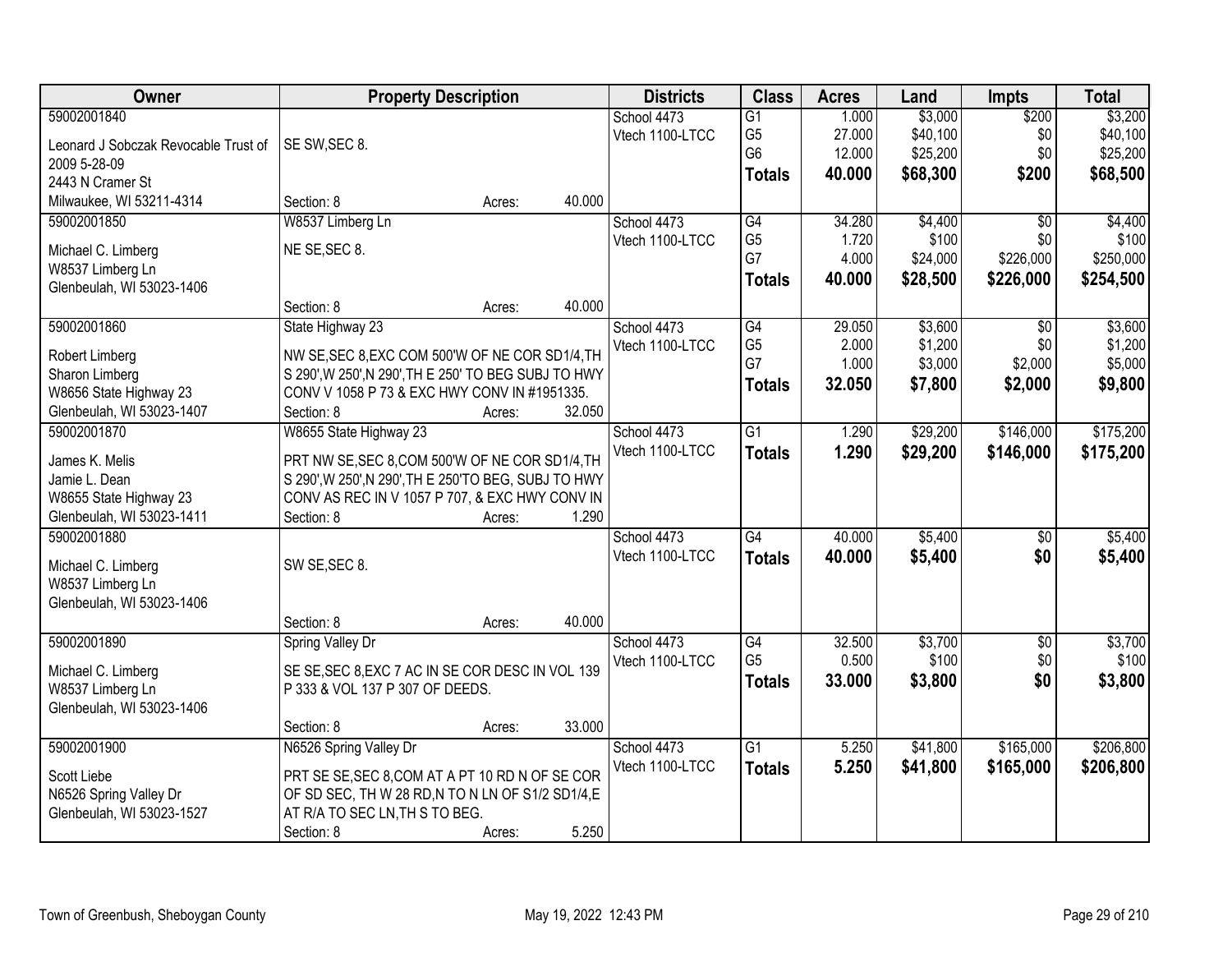| Owner | Property Description | Districts | Class | Acres | Land | Impts | Total |
|---|---|---|---|---|---|---|---|
| 59002001840<br>Leonard J Sobczak Revocable Trust of 2009 5-28-09<br>2443 N Cramer St<br>Milwaukee, WI 53211-4314 | SE SW,SEC 8.<br>Section: 8 Acres: 40.000 | School 4473<br>Vtech 1100-LTCC | G1<br>G5<br>G6<br>**Totals** | 1.000<br>27.000<br>12.000<br>**40.000** | $3,000<br>$40,100<br>$25,200<br>**$68,300** | $200<br>$0<br>$0<br>**$200** | $3,200<br>$40,100<br>$25,200<br>**$68,500** |
| 59002001850<br>Michael C. Limberg<br>W8537 Limberg Ln<br>Glenbeulah, WI 53023-1406 | W8537 Limberg Ln<br>NE SE,SEC 8.<br>Section: 8 Acres: 40.000 | School 4473<br>Vtech 1100-LTCC | G4<br>G5<br>G7<br>**Totals** | 34.280<br>1.720<br>4.000<br>**40.000** | $4,400<br>$100<br>$24,000<br>**$28,500** | $0<br>$0<br>$226,000<br>**$226,000** | $4,400<br>$100<br>$250,000<br>**$254,500** |
| 59002001860<br>Robert Limberg<br>Sharon Limberg<br>W8656 State Highway 23<br>Glenbeulah, WI 53023-1407 | State Highway 23<br>NW SE,SEC 8,EXC COM 500'W OF NE COR SD1/4,TH S 290',W 250',N 290',TH E 250' TO BEG SUBJ TO HWY CONV V 1058 P 73 & EXC HWY CONV IN #1951335.<br>Section: 8 Acres: 32.050 | School 4473<br>Vtech 1100-LTCC | G4<br>G5<br>G7<br>**Totals** | 29.050<br>2.000<br>1.000<br>**32.050** | $3,600<br>$1,200<br>$3,000<br>**$7,800** | $0<br>$0<br>$2,000<br>**$2,000** | $3,600<br>$1,200<br>$5,000<br>**$9,800** |
| 59002001870<br>James K. Melis<br>Jamie L. Dean<br>W8655 State Highway 23<br>Glenbeulah, WI 53023-1411 | W8655 State Highway 23<br>PRT NW SE,SEC 8,COM 500'W OF NE COR SD1/4,TH S 290',W 250',N 290',TH E 250'TO BEG, SUBJ TO HWY CONV AS REC IN V 1057 P 707, & EXC HWY CONV IN<br>Section: 8 Acres: 1.290 | School 4473<br>Vtech 1100-LTCC | G1<br>**Totals** | 1.290<br>**1.290** | $29,200<br>**$29,200** | $146,000<br>**$146,000** | $175,200<br>**$175,200** |
| 59002001880<br>Michael C. Limberg<br>W8537 Limberg Ln<br>Glenbeulah, WI 53023-1406 | SW SE,SEC 8.<br>Section: 8 Acres: 40.000 | School 4473<br>Vtech 1100-LTCC | G4<br>**Totals** | 40.000<br>**40.000** | $5,400<br>**$5,400** | $0<br>**$0** | $5,400<br>**$5,400** |
| 59002001890<br>Michael C. Limberg<br>W8537 Limberg Ln<br>Glenbeulah, WI 53023-1406 | Spring Valley Dr<br>SE SE,SEC 8,EXC 7 AC IN SE COR DESC IN VOL 139 P 333 & VOL 137 P 307 OF DEEDS.<br>Section: 8 Acres: 33.000 | School 4473<br>Vtech 1100-LTCC | G4<br>G5<br>**Totals** | 32.500<br>0.500<br>**33.000** | $3,700<br>$100<br>**$3,800** | $0<br>$0<br>**$0** | $3,700<br>$100<br>**$3,800** |
| 59002001900<br>Scott Liebe<br>N6526 Spring Valley Dr<br>Glenbeulah, WI 53023-1527 | N6526 Spring Valley Dr<br>PRT SE SE,SEC 8,COM AT A PT 10 RD N OF SE COR OF SD SEC, TH W 28 RD,N TO N LN OF S1/2 SD1/4,E AT R/A TO SEC LN,TH S TO BEG.<br>Section: 8 Acres: 5.250 | School 4473<br>Vtech 1100-LTCC | G1<br>**Totals** | 5.250<br>**5.250** | $41,800<br>**$41,800** | $165,000<br>**$165,000** | $206,800<br>**$206,800** |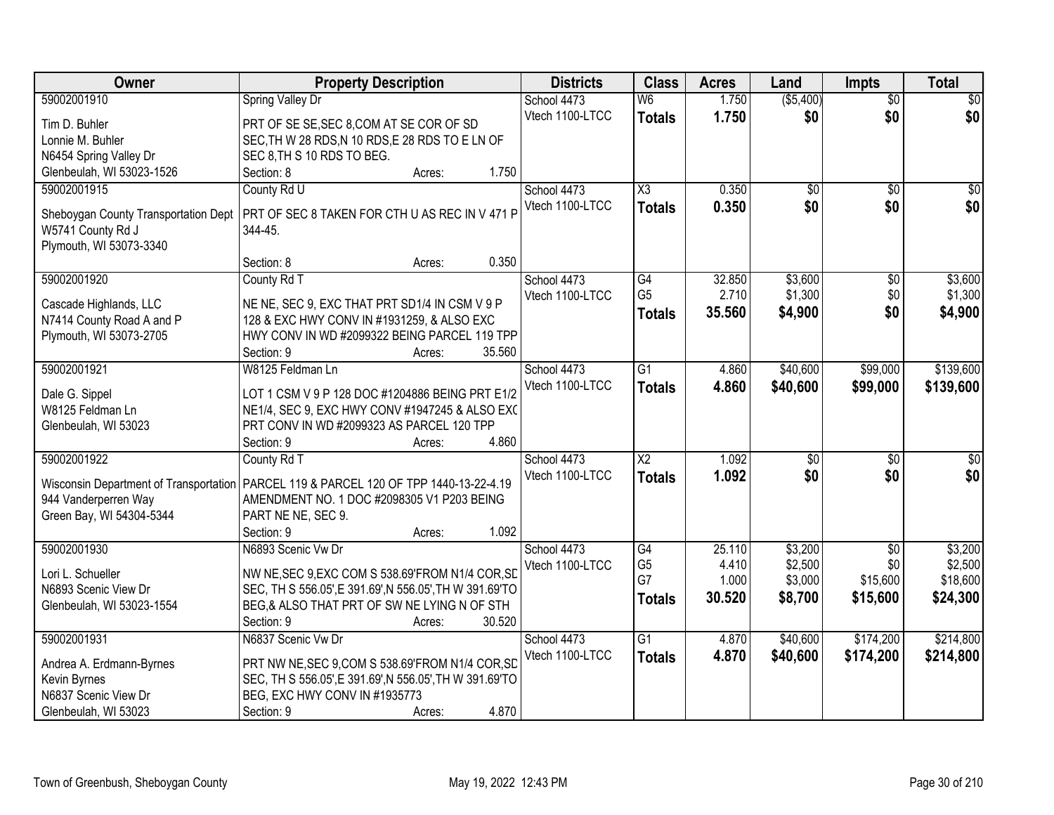| Owner | Property Description | Districts | Class | Acres | Land | Impts | Total |
|---|---|---|---|---|---|---|---|
| 59002001910<br>Tim D. Buhler<br>Lonnie M. Buhler<br>N6454 Spring Valley Dr<br>Glenbeulah, WI 53023-1526 | Spring Valley Dr<br>PRT OF SE SE,SEC 8,COM AT SE COR OF SD SEC,TH W 28 RDS,N 10 RDS,E 28 RDS TO E LN OF SEC 8,TH S 10 RDS TO BEG.<br>Section: 8 Acres: 1.750 | School 4473<br>Vtech 1100-LTCC | W6<br>**Totals** | 1.750<br>**1.750** | ($5,400)<br>**$0** | $0<br>**$0** | $0<br>**$0** |
| 59002001915<br>Sheboygan County Transportation Dept<br>W5741 County Rd J<br>Plymouth, WI 53073-3340 | County Rd U<br>PRT OF SEC 8 TAKEN FOR CTH U AS REC IN V 471 P 344-45.<br>Section: 8 Acres: 0.350 | School 4473<br>Vtech 1100-LTCC | X3<br>**Totals** | 0.350<br>**0.350** | $0<br>**$0** | $0<br>**$0** | $0<br>**$0** |
| 59002001920<br>Cascade Highlands, LLC<br>N7414 County Road A and P<br>Plymouth, WI 53073-2705 | County Rd T<br>NE NE, SEC 9, EXC THAT PRT SD1/4 IN CSM V 9 P 128 & EXC HWY CONV IN #1931259, & ALSO EXC HWY CONV IN WD #2099322 BEING PARCEL 119 TPP<br>Section: 9 Acres: 35.560 | School 4473<br>Vtech 1100-LTCC | G4<br>G5<br>**Totals** | 32.850<br>2.710<br>**35.560** | $3,600<br>$1,300<br>**$4,900** | $0<br>$0<br>**$0** | $3,600<br>$1,300<br>**$4,900** |
| 59002001921<br>Dale G. Sippel<br>W8125 Feldman Ln<br>Glenbeulah, WI 53023 | W8125 Feldman Ln<br>LOT 1 CSM V 9 P 128 DOC #1204886 BEING PRT E1/2 NE1/4, SEC 9, EXC HWY CONV #1947245 & ALSO EXC PRT CONV IN WD #2099323 AS PARCEL 120 TPP<br>Section: 9 Acres: 4.860 | School 4473<br>Vtech 1100-LTCC | G1<br>**Totals** | 4.860<br>**4.860** | $40,600<br>**$40,600** | $99,000<br>**$99,000** | $139,600<br>**$139,600** |
| 59002001922<br>Wisconsin Department of Transportation<br>944 Vanderperren Way<br>Green Bay, WI 54304-5344 | County Rd T<br>PARCEL 119 & PARCEL 120 OF TPP 1440-13-22-4.19 AMENDMENT NO. 1 DOC #2098305 V1 P203 BEING PART NE NE, SEC 9.<br>Section: 9 Acres: 1.092 | School 4473<br>Vtech 1100-LTCC | X2<br>**Totals** | 1.092<br>**1.092** | $0<br>**$0** | $0<br>**$0** | $0<br>**$0** |
| 59002001930<br>Lori L. Schueller<br>N6893 Scenic View Dr<br>Glenbeulah, WI 53023-1554 | N6893 Scenic Vw Dr<br>NW NE,SEC 9,EXC COM S 538.69'FROM N1/4 COR,SD SEC, TH S 556.05',E 391.69',N 556.05',TH W 391.69'TO BEG,& ALSO THAT PRT OF SW NE LYING N OF STH<br>Section: 9 Acres: 30.520 | School 4473<br>Vtech 1100-LTCC | G4<br>G5<br>G7<br>**Totals** | 25.110<br>4.410<br>1.000<br>**30.520** | $3,200<br>$2,500<br>$3,000<br>**$8,700** | $0<br>$0<br>$15,600<br>**$15,600** | $3,200<br>$2,500<br>$18,600<br>**$24,300** |
| 59002001931<br>Andrea A. Erdmann-Byrnes<br>Kevin Byrnes<br>N6837 Scenic View Dr<br>Glenbeulah, WI 53023 | N6837 Scenic Vw Dr<br>PRT NW NE,SEC 9,COM S 538.69'FROM N1/4 COR,SD SEC, TH S 556.05',E 391.69',N 556.05',TH W 391.69'TO BEG, EXC HWY CONV IN #1935773<br>Section: 9 Acres: 4.870 | School 4473<br>Vtech 1100-LTCC | G1<br>**Totals** | 4.870<br>**4.870** | $40,600<br>**$40,600** | $174,200<br>**$174,200** | $214,800<br>**$214,800** |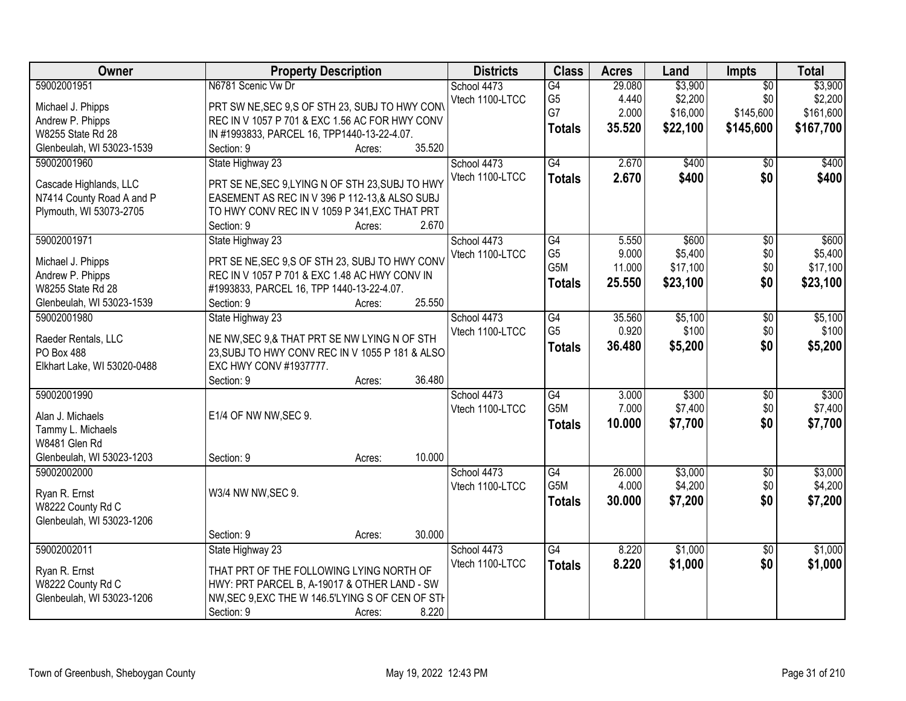| Owner | Property Description | Districts | Class | Acres | Land | Impts | Total |
|---|---|---|---|---|---|---|---|
| 59002001951<br><br>Michael J. Phipps<br>Andrew P. Phipps<br>W8255 State Rd 28<br>Glenbeulah, WI 53023-1539 | N6781 Scenic Vw Dr<br><br>PRT SW NE,SEC 9,S OF STH 23, SUBJ TO HWY CONV REC IN V 1057 P 701 & EXC 1.56 AC FOR HWY CONV IN #1993833, PARCEL 16, TPP1440-13-22-4.07.<br>Section: 9 Acres: 35.520 | School 4473<br>Vtech 1100-LTCC | G4<br>G5<br>G7<br>**Totals** | 29.080<br>4.440<br>2.000<br>**35.520** | $3,900<br>$2,200<br>$16,000<br>**$22,100** | $0<br>$0<br>$145,600<br>**$145,600** | $3,900<br>$2,200<br>$161,600<br>**$167,700** |
| 59002001960<br><br>Cascade Highlands, LLC<br>N7414 County Road A and P<br>Plymouth, WI 53073-2705 | State Highway 23<br><br>PRT SE NE,SEC 9,LYING N OF STH 23,SUBJ TO HWY EASEMENT AS REC IN V 396 P 112-13,& ALSO SUBJ TO HWY CONV REC IN V 1059 P 341,EXC THAT PRT<br>Section: 9 Acres: 2.670 | School 4473<br>Vtech 1100-LTCC | G4<br>**Totals** | 2.670<br>**2.670** | $400<br>**$400** | $0<br>**$0** | $400<br>**$400** |
| 59002001971<br><br>Michael J. Phipps<br>Andrew P. Phipps<br>W8255 State Rd 28<br>Glenbeulah, WI 53023-1539 | State Highway 23<br><br>PRT SE NE,SEC 9,S OF STH 23, SUBJ TO HWY CONV REC IN V 1057 P 701 & EXC 1.48 AC HWY CONV IN #1993833, PARCEL 16, TPP 1440-13-22-4.07.<br>Section: 9 Acres: 25.550 | School 4473<br>Vtech 1100-LTCC | G4<br>G5<br>G5M<br>**Totals** | 5.550<br>9.000<br>11.000<br>**25.550** | $600<br>$5,400<br>$17,100<br>**$23,100** | $0<br>$0<br>$0<br>**$0** | $600<br>$5,400<br>$17,100<br>**$23,100** |
| 59002001980<br><br>Raeder Rentals, LLC<br>PO Box 488<br>Elkhart Lake, WI 53020-0488 | State Highway 23<br><br>NE NW,SEC 9,& THAT PRT SE NW LYING N OF STH 23,SUBJ TO HWY CONV REC IN V 1055 P 181 & ALSO EXC HWY CONV #1937777.<br>Section: 9 Acres: 36.480 | School 4473<br>Vtech 1100-LTCC | G4<br>G5<br>**Totals** | 35.560<br>0.920<br>**36.480** | $5,100<br>$100<br>**$5,200** | $0<br>$0<br>**$0** | $5,100<br>$100<br>**$5,200** |
| 59002001990<br><br>Alan J. Michaels<br>Tammy L. Michaels<br>W8481 Glen Rd<br>Glenbeulah, WI 53023-1203 | E1/4 OF NW NW,SEC 9.<br>Section: 9 Acres: 10.000 | School 4473<br>Vtech 1100-LTCC | G4<br>G5M<br>**Totals** | 3.000<br>7.000<br>**10.000** | $300<br>$7,400<br>**$7,700** | $0<br>$0<br>**$0** | $300<br>$7,400<br>**$7,700** |
| 59002002000<br><br>Ryan R. Ernst<br>W8222 County Rd C<br>Glenbeulah, WI 53023-1206 | W3/4 NW NW,SEC 9.<br>Section: 9 Acres: 30.000 | School 4473<br>Vtech 1100-LTCC | G4<br>G5M<br>**Totals** | 26.000<br>4.000<br>**30.000** | $3,000<br>$4,200<br>**$7,200** | $0<br>$0<br>**$0** | $3,000<br>$4,200<br>**$7,200** |
| 59002002011<br><br>Ryan R. Ernst<br>W8222 County Rd C<br>Glenbeulah, WI 53023-1206 | State Highway 23<br><br>THAT PRT OF THE FOLLOWING LYING NORTH OF HWY: PRT PARCEL B, A-19017 & OTHER LAND - SW NW,SEC 9,EXC THE W 146.5'LYING S OF CEN OF STH<br>Section: 9 Acres: 8.220 | School 4473<br>Vtech 1100-LTCC | G4<br>**Totals** | 8.220<br>**8.220** | $1,000<br>**$1,000** | $0<br>**$0** | $1,000<br>**$1,000** |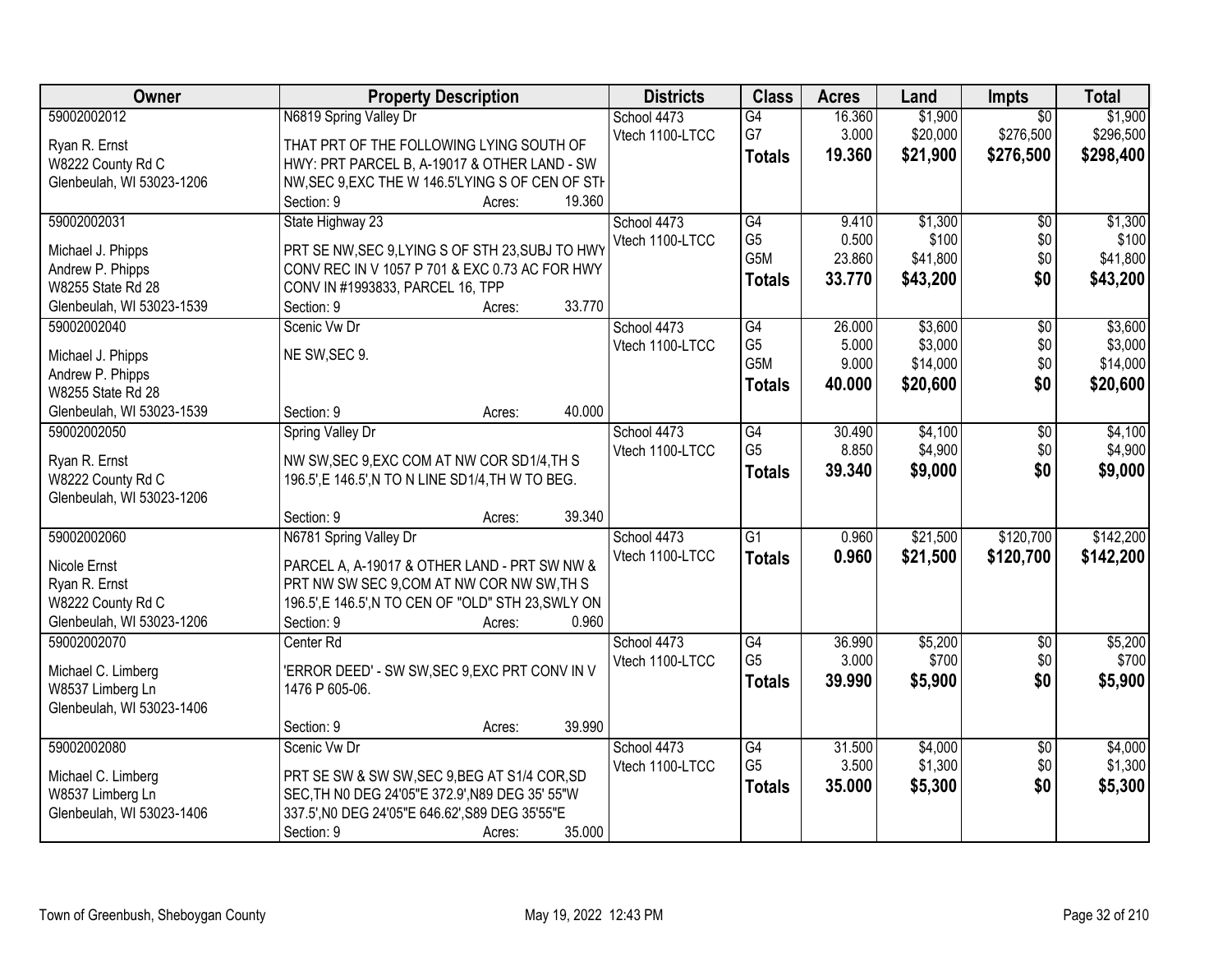| Owner | Property Description | Districts | Class | Acres | Land | Impts | Total |
|---|---|---|---|---|---|---|---|
| 59002002012<br>Ryan R. Ernst<br>W8222 County Rd C<br>Glenbeulah, WI 53023-1206 | N6819 Spring Valley Dr<br>THAT PRT OF THE FOLLOWING LYING SOUTH OF HWY: PRT PARCEL B, A-19017 & OTHER LAND - SW NW,SEC 9,EXC THE W 146.5'LYING S OF CEN OF STH<br>Section: 9 Acres: 19.360 | School 4473<br>Vtech 1100-LTCC | G4<br>G7<br>**Totals** | 16.360<br>3.000<br>**19.360** | $1,900<br>$20,000<br>**$21,900** | $0<br>$276,500<br>**$276,500** | $1,900<br>$296,500<br>**$298,400** |
| 59002002031<br>Michael J. Phipps<br>Andrew P. Phipps<br>W8255 State Rd 28<br>Glenbeulah, WI 53023-1539 | State Highway 23<br>PRT SE NW,SEC 9,LYING S OF STH 23,SUBJ TO HWY CONV REC IN V 1057 P 701 & EXC 0.73 AC FOR HWY CONV IN #1993833, PARCEL 16, TPP<br>Section: 9 Acres: 33.770 | School 4473<br>Vtech 1100-LTCC | G4<br>G5<br>G5M<br>**Totals** | 9.410<br>0.500<br>23.860<br>**33.770** | $1,300<br>$100<br>$41,800<br>**$43,200** | $0<br>$0<br>$0<br>**$0** | $1,300<br>$100<br>$41,800<br>**$43,200** |
| 59002002040<br>Michael J. Phipps<br>Andrew P. Phipps<br>W8255 State Rd 28<br>Glenbeulah, WI 53023-1539 | Scenic Vw Dr<br>NE SW,SEC 9.<br>Section: 9 Acres: 40.000 | School 4473<br>Vtech 1100-LTCC | G4<br>G5<br>G5M<br>**Totals** | 26.000<br>5.000<br>9.000<br>**40.000** | $3,600<br>$3,000<br>$14,000<br>**$20,600** | $0<br>$0<br>$0<br>**$0** | $3,600<br>$3,000<br>$14,000<br>**$20,600** |
| 59002002050<br>Ryan R. Ernst<br>W8222 County Rd C<br>Glenbeulah, WI 53023-1206 | Spring Valley Dr<br>NW SW,SEC 9,EXC COM AT NW COR SD1/4,TH S 196.5',E 146.5',N TO N LINE SD1/4,TH W TO BEG.<br>Section: 9 Acres: 39.340 | School 4473<br>Vtech 1100-LTCC | G4<br>G5<br>**Totals** | 30.490<br>8.850<br>**39.340** | $4,100<br>$4,900<br>**$9,000** | $0<br>$0<br>**$0** | $4,100<br>$4,900<br>**$9,000** |
| 59002002060<br>Nicole Ernst<br>Ryan R. Ernst<br>W8222 County Rd C<br>Glenbeulah, WI 53023-1206 | N6781 Spring Valley Dr<br>PARCEL A, A-19017 & OTHER LAND - PRT SW NW & PRT NW SW SEC 9,COM AT NW COR NW SW,TH S 196.5',E 146.5',N TO CEN OF "OLD" STH 23,SWLY ON<br>Section: 9 Acres: 0.960 | School 4473<br>Vtech 1100-LTCC | G1<br>**Totals** | 0.960<br>**0.960** | $21,500<br>**$21,500** | $120,700<br>**$120,700** | $142,200<br>**$142,200** |
| 59002002070<br>Michael C. Limberg<br>W8537 Limberg Ln<br>Glenbeulah, WI 53023-1406 | Center Rd<br>'ERROR DEED' - SW SW,SEC 9,EXC PRT CONV IN V 1476 P 605-06.<br>Section: 9 Acres: 39.990 | School 4473<br>Vtech 1100-LTCC | G4<br>G5<br>**Totals** | 36.990<br>3.000<br>**39.990** | $5,200<br>$700<br>**$5,900** | $0<br>$0<br>**$0** | $5,200<br>$700<br>**$5,900** |
| 59002002080<br>Michael C. Limberg<br>W8537 Limberg Ln<br>Glenbeulah, WI 53023-1406 | Scenic Vw Dr<br>PRT SE SW & SW SW,SEC 9,BEG AT S1/4 COR,SD SEC,TH N0 DEG 24'05"E 372.9',N89 DEG 35' 55"W 337.5',N0 DEG 24'05"E 646.62',S89 DEG 35'55"E<br>Section: 9 Acres: 35.000 | School 4473<br>Vtech 1100-LTCC | G4<br>G5<br>**Totals** | 31.500<br>3.500<br>**35.000** | $4,000<br>$1,300<br>**$5,300** | $0<br>$0<br>**$0** | $4,000<br>$1,300<br>**$5,300** |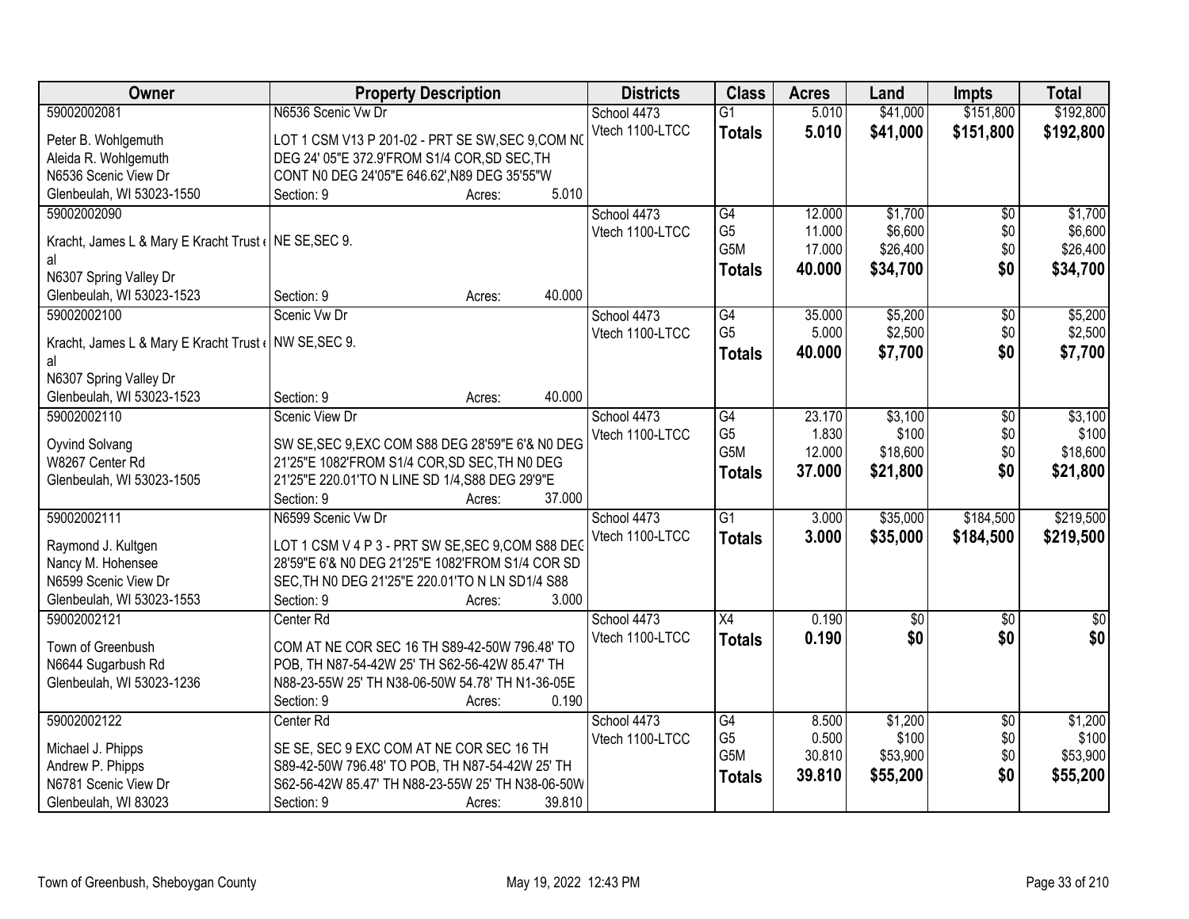| Owner | Property Description | Districts | Class | Acres | Land | Impts | Total |
|---|---|---|---|---|---|---|---|
| 59002002081<br>Peter B. Wohlgemuth<br>Aleida R. Wohlgemuth<br>N6536 Scenic View Dr<br>Glenbeulah, WI 53023-1550 | N6536 Scenic Vw Dr<br>LOT 1 CSM V13 P 201-02 - PRT SE SW,SEC 9,COM N0 DEG 24' 05"E 372.9'FROM S1/4 COR,SD SEC,TH CONT N0 DEG 24'05"E 646.62',N89 DEG 35'55"W<br>Section: 9 Acres: 5.010 | School 4473<br>Vtech 1100-LTCC | G1<br>**Totals** | 5.010<br>**5.010** | $41,000<br>**$41,000** | $151,800<br>**$151,800** | $192,800<br>**$192,800** |
| 59002002090<br>Kracht, James L & Mary E Kracht Trust et al<br>N6307 Spring Valley Dr<br>Glenbeulah, WI 53023-1523 | NE SE,SEC 9.<br>Section: 9 Acres: 40.000 | School 4473<br>Vtech 1100-LTCC | G4<br>G5<br>G5M<br>**Totals** | 12.000<br>11.000<br>17.000<br>**40.000** | $1,700<br>$6,600<br>$26,400<br>**$34,700** | $0<br>$0<br>$0<br>**$0** | $1,700<br>$6,600<br>$26,400<br>**$34,700** |
| 59002002100<br>Kracht, James L & Mary E Kracht Trust et al<br>N6307 Spring Valley Dr<br>Glenbeulah, WI 53023-1523 | Scenic Vw Dr<br>NW SE,SEC 9.<br>Section: 9 Acres: 40.000 | School 4473<br>Vtech 1100-LTCC | G4<br>G5<br>**Totals** | 35.000<br>5.000<br>**40.000** | $5,200<br>$2,500<br>**$7,700** | $0<br>$0<br>**$0** | $5,200<br>$2,500<br>**$7,700** |
| 59002002110<br>Oyvind Solvang<br>W8267 Center Rd<br>Glenbeulah, WI 53023-1505 | Scenic View Dr<br>SW SE,SEC 9,EXC COM S88 DEG 28'59"E 6'& N0 DEG 21'25"E 1082'FROM S1/4 COR,SD SEC,TH N0 DEG 21'25"E 220.01'TO N LINE SD 1/4,S88 DEG 29'9"E<br>Section: 9 Acres: 37.000 | School 4473<br>Vtech 1100-LTCC | G4<br>G5<br>G5M<br>**Totals** | 23.170<br>1.830<br>12.000<br>**37.000** | $3,100<br>$100<br>$18,600<br>**$21,800** | $0<br>$0<br>$0<br>**$0** | $3,100<br>$100<br>$18,600<br>**$21,800** |
| 59002002111<br>Raymond J. Kultgen<br>Nancy M. Hohensee<br>N6599 Scenic View Dr<br>Glenbeulah, WI 53023-1553 | N6599 Scenic Vw Dr<br>LOT 1 CSM V 4 P 3 - PRT SW SE,SEC 9,COM S88 DEG 28'59"E 6'& N0 DEG 21'25"E 1082'FROM S1/4 COR SD SEC,TH N0 DEG 21'25"E 220.01'TO N LN SD1/4 S88<br>Section: 9 Acres: 3.000 | School 4473<br>Vtech 1100-LTCC | G1<br>**Totals** | 3.000<br>**3.000** | $35,000<br>**$35,000** | $184,500<br>**$184,500** | $219,500<br>**$219,500** |
| 59002002121<br>Town of Greenbush<br>N6644 Sugarbush Rd<br>Glenbeulah, WI 53023-1236 | Center Rd<br>COM AT NE COR SEC 16 TH S89-42-50W 796.48' TO POB, TH N87-54-42W 25' TH S62-56-42W 85.47' TH N88-23-55W 25' TH N38-06-50W 54.78' TH N1-36-05E<br>Section: 9 Acres: 0.190 | School 4473<br>Vtech 1100-LTCC | X4<br>**Totals** | 0.190<br>**0.190** | $0<br>**$0** | $0<br>**$0** | $0<br>**$0** |
| 59002002122<br>Michael J. Phipps<br>Andrew P. Phipps<br>N6781 Scenic View Dr<br>Glenbeulah, WI 83023 | Center Rd<br>SE SE, SEC 9 EXC COM AT NE COR SEC 16 TH S89-42-50W 796.48' TO POB, TH N87-54-42W 25' TH S62-56-42W 85.47' TH N88-23-55W 25' TH N38-06-50W<br>Section: 9 Acres: 39.810 | School 4473<br>Vtech 1100-LTCC | G4<br>G5<br>G5M<br>**Totals** | 8.500<br>0.500<br>30.810<br>**39.810** | $1,200<br>$100<br>$53,900<br>**$55,200** | $0<br>$0<br>$0<br>**$0** | $1,200<br>$100<br>$53,900<br>**$55,200** |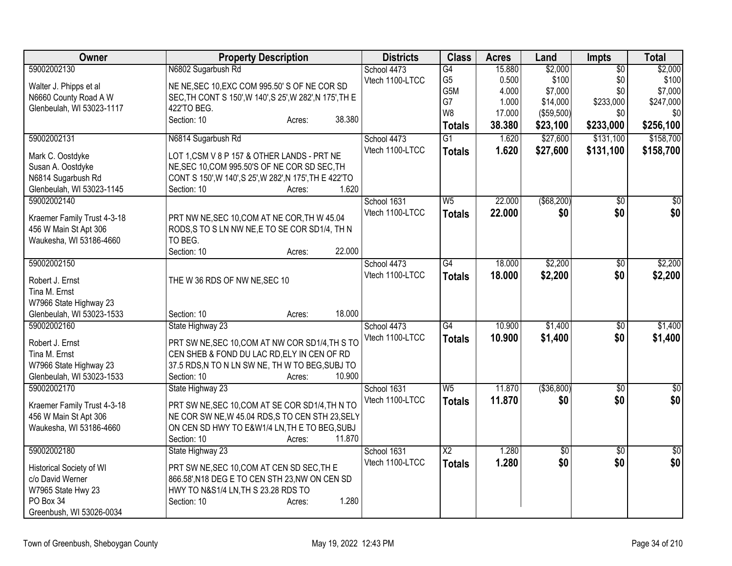| Owner | Property Description | Districts | Class | Acres | Land | Impts | Total |
|---|---|---|---|---|---|---|---|
| 59002002130<br>Walter J. Phipps et al<br>N6660 County Road A W<br>Glenbeulah, WI 53023-1117 | N6802 Sugarbush Rd<br>NE NE,SEC 10,EXC COM 995.50' S OF NE COR SD SEC,TH CONT S 150',W 140',S 25',W 282',N 175',TH E 422'TO BEG.<br>Section: 10 Acres: 38.380 | School 4473<br>Vtech 1100-LTCC | G4<br>G5<br>G5M<br>G7<br>W8<br>**Totals** | 15.880<br>0.500<br>4.000<br>1.000<br>17.000<br>**38.380** | $2,000<br>$100<br>$7,000<br>$14,000<br>($59,500)<br>**$23,100** | $0<br>$0<br>$0<br>$233,000<br>$0<br>**$233,000** | $2,000<br>$100<br>$7,000<br>$247,000<br>$0<br>**$256,100** |
| 59002002131<br>Mark C. Oostdyke<br>Susan A. Oostdyke<br>N6814 Sugarbush Rd<br>Glenbeulah, WI 53023-1145 | N6814 Sugarbush Rd<br>LOT 1,CSM V 8 P 157 & OTHER LANDS - PRT NE NE,SEC 10,COM 995.50'S OF NE COR SD SEC,TH CONT S 150',W 140',S 25',W 282',N 175',TH E 422'TO<br>Section: 10 Acres: 1.620 | School 4473<br>Vtech 1100-LTCC | G1<br>**Totals** | 1.620<br>**1.620** | $27,600<br>**$27,600** | $131,100<br>**$131,100** | $158,700<br>**$158,700** |
| 59002002140<br>Kraemer Family Trust 4-3-18<br>456 W Main St Apt 306<br>Waukesha, WI 53186-4660 | PRT NW NE,SEC 10,COM AT NE COR,TH W 45.04 RODS,S TO S LN NW NE,E TO SE COR SD1/4, TH N TO BEG.<br>Section: 10 Acres: 22.000 | School 1631<br>Vtech 1100-LTCC | W5<br>**Totals** | 22.000<br>**22.000** | ($68,200)<br>**$0** | $0<br>**$0** | $0<br>**$0** |
| 59002002150<br>Robert J. Ernst<br>Tina M. Ernst<br>W7966 State Highway 23<br>Glenbeulah, WI 53023-1533 | THE W 36 RDS OF NW NE,SEC 10<br>Section: 10 Acres: 18.000 | School 4473<br>Vtech 1100-LTCC | G4<br>**Totals** | 18.000<br>**18.000** | $2,200<br>**$2,200** | $0<br>**$0** | $2,200<br>**$2,200** |
| 59002002160<br>Robert J. Ernst<br>Tina M. Ernst<br>W7966 State Highway 23<br>Glenbeulah, WI 53023-1533 | State Highway 23<br>PRT SW NE,SEC 10,COM AT NW COR SD1/4,TH S TO CEN SHEB & FOND DU LAC RD,ELY IN CEN OF RD 37.5 RDS,N TO N LN SW NE, TH W TO BEG,SUBJ TO<br>Section: 10 Acres: 10.900 | School 4473<br>Vtech 1100-LTCC | G4<br>**Totals** | 10.900<br>**10.900** | $1,400<br>**$1,400** | $0<br>**$0** | $1,400<br>**$1,400** |
| 59002002170<br>Kraemer Family Trust 4-3-18<br>456 W Main St Apt 306<br>Waukesha, WI 53186-4660 | State Highway 23<br>PRT SW NE,SEC 10,COM AT SE COR SD1/4,TH N TO NE COR SW NE,W 45.04 RDS,S TO CEN STH 23,SELY ON CEN SD HWY TO E&W1/4 LN,TH E TO BEG,SUBJ<br>Section: 10 Acres: 11.870 | School 1631<br>Vtech 1100-LTCC | W5<br>**Totals** | 11.870<br>**11.870** | ($36,800)<br>**$0** | $0<br>**$0** | $0<br>**$0** |
| 59002002180<br>Historical Society of WI<br>c/o David Werner<br>W7965 State Hwy 23<br>PO Box 34<br>Greenbush, WI 53026-0034 | State Highway 23<br>PRT SW NE,SEC 10,COM AT CEN SD SEC,TH E 866.58',N18 DEG E TO CEN STH 23,NW ON CEN SD HWY TO N&S1/4 LN,TH S 23.28 RDS TO<br>Section: 10 Acres: 1.280 | School 1631<br>Vtech 1100-LTCC | X2<br>**Totals** | 1.280<br>**1.280** | $0<br>**$0** | $0<br>**$0** | $0<br>**$0** |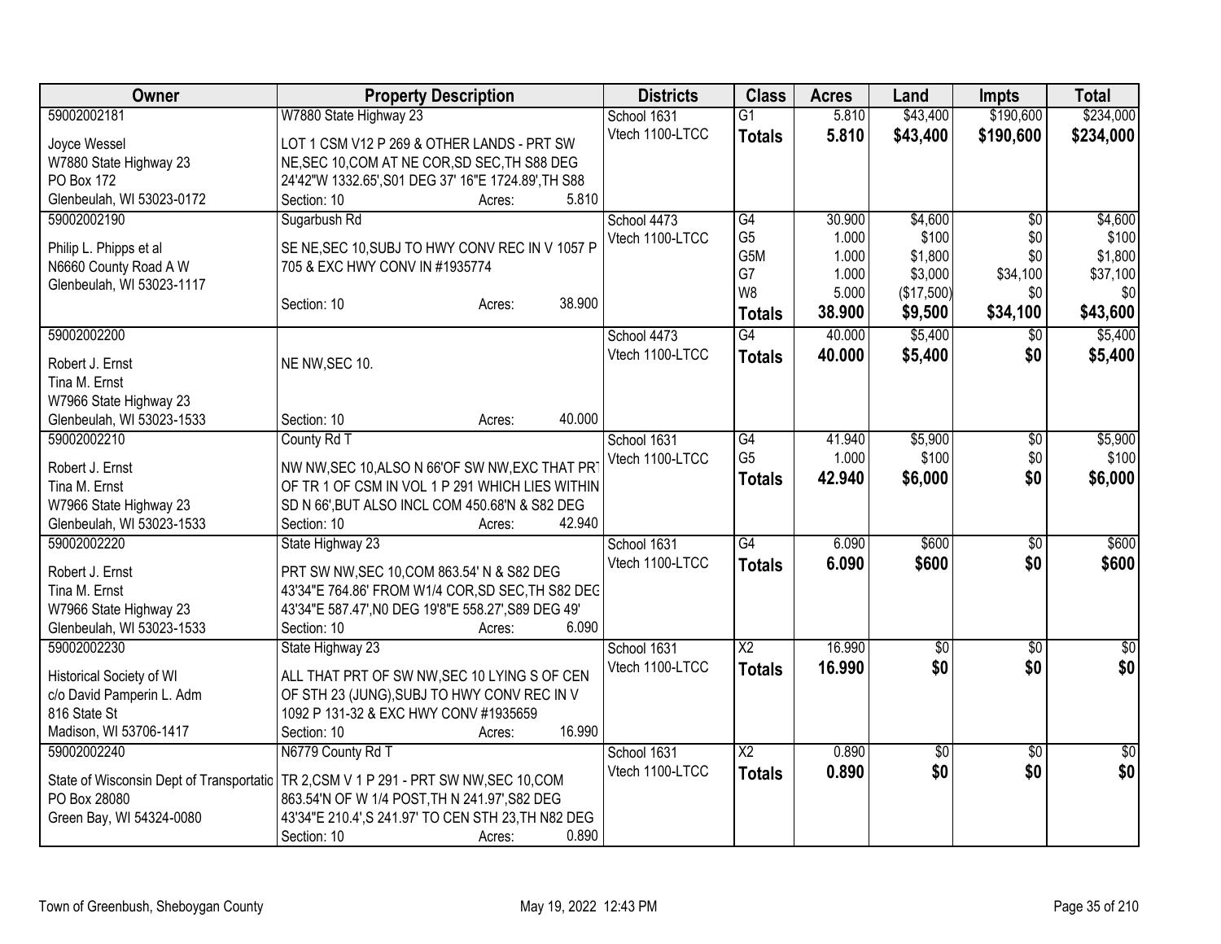| Owner | Property Description | Districts | Class | Acres | Land | Impts | Total |
|---|---|---|---|---|---|---|---|
| 59002002181<br><br>Joyce Wessel<br>W7880 State Highway 23<br>PO Box 172<br>Glenbeulah, WI 53023-0172 | W7880 State Highway 23<br><br>LOT 1 CSM V12 P 269 & OTHER LANDS - PRT SW NE,SEC 10,COM AT NE COR,SD SEC,TH S88 DEG 24'42"W 1332.65',S01 DEG 37' 16"E 1724.89',TH S88<br>Section: 10 Acres: 5.810 | School 1631<br>Vtech 1100-LTCC | G1<br>**Totals** | 5.810<br>**5.810** | $43,400<br>**$43,400** | $190,600<br>**$190,600** | $234,000<br>**$234,000** |
| 59002002190<br><br>Philip L. Phipps et al<br>N6660 County Road A W<br>Glenbeulah, WI 53023-1117 | Sugarbush Rd<br><br>SE NE,SEC 10,SUBJ TO HWY CONV REC IN V 1057 P 705 & EXC HWY CONV IN #1935774<br><br>Section: 10 Acres: 38.900 | School 4473<br>Vtech 1100-LTCC | G4<br>G5<br>G5M<br>G7<br>W8<br>**Totals** | 30.900<br>1.000<br>1.000<br>1.000<br>5.000<br>**38.900** | $4,600<br>$100<br>$1,800<br>$3,000<br>($17,500)<br>**$9,500** | $0<br>$0<br>$0<br>$34,100<br>$0<br>**$34,100** | $4,600<br>$100<br>$1,800<br>$37,100<br>$0<br>**$43,600** |
| 59002002200<br><br>Robert J. Ernst<br>Tina M. Ernst<br>W7966 State Highway 23<br>Glenbeulah, WI 53023-1533 | <br><br>NE NW,SEC 10.<br><br>Section: 10 Acres: 40.000 | School 4473<br>Vtech 1100-LTCC | G4<br>**Totals** | 40.000<br>**40.000** | $5,400<br>**$5,400** | $0<br>**$0** | $5,400<br>**$5,400** |
| 59002002210<br><br>Robert J. Ernst<br>Tina M. Ernst<br>W7966 State Highway 23<br>Glenbeulah, WI 53023-1533 | County Rd T<br><br>NW NW,SEC 10,ALSO N 66'OF SW NW,EXC THAT PRT OF TR 1 OF CSM IN VOL 1 P 291 WHICH LIES WITHIN SD N 66',BUT ALSO INCL COM 450.68'N & S82 DEG<br>Section: 10 Acres: 42.940 | School 1631<br>Vtech 1100-LTCC | G4<br>G5<br>**Totals** | 41.940<br>1.000<br>**42.940** | $5,900<br>$100<br>**$6,000** | $0<br>$0<br>**$0** | $5,900<br>$100<br>**$6,000** |
| 59002002220<br><br>Robert J. Ernst<br>Tina M. Ernst<br>W7966 State Highway 23<br>Glenbeulah, WI 53023-1533 | State Highway 23<br><br>PRT SW NW,SEC 10,COM 863.54' N & S82 DEG 43'34"E 764.86' FROM W1/4 COR,SD SEC,TH S82 DEG 43'34"E 587.47',N0 DEG 19'8"E 558.27',S89 DEG 49'<br>Section: 10 Acres: 6.090 | School 1631<br>Vtech 1100-LTCC | G4<br>**Totals** | 6.090<br>**6.090** | $600<br>**$600** | $0<br>**$0** | $600<br>**$600** |
| 59002002230<br><br>Historical Society of WI<br>c/o David Pamperin L. Adm<br>816 State St<br>Madison, WI 53706-1417 | State Highway 23<br><br>ALL THAT PRT OF SW NW,SEC 10 LYING S OF CEN OF STH 23 (JUNG),SUBJ TO HWY CONV REC IN V 1092 P 131-32 & EXC HWY CONV #1935659<br>Section: 10 Acres: 16.990 | School 1631<br>Vtech 1100-LTCC | X2<br>**Totals** | 16.990<br>**16.990** | $0<br>**$0** | $0<br>**$0** | $0<br>**$0** |
| 59002002240<br><br>State of Wisconsin Dept of Transportatio<br>PO Box 28080<br>Green Bay, WI 54324-0080 | N6779 County Rd T<br><br>TR 2,CSM V 1 P 291 - PRT SW NW,SEC 10,COM 863.54'N OF W 1/4 POST,TH N 241.97',S82 DEG 43'34"E 210.4',S 241.97' TO CEN STH 23,TH N82 DEG<br>Section: 10 Acres: 0.890 | School 1631<br>Vtech 1100-LTCC | X2<br>**Totals** | 0.890<br>**0.890** | $0<br>**$0** | $0<br>**$0** | $0<br>**$0** |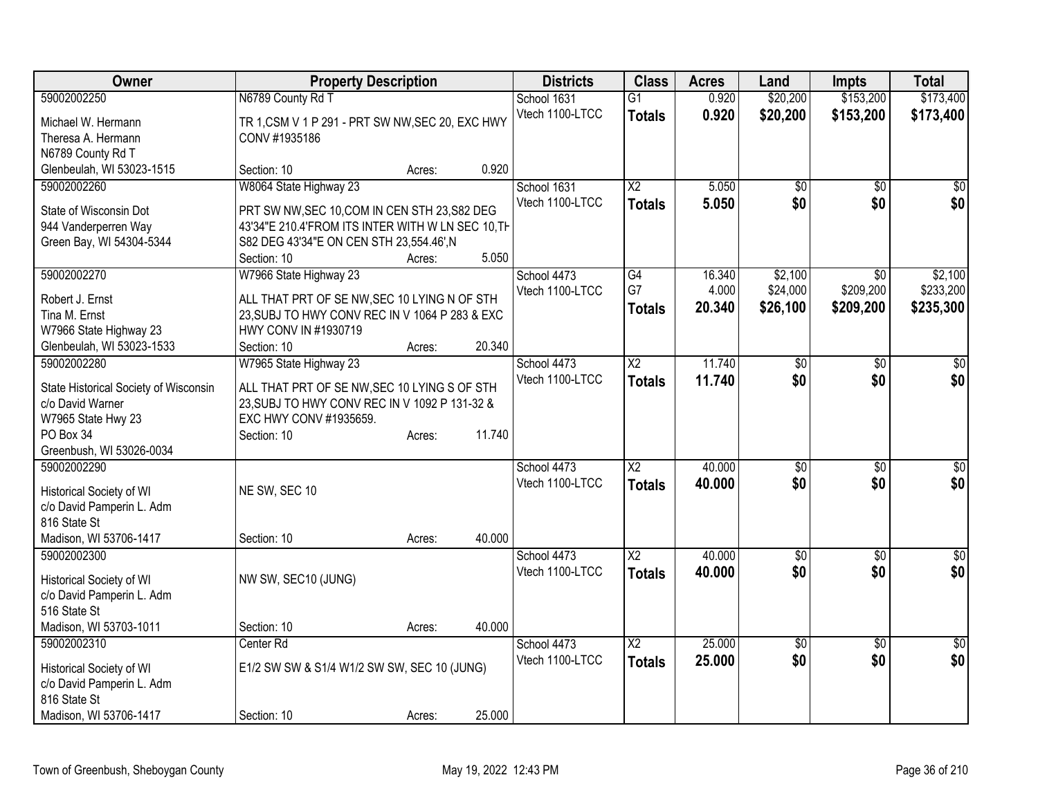| Owner | Property Description | Districts | Class | Acres | Land | Impts | Total |
|---|---|---|---|---|---|---|---|
| 59002002250<br>Michael W. Hermann<br>Theresa A. Hermann<br>N6789 County Rd T<br>Glenbeulah, WI 53023-1515 | N6789 County Rd T<br>TR 1,CSM V 1 P 291 - PRT SW NW,SEC 20, EXC HWY CONV #1935186<br>Section: 10 Acres: 0.920 | School 1631<br>Vtech 1100-LTCC | G1<br>**Totals** | 0.920<br>**0.920** | \$20,200<br>**\$20,200** | \$153,200<br>**\$153,200** | \$173,400<br>**\$173,400** |
| 59002002260<br>State of Wisconsin Dot<br>944 Vanderperren Way<br>Green Bay, WI 54304-5344 | W8064 State Highway 23<br>PRT SW NW,SEC 10,COM IN CEN STH 23,S82 DEG 43'34"E 210.4'FROM ITS INTER WITH W LN SEC 10,TH S82 DEG 43'34"E ON CEN STH 23,554.46',N<br>Section: 10 Acres: 5.050 | School 1631<br>Vtech 1100-LTCC | X2<br>**Totals** | 5.050<br>**5.050** | \$0<br>**\$0** | \$0<br>**\$0** | \$0<br>**\$0** |
| 59002002270<br>Robert J. Ernst<br>Tina M. Ernst<br>W7966 State Highway 23<br>Glenbeulah, WI 53023-1533 | W7966 State Highway 23<br>ALL THAT PRT OF SE NW,SEC 10 LYING N OF STH 23,SUBJ TO HWY CONV REC IN V 1064 P 283 & EXC HWY CONV IN #1930719<br>Section: 10 Acres: 20.340 | School 4473<br>Vtech 1100-LTCC | G4<br>G7<br>**Totals** | 16.340<br>4.000<br>**20.340** | \$2,100<br>\$24,000<br>**\$26,100** | \$0<br>\$209,200<br>**\$209,200** | \$2,100<br>\$233,200<br>**\$235,300** |
| 59002002280<br>State Historical Society of Wisconsin<br>c/o David Warner<br>W7965 State Hwy 23<br>PO Box 34<br>Greenbush, WI 53026-0034 | W7965 State Highway 23<br>ALL THAT PRT OF SE NW,SEC 10 LYING S OF STH 23,SUBJ TO HWY CONV REC IN V 1092 P 131-32 & EXC HWY CONV #1935659.<br>Section: 10 Acres: 11.740 | School 4473<br>Vtech 1100-LTCC | X2<br>**Totals** | 11.740<br>**11.740** | \$0<br>**\$0** | \$0<br>**\$0** | \$0<br>**\$0** |
| 59002002290<br>Historical Society of WI<br>c/o David Pamperin L. Adm<br>816 State St<br>Madison, WI 53706-1417 | NE SW, SEC 10<br>Section: 10 Acres: 40.000 | School 4473<br>Vtech 1100-LTCC | X2<br>**Totals** | 40.000<br>**40.000** | \$0<br>**\$0** | \$0<br>**\$0** | \$0<br>**\$0** |
| 59002002300<br>Historical Society of WI<br>c/o David Pamperin L. Adm<br>516 State St<br>Madison, WI 53703-1011 | NW SW, SEC10 (JUNG)<br>Section: 10 Acres: 40.000 | School 4473<br>Vtech 1100-LTCC | X2<br>**Totals** | 40.000<br>**40.000** | \$0<br>**\$0** | \$0<br>**\$0** | \$0<br>**\$0** |
| 59002002310<br>Historical Society of WI<br>c/o David Pamperin L. Adm<br>816 State St<br>Madison, WI 53706-1417 | Center Rd<br>E1/2 SW SW & S1/4 W1/2 SW SW, SEC 10 (JUNG)<br>Section: 10 Acres: 25.000 | School 4473<br>Vtech 1100-LTCC | X2<br>**Totals** | 25.000<br>**25.000** | \$0<br>**\$0** | \$0<br>**\$0** | \$0<br>**\$0** |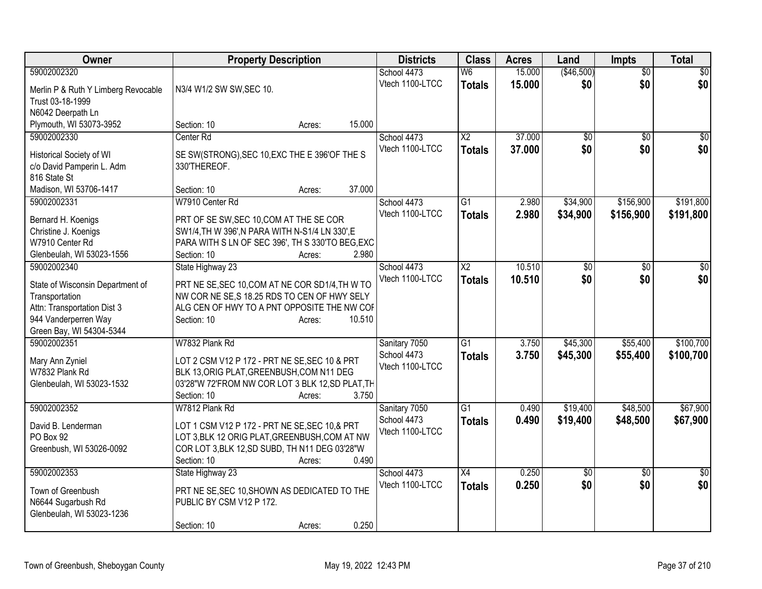| Owner | Property Description | | | Districts | Class | Acres | Land | Impts | Total |
|---|---|---|---|---|---|---|---|---|---|
| 59002002320 | | | | School 4473 | W6 | 15.000 | ($46,500) | $0 | $0 |
| Merlin P & Ruth Y Limberg Revocable Trust 03-18-1999 | N3/4 W1/2 SW SW,SEC 10. | | | Vtech 1100-LTCC | **Totals** | **15.000** | **$0** | **$0** | **$0** |
| N6042 Deerpath Ln | | | | | | | | | |
| Plymouth, WI 53073-3952 | Section: 10 | Acres: | 15.000 | | | | | | |
| 59002002330 | Center Rd | | | School 4473 | X2 | 37.000 | $0 | $0 | $0 |
| Historical Society of WI | SE SW(STRONG),SEC 10,EXC THE E 396'OF THE S 330'THEREOF. | | | Vtech 1100-LTCC | **Totals** | **37.000** | **$0** | **$0** | **$0** |
| c/o David Pamperin L. Adm | | | | | | | | | |
| 816 State St | | | | | | | | | |
| Madison, WI 53706-1417 | Section: 10 | Acres: | 37.000 | | | | | | |
| 59002002331 | W7910 Center Rd | | | School 4473 | G1 | 2.980 | $34,900 | $156,900 | $191,800 |
| Bernard H. Koenigs | PRT OF SE SW,SEC 10,COM AT THE SE COR SW1/4,TH W 396',N PARA WITH N-S1/4 LN 330',E PARA WITH S LN OF SEC 396', TH S 330'TO BEG,EXC | | | Vtech 1100-LTCC | **Totals** | **2.980** | **$34,900** | **$156,900** | **$191,800** |
| Christine J. Koenigs | | | | | | | | | |
| W7910 Center Rd | | | | | | | | | |
| Glenbeulah, WI 53023-1556 | Section: 10 | Acres: | 2.980 | | | | | | |
| 59002002340 | State Highway 23 | | | School 4473 | X2 | 10.510 | $0 | $0 | $0 |
| State of Wisconsin Department of Transportation | PRT NE SE,SEC 10,COM AT NE COR SD1/4,TH W TO NW COR NE SE,S 18.25 RDS TO CEN OF HWY SELY ALG CEN OF HWY TO A PNT OPPOSITE THE NW COF | | | Vtech 1100-LTCC | **Totals** | **10.510** | **$0** | **$0** | **$0** |
| Attn: Transportation Dist 3 | | | | | | | | | |
| 944 Vanderperren Way | Section: 10 | Acres: | 10.510 | | | | | | |
| Green Bay, WI 54304-5344 | | | | | | | | | |
| 59002002351 | W7832 Plank Rd | | | Sanitary 7050 | G1 | 3.750 | $45,300 | $55,400 | $100,700 |
| Mary Ann Zyniel | LOT 2 CSM V12 P 172 - PRT NE SE,SEC 10 & PRT BLK 13,ORIG PLAT,GREENBUSH,COM N11 DEG 03'28"W 72'FROM NW COR LOT 3 BLK 12,SD PLAT,TH | | | School 4473 | **Totals** | **3.750** | **$45,300** | **$55,400** | **$100,700** |
| W7832 Plank Rd | | | | Vtech 1100-LTCC | | | | | |
| Glenbeulah, WI 53023-1532 | | | | | | | | | |
| | Section: 10 | Acres: | 3.750 | | | | | | |
| 59002002352 | W7812 Plank Rd | | | Sanitary 7050 | G1 | 0.490 | $19,400 | $48,500 | $67,900 |
| David B. Lenderman | LOT 1 CSM V12 P 172 - PRT NE SE,SEC 10,& PRT LOT 3,BLK 12 ORIG PLAT,GREENBUSH,COM AT NW COR LOT 3,BLK 12,SD SUBD, TH N11 DEG 03'28"W | | | School 4473 | **Totals** | **0.490** | **$19,400** | **$48,500** | **$67,900** |
| PO Box 92 | | | | Vtech 1100-LTCC | | | | | |
| Greenbush, WI 53026-0092 | | | | | | | | | |
| | Section: 10 | Acres: | 0.490 | | | | | | |
| 59002002353 | State Highway 23 | | | School 4473 | X4 | 0.250 | $0 | $0 | $0 |
| Town of Greenbush | PRT NE SE,SEC 10,SHOWN AS DEDICATED TO THE PUBLIC BY CSM V12 P 172. | | | Vtech 1100-LTCC | **Totals** | **0.250** | **$0** | **$0** | **$0** |
| N6644 Sugarbush Rd | | | | | | | | | |
| Glenbeulah, WI 53023-1236 | | | | | | | | | |
| | Section: 10 | Acres: | 0.250 | | | | | | |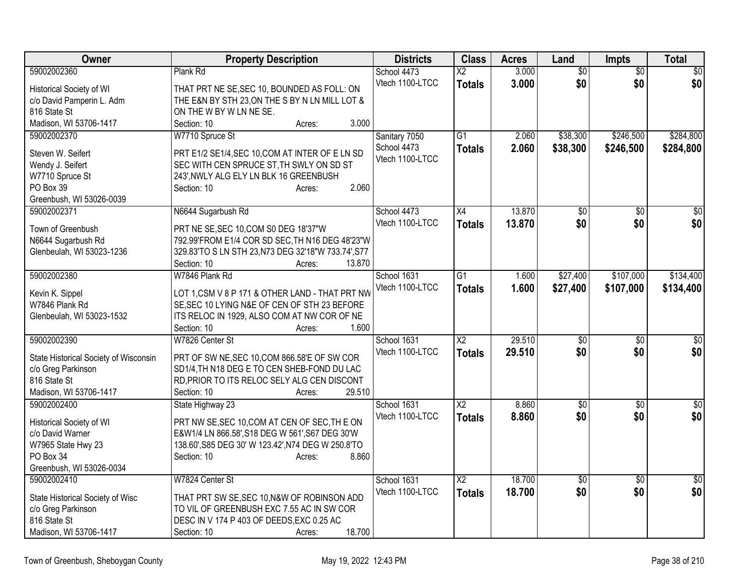| Owner | Property Description | Districts | Class | Acres | Land | Impts | Total |
|---|---|---|---|---|---|---|---|
| 59002002360<br>Historical Society of WI<br>c/o David Pamperin L. Adm<br>816 State St<br>Madison, WI 53706-1417 | Plank Rd<br>THAT PRT NE SE,SEC 10, BOUNDED AS FOLL: ON THE E&N BY STH 23,ON THE S BY N LN MILL LOT & ON THE W BY W LN NE SE.<br>Section: 10 Acres: 3.000 | School 4473<br>Vtech 1100-LTCC | X2<br>**Totals** | 3.000<br>**3.000** | $0<br>**$0** | $0<br>**$0** | $0<br>**$0** |
| 59002002370<br>Steven W. Seifert<br>Wendy J. Seifert<br>W7710 Spruce St<br>PO Box 39<br>Greenbush, WI 53026-0039 | W7710 Spruce St<br>PRT E1/2 SE1/4,SEC 10,COM AT INTER OF E LN SD SEC WITH CEN SPRUCE ST,TH SWLY ON SD ST 243',NWLY ALG ELY LN BLK 16 GREENBUSH<br>Section: 10 Acres: 2.060 | Sanitary 7050<br>School 4473<br>Vtech 1100-LTCC | G1<br>**Totals** | 2.060<br>**2.060** | $38,300<br>**$38,300** | $246,500<br>**$246,500** | $284,800<br>**$284,800** |
| 59002002371<br>Town of Greenbush<br>N6644 Sugarbush Rd<br>Glenbeulah, WI 53023-1236 | N6644 Sugarbush Rd<br>PRT NE SE,SEC 10,COM S0 DEG 18'37"W 792.99'FROM E1/4 COR SD SEC,TH N16 DEG 48'23"W 329.83'TO S LN STH 23,N73 DEG 32'18"W 733.74',S77<br>Section: 10 Acres: 13.870 | School 4473<br>Vtech 1100-LTCC | X4<br>**Totals** | 13.870<br>**13.870** | $0<br>**$0** | $0<br>**$0** | $0<br>**$0** |
| 59002002380<br>Kevin K. Sippel<br>W7846 Plank Rd<br>Glenbeulah, WI 53023-1532 | W7846 Plank Rd<br>LOT 1,CSM V 8 P 171 & OTHER LAND - THAT PRT NW SE,SEC 10 LYING N&E OF CEN OF STH 23 BEFORE ITS RELOC IN 1929, ALSO COM AT NW COR OF NE<br>Section: 10 Acres: 1.600 | School 1631<br>Vtech 1100-LTCC | G1<br>**Totals** | 1.600<br>**1.600** | $27,400<br>**$27,400** | $107,000<br>**$107,000** | $134,400<br>**$134,400** |
| 59002002390<br>State Historical Society of Wisconsin<br>c/o Greg Parkinson<br>816 State St<br>Madison, WI 53706-1417 | W7826 Center St<br>PRT OF SW NE,SEC 10,COM 866.58'E OF SW COR SD1/4,TH N18 DEG E TO CEN SHEB-FOND DU LAC RD,PRIOR TO ITS RELOC SELY ALG CEN DISCONT<br>Section: 10 Acres: 29.510 | School 1631<br>Vtech 1100-LTCC | X2<br>**Totals** | 29.510<br>**29.510** | $0<br>**$0** | $0<br>**$0** | $0<br>**$0** |
| 59002002400<br>Historical Society of WI<br>c/o David Warner<br>W7965 State Hwy 23<br>PO Box 34<br>Greenbush, WI 53026-0034 | State Highway 23<br>PRT NW SE,SEC 10,COM AT CEN OF SEC,TH E ON E&W1/4 LN 866.58',S18 DEG W 561',S67 DEG 30'W 138.60',S85 DEG 30' W 123.42',N74 DEG W 250.8'TO<br>Section: 10 Acres: 8.860 | School 1631<br>Vtech 1100-LTCC | X2<br>**Totals** | 8.860<br>**8.860** | $0<br>**$0** | $0<br>**$0** | $0<br>**$0** |
| 59002002410<br>State Historical Society of Wisc<br>c/o Greg Parkinson<br>816 State St<br>Madison, WI 53706-1417 | W7824 Center St<br>THAT PRT SW SE,SEC 10,N&W OF ROBINSON ADD TO VIL OF GREENBUSH EXC 7.55 AC IN SW COR DESC IN V 174 P 403 OF DEEDS,EXC 0.25 AC<br>Section: 10 Acres: 18.700 | School 1631<br>Vtech 1100-LTCC | X2<br>**Totals** | 18.700<br>**18.700** | $0<br>**$0** | $0<br>**$0** | $0<br>**$0** |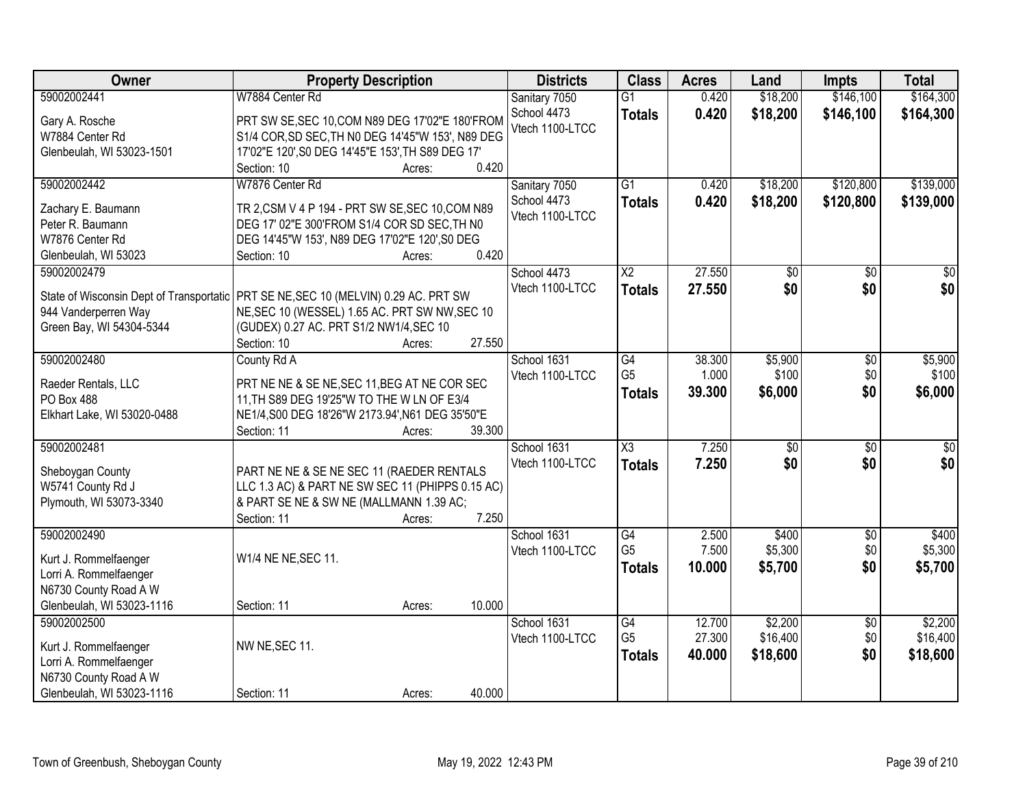| Owner | Property Description | Districts | Class | Acres | Land | Impts | Total |
|---|---|---|---|---|---|---|---|
| 59002002441<br>Gary A. Rosche<br>W7884 Center Rd<br>Glenbeulah, WI 53023-1501 | W7884 Center Rd<br>PRT SW SE,SEC 10,COM N89 DEG 17'02"E 180'FROM S1/4 COR,SD SEC,TH N0 DEG 14'45"W 153', N89 DEG 17'02"E 120',S0 DEG 14'45"E 153',TH S89 DEG 17'<br>Section: 10 Acres: 0.420 | Sanitary 7050<br>School 4473<br>Vtech 1100-LTCC | G1<br>**Totals** | 0.420<br>**0.420** | $18,200<br>**$18,200** | $146,100<br>**$146,100** | $164,300<br>**$164,300** |
| 59002002442<br>Zachary E. Baumann<br>Peter R. Baumann<br>W7876 Center Rd<br>Glenbeulah, WI 53023 | W7876 Center Rd<br>TR 2,CSM V 4 P 194 - PRT SW SE,SEC 10,COM N89 DEG 17' 02"E 300'FROM S1/4 COR SD SEC,TH N0 DEG 14'45"W 153', N89 DEG 17'02"E 120',S0 DEG<br>Section: 10 Acres: 0.420 | Sanitary 7050<br>School 4473<br>Vtech 1100-LTCC | G1<br>**Totals** | 0.420<br>**0.420** | $18,200<br>**$18,200** | $120,800<br>**$120,800** | $139,000<br>**$139,000** |
| 59002002479<br>State of Wisconsin Dept of Transportatio<br>944 Vanderperren Way<br>Green Bay, WI 54304-5344 | PRT SE NE,SEC 10 (MELVIN) 0.29 AC. PRT SW NE,SEC 10 (WESSEL) 1.65 AC. PRT SW NW,SEC 10 (GUDEX) 0.27 AC. PRT S1/2 NW1/4,SEC 10<br>Section: 10 Acres: 27.550 | School 4473<br>Vtech 1100-LTCC | X2<br>**Totals** | 27.550<br>**27.550** | $0<br>**$0** | $0<br>**$0** | $0<br>**$0** |
| 59002002480<br>Raeder Rentals, LLC<br>PO Box 488<br>Elkhart Lake, WI 53020-0488 | County Rd A<br>PRT NE NE & SE NE,SEC 11,BEG AT NE COR SEC 11,TH S89 DEG 19'25"W TO THE W LN OF E3/4 NE1/4,S00 DEG 18'26"W 2173.94',N61 DEG 35'50"E<br>Section: 11 Acres: 39.300 | School 1631<br>Vtech 1100-LTCC | G4<br>G5<br>**Totals** | 38.300<br>1.000<br>**39.300** | $5,900<br>$100<br>**$6,000** | $0<br>$0<br>**$0** | $5,900<br>$100<br>**$6,000** |
| 59002002481<br>Sheboygan County<br>W5741 County Rd J<br>Plymouth, WI 53073-3340 | PART NE NE & SE NE SEC 11 (RAEDER RENTALS LLC 1.3 AC) & PART NE SW SEC 11 (PHIPPS 0.15 AC) & PART SE NE & SW NE (MALLMANN 1.39 AC;<br>Section: 11 Acres: 7.250 | School 1631<br>Vtech 1100-LTCC | X3<br>**Totals** | 7.250<br>**7.250** | $0<br>**$0** | $0<br>**$0** | $0<br>**$0** |
| 59002002490<br>Kurt J. Rommelfaenger<br>Lorri A. Rommelfaenger<br>N6730 County Road A W<br>Glenbeulah, WI 53023-1116 | W1/4 NE NE,SEC 11.<br>Section: 11 Acres: 10.000 | School 1631<br>Vtech 1100-LTCC | G4<br>G5<br>**Totals** | 2.500<br>7.500<br>**10.000** | $400<br>$5,300<br>**$5,700** | $0<br>$0<br>**$0** | $400<br>$5,300<br>**$5,700** |
| 59002002500<br>Kurt J. Rommelfaenger<br>Lorri A. Rommelfaenger<br>N6730 County Road A W<br>Glenbeulah, WI 53023-1116 | NW NE,SEC 11.<br>Section: 11 Acres: 40.000 | School 1631<br>Vtech 1100-LTCC | G4<br>G5<br>**Totals** | 12.700<br>27.300<br>**40.000** | $2,200<br>$16,400<br>**$18,600** | $0<br>$0<br>**$0** | $2,200<br>$16,400<br>**$18,600** |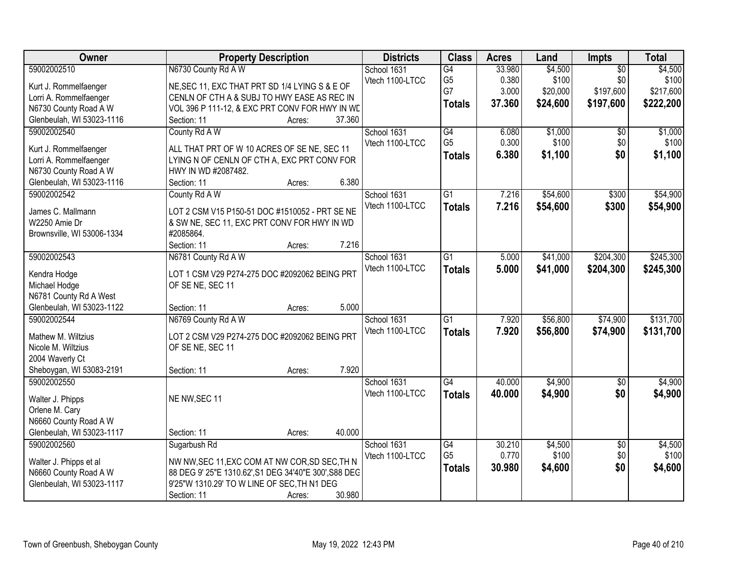| Owner | Property Description | Districts | Class | Acres | Land | Impts | Total |
|---|---|---|---|---|---|---|---|
| 59002002510<br><br>Kurt J. Rommelfaenger<br>Lorri A. Rommelfaenger<br>N6730 County Road A W<br>Glenbeulah, WI 53023-1116 | N6730 County Rd A W<br><br>NE,SEC 11, EXC THAT PRT SD 1/4 LYING S & E OF CENLN OF CTH A & SUBJ TO HWY EASE AS REC IN VOL 396 P 111-12, & EXC PRT CONV FOR HWY IN WD<br>Section: 11 Acres: 37.360 | School 1631<br>Vtech 1100-LTCC | G4<br>G5<br>G7<br>**Totals** | 33.980<br>0.380<br>3.000<br>**37.360** | $4,500<br>$100<br>$20,000<br>**$24,600** | $0<br>$0<br>$197,600<br>**$197,600** | $4,500<br>$100<br>$217,600<br>**$222,200** |
| 59002002540<br><br>Kurt J. Rommelfaenger<br>Lorri A. Rommelfaenger<br>N6730 County Road A W<br>Glenbeulah, WI 53023-1116 | County Rd A W<br><br>ALL THAT PRT OF W 10 ACRES OF SE NE, SEC 11 LYING N OF CENLN OF CTH A, EXC PRT CONV FOR HWY IN WD #2087482.<br>Section: 11 Acres: 6.380 | School 1631<br>Vtech 1100-LTCC | G4<br>G5<br>**Totals** | 6.080<br>0.300<br>**6.380** | $1,000<br>$100<br>**$1,100** | $0<br>$0<br>**$0** | $1,000<br>$100<br>**$1,100** |
| 59002002542<br><br>James C. Mallmann<br>W2250 Amie Dr<br>Brownsville, WI 53006-1334 | County Rd A W<br><br>LOT 2 CSM V15 P150-51 DOC #1510052 - PRT SE NE & SW NE, SEC 11, EXC PRT CONV FOR HWY IN WD #2085864.<br>Section: 11 Acres: 7.216 | School 1631<br>Vtech 1100-LTCC | G1<br>**Totals** | 7.216<br>**7.216** | $54,600<br>**$54,600** | $300<br>**$300** | $54,900<br>**$54,900** |
| 59002002543<br><br>Kendra Hodge<br>Michael Hodge<br>N6781 County Rd A West<br>Glenbeulah, WI 53023-1122 | N6781 County Rd A W<br><br>LOT 1 CSM V29 P274-275 DOC #2092062 BEING PRT OF SE NE, SEC 11<br>Section: 11 Acres: 5.000 | School 1631<br>Vtech 1100-LTCC | G1<br>**Totals** | 5.000<br>**5.000** | $41,000<br>**$41,000** | $204,300<br>**$204,300** | $245,300<br>**$245,300** |
| 59002002544<br><br>Mathew M. Wiltzius<br>Nicole M. Wiltzius<br>2004 Waverly Ct<br>Sheboygan, WI 53083-2191 | N6769 County Rd A W<br><br>LOT 2 CSM V29 P274-275 DOC #2092062 BEING PRT OF SE NE, SEC 11<br>Section: 11 Acres: 7.920 | School 1631<br>Vtech 1100-LTCC | G1<br>**Totals** | 7.920<br>**7.920** | $56,800<br>**$56,800** | $74,900<br>**$74,900** | $131,700<br>**$131,700** |
| 59002002550<br><br>Walter J. Phipps<br>Orlene M. Cary<br>N6660 County Road A W<br>Glenbeulah, WI 53023-1117 | NE NW,SEC 11<br>Section: 11 Acres: 40.000 | School 1631<br>Vtech 1100-LTCC | G4<br>**Totals** | 40.000<br>**40.000** | $4,900<br>**$4,900** | $0<br>**$0** | $4,900<br>**$4,900** |
| 59002002560<br><br>Walter J. Phipps et al<br>N6660 County Road A W<br>Glenbeulah, WI 53023-1117 | Sugarbush Rd<br><br>NW NW,SEC 11,EXC COM AT NW COR,SD SEC,TH N 88 DEG 9' 25"E 1310.62',S1 DEG 34'40"E 300',S88 DEG 9'25"W 1310.29' TO W LINE OF SEC,TH N1 DEG<br>Section: 11 Acres: 30.980 | School 1631<br>Vtech 1100-LTCC | G4<br>G5<br>**Totals** | 30.210<br>0.770<br>**30.980** | $4,500<br>$100<br>**$4,600** | $0<br>$0<br>**$0** | $4,500<br>$100<br>**$4,600** |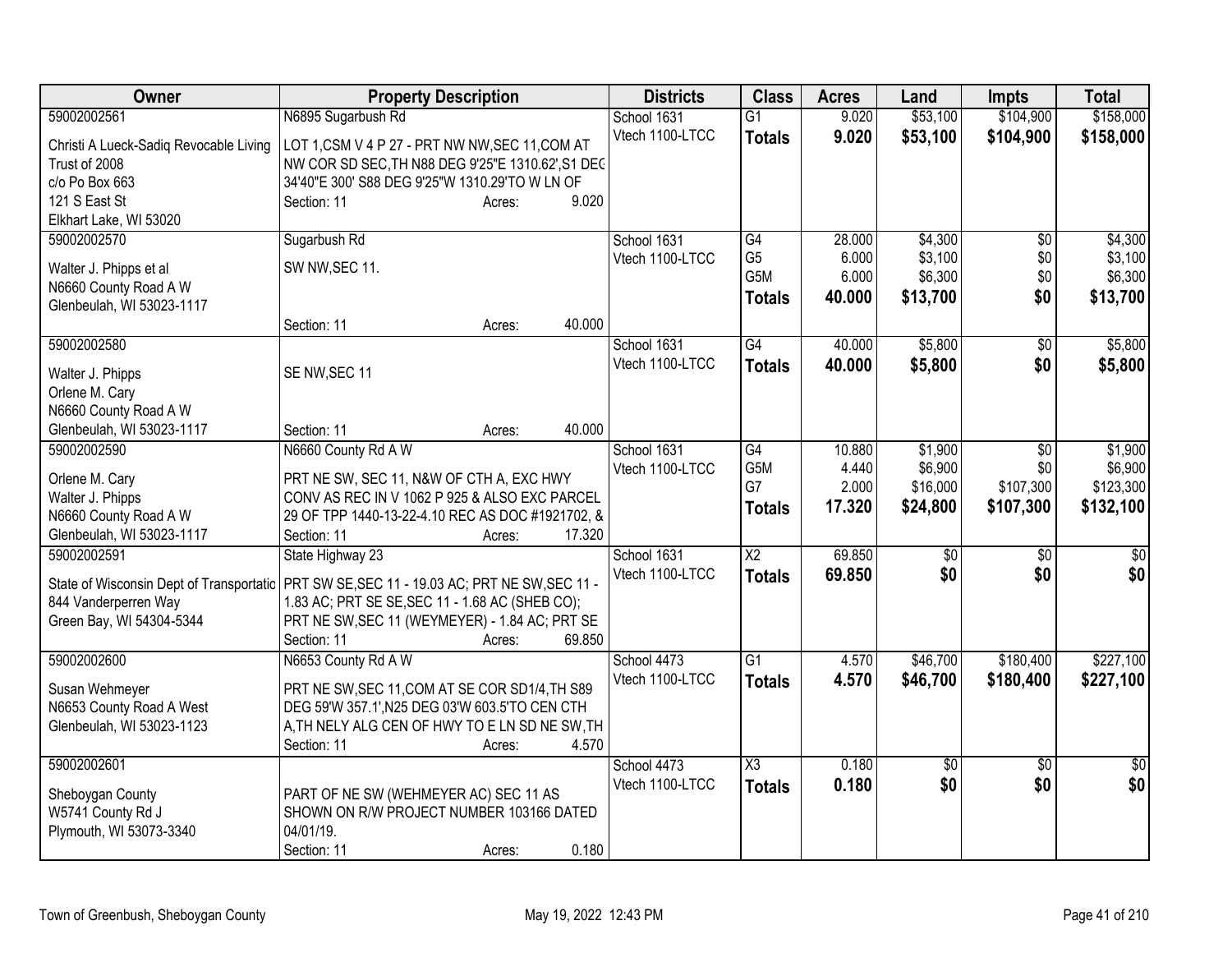| Owner | Property Description | Districts | Class | Acres | Land | Impts | Total |
|---|---|---|---|---|---|---|---|
| 59002002561<br>Christi A Lueck-Sadiq Revocable Living Trust of 2008<br>c/o Po Box 663<br>121 S East St<br>Elkhart Lake, WI 53020 | N6895 Sugarbush Rd<br>LOT 1,CSM V 4 P 27 - PRT NW NW,SEC 11,COM AT NW COR SD SEC,TH N88 DEG 9'25"E 1310.62',S1 DEG 34'40"E 300' S88 DEG 9'25"W 1310.29'TO W LN OF<br>Section: 11 Acres: 9.020 | School 1631<br>Vtech 1100-LTCC | G1<br>**Totals** | 9.020<br>**9.020** | $53,100<br>**$53,100** | $104,900<br>**$104,900** | $158,000<br>**$158,000** |
| 59002002570<br>Walter J. Phipps et al<br>N6660 County Road A W<br>Glenbeulah, WI 53023-1117 | Sugarbush Rd<br>SW NW,SEC 11.<br>Section: 11 Acres: 40.000 | School 1631<br>Vtech 1100-LTCC | G4<br>G5<br>G5M<br>**Totals** | 28.000<br>6.000<br>6.000<br>**40.000** | $4,300<br>$3,100<br>$6,300<br>**$13,700** | $0<br>$0<br>$0<br>**$0** | $4,300<br>$3,100<br>$6,300<br>**$13,700** |
| 59002002580<br>Walter J. Phipps<br>Orlene M. Cary<br>N6660 County Road A W<br>Glenbeulah, WI 53023-1117 | SE NW,SEC 11<br>Section: 11 Acres: 40.000 | School 1631<br>Vtech 1100-LTCC | G4<br>**Totals** | 40.000<br>**40.000** | $5,800<br>**$5,800** | $0<br>**$0** | $5,800<br>**$5,800** |
| 59002002590<br>Orlene M. Cary<br>Walter J. Phipps<br>N6660 County Road A W<br>Glenbeulah, WI 53023-1117 | N6660 County Rd A W<br>PRT NE SW, SEC 11, N&W OF CTH A, EXC HWY CONV AS REC IN V 1062 P 925 & ALSO EXC PARCEL 29 OF TPP 1440-13-22-4.10 REC AS DOC #1921702, &<br>Section: 11 Acres: 17.320 | School 1631<br>Vtech 1100-LTCC | G4<br>G5M<br>G7<br>**Totals** | 10.880<br>4.440<br>2.000<br>**17.320** | $1,900<br>$6,900<br>$16,000<br>**$24,800** | $0<br>$0<br>$107,300<br>**$107,300** | $1,900<br>$6,900<br>$123,300<br>**$132,100** |
| 59002002591<br>State of Wisconsin Dept of Transportatio<br>844 Vanderperren Way<br>Green Bay, WI 54304-5344 | State Highway 23<br>PRT SW SE,SEC 11 - 19.03 AC; PRT NE SW,SEC 11 - 1.83 AC; PRT SE SE,SEC 11 - 1.68 AC (SHEB CO); PRT NE SW,SEC 11 (WEYMEYER) - 1.84 AC; PRT SE<br>Section: 11 Acres: 69.850 | School 1631<br>Vtech 1100-LTCC | X2<br>**Totals** | 69.850<br>**69.850** | $0<br>**$0** | $0<br>**$0** | $0<br>**$0** |
| 59002002600<br>Susan Wehmeyer<br>N6653 County Road A West<br>Glenbeulah, WI 53023-1123 | N6653 County Rd A W<br>PRT NE SW,SEC 11,COM AT SE COR SD1/4,TH S89 DEG 59'W 357.1',N25 DEG 03'W 603.5'TO CEN CTH A,TH NELY ALG CEN OF HWY TO E LN SD NE SW,TH<br>Section: 11 Acres: 4.570 | School 4473<br>Vtech 1100-LTCC | G1<br>**Totals** | 4.570<br>**4.570** | $46,700<br>**$46,700** | $180,400<br>**$180,400** | $227,100<br>**$227,100** |
| 59002002601<br>Sheboygan County<br>W5741 County Rd J<br>Plymouth, WI 53073-3340 | PART OF NE SW (WEHMEYER AC) SEC 11 AS SHOWN ON R/W PROJECT NUMBER 103166 DATED 04/01/19.<br>Section: 11 Acres: 0.180 | School 4473<br>Vtech 1100-LTCC | X3<br>**Totals** | 0.180<br>**0.180** | $0<br>**$0** | $0<br>**$0** | $0<br>**$0** |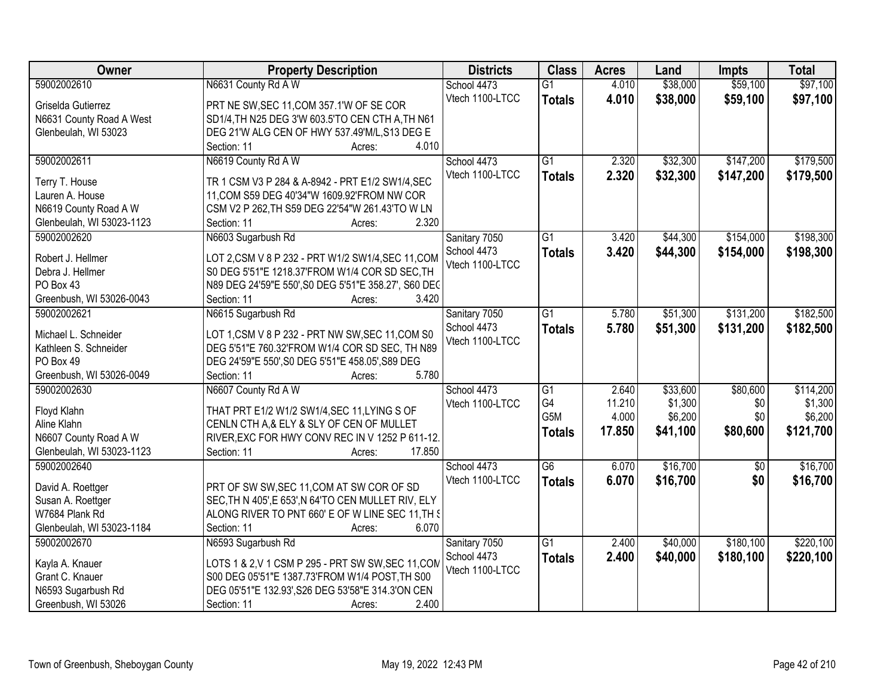| Owner | Property Description | Districts | Class | Acres | Land | Impts | Total |
|---|---|---|---|---|---|---|---|
| 59002002610<br>Griselda Gutierrez<br>N6631 County Road A West<br>Glenbeulah, WI 53023 | N6631 County Rd A W<br>PRT NE SW,SEC 11,COM 357.1'W OF SE COR SD1/4,TH N25 DEG 3'W 603.5'TO CEN CTH A,TH N61 DEG 21'W ALG CEN OF HWY 537.49'M/L,S13 DEG E<br>Section: 11 Acres: 4.010 | School 4473<br>Vtech 1100-LTCC | G1<br>**Totals** | 4.010<br>**4.010** | $38,000<br>**$38,000** | $59,100<br>**$59,100** | $97,100<br>**$97,100** |
| 59002002611<br>Terry T. House<br>Lauren A. House<br>N6619 County Road A W<br>Glenbeulah, WI 53023-1123 | N6619 County Rd A W<br>TR 1 CSM V3 P 284 & A-8942 - PRT E1/2 SW1/4,SEC 11,COM S59 DEG 40'34"W 1609.92'FROM NW COR CSM V2 P 262,TH S59 DEG 22'54"W 261.43'TO W LN<br>Section: 11 Acres: 2.320 | School 4473<br>Vtech 1100-LTCC | G1<br>**Totals** | 2.320<br>**2.320** | $32,300<br>**$32,300** | $147,200<br>**$147,200** | $179,500<br>**$179,500** |
| 59002002620<br>Robert J. Hellmer<br>Debra J. Hellmer<br>PO Box 43<br>Greenbush, WI 53026-0043 | N6603 Sugarbush Rd<br>LOT 2,CSM V 8 P 232 - PRT W1/2 SW1/4,SEC 11,COM S0 DEG 5'51"E 1218.37'FROM W1/4 COR SD SEC,TH N89 DEG 24'59"E 550',S0 DEG 5'51"E 358.27', S60 DEG<br>Section: 11 Acres: 3.420 | Sanitary 7050<br>School 4473<br>Vtech 1100-LTCC | G1<br>**Totals** | 3.420<br>**3.420** | $44,300<br>**$44,300** | $154,000<br>**$154,000** | $198,300<br>**$198,300** |
| 59002002621<br>Michael L. Schneider<br>Kathleen S. Schneider<br>PO Box 49<br>Greenbush, WI 53026-0049 | N6615 Sugarbush Rd<br>LOT 1,CSM V 8 P 232 - PRT NW SW,SEC 11,COM S0 DEG 5'51"E 760.32'FROM W1/4 COR SD SEC, TH N89 DEG 24'59"E 550',S0 DEG 5'51"E 458.05',S89 DEG<br>Section: 11 Acres: 5.780 | Sanitary 7050<br>School 4473<br>Vtech 1100-LTCC | G1<br>**Totals** | 5.780<br>**5.780** | $51,300<br>**$51,300** | $131,200<br>**$131,200** | $182,500<br>**$182,500** |
| 59002002630<br>Floyd Klahn<br>Aline Klahn<br>N6607 County Road A W<br>Glenbeulah, WI 53023-1123 | N6607 County Rd A W<br>THAT PRT E1/2 W1/2 SW1/4,SEC 11,LYING S OF CENLN CTH A,& ELY & SLY OF CEN OF MULLET RIVER,EXC FOR HWY CONV REC IN V 1252 P 611-12.<br>Section: 11 Acres: 17.850 | School 4473<br>Vtech 1100-LTCC | G1<br>G4<br>G5M<br>**Totals** | 2.640<br>11.210<br>4.000<br>**17.850** | $33,600<br>$1,300<br>$6,200<br>**$41,100** | $80,600<br>$0<br>$0<br>**$80,600** | $114,200<br>$1,300<br>$6,200<br>**$121,700** |
| 59002002640<br>David A. Roettger<br>Susan A. Roettger<br>W7684 Plank Rd<br>Glenbeulah, WI 53023-1184 | PRT OF SW SW,SEC 11,COM AT SW COR OF SD SEC,TH N 405',E 653',N 64'TO CEN MULLET RIV, ELY ALONG RIVER TO PNT 660' E OF W LINE SEC 11,TH S<br>Section: 11 Acres: 6.070 | School 4473<br>Vtech 1100-LTCC | G6<br>**Totals** | 6.070<br>**6.070** | $16,700<br>**$16,700** | $0<br>**$0** | $16,700<br>**$16,700** |
| 59002002670<br>Kayla A. Knauer<br>Grant C. Knauer<br>N6593 Sugarbush Rd<br>Greenbush, WI 53026 | N6593 Sugarbush Rd<br>LOTS 1 & 2,V 1 CSM P 295 - PRT SW SW,SEC 11,COM S00 DEG 05'51"E 1387.73'FROM W1/4 POST,TH S00 DEG 05'51"E 132.93',S26 DEG 53'58"E 314.3'ON CEN<br>Section: 11 Acres: 2.400 | Sanitary 7050<br>School 4473<br>Vtech 1100-LTCC | G1<br>**Totals** | 2.400<br>**2.400** | $40,000<br>**$40,000** | $180,100<br>**$180,100** | $220,100<br>**$220,100** |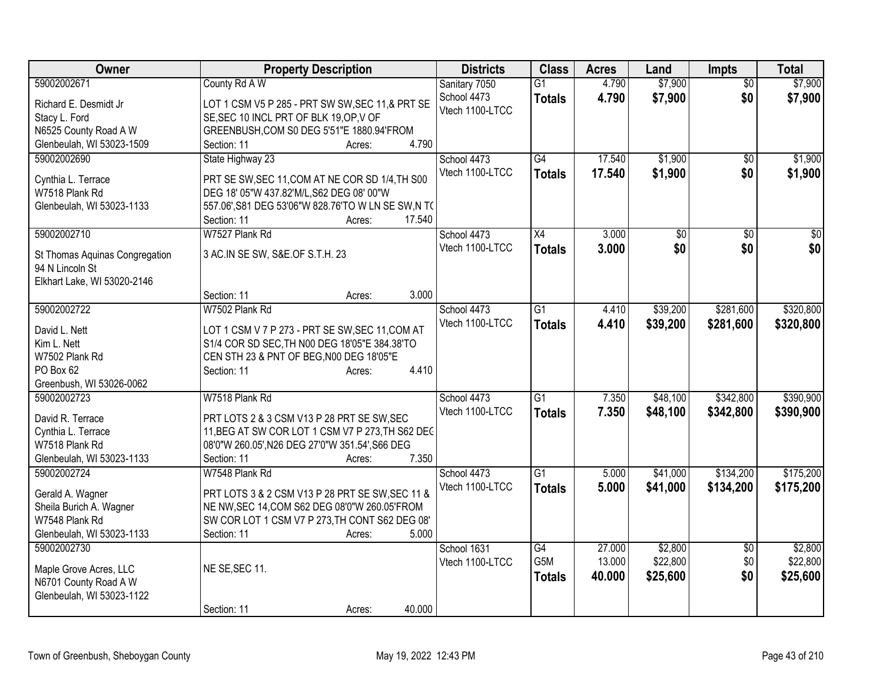| Owner | Property Description | Districts | Class | Acres | Land | Impts | Total |
|---|---|---|---|---|---|---|---|
| 59002002671<br>Richard E. Desmidt Jr<br>Stacy L. Ford<br>N6525 County Road A W<br>Glenbeulah, WI 53023-1509 | County Rd A W<br>LOT 1 CSM V5 P 285 - PRT SW SW,SEC 11,& PRT SE SE,SEC 10 INCL PRT OF BLK 19,OP,V OF GREENBUSH,COM S0 DEG 5'51"E 1880.94'FROM<br>Section: 11 Acres: 4.790 | Sanitary 7050<br>School 4473<br>Vtech 1100-LTCC | G1<br>**Totals** | 4.790<br>**4.790** | $7,900<br>**$7,900** | $0<br>**$0** | $7,900<br>**$7,900** |
| 59002002690<br>Cynthia L. Terrace<br>W7518 Plank Rd<br>Glenbeulah, WI 53023-1133 | State Highway 23<br>PRT SE SW,SEC 11,COM AT NE COR SD 1/4,TH S00 DEG 18' 05"W 437.82'M/L,S62 DEG 08' 00"W 557.06',S81 DEG 53'06"W 828.76'TO W LN SE SW,N TO<br>Section: 11 Acres: 17.540 | School 4473<br>Vtech 1100-LTCC | G4<br>**Totals** | 17.540<br>**17.540** | $1,900<br>**$1,900** | $0<br>**$0** | $1,900<br>**$1,900** |
| 59002002710<br>St Thomas Aquinas Congregation<br>94 N Lincoln St<br>Elkhart Lake, WI 53020-2146 | W7527 Plank Rd<br>3 AC.IN SE SW, S&E.OF S.T.H. 23<br>Section: 11 Acres: 3.000 | School 4473<br>Vtech 1100-LTCC | X4<br>**Totals** | 3.000<br>**3.000** | $0<br>**$0** | $0<br>**$0** | $0<br>**$0** |
| 59002002722<br>David L. Nett<br>Kim L. Nett<br>W7502 Plank Rd<br>PO Box 62<br>Greenbush, WI 53026-0062 | W7502 Plank Rd<br>LOT 1 CSM V 7 P 273 - PRT SE SW,SEC 11,COM AT S1/4 COR SD SEC,TH N00 DEG 18'05"E 384.38'TO CEN STH 23 & PNT OF BEG,N00 DEG 18'05"E<br>Section: 11 Acres: 4.410 | School 4473<br>Vtech 1100-LTCC | G1<br>**Totals** | 4.410<br>**4.410** | $39,200<br>**$39,200** | $281,600<br>**$281,600** | $320,800<br>**$320,800** |
| 59002002723<br>David R. Terrace<br>Cynthia L. Terrace<br>W7518 Plank Rd<br>Glenbeulah, WI 53023-1133 | W7518 Plank Rd<br>PRT LOTS 2 & 3 CSM V13 P 28 PRT SE SW,SEC 11,BEG AT SW COR LOT 1 CSM V7 P 273,TH S62 DEG 08'0"W 260.05',N26 DEG 27'0"W 351.54',S66 DEG<br>Section: 11 Acres: 7.350 | School 4473<br>Vtech 1100-LTCC | G1<br>**Totals** | 7.350<br>**7.350** | $48,100<br>**$48,100** | $342,800<br>**$342,800** | $390,900<br>**$390,900** |
| 59002002724<br>Gerald A. Wagner<br>Sheila Burich A. Wagner<br>W7548 Plank Rd<br>Glenbeulah, WI 53023-1133 | W7548 Plank Rd<br>PRT LOTS 3 & 2 CSM V13 P 28 PRT SE SW,SEC 11 & NE NW,SEC 14,COM S62 DEG 08'0"W 260.05'FROM SW COR LOT 1 CSM V7 P 273,TH CONT S62 DEG 08'<br>Section: 11 Acres: 5.000 | School 4473<br>Vtech 1100-LTCC | G1<br>**Totals** | 5.000<br>**5.000** | $41,000<br>**$41,000** | $134,200<br>**$134,200** | $175,200<br>**$175,200** |
| 59002002730<br>Maple Grove Acres, LLC<br>N6701 County Road A W<br>Glenbeulah, WI 53023-1122 | NE SE,SEC 11.<br>Section: 11 Acres: 40.000 | School 1631<br>Vtech 1100-LTCC | G4<br>G5M<br>**Totals** | 27.000<br>13.000<br>**40.000** | $2,800<br>$22,800<br>**$25,600** | $0<br>$0<br>**$0** | $2,800<br>$22,800<br>**$25,600** |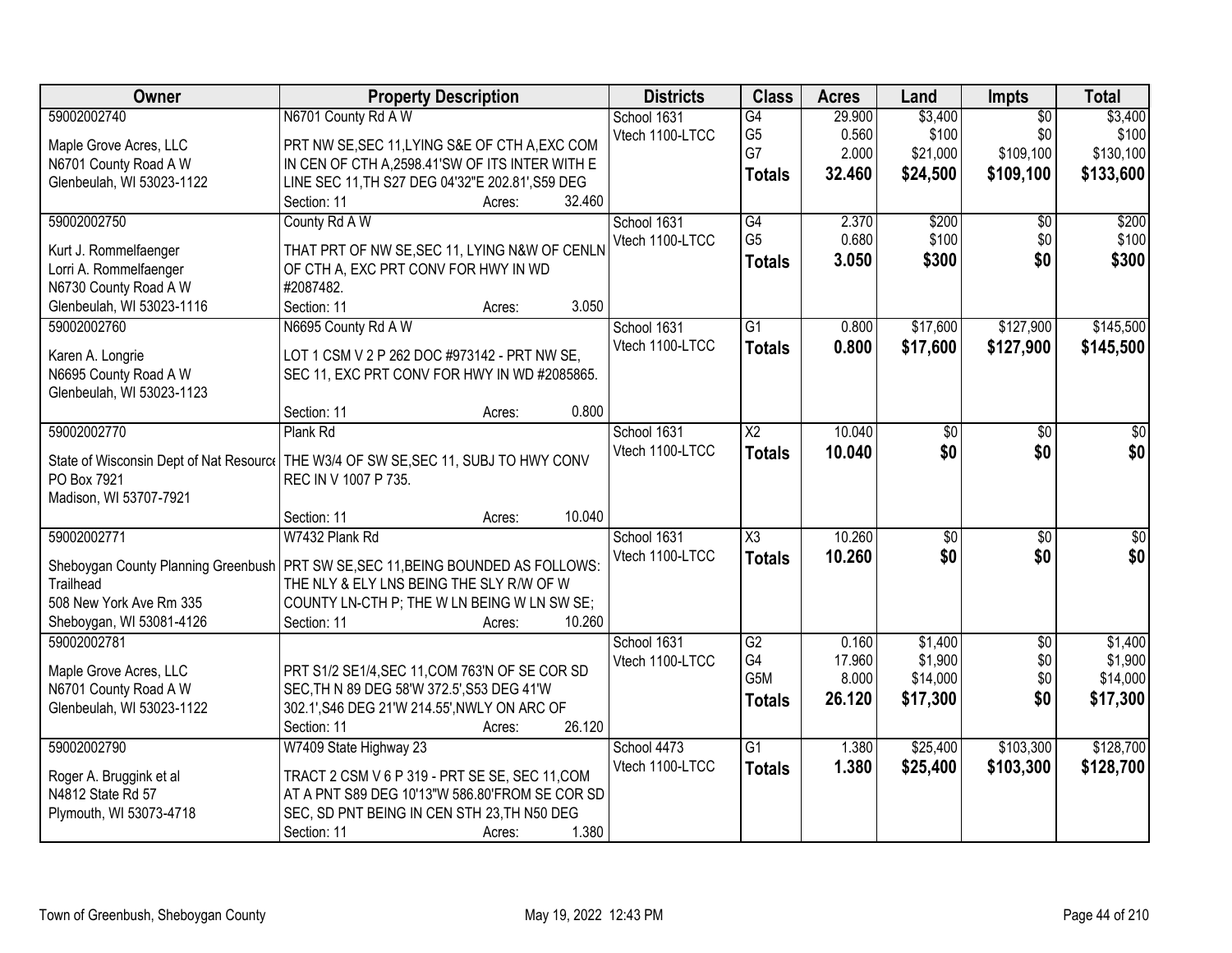| Owner | Property Description | Districts | Class | Acres | Land | Impts | Total |
|---|---|---|---|---|---|---|---|
| 59002002740<br><br>Maple Grove Acres, LLC<br>N6701 County Road A W<br>Glenbeulah, WI 53023-1122 | N6701 County Rd A W<br><br>PRT NW SE,SEC 11,LYING S&E OF CTH A,EXC COM IN CEN OF CTH A,2598.41'SW OF ITS INTER WITH E LINE SEC 11,TH S27 DEG 04'32"E 202.81',S59 DEG<br>Section: 11 Acres: 32.460 | School 1631<br>Vtech 1100-LTCC | G4<br>G5<br>G7<br>**Totals** | 29.900<br>0.560<br>2.000<br>**32.460** | $3,400<br>$100<br>$21,000<br>**$24,500** | $0<br>$0<br>$109,100<br>**$109,100** | $3,400<br>$100<br>$130,100<br>**$133,600** |
| 59002002750<br><br>Kurt J. Rommelfaenger<br>Lorri A. Rommelfaenger<br>N6730 County Road A W<br>Glenbeulah, WI 53023-1116 | County Rd A W<br><br>THAT PRT OF NW SE,SEC 11, LYING N&W OF CENLN OF CTH A, EXC PRT CONV FOR HWY IN WD #2087482.<br>Section: 11 Acres: 3.050 | School 1631<br>Vtech 1100-LTCC | G4<br>G5<br>**Totals** | 2.370<br>0.680<br>**3.050** | $200<br>$100<br>**$300** | $0<br>$0<br>**$0** | $200<br>$100<br>**$300** |
| 59002002760<br><br>Karen A. Longrie<br>N6695 County Road A W<br>Glenbeulah, WI 53023-1123 | N6695 County Rd A W<br><br>LOT 1 CSM V 2 P 262 DOC #973142 - PRT NW SE, SEC 11, EXC PRT CONV FOR HWY IN WD #2085865.<br>Section: 11 Acres: 0.800 | School 1631<br>Vtech 1100-LTCC | G1<br>**Totals** | 0.800<br>**0.800** | $17,600<br>**$17,600** | $127,900<br>**$127,900** | $145,500<br>**$145,500** |
| 59002002770<br><br>State of Wisconsin Dept of Nat Resource<br>PO Box 7921<br>Madison, WI 53707-7921 | Plank Rd<br><br>THE W3/4 OF SW SE,SEC 11, SUBJ TO HWY CONV REC IN V 1007 P 735.<br>Section: 11 Acres: 10.040 | School 1631<br>Vtech 1100-LTCC | X2<br>**Totals** | 10.040<br>**10.040** | $0<br>**$0** | $0<br>**$0** | $0<br>**$0** |
| 59002002771<br><br>Sheboygan County Planning Greenbush Trailhead<br>508 New York Ave Rm 335<br>Sheboygan, WI 53081-4126 | W7432 Plank Rd<br><br>PRT SW SE,SEC 11,BEING BOUNDED AS FOLLOWS: THE NLY & ELY LNS BEING THE SLY R/W OF W COUNTY LN-CTH P; THE W LN BEING W LN SW SE;<br>Section: 11 Acres: 10.260 | School 1631<br>Vtech 1100-LTCC | X3<br>**Totals** | 10.260<br>**10.260** | $0<br>**$0** | $0<br>**$0** | $0<br>**$0** |
| 59002002781<br><br>Maple Grove Acres, LLC<br>N6701 County Road A W<br>Glenbeulah, WI 53023-1122 | PRT S1/2 SE1/4,SEC 11,COM 763'N OF SE COR SD SEC,TH N 89 DEG 58'W 372.5',S53 DEG 41'W 302.1',S46 DEG 21'W 214.55',NWLY ON ARC OF<br>Section: 11 Acres: 26.120 | School 1631<br>Vtech 1100-LTCC | G2<br>G4<br>G5M<br>**Totals** | 0.160<br>17.960<br>8.000<br>**26.120** | $1,400<br>$1,900<br>$14,000<br>**$17,300** | $0<br>$0<br>$0<br>**$0** | $1,400<br>$1,900<br>$14,000<br>**$17,300** |
| 59002002790<br><br>Roger A. Bruggink et al<br>N4812 State Rd 57<br>Plymouth, WI 53073-4718 | W7409 State Highway 23<br><br>TRACT 2 CSM V 6 P 319 - PRT SE SE, SEC 11,COM AT A PNT S89 DEG 10'13"W 586.80'FROM SE COR SD SEC, SD PNT BEING IN CEN STH 23,TH N50 DEG<br>Section: 11 Acres: 1.380 | School 4473<br>Vtech 1100-LTCC | G1<br>**Totals** | 1.380<br>**1.380** | $25,400<br>**$25,400** | $103,300<br>**$103,300** | $128,700<br>**$128,700** |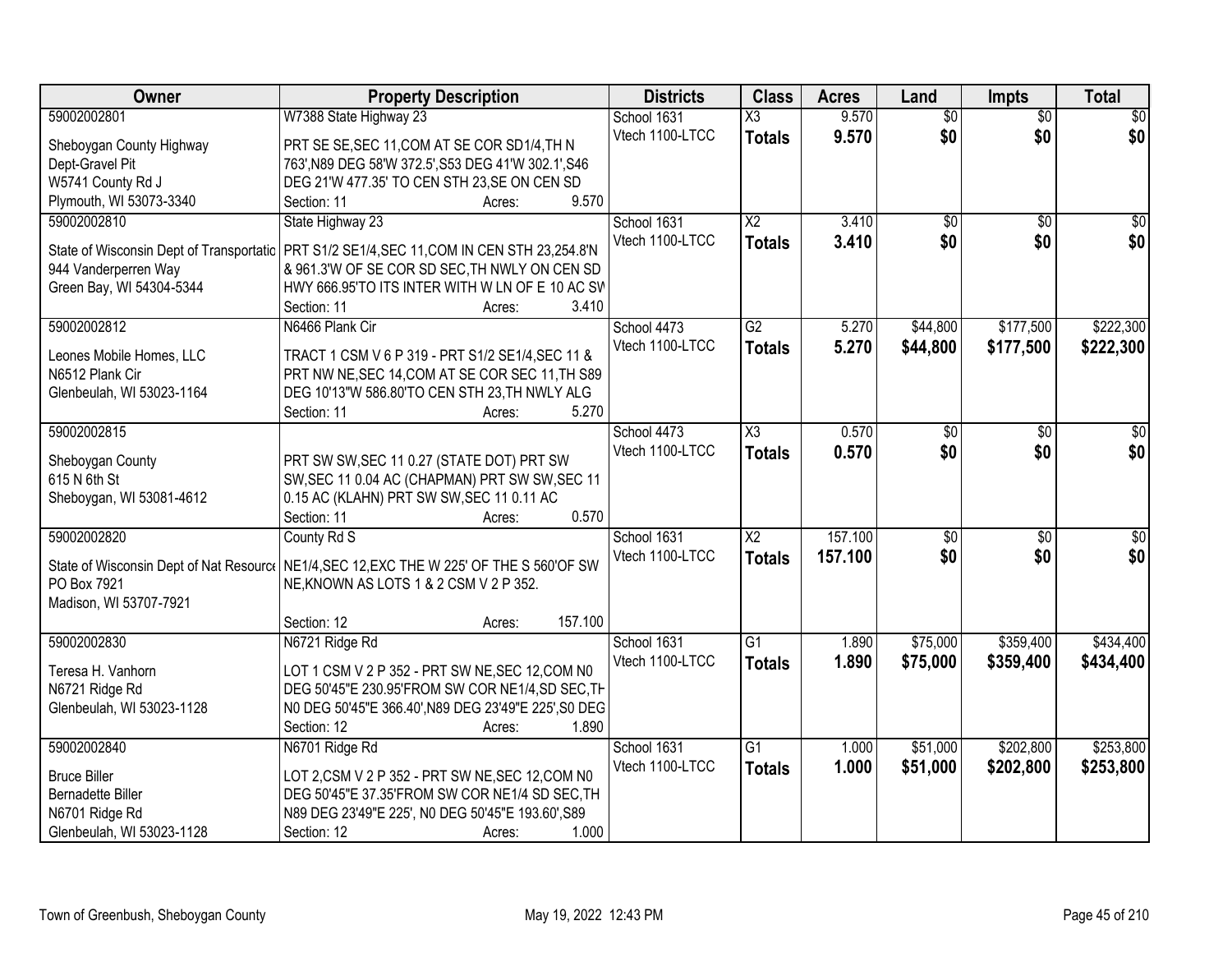| Owner | Property Description | Districts | Class | Acres | Land | Impts | Total |
|---|---|---|---|---|---|---|---|
| 59002002801 | W7388 State Highway 23 | School 1631 | X3 | 9.570 | $0 | $0 | $0 |
| Sheboygan County Highway Dept-Gravel Pit W5741 County Rd J Plymouth, WI 53073-3340 | PRT SE SE,SEC 11,COM AT SE COR SD1/4,TH N 763',N89 DEG 58'W 372.5',S53 DEG 41'W 302.1',S46 DEG 21'W 477.35' TO CEN STH 23,SE ON CEN SD Section: 11 Acres: 9.570 | Vtech 1100-LTCC | **Totals** | **9.570** | **$0** | **$0** | **$0** |
| 59002002810 | State Highway 23 | School 1631 | X2 | 3.410 | $0 | $0 | $0 |
| State of Wisconsin Dept of Transportatic 944 Vanderperren Way Green Bay, WI 54304-5344 | PRT S1/2 SE1/4,SEC 11,COM IN CEN STH 23,254.8'N & 961.3'W OF SE COR SD SEC,TH NWLY ON CEN SD HWY 666.95'TO ITS INTER WITH W LN OF E 10 AC SV Section: 11 Acres: 3.410 | Vtech 1100-LTCC | **Totals** | **3.410** | **$0** | **$0** | **$0** |
| 59002002812 | N6466 Plank Cir | School 4473 | G2 | 5.270 | $44,800 | $177,500 | $222,300 |
| Leones Mobile Homes, LLC N6512 Plank Cir Glenbeulah, WI 53023-1164 | TRACT 1 CSM V 6 P 319 - PRT S1/2 SE1/4,SEC 11 & PRT NW NE,SEC 14,COM AT SE COR SEC 11,TH S89 DEG 10'13"W 586.80'TO CEN STH 23,TH NWLY ALG Section: 11 Acres: 5.270 | Vtech 1100-LTCC | **Totals** | **5.270** | **$44,800** | **$177,500** | **$222,300** |
| 59002002815 | | School 4473 | X3 | 0.570 | $0 | $0 | $0 |
| Sheboygan County 615 N 6th St Sheboygan, WI 53081-4612 | PRT SW SW,SEC 11 0.27 (STATE DOT) PRT SW SW,SEC 11 0.04 AC (CHAPMAN) PRT SW SW,SEC 11 0.15 AC (KLAHN) PRT SW SW,SEC 11 0.11 AC Section: 11 Acres: 0.570 | Vtech 1100-LTCC | **Totals** | **0.570** | **$0** | **$0** | **$0** |
| 59002002820 | County Rd S | School 1631 | X2 | 157.100 | $0 | $0 | $0 |
| State of Wisconsin Dept of Nat Resourc PO Box 7921 Madison, WI 53707-7921 | NE1/4,SEC 12,EXC THE W 225' OF THE S 560'OF SW NE,KNOWN AS LOTS 1 & 2 CSM V 2 P 352. Section: 12 Acres: 157.100 | Vtech 1100-LTCC | **Totals** | **157.100** | **$0** | **$0** | **$0** |
| 59002002830 | N6721 Ridge Rd | School 1631 | G1 | 1.890 | $75,000 | $359,400 | $434,400 |
| Teresa H. Vanhorn N6721 Ridge Rd Glenbeulah, WI 53023-1128 | LOT 1 CSM V 2 P 352 - PRT SW NE,SEC 12,COM N0 DEG 50'45"E 230.95'FROM SW COR NE1/4,SD SEC,TH N0 DEG 50'45"E 366.40',N89 DEG 23'49"E 225',S0 DEG Section: 12 Acres: 1.890 | Vtech 1100-LTCC | **Totals** | **1.890** | **$75,000** | **$359,400** | **$434,400** |
| 59002002840 | N6701 Ridge Rd | School 1631 | G1 | 1.000 | $51,000 | $202,800 | $253,800 |
| Bruce Biller Bernadette Biller N6701 Ridge Rd Glenbeulah, WI 53023-1128 | LOT 2,CSM V 2 P 352 - PRT SW NE,SEC 12,COM N0 DEG 50'45"E 37.35'FROM SW COR NE1/4 SD SEC,TH N89 DEG 23'49"E 225', N0 DEG 50'45"E 193.60',S89 Section: 12 Acres: 1.000 | Vtech 1100-LTCC | **Totals** | **1.000** | **$51,000** | **$202,800** | **$253,800** |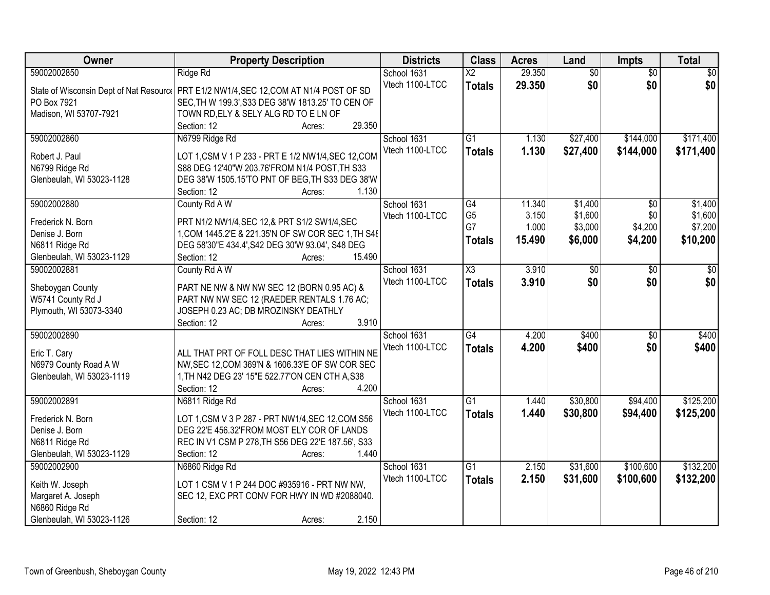| Owner | Property Description | Districts | Class | Acres | Land | Impts | Total |
|---|---|---|---|---|---|---|---|
| 59002002850<br>State of Wisconsin Dept of Nat Resource<br>PO Box 7921<br>Madison, WI 53707-7921 | Ridge Rd<br>PRT E1/2 NW1/4,SEC 12,COM AT N1/4 POST OF SD SEC,TH W 199.3',S33 DEG 38'W 1813.25' TO CEN OF TOWN RD,ELY & SELY ALG RD TO E LN OF<br>Section: 12 Acres: 29.350 | School 1631<br>Vtech 1100-LTCC | X2<br>**Totals** | 29.350<br>**29.350** | $0<br>**$0** | $0<br>**$0** | $0<br>**$0** |
| 59002002860<br>Robert J. Paul<br>N6799 Ridge Rd<br>Glenbeulah, WI 53023-1128 | N6799 Ridge Rd<br>LOT 1,CSM V 1 P 233 - PRT E 1/2 NW1/4,SEC 12,COM S88 DEG 12'40"W 203.76'FROM N1/4 POST,TH S33 DEG 38'W 1505.15'TO PNT OF BEG,TH S33 DEG 38'W<br>Section: 12 Acres: 1.130 | School 1631<br>Vtech 1100-LTCC | G1<br>**Totals** | 1.130<br>**1.130** | $27,400<br>**$27,400** | $144,000<br>**$144,000** | $171,400<br>**$171,400** |
| 59002002880<br>Frederick N. Born<br>Denise J. Born<br>N6811 Ridge Rd<br>Glenbeulah, WI 53023-1129 | County Rd A W<br>PRT N1/2 NW1/4,SEC 12,& PRT S1/2 SW1/4,SEC 1,COM 1445.2'E & 221.35'N OF SW COR SEC 1,TH S48 DEG 58'30"E 434.4',S42 DEG 30'W 93.04', S48 DEG<br>Section: 12 Acres: 15.490 | School 1631<br>Vtech 1100-LTCC | G4<br>G5<br>G7<br>**Totals** | 11.340<br>3.150<br>1.000<br>**15.490** | $1,400<br>$1,600<br>$3,000<br>**$6,000** | $0<br>$0<br>$4,200<br>**$4,200** | $1,400<br>$1,600<br>$7,200<br>**$10,200** |
| 59002002881<br>Sheboygan County<br>W5741 County Rd J<br>Plymouth, WI 53073-3340 | County Rd A W<br>PART NE NW & NW NW SEC 12 (BORN 0.95 AC) & PART NW NW SEC 12 (RAEDER RENTALS 1.76 AC; JOSEPH 0.23 AC; DB MROZINSKY DEATHLY<br>Section: 12 Acres: 3.910 | School 1631<br>Vtech 1100-LTCC | X3<br>**Totals** | 3.910<br>**3.910** | $0<br>**$0** | $0<br>**$0** | $0<br>**$0** |
| 59002002890<br>Eric T. Cary<br>N6979 County Road A W<br>Glenbeulah, WI 53023-1119 | ALL THAT PRT OF FOLL DESC THAT LIES WITHIN NE NW,SEC 12,COM 369'N & 1606.33'E OF SW COR SEC 1,TH N42 DEG 23' 15"E 522.77'ON CEN CTH A,S38<br>Section: 12 Acres: 4.200 | School 1631<br>Vtech 1100-LTCC | G4<br>**Totals** | 4.200<br>**4.200** | $400<br>**$400** | $0<br>**$0** | $400<br>**$400** |
| 59002002891<br>Frederick N. Born<br>Denise J. Born<br>N6811 Ridge Rd<br>Glenbeulah, WI 53023-1129 | N6811 Ridge Rd<br>LOT 1,CSM V 3 P 287 - PRT NW1/4,SEC 12,COM S56 DEG 22'E 456.32'FROM MOST ELY COR OF LANDS REC IN V1 CSM P 278,TH S56 DEG 22'E 187.56', S33<br>Section: 12 Acres: 1.440 | School 1631<br>Vtech 1100-LTCC | G1<br>**Totals** | 1.440<br>**1.440** | $30,800<br>**$30,800** | $94,400<br>**$94,400** | $125,200<br>**$125,200** |
| 59002002900<br>Keith W. Joseph<br>Margaret A. Joseph<br>N6860 Ridge Rd<br>Glenbeulah, WI 53023-1126 | N6860 Ridge Rd<br>LOT 1 CSM V 1 P 244 DOC #935916 - PRT NW NW, SEC 12, EXC PRT CONV FOR HWY IN WD #2088040.<br>Section: 12 Acres: 2.150 | School 1631<br>Vtech 1100-LTCC | G1<br>**Totals** | 2.150<br>**2.150** | $31,600<br>**$31,600** | $100,600<br>**$100,600** | $132,200<br>**$132,200** |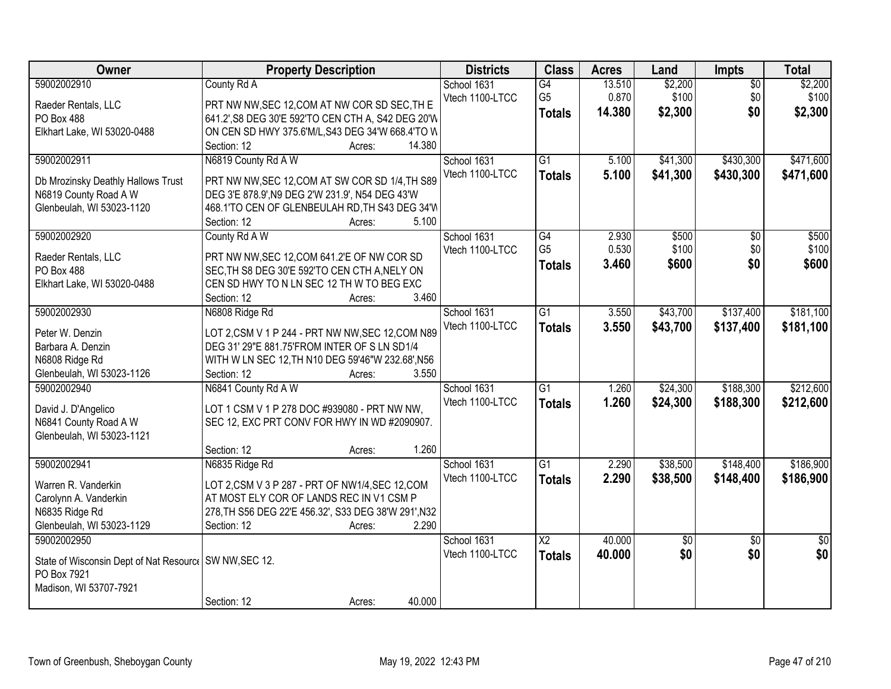| Owner | Property Description | Districts | Class | Acres | Land | Impts | Total |
|---|---|---|---|---|---|---|---|
| 59002002910<br>Raeder Rentals, LLC<br>PO Box 488<br>Elkhart Lake, WI 53020-0488 | County Rd A<br>PRT NW NW,SEC 12,COM AT NW COR SD SEC,TH E 641.2',S8 DEG 30'E 592'TO CEN CTH A, S42 DEG 20'W ON CEN SD HWY 375.6'M/L,S43 DEG 34'W 668.4'TO W<br>Section: 12 Acres: 14.380 | School 1631<br>Vtech 1100-LTCC | G4<br>G5<br>**Totals** | 13.510<br>0.870<br>**14.380** | $2,200<br>$100<br>**$2,300** | $0<br>$0<br>**$0** | $2,200<br>$100<br>**$2,300** |
| 59002002911<br>Db Mrozinsky Deathly Hallows Trust<br>N6819 County Road A W<br>Glenbeulah, WI 53023-1120 | N6819 County Rd A W<br>PRT NW NW,SEC 12,COM AT SW COR SD 1/4,TH S89 DEG 3'E 878.9',N9 DEG 2'W 231.9', N54 DEG 43'W 468.1'TO CEN OF GLENBEULAH RD,TH S43 DEG 34'W<br>Section: 12 Acres: 5.100 | School 1631<br>Vtech 1100-LTCC | G1<br>**Totals** | 5.100<br>**5.100** | $41,300<br>**$41,300** | $430,300<br>**$430,300** | $471,600<br>**$471,600** |
| 59002002920<br>Raeder Rentals, LLC<br>PO Box 488<br>Elkhart Lake, WI 53020-0488 | County Rd A W<br>PRT NW NW,SEC 12,COM 641.2'E OF NW COR SD SEC,TH S8 DEG 30'E 592'TO CEN CTH A,NELY ON CEN SD HWY TO N LN SEC 12 TH W TO BEG EXC<br>Section: 12 Acres: 3.460 | School 1631<br>Vtech 1100-LTCC | G4<br>G5<br>**Totals** | 2.930<br>0.530<br>**3.460** | $500<br>$100<br>**$600** | $0<br>$0<br>**$0** | $500<br>$100<br>**$600** |
| 59002002930<br>Peter W. Denzin<br>Barbara A. Denzin<br>N6808 Ridge Rd<br>Glenbeulah, WI 53023-1126 | N6808 Ridge Rd<br>LOT 2,CSM V 1 P 244 - PRT NW NW,SEC 12,COM N89 DEG 31' 29"E 881.75'FROM INTER OF S LN SD1/4 WITH W LN SEC 12,TH N10 DEG 59'46"W 232.68',N56<br>Section: 12 Acres: 3.550 | School 1631<br>Vtech 1100-LTCC | G1<br>**Totals** | 3.550<br>**3.550** | $43,700<br>**$43,700** | $137,400<br>**$137,400** | $181,100<br>**$181,100** |
| 59002002940<br>David J. D'Angelico<br>N6841 County Road A W<br>Glenbeulah, WI 53023-1121 | N6841 County Rd A W<br>LOT 1 CSM V 1 P 278 DOC #939080 - PRT NW NW, SEC 12, EXC PRT CONV FOR HWY IN WD #2090907.<br>Section: 12 Acres: 1.260 | School 1631<br>Vtech 1100-LTCC | G1<br>**Totals** | 1.260<br>**1.260** | $24,300<br>**$24,300** | $188,300<br>**$188,300** | $212,600<br>**$212,600** |
| 59002002941<br>Warren R. Vanderkin<br>Carolynn A. Vanderkin<br>N6835 Ridge Rd<br>Glenbeulah, WI 53023-1129 | N6835 Ridge Rd<br>LOT 2,CSM V 3 P 287 - PRT OF NW1/4,SEC 12,COM AT MOST ELY COR OF LANDS REC IN V1 CSM P 278,TH S56 DEG 22'E 456.32', S33 DEG 38'W 291',N32<br>Section: 12 Acres: 2.290 | School 1631<br>Vtech 1100-LTCC | G1<br>**Totals** | 2.290<br>**2.290** | $38,500<br>**$38,500** | $148,400<br>**$148,400** | $186,900<br>**$186,900** |
| 59002002950<br>State of Wisconsin Dept of Nat Resource<br>PO Box 7921<br>Madison, WI 53707-7921 | SW NW,SEC 12.<br>Section: 12 Acres: 40.000 | School 1631<br>Vtech 1100-LTCC | X2<br>**Totals** | 40.000<br>**40.000** | $0<br>**$0** | $0<br>**$0** | $0<br>**$0** |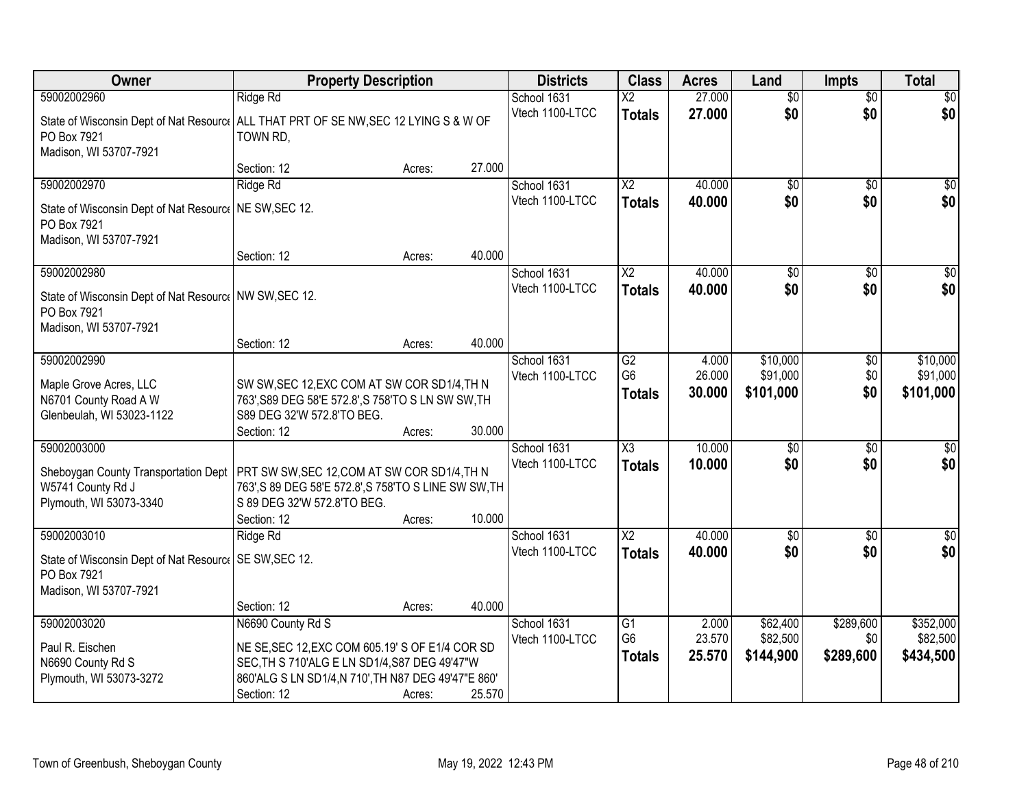| Owner | Property Description | Districts | Class | Acres | Land | Impts | Total |
|---|---|---|---|---|---|---|---|
| 59002002960<br>State of Wisconsin Dept of Nat Resource<br>PO Box 7921<br>Madison, WI 53707-7921 | Ridge Rd<br>ALL THAT PRT OF SE NW,SEC 12 LYING S & W OF TOWN RD,<br>Section: 12 Acres: 27.000 | School 1631<br>Vtech 1100-LTCC | X2<br>**Totals** | 27.000<br>**27.000** | $0<br>**$0** | $0<br>**$0** | $0<br>**$0** |
| 59002002970<br>State of Wisconsin Dept of Nat Resource<br>PO Box 7921<br>Madison, WI 53707-7921 | Ridge Rd<br>NE SW,SEC 12.<br>Section: 12 Acres: 40.000 | School 1631<br>Vtech 1100-LTCC | X2<br>**Totals** | 40.000<br>**40.000** | $0<br>**$0** | $0<br>**$0** | $0<br>**$0** |
| 59002002980<br>State of Wisconsin Dept of Nat Resource<br>PO Box 7921<br>Madison, WI 53707-7921 | NW SW,SEC 12.<br>Section: 12 Acres: 40.000 | School 1631<br>Vtech 1100-LTCC | X2<br>**Totals** | 40.000<br>**40.000** | $0<br>**$0** | $0<br>**$0** | $0<br>**$0** |
| 59002002990<br>Maple Grove Acres, LLC<br>N6701 County Road A W<br>Glenbeulah, WI 53023-1122 | SW SW,SEC 12,EXC COM AT SW COR SD1/4,TH N 763',S89 DEG 58'E 572.8',S 758'TO S LN SW SW,TH S89 DEG 32'W 572.8'TO BEG.<br>Section: 12 Acres: 30.000 | School 1631<br>Vtech 1100-LTCC | G2<br>G6<br>**Totals** | 4.000<br>26.000<br>**30.000** | $10,000<br>$91,000<br>**$101,000** | $0<br>$0<br>**$0** | $10,000<br>$91,000<br>**$101,000** |
| 59002003000<br>Sheboygan County Transportation Dept<br>W5741 County Rd J<br>Plymouth, WI 53073-3340 | PRT SW SW,SEC 12,COM AT SW COR SD1/4,TH N 763',S 89 DEG 58'E 572.8',S 758'TO S LINE SW SW,TH S 89 DEG 32'W 572.8'TO BEG.<br>Section: 12 Acres: 10.000 | School 1631<br>Vtech 1100-LTCC | X3<br>**Totals** | 10.000<br>**10.000** | $0<br>**$0** | $0<br>**$0** | $0<br>**$0** |
| 59002003010<br>State of Wisconsin Dept of Nat Resource<br>PO Box 7921<br>Madison, WI 53707-7921 | Ridge Rd<br>SE SW,SEC 12.<br>Section: 12 Acres: 40.000 | School 1631<br>Vtech 1100-LTCC | X2<br>**Totals** | 40.000<br>**40.000** | $0<br>**$0** | $0<br>**$0** | $0<br>**$0** |
| 59002003020<br>Paul R. Eischen<br>N6690 County Rd S<br>Plymouth, WI 53073-3272 | N6690 County Rd S<br>NE SE,SEC 12,EXC COM 605.19' S OF E1/4 COR SD SEC,TH S 710'ALG E LN SD1/4,S87 DEG 49'47"W 860'ALG S LN SD1/4,N 710',TH N87 DEG 49'47"E 860'<br>Section: 12 Acres: 25.570 | School 1631<br>Vtech 1100-LTCC | G1<br>G6<br>**Totals** | 2.000<br>23.570<br>**25.570** | $62,400<br>$82,500<br>**$144,900** | $289,600<br>$0<br>**$289,600** | $352,000<br>$82,500<br>**$434,500** |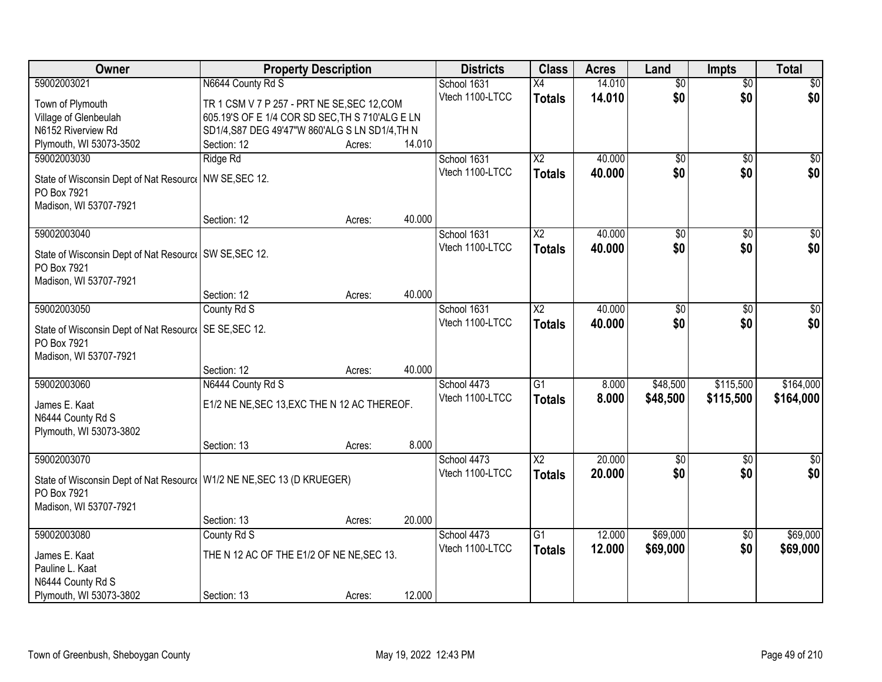| Owner | Property Description | Districts | Class | Acres | Land | Impts | Total |
|---|---|---|---|---|---|---|---|
| 59002003021 | N6644 County Rd S | School 1631 | X4 | 14.010 | $0 | $0 | $0 |
| Town of Plymouth<br>Village of Glenbeulah<br>N6152 Riverview Rd<br>Plymouth, WI 53073-3502 | TR 1 CSM V 7 P 257 - PRT NE SE,SEC 12,COM 605.19'S OF E 1/4 COR SD SEC,TH S 710'ALG E LN SD1/4,S87 DEG 49'47"W 860'ALG S LN SD1/4,TH N<br>Section: 12 Acres: 14.010 | Vtech 1100-LTCC | **Totals** | **14.010** | **$0** | **$0** | **$0** |
| 59002003030 | Ridge Rd | School 1631 | X2 | 40.000 | $0 | $0 | $0 |
| State of Wisconsin Dept of Nat Resource<br>PO Box 7921<br>Madison, WI 53707-7921 | NW SE,SEC 12.<br>Section: 12 Acres: 40.000 | Vtech 1100-LTCC | **Totals** | **40.000** | **$0** | **$0** | **$0** |
| 59002003040 | | School 1631 | X2 | 40.000 | $0 | $0 | $0 |
| State of Wisconsin Dept of Nat Resource<br>PO Box 7921<br>Madison, WI 53707-7921 | SW SE,SEC 12.<br>Section: 12 Acres: 40.000 | Vtech 1100-LTCC | **Totals** | **40.000** | **$0** | **$0** | **$0** |
| 59002003050 | County Rd S | School 1631 | X2 | 40.000 | $0 | $0 | $0 |
| State of Wisconsin Dept of Nat Resource<br>PO Box 7921<br>Madison, WI 53707-7921 | SE SE,SEC 12.<br>Section: 12 Acres: 40.000 | Vtech 1100-LTCC | **Totals** | **40.000** | **$0** | **$0** | **$0** |
| 59002003060 | N6444 County Rd S | School 4473 | G1 | 8.000 | $48,500 | $115,500 | $164,000 |
| James E. Kaat<br>N6444 County Rd S<br>Plymouth, WI 53073-3802 | E1/2 NE NE,SEC 13,EXC THE N 12 AC THEREOF.<br>Section: 13 Acres: 8.000 | Vtech 1100-LTCC | **Totals** | **8.000** | **$48,500** | **$115,500** | **$164,000** |
| 59002003070 | | School 4473 | X2 | 20.000 | $0 | $0 | $0 |
| State of Wisconsin Dept of Nat Resource<br>PO Box 7921<br>Madison, WI 53707-7921 | W1/2 NE NE,SEC 13 (D KRUEGER)<br>Section: 13 Acres: 20.000 | Vtech 1100-LTCC | **Totals** | **20.000** | **$0** | **$0** | **$0** |
| 59002003080 | County Rd S | School 4473 | G1 | 12.000 | $69,000 | $0 | $69,000 |
| James E. Kaat<br>Pauline L. Kaat<br>N6444 County Rd S<br>Plymouth, WI 53073-3802 | THE N 12 AC OF THE E1/2 OF NE NE,SEC 13.<br>Section: 13 Acres: 12.000 | Vtech 1100-LTCC | **Totals** | **12.000** | **$69,000** | **$0** | **$69,000** |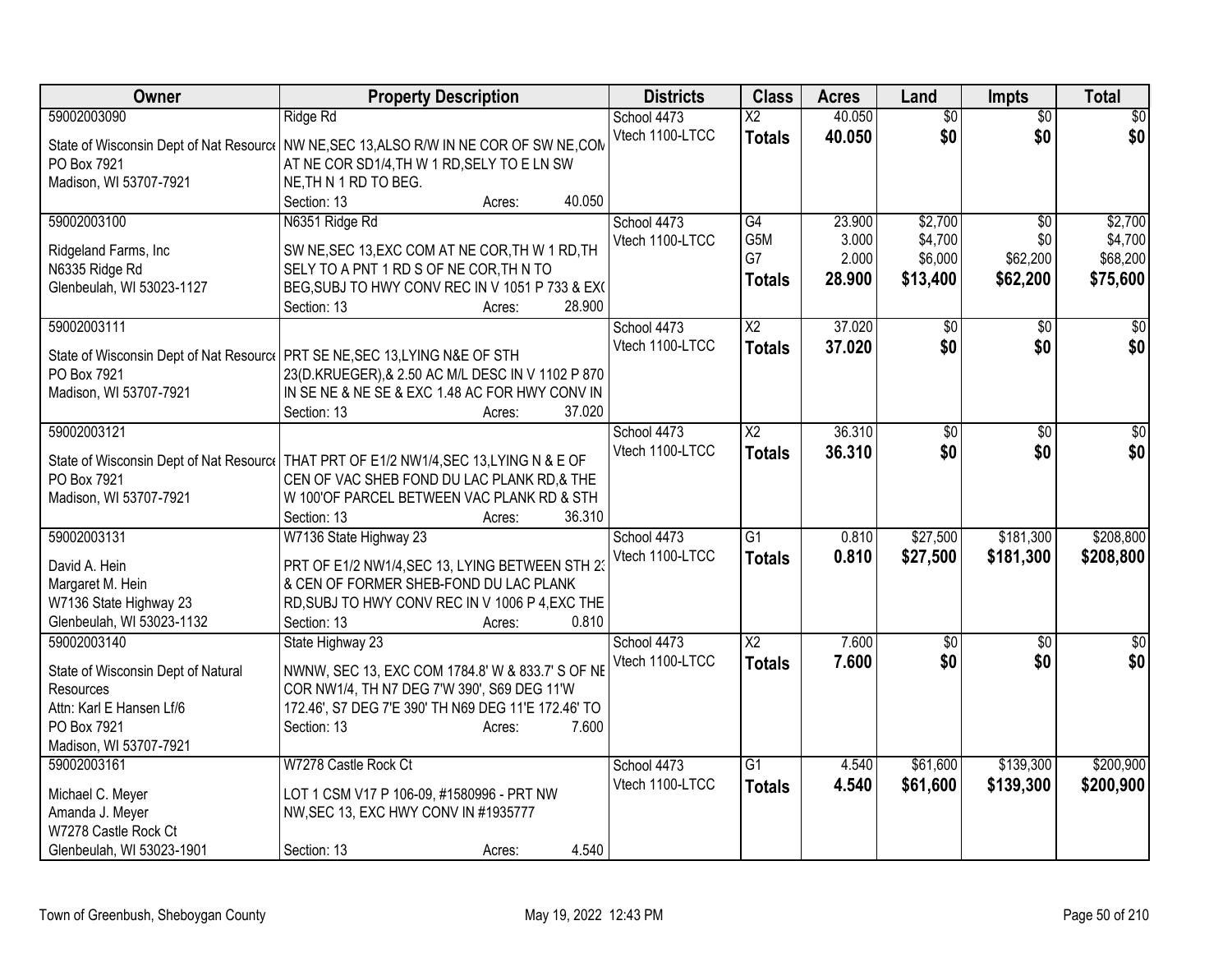| Owner | Property Description | Districts | Class | Acres | Land | Impts | Total |
|---|---|---|---|---|---|---|---|
| 59002003090<br>State of Wisconsin Dept of Nat Resource<br>PO Box 7921<br>Madison, WI 53707-7921 | Ridge Rd<br>NW NE,SEC 13,ALSO R/W IN NE COR OF SW NE,COM AT NE COR SD1/4,TH W 1 RD,SELY TO E LN SW NE,TH N 1 RD TO BEG.<br>Section: 13 Acres: 40.050 | School 4473<br>Vtech 1100-LTCC | X2<br>**Totals** | 40.050<br>**40.050** | $0<br>**$0** | $0<br>**$0** | $0<br>**$0** |
| 59002003100<br>Ridgeland Farms, Inc<br>N6335 Ridge Rd<br>Glenbeulah, WI 53023-1127 | N6351 Ridge Rd<br>SW NE,SEC 13,EXC COM AT NE COR,TH W 1 RD,TH SELY TO A PNT 1 RD S OF NE COR,TH N TO BEG,SUBJ TO HWY CONV REC IN V 1051 P 733 & EX(<br>Section: 13 Acres: 28.900 | School 4473<br>Vtech 1100-LTCC | G4<br>G5M<br>G7<br>**Totals** | 23.900<br>3.000<br>2.000<br>**28.900** | $2,700<br>$4,700<br>$6,000<br>**$13,400** | $0<br>$0<br>$62,200<br>**$62,200** | $2,700<br>$4,700<br>$68,200<br>**$75,600** |
| 59002003111<br>State of Wisconsin Dept of Nat Resource<br>PO Box 7921<br>Madison, WI 53707-7921 | PRT SE NE,SEC 13,LYING N&E OF STH 23(D.KRUEGER),& 2.50 AC M/L DESC IN V 1102 P 870 IN SE NE & NE SE & EXC 1.48 AC FOR HWY CONV IN<br>Section: 13 Acres: 37.020 | School 4473<br>Vtech 1100-LTCC | X2<br>**Totals** | 37.020<br>**37.020** | $0<br>**$0** | $0<br>**$0** | $0<br>**$0** |
| 59002003121<br>State of Wisconsin Dept of Nat Resource<br>PO Box 7921<br>Madison, WI 53707-7921 | THAT PRT OF E1/2 NW1/4,SEC 13,LYING N & E OF CEN OF VAC SHEB FOND DU LAC PLANK RD,& THE W 100'OF PARCEL BETWEEN VAC PLANK RD & STH<br>Section: 13 Acres: 36.310 | School 4473<br>Vtech 1100-LTCC | X2<br>**Totals** | 36.310<br>**36.310** | $0<br>**$0** | $0<br>**$0** | $0<br>**$0** |
| 59002003131<br>David A. Hein<br>Margaret M. Hein<br>W7136 State Highway 23<br>Glenbeulah, WI 53023-1132 | W7136 State Highway 23<br>PRT OF E1/2 NW1/4,SEC 13, LYING BETWEEN STH 23 & CEN OF FORMER SHEB-FOND DU LAC PLANK RD,SUBJ TO HWY CONV REC IN V 1006 P 4,EXC THE<br>Section: 13 Acres: 0.810 | School 4473<br>Vtech 1100-LTCC | G1<br>**Totals** | 0.810<br>**0.810** | $27,500<br>**$27,500** | $181,300<br>**$181,300** | $208,800<br>**$208,800** |
| 59002003140<br>State of Wisconsin Dept of Natural Resources<br>Attn: Karl E Hansen Lf/6<br>PO Box 7921<br>Madison, WI 53707-7921 | State Highway 23<br>NWNW, SEC 13, EXC COM 1784.8' W & 833.7' S OF NE COR NW1/4, TH N7 DEG 7'W 390', S69 DEG 11'W 172.46', S7 DEG 7'E 390' TH N69 DEG 11'E 172.46' TO<br>Section: 13 Acres: 7.600 | School 4473<br>Vtech 1100-LTCC | X2<br>**Totals** | 7.600<br>**7.600** | $0<br>**$0** | $0<br>**$0** | $0<br>**$0** |
| 59002003161<br>Michael C. Meyer<br>Amanda J. Meyer<br>W7278 Castle Rock Ct<br>Glenbeulah, WI 53023-1901 | W7278 Castle Rock Ct<br>LOT 1 CSM V17 P 106-09, #1580996 - PRT NW NW,SEC 13, EXC HWY CONV IN #1935777<br>Section: 13 Acres: 4.540 | School 4473<br>Vtech 1100-LTCC | G1<br>**Totals** | 4.540<br>**4.540** | $61,600<br>**$61,600** | $139,300<br>**$139,300** | $200,900<br>**$200,900** |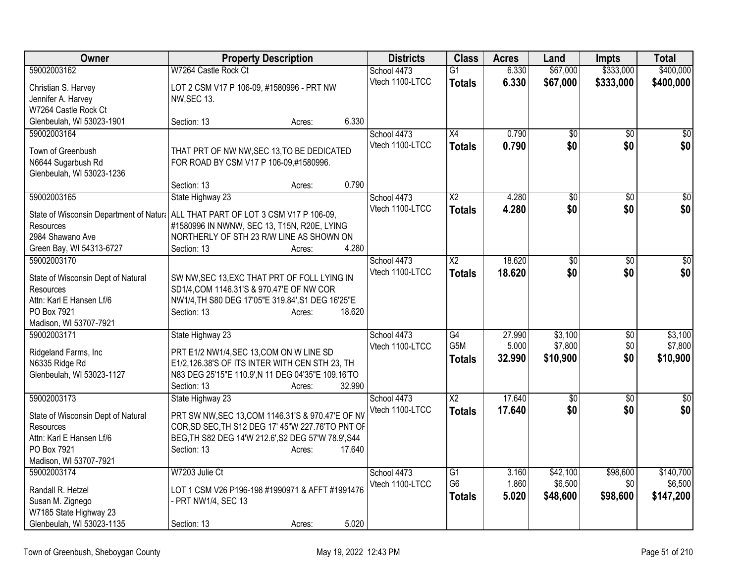| Owner | Property Description | Districts | Class | Acres | Land | Impts | Total |
|---|---|---|---|---|---|---|---|
| 59002003162<br>Christian S. Harvey<br>Jennifer A. Harvey<br>W7264 Castle Rock Ct<br>Glenbeulah, WI 53023-1901 | W7264 Castle Rock Ct<br>LOT 2 CSM V17 P 106-09, #1580996 - PRT NW NW,SEC 13.<br>Section: 13 Acres: 6.330 | School 4473<br>Vtech 1100-LTCC | G1<br>**Totals** | 6.330<br>**6.330** | $67,000<br>**$67,000** | $333,000<br>**$333,000** | $400,000<br>**$400,000** |
| 59002003164<br>Town of Greenbush<br>N6644 Sugarbush Rd<br>Glenbeulah, WI 53023-1236 | THAT PRT OF NW NW,SEC 13,TO BE DEDICATED FOR ROAD BY CSM V17 P 106-09,#1580996.<br>Section: 13 Acres: 0.790 | School 4473<br>Vtech 1100-LTCC | X4<br>**Totals** | 0.790<br>**0.790** | $0<br>**$0** | $0<br>**$0** | $0<br>**$0** |
| 59002003165<br>State of Wisconsin Department of Natura<br>Resources<br>2984 Shawano Ave<br>Green Bay, WI 54313-6727 | State Highway 23<br>ALL THAT PART OF LOT 3 CSM V17 P 106-09, #1580996 IN NWNW, SEC 13, T15N, R20E, LYING NORTHERLY OF STH 23 R/W LINE AS SHOWN ON<br>Section: 13 Acres: 4.280 | School 4473<br>Vtech 1100-LTCC | X2<br>**Totals** | 4.280<br>**4.280** | $0<br>**$0** | $0<br>**$0** | $0<br>**$0** |
| 59002003170<br>State of Wisconsin Dept of Natural<br>Resources<br>Attn: Karl E Hansen Lf/6<br>PO Box 7921<br>Madison, WI 53707-7921 | SW NW,SEC 13,EXC THAT PRT OF FOLL LYING IN SD1/4,COM 1146.31'S & 970.47'E OF NW COR NW1/4,TH S80 DEG 17'05"E 319.84',S1 DEG 16'25"E<br>Section: 13 Acres: 18.620 | School 4473<br>Vtech 1100-LTCC | X2<br>**Totals** | 18.620<br>**18.620** | $0<br>**$0** | $0<br>**$0** | $0<br>**$0** |
| 59002003171<br>Ridgeland Farms, Inc<br>N6335 Ridge Rd<br>Glenbeulah, WI 53023-1127 | State Highway 23<br>PRT E1/2 NW1/4,SEC 13,COM ON W LINE SD E1/2,126.38'S OF ITS INTER WITH CEN STH 23, TH N83 DEG 25'15"E 110.9',N 11 DEG 04'35"E 109.16'TO<br>Section: 13 Acres: 32.990 | School 4473<br>Vtech 1100-LTCC | G4<br>G5M<br>**Totals** | 27.990<br>5.000<br>**32.990** | $3,100<br>$7,800<br>**$10,900** | $0<br>$0<br>**$0** | $3,100<br>$7,800<br>**$10,900** |
| 59002003173<br>State of Wisconsin Dept of Natural<br>Resources<br>Attn: Karl E Hansen Lf/6<br>PO Box 7921<br>Madison, WI 53707-7921 | State Highway 23<br>PRT SW NW,SEC 13,COM 1146.31'S & 970.47'E OF NW COR,SD SEC,TH S12 DEG 17' 45"W 227.76'TO PNT OF BEG,TH S82 DEG 14'W 212.6',S2 DEG 57'W 78.9',S44<br>Section: 13 Acres: 17.640 | School 4473<br>Vtech 1100-LTCC | X2<br>**Totals** | 17.640<br>**17.640** | $0<br>**$0** | $0<br>**$0** | $0<br>**$0** |
| 59002003174<br>Randall R. Hetzel<br>Susan M. Zignego<br>W7185 State Highway 23<br>Glenbeulah, WI 53023-1135 | W7203 Julie Ct<br>LOT 1 CSM V26 P196-198 #1990971 & AFFT #1991476 - PRT NW1/4, SEC 13<br>Section: 13 Acres: 5.020 | School 4473<br>Vtech 1100-LTCC | G1<br>G6<br>**Totals** | 3.160<br>1.860<br>**5.020** | $42,100<br>$6,500<br>**$48,600** | $98,600<br>$0<br>**$98,600** | $140,700<br>$6,500<br>**$147,200** |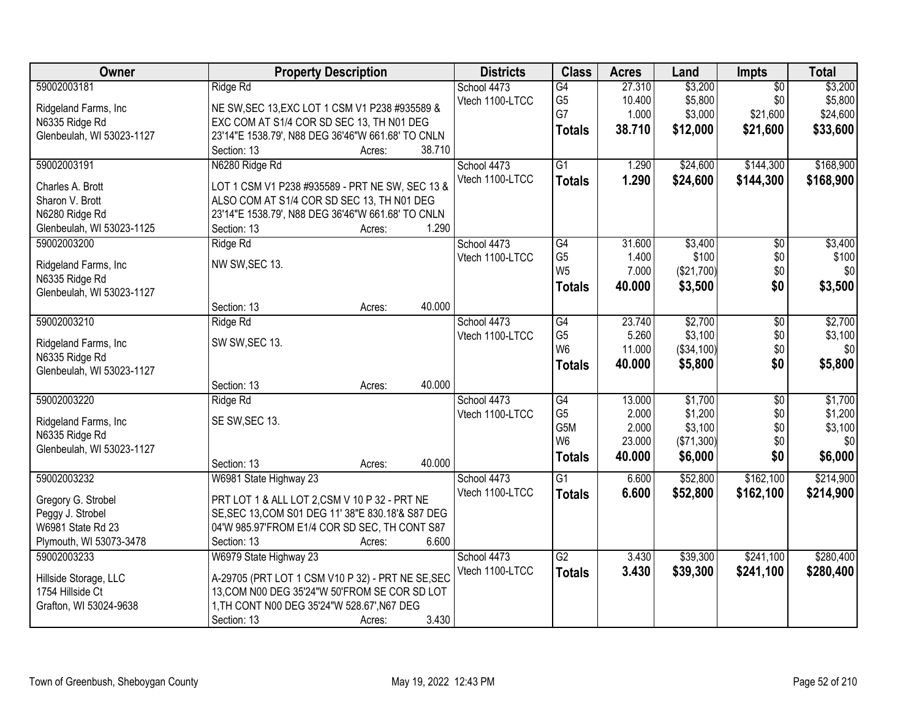| Owner | Property Description | Districts | Class | Acres | Land | Impts | Total |
|---|---|---|---|---|---|---|---|
| 59002003181<br>Ridgeland Farms, Inc<br>N6335 Ridge Rd<br>Glenbeulah, WI 53023-1127 | Ridge Rd<br>NE SW,SEC 13,EXC LOT 1 CSM V1 P238 #935589 & EXC COM AT S1/4 COR SD SEC 13, TH N01 DEG 23'14"E 1538.79', N88 DEG 36'46"W 661.68' TO CNLN<br>Section: 13 Acres: 38.710 | School 4473<br>Vtech 1100-LTCC | G4<br>G5<br>G7<br>**Totals** | 27.310<br>10.400<br>1.000<br>**38.710** | $3,200<br>$5,800<br>$3,000<br>**$12,000** | $0<br>$0<br>$21,600<br>**$21,600** | $3,200<br>$5,800<br>$24,600<br>**$33,600** |
| 59002003191<br>Charles A. Brott<br>Sharon V. Brott<br>N6280 Ridge Rd<br>Glenbeulah, WI 53023-1125 | N6280 Ridge Rd<br>LOT 1 CSM V1 P238 #935589 - PRT NE SW, SEC 13 & ALSO COM AT S1/4 COR SD SEC 13, TH N01 DEG 23'14"E 1538.79', N88 DEG 36'46"W 661.68' TO CNLN<br>Section: 13 Acres: 1.290 | School 4473<br>Vtech 1100-LTCC | G1<br>**Totals** | 1.290<br>**1.290** | $24,600<br>**$24,600** | $144,300<br>**$144,300** | $168,900<br>**$168,900** |
| 59002003200<br>Ridgeland Farms, Inc<br>N6335 Ridge Rd<br>Glenbeulah, WI 53023-1127 | Ridge Rd<br>NW SW,SEC 13.<br>Section: 13 Acres: 40.000 | School 4473<br>Vtech 1100-LTCC | G4<br>G5<br>W5<br>**Totals** | 31.600<br>1.400<br>7.000<br>**40.000** | $3,400<br>$100<br>($21,700)<br>**$3,500** | $0<br>$0<br>$0<br>**$0** | $3,400<br>$100<br>$0<br>**$3,500** |
| 59002003210<br>Ridgeland Farms, Inc<br>N6335 Ridge Rd<br>Glenbeulah, WI 53023-1127 | Ridge Rd<br>SW SW,SEC 13.<br>Section: 13 Acres: 40.000 | School 4473<br>Vtech 1100-LTCC | G4<br>G5<br>W6<br>**Totals** | 23.740<br>5.260<br>11.000<br>**40.000** | $2,700<br>$3,100<br>($34,100)<br>**$5,800** | $0<br>$0<br>$0<br>**$0** | $2,700<br>$3,100<br>$0<br>**$5,800** |
| 59002003220<br>Ridgeland Farms, Inc<br>N6335 Ridge Rd<br>Glenbeulah, WI 53023-1127 | Ridge Rd<br>SE SW,SEC 13.<br>Section: 13 Acres: 40.000 | School 4473<br>Vtech 1100-LTCC | G4<br>G5<br>G5M<br>W6<br>**Totals** | 13.000<br>2.000<br>2.000<br>23.000<br>**40.000** | $1,700<br>$1,200<br>$3,100<br>($71,300)<br>**$6,000** | $0<br>$0<br>$0<br>$0<br>**$0** | $1,700<br>$1,200<br>$3,100<br>$0<br>**$6,000** |
| 59002003232<br>Gregory G. Strobel<br>Peggy J. Strobel<br>W6981 State Rd 23<br>Plymouth, WI 53073-3478 | W6981 State Highway 23<br>PRT LOT 1 & ALL LOT 2,CSM V 10 P 32 - PRT NE SE,SEC 13,COM S01 DEG 11' 38"E 830.18'& S87 DEG 04'W 985.97'FROM E1/4 COR SD SEC, TH CONT S87<br>Section: 13 Acres: 6.600 | School 4473<br>Vtech 1100-LTCC | G1<br>**Totals** | 6.600<br>**6.600** | $52,800<br>**$52,800** | $162,100<br>**$162,100** | $214,900<br>**$214,900** |
| 59002003233<br>Hillside Storage, LLC<br>1754 Hillside Ct<br>Grafton, WI 53024-9638 | W6979 State Highway 23<br>A-29705 (PRT LOT 1 CSM V10 P 32) - PRT NE SE,SEC 13,COM N00 DEG 35'24"W 50'FROM SE COR SD LOT 1,TH CONT N00 DEG 35'24"W 528.67',N67 DEG<br>Section: 13 Acres: 3.430 | School 4473<br>Vtech 1100-LTCC | G2<br>**Totals** | 3.430<br>**3.430** | $39,300<br>**$39,300** | $241,100<br>**$241,100** | $280,400<br>**$280,400** |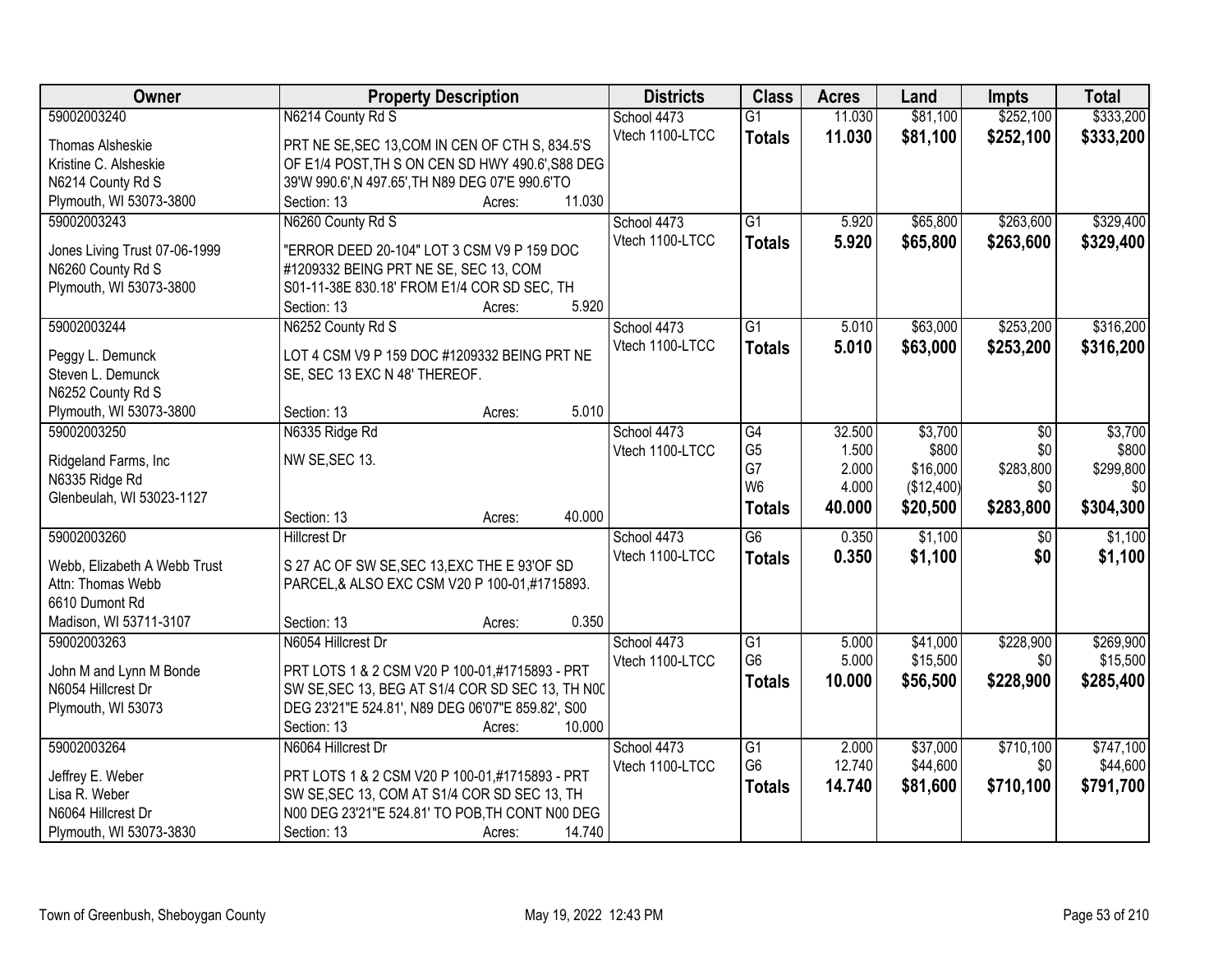| Owner | Property Description | Districts | Class | Acres | Land | Impts | Total |
|---|---|---|---|---|---|---|---|
| 59002003240<br>Thomas Alsheskie<br>Kristine C. Alsheskie<br>N6214 County Rd S<br>Plymouth, WI 53073-3800 | N6214 County Rd S<br>PRT NE SE,SEC 13,COM IN CEN OF CTH S, 834.5'S OF E1/4 POST,TH S ON CEN SD HWY 490.6',S88 DEG 39'W 990.6',N 497.65',TH N89 DEG 07'E 990.6'TO<br>Section: 13 Acres: 11.030 | School 4473<br>Vtech 1100-LTCC | G1<br>**Totals** | 11.030<br>**11.030** | $81,100<br>**$81,100** | $252,100<br>**$252,100** | $333,200<br>**$333,200** |
| 59002003243<br>Jones Living Trust 07-06-1999<br>N6260 County Rd S<br>Plymouth, WI 53073-3800 | N6260 County Rd S<br>"ERROR DEED 20-104" LOT 3 CSM V9 P 159 DOC #1209332 BEING PRT NE SE, SEC 13, COM S01-11-38E 830.18' FROM E1/4 COR SD SEC, TH<br>Section: 13 Acres: 5.920 | School 4473<br>Vtech 1100-LTCC | G1<br>**Totals** | 5.920<br>**5.920** | $65,800<br>**$65,800** | $263,600<br>**$263,600** | $329,400<br>**$329,400** |
| 59002003244<br>Peggy L. Demunck<br>Steven L. Demunck<br>N6252 County Rd S<br>Plymouth, WI 53073-3800 | N6252 County Rd S<br>LOT 4 CSM V9 P 159 DOC #1209332 BEING PRT NE SE, SEC 13 EXC N 48' THEREOF.<br>Section: 13 Acres: 5.010 | School 4473<br>Vtech 1100-LTCC | G1<br>**Totals** | 5.010<br>**5.010** | $63,000<br>**$63,000** | $253,200<br>**$253,200** | $316,200<br>**$316,200** |
| 59002003250<br>Ridgeland Farms, Inc<br>N6335 Ridge Rd<br>Glenbeulah, WI 53023-1127 | N6335 Ridge Rd<br>NW SE,SEC 13.<br>Section: 13 Acres: 40.000 | School 4473<br>Vtech 1100-LTCC | G4<br>G5<br>G7<br>W6<br>**Totals** | 32.500<br>1.500<br>2.000<br>4.000<br>**40.000** | $3,700<br>$800<br>$16,000<br>($12,400)<br>**$20,500** | $0<br>$0<br>$283,800<br>$0<br>**$283,800** | $3,700<br>$800<br>$299,800<br>$0<br>**$304,300** |
| 59002003260<br>Webb, Elizabeth A Webb Trust<br>Attn: Thomas Webb<br>6610 Dumont Rd<br>Madison, WI 53711-3107 | Hillcrest Dr<br>S 27 AC OF SW SE,SEC 13,EXC THE E 93'OF SD PARCEL,& ALSO EXC CSM V20 P 100-01,#1715893.<br>Section: 13 Acres: 0.350 | School 4473<br>Vtech 1100-LTCC | G6<br>**Totals** | 0.350<br>**0.350** | $1,100<br>**$1,100** | $0<br>**$0** | $1,100<br>**$1,100** |
| 59002003263<br>John M and Lynn M Bonde<br>N6054 Hillcrest Dr<br>Plymouth, WI 53073 | N6054 Hillcrest Dr<br>PRT LOTS 1 & 2 CSM V20 P 100-01,#1715893 - PRT SW SE,SEC 13, BEG AT S1/4 COR SD SEC 13, TH N00 DEG 23'21"E 524.81', N89 DEG 06'07"E 859.82', S00<br>Section: 13 Acres: 10.000 | School 4473<br>Vtech 1100-LTCC | G1<br>G6<br>**Totals** | 5.000<br>5.000<br>**10.000** | $41,000<br>$15,500<br>**$56,500** | $228,900<br>$0<br>**$228,900** | $269,900<br>$15,500<br>**$285,400** |
| 59002003264<br>Jeffrey E. Weber<br>Lisa R. Weber<br>N6064 Hillcrest Dr<br>Plymouth, WI 53073-3830 | N6064 Hillcrest Dr<br>PRT LOTS 1 & 2 CSM V20 P 100-01,#1715893 - PRT SW SE,SEC 13, COM AT S1/4 COR SD SEC 13, TH N00 DEG 23'21"E 524.81' TO POB,TH CONT N00 DEG<br>Section: 13 Acres: 14.740 | School 4473<br>Vtech 1100-LTCC | G1<br>G6<br>**Totals** | 2.000<br>12.740<br>**14.740** | $37,000<br>$44,600<br>**$81,600** | $710,100<br>$0<br>**$710,100** | $747,100<br>$44,600<br>**$791,700** |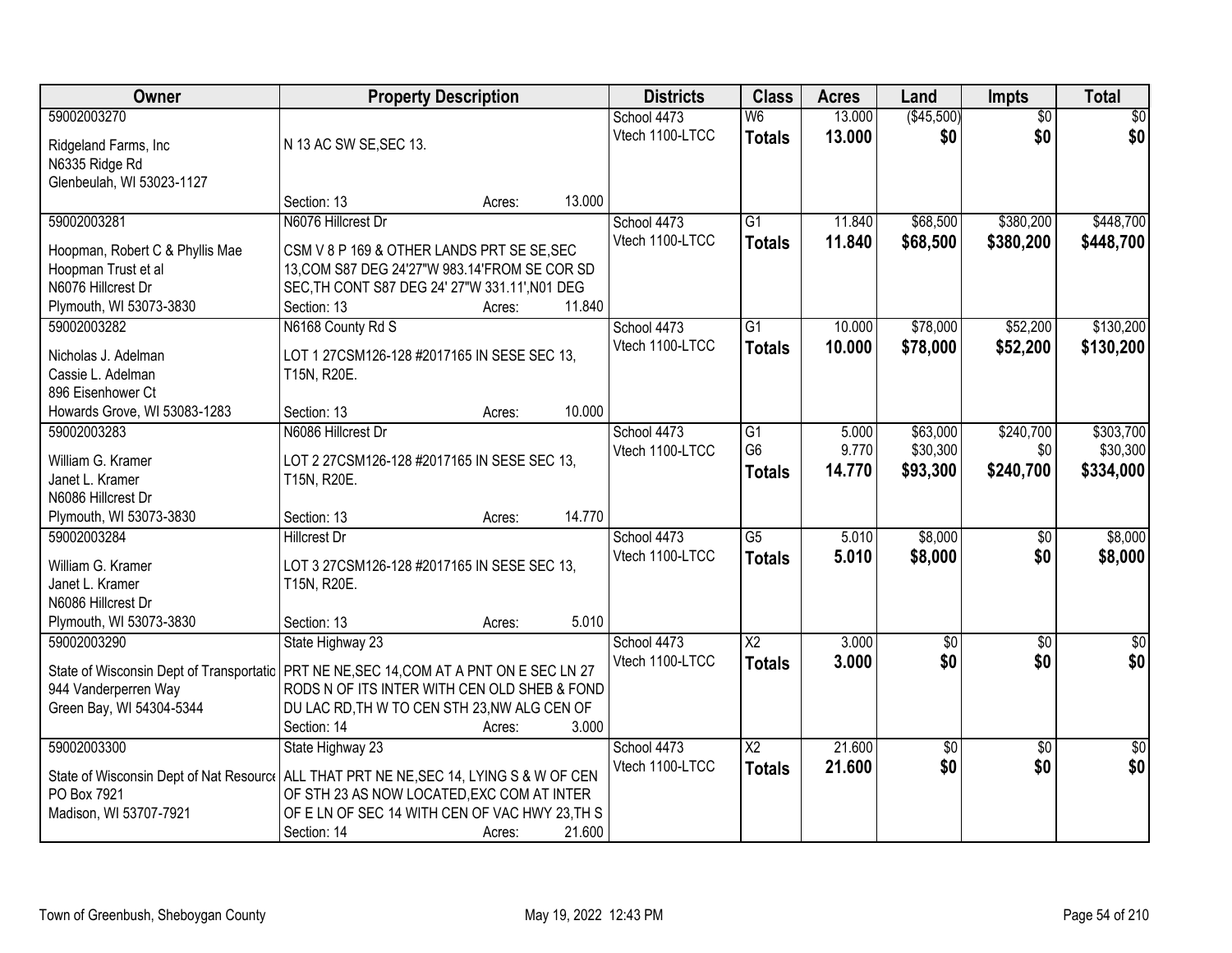| Owner | Property Description | Districts | Class | Acres | Land | Impts | Total |
|---|---|---|---|---|---|---|---|
| 59002003270<br><br>Ridgeland Farms, Inc<br>N6335 Ridge Rd<br>Glenbeulah, WI 53023-1127 | <br><br>N 13 AC SW SE,SEC 13.<br><br><br>Section: 13 Acres: 13.000 | School 4473<br>Vtech 1100-LTCC | W6<br>**Totals** | 13.000<br>**13.000** | ($45,500)<br>**$0** | $0<br>**$0** | $0<br>**$0** |
| 59002003281<br><br>Hoopman, Robert C & Phyllis Mae<br>Hoopman Trust et al<br>N6076 Hillcrest Dr<br>Plymouth, WI 53073-3830 | N6076 Hillcrest Dr<br><br>CSM V 8 P 169 & OTHER LANDS PRT SE SE,SEC 13,COM S87 DEG 24'27"W 983.14'FROM SE COR SD SEC,TH CONT S87 DEG 24' 27"W 331.11',N01 DEG<br>Section: 13 Acres: 11.840 | School 4473<br>Vtech 1100-LTCC | G1<br>**Totals** | 11.840<br>**11.840** | $68,500<br>**$68,500** | $380,200<br>**$380,200** | $448,700<br>**$448,700** |
| 59002003282<br><br>Nicholas J. Adelman<br>Cassie L. Adelman<br>896 Eisenhower Ct<br>Howards Grove, WI 53083-1283 | N6168 County Rd S<br><br>LOT 1 27CSM126-128 #2017165 IN SESE SEC 13, T15N, R20E.<br><br>Section: 13 Acres: 10.000 | School 4473<br>Vtech 1100-LTCC | G1<br>**Totals** | 10.000<br>**10.000** | $78,000<br>**$78,000** | $52,200<br>**$52,200** | $130,200<br>**$130,200** |
| 59002003283<br><br>William G. Kramer<br>Janet L. Kramer<br>N6086 Hillcrest Dr<br>Plymouth, WI 53073-3830 | N6086 Hillcrest Dr<br><br>LOT 2 27CSM126-128 #2017165 IN SESE SEC 13, T15N, R20E.<br><br>Section: 13 Acres: 14.770 | School 4473<br>Vtech 1100-LTCC | G1<br>G6<br>**Totals** | 5.000<br>9.770<br>**14.770** | $63,000<br>$30,300<br>**$93,300** | $240,700<br>$0<br>**$240,700** | $303,700<br>$30,300<br>**$334,000** |
| 59002003284<br><br>William G. Kramer<br>Janet L. Kramer<br>N6086 Hillcrest Dr<br>Plymouth, WI 53073-3830 | Hillcrest Dr<br><br>LOT 3 27CSM126-128 #2017165 IN SESE SEC 13, T15N, R20E.<br><br>Section: 13 Acres: 5.010 | School 4473<br>Vtech 1100-LTCC | G5<br>**Totals** | 5.010<br>**5.010** | $8,000<br>**$8,000** | $0<br>**$0** | $8,000<br>**$8,000** |
| 59002003290<br><br>State of Wisconsin Dept of Transportatio<br>944 Vanderperren Way<br>Green Bay, WI 54304-5344 | State Highway 23<br><br>PRT NE NE,SEC 14,COM AT A PNT ON E SEC LN 27 RODS N OF ITS INTER WITH CEN OLD SHEB & FOND DU LAC RD,TH W TO CEN STH 23,NW ALG CEN OF<br>Section: 14 Acres: 3.000 | School 4473<br>Vtech 1100-LTCC | X2<br>**Totals** | 3.000<br>**3.000** | $0<br>**$0** | $0<br>**$0** | $0<br>**$0** |
| 59002003300<br><br>State of Wisconsin Dept of Nat Resource<br>PO Box 7921<br>Madison, WI 53707-7921 | State Highway 23<br><br>ALL THAT PRT NE NE,SEC 14, LYING S & W OF CEN OF STH 23 AS NOW LOCATED,EXC COM AT INTER OF E LN OF SEC 14 WITH CEN OF VAC HWY 23,TH S<br>Section: 14 Acres: 21.600 | School 4473<br>Vtech 1100-LTCC | X2<br>**Totals** | 21.600<br>**21.600** | $0<br>**$0** | $0<br>**$0** | $0<br>**$0** |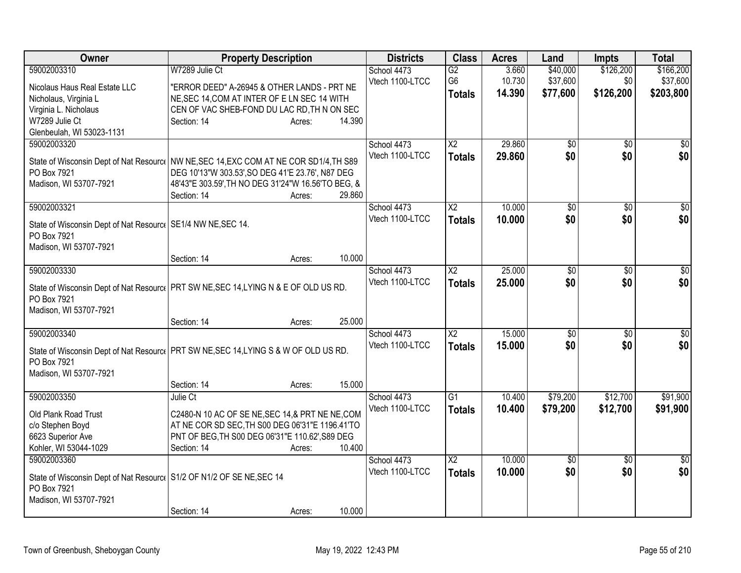| Owner | Property Description | Districts | Class | Acres | Land | Impts | Total |
|---|---|---|---|---|---|---|---|
| 59002003310<br>Nicolaus Haus Real Estate LLC<br>Nicholaus, Virginia L<br>Virginia L. Nicholaus<br>W7289 Julie Ct<br>Glenbeulah, WI 53023-1131 | W7289 Julie Ct<br>"ERROR DEED" A-26945 & OTHER LANDS - PRT NE NE,SEC 14,COM AT INTER OF E LN SEC 14 WITH CEN OF VAC SHEB-FOND DU LAC RD,TH N ON SEC<br>Section: 14 Acres: 14.390 | School 4473<br>Vtech 1100-LTCC | G2<br>G6<br>**Totals** | 3.660<br>10.730<br>**14.390** | $40,000<br>$37,600<br>**$77,600** | $126,200<br>$0<br>**$126,200** | $166,200<br>$37,600<br>**$203,800** |
| 59002003320<br>State of Wisconsin Dept of Nat Resource<br>PO Box 7921<br>Madison, WI 53707-7921 | NW NE,SEC 14,EXC COM AT NE COR SD1/4,TH S89 DEG 10'13"W 303.53',SO DEG 41'E 23.76', N87 DEG 48'43"E 303.59',TH NO DEG 31'24"W 16.56'TO BEG, &<br>Section: 14 Acres: 29.860 | School 4473<br>Vtech 1100-LTCC | X2<br>**Totals** | 29.860<br>**29.860** | $0<br>**$0** | $0<br>**$0** | $0<br>**$0** |
| 59002003321<br>State of Wisconsin Dept of Nat Resource<br>PO Box 7921<br>Madison, WI 53707-7921 | SE1/4 NW NE,SEC 14.<br>Section: 14 Acres: 10.000 | School 4473<br>Vtech 1100-LTCC | X2<br>**Totals** | 10.000<br>**10.000** | $0<br>**$0** | $0<br>**$0** | $0<br>**$0** |
| 59002003330<br>State of Wisconsin Dept of Nat Resource<br>PO Box 7921<br>Madison, WI 53707-7921 | PRT SW NE,SEC 14,LYING N & E OF OLD US RD.<br>Section: 14 Acres: 25.000 | School 4473<br>Vtech 1100-LTCC | X2<br>**Totals** | 25.000<br>**25.000** | $0<br>**$0** | $0<br>**$0** | $0<br>**$0** |
| 59002003340<br>State of Wisconsin Dept of Nat Resource<br>PO Box 7921<br>Madison, WI 53707-7921 | PRT SW NE,SEC 14,LYING S & W OF OLD US RD.<br>Section: 14 Acres: 15.000 | School 4473<br>Vtech 1100-LTCC | X2<br>**Totals** | 15.000<br>**15.000** | $0<br>**$0** | $0<br>**$0** | $0<br>**$0** |
| 59002003350<br>Old Plank Road Trust<br>c/o Stephen Boyd<br>6623 Superior Ave<br>Kohler, WI 53044-1029 | Julie Ct<br>C2480-N 10 AC OF SE NE,SEC 14,& PRT NE NE,COM AT NE COR SD SEC,TH S00 DEG 06'31"E 1196.41'TO PNT OF BEG,TH S00 DEG 06'31"E 110.62',S89 DEG<br>Section: 14 Acres: 10.400 | School 4473<br>Vtech 1100-LTCC | G1<br>**Totals** | 10.400<br>**10.400** | $79,200<br>**$79,200** | $12,700<br>**$12,700** | $91,900<br>**$91,900** |
| 59002003360<br>State of Wisconsin Dept of Nat Resource<br>PO Box 7921<br>Madison, WI 53707-7921 | S1/2 OF N1/2 OF SE NE,SEC 14<br>Section: 14 Acres: 10.000 | School 4473<br>Vtech 1100-LTCC | X2<br>**Totals** | 10.000<br>**10.000** | $0<br>**$0** | $0<br>**$0** | $0<br>**$0** |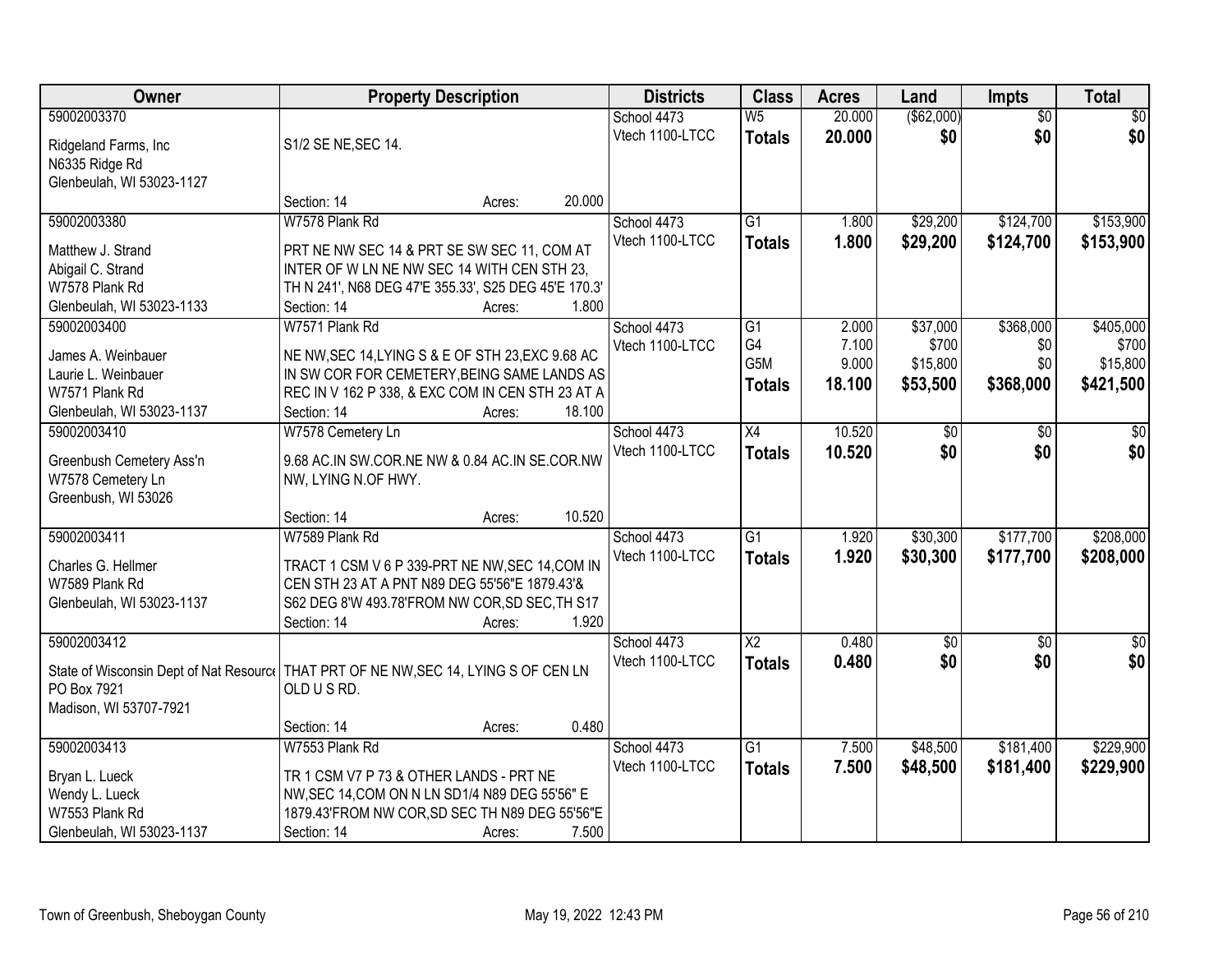| Owner | Property Description | Districts | Class | Acres | Land | Impts | Total |
|---|---|---|---|---|---|---|---|
| 59002003370<br>Ridgeland Farms, Inc<br>N6335 Ridge Rd<br>Glenbeulah, WI 53023-1127 | S1/2 SE NE,SEC 14.<br>Section: 14 Acres: 20.000 | School 4473<br>Vtech 1100-LTCC | W5<br>**Totals** | 20.000<br>**20.000** | ($62,000)<br>**$0** | $0<br>**$0** | $0<br>**$0** |
| 59002003380<br>Matthew J. Strand<br>Abigail C. Strand<br>W7578 Plank Rd<br>Glenbeulah, WI 53023-1133 | W7578 Plank Rd<br>PRT NE NW SEC 14 & PRT SE SW SEC 11, COM AT INTER OF W LN NE NW SEC 14 WITH CEN STH 23, TH N 241', N68 DEG 47'E 355.33', S25 DEG 45'E 170.3'<br>Section: 14 Acres: 1.800 | School 4473<br>Vtech 1100-LTCC | G1<br>**Totals** | 1.800<br>**1.800** | $29,200<br>**$29,200** | $124,700<br>**$124,700** | $153,900<br>**$153,900** |
| 59002003400<br>James A. Weinbauer<br>Laurie L. Weinbauer<br>W7571 Plank Rd<br>Glenbeulah, WI 53023-1137 | W7571 Plank Rd<br>NE NW,SEC 14,LYING S & E OF STH 23,EXC 9.68 AC IN SW COR FOR CEMETERY,BEING SAME LANDS AS REC IN V 162 P 338, & EXC COM IN CEN STH 23 AT A<br>Section: 14 Acres: 18.100 | School 4473<br>Vtech 1100-LTCC | G1<br>G4<br>G5M<br>**Totals** | 2.000<br>7.100<br>9.000<br>**18.100** | $37,000<br>$700<br>$15,800<br>**$53,500** | $368,000<br>$0<br>$0<br>**$368,000** | $405,000<br>$700<br>$15,800<br>**$421,500** |
| 59002003410<br>Greenbush Cemetery Ass'n<br>W7578 Cemetery Ln<br>Greenbush, WI 53026 | W7578 Cemetery Ln<br>9.68 AC.IN SW.COR.NE NW & 0.84 AC.IN SE.COR.NW NW, LYING N.OF HWY.<br>Section: 14 Acres: 10.520 | School 4473<br>Vtech 1100-LTCC | X4<br>**Totals** | 10.520<br>**10.520** | $0<br>**$0** | $0<br>**$0** | $0<br>**$0** |
| 59002003411<br>Charles G. Hellmer<br>W7589 Plank Rd<br>Glenbeulah, WI 53023-1137 | W7589 Plank Rd<br>TRACT 1 CSM V 6 P 339-PRT NE NW,SEC 14,COM IN CEN STH 23 AT A PNT N89 DEG 55'56"E 1879.43'& S62 DEG 8'W 493.78'FROM NW COR,SD SEC,TH S17<br>Section: 14 Acres: 1.920 | School 4473<br>Vtech 1100-LTCC | G1<br>**Totals** | 1.920<br>**1.920** | $30,300<br>**$30,300** | $177,700<br>**$177,700** | $208,000<br>**$208,000** |
| 59002003412<br>State of Wisconsin Dept of Nat Resource<br>PO Box 7921<br>Madison, WI 53707-7921 | THAT PRT OF NE NW,SEC 14, LYING S OF CEN LN OLD U S RD.<br>Section: 14 Acres: 0.480 | School 4473<br>Vtech 1100-LTCC | X2<br>**Totals** | 0.480<br>**0.480** | $0<br>**$0** | $0<br>**$0** | $0<br>**$0** |
| 59002003413<br>Bryan L. Lueck<br>Wendy L. Lueck<br>W7553 Plank Rd<br>Glenbeulah, WI 53023-1137 | W7553 Plank Rd<br>TR 1 CSM V7 P 73 & OTHER LANDS - PRT NE NW,SEC 14,COM ON N LN SD1/4 N89 DEG 55'56" E 1879.43'FROM NW COR,SD SEC TH N89 DEG 55'56"E<br>Section: 14 Acres: 7.500 | School 4473<br>Vtech 1100-LTCC | G1<br>**Totals** | 7.500<br>**7.500** | $48,500<br>**$48,500** | $181,400<br>**$181,400** | $229,900<br>**$229,900** |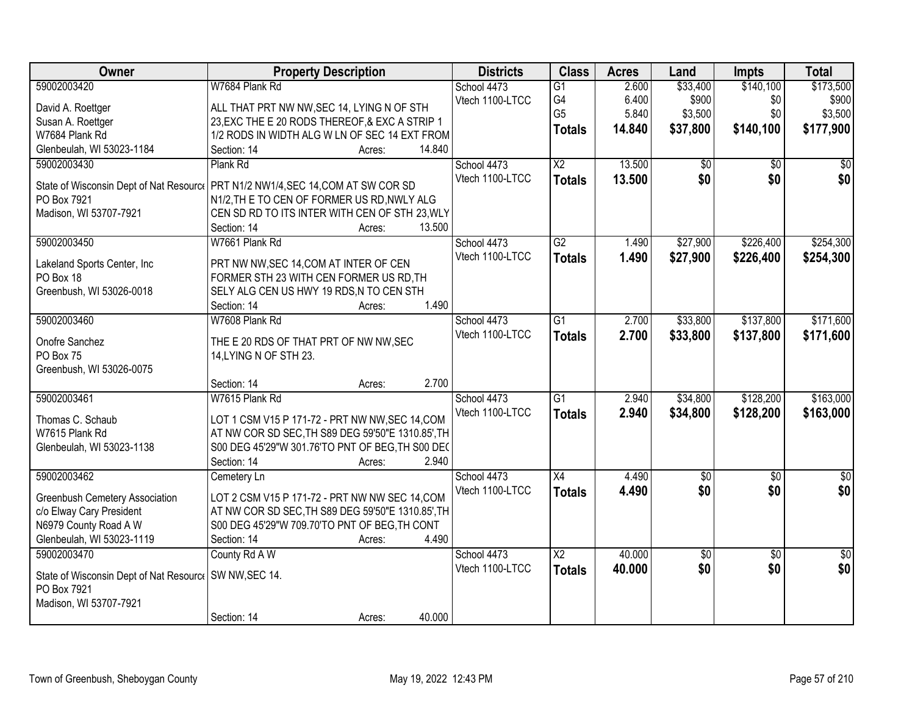| Owner | Property Description | Districts | Class | Acres | Land | Impts | Total |
|---|---|---|---|---|---|---|---|
| 59002003420<br>David A. Roettger<br>Susan A. Roettger<br>W7684 Plank Rd<br>Glenbeulah, WI 53023-1184 | W7684 Plank Rd<br>ALL THAT PRT NW NW,SEC 14, LYING N OF STH 23,EXC THE E 20 RODS THEREOF,& EXC A STRIP 1 1/2 RODS IN WIDTH ALG W LN OF SEC 14 EXT FROM<br>Section: 14 Acres: 14.840 | School 4473<br>Vtech 1100-LTCC | G1<br>G4<br>G5<br>**Totals** | 2.600<br>6.400<br>5.840<br>**14.840** | $33,400<br>$900<br>$3,500<br>**$37,800** | $140,100<br>$0<br>$0<br>**$140,100** | $173,500<br>$900<br>$3,500<br>**$177,900** |
| 59002003430<br>State of Wisconsin Dept of Nat Resource<br>PO Box 7921<br>Madison, WI 53707-7921 | Plank Rd<br>PRT N1/2 NW1/4,SEC 14,COM AT SW COR SD N1/2,TH E TO CEN OF FORMER US RD,NWLY ALG CEN SD RD TO ITS INTER WITH CEN OF STH 23,WLY<br>Section: 14 Acres: 13.500 | School 4473<br>Vtech 1100-LTCC | X2<br>**Totals** | 13.500<br>**13.500** | $0<br>**$0** | $0<br>**$0** | $0<br>**$0** |
| 59002003450<br>Lakeland Sports Center, Inc<br>PO Box 18<br>Greenbush, WI 53026-0018 | W7661 Plank Rd<br>PRT NW NW,SEC 14,COM AT INTER OF CEN FORMER STH 23 WITH CEN FORMER US RD,TH SELY ALG CEN US HWY 19 RDS,N TO CEN STH<br>Section: 14 Acres: 1.490 | School 4473<br>Vtech 1100-LTCC | G2<br>**Totals** | 1.490<br>**1.490** | $27,900<br>**$27,900** | $226,400<br>**$226,400** | $254,300<br>**$254,300** |
| 59002003460<br>Onofre Sanchez<br>PO Box 75<br>Greenbush, WI 53026-0075 | W7608 Plank Rd<br>THE E 20 RDS OF THAT PRT OF NW NW,SEC 14,LYING N OF STH 23.<br>Section: 14 Acres: 2.700 | School 4473<br>Vtech 1100-LTCC | G1<br>**Totals** | 2.700<br>**2.700** | $33,800<br>**$33,800** | $137,800<br>**$137,800** | $171,600<br>**$171,600** |
| 59002003461<br>Thomas C. Schaub<br>W7615 Plank Rd<br>Glenbeulah, WI 53023-1138 | W7615 Plank Rd<br>LOT 1 CSM V15 P 171-72 - PRT NW NW,SEC 14,COM AT NW COR SD SEC,TH S89 DEG 59'50"E 1310.85',TH S00 DEG 45'29"W 301.76'TO PNT OF BEG,TH S00 DEG<br>Section: 14 Acres: 2.940 | School 4473<br>Vtech 1100-LTCC | G1<br>**Totals** | 2.940<br>**2.940** | $34,800<br>**$34,800** | $128,200<br>**$128,200** | $163,000<br>**$163,000** |
| 59002003462<br>Greenbush Cemetery Association<br>c/o Elway Cary President<br>N6979 County Road A W<br>Glenbeulah, WI 53023-1119 | Cemetery Ln<br>LOT 2 CSM V15 P 171-72 - PRT NW NW SEC 14,COM AT NW COR SD SEC,TH S89 DEG 59'50"E 1310.85',TH S00 DEG 45'29"W 709.70'TO PNT OF BEG,TH CONT<br>Section: 14 Acres: 4.490 | School 4473<br>Vtech 1100-LTCC | X4<br>**Totals** | 4.490<br>**4.490** | $0<br>**$0** | $0<br>**$0** | $0<br>**$0** |
| 59002003470<br>State of Wisconsin Dept of Nat Resource<br>PO Box 7921<br>Madison, WI 53707-7921 | County Rd A W<br>SW NW,SEC 14.<br>Section: 14 Acres: 40.000 | School 4473<br>Vtech 1100-LTCC | X2<br>**Totals** | 40.000<br>**40.000** | $0<br>**$0** | $0<br>**$0** | $0<br>**$0** |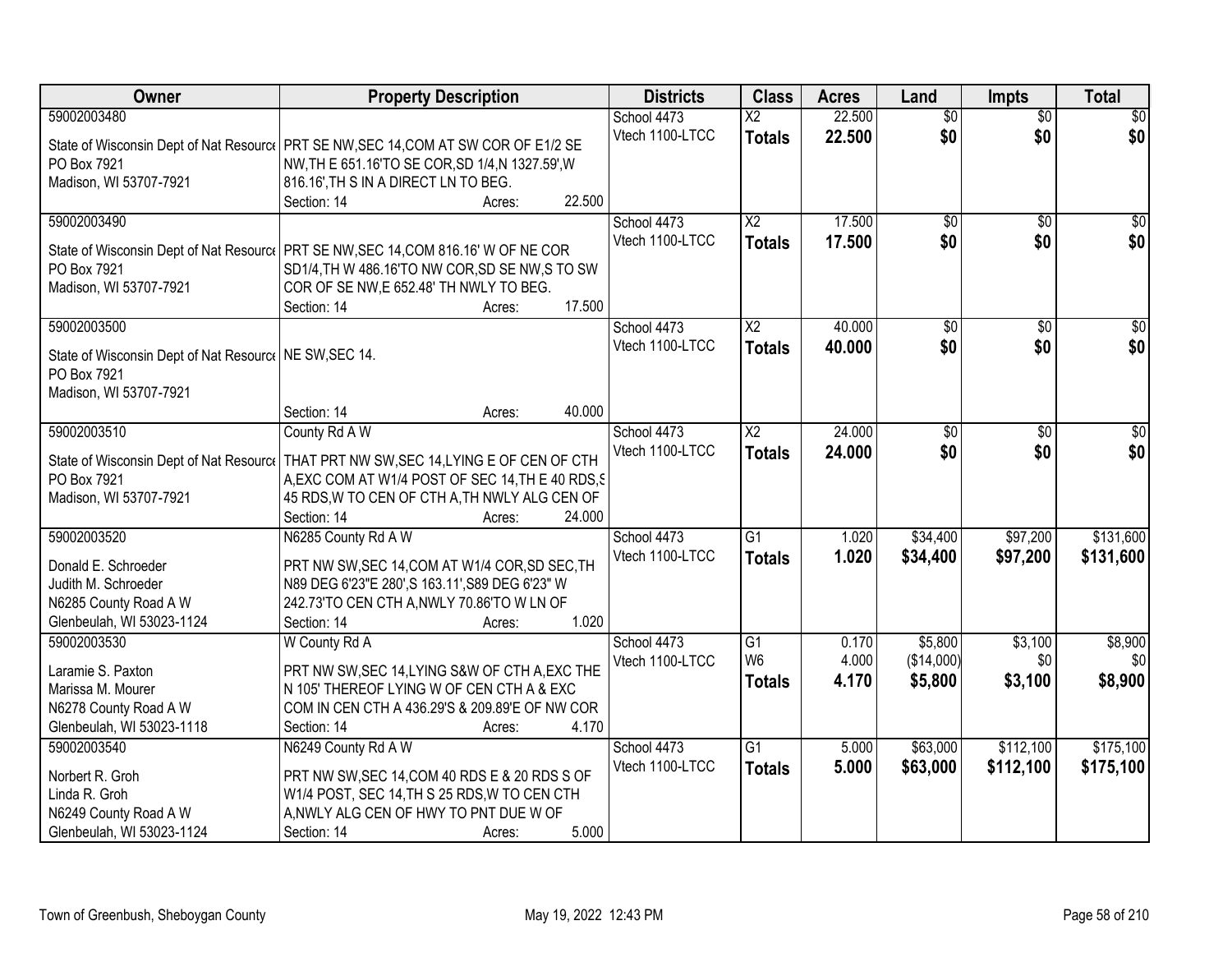| Owner | Property Description | Districts | Class | Acres | Land | Impts | Total |
|---|---|---|---|---|---|---|---|
| 59002003480<br>State of Wisconsin Dept of Nat Resource<br>PO Box 7921<br>Madison, WI 53707-7921 | PRT SE NW,SEC 14,COM AT SW COR OF E1/2 SE NW,TH E 651.16'TO SE COR,SD 1/4,N 1327.59',W 816.16',TH S IN A DIRECT LN TO BEG.<br>Section: 14 Acres: 22.500 | School 4473<br>Vtech 1100-LTCC | X2<br>**Totals** | 22.500<br>**22.500** | $0<br>**$0** | $0<br>**$0** | $0<br>**$0** |
| 59002003490<br>State of Wisconsin Dept of Nat Resource<br>PO Box 7921<br>Madison, WI 53707-7921 | PRT SE NW,SEC 14,COM 816.16' W OF NE COR SD1/4,TH W 486.16'TO NW COR,SD SE NW,S TO SW COR OF SE NW,E 652.48' TH NWLY TO BEG.<br>Section: 14 Acres: 17.500 | School 4473<br>Vtech 1100-LTCC | X2<br>**Totals** | 17.500<br>**17.500** | $0<br>**$0** | $0<br>**$0** | $0<br>**$0** |
| 59002003500<br>State of Wisconsin Dept of Nat Resource<br>PO Box 7921<br>Madison, WI 53707-7921 | NE SW,SEC 14.<br>Section: 14 Acres: 40.000 | School 4473<br>Vtech 1100-LTCC | X2<br>**Totals** | 40.000<br>**40.000** | $0<br>**$0** | $0<br>**$0** | $0<br>**$0** |
| 59002003510<br>State of Wisconsin Dept of Nat Resource<br>PO Box 7921<br>Madison, WI 53707-7921 | County Rd A W<br>THAT PRT NW SW,SEC 14,LYING E OF CEN OF CTH A,EXC COM AT W1/4 POST OF SEC 14,TH E 40 RDS,S 45 RDS,W TO CEN OF CTH A,TH NWLY ALG CEN OF<br>Section: 14 Acres: 24.000 | School 4473<br>Vtech 1100-LTCC | X2<br>**Totals** | 24.000<br>**24.000** | $0<br>**$0** | $0<br>**$0** | $0<br>**$0** |
| 59002003520<br>Donald E. Schroeder<br>Judith M. Schroeder<br>N6285 County Road A W<br>Glenbeulah, WI 53023-1124 | N6285 County Rd A W<br>PRT NW SW,SEC 14,COM AT W1/4 COR,SD SEC,TH N89 DEG 6'23"E 280',S 163.11',S89 DEG 6'23" W 242.73'TO CEN CTH A,NWLY 70.86'TO W LN OF<br>Section: 14 Acres: 1.020 | School 4473<br>Vtech 1100-LTCC | G1<br>**Totals** | 1.020<br>**1.020** | $34,400<br>**$34,400** | $97,200<br>**$97,200** | $131,600<br>**$131,600** |
| 59002003530<br>Laramie S. Paxton<br>Marissa M. Mourer<br>N6278 County Road A W<br>Glenbeulah, WI 53023-1118 | W County Rd A<br>PRT NW SW,SEC 14,LYING S&W OF CTH A,EXC THE N 105' THEREOF LYING W OF CEN CTH A & EXC COM IN CEN CTH A 436.29'S & 209.89'E OF NW COR<br>Section: 14 Acres: 4.170 | School 4473<br>Vtech 1100-LTCC | G1<br>W6<br>**Totals** | 0.170<br>4.000<br>**4.170** | $5,800<br>($14,000)<br>**$5,800** | $3,100<br>$0<br>**$3,100** | $8,900<br>$0<br>**$8,900** |
| 59002003540<br>Norbert R. Groh<br>Linda R. Groh<br>N6249 County Road A W<br>Glenbeulah, WI 53023-1124 | N6249 County Rd A W<br>PRT NW SW,SEC 14,COM 40 RDS E & 20 RDS S OF W1/4 POST, SEC 14,TH S 25 RDS,W TO CEN CTH A,NWLY ALG CEN OF HWY TO PNT DUE W OF<br>Section: 14 Acres: 5.000 | School 4473<br>Vtech 1100-LTCC | G1<br>**Totals** | 5.000<br>**5.000** | $63,000<br>**$63,000** | $112,100<br>**$112,100** | $175,100<br>**$175,100** |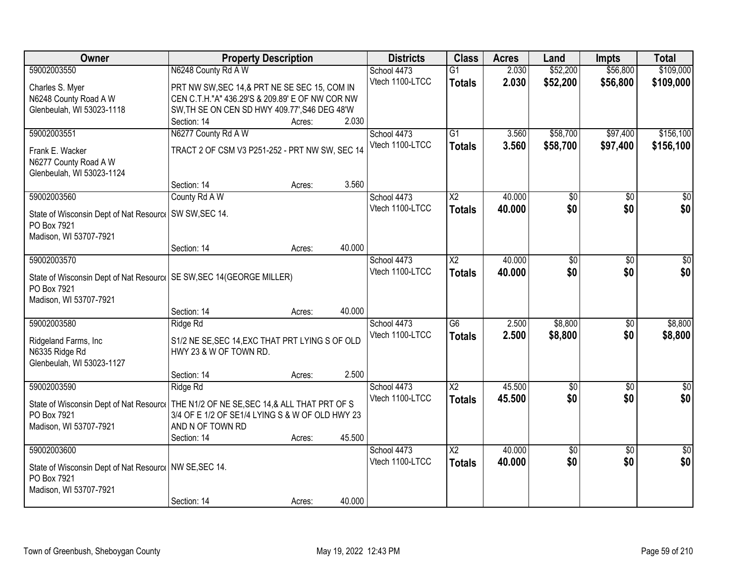| Owner | Property Description | Districts | Class | Acres | Land | Impts | Total |
|---|---|---|---|---|---|---|---|
| 59002003550<br>Charles S. Myer<br>N6248 County Road A W<br>Glenbeulah, WI 53023-1118 | N6248 County Rd A W<br>PRT NW SW,SEC 14,& PRT NE SE SEC 15, COM IN CEN C.T.H."A" 436.29'S & 209.89' E OF NW COR NW SW,TH SE ON CEN SD HWY 409.77',S46 DEG 48'W<br>Section: 14 Acres: 2.030 | School 4473<br>Vtech 1100-LTCC | G1<br>**Totals** | 2.030<br>**2.030** | $52,200<br>**$52,200** | $56,800<br>**$56,800** | $109,000<br>**$109,000** |
| 59002003551<br>Frank E. Wacker<br>N6277 County Road A W<br>Glenbeulah, WI 53023-1124 | N6277 County Rd A W<br>TRACT 2 OF CSM V3 P251-252 - PRT NW SW, SEC 14<br>Section: 14 Acres: 3.560 | School 4473<br>Vtech 1100-LTCC | G1<br>**Totals** | 3.560<br>**3.560** | $58,700<br>**$58,700** | $97,400<br>**$97,400** | $156,100<br>**$156,100** |
| 59002003560<br>State of Wisconsin Dept of Nat Resource<br>PO Box 7921<br>Madison, WI 53707-7921 | County Rd A W<br>SW SW,SEC 14.<br>Section: 14 Acres: 40.000 | School 4473<br>Vtech 1100-LTCC | X2<br>**Totals** | 40.000<br>**40.000** | $0<br>**$0** | $0<br>**$0** | $0<br>**$0** |
| 59002003570<br>State of Wisconsin Dept of Nat Resource<br>PO Box 7921<br>Madison, WI 53707-7921 | SE SW,SEC 14(GEORGE MILLER)<br>Section: 14 Acres: 40.000 | School 4473<br>Vtech 1100-LTCC | X2<br>**Totals** | 40.000<br>**40.000** | $0<br>**$0** | $0<br>**$0** | $0<br>**$0** |
| 59002003580<br>Ridgeland Farms, Inc<br>N6335 Ridge Rd<br>Glenbeulah, WI 53023-1127 | Ridge Rd<br>S1/2 NE SE,SEC 14,EXC THAT PRT LYING S OF OLD HWY 23 & W OF TOWN RD.<br>Section: 14 Acres: 2.500 | School 4473<br>Vtech 1100-LTCC | G6<br>**Totals** | 2.500<br>**2.500** | $8,800<br>**$8,800** | $0<br>**$0** | $8,800<br>**$8,800** |
| 59002003590<br>State of Wisconsin Dept of Nat Resource<br>PO Box 7921<br>Madison, WI 53707-7921 | Ridge Rd<br>THE N1/2 OF NE SE,SEC 14,& ALL THAT PRT OF S 3/4 OF E 1/2 OF SE1/4 LYING S & W OF OLD HWY 23 AND N OF TOWN RD<br>Section: 14 Acres: 45.500 | School 4473<br>Vtech 1100-LTCC | X2<br>**Totals** | 45.500<br>**45.500** | $0<br>**$0** | $0<br>**$0** | $0<br>**$0** |
| 59002003600<br>State of Wisconsin Dept of Nat Resource<br>PO Box 7921<br>Madison, WI 53707-7921 | NW SE,SEC 14.<br>Section: 14 Acres: 40.000 | School 4473<br>Vtech 1100-LTCC | X2<br>**Totals** | 40.000<br>**40.000** | $0<br>**$0** | $0<br>**$0** | $0<br>**$0** |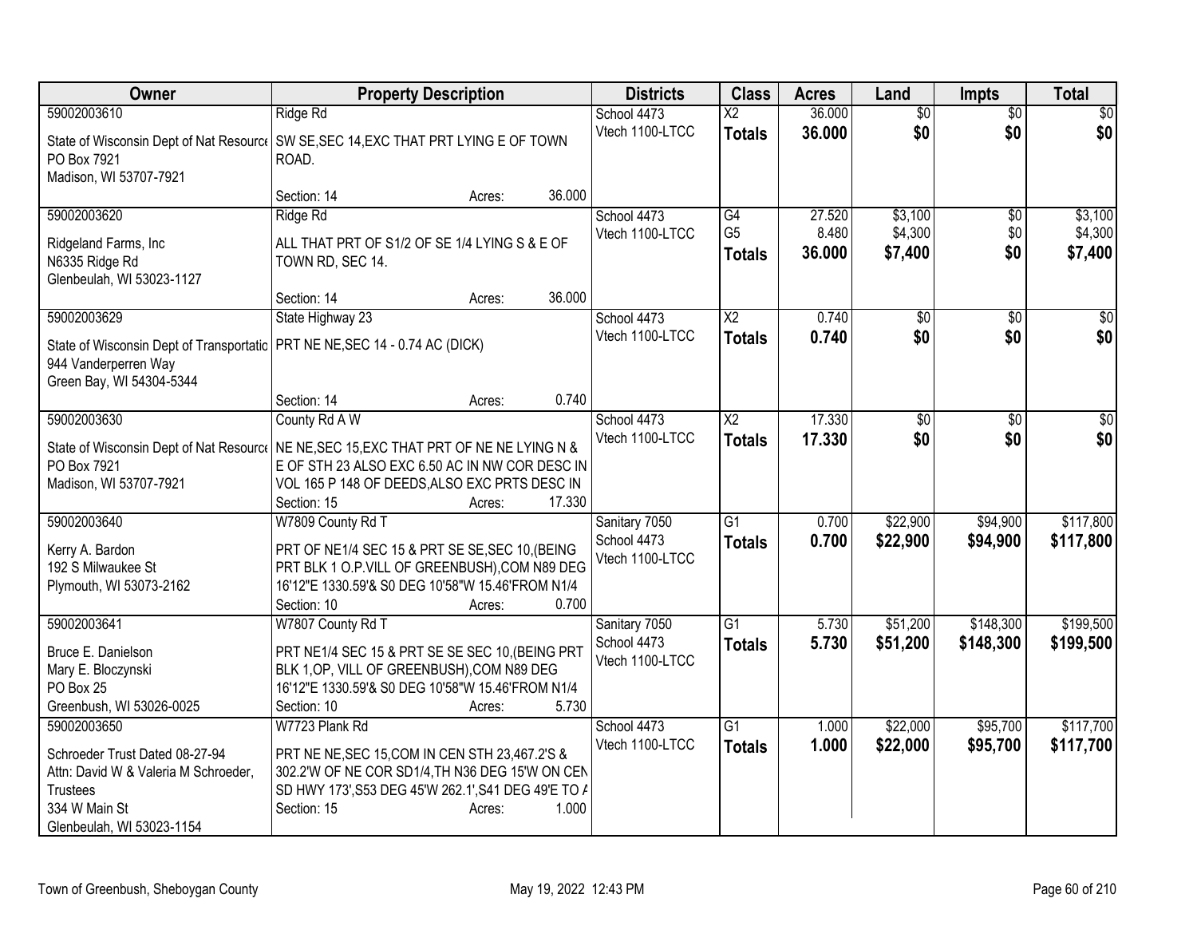| Owner | Property Description | Districts | Class | Acres | Land | Impts | Total |
|---|---|---|---|---|---|---|---|
| 59002003610<br>State of Wisconsin Dept of Nat Resource<br>PO Box 7921<br>Madison, WI 53707-7921 | Ridge Rd<br>SW SE,SEC 14,EXC THAT PRT LYING E OF TOWN ROAD.<br>Section: 14 Acres: 36.000 | School 4473<br>Vtech 1100-LTCC | X2<br>**Totals** | 36.000<br>**36.000** | $0<br>**$0** | $0<br>**$0** | $0<br>**$0** |
| 59002003620<br>Ridgeland Farms, Inc<br>N6335 Ridge Rd<br>Glenbeulah, WI 53023-1127 | Ridge Rd<br>ALL THAT PRT OF S1/2 OF SE 1/4 LYING S & E OF TOWN RD, SEC 14.<br>Section: 14 Acres: 36.000 | School 4473<br>Vtech 1100-LTCC | G4<br>G5<br>**Totals** | 27.520<br>8.480<br>**36.000** | $3,100<br>$4,300<br>**$7,400** | $0<br>$0<br>**$0** | $3,100<br>$4,300<br>**$7,400** |
| 59002003629<br>State of Wisconsin Dept of Transportatio<br>944 Vanderperren Way<br>Green Bay, WI 54304-5344 | State Highway 23<br>PRT NE NE,SEC 14 - 0.74 AC (DICK)<br>Section: 14 Acres: 0.740 | School 4473<br>Vtech 1100-LTCC | X2<br>**Totals** | 0.740<br>**0.740** | $0<br>**$0** | $0<br>**$0** | $0<br>**$0** |
| 59002003630<br>State of Wisconsin Dept of Nat Resource<br>PO Box 7921<br>Madison, WI 53707-7921 | County Rd A W<br>NE NE,SEC 15,EXC THAT PRT OF NE NE LYING N & E OF STH 23 ALSO EXC 6.50 AC IN NW COR DESC IN VOL 165 P 148 OF DEEDS,ALSO EXC PRTS DESC IN<br>Section: 15 Acres: 17.330 | School 4473<br>Vtech 1100-LTCC | X2<br>**Totals** | 17.330<br>**17.330** | $0<br>**$0** | $0<br>**$0** | $0<br>**$0** |
| 59002003640<br>Kerry A. Bardon<br>192 S Milwaukee St<br>Plymouth, WI 53073-2162 | W7809 County Rd T<br>PRT OF NE1/4 SEC 15 & PRT SE SE,SEC 10,(BEING PRT BLK 1 O.P.VILL OF GREENBUSH),COM N89 DEG 16'12"E 1330.59'& S0 DEG 10'58"W 15.46'FROM N1/4<br>Section: 10 Acres: 0.700 | Sanitary 7050<br>School 4473<br>Vtech 1100-LTCC | G1<br>**Totals** | 0.700<br>**0.700** | $22,900<br>**$22,900** | $94,900<br>**$94,900** | $117,800<br>**$117,800** |
| 59002003641<br>Bruce E. Danielson<br>Mary E. Bloczynski<br>PO Box 25<br>Greenbush, WI 53026-0025 | W7807 County Rd T<br>PRT NE1/4 SEC 15 & PRT SE SE SEC 10,(BEING PRT BLK 1,OP, VILL OF GREENBUSH),COM N89 DEG 16'12"E 1330.59'& S0 DEG 10'58"W 15.46'FROM N1/4<br>Section: 10 Acres: 5.730 | Sanitary 7050<br>School 4473<br>Vtech 1100-LTCC | G1<br>**Totals** | 5.730<br>**5.730** | $51,200<br>**$51,200** | $148,300<br>**$148,300** | $199,500<br>**$199,500** |
| 59002003650<br>Schroeder Trust Dated 08-27-94<br>Attn: David W & Valeria M Schroeder, Trustees<br>334 W Main St<br>Glenbeulah, WI 53023-1154 | W7723 Plank Rd<br>PRT NE NE,SEC 15,COM IN CEN STH 23,467.2'S & 302.2'W OF NE COR SD1/4,TH N36 DEG 15'W ON CEN SD HWY 173',S53 DEG 45'W 262.1',S41 DEG 49'E TO A<br>Section: 15 Acres: 1.000 | School 4473<br>Vtech 1100-LTCC | G1<br>**Totals** | 1.000<br>**1.000** | $22,000<br>**$22,000** | $95,700<br>**$95,700** | $117,700<br>**$117,700** |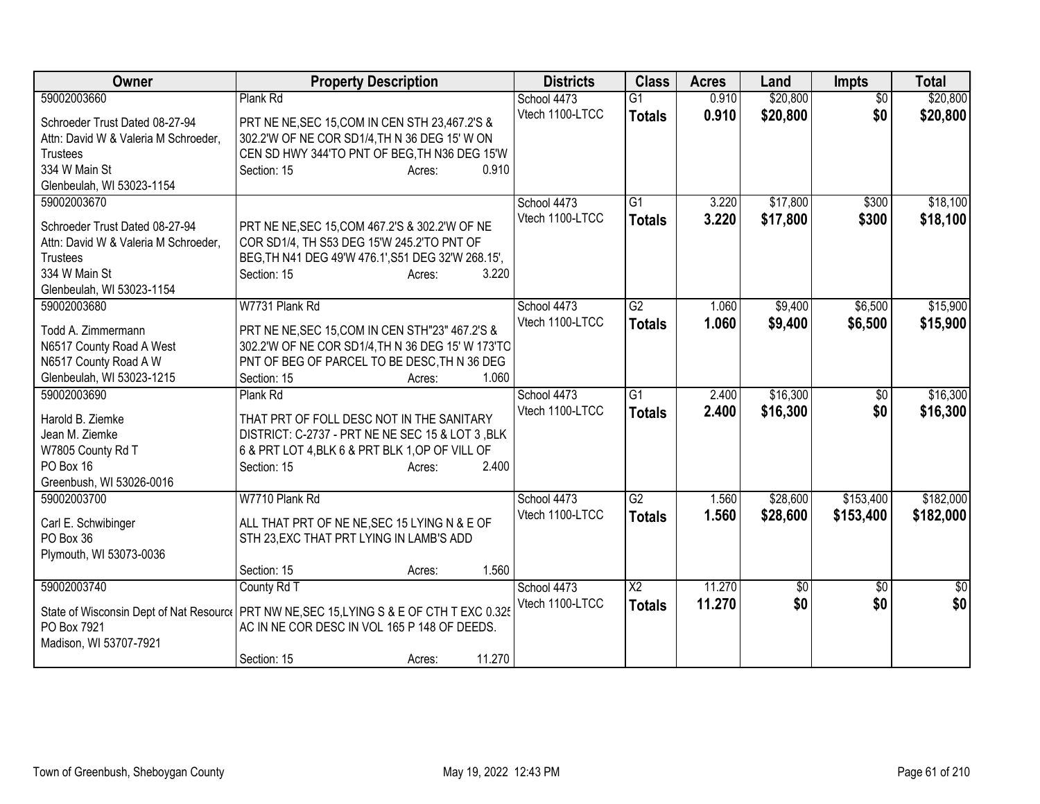| Owner | Property Description | Districts | Class | Acres | Land | Impts | Total |
|---|---|---|---|---|---|---|---|
| 59002003660<br>Schroeder Trust Dated 08-27-94<br>Attn: David W & Valeria M Schroeder, Trustees<br>334 W Main St<br>Glenbeulah, WI 53023-1154 | Plank Rd<br>PRT NE NE,SEC 15,COM IN CEN STH 23,467.2'S & 302.2'W OF NE COR SD1/4,TH N 36 DEG 15' W ON CEN SD HWY 344'TO PNT OF BEG,TH N36 DEG 15'W<br>Section: 15 Acres: 0.910 | School 4473<br>Vtech 1100-LTCC | G1<br>**Totals** | 0.910<br>**0.910** | $20,800<br>**$20,800** | $0<br>**$0** | $20,800<br>**$20,800** |
| 59002003670<br>Schroeder Trust Dated 08-27-94<br>Attn: David W & Valeria M Schroeder, Trustees<br>334 W Main St<br>Glenbeulah, WI 53023-1154 | PRT NE NE,SEC 15,COM 467.2'S & 302.2'W OF NE COR SD1/4, TH S53 DEG 15'W 245.2'TO PNT OF BEG,TH N41 DEG 49'W 476.1',S51 DEG 32'W 268.15',<br>Section: 15 Acres: 3.220 | School 4473<br>Vtech 1100-LTCC | G1<br>**Totals** | 3.220<br>**3.220** | $17,800<br>**$17,800** | $300<br>**$300** | $18,100<br>**$18,100** |
| 59002003680<br>Todd A. Zimmermann<br>N6517 County Road A West<br>N6517 County Road A W<br>Glenbeulah, WI 53023-1215 | W7731 Plank Rd<br>PRT NE NE,SEC 15,COM IN CEN STH"23" 467.2'S & 302.2'W OF NE COR SD1/4,TH N 36 DEG 15' W 173'TO PNT OF BEG OF PARCEL TO BE DESC,TH N 36 DEG<br>Section: 15 Acres: 1.060 | School 4473<br>Vtech 1100-LTCC | G2<br>**Totals** | 1.060<br>**1.060** | $9,400<br>**$9,400** | $6,500<br>**$6,500** | $15,900<br>**$15,900** |
| 59002003690<br>Harold B. Ziemke<br>Jean M. Ziemke<br>W7805 County Rd T<br>PO Box 16<br>Greenbush, WI 53026-0016 | Plank Rd<br>THAT PRT OF FOLL DESC NOT IN THE SANITARY DISTRICT: C-2737 - PRT NE NE SEC 15 & LOT 3 ,BLK 6 & PRT LOT 4,BLK 6 & PRT BLK 1,OP OF VILL OF<br>Section: 15 Acres: 2.400 | School 4473<br>Vtech 1100-LTCC | G1<br>**Totals** | 2.400<br>**2.400** | $16,300<br>**$16,300** | $0<br>**$0** | $16,300<br>**$16,300** |
| 59002003700<br>Carl E. Schwibinger<br>PO Box 36<br>Plymouth, WI 53073-0036 | W7710 Plank Rd<br>ALL THAT PRT OF NE NE,SEC 15 LYING N & E OF STH 23,EXC THAT PRT LYING IN LAMB'S ADD<br>Section: 15 Acres: 1.560 | School 4473<br>Vtech 1100-LTCC | G2<br>**Totals** | 1.560<br>**1.560** | $28,600<br>**$28,600** | $153,400<br>**$153,400** | $182,000<br>**$182,000** |
| 59002003740<br>State of Wisconsin Dept of Nat Resource<br>PO Box 7921<br>Madison, WI 53707-7921 | County Rd T<br>PRT NW NE,SEC 15,LYING S & E OF CTH T EXC 0.325 AC IN NE COR DESC IN VOL 165 P 148 OF DEEDS.<br>Section: 15 Acres: 11.270 | School 4473<br>Vtech 1100-LTCC | X2<br>**Totals** | 11.270<br>**11.270** | $0<br>**$0** | $0<br>**$0** | $0<br>**$0** |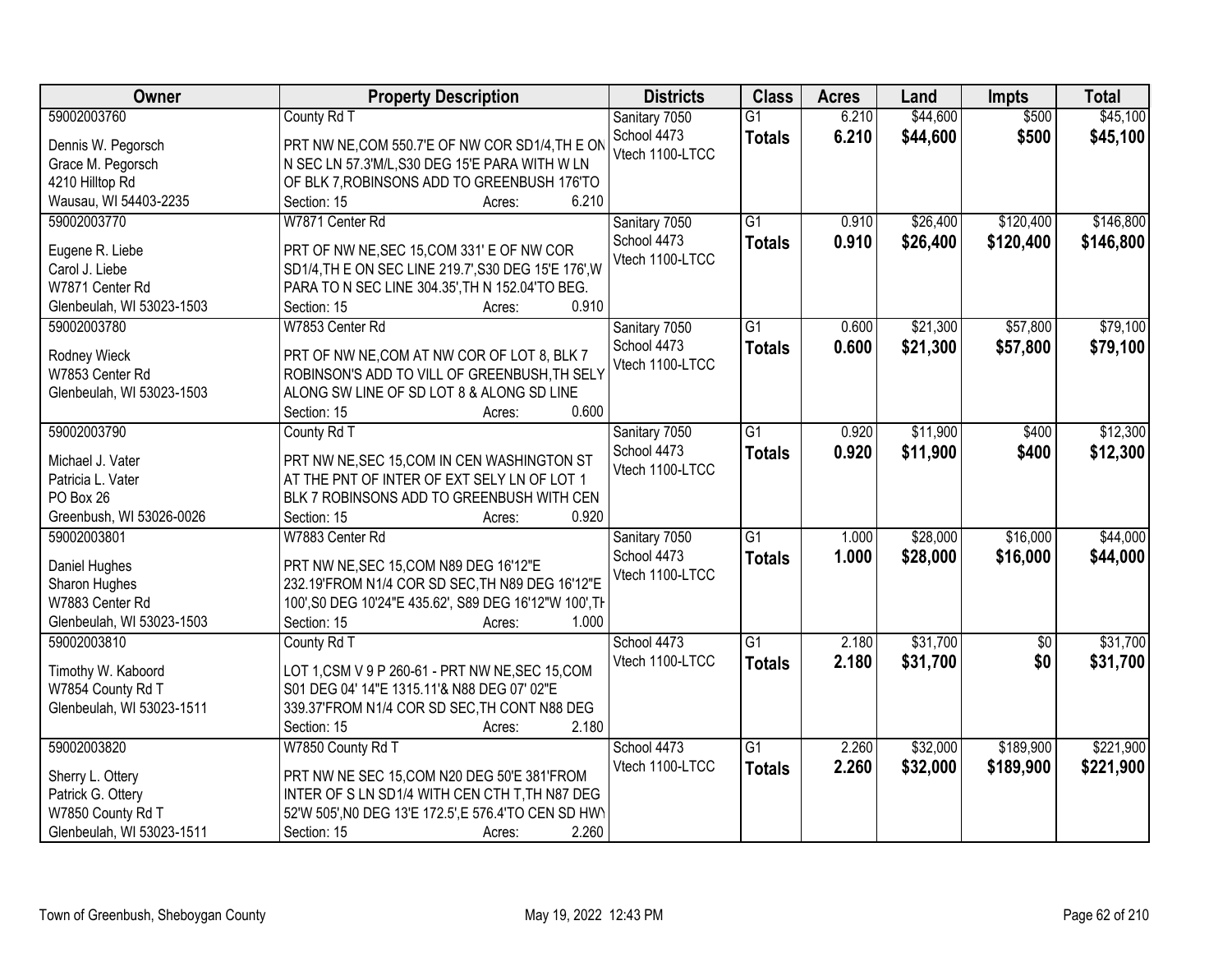| Owner | Property Description | Districts | Class | Acres | Land | Impts | Total |
|---|---|---|---|---|---|---|---|
| 59002003760<br><br>Dennis W. Pegorsch<br>Grace M. Pegorsch<br>4210 Hilltop Rd<br>Wausau, WI 54403-2235 | County Rd T<br><br>PRT NW NE,COM 550.7'E OF NW COR SD1/4,TH E ON N SEC LN 57.3'M/L,S30 DEG 15'E PARA WITH W LN OF BLK 7,ROBINSONS ADD TO GREENBUSH 176'TO<br>Section: 15 Acres: 6.210 | Sanitary 7050<br>School 4473<br>Vtech 1100-LTCC | G1<br>**Totals** | 6.210<br>**6.210** | $44,600<br>**$44,600** | $500<br>**$500** | $45,100<br>**$45,100** |
| 59002003770<br><br>Eugene R. Liebe<br>Carol J. Liebe<br>W7871 Center Rd<br>Glenbeulah, WI 53023-1503 | W7871 Center Rd<br><br>PRT OF NW NE,SEC 15,COM 331' E OF NW COR SD1/4,TH E ON SEC LINE 219.7',S30 DEG 15'E 176',W PARA TO N SEC LINE 304.35',TH N 152.04'TO BEG.<br>Section: 15 Acres: 0.910 | Sanitary 7050<br>School 4473<br>Vtech 1100-LTCC | G1<br>**Totals** | 0.910<br>**0.910** | $26,400<br>**$26,400** | $120,400<br>**$120,400** | $146,800<br>**$146,800** |
| 59002003780<br><br>Rodney Wieck<br>W7853 Center Rd<br>Glenbeulah, WI 53023-1503 | W7853 Center Rd<br><br>PRT OF NW NE,COM AT NW COR OF LOT 8, BLK 7 ROBINSON'S ADD TO VILL OF GREENBUSH,TH SELY ALONG SW LINE OF SD LOT 8 & ALONG SD LINE<br>Section: 15 Acres: 0.600 | Sanitary 7050<br>School 4473<br>Vtech 1100-LTCC | G1<br>**Totals** | 0.600<br>**0.600** | $21,300<br>**$21,300** | $57,800<br>**$57,800** | $79,100<br>**$79,100** |
| 59002003790<br><br>Michael J. Vater<br>Patricia L. Vater<br>PO Box 26<br>Greenbush, WI 53026-0026 | County Rd T<br><br>PRT NW NE,SEC 15,COM IN CEN WASHINGTON ST AT THE PNT OF INTER OF EXT SELY LN OF LOT 1 BLK 7 ROBINSONS ADD TO GREENBUSH WITH CEN<br>Section: 15 Acres: 0.920 | Sanitary 7050<br>School 4473<br>Vtech 1100-LTCC | G1<br>**Totals** | 0.920<br>**0.920** | $11,900<br>**$11,900** | $400<br>**$400** | $12,300<br>**$12,300** |
| 59002003801<br><br>Daniel Hughes<br>Sharon Hughes<br>W7883 Center Rd<br>Glenbeulah, WI 53023-1503 | W7883 Center Rd<br><br>PRT NW NE,SEC 15,COM N89 DEG 16'12"E 232.19'FROM N1/4 COR SD SEC,TH N89 DEG 16'12"E 100',S0 DEG 10'24"E 435.62', S89 DEG 16'12"W 100',TH<br>Section: 15 Acres: 1.000 | Sanitary 7050<br>School 4473<br>Vtech 1100-LTCC | G1<br>**Totals** | 1.000<br>**1.000** | $28,000<br>**$28,000** | $16,000<br>**$16,000** | $44,000<br>**$44,000** |
| 59002003810<br><br>Timothy W. Kaboord<br>W7854 County Rd T<br>Glenbeulah, WI 53023-1511 | County Rd T<br><br>LOT 1,CSM V 9 P 260-61 - PRT NW NE,SEC 15,COM S01 DEG 04' 14"E 1315.11'& N88 DEG 07' 02"E 339.37'FROM N1/4 COR SD SEC,TH CONT N88 DEG<br>Section: 15 Acres: 2.180 | School 4473<br>Vtech 1100-LTCC | G1<br>**Totals** | 2.180<br>**2.180** | $31,700<br>**$31,700** | $0<br>**$0** | $31,700<br>**$31,700** |
| 59002003820<br><br>Sherry L. Ottery<br>Patrick G. Ottery<br>W7850 County Rd T<br>Glenbeulah, WI 53023-1511 | W7850 County Rd T<br><br>PRT NW NE SEC 15,COM N20 DEG 50'E 381'FROM INTER OF S LN SD1/4 WITH CEN CTH T,TH N87 DEG 52'W 505',N0 DEG 13'E 172.5',E 576.4'TO CEN SD HWY<br>Section: 15 Acres: 2.260 | School 4473<br>Vtech 1100-LTCC | G1<br>**Totals** | 2.260<br>**2.260** | $32,000<br>**$32,000** | $189,900<br>**$189,900** | $221,900<br>**$221,900** |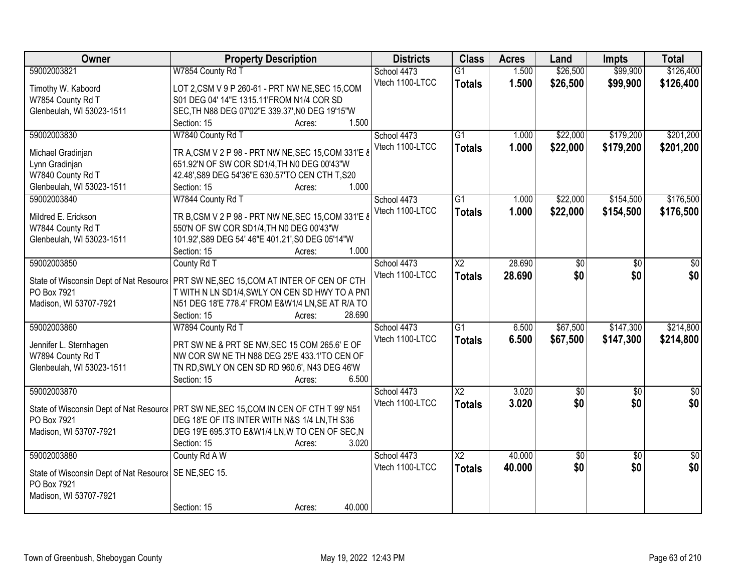| Owner | Property Description | Districts | Class | Acres | Land | Impts | Total |
|---|---|---|---|---|---|---|---|
| 59002003821<br>Timothy W. Kaboord<br>W7854 County Rd T<br>Glenbeulah, WI 53023-1511 | W7854 County Rd T<br>LOT 2,CSM V 9 P 260-61 - PRT NW NE,SEC 15,COM S01 DEG 04' 14"E 1315.11'FROM N1/4 COR SD SEC,TH N88 DEG 07'02"E 339.37',N0 DEG 19'15"W<br>Section: 15 Acres: 1.500 | School 4473<br>Vtech 1100-LTCC | G1<br>**Totals** | 1.500<br>**1.500** | $26,500<br>**$26,500** | $99,900<br>**$99,900** | $126,400<br>**$126,400** |
| 59002003830<br>Michael Gradinjan<br>Lynn Gradinjan<br>W7840 County Rd T<br>Glenbeulah, WI 53023-1511 | W7840 County Rd T<br>TR A,CSM V 2 P 98 - PRT NW NE,SEC 15,COM 331'E & 651.92'N OF SW COR SD1/4,TH N0 DEG 00'43"W 42.48',S89 DEG 54'36"E 630.57'TO CEN CTH T,S20<br>Section: 15 Acres: 1.000 | School 4473<br>Vtech 1100-LTCC | G1<br>**Totals** | 1.000<br>**1.000** | $22,000<br>**$22,000** | $179,200<br>**$179,200** | $201,200<br>**$201,200** |
| 59002003840<br>Mildred E. Erickson<br>W7844 County Rd T<br>Glenbeulah, WI 53023-1511 | W7844 County Rd T<br>TR B,CSM V 2 P 98 - PRT NW NE,SEC 15,COM 331'E & 550'N OF SW COR SD1/4,TH N0 DEG 00'43"W 101.92',S89 DEG 54' 46"E 401.21',S0 DEG 05'14"W<br>Section: 15 Acres: 1.000 | School 4473<br>Vtech 1100-LTCC | G1<br>**Totals** | 1.000<br>**1.000** | $22,000<br>**$22,000** | $154,500<br>**$154,500** | $176,500<br>**$176,500** |
| 59002003850<br>State of Wisconsin Dept of Nat Resource<br>PO Box 7921<br>Madison, WI 53707-7921 | County Rd T<br>PRT SW NE,SEC 15,COM AT INTER OF CEN OF CTH T WITH N LN SD1/4,SWLY ON CEN SD HWY TO A PNT N51 DEG 18'E 778.4' FROM E&W1/4 LN,SE AT R/A TO<br>Section: 15 Acres: 28.690 | School 4473<br>Vtech 1100-LTCC | X2<br>**Totals** | 28.690<br>**28.690** | $0<br>**$0** | $0<br>**$0** | $0<br>**$0** |
| 59002003860<br>Jennifer L. Sternhagen<br>W7894 County Rd T<br>Glenbeulah, WI 53023-1511 | W7894 County Rd T<br>PRT SW NE & PRT SE NW,SEC 15 COM 265.6' E OF NW COR SW NE TH N88 DEG 25'E 433.1'TO CEN OF TN RD,SWLY ON CEN SD RD 960.6', N43 DEG 46'W<br>Section: 15 Acres: 6.500 | School 4473<br>Vtech 1100-LTCC | G1<br>**Totals** | 6.500<br>**6.500** | $67,500<br>**$67,500** | $147,300<br>**$147,300** | $214,800<br>**$214,800** |
| 59002003870<br>State of Wisconsin Dept of Nat Resource<br>PO Box 7921<br>Madison, WI 53707-7921 | PRT SW NE,SEC 15,COM IN CEN OF CTH T 99' N51 DEG 18'E OF ITS INTER WITH N&S 1/4 LN,TH S36 DEG 19'E 695.3'TO E&W1/4 LN,W TO CEN OF SEC,N<br>Section: 15 Acres: 3.020 | School 4473<br>Vtech 1100-LTCC | X2<br>**Totals** | 3.020<br>**3.020** | $0<br>**$0** | $0<br>**$0** | $0<br>**$0** |
| 59002003880<br>State of Wisconsin Dept of Nat Resource<br>PO Box 7921<br>Madison, WI 53707-7921 | County Rd A W<br>SE NE,SEC 15.<br>Section: 15 Acres: 40.000 | School 4473<br>Vtech 1100-LTCC | X2<br>**Totals** | 40.000<br>**40.000** | $0<br>**$0** | $0<br>**$0** | $0<br>**$0** |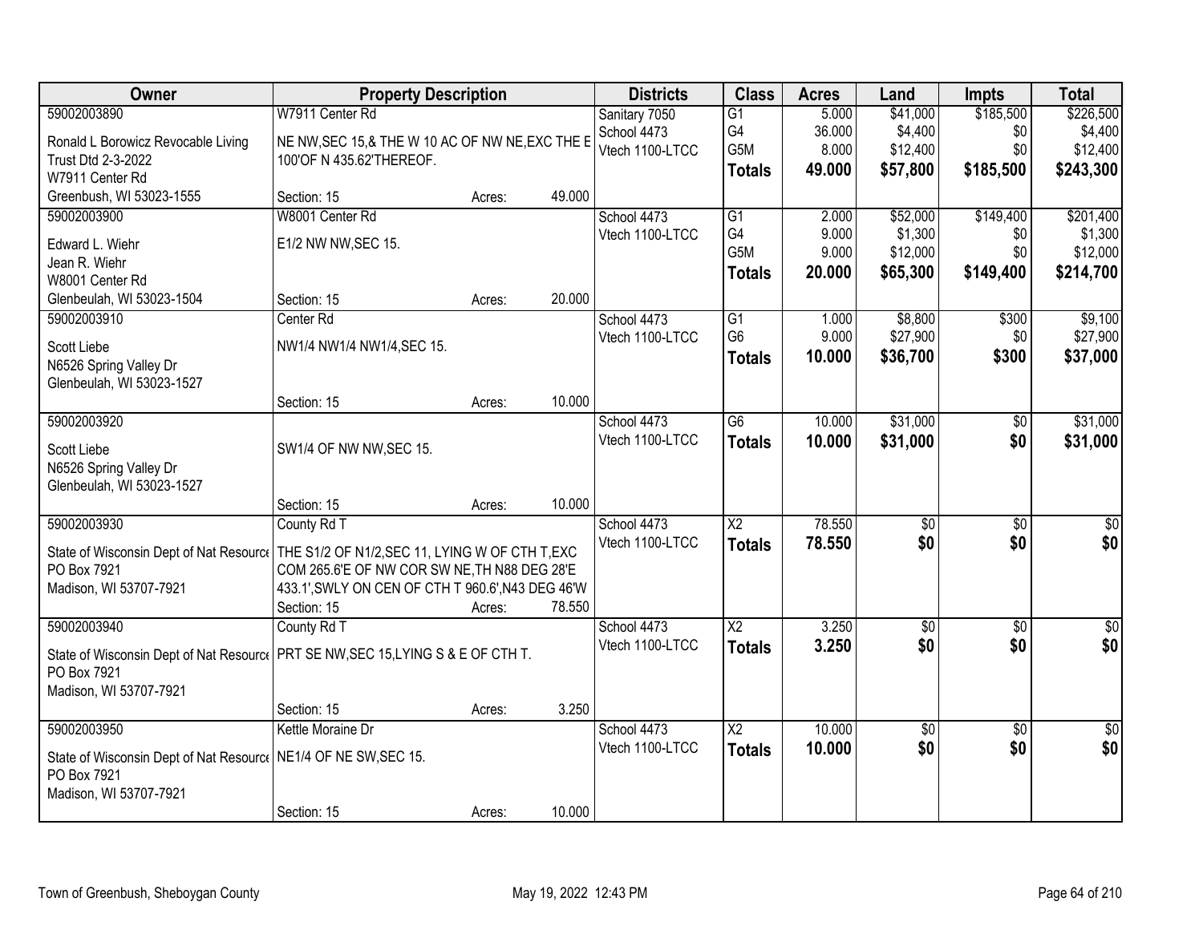| Owner | Property Description | | | Districts | Class | Acres | Land | Impts | Total |
|---|---|---|---|---|---|---|---|---|---|
| 59002003890 | W7911 Center Rd | | | Sanitary 7050 | G1 | 5.000 | $41,000 | $185,500 | $226,500 |
| Ronald L Borowicz Revocable Living Trust Dtd 2-3-2022 | NE NW,SEC 15,& THE W 10 AC OF NW NE,EXC THE E 100'OF N 435.62'THEREOF. | | | School 4473 | G4 | 36.000 | $4,400 | $0 | $4,400 |
| W7911 Center Rd | | | | Vtech 1100-LTCC | G5M | 8.000 | $12,400 | $0 | $12,400 |
| Greenbush, WI 53023-1555 | Section: 15 | Acres: | 49.000 | | Totals | 49.000 | $57,800 | $185,500 | $243,300 |
| 59002003900 | W8001 Center Rd | | | School 4473 | G1 | 2.000 | $52,000 | $149,400 | $201,400 |
| Edward L. Wiehr | E1/2 NW NW,SEC 15. | | | Vtech 1100-LTCC | G4 | 9.000 | $1,300 | $0 | $1,300 |
| Jean R. Wiehr | | | | | G5M | 9.000 | $12,000 | $0 | $12,000 |
| W8001 Center Rd | | | | | Totals | 20.000 | $65,300 | $149,400 | $214,700 |
| Glenbeulah, WI 53023-1504 | Section: 15 | Acres: | 20.000 | | | | | | |
| 59002003910 | Center Rd | | | School 4473 | G1 | 1.000 | $8,800 | $300 | $9,100 |
| Scott Liebe | NW1/4 NW1/4 NW1/4,SEC 15. | | | Vtech 1100-LTCC | G6 | 9.000 | $27,900 | $0 | $27,900 |
| N6526 Spring Valley Dr | | | | | Totals | 10.000 | $36,700 | $300 | $37,000 |
| Glenbeulah, WI 53023-1527 | Section: 15 | Acres: | 10.000 | | | | | | |
| 59002003920 | | | | School 4473 | G6 | 10.000 | $31,000 | $0 | $31,000 |
| Scott Liebe | SW1/4 OF NW NW,SEC 15. | | | Vtech 1100-LTCC | Totals | 10.000 | $31,000 | $0 | $31,000 |
| N6526 Spring Valley Dr | | | | | | | | | |
| Glenbeulah, WI 53023-1527 | Section: 15 | Acres: | 10.000 | | | | | | |
| 59002003930 | County Rd T | | | School 4473 | X2 | 78.550 | $0 | $0 | $0 |
| State of Wisconsin Dept of Nat Resource | THE S1/2 OF N1/2,SEC 11, LYING W OF CTH T,EXC COM 265.6'E OF NW COR SW NE,TH N88 DEG 28'E 433.1',SWLY ON CEN OF CTH T 960.6',N43 DEG 46'W | | | Vtech 1100-LTCC | Totals | 78.550 | $0 | $0 | $0 |
| PO Box 7921 | | | | | | | | | |
| Madison, WI 53707-7921 | Section: 15 | Acres: | 78.550 | | | | | | |
| 59002003940 | County Rd T | | | School 4473 | X2 | 3.250 | $0 | $0 | $0 |
| State of Wisconsin Dept of Nat Resource | PRT SE NW,SEC 15,LYING S & E OF CTH T. | | | Vtech 1100-LTCC | Totals | 3.250 | $0 | $0 | $0 |
| PO Box 7921 | | | | | | | | | |
| Madison, WI 53707-7921 | Section: 15 | Acres: | 3.250 | | | | | | |
| 59002003950 | Kettle Moraine Dr | | | School 4473 | X2 | 10.000 | $0 | $0 | $0 |
| State of Wisconsin Dept of Nat Resource | NE1/4 OF NE SW,SEC 15. | | | Vtech 1100-LTCC | Totals | 10.000 | $0 | $0 | $0 |
| PO Box 7921 | | | | | | | | | |
| Madison, WI 53707-7921 | Section: 15 | Acres: | 10.000 | | | | | | |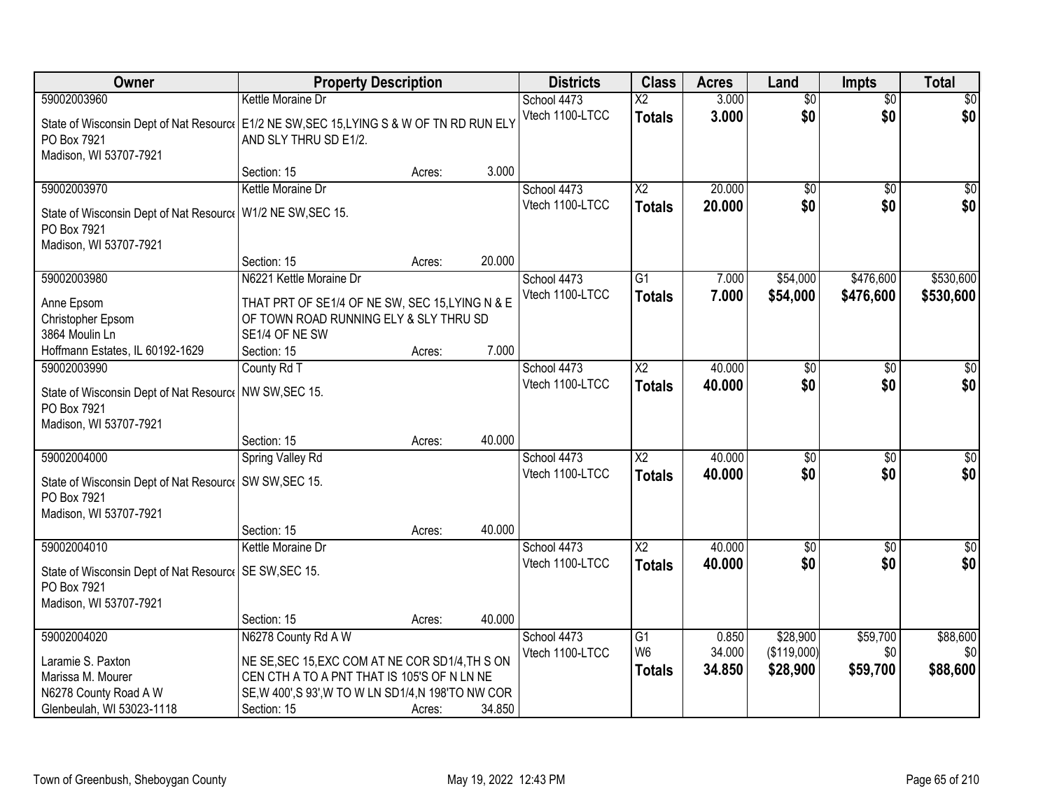| Owner | Property Description | Districts | Class | Acres | Land | Impts | Total |
|---|---|---|---|---|---|---|---|
| 59002003960<br>State of Wisconsin Dept of Nat Resource<br>PO Box 7921<br>Madison, WI 53707-7921 | Kettle Moraine Dr<br>E1/2 NE SW,SEC 15,LYING S & W OF TN RD RUN ELY AND SLY THRU SD E1/2.<br>Section: 15 Acres: 3.000 | School 4473<br>Vtech 1100-LTCC | X2<br>**Totals** | 3.000<br>**3.000** | $0<br>**$0** | $0<br>**$0** | $0<br>**$0** |
| 59002003970<br>State of Wisconsin Dept of Nat Resource<br>PO Box 7921<br>Madison, WI 53707-7921 | Kettle Moraine Dr<br>W1/2 NE SW,SEC 15.<br>Section: 15 Acres: 20.000 | School 4473<br>Vtech 1100-LTCC | X2<br>**Totals** | 20.000<br>**20.000** | $0<br>**$0** | $0<br>**$0** | $0<br>**$0** |
| 59002003980<br>Anne Epsom<br>Christopher Epsom<br>3864 Moulin Ln<br>Hoffmann Estates, IL 60192-1629 | N6221 Kettle Moraine Dr<br>THAT PRT OF SE1/4 OF NE SW, SEC 15,LYING N & E OF TOWN ROAD RUNNING ELY & SLY THRU SD SE1/4 OF NE SW<br>Section: 15 Acres: 7.000 | School 4473<br>Vtech 1100-LTCC | G1<br>**Totals** | 7.000<br>**7.000** | $54,000<br>**$54,000** | $476,600<br>**$476,600** | $530,600<br>**$530,600** |
| 59002003990<br>State of Wisconsin Dept of Nat Resource<br>PO Box 7921<br>Madison, WI 53707-7921 | County Rd T<br>NW SW,SEC 15.<br>Section: 15 Acres: 40.000 | School 4473<br>Vtech 1100-LTCC | X2<br>**Totals** | 40.000<br>**40.000** | $0<br>**$0** | $0<br>**$0** | $0<br>**$0** |
| 59002004000<br>State of Wisconsin Dept of Nat Resource<br>PO Box 7921<br>Madison, WI 53707-7921 | Spring Valley Rd<br>SW SW,SEC 15.<br>Section: 15 Acres: 40.000 | School 4473<br>Vtech 1100-LTCC | X2<br>**Totals** | 40.000<br>**40.000** | $0<br>**$0** | $0<br>**$0** | $0<br>**$0** |
| 59002004010<br>State of Wisconsin Dept of Nat Resource<br>PO Box 7921<br>Madison, WI 53707-7921 | Kettle Moraine Dr<br>SE SW,SEC 15.<br>Section: 15 Acres: 40.000 | School 4473<br>Vtech 1100-LTCC | X2<br>**Totals** | 40.000<br>**40.000** | $0<br>**$0** | $0<br>**$0** | $0<br>**$0** |
| 59002004020<br>Laramie S. Paxton<br>Marissa M. Mourer<br>N6278 County Road A W<br>Glenbeulah, WI 53023-1118 | N6278 County Rd A W<br>NE SE,SEC 15,EXC COM AT NE COR SD1/4,TH S ON CEN CTH A TO A PNT THAT IS 105'S OF N LN NE SE,W 400',S 93',W TO W LN SD1/4,N 198'TO NW COR<br>Section: 15 Acres: 34.850 | School 4473<br>Vtech 1100-LTCC | G1<br>W6<br>**Totals** | 0.850<br>34.000<br>**34.850** | $28,900<br>($119,000)<br>**$28,900** | $59,700<br>$0<br>**$59,700** | $88,600<br>$0<br>**$88,600** |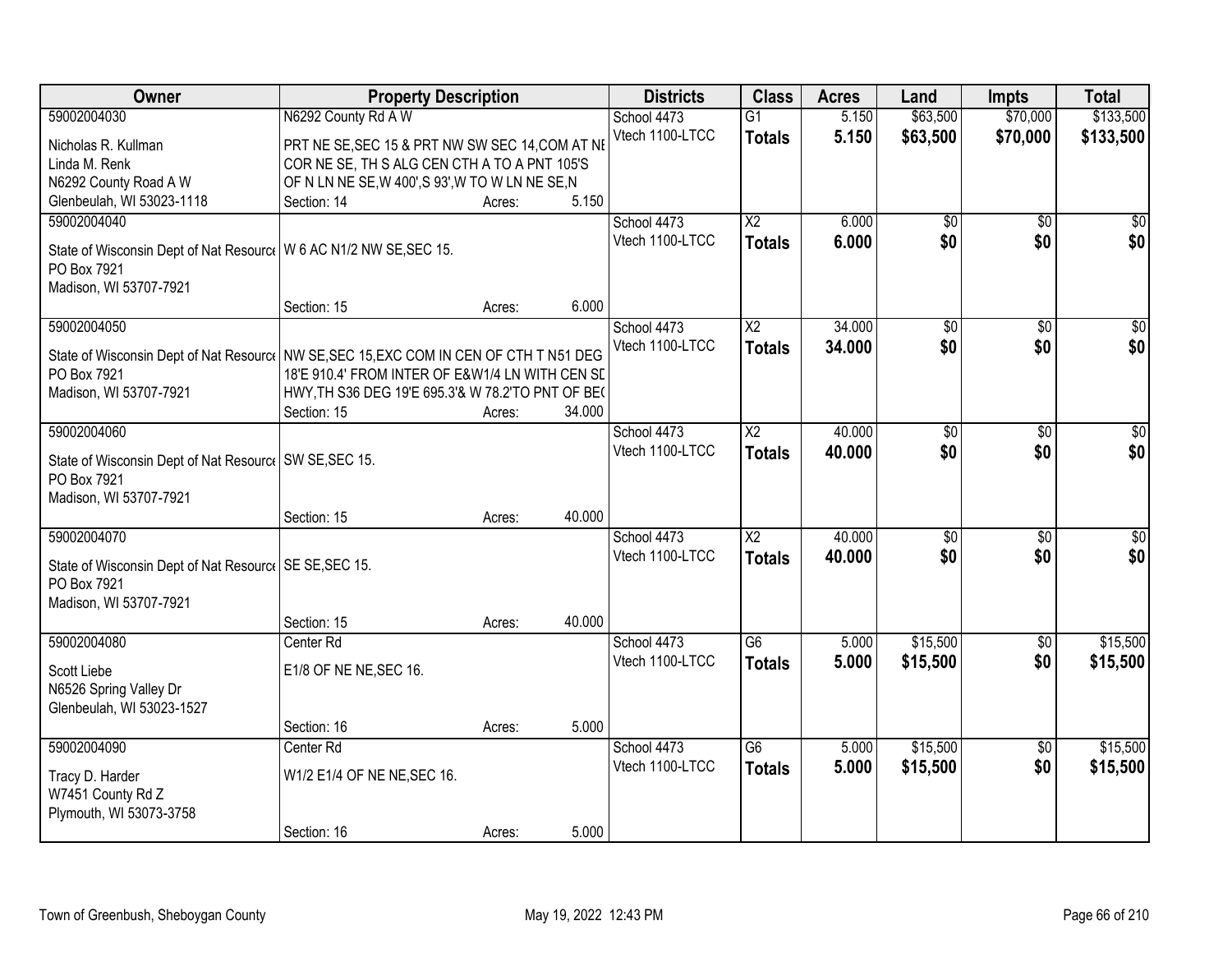| Owner | Property Description | | | Districts | Class | Acres | Land | Impts | Total |
|---|---|---|---|---|---|---|---|---|---|
| 59002004030<br>Nicholas R. Kullman<br>Linda M. Renk<br>N6292 County Road A W<br>Glenbeulah, WI 53023-1118 | N6292 County Rd A W<br>PRT NE SE,SEC 15 & PRT NW SW SEC 14,COM AT NE COR NE SE, TH S ALG CEN CTH A TO A PNT 105'S OF N LN NE SE,W 400',S 93',W TO W LN NE SE,N<br>Section: 14 | Acres: | 5.150 | School 4473<br>Vtech 1100-LTCC | G1<br>**Totals** | 5.150<br>**5.150** | $63,500<br>**$63,500** | $70,000<br>**$70,000** | $133,500<br>**$133,500** |
| 59002004040<br>State of Wisconsin Dept of Nat Resource<br>PO Box 7921<br>Madison, WI 53707-7921 | W 6 AC N1/2 NW SE,SEC 15.<br>Section: 15 | Acres: | 6.000 | School 4473<br>Vtech 1100-LTCC | X2<br>**Totals** | 6.000<br>**6.000** | $0<br>**$0** | $0<br>**$0** | $0<br>**$0** |
| 59002004050<br>State of Wisconsin Dept of Nat Resource<br>PO Box 7921<br>Madison, WI 53707-7921 | NW SE,SEC 15,EXC COM IN CEN OF CTH T N51 DEG 18'E 910.4' FROM INTER OF E&W1/4 LN WITH CEN SD HWY,TH S36 DEG 19'E 695.3'& W 78.2'TO PNT OF BEG<br>Section: 15 | Acres: | 34.000 | School 4473<br>Vtech 1100-LTCC | X2<br>**Totals** | 34.000<br>**34.000** | $0<br>**$0** | $0<br>**$0** | $0<br>**$0** |
| 59002004060<br>State of Wisconsin Dept of Nat Resource<br>PO Box 7921<br>Madison, WI 53707-7921 | SW SE,SEC 15.<br>Section: 15 | Acres: | 40.000 | School 4473<br>Vtech 1100-LTCC | X2<br>**Totals** | 40.000<br>**40.000** | $0<br>**$0** | $0<br>**$0** | $0<br>**$0** |
| 59002004070<br>State of Wisconsin Dept of Nat Resource<br>PO Box 7921<br>Madison, WI 53707-7921 | SE SE,SEC 15.<br>Section: 15 | Acres: | 40.000 | School 4473<br>Vtech 1100-LTCC | X2<br>**Totals** | 40.000<br>**40.000** | $0<br>**$0** | $0<br>**$0** | $0<br>**$0** |
| 59002004080<br>Scott Liebe<br>N6526 Spring Valley Dr<br>Glenbeulah, WI 53023-1527 | Center Rd<br>E1/8 OF NE NE,SEC 16.<br>Section: 16 | Acres: | 5.000 | School 4473<br>Vtech 1100-LTCC | G6<br>**Totals** | 5.000<br>**5.000** | $15,500<br>**$15,500** | $0<br>**$0** | $15,500<br>**$15,500** |
| 59002004090<br>Tracy D. Harder<br>W7451 County Rd Z<br>Plymouth, WI 53073-3758 | Center Rd<br>W1/2 E1/4 OF NE NE,SEC 16.<br>Section: 16 | Acres: | 5.000 | School 4473<br>Vtech 1100-LTCC | G6<br>**Totals** | 5.000<br>**5.000** | $15,500<br>**$15,500** | $0<br>**$0** | $15,500<br>**$15,500** |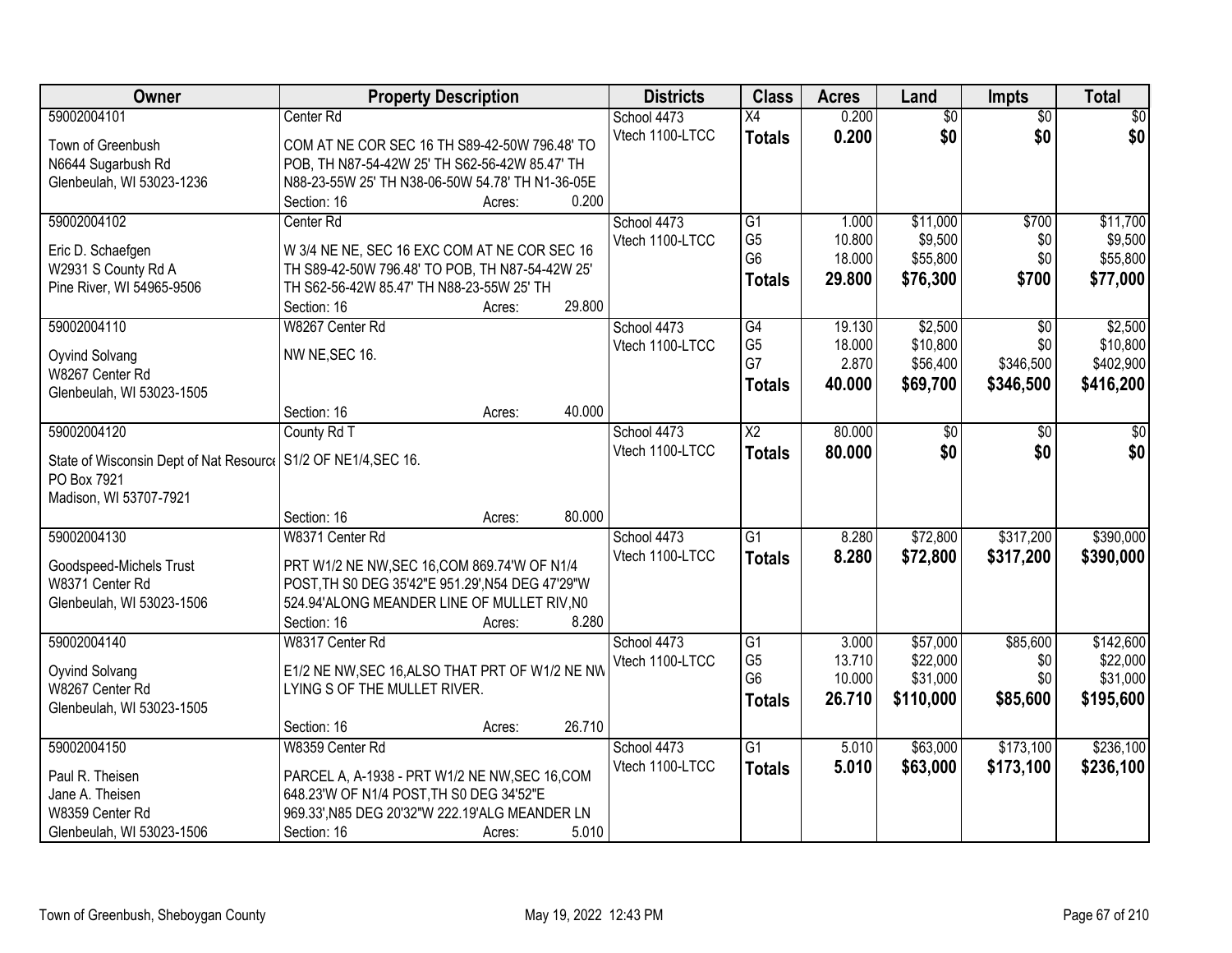| Owner | Property Description | Districts | Class | Acres | Land | Impts | Total |
|---|---|---|---|---|---|---|---|
| 59002004101<br>Town of Greenbush<br>N6644 Sugarbush Rd<br>Glenbeulah, WI 53023-1236 | Center Rd<br>COM AT NE COR SEC 16 TH S89-42-50W 796.48' TO POB, TH N87-54-42W 25' TH S62-56-42W 85.47' TH N88-23-55W 25' TH N38-06-50W 54.78' TH N1-36-05E<br>Section: 16 Acres: 0.200 | School 4473<br>Vtech 1100-LTCC | X4<br>**Totals** | 0.200<br>**0.200** | $0<br>**$0** | $0<br>**$0** | $0<br>**$0** |
| 59002004102<br>Eric D. Schaefgen<br>W2931 S County Rd A<br>Pine River, WI 54965-9506 | Center Rd<br>W 3/4 NE NE, SEC 16 EXC COM AT NE COR SEC 16 TH S89-42-50W 796.48' TO POB, TH N87-54-42W 25' TH S62-56-42W 85.47' TH N88-23-55W 25' TH<br>Section: 16 Acres: 29.800 | School 4473<br>Vtech 1100-LTCC | G1<br>G5<br>G6<br>**Totals** | 1.000<br>10.800<br>18.000<br>**29.800** | $11,000<br>$9,500<br>$55,800<br>**$76,300** | $700<br>$0<br>$0<br>**$700** | $11,700<br>$9,500<br>$55,800<br>**$77,000** |
| 59002004110<br>Oyvind Solvang<br>W8267 Center Rd<br>Glenbeulah, WI 53023-1505 | W8267 Center Rd<br>NW NE,SEC 16.<br>Section: 16 Acres: 40.000 | School 4473<br>Vtech 1100-LTCC | G4<br>G5<br>G7<br>**Totals** | 19.130<br>18.000<br>2.870<br>**40.000** | $2,500<br>$10,800<br>$56,400<br>**$69,700** | $0<br>$0<br>$346,500<br>**$346,500** | $2,500<br>$10,800<br>$402,900<br>**$416,200** |
| 59002004120<br>State of Wisconsin Dept of Nat Resource<br>PO Box 7921<br>Madison, WI 53707-7921 | County Rd T<br>S1/2 OF NE1/4,SEC 16.<br>Section: 16 Acres: 80.000 | School 4473<br>Vtech 1100-LTCC | X2<br>**Totals** | 80.000<br>**80.000** | $0<br>**$0** | $0<br>**$0** | $0<br>**$0** |
| 59002004130<br>Goodspeed-Michels Trust<br>W8371 Center Rd<br>Glenbeulah, WI 53023-1506 | W8371 Center Rd<br>PRT W1/2 NE NW,SEC 16,COM 869.74'W OF N1/4 POST,TH S0 DEG 35'42"E 951.29',N54 DEG 47'29"W 524.94'ALONG MEANDER LINE OF MULLET RIV,N0<br>Section: 16 Acres: 8.280 | School 4473<br>Vtech 1100-LTCC | G1<br>**Totals** | 8.280<br>**8.280** | $72,800<br>**$72,800** | $317,200<br>**$317,200** | $390,000<br>**$390,000** |
| 59002004140<br>Oyvind Solvang<br>W8267 Center Rd<br>Glenbeulah, WI 53023-1505 | W8317 Center Rd<br>E1/2 NE NW,SEC 16,ALSO THAT PRT OF W1/2 NE NW LYING S OF THE MULLET RIVER.<br>Section: 16 Acres: 26.710 | School 4473<br>Vtech 1100-LTCC | G1<br>G5<br>G6<br>**Totals** | 3.000<br>13.710<br>10.000<br>**26.710** | $57,000<br>$22,000<br>$31,000<br>**$110,000** | $85,600<br>$0<br>$0<br>**$85,600** | $142,600<br>$22,000<br>$31,000<br>**$195,600** |
| 59002004150<br>Paul R. Theisen<br>Jane A. Theisen<br>W8359 Center Rd<br>Glenbeulah, WI 53023-1506 | W8359 Center Rd<br>PARCEL A, A-1938 - PRT W1/2 NE NW,SEC 16,COM 648.23'W OF N1/4 POST,TH S0 DEG 34'52"E 969.33',N85 DEG 20'32"W 222.19'ALG MEANDER LN<br>Section: 16 Acres: 5.010 | School 4473<br>Vtech 1100-LTCC | G1<br>**Totals** | 5.010<br>**5.010** | $63,000<br>**$63,000** | $173,100<br>**$173,100** | $236,100<br>**$236,100** |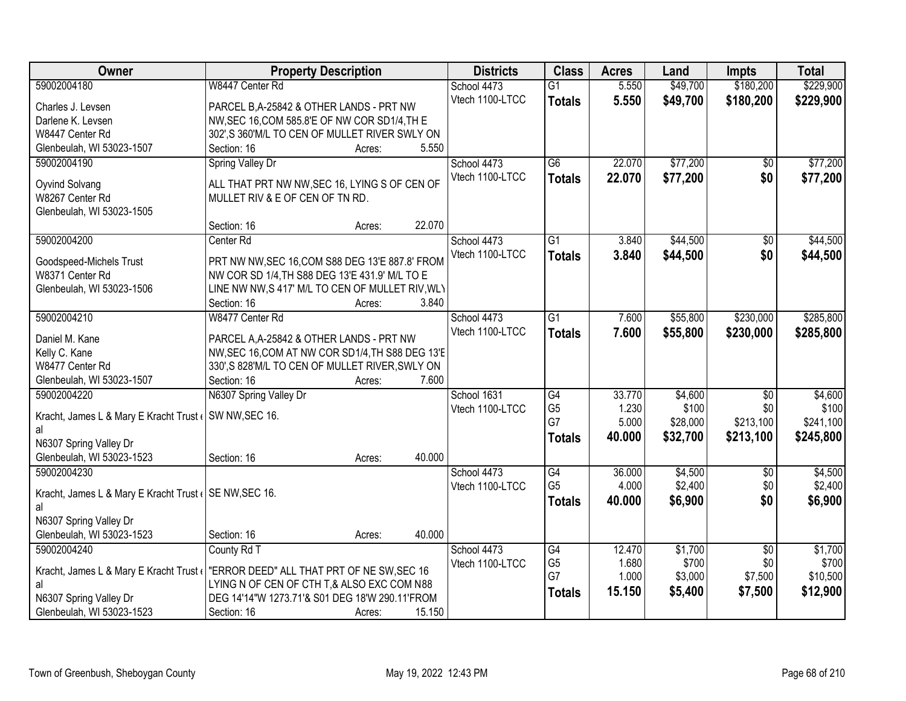| Owner | Property Description | Districts | Class | Acres | Land | Impts | Total |
|---|---|---|---|---|---|---|---|
| 59002004180<br>Charles J. Levsen<br>Darlene K. Levsen<br>W8447 Center Rd<br>Glenbeulah, WI 53023-1507 | W8447 Center Rd<br>PARCEL B,A-25842 & OTHER LANDS - PRT NW NW,SEC 16,COM 585.8'E OF NW COR SD1/4,TH E 302',S 360'M/L TO CEN OF MULLET RIVER SWLY ON<br>Section: 16 Acres: 5.550 | School 4473<br>Vtech 1100-LTCC | G1<br>**Totals** | 5.550<br>**5.550** | $49,700<br>**$49,700** | $180,200<br>**$180,200** | $229,900<br>**$229,900** |
| 59002004190<br>Oyvind Solvang<br>W8267 Center Rd<br>Glenbeulah, WI 53023-1505 | Spring Valley Dr<br>ALL THAT PRT NW NW,SEC 16, LYING S OF CEN OF MULLET RIV & E OF CEN OF TN RD.<br>Section: 16 Acres: 22.070 | School 4473<br>Vtech 1100-LTCC | G6<br>**Totals** | 22.070<br>**22.070** | $77,200<br>**$77,200** | $0<br>**$0** | $77,200<br>**$77,200** |
| 59002004200<br>Goodspeed-Michels Trust<br>W8371 Center Rd<br>Glenbeulah, WI 53023-1506 | Center Rd<br>PRT NW NW,SEC 16,COM S88 DEG 13'E 887.8' FROM NW COR SD 1/4,TH S88 DEG 13'E 431.9' M/L TO E LINE NW NW,S 417' M/L TO CEN OF MULLET RIV,WLY<br>Section: 16 Acres: 3.840 | School 4473<br>Vtech 1100-LTCC | G1<br>**Totals** | 3.840<br>**3.840** | $44,500<br>**$44,500** | $0<br>**$0** | $44,500<br>**$44,500** |
| 59002004210<br>Daniel M. Kane<br>Kelly C. Kane<br>W8477 Center Rd<br>Glenbeulah, WI 53023-1507 | W8477 Center Rd<br>PARCEL A,A-25842 & OTHER LANDS - PRT NW NW,SEC 16,COM AT NW COR SD1/4,TH S88 DEG 13'E 330',S 828'M/L TO CEN OF MULLET RIVER,SWLY ON<br>Section: 16 Acres: 7.600 | School 4473<br>Vtech 1100-LTCC | G1<br>**Totals** | 7.600<br>**7.600** | $55,800<br>**$55,800** | $230,000<br>**$230,000** | $285,800<br>**$285,800** |
| 59002004220<br>Kracht, James L & Mary E Kracht Trust et al<br>N6307 Spring Valley Dr<br>Glenbeulah, WI 53023-1523 | N6307 Spring Valley Dr<br>SW NW,SEC 16.<br>Section: 16 Acres: 40.000 | School 1631<br>Vtech 1100-LTCC | G4<br>G5<br>G7<br>**Totals** | 33.770<br>1.230<br>5.000<br>**40.000** | $4,600<br>$100<br>$28,000<br>**$32,700** | $0<br>$0<br>$213,100<br>**$213,100** | $4,600<br>$100<br>$241,100<br>**$245,800** |
| 59002004230<br>Kracht, James L & Mary E Kracht Trust et al<br>N6307 Spring Valley Dr<br>Glenbeulah, WI 53023-1523 | SE NW,SEC 16.<br>Section: 16 Acres: 40.000 | School 4473<br>Vtech 1100-LTCC | G4<br>G5<br>**Totals** | 36.000<br>4.000<br>**40.000** | $4,500<br>$2,400<br>**$6,900** | $0<br>$0<br>**$0** | $4,500<br>$2,400<br>**$6,900** |
| 59002004240<br>Kracht, James L & Mary E Kracht Trust et al<br>N6307 Spring Valley Dr<br>Glenbeulah, WI 53023-1523 | County Rd T<br>"ERROR DEED" ALL THAT PRT OF NE SW,SEC 16 LYING N OF CEN OF CTH T,& ALSO EXC COM N88 DEG 14'14"W 1273.71'& S01 DEG 18'W 290.11'FROM<br>Section: 16 Acres: 15.150 | School 4473<br>Vtech 1100-LTCC | G4<br>G5<br>G7<br>**Totals** | 12.470<br>1.680<br>1.000<br>**15.150** | $1,700<br>$700<br>$3,000<br>**$5,400** | $0<br>$0<br>$7,500<br>**$7,500** | $1,700<br>$700<br>$10,500<br>**$12,900** |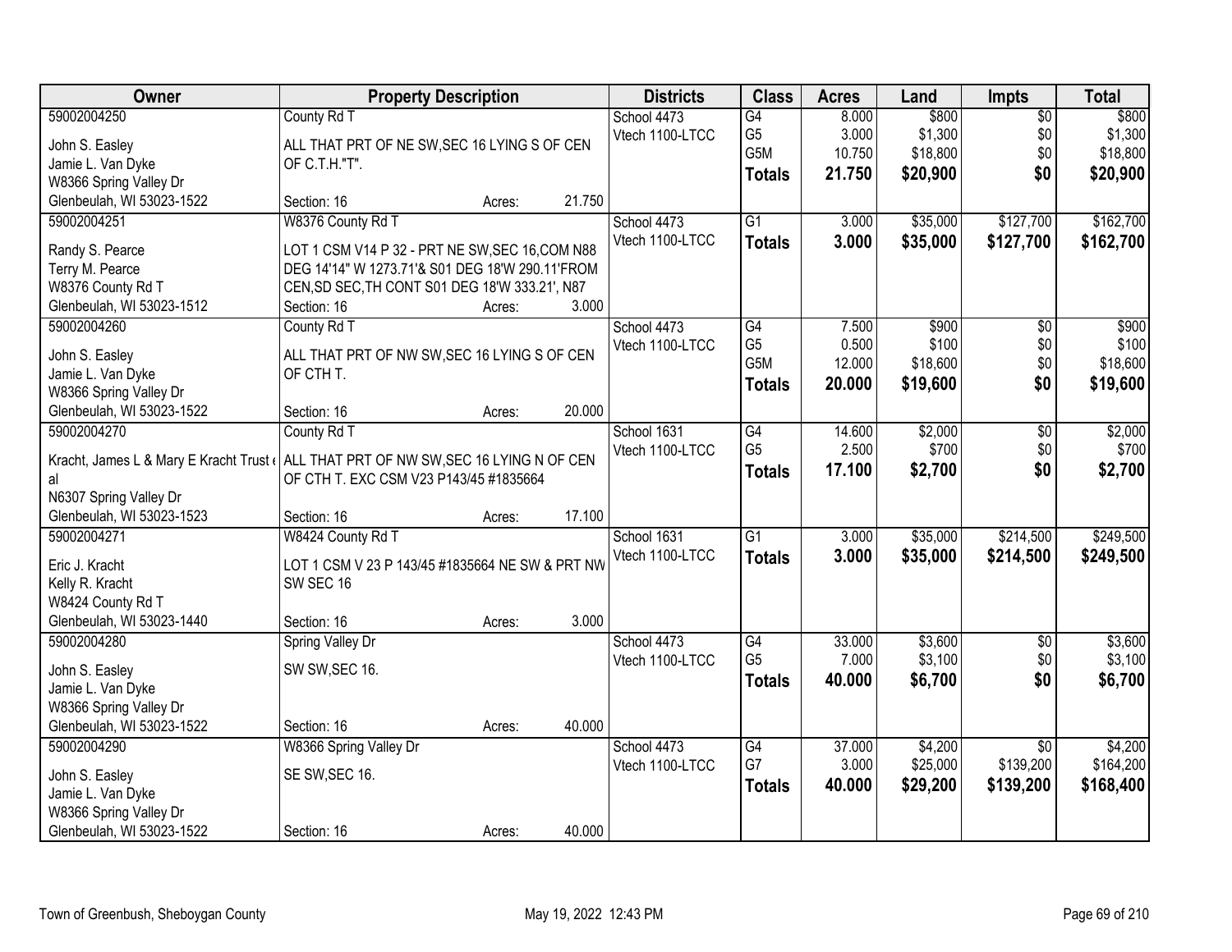| Owner | Property Description | Districts | Class | Acres | Land | Impts | Total |
|---|---|---|---|---|---|---|---|
| 59002004250<br>John S. Easley<br>Jamie L. Van Dyke<br>W8366 Spring Valley Dr<br>Glenbeulah, WI 53023-1522 | County Rd T<br>ALL THAT PRT OF NE SW,SEC 16 LYING S OF CEN OF C.T.H."T".<br>Section: 16 Acres: 21.750 | School 4473<br>Vtech 1100-LTCC | G4<br>G5<br>G5M<br>**Totals** | 8.000<br>3.000<br>10.750<br>**21.750** | $800<br>$1,300<br>$18,800<br>**$20,900** | $0<br>$0<br>$0<br>**$0** | $800<br>$1,300<br>$18,800<br>**$20,900** |
| 59002004251<br>Randy S. Pearce<br>Terry M. Pearce<br>W8376 County Rd T<br>Glenbeulah, WI 53023-1512 | W8376 County Rd T<br>LOT 1 CSM V14 P 32 - PRT NE SW,SEC 16,COM N88 DEG 14'14" W 1273.71'& S01 DEG 18'W 290.11'FROM CEN,SD SEC,TH CONT S01 DEG 18'W 333.21', N87<br>Section: 16 Acres: 3.000 | School 4473<br>Vtech 1100-LTCC | G1<br>**Totals** | 3.000<br>**3.000** | $35,000<br>**$35,000** | $127,700<br>**$127,700** | $162,700<br>**$162,700** |
| 59002004260<br>John S. Easley<br>Jamie L. Van Dyke<br>W8366 Spring Valley Dr<br>Glenbeulah, WI 53023-1522 | County Rd T<br>ALL THAT PRT OF NW SW,SEC 16 LYING S OF CEN OF CTH T.<br>Section: 16 Acres: 20.000 | School 4473<br>Vtech 1100-LTCC | G4<br>G5<br>G5M<br>**Totals** | 7.500<br>0.500<br>12.000<br>**20.000** | $900<br>$100<br>$18,600<br>**$19,600** | $0<br>$0<br>$0<br>**$0** | $900<br>$100<br>$18,600<br>**$19,600** |
| 59002004270<br>Kracht, James L & Mary E Kracht Trust et al<br>N6307 Spring Valley Dr<br>Glenbeulah, WI 53023-1523 | County Rd T<br>ALL THAT PRT OF NW SW,SEC 16 LYING N OF CEN OF CTH T. EXC CSM V23 P143/45 #1835664<br>Section: 16 Acres: 17.100 | School 1631<br>Vtech 1100-LTCC | G4<br>G5<br>**Totals** | 14.600<br>2.500<br>**17.100** | $2,000<br>$700<br>**$2,700** | $0<br>$0<br>**$0** | $2,000<br>$700<br>**$2,700** |
| 59002004271<br>Eric J. Kracht<br>Kelly R. Kracht<br>W8424 County Rd T<br>Glenbeulah, WI 53023-1440 | W8424 County Rd T<br>LOT 1 CSM V 23 P 143/45 #1835664 NE SW & PRT NW SW SEC 16<br>Section: 16 Acres: 3.000 | School 1631<br>Vtech 1100-LTCC | G1<br>**Totals** | 3.000<br>**3.000** | $35,000<br>**$35,000** | $214,500<br>**$214,500** | $249,500<br>**$249,500** |
| 59002004280<br>John S. Easley<br>Jamie L. Van Dyke<br>W8366 Spring Valley Dr<br>Glenbeulah, WI 53023-1522 | Spring Valley Dr<br>SW SW,SEC 16.<br>Section: 16 Acres: 40.000 | School 4473<br>Vtech 1100-LTCC | G4<br>G5<br>**Totals** | 33.000<br>7.000<br>**40.000** | $3,600<br>$3,100<br>**$6,700** | $0<br>$0<br>**$0** | $3,600<br>$3,100<br>**$6,700** |
| 59002004290<br>John S. Easley<br>Jamie L. Van Dyke<br>W8366 Spring Valley Dr<br>Glenbeulah, WI 53023-1522 | W8366 Spring Valley Dr<br>SE SW,SEC 16.<br>Section: 16 Acres: 40.000 | School 4473<br>Vtech 1100-LTCC | G4<br>G7<br>**Totals** | 37.000<br>3.000<br>**40.000** | $4,200<br>$25,000<br>**$29,200** | $0<br>$139,200<br>**$139,200** | $4,200<br>$164,200<br>**$168,400** |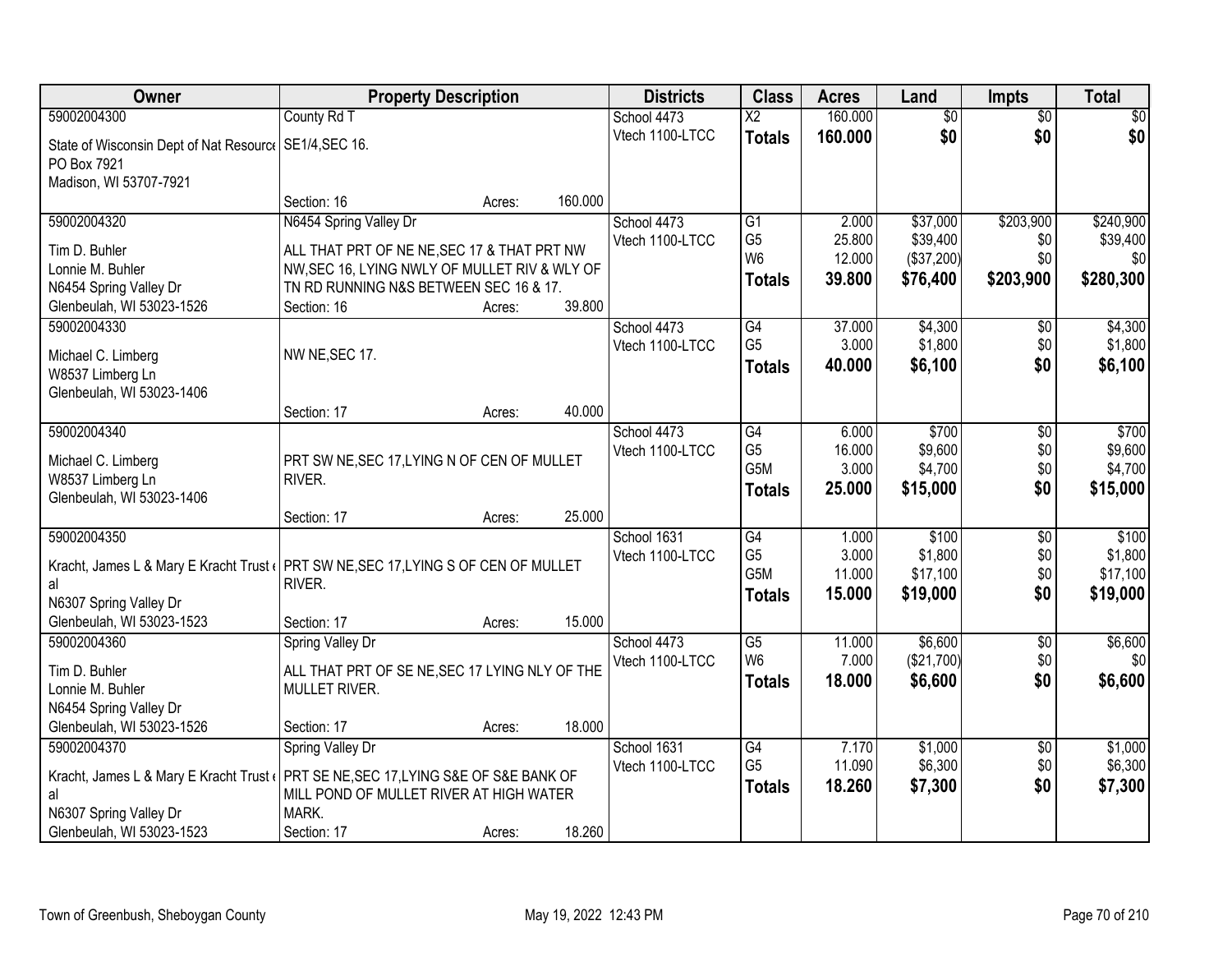| Owner | Property Description | Districts | Class | Acres | Land | Impts | Total |
|---|---|---|---|---|---|---|---|
| 59002004300<br>State of Wisconsin Dept of Nat Resource<br>PO Box 7921<br>Madison, WI 53707-7921 | County Rd T<br>SE1/4,SEC 16.<br>Section: 16 Acres: 160.000 | School 4473<br>Vtech 1100-LTCC | X2<br>**Totals** | 160.000<br>**160.000** | $0<br>**$0** | $0<br>**$0** | $0<br>**$0** |
| 59002004320<br>Tim D. Buhler<br>Lonnie M. Buhler<br>N6454 Spring Valley Dr<br>Glenbeulah, WI 53023-1526 | N6454 Spring Valley Dr<br>ALL THAT PRT OF NE NE,SEC 17 & THAT PRT NW NW,SEC 16, LYING NWLY OF MULLET RIV & WLY OF TN RD RUNNING N&S BETWEEN SEC 16 & 17.<br>Section: 16 Acres: 39.800 | School 4473<br>Vtech 1100-LTCC | G1<br>G5<br>W6<br>**Totals** | 2.000<br>25.800<br>12.000<br>**39.800** | $37,000<br>$39,400<br>($37,200)<br>**$76,400** | $203,900<br>$0<br>$0<br>**$203,900** | $240,900<br>$39,400<br>$0<br>**$280,300** |
| 59002004330<br>Michael C. Limberg<br>W8537 Limberg Ln<br>Glenbeulah, WI 53023-1406 | NW NE,SEC 17.<br>Section: 17 Acres: 40.000 | School 4473<br>Vtech 1100-LTCC | G4<br>G5<br>**Totals** | 37.000<br>3.000<br>**40.000** | $4,300<br>$1,800<br>**$6,100** | $0<br>$0<br>**$0** | $4,300<br>$1,800<br>**$6,100** |
| 59002004340<br>Michael C. Limberg<br>W8537 Limberg Ln<br>Glenbeulah, WI 53023-1406 | PRT SW NE,SEC 17,LYING N OF CEN OF MULLET RIVER.<br>Section: 17 Acres: 25.000 | School 4473<br>Vtech 1100-LTCC | G4<br>G5<br>G5M<br>**Totals** | 6.000<br>16.000<br>3.000<br>**25.000** | $700<br>$9,600<br>$4,700<br>**$15,000** | $0<br>$0<br>$0<br>**$0** | $700<br>$9,600<br>$4,700<br>**$15,000** |
| 59002004350<br>Kracht, James L & Mary E Kracht Trust et al<br>N6307 Spring Valley Dr<br>Glenbeulah, WI 53023-1523 | PRT SW NE,SEC 17,LYING S OF CEN OF MULLET RIVER.<br>Section: 17 Acres: 15.000 | School 1631<br>Vtech 1100-LTCC | G4<br>G5<br>G5M<br>**Totals** | 1.000<br>3.000<br>11.000<br>**15.000** | $100<br>$1,800<br>$17,100<br>**$19,000** | $0<br>$0<br>$0<br>**$0** | $100<br>$1,800<br>$17,100<br>**$19,000** |
| 59002004360<br>Tim D. Buhler<br>Lonnie M. Buhler<br>N6454 Spring Valley Dr<br>Glenbeulah, WI 53023-1526 | Spring Valley Dr<br>ALL THAT PRT OF SE NE,SEC 17 LYING NLY OF THE MULLET RIVER.<br>Section: 17 Acres: 18.000 | School 4473<br>Vtech 1100-LTCC | G5<br>W6<br>**Totals** | 11.000<br>7.000<br>**18.000** | $6,600<br>($21,700)<br>**$6,600** | $0<br>$0<br>**$0** | $6,600<br>$0<br>**$6,600** |
| 59002004370<br>Kracht, James L & Mary E Kracht Trust et al<br>N6307 Spring Valley Dr<br>Glenbeulah, WI 53023-1523 | Spring Valley Dr<br>PRT SE NE,SEC 17,LYING S&E OF S&E BANK OF MILL POND OF MULLET RIVER AT HIGH WATER MARK.<br>Section: 17 Acres: 18.260 | School 1631<br>Vtech 1100-LTCC | G4<br>G5<br>**Totals** | 7.170<br>11.090<br>**18.260** | $1,000<br>$6,300<br>**$7,300** | $0<br>$0<br>**$0** | $1,000<br>$6,300<br>**$7,300** |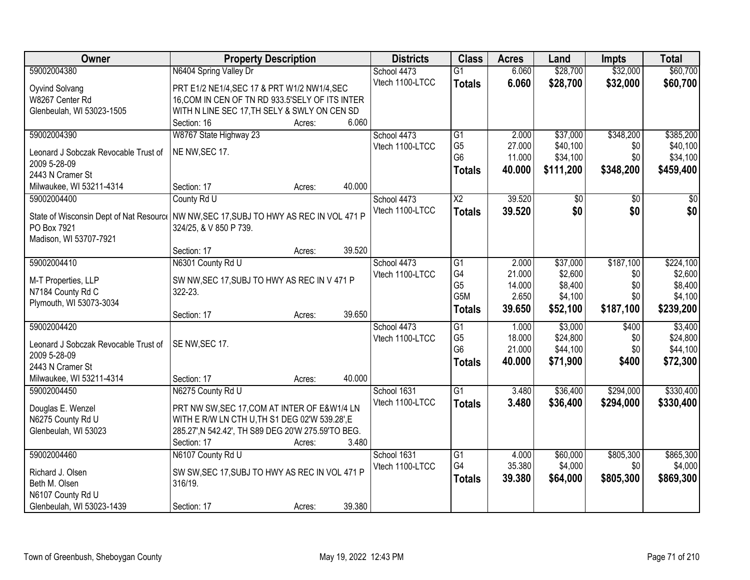| Owner | Property Description | Districts | Class | Acres | Land | Impts | Total |
|---|---|---|---|---|---|---|---|
| 59002004380 | N6404 Spring Valley Dr | School 4473 | G1 | 6.060 | $28,700 | $32,000 | $60,700 |
| Oyvind Solvang<br>W8267 Center Rd<br>Glenbeulah, WI 53023-1505 | PRT E1/2 NE1/4,SEC 17 & PRT W1/2 NW1/4,SEC 16,COM IN CEN OF TN RD 933.5'SELY OF ITS INTER WITH N LINE SEC 17,TH SELY & SWLY ON CEN SD<br>Section: 16 Acres: 6.060 | Vtech 1100-LTCC | **Totals** | **6.060** | **$28,700** | **$32,000** | **$60,700** |
| 59002004390 | W8767 State Highway 23 | School 4473 | G1 | 2.000 | $37,000 | $348,200 | $385,200 |
| Leonard J Sobczak Revocable Trust of 2009 5-28-09<br>2443 N Cramer St<br>Milwaukee, WI 53211-4314 | NE NW,SEC 17.<br>Section: 17 Acres: 40.000 | Vtech 1100-LTCC | G5 | 27.000 | $40,100 | $0 | $40,100 |
| | | | G6 | 11.000 | $34,100 | $0 | $34,100 |
| | | | **Totals** | **40.000** | **$111,200** | **$348,200** | **$459,400** |
| 59002004400 | County Rd U | School 4473 | X2 | 39.520 | $0 | $0 | $0 |
| State of Wisconsin Dept of Nat Resource<br>PO Box 7921<br>Madison, WI 53707-7921 | NW NW,SEC 17,SUBJ TO HWY AS REC IN VOL 471 P 324/25, & V 850 P 739.<br>Section: 17 Acres: 39.520 | Vtech 1100-LTCC | **Totals** | **39.520** | **$0** | **$0** | **$0** |
| 59002004410 | N6301 County Rd U | School 4473 | G1 | 2.000 | $37,000 | $187,100 | $224,100 |
| M-T Properties, LLP<br>N7184 County Rd C<br>Plymouth, WI 53073-3034 | SW NW,SEC 17,SUBJ TO HWY AS REC IN V 471 P 322-23.<br>Section: 17 Acres: 39.650 | Vtech 1100-LTCC | G4 | 21.000 | $2,600 | $0 | $2,600 |
| | | | G5 | 14.000 | $8,400 | $0 | $8,400 |
| | | | G5M | 2.650 | $4,100 | $0 | $4,100 |
| | | | **Totals** | **39.650** | **$52,100** | **$187,100** | **$239,200** |
| 59002004420 | | School 4473 | G1 | 1.000 | $3,000 | $400 | $3,400 |
| Leonard J Sobczak Revocable Trust of 2009 5-28-09<br>2443 N Cramer St<br>Milwaukee, WI 53211-4314 | SE NW,SEC 17.<br>Section: 17 Acres: 40.000 | Vtech 1100-LTCC | G5 | 18.000 | $24,800 | $0 | $24,800 |
| | | | G6 | 21.000 | $44,100 | $0 | $44,100 |
| | | | **Totals** | **40.000** | **$71,900** | **$400** | **$72,300** |
| 59002004450 | N6275 County Rd U | School 1631 | G1 | 3.480 | $36,400 | $294,000 | $330,400 |
| Douglas E. Wenzel<br>N6275 County Rd U<br>Glenbeulah, WI 53023 | PRT NW SW,SEC 17,COM AT INTER OF E&W1/4 LN WITH E R/W LN CTH U,TH S1 DEG 02'W 539.28',E 285.27',N 542.42', TH S89 DEG 20'W 275.59'TO BEG.<br>Section: 17 Acres: 3.480 | Vtech 1100-LTCC | **Totals** | **3.480** | **$36,400** | **$294,000** | **$330,400** |
| 59002004460 | N6107 County Rd U | School 1631 | G1 | 4.000 | $60,000 | $805,300 | $865,300 |
| Richard J. Olsen<br>Beth M. Olsen<br>N6107 County Rd U<br>Glenbeulah, WI 53023-1439 | SW SW,SEC 17,SUBJ TO HWY AS REC IN VOL 471 P 316/19.<br>Section: 17 Acres: 39.380 | Vtech 1100-LTCC | G4 | 35.380 | $4,000 | $0 | $4,000 |
| | | | **Totals** | **39.380** | **$64,000** | **$805,300** | **$869,300** |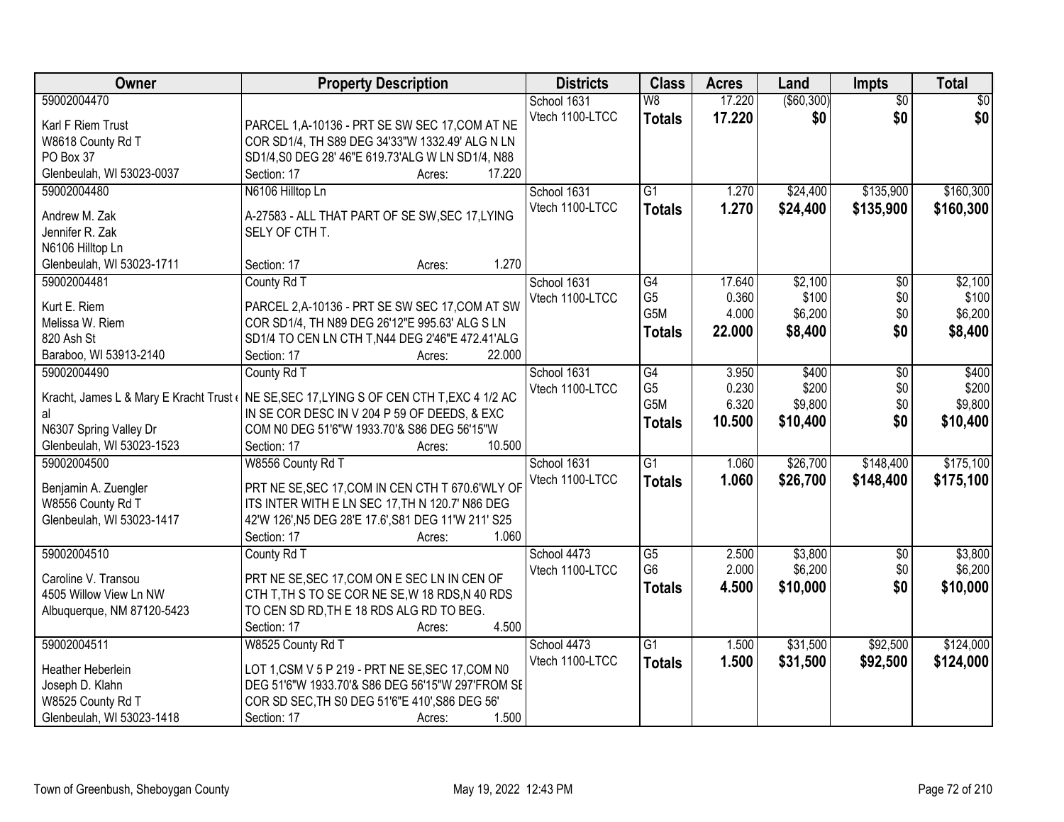| Owner | Property Description | Districts | Class | Acres | Land | Impts | Total |
|---|---|---|---|---|---|---|---|
| 59002004470<br>Karl F Riem Trust<br>W8618 County Rd T<br>PO Box 37<br>Glenbeulah, WI 53023-0037 | PARCEL 1,A-10136 - PRT SE SW SEC 17,COM AT NE COR SD1/4, TH S89 DEG 34'33"W 1332.49' ALG N LN SD1/4,S0 DEG 28' 46"E 619.73'ALG W LN SD1/4, N88<br>Section: 17 Acres: 17.220 | School 1631<br>Vtech 1100-LTCC | W8<br>**Totals** | 17.220<br>**17.220** | ($60,300)<br>**$0** | $0<br>**$0** | $0<br>**$0** |
| 59002004480<br>Andrew M. Zak<br>Jennifer R. Zak<br>N6106 Hilltop Ln<br>Glenbeulah, WI 53023-1711 | N6106 Hilltop Ln<br>A-27583 - ALL THAT PART OF SE SW,SEC 17,LYING SELY OF CTH T.<br>Section: 17 Acres: 1.270 | School 1631<br>Vtech 1100-LTCC | G1<br>**Totals** | 1.270<br>**1.270** | $24,400<br>**$24,400** | $135,900<br>**$135,900** | $160,300<br>**$160,300** |
| 59002004481<br>Kurt E. Riem<br>Melissa W. Riem<br>820 Ash St<br>Baraboo, WI 53913-2140 | County Rd T<br>PARCEL 2,A-10136 - PRT SE SW SEC 17,COM AT SW COR SD1/4, TH N89 DEG 26'12"E 995.63' ALG S LN SD1/4 TO CEN LN CTH T,N44 DEG 2'46"E 472.41'ALG<br>Section: 17 Acres: 22.000 | School 1631<br>Vtech 1100-LTCC | G4<br>G5<br>G5M<br>**Totals** | 17.640<br>0.360<br>4.000<br>**22.000** | $2,100<br>$100<br>$6,200<br>**$8,400** | $0<br>$0<br>$0<br>**$0** | $2,100<br>$100<br>$6,200<br>**$8,400** |
| 59002004490<br>Kracht, James L & Mary E Kracht Trust et al<br>N6307 Spring Valley Dr<br>Glenbeulah, WI 53023-1523 | County Rd T<br>NE SE,SEC 17,LYING S OF CEN CTH T,EXC 4 1/2 AC IN SE COR DESC IN V 204 P 59 OF DEEDS, & EXC COM N0 DEG 51'6"W 1933.70'& S86 DEG 56'15"W<br>Section: 17 Acres: 10.500 | School 1631<br>Vtech 1100-LTCC | G4<br>G5<br>G5M<br>**Totals** | 3.950<br>0.230<br>6.320<br>**10.500** | $400<br>$200<br>$9,800<br>**$10,400** | $0<br>$0<br>$0<br>**$0** | $400<br>$200<br>$9,800<br>**$10,400** |
| 59002004500<br>Benjamin A. Zuengler<br>W8556 County Rd T<br>Glenbeulah, WI 53023-1417 | W8556 County Rd T<br>PRT NE SE,SEC 17,COM IN CEN CTH T 670.6'WLY OF ITS INTER WITH E LN SEC 17,TH N 120.7' N86 DEG 42'W 126',N5 DEG 28'E 17.6',S81 DEG 11'W 211' S25<br>Section: 17 Acres: 1.060 | School 1631<br>Vtech 1100-LTCC | G1<br>**Totals** | 1.060<br>**1.060** | $26,700<br>**$26,700** | $148,400<br>**$148,400** | $175,100<br>**$175,100** |
| 59002004510<br>Caroline V. Transou<br>4505 Willow View Ln NW<br>Albuquerque, NM 87120-5423 | County Rd T<br>PRT NE SE,SEC 17,COM ON E SEC LN IN CEN OF CTH T,TH S TO SE COR NE SE,W 18 RDS,N 40 RDS TO CEN SD RD,TH E 18 RDS ALG RD TO BEG.<br>Section: 17 Acres: 4.500 | School 4473<br>Vtech 1100-LTCC | G5<br>G6<br>**Totals** | 2.500<br>2.000<br>**4.500** | $3,800<br>$6,200<br>**$10,000** | $0<br>$0<br>**$0** | $3,800<br>$6,200<br>**$10,000** |
| 59002004511<br>Heather Heberlein<br>Joseph D. Klahn<br>W8525 County Rd T<br>Glenbeulah, WI 53023-1418 | W8525 County Rd T<br>LOT 1,CSM V 5 P 219 - PRT NE SE,SEC 17,COM N0 DEG 51'6"W 1933.70'& S86 DEG 56'15"W 297'FROM SE COR SD SEC,TH S0 DEG 51'6"E 410',S86 DEG 56'<br>Section: 17 Acres: 1.500 | School 4473<br>Vtech 1100-LTCC | G1<br>**Totals** | 1.500<br>**1.500** | $31,500<br>**$31,500** | $92,500<br>**$92,500** | $124,000<br>**$124,000** |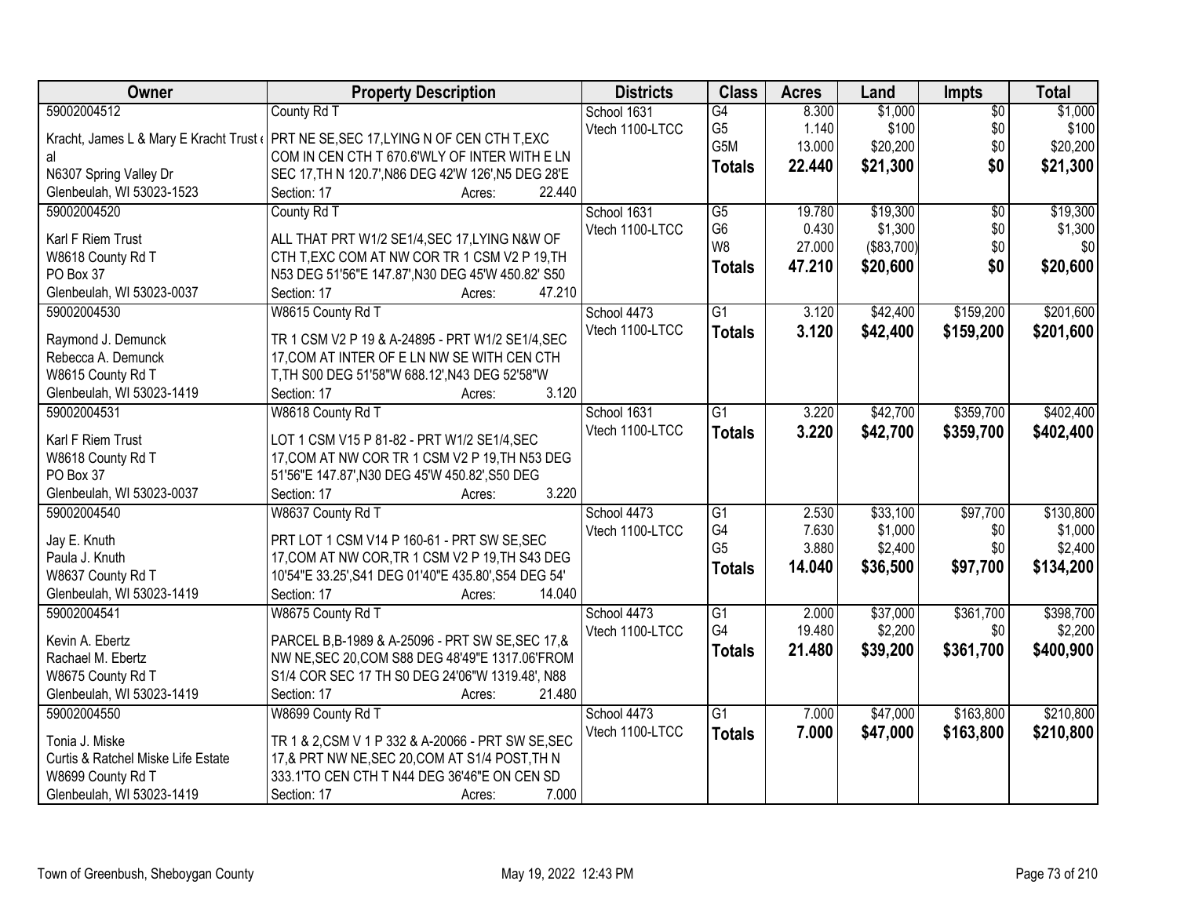| Owner | Property Description | Districts | Class | Acres | Land | Impts | Total |
|---|---|---|---|---|---|---|---|
| 59002004512<br>Kracht, James L & Mary E Kracht Trust et al<br>N6307 Spring Valley Dr<br>Glenbeulah, WI 53023-1523 | County Rd T<br>PRT NE SE,SEC 17,LYING N OF CEN CTH T,EXC COM IN CEN CTH T 670.6'WLY OF INTER WITH E LN SEC 17,TH N 120.7',N86 DEG 42'W 126',N5 DEG 28'E<br>Section: 17 Acres: 22.440 | School 1631<br>Vtech 1100-LTCC | G4<br>G5<br>G5M<br>**Totals** | 8.300<br>1.140<br>13.000<br>**22.440** | $1,000<br>$100<br>$20,200<br>**$21,300** | $0<br>$0<br>$0<br>**$0** | $1,000<br>$100<br>$20,200<br>**$21,300** |
| 59002004520<br>Karl F Riem Trust<br>W8618 County Rd T<br>PO Box 37<br>Glenbeulah, WI 53023-0037 | County Rd T<br>ALL THAT PRT W1/2 SE1/4,SEC 17,LYING N&W OF CTH T,EXC COM AT NW COR TR 1 CSM V2 P 19,TH N53 DEG 51'56"E 147.87',N30 DEG 45'W 450.82' S50<br>Section: 17 Acres: 47.210 | School 1631<br>Vtech 1100-LTCC | G5<br>G6<br>W8<br>**Totals** | 19.780<br>0.430<br>27.000<br>**47.210** | $19,300<br>$1,300<br>($83,700)<br>**$20,600** | $0<br>$0<br>$0<br>**$0** | $19,300<br>$1,300<br>$0<br>**$20,600** |
| 59002004530<br>Raymond J. Demunck<br>Rebecca A. Demunck<br>W8615 County Rd T<br>Glenbeulah, WI 53023-1419 | W8615 County Rd T<br>TR 1 CSM V2 P 19 & A-24895 - PRT W1/2 SE1/4,SEC 17,COM AT INTER OF E LN NW SE WITH CEN CTH T,TH S00 DEG 51'58"W 688.12',N43 DEG 52'58"W<br>Section: 17 Acres: 3.120 | School 4473<br>Vtech 1100-LTCC | G1<br>**Totals** | 3.120<br>**3.120** | $42,400<br>**$42,400** | $159,200<br>**$159,200** | $201,600<br>**$201,600** |
| 59002004531<br>Karl F Riem Trust<br>W8618 County Rd T<br>PO Box 37<br>Glenbeulah, WI 53023-0037 | W8618 County Rd T<br>LOT 1 CSM V15 P 81-82 - PRT W1/2 SE1/4,SEC 17,COM AT NW COR TR 1 CSM V2 P 19,TH N53 DEG 51'56"E 147.87',N30 DEG 45'W 450.82',S50 DEG<br>Section: 17 Acres: 3.220 | School 1631<br>Vtech 1100-LTCC | G1<br>**Totals** | 3.220<br>**3.220** | $42,700<br>**$42,700** | $359,700<br>**$359,700** | $402,400<br>**$402,400** |
| 59002004540<br>Jay E. Knuth<br>Paula J. Knuth<br>W8637 County Rd T<br>Glenbeulah, WI 53023-1419 | W8637 County Rd T<br>PRT LOT 1 CSM V14 P 160-61 - PRT SW SE,SEC 17,COM AT NW COR,TR 1 CSM V2 P 19,TH S43 DEG 10'54"E 33.25',S41 DEG 01'40"E 435.80',S54 DEG 54'<br>Section: 17 Acres: 14.040 | School 4473<br>Vtech 1100-LTCC | G1<br>G4<br>G5<br>**Totals** | 2.530<br>7.630<br>3.880<br>**14.040** | $33,100<br>$1,000<br>$2,400<br>**$36,500** | $97,700<br>$0<br>$0<br>**$97,700** | $130,800<br>$1,000<br>$2,400<br>**$134,200** |
| 59002004541<br>Kevin A. Ebertz<br>Rachael M. Ebertz<br>W8675 County Rd T<br>Glenbeulah, WI 53023-1419 | W8675 County Rd T<br>PARCEL B,B-1989 & A-25096 - PRT SW SE,SEC 17,& NW NE,SEC 20,COM S88 DEG 48'49"E 1317.06'FROM S1/4 COR SEC 17 TH S0 DEG 24'06"W 1319.48', N88<br>Section: 17 Acres: 21.480 | School 4473<br>Vtech 1100-LTCC | G1<br>G4<br>**Totals** | 2.000<br>19.480<br>**21.480** | $37,000<br>$2,200<br>**$39,200** | $361,700<br>$0<br>**$361,700** | $398,700<br>$2,200<br>**$400,900** |
| 59002004550<br>Tonia J. Miske<br>Curtis & Ratchel Miske Life Estate<br>W8699 County Rd T<br>Glenbeulah, WI 53023-1419 | W8699 County Rd T<br>TR 1 & 2,CSM V 1 P 332 & A-20066 - PRT SW SE,SEC 17,& PRT NW NE,SEC 20,COM AT S1/4 POST,TH N 333.1'TO CEN CTH T N44 DEG 36'46"E ON CEN SD<br>Section: 17 Acres: 7.000 | School 4473<br>Vtech 1100-LTCC | G1<br>**Totals** | 7.000<br>**7.000** | $47,000<br>**$47,000** | $163,800<br>**$163,800** | $210,800<br>**$210,800** |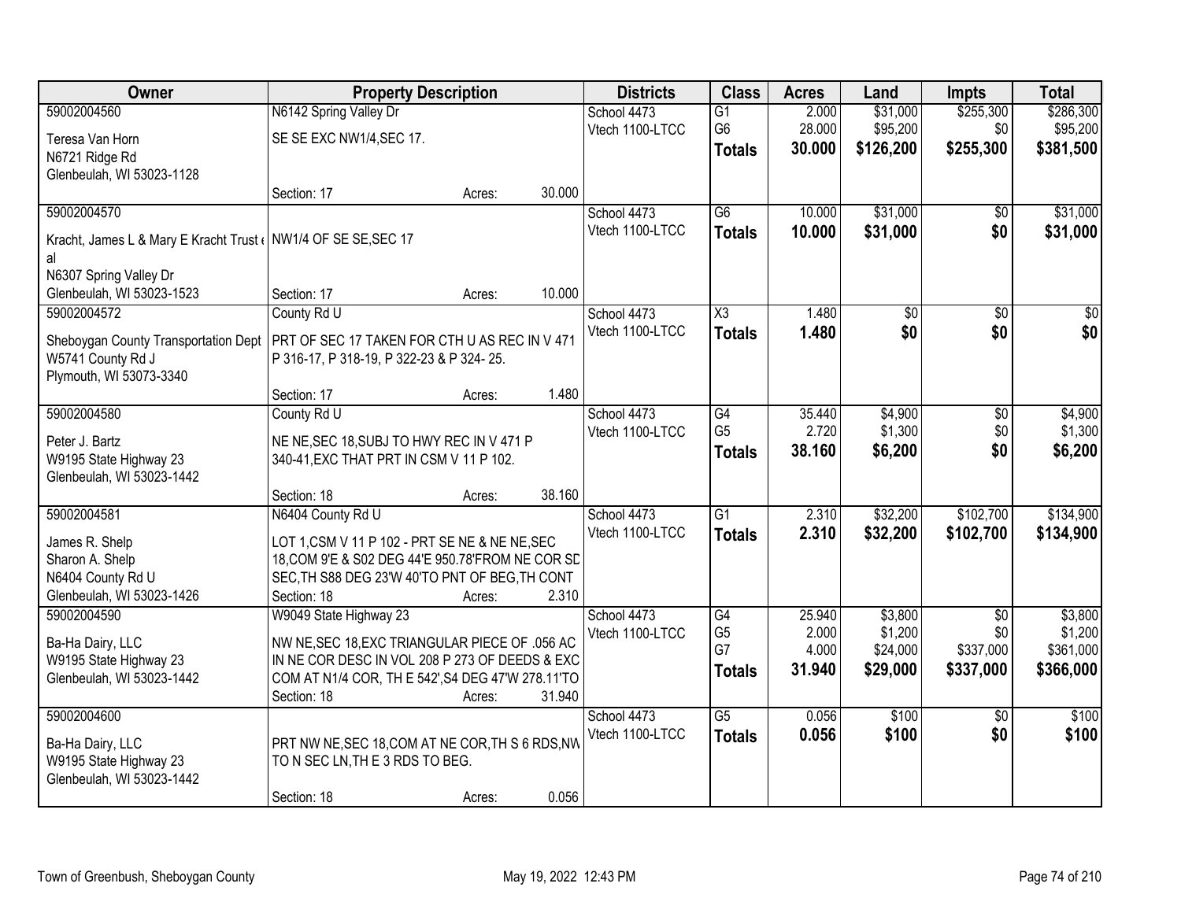| Owner | Property Description | Districts | Class | Acres | Land | Impts | Total |
|---|---|---|---|---|---|---|---|
| 59002004560<br>Teresa Van Horn<br>N6721 Ridge Rd<br>Glenbeulah, WI 53023-1128 | N6142 Spring Valley Dr<br>SE SE EXC NW1/4,SEC 17.<br>Section: 17 Acres: 30.000 | School 4473<br>Vtech 1100-LTCC | G1<br>G6<br>**Totals** | 2.000<br>28.000<br>**30.000** | $31,000<br>$95,200<br>**$126,200** | $255,300<br>$0<br>**$255,300** | $286,300<br>$95,200<br>**$381,500** |
| 59002004570<br>Kracht, James L & Mary E Kracht Trust et al<br>N6307 Spring Valley Dr<br>Glenbeulah, WI 53023-1523 | NW1/4 OF SE SE,SEC 17<br>Section: 17 Acres: 10.000 | School 4473<br>Vtech 1100-LTCC | G6<br>**Totals** | 10.000<br>**10.000** | $31,000<br>**$31,000** | $0<br>**$0** | $31,000<br>**$31,000** |
| 59002004572<br>Sheboygan County Transportation Dept<br>W5741 County Rd J<br>Plymouth, WI 53073-3340 | County Rd U<br>PRT OF SEC 17 TAKEN FOR CTH U AS REC IN V 471 P 316-17, P 318-19, P 322-23 & P 324- 25.<br>Section: 17 Acres: 1.480 | School 4473<br>Vtech 1100-LTCC | X3<br>**Totals** | 1.480<br>**1.480** | $0<br>**$0** | $0<br>**$0** | $0<br>**$0** |
| 59002004580<br>Peter J. Bartz<br>W9195 State Highway 23<br>Glenbeulah, WI 53023-1442 | County Rd U<br>NE NE,SEC 18,SUBJ TO HWY REC IN V 471 P 340-41,EXC THAT PRT IN CSM V 11 P 102.<br>Section: 18 Acres: 38.160 | School 4473<br>Vtech 1100-LTCC | G4<br>G5<br>**Totals** | 35.440<br>2.720<br>**38.160** | $4,900<br>$1,300<br>**$6,200** | $0<br>$0<br>**$0** | $4,900<br>$1,300<br>**$6,200** |
| 59002004581<br>James R. Shelp<br>Sharon A. Shelp<br>N6404 County Rd U<br>Glenbeulah, WI 53023-1426 | N6404 County Rd U<br>LOT 1,CSM V 11 P 102 - PRT SE NE & NE NE,SEC 18,COM 9'E & S02 DEG 44'E 950.78'FROM NE COR SD SEC,TH S88 DEG 23'W 40'TO PNT OF BEG,TH CONT<br>Section: 18 Acres: 2.310 | School 4473<br>Vtech 1100-LTCC | G1<br>**Totals** | 2.310<br>**2.310** | $32,200<br>**$32,200** | $102,700<br>**$102,700** | $134,900<br>**$134,900** |
| 59002004590<br>Ba-Ha Dairy, LLC<br>W9195 State Highway 23<br>Glenbeulah, WI 53023-1442 | W9049 State Highway 23<br>NW NE,SEC 18,EXC TRIANGULAR PIECE OF .056 AC IN NE COR DESC IN VOL 208 P 273 OF DEEDS & EXC COM AT N1/4 COR, TH E 542',S4 DEG 47'W 278.11'TO<br>Section: 18 Acres: 31.940 | School 4473<br>Vtech 1100-LTCC | G4<br>G5<br>G7<br>**Totals** | 25.940<br>2.000<br>4.000<br>**31.940** | $3,800<br>$1,200<br>$24,000<br>**$29,000** | $0<br>$0<br>$337,000<br>**$337,000** | $3,800<br>$1,200<br>$361,000<br>**$366,000** |
| 59002004600<br>Ba-Ha Dairy, LLC<br>W9195 State Highway 23<br>Glenbeulah, WI 53023-1442 | PRT NW NE,SEC 18,COM AT NE COR,TH S 6 RDS,NW TO N SEC LN,TH E 3 RDS TO BEG.<br>Section: 18 Acres: 0.056 | School 4473<br>Vtech 1100-LTCC | G5<br>**Totals** | 0.056<br>**0.056** | $100<br>**$100** | $0<br>**$0** | $100<br>**$100** |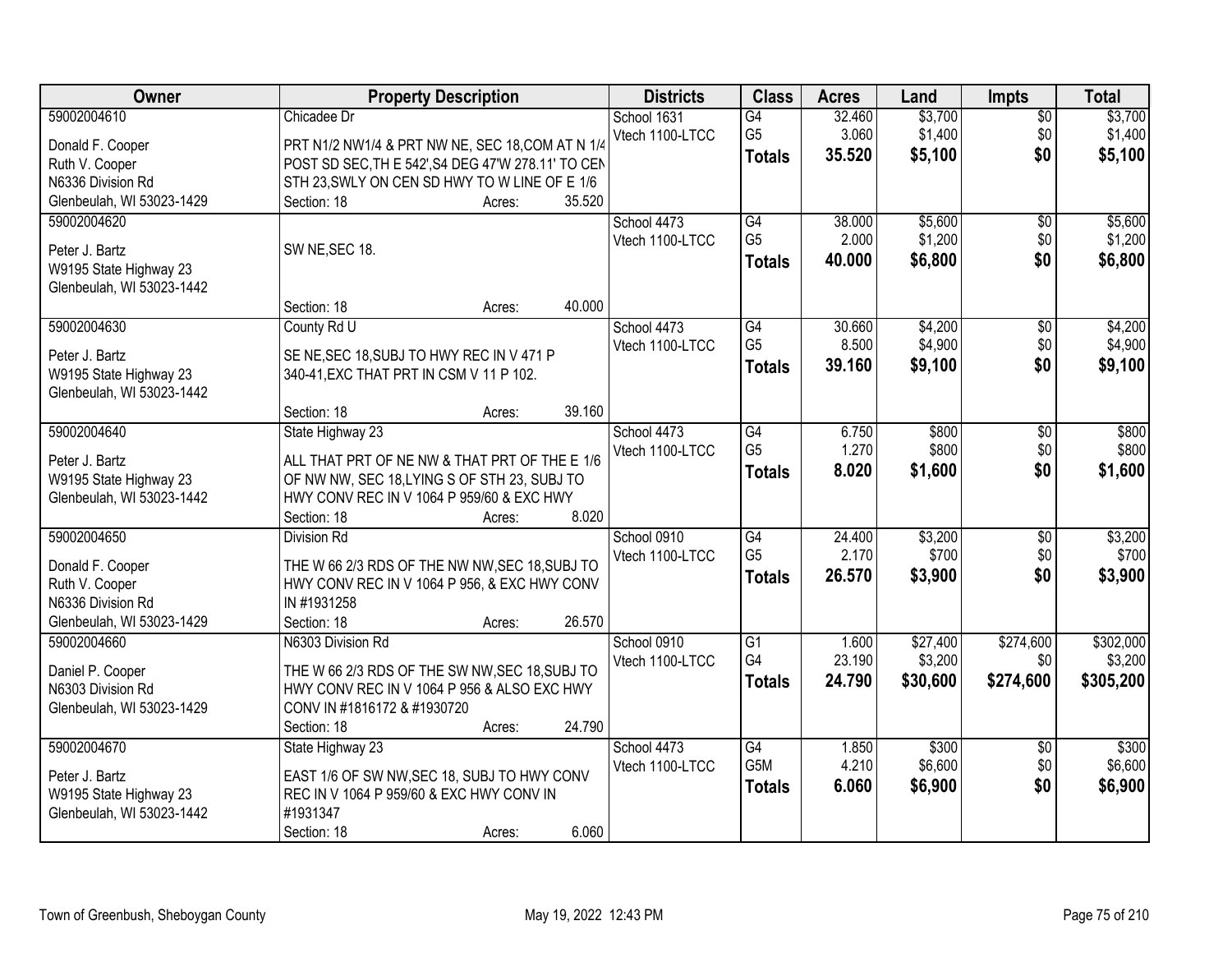| Owner | Property Description | Districts | Class | Acres | Land | Impts | Total |
|---|---|---|---|---|---|---|---|
| 59002004610<br>Donald F. Cooper<br>Ruth V. Cooper<br>N6336 Division Rd<br>Glenbeulah, WI 53023-1429 | Chicadee Dr<br>PRT N1/2 NW1/4 & PRT NW NE, SEC 18,COM AT N 1/4 POST SD SEC,TH E 542',S4 DEG 47'W 278.11' TO CEN STH 23,SWLY ON CEN SD HWY TO W LINE OF E 1/6<br>Section: 18 Acres: 35.520 | School 1631<br>Vtech 1100-LTCC | G4<br>G5<br>**Totals** | 32.460<br>3.060<br>**35.520** | $3,700<br>$1,400<br>**$5,100** | $0<br>$0<br>**$0** | $3,700<br>$1,400<br>**$5,100** |
| 59002004620<br>Peter J. Bartz<br>W9195 State Highway 23<br>Glenbeulah, WI 53023-1442 | SW NE,SEC 18.<br>Section: 18 Acres: 40.000 | School 4473<br>Vtech 1100-LTCC | G4<br>G5<br>**Totals** | 38.000<br>2.000<br>**40.000** | $5,600<br>$1,200<br>**$6,800** | $0<br>$0<br>**$0** | $5,600<br>$1,200<br>**$6,800** |
| 59002004630<br>Peter J. Bartz<br>W9195 State Highway 23<br>Glenbeulah, WI 53023-1442 | County Rd U<br>SE NE,SEC 18,SUBJ TO HWY REC IN V 471 P 340-41,EXC THAT PRT IN CSM V 11 P 102.<br>Section: 18 Acres: 39.160 | School 4473<br>Vtech 1100-LTCC | G4<br>G5<br>**Totals** | 30.660<br>8.500<br>**39.160** | $4,200<br>$4,900<br>**$9,100** | $0<br>$0<br>**$0** | $4,200<br>$4,900<br>**$9,100** |
| 59002004640<br>Peter J. Bartz<br>W9195 State Highway 23<br>Glenbeulah, WI 53023-1442 | State Highway 23<br>ALL THAT PRT OF NE NW & THAT PRT OF THE E 1/6 OF NW NW, SEC 18,LYING S OF STH 23, SUBJ TO HWY CONV REC IN V 1064 P 959/60 & EXC HWY<br>Section: 18 Acres: 8.020 | School 4473<br>Vtech 1100-LTCC | G4<br>G5<br>**Totals** | 6.750<br>1.270<br>**8.020** | $800<br>$800<br>**$1,600** | $0<br>$0<br>**$0** | $800<br>$800<br>**$1,600** |
| 59002004650<br>Donald F. Cooper<br>Ruth V. Cooper<br>N6336 Division Rd<br>Glenbeulah, WI 53023-1429 | Division Rd<br>THE W 66 2/3 RDS OF THE NW NW,SEC 18,SUBJ TO HWY CONV REC IN V 1064 P 956, & EXC HWY CONV IN #1931258<br>Section: 18 Acres: 26.570 | School 0910<br>Vtech 1100-LTCC | G4<br>G5<br>**Totals** | 24.400<br>2.170<br>**26.570** | $3,200<br>$700<br>**$3,900** | $0<br>$0<br>**$0** | $3,200<br>$700<br>**$3,900** |
| 59002004660<br>Daniel P. Cooper<br>N6303 Division Rd<br>Glenbeulah, WI 53023-1429 | N6303 Division Rd<br>THE W 66 2/3 RDS OF THE SW NW,SEC 18,SUBJ TO HWY CONV REC IN V 1064 P 956 & ALSO EXC HWY CONV IN #1816172 & #1930720<br>Section: 18 Acres: 24.790 | School 0910<br>Vtech 1100-LTCC | G1<br>G4<br>**Totals** | 1.600<br>23.190<br>**24.790** | $27,400<br>$3,200<br>**$30,600** | $274,600<br>$0<br>**$274,600** | $302,000<br>$3,200<br>**$305,200** |
| 59002004670<br>Peter J. Bartz<br>W9195 State Highway 23<br>Glenbeulah, WI 53023-1442 | State Highway 23<br>EAST 1/6 OF SW NW,SEC 18, SUBJ TO HWY CONV REC IN V 1064 P 959/60 & EXC HWY CONV IN #1931347<br>Section: 18 Acres: 6.060 | School 4473<br>Vtech 1100-LTCC | G4<br>G5M<br>**Totals** | 1.850<br>4.210<br>**6.060** | $300<br>$6,600<br>**$6,900** | $0<br>$0<br>**$0** | $300<br>$6,600<br>**$6,900** |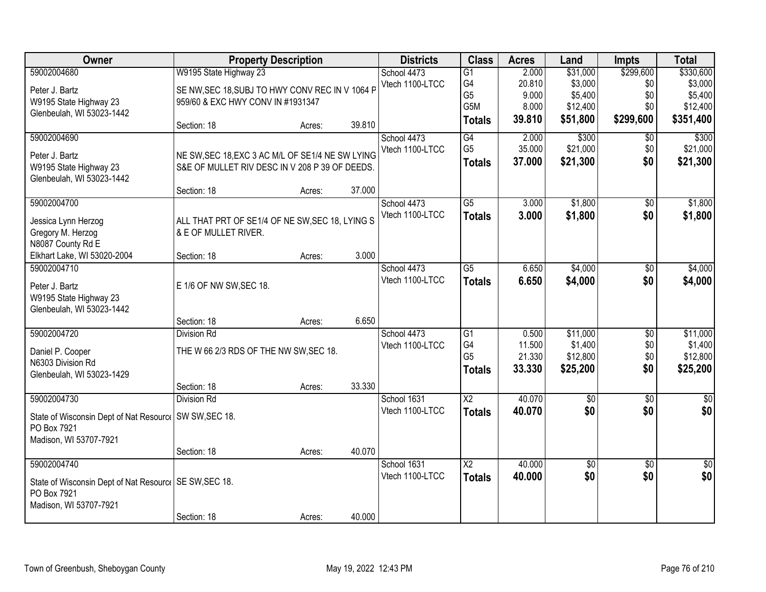| Owner | Property Description | | | Districts | Class | Acres | Land | Impts | Total |
|---|---|---|---|---|---|---|---|---|---|
| 59002004680 | W9195 State Highway 23 | | | School 4473 | G1 | 2.000 | $31,000 | $299,600 | $330,600 |
| Peter J. Bartz | SE NW,SEC 18,SUBJ TO HWY CONV REC IN V 1064 P | | | Vtech 1100-LTCC | G4 | 20.810 | $3,000 | $0 | $3,000 |
| W9195 State Highway 23 | 959/60 & EXC HWY CONV IN #1931347 | | | | G5 | 9.000 | $5,400 | $0 | $5,400 |
| Glenbeulah, WI 53023-1442 | | | | | G5M | 8.000 | $12,400 | $0 | $12,400 |
| | Section: 18 | Acres: | 39.810 | | **Totals** | **39.810** | **$51,800** | **$299,600** | **$351,400** |
| 59002004690 | | | | School 4473 | G4 | 2.000 | $300 | $0 | $300 |
| Peter J. Bartz | NE SW,SEC 18,EXC 3 AC M/L OF SE1/4 NE SW LYING | | | Vtech 1100-LTCC | G5 | 35.000 | $21,000 | $0 | $21,000 |
| W9195 State Highway 23 | S&E OF MULLET RIV DESC IN V 208 P 39 OF DEEDS. | | | | **Totals** | **37.000** | **$21,300** | **$0** | **$21,300** |
| Glenbeulah, WI 53023-1442 | | | | | | | | | |
| | Section: 18 | Acres: | 37.000 | | | | | | |
| 59002004700 | | | | School 4473 | G5 | 3.000 | $1,800 | $0 | $1,800 |
| Jessica Lynn Herzog | ALL THAT PRT OF SE1/4 OF NE SW,SEC 18, LYING S | | | Vtech 1100-LTCC | **Totals** | **3.000** | **$1,800** | **$0** | **$1,800** |
| Gregory M. Herzog | & E OF MULLET RIVER. | | | | | | | | |
| N8087 County Rd E | | | | | | | | | |
| Elkhart Lake, WI 53020-2004 | Section: 18 | Acres: | 3.000 | | | | | | |
| 59002004710 | | | | School 4473 | G5 | 6.650 | $4,000 | $0 | $4,000 |
| Peter J. Bartz | E 1/6 OF NW SW,SEC 18. | | | Vtech 1100-LTCC | **Totals** | **6.650** | **$4,000** | **$0** | **$4,000** |
| W9195 State Highway 23 | | | | | | | | | |
| Glenbeulah, WI 53023-1442 | | | | | | | | | |
| | Section: 18 | Acres: | 6.650 | | | | | | |
| 59002004720 | Division Rd | | | School 4473 | G1 | 0.500 | $11,000 | $0 | $11,000 |
| Daniel P. Cooper | THE W 66 2/3 RDS OF THE NW SW,SEC 18. | | | Vtech 1100-LTCC | G4 | 11.500 | $1,400 | $0 | $1,400 |
| N6303 Division Rd | | | | | G5 | 21.330 | $12,800 | $0 | $12,800 |
| Glenbeulah, WI 53023-1429 | | | | | **Totals** | **33.330** | **$25,200** | **$0** | **$25,200** |
| | Section: 18 | Acres: | 33.330 | | | | | | |
| 59002004730 | Division Rd | | | School 1631 | X2 | 40.070 | $0 | $0 | $0 |
| State of Wisconsin Dept of Nat Resource | SW SW,SEC 18. | | | Vtech 1100-LTCC | **Totals** | **40.070** | **$0** | **$0** | **$0** |
| PO Box 7921 | | | | | | | | | |
| Madison, WI 53707-7921 | | | | | | | | | |
| | Section: 18 | Acres: | 40.070 | | | | | | |
| 59002004740 | | | | School 1631 | X2 | 40.000 | $0 | $0 | $0 |
| State of Wisconsin Dept of Nat Resource | SE SW,SEC 18. | | | Vtech 1100-LTCC | **Totals** | **40.000** | **$0** | **$0** | **$0** |
| PO Box 7921 | | | | | | | | | |
| Madison, WI 53707-7921 | | | | | | | | | |
| | Section: 18 | Acres: | 40.000 | | | | | | |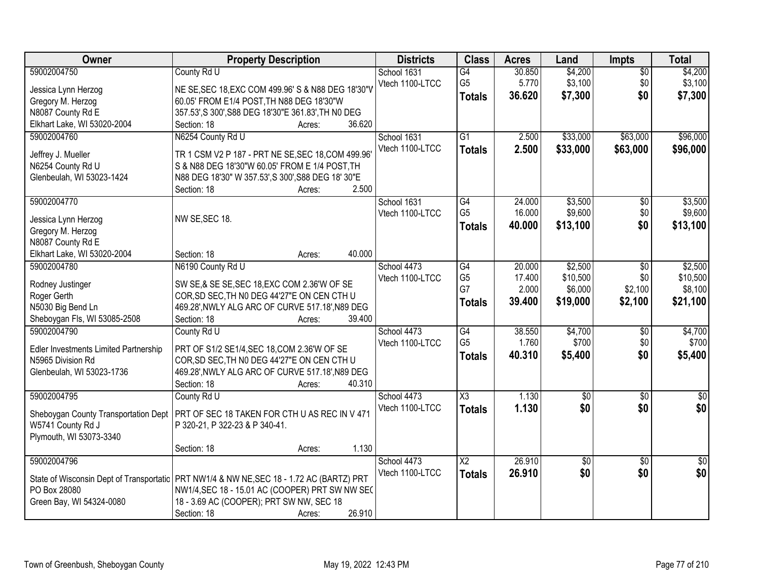| Owner | Property Description | Districts | Class | Acres | Land | Impts | Total |
|---|---|---|---|---|---|---|---|
| 59002004750<br>Jessica Lynn Herzog<br>Gregory M. Herzog<br>N8087 County Rd E<br>Elkhart Lake, WI 53020-2004 | County Rd U<br>NE SE,SEC 18,EXC COM 499.96' S & N88 DEG 18'30"W 60.05' FROM E1/4 POST,TH N88 DEG 18'30"W 357.53',S 300',S88 DEG 18'30"E 361.83',TH N0 DEG<br>Section: 18 Acres: 36.620 | School 1631<br>Vtech 1100-LTCC | G4<br>G5<br>**Totals** | 30.850<br>5.770<br>**36.620** | $4,200<br>$3,100<br>**$7,300** | $0<br>$0<br>**$0** | $4,200<br>$3,100<br>**$7,300** |
| 59002004760<br>Jeffrey J. Mueller<br>N6254 County Rd U<br>Glenbeulah, WI 53023-1424 | N6254 County Rd U<br>TR 1 CSM V2 P 187 - PRT NE SE,SEC 18,COM 499.96' S & N88 DEG 18'30"W 60.05' FROM E 1/4 POST,TH N88 DEG 18'30" W 357.53',S 300',S88 DEG 18' 30"E<br>Section: 18 Acres: 2.500 | School 1631<br>Vtech 1100-LTCC | G1<br>**Totals** | 2.500<br>**2.500** | $33,000<br>**$33,000** | $63,000<br>**$63,000** | $96,000<br>**$96,000** |
| 59002004770<br>Jessica Lynn Herzog<br>Gregory M. Herzog<br>N8087 County Rd E<br>Elkhart Lake, WI 53020-2004 | NW SE,SEC 18.<br>Section: 18 Acres: 40.000 | School 1631<br>Vtech 1100-LTCC | G4<br>G5<br>**Totals** | 24.000<br>16.000<br>**40.000** | $3,500<br>$9,600<br>**$13,100** | $0<br>$0<br>**$0** | $3,500<br>$9,600<br>**$13,100** |
| 59002004780<br>Rodney Justinger<br>Roger Gerth<br>N5030 Big Bend Ln<br>Sheboygan Fls, WI 53085-2508 | N6190 County Rd U<br>SW SE,& SE SE,SEC 18,EXC COM 2.36'W OF SE COR,SD SEC,TH N0 DEG 44'27"E ON CEN CTH U 469.28',NWLY ALG ARC OF CURVE 517.18',N89 DEG<br>Section: 18 Acres: 39.400 | School 4473<br>Vtech 1100-LTCC | G4<br>G5<br>G7<br>**Totals** | 20.000<br>17.400<br>2.000<br>**39.400** | $2,500<br>$10,500<br>$6,000<br>**$19,000** | $0<br>$0<br>$2,100<br>**$2,100** | $2,500<br>$10,500<br>$8,100<br>**$21,100** |
| 59002004790<br>Edler Investments Limited Partnership<br>N5965 Division Rd<br>Glenbeulah, WI 53023-1736 | County Rd U<br>PRT OF S1/2 SE1/4,SEC 18,COM 2.36'W OF SE COR,SD SEC,TH N0 DEG 44'27"E ON CEN CTH U 469.28',NWLY ALG ARC OF CURVE 517.18',N89 DEG<br>Section: 18 Acres: 40.310 | School 4473<br>Vtech 1100-LTCC | G4<br>G5<br>**Totals** | 38.550<br>1.760<br>**40.310** | $4,700<br>$700<br>**$5,400** | $0<br>$0<br>**$0** | $4,700<br>$700<br>**$5,400** |
| 59002004795<br>Sheboygan County Transportation Dept<br>W5741 County Rd J<br>Plymouth, WI 53073-3340 | County Rd U<br>PRT OF SEC 18 TAKEN FOR CTH U AS REC IN V 471 P 320-21, P 322-23 & P 340-41.<br>Section: 18 Acres: 1.130 | School 4473<br>Vtech 1100-LTCC | X3<br>**Totals** | 1.130<br>**1.130** | $0<br>**$0** | $0<br>**$0** | $0<br>**$0** |
| 59002004796<br>State of Wisconsin Dept of Transportatic<br>PO Box 28080<br>Green Bay, WI 54324-0080 | PRT NW1/4 & NW NE,SEC 18 - 1.72 AC (BARTZ) PRT NW1/4,SEC 18 - 15.01 AC (COOPER) PRT SW NW SEC 18 - 3.69 AC (COOPER); PRT SW NW, SEC 18<br>Section: 18 Acres: 26.910 | School 4473<br>Vtech 1100-LTCC | X2<br>**Totals** | 26.910<br>**26.910** | $0<br>**$0** | $0<br>**$0** | $0<br>**$0** |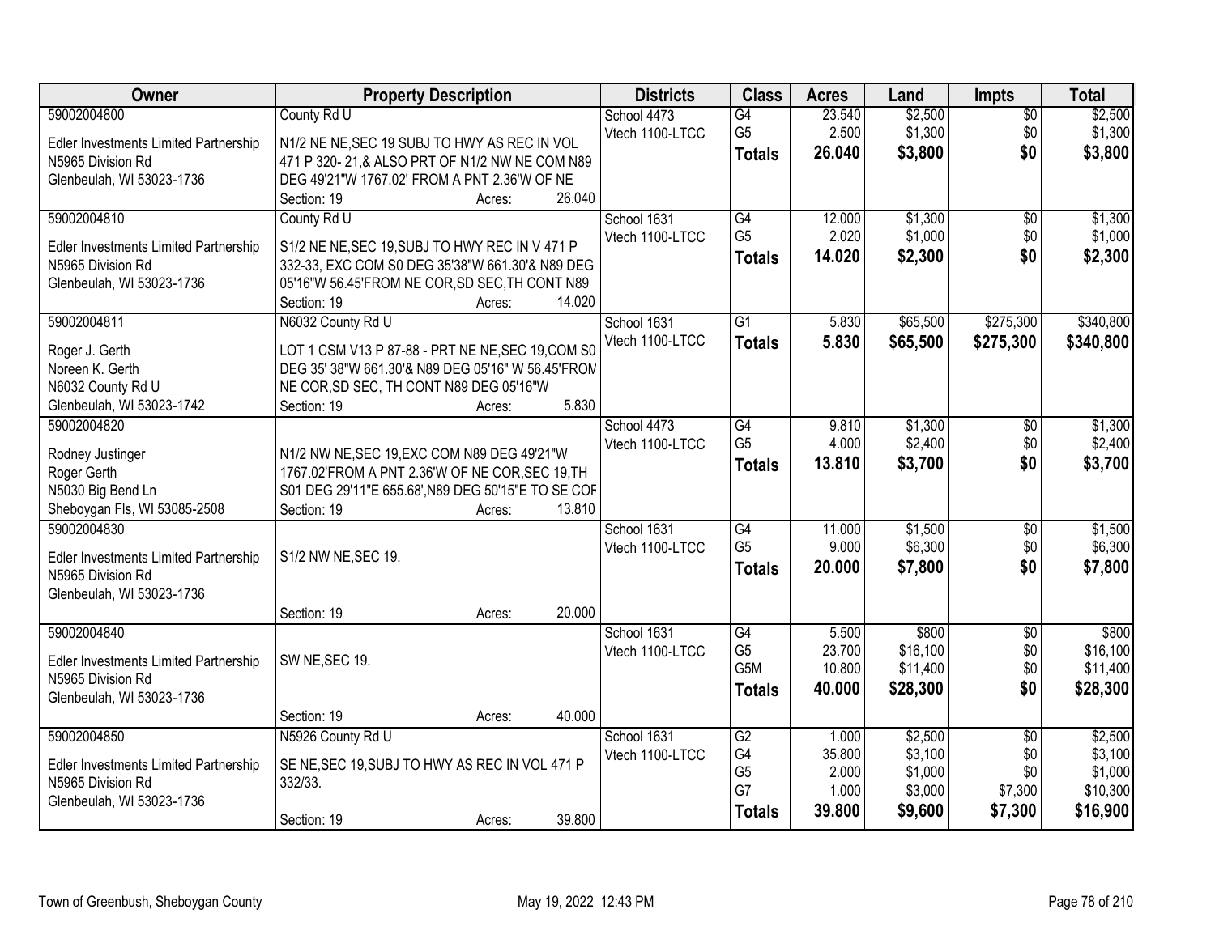| Owner | Property Description | Districts | Class | Acres | Land | Impts | Total |
|---|---|---|---|---|---|---|---|
| 59002004800<br>Edler Investments Limited Partnership<br>N5965 Division Rd<br>Glenbeulah, WI 53023-1736 | County Rd U<br>N1/2 NE NE,SEC 19 SUBJ TO HWY AS REC IN VOL 471 P 320- 21,& ALSO PRT OF N1/2 NW NE COM N89 DEG 49'21"W 1767.02' FROM A PNT 2.36'W OF NE<br>Section: 19 Acres: 26.040 | School 4473<br>Vtech 1100-LTCC | G4<br>G5<br>**Totals** | 23.540<br>2.500<br>**26.040** | $2,500<br>$1,300<br>**$3,800** | $0<br>$0<br>**$0** | $2,500<br>$1,300<br>**$3,800** |
| 59002004810<br>Edler Investments Limited Partnership<br>N5965 Division Rd<br>Glenbeulah, WI 53023-1736 | County Rd U<br>S1/2 NE NE,SEC 19,SUBJ TO HWY REC IN V 471 P 332-33, EXC COM S0 DEG 35'38"W 661.30'& N89 DEG 05'16"W 56.45'FROM NE COR,SD SEC,TH CONT N89<br>Section: 19 Acres: 14.020 | School 1631<br>Vtech 1100-LTCC | G4<br>G5<br>**Totals** | 12.000<br>2.020<br>**14.020** | $1,300<br>$1,000<br>**$2,300** | $0<br>$0<br>**$0** | $1,300<br>$1,000<br>**$2,300** |
| 59002004811<br>Roger J. Gerth<br>Noreen K. Gerth<br>N6032 County Rd U<br>Glenbeulah, WI 53023-1742 | N6032 County Rd U<br>LOT 1 CSM V13 P 87-88 - PRT NE NE,SEC 19,COM S0 DEG 35' 38"W 661.30'& N89 DEG 05'16" W 56.45'FROM NE COR,SD SEC, TH CONT N89 DEG 05'16"W<br>Section: 19 Acres: 5.830 | School 1631<br>Vtech 1100-LTCC | G1<br>**Totals** | 5.830<br>**5.830** | $65,500<br>**$65,500** | $275,300<br>**$275,300** | $340,800<br>**$340,800** |
| 59002004820<br>Rodney Justinger<br>Roger Gerth<br>N5030 Big Bend Ln<br>Sheboygan Fls, WI 53085-2508 | N1/2 NW NE,SEC 19,EXC COM N89 DEG 49'21"W 1767.02'FROM A PNT 2.36'W OF NE COR,SEC 19,TH S01 DEG 29'11"E 655.68',N89 DEG 50'15"E TO SE COR<br>Section: 19 Acres: 13.810 | School 4473<br>Vtech 1100-LTCC | G4<br>G5<br>**Totals** | 9.810<br>4.000<br>**13.810** | $1,300<br>$2,400<br>**$3,700** | $0<br>$0<br>**$0** | $1,300<br>$2,400<br>**$3,700** |
| 59002004830<br>Edler Investments Limited Partnership<br>N5965 Division Rd<br>Glenbeulah, WI 53023-1736 | S1/2 NW NE,SEC 19.<br>Section: 19 Acres: 20.000 | School 1631<br>Vtech 1100-LTCC | G4<br>G5<br>**Totals** | 11.000<br>9.000<br>**20.000** | $1,500<br>$6,300<br>**$7,800** | $0<br>$0<br>**$0** | $1,500<br>$6,300<br>**$7,800** |
| 59002004840<br>Edler Investments Limited Partnership<br>N5965 Division Rd<br>Glenbeulah, WI 53023-1736 | SW NE,SEC 19.<br>Section: 19 Acres: 40.000 | School 1631<br>Vtech 1100-LTCC | G4<br>G5<br>G5M<br>**Totals** | 5.500<br>23.700<br>10.800<br>**40.000** | $800<br>$16,100<br>$11,400<br>**$28,300** | $0<br>$0<br>$0<br>**$0** | $800<br>$16,100<br>$11,400<br>**$28,300** |
| 59002004850<br>Edler Investments Limited Partnership<br>N5965 Division Rd<br>Glenbeulah, WI 53023-1736 | N5926 County Rd U<br>SE NE,SEC 19,SUBJ TO HWY AS REC IN VOL 471 P 332/33.<br>Section: 19 Acres: 39.800 | School 1631<br>Vtech 1100-LTCC | G2<br>G4<br>G5<br>G7<br>**Totals** | 1.000<br>35.800<br>2.000<br>1.000<br>**39.800** | $2,500<br>$3,100<br>$1,000<br>$3,000<br>**$9,600** | $0<br>$0<br>$0<br>$7,300<br>**$7,300** | $2,500<br>$3,100<br>$1,000<br>$10,300<br>**$16,900** |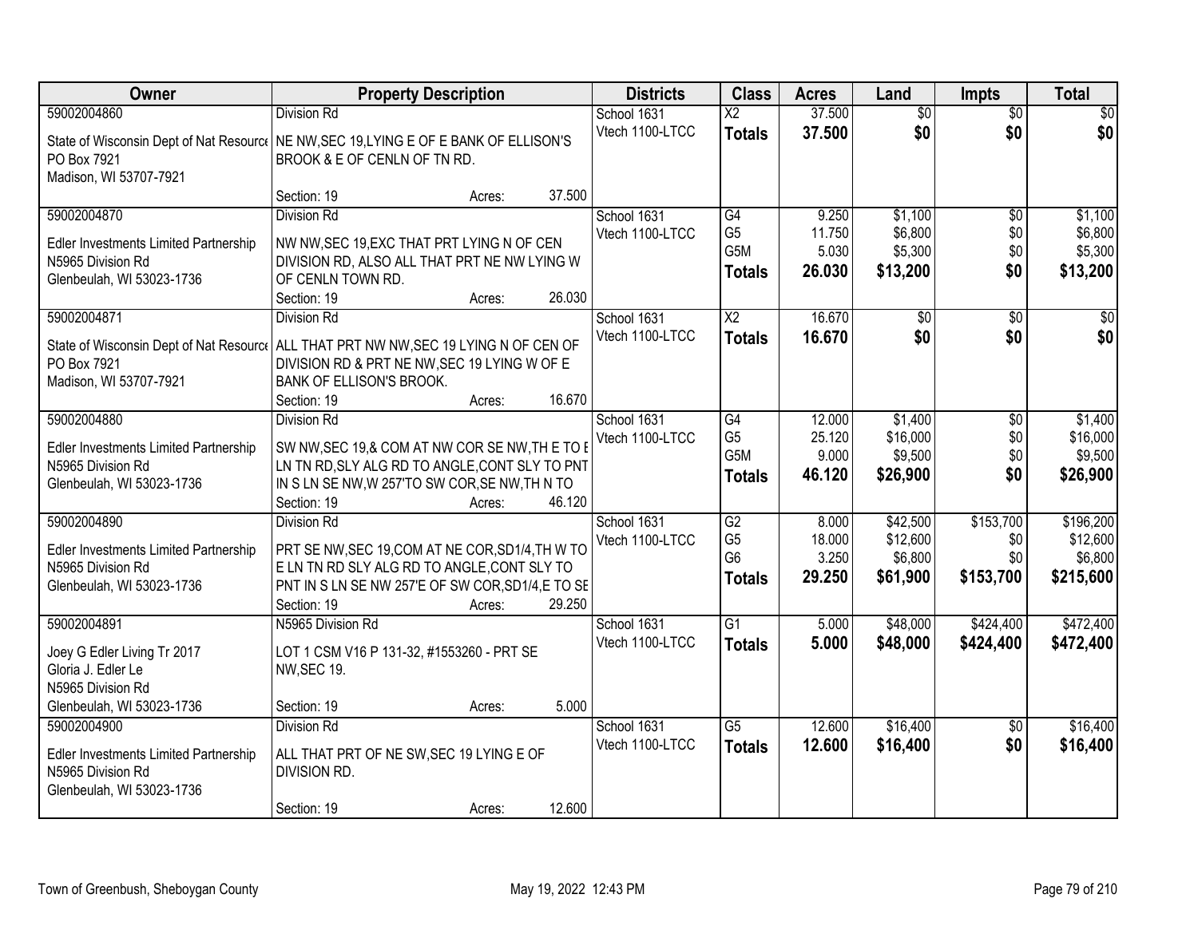| Owner | Property Description | Districts | Class | Acres | Land | Impts | Total |
|---|---|---|---|---|---|---|---|
| 59002004860<br>State of Wisconsin Dept of Nat Resource<br>PO Box 7921<br>Madison, WI 53707-7921 | Division Rd<br>NE NW,SEC 19,LYING E OF E BANK OF ELLISON'S BROOK & E OF CENLN OF TN RD.<br>Section: 19 Acres: 37.500 | School 1631<br>Vtech 1100-LTCC | X2<br>**Totals** | 37.500<br>**37.500** | $0<br>**$0** | $0<br>**$0** | $0<br>**$0** |
| 59002004870<br>Edler Investments Limited Partnership<br>N5965 Division Rd<br>Glenbeulah, WI 53023-1736 | Division Rd<br>NW NW,SEC 19,EXC THAT PRT LYING N OF CEN DIVISION RD, ALSO ALL THAT PRT NE NW LYING W OF CENLN TOWN RD.<br>Section: 19 Acres: 26.030 | School 1631<br>Vtech 1100-LTCC | G4<br>G5<br>G5M<br>**Totals** | 9.250<br>11.750<br>5.030<br>**26.030** | $1,100<br>$6,800<br>$5,300<br>**$13,200** | $0<br>$0<br>$0<br>**$0** | $1,100<br>$6,800<br>$5,300<br>**$13,200** |
| 59002004871<br>State of Wisconsin Dept of Nat Resource<br>PO Box 7921<br>Madison, WI 53707-7921 | Division Rd<br>ALL THAT PRT NW NW,SEC 19 LYING N OF CEN OF DIVISION RD & PRT NE NW,SEC 19 LYING W OF E BANK OF ELLISON'S BROOK.<br>Section: 19 Acres: 16.670 | School 1631<br>Vtech 1100-LTCC | X2<br>**Totals** | 16.670<br>**16.670** | $0<br>**$0** | $0<br>**$0** | $0<br>**$0** |
| 59002004880<br>Edler Investments Limited Partnership<br>N5965 Division Rd<br>Glenbeulah, WI 53023-1736 | Division Rd<br>SW NW,SEC 19,& COM AT NW COR SE NW,TH E TO E LN TN RD,SLY ALG RD TO ANGLE,CONT SLY TO PNT IN S LN SE NW,W 257'TO SW COR,SE NW,TH N TO<br>Section: 19 Acres: 46.120 | School 1631<br>Vtech 1100-LTCC | G4<br>G5<br>G5M<br>**Totals** | 12.000<br>25.120<br>9.000<br>**46.120** | $1,400<br>$16,000<br>$9,500<br>**$26,900** | $0<br>$0<br>$0<br>**$0** | $1,400<br>$16,000<br>$9,500<br>**$26,900** |
| 59002004890<br>Edler Investments Limited Partnership<br>N5965 Division Rd<br>Glenbeulah, WI 53023-1736 | Division Rd<br>PRT SE NW,SEC 19,COM AT NE COR,SD1/4,TH W TO E LN TN RD SLY ALG RD TO ANGLE,CONT SLY TO PNT IN S LN SE NW 257'E OF SW COR,SD1/4,E TO SE<br>Section: 19 Acres: 29.250 | School 1631<br>Vtech 1100-LTCC | G2<br>G5<br>G6<br>**Totals** | 8.000<br>18.000<br>3.250<br>**29.250** | $42,500<br>$12,600<br>$6,800<br>**$61,900** | $153,700<br>$0<br>$0<br>**$153,700** | $196,200<br>$12,600<br>$6,800<br>**$215,600** |
| 59002004891<br>Joey G Edler Living Tr 2017<br>Gloria J. Edler Le<br>N5965 Division Rd<br>Glenbeulah, WI 53023-1736 | N5965 Division Rd<br>LOT 1 CSM V16 P 131-32, #1553260 - PRT SE NW,SEC 19.<br>Section: 19 Acres: 5.000 | School 1631<br>Vtech 1100-LTCC | G1<br>**Totals** | 5.000<br>**5.000** | $48,000<br>**$48,000** | $424,400<br>**$424,400** | $472,400<br>**$472,400** |
| 59002004900<br>Edler Investments Limited Partnership<br>N5965 Division Rd<br>Glenbeulah, WI 53023-1736 | Division Rd<br>ALL THAT PRT OF NE SW,SEC 19 LYING E OF DIVISION RD.<br>Section: 19 Acres: 12.600 | School 1631<br>Vtech 1100-LTCC | G5<br>**Totals** | 12.600<br>**12.600** | $16,400<br>**$16,400** | $0<br>**$0** | $16,400<br>**$16,400** |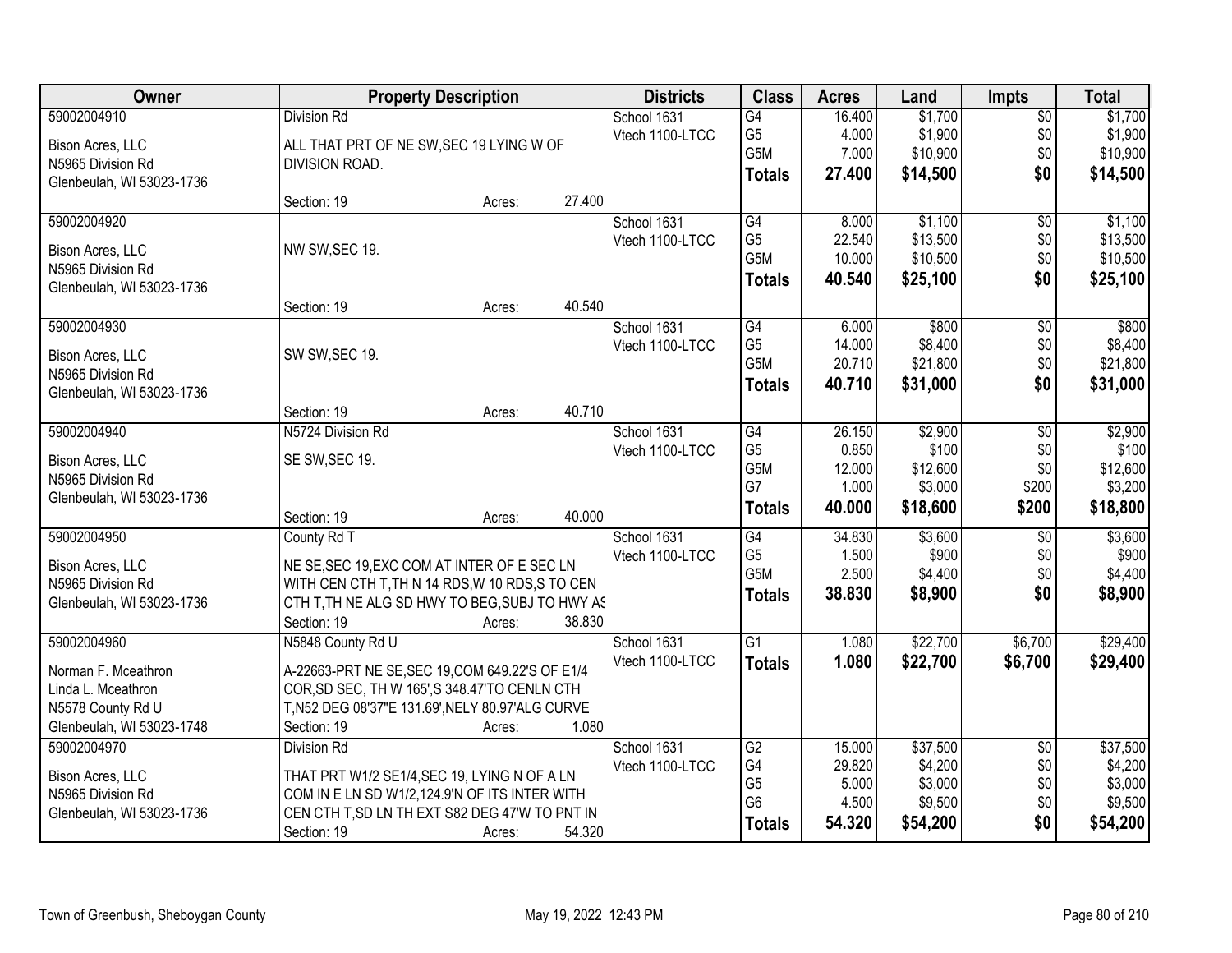| Owner | Property Description | Districts | Class | Acres | Land | Impts | Total |
|---|---|---|---|---|---|---|---|
| 59002004910<br>Bison Acres, LLC<br>N5965 Division Rd<br>Glenbeulah, WI 53023-1736 | Division Rd<br>ALL THAT PRT OF NE SW,SEC 19 LYING W OF DIVISION ROAD.<br>Section: 19 Acres: 27.400 | School 1631<br>Vtech 1100-LTCC | G4<br>G5<br>G5M<br>**Totals** | 16.400<br>4.000<br>7.000<br>**27.400** | $1,700<br>$1,900<br>$10,900<br>**$14,500** | $0<br>$0<br>$0<br>**$0** | $1,700<br>$1,900<br>$10,900<br>**$14,500** |
| 59002004920<br>Bison Acres, LLC<br>N5965 Division Rd<br>Glenbeulah, WI 53023-1736 | NW SW,SEC 19.<br>Section: 19 Acres: 40.540 | School 1631<br>Vtech 1100-LTCC | G4<br>G5<br>G5M<br>**Totals** | 8.000<br>22.540<br>10.000<br>**40.540** | $1,100<br>$13,500<br>$10,500<br>**$25,100** | $0<br>$0<br>$0<br>**$0** | $1,100<br>$13,500<br>$10,500<br>**$25,100** |
| 59002004930<br>Bison Acres, LLC<br>N5965 Division Rd<br>Glenbeulah, WI 53023-1736 | SW SW,SEC 19.<br>Section: 19 Acres: 40.710 | School 1631<br>Vtech 1100-LTCC | G4<br>G5<br>G5M<br>**Totals** | 6.000<br>14.000<br>20.710<br>**40.710** | $800<br>$8,400<br>$21,800<br>**$31,000** | $0<br>$0<br>$0<br>**$0** | $800<br>$8,400<br>$21,800<br>**$31,000** |
| 59002004940<br>Bison Acres, LLC<br>N5965 Division Rd<br>Glenbeulah, WI 53023-1736 | N5724 Division Rd<br>SE SW,SEC 19.<br>Section: 19 Acres: 40.000 | School 1631<br>Vtech 1100-LTCC | G4<br>G5<br>G5M<br>G7<br>**Totals** | 26.150<br>0.850<br>12.000<br>1.000<br>**40.000** | $2,900<br>$100<br>$12,600<br>$3,000<br>**$18,600** | $0<br>$0<br>$0<br>$200<br>**$200** | $2,900<br>$100<br>$12,600<br>$3,200<br>**$18,800** |
| 59002004950<br>Bison Acres, LLC<br>N5965 Division Rd<br>Glenbeulah, WI 53023-1736 | County Rd T<br>NE SE,SEC 19,EXC COM AT INTER OF E SEC LN WITH CEN CTH T,TH N 14 RDS,W 10 RDS,S TO CEN CTH T,TH NE ALG SD HWY TO BEG,SUBJ TO HWY AS<br>Section: 19 Acres: 38.830 | School 1631<br>Vtech 1100-LTCC | G4<br>G5<br>G5M<br>**Totals** | 34.830<br>1.500<br>2.500<br>**38.830** | $3,600<br>$900<br>$4,400<br>**$8,900** | $0<br>$0<br>$0<br>**$0** | $3,600<br>$900<br>$4,400<br>**$8,900** |
| 59002004960<br>Norman F. Mceathron<br>Linda L. Mceathron<br>N5578 County Rd U<br>Glenbeulah, WI 53023-1748 | N5848 County Rd U<br>A-22663-PRT NE SE,SEC 19,COM 649.22'S OF E1/4 COR,SD SEC, TH W 165',S 348.47'TO CENLN CTH T,N52 DEG 08'37"E 131.69',NELY 80.97'ALG CURVE<br>Section: 19 Acres: 1.080 | School 1631<br>Vtech 1100-LTCC | G1<br>**Totals** | 1.080<br>**1.080** | $22,700<br>**$22,700** | $6,700<br>**$6,700** | $29,400<br>**$29,400** |
| 59002004970<br>Bison Acres, LLC<br>N5965 Division Rd<br>Glenbeulah, WI 53023-1736 | Division Rd<br>THAT PRT W1/2 SE1/4,SEC 19, LYING N OF A LN COM IN E LN SD W1/2,124.9'N OF ITS INTER WITH CEN CTH T,SD LN TH EXT S82 DEG 47'W TO PNT IN<br>Section: 19 Acres: 54.320 | School 1631<br>Vtech 1100-LTCC | G2<br>G4<br>G5<br>G6<br>**Totals** | 15.000<br>29.820<br>5.000<br>4.500<br>**54.320** | $37,500<br>$4,200<br>$3,000<br>$9,500<br>**$54,200** | $0<br>$0<br>$0<br>$0<br>**$0** | $37,500<br>$4,200<br>$3,000<br>$9,500<br>**$54,200** |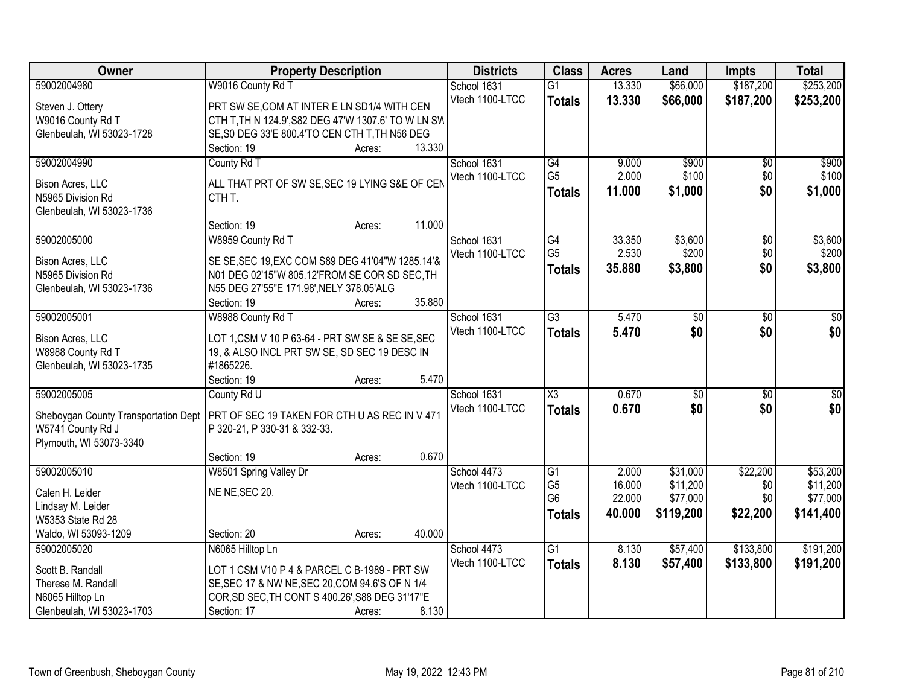| Owner | Property Description | Districts | Class | Acres | Land | Impts | Total |
|---|---|---|---|---|---|---|---|
| 59002004980<br>Steven J. Ottery<br>W9016 County Rd T<br>Glenbeulah, WI 53023-1728 | W9016 County Rd T<br>PRT SW SE,COM AT INTER E LN SD1/4 WITH CEN CTH T,TH N 124.9',S82 DEG 47'W 1307.6' TO W LN SW SE,S0 DEG 33'E 800.4'TO CEN CTH T,TH N56 DEG<br>Section: 19 Acres: 13.330 | School 1631<br>Vtech 1100-LTCC | G1<br>**Totals** | 13.330<br>**13.330** | $66,000<br>**$66,000** | $187,200<br>**$187,200** | $253,200<br>**$253,200** |
| 59002004990<br>Bison Acres, LLC<br>N5965 Division Rd<br>Glenbeulah, WI 53023-1736 | County Rd T<br>ALL THAT PRT OF SW SE,SEC 19 LYING S&E OF CEN CTH T.<br>Section: 19 Acres: 11.000 | School 1631<br>Vtech 1100-LTCC | G4<br>G5<br>**Totals** | 9.000<br>2.000<br>**11.000** | $900<br>$100<br>**$1,000** | $0<br>$0<br>**$0** | $900<br>$100<br>**$1,000** |
| 59002005000<br>Bison Acres, LLC<br>N5965 Division Rd<br>Glenbeulah, WI 53023-1736 | W8959 County Rd T<br>SE SE,SEC 19,EXC COM S89 DEG 41'04"W 1285.14'& N01 DEG 02'15"W 805.12'FROM SE COR SD SEC,TH N55 DEG 27'55"E 171.98',NELY 378.05'ALG<br>Section: 19 Acres: 35.880 | School 1631<br>Vtech 1100-LTCC | G4<br>G5<br>**Totals** | 33.350<br>2.530<br>**35.880** | $3,600<br>$200<br>**$3,800** | $0<br>$0<br>**$0** | $3,600<br>$200<br>**$3,800** |
| 59002005001<br>Bison Acres, LLC<br>W8988 County Rd T<br>Glenbeulah, WI 53023-1735 | W8988 County Rd T<br>LOT 1,CSM V 10 P 63-64 - PRT SW SE & SE SE,SEC 19, & ALSO INCL PRT SW SE, SD SEC 19 DESC IN #1865226.<br>Section: 19 Acres: 5.470 | School 1631<br>Vtech 1100-LTCC | G3<br>**Totals** | 5.470<br>**5.470** | $0<br>**$0** | $0<br>**$0** | $0<br>**$0** |
| 59002005005<br>Sheboygan County Transportation Dept<br>W5741 County Rd J<br>Plymouth, WI 53073-3340 | County Rd U<br>PRT OF SEC 19 TAKEN FOR CTH U AS REC IN V 471 P 320-21, P 330-31 & 332-33.<br>Section: 19 Acres: 0.670 | School 1631<br>Vtech 1100-LTCC | X3<br>**Totals** | 0.670<br>**0.670** | $0<br>**$0** | $0<br>**$0** | $0<br>**$0** |
| 59002005010<br>Calen H. Leider<br>Lindsay M. Leider<br>W5353 State Rd 28<br>Waldo, WI 53093-1209 | W8501 Spring Valley Dr<br>NE NE,SEC 20.<br>Section: 20 Acres: 40.000 | School 4473<br>Vtech 1100-LTCC | G1<br>G5<br>G6<br>**Totals** | 2.000<br>16.000<br>22.000<br>**40.000** | $31,000<br>$11,200<br>$77,000<br>**$119,200** | $22,200<br>$0<br>$0<br>**$22,200** | $53,200<br>$11,200<br>$77,000<br>**$141,400** |
| 59002005020<br>Scott B. Randall<br>Therese M. Randall<br>N6065 Hilltop Ln<br>Glenbeulah, WI 53023-1703 | N6065 Hilltop Ln<br>LOT 1 CSM V10 P 4 & PARCEL C B-1989 - PRT SW SE,SEC 17 & NW NE,SEC 20,COM 94.6'S OF N 1/4 COR,SD SEC,TH CONT S 400.26',S88 DEG 31'17"E<br>Section: 17 Acres: 8.130 | School 4473<br>Vtech 1100-LTCC | G1<br>**Totals** | 8.130<br>**8.130** | $57,400<br>**$57,400** | $133,800<br>**$133,800** | $191,200<br>**$191,200** |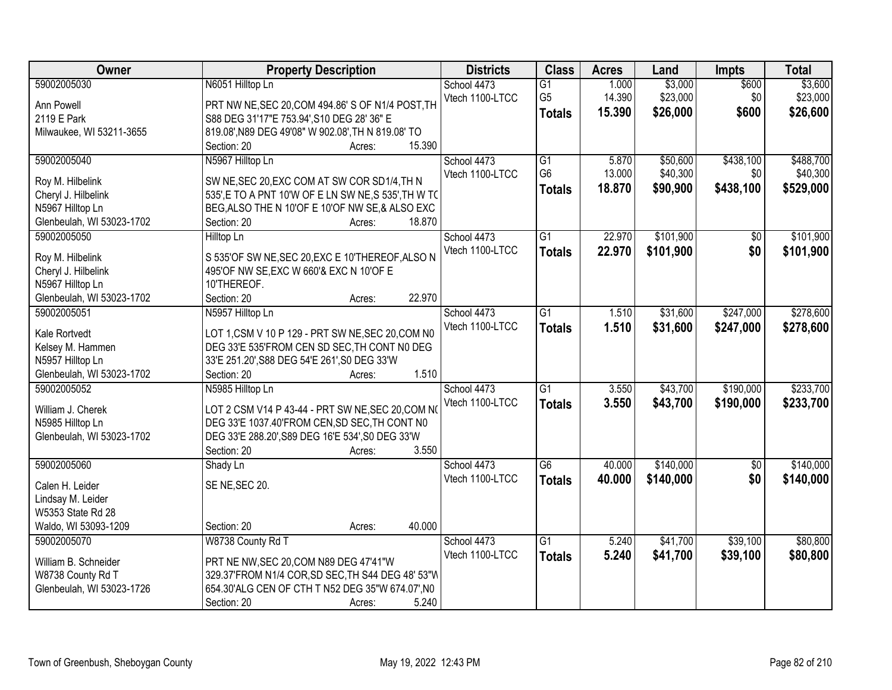| Owner | Property Description | Districts | Class | Acres | Land | Impts | Total |
|---|---|---|---|---|---|---|---|
| 59002005030<br>Ann Powell<br>2119 E Park<br>Milwaukee, WI 53211-3655 | N6051 Hilltop Ln<br>PRT NW NE,SEC 20,COM 494.86' S OF N1/4 POST,TH S88 DEG 31'17"E 753.94',S10 DEG 28' 36" E 819.08',N89 DEG 49'08" W 902.08',TH N 819.08' TO<br>Section: 20 Acres: 15.390 | School 4473<br>Vtech 1100-LTCC | G1<br>G5<br>**Totals** | 1.000<br>14.390<br>**15.390** | $3,000<br>$23,000<br>**$26,000** | $600<br>$0<br>**$600** | $3,600<br>$23,000<br>**$26,600** |
| 59002005040<br>Roy M. Hilbelink<br>Cheryl J. Hilbelink<br>N5967 Hilltop Ln<br>Glenbeulah, WI 53023-1702 | N5967 Hilltop Ln<br>SW NE,SEC 20,EXC COM AT SW COR SD1/4,TH N 535',E TO A PNT 10'W OF E LN SW NE,S 535',TH W TO BEG,ALSO THE N 10'OF E 10'OF NW SE,& ALSO EXC<br>Section: 20 Acres: 18.870 | School 4473<br>Vtech 1100-LTCC | G1<br>G6<br>**Totals** | 5.870<br>13.000<br>**18.870** | $50,600<br>$40,300<br>**$90,900** | $438,100<br>$0<br>**$438,100** | $488,700<br>$40,300<br>**$529,000** |
| 59002005050<br>Roy M. Hilbelink<br>Cheryl J. Hilbelink<br>N5967 Hilltop Ln<br>Glenbeulah, WI 53023-1702 | Hilltop Ln<br>S 535'OF SW NE,SEC 20,EXC E 10'THEREOF,ALSO N 495'OF NW SE,EXC W 660'& EXC N 10'OF E 10'THEREOF.<br>Section: 20 Acres: 22.970 | School 4473<br>Vtech 1100-LTCC | G1<br>**Totals** | 22.970<br>**22.970** | $101,900<br>**$101,900** | $0<br>**$0** | $101,900<br>**$101,900** |
| 59002005051<br>Kale Rortvedt<br>Kelsey M. Hammen<br>N5957 Hilltop Ln<br>Glenbeulah, WI 53023-1702 | N5957 Hilltop Ln<br>LOT 1,CSM V 10 P 129 - PRT SW NE,SEC 20,COM N0 DEG 33'E 535'FROM CEN SD SEC,TH CONT N0 DEG 33'E 251.20',S88 DEG 54'E 261',S0 DEG 33'W<br>Section: 20 Acres: 1.510 | School 4473<br>Vtech 1100-LTCC | G1<br>**Totals** | 1.510<br>**1.510** | $31,600<br>**$31,600** | $247,000<br>**$247,000** | $278,600<br>**$278,600** |
| 59002005052<br>William J. Cherek<br>N5985 Hilltop Ln<br>Glenbeulah, WI 53023-1702 | N5985 Hilltop Ln<br>LOT 2 CSM V14 P 43-44 - PRT SW NE,SEC 20,COM N0 DEG 33'E 1037.40'FROM CEN,SD SEC,TH CONT N0 DEG 33'E 288.20',S89 DEG 16'E 534',S0 DEG 33'W<br>Section: 20 Acres: 3.550 | School 4473<br>Vtech 1100-LTCC | G1<br>**Totals** | 3.550<br>**3.550** | $43,700<br>**$43,700** | $190,000<br>**$190,000** | $233,700<br>**$233,700** |
| 59002005060<br>Calen H. Leider<br>Lindsay M. Leider<br>W5353 State Rd 28<br>Waldo, WI 53093-1209 | Shady Ln<br>SE NE,SEC 20.<br>Section: 20 Acres: 40.000 | School 4473<br>Vtech 1100-LTCC | G6<br>**Totals** | 40.000<br>**40.000** | $140,000<br>**$140,000** | $0<br>**$0** | $140,000<br>**$140,000** |
| 59002005070<br>William B. Schneider<br>W8738 County Rd T<br>Glenbeulah, WI 53023-1726 | W8738 County Rd T<br>PRT NE NW,SEC 20,COM N89 DEG 47'41"W 329.37'FROM N1/4 COR,SD SEC,TH S44 DEG 48' 53"W 654.30'ALG CEN OF CTH T N52 DEG 35"W 674.07',N0<br>Section: 20 Acres: 5.240 | School 4473<br>Vtech 1100-LTCC | G1<br>**Totals** | 5.240<br>**5.240** | $41,700<br>**$41,700** | $39,100<br>**$39,100** | $80,800<br>**$80,800** |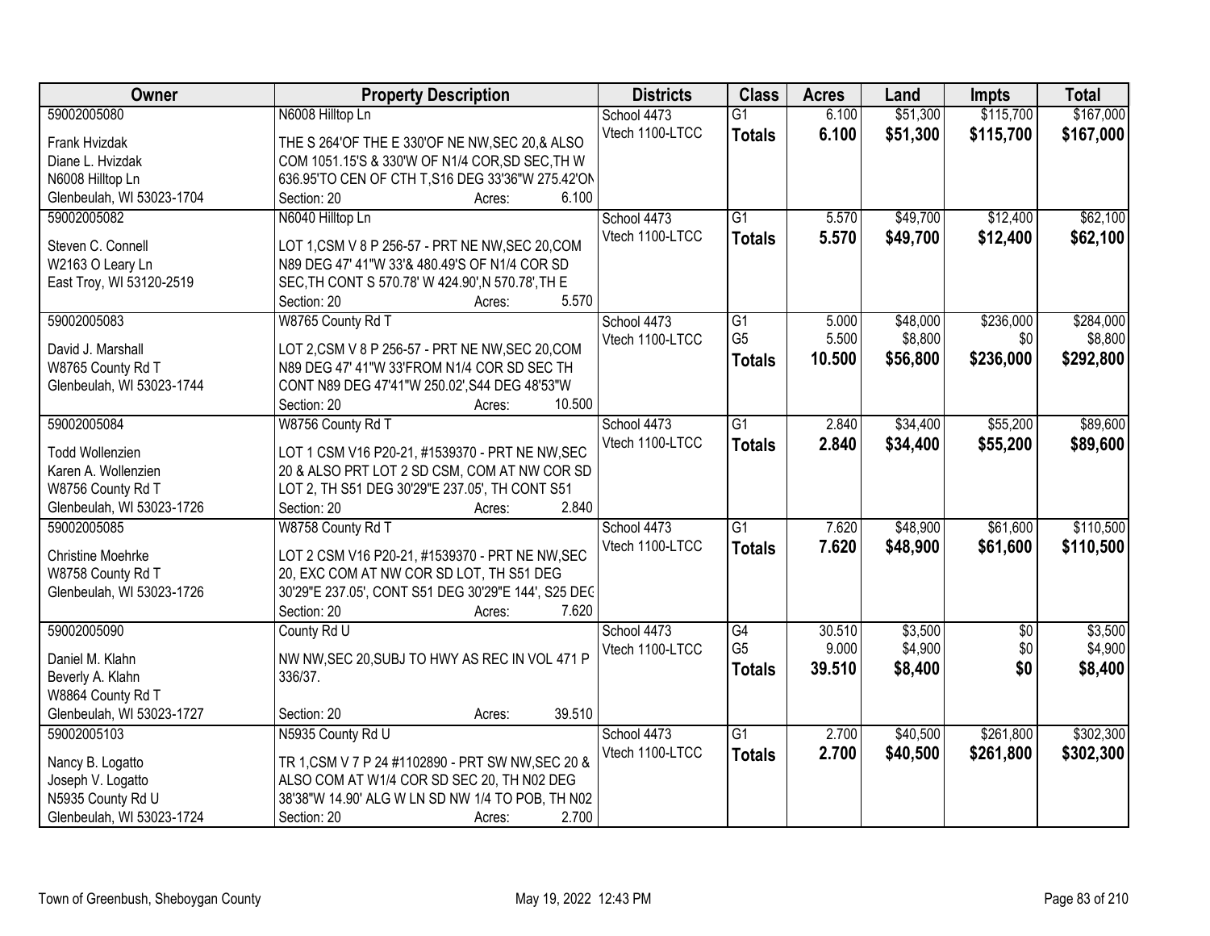| Owner | Property Description | Districts | Class | Acres | Land | Impts | Total |
|---|---|---|---|---|---|---|---|
| 59002005080<br>Frank Hvizdak<br>Diane L. Hvizdak<br>N6008 Hilltop Ln<br>Glenbeulah, WI 53023-1704 | N6008 Hilltop Ln<br>THE S 264'OF THE E 330'OF NE NW,SEC 20,& ALSO COM 1051.15'S & 330'W OF N1/4 COR,SD SEC,TH W 636.95'TO CEN OF CTH T,S16 DEG 33'36"W 275.42'ON<br>Section: 20 Acres: 6.100 | School 4473<br>Vtech 1100-LTCC | G1<br>**Totals** | 6.100<br>**6.100** | $51,300<br>**$51,300** | $115,700<br>**$115,700** | $167,000<br>**$167,000** |
| 59002005082<br>Steven C. Connell<br>W2163 O Leary Ln<br>East Troy, WI 53120-2519 | N6040 Hilltop Ln<br>LOT 1,CSM V 8 P 256-57 - PRT NE NW,SEC 20,COM N89 DEG 47' 41"W 33'& 480.49'S OF N1/4 COR SD SEC,TH CONT S 570.78' W 424.90',N 570.78',TH E<br>Section: 20 Acres: 5.570 | School 4473<br>Vtech 1100-LTCC | G1<br>**Totals** | 5.570<br>**5.570** | $49,700<br>**$49,700** | $12,400<br>**$12,400** | $62,100<br>**$62,100** |
| 59002005083<br>David J. Marshall<br>W8765 County Rd T<br>Glenbeulah, WI 53023-1744 | W8765 County Rd T<br>LOT 2,CSM V 8 P 256-57 - PRT NE NW,SEC 20,COM N89 DEG 47' 41"W 33'FROM N1/4 COR SD SEC TH CONT N89 DEG 47'41"W 250.02',S44 DEG 48'53"W<br>Section: 20 Acres: 10.500 | School 4473<br>Vtech 1100-LTCC | G1<br>G5<br>**Totals** | 5.000<br>5.500<br>**10.500** | $48,000<br>$8,800<br>**$56,800** | $236,000<br>$0<br>**$236,000** | $284,000<br>$8,800<br>**$292,800** |
| 59002005084<br>Todd Wollenzien<br>Karen A. Wollenzien<br>W8756 County Rd T<br>Glenbeulah, WI 53023-1726 | W8756 County Rd T<br>LOT 1 CSM V16 P20-21, #1539370 - PRT NE NW,SEC 20 & ALSO PRT LOT 2 SD CSM, COM AT NW COR SD LOT 2, TH S51 DEG 30'29"E 237.05', TH CONT S51<br>Section: 20 Acres: 2.840 | School 4473<br>Vtech 1100-LTCC | G1<br>**Totals** | 2.840<br>**2.840** | $34,400<br>**$34,400** | $55,200<br>**$55,200** | $89,600<br>**$89,600** |
| 59002005085<br>Christine Moehrke<br>W8758 County Rd T<br>Glenbeulah, WI 53023-1726 | W8758 County Rd T<br>LOT 2 CSM V16 P20-21, #1539370 - PRT NE NW,SEC 20, EXC COM AT NW COR SD LOT, TH S51 DEG 30'29"E 237.05', CONT S51 DEG 30'29"E 144', S25 DEG<br>Section: 20 Acres: 7.620 | School 4473<br>Vtech 1100-LTCC | G1<br>**Totals** | 7.620<br>**7.620** | $48,900<br>**$48,900** | $61,600<br>**$61,600** | $110,500<br>**$110,500** |
| 59002005090<br>Daniel M. Klahn<br>Beverly A. Klahn<br>W8864 County Rd T<br>Glenbeulah, WI 53023-1727 | County Rd U<br>NW NW,SEC 20,SUBJ TO HWY AS REC IN VOL 471 P 336/37.<br>Section: 20 Acres: 39.510 | School 4473<br>Vtech 1100-LTCC | G4<br>G5<br>**Totals** | 30.510<br>9.000<br>**39.510** | $3,500<br>$4,900<br>**$8,400** | $0<br>$0<br>**$0** | $3,500<br>$4,900<br>**$8,400** |
| 59002005103<br>Nancy B. Logatto<br>Joseph V. Logatto<br>N5935 County Rd U<br>Glenbeulah, WI 53023-1724 | N5935 County Rd U<br>TR 1,CSM V 7 P 24 #1102890 - PRT SW NW,SEC 20 & ALSO COM AT W1/4 COR SD SEC 20, TH N02 DEG 38'38"W 14.90' ALG W LN SD NW 1/4 TO POB, TH N02<br>Section: 20 Acres: 2.700 | School 4473<br>Vtech 1100-LTCC | G1<br>**Totals** | 2.700<br>**2.700** | $40,500<br>**$40,500** | $261,800<br>**$261,800** | $302,300<br>**$302,300** |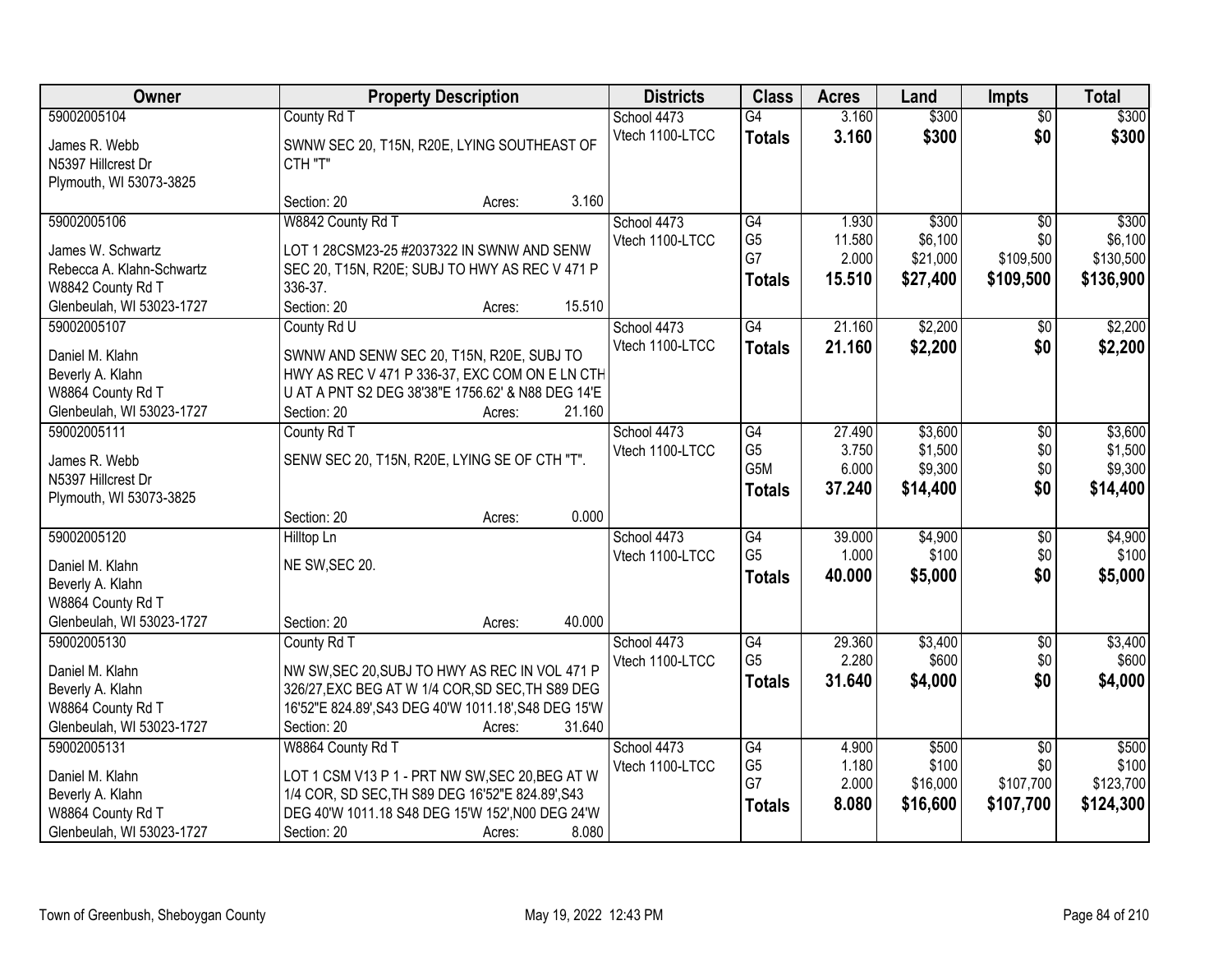| Owner | Property Description | Districts | Class | Acres | Land | Impts | Total |
|---|---|---|---|---|---|---|---|
| 59002005104<br>James R. Webb<br>N5397 Hillcrest Dr<br>Plymouth, WI 53073-3825 | County Rd T<br>SWNW SEC 20, T15N, R20E, LYING SOUTHEAST OF CTH "T"<br>Section: 20 Acres: 3.160 | School 4473<br>Vtech 1100-LTCC | G4<br>**Totals** | 3.160<br>**3.160** | $300<br>**$300** | $0<br>**$0** | $300<br>**$300** |
| 59002005106<br>James W. Schwartz<br>Rebecca A. Klahn-Schwartz<br>W8842 County Rd T<br>Glenbeulah, WI 53023-1727 | W8842 County Rd T<br>LOT 1 28CSM23-25 #2037322 IN SWNW AND SENW SEC 20, T15N, R20E; SUBJ TO HWY AS REC V 471 P 336-37.<br>Section: 20 Acres: 15.510 | School 4473<br>Vtech 1100-LTCC | G4<br>G5<br>G7<br>**Totals** | 1.930<br>11.580<br>2.000<br>**15.510** | $300<br>$6,100<br>$21,000<br>**$27,400** | $0<br>$0<br>$109,500<br>**$109,500** | $300<br>$6,100<br>$130,500<br>**$136,900** |
| 59002005107<br>Daniel M. Klahn<br>Beverly A. Klahn<br>W8864 County Rd T<br>Glenbeulah, WI 53023-1727 | County Rd U<br>SWNW AND SENW SEC 20, T15N, R20E, SUBJ TO HWY AS REC V 471 P 336-37, EXC COM ON E LN CTH U AT A PNT S2 DEG 38'38"E 1756.62' & N88 DEG 14'E<br>Section: 20 Acres: 21.160 | School 4473<br>Vtech 1100-LTCC | G4<br>**Totals** | 21.160<br>**21.160** | $2,200<br>**$2,200** | $0<br>**$0** | $2,200<br>**$2,200** |
| 59002005111<br>James R. Webb<br>N5397 Hillcrest Dr<br>Plymouth, WI 53073-3825 | County Rd T<br>SENW SEC 20, T15N, R20E, LYING SE OF CTH "T".<br>Section: 20 Acres: 0.000 | School 4473<br>Vtech 1100-LTCC | G4<br>G5<br>G5M<br>**Totals** | 27.490<br>3.750<br>6.000<br>**37.240** | $3,600<br>$1,500<br>$9,300<br>**$14,400** | $0<br>$0<br>$0<br>**$0** | $3,600<br>$1,500<br>$9,300<br>**$14,400** |
| 59002005120<br>Daniel M. Klahn<br>Beverly A. Klahn<br>W8864 County Rd T<br>Glenbeulah, WI 53023-1727 | Hilltop Ln<br>NE SW,SEC 20.<br>Section: 20 Acres: 40.000 | School 4473<br>Vtech 1100-LTCC | G4<br>G5<br>**Totals** | 39.000<br>1.000<br>**40.000** | $4,900<br>$100<br>**$5,000** | $0<br>$0<br>**$0** | $4,900<br>$100<br>**$5,000** |
| 59002005130<br>Daniel M. Klahn<br>Beverly A. Klahn<br>W8864 County Rd T<br>Glenbeulah, WI 53023-1727 | County Rd T<br>NW SW,SEC 20,SUBJ TO HWY AS REC IN VOL 471 P 326/27,EXC BEG AT W 1/4 COR,SD SEC,TH S89 DEG 16'52"E 824.89',S43 DEG 40'W 1011.18',S48 DEG 15'W<br>Section: 20 Acres: 31.640 | School 4473<br>Vtech 1100-LTCC | G4<br>G5<br>**Totals** | 29.360<br>2.280<br>**31.640** | $3,400<br>$600<br>**$4,000** | $0<br>$0<br>**$0** | $3,400<br>$600<br>**$4,000** |
| 59002005131<br>Daniel M. Klahn<br>Beverly A. Klahn<br>W8864 County Rd T<br>Glenbeulah, WI 53023-1727 | W8864 County Rd T<br>LOT 1 CSM V13 P 1 - PRT NW SW,SEC 20,BEG AT W 1/4 COR, SD SEC,TH S89 DEG 16'52"E 824.89',S43 DEG 40'W 1011.18 S48 DEG 15'W 152',N00 DEG 24'W<br>Section: 20 Acres: 8.080 | School 4473<br>Vtech 1100-LTCC | G4<br>G5<br>G7<br>**Totals** | 4.900<br>1.180<br>2.000<br>**8.080** | $500<br>$100<br>$16,000<br>**$16,600** | $0<br>$0<br>$107,700<br>**$107,700** | $500<br>$100<br>$123,700<br>**$124,300** |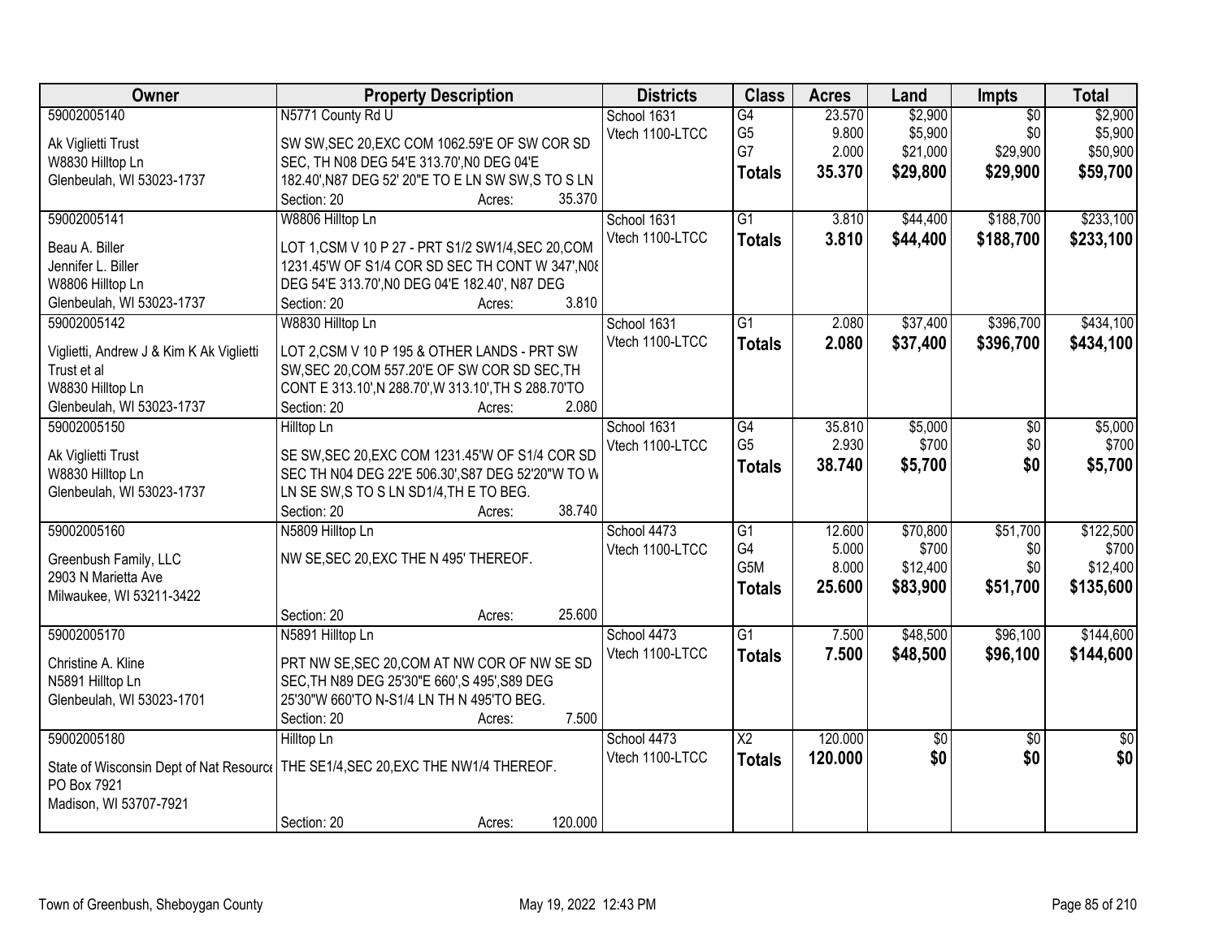| Owner | Property Description | Districts | Class | Acres | Land | Impts | Total |
|---|---|---|---|---|---|---|---|
| 59002005140 | N5771 County Rd U | School 1631 | G4 | 23.570 | $2,900 | $0 | $2,900 |
| Ak Viglietti Trust | SW SW,SEC 20,EXC COM 1062.59'E OF SW COR SD | Vtech 1100-LTCC | G5 | 9.800 | $5,900 | $0 | $5,900 |
| W8830 Hilltop Ln | SEC, TH N08 DEG 54'E 313.70',N0 DEG 04'E | | G7 | 2.000 | $21,000 | $29,900 | $50,900 |
| Glenbeulah, WI 53023-1737 | 182.40',N87 DEG 52' 20"E TO E LN SW SW,S TO S LN | | **Totals** | **35.370** | **$29,800** | **$29,900** | **$59,700** |
| | Section: 20 Acres: 35.370 | | | | | | |
| 59002005141 | W8806 Hilltop Ln | School 1631 | G1 | 3.810 | $44,400 | $188,700 | $233,100 |
| Beau A. Biller | LOT 1,CSM V 10 P 27 - PRT S1/2 SW1/4,SEC 20,COM | Vtech 1100-LTCC | **Totals** | **3.810** | **$44,400** | **$188,700** | **$233,100** |
| Jennifer L. Biller | 1231.45'W OF S1/4 COR SD SEC TH CONT W 347',N08 | | | | | | |
| W8806 Hilltop Ln | DEG 54'E 313.70',N0 DEG 04'E 182.40', N87 DEG | | | | | | |
| Glenbeulah, WI 53023-1737 | Section: 20 Acres: 3.810 | | | | | | |
| 59002005142 | W8830 Hilltop Ln | School 1631 | G1 | 2.080 | $37,400 | $396,700 | $434,100 |
| Viglietti, Andrew J & Kim K Ak Viglietti | LOT 2,CSM V 10 P 195 & OTHER LANDS - PRT SW | Vtech 1100-LTCC | **Totals** | **2.080** | **$37,400** | **$396,700** | **$434,100** |
| Trust et al | SW,SEC 20,COM 557.20'E OF SW COR SD SEC,TH | | | | | | |
| W8830 Hilltop Ln | CONT E 313.10',N 288.70',W 313.10',TH S 288.70'TO | | | | | | |
| Glenbeulah, WI 53023-1737 | Section: 20 Acres: 2.080 | | | | | | |
| 59002005150 | Hilltop Ln | School 1631 | G4 | 35.810 | $5,000 | $0 | $5,000 |
| Ak Viglietti Trust | SE SW,SEC 20,EXC COM 1231.45'W OF S1/4 COR SD | Vtech 1100-LTCC | G5 | 2.930 | $700 | $0 | $700 |
| W8830 Hilltop Ln | SEC TH N04 DEG 22'E 506.30',S87 DEG 52'20"W TO W | | **Totals** | **38.740** | **$5,700** | **$0** | **$5,700** |
| Glenbeulah, WI 53023-1737 | LN SE SW,S TO S LN SD1/4,TH E TO BEG. | | | | | | |
| | Section: 20 Acres: 38.740 | | | | | | |
| 59002005160 | N5809 Hilltop Ln | School 4473 | G1 | 12.600 | $70,800 | $51,700 | $122,500 |
| Greenbush Family, LLC | NW SE,SEC 20,EXC THE N 495' THEREOF. | Vtech 1100-LTCC | G4 | 5.000 | $700 | $0 | $700 |
| 2903 N Marietta Ave | | | G5M | 8.000 | $12,400 | $0 | $12,400 |
| Milwaukee, WI 53211-3422 | | | **Totals** | **25.600** | **$83,900** | **$51,700** | **$135,600** |
| | Section: 20 Acres: 25.600 | | | | | | |
| 59002005170 | N5891 Hilltop Ln | School 4473 | G1 | 7.500 | $48,500 | $96,100 | $144,600 |
| Christine A. Kline | PRT NW SE,SEC 20,COM AT NW COR OF NW SE SD | Vtech 1100-LTCC | **Totals** | **7.500** | **$48,500** | **$96,100** | **$144,600** |
| N5891 Hilltop Ln | SEC,TH N89 DEG 25'30"E 660',S 495',S89 DEG | | | | | | |
| Glenbeulah, WI 53023-1701 | 25'30"W 660'TO N-S1/4 LN TH N 495'TO BEG. | | | | | | |
| | Section: 20 Acres: 7.500 | | | | | | |
| 59002005180 | Hilltop Ln | School 4473 | X2 | 120.000 | $0 | $0 | $0 |
| State of Wisconsin Dept of Nat Resource | THE SE1/4,SEC 20,EXC THE NW1/4 THEREOF. | Vtech 1100-LTCC | **Totals** | **120.000** | **$0** | **$0** | **$0** |
| PO Box 7921 | | | | | | | |
| Madison, WI 53707-7921 | | | | | | | |
| | Section: 20 Acres: 120.000 | | | | | | |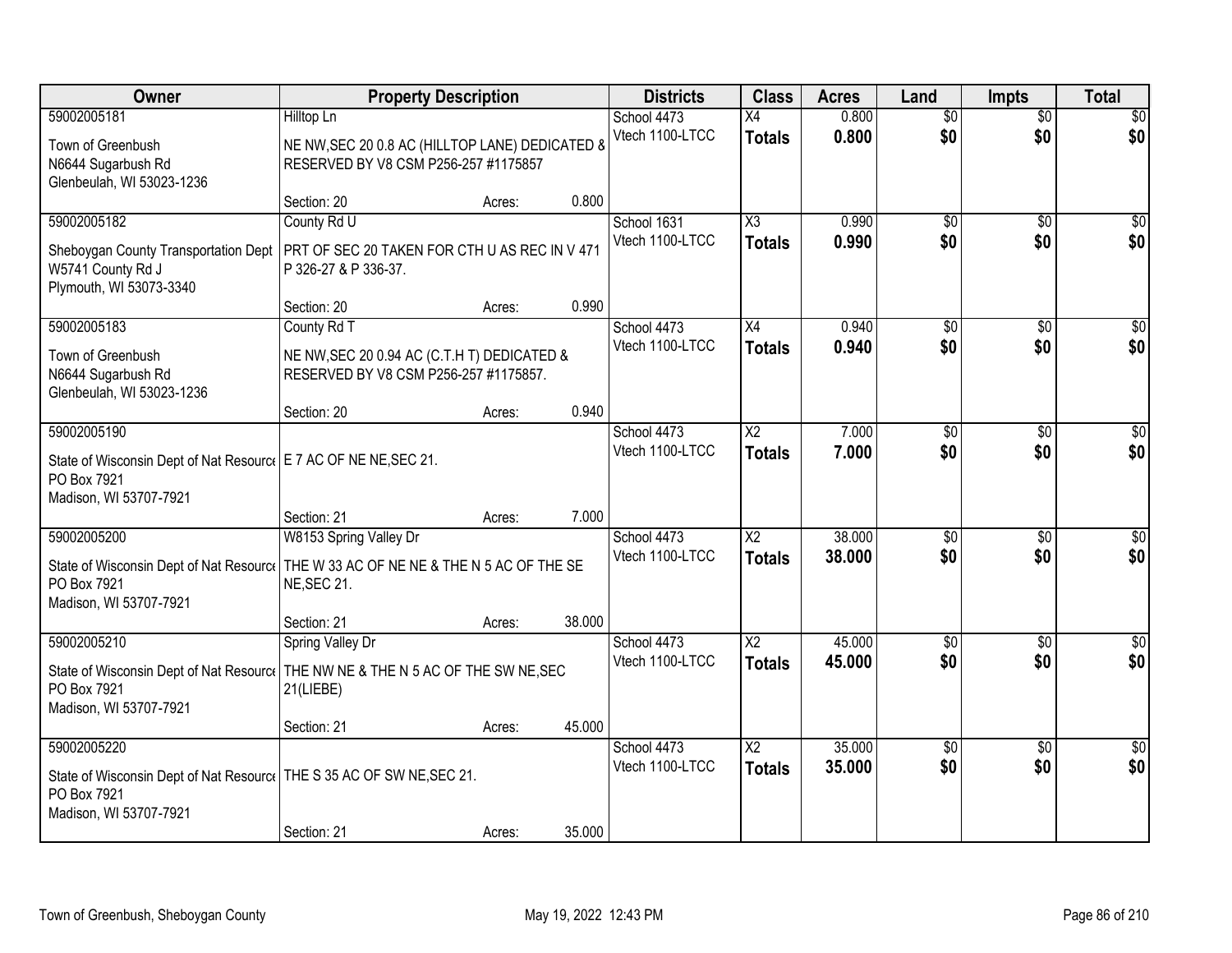| Owner | Property Description | | | Districts | Class | Acres | Land | Impts | Total |
|---|---|---|---|---|---|---|---|---|---|
| 59002005181 | Hilltop Ln | | | School 4473 | X4 | 0.800 | $0 | $0 | $0 |
| Town of Greenbush<br>N6644 Sugarbush Rd<br>Glenbeulah, WI 53023-1236 | NE NW,SEC 20 0.8 AC (HILLTOP LANE) DEDICATED & RESERVED BY V8 CSM P256-257 #1175857 | | | Vtech 1100-LTCC | **Totals** | **0.800** | **$0** | **$0** | **$0** |
| | Section: 20 | Acres: | 0.800 | | | | | | |
| 59002005182 | County Rd U | | | School 1631 | X3 | 0.990 | $0 | $0 | $0 |
| Sheboygan County Transportation Dept<br>W5741 County Rd J<br>Plymouth, WI 53073-3340 | PRT OF SEC 20 TAKEN FOR CTH U AS REC IN V 471 P 326-27 & P 336-37. | | | Vtech 1100-LTCC | **Totals** | **0.990** | **$0** | **$0** | **$0** |
| | Section: 20 | Acres: | 0.990 | | | | | | |
| 59002005183 | County Rd T | | | School 4473 | X4 | 0.940 | $0 | $0 | $0 |
| Town of Greenbush<br>N6644 Sugarbush Rd<br>Glenbeulah, WI 53023-1236 | NE NW,SEC 20 0.94 AC (C.T.H T) DEDICATED & RESERVED BY V8 CSM P256-257 #1175857. | | | Vtech 1100-LTCC | **Totals** | **0.940** | **$0** | **$0** | **$0** |
| | Section: 20 | Acres: | 0.940 | | | | | | |
| 59002005190 | | | | School 4473 | X2 | 7.000 | $0 | $0 | $0 |
| State of Wisconsin Dept of Nat Resource<br>PO Box 7921<br>Madison, WI 53707-7921 | E 7 AC OF NE NE,SEC 21. | | | Vtech 1100-LTCC | **Totals** | **7.000** | **$0** | **$0** | **$0** |
| | Section: 21 | Acres: | 7.000 | | | | | | |
| 59002005200 | W8153 Spring Valley Dr | | | School 4473 | X2 | 38.000 | $0 | $0 | $0 |
| State of Wisconsin Dept of Nat Resource<br>PO Box 7921<br>Madison, WI 53707-7921 | THE W 33 AC OF NE NE & THE N 5 AC OF THE SE NE,SEC 21. | | | Vtech 1100-LTCC | **Totals** | **38.000** | **$0** | **$0** | **$0** |
| | Section: 21 | Acres: | 38.000 | | | | | | |
| 59002005210 | Spring Valley Dr | | | School 4473 | X2 | 45.000 | $0 | $0 | $0 |
| State of Wisconsin Dept of Nat Resource<br>PO Box 7921<br>Madison, WI 53707-7921 | THE NW NE & THE N 5 AC OF THE SW NE,SEC 21(LIEBE) | | | Vtech 1100-LTCC | **Totals** | **45.000** | **$0** | **$0** | **$0** |
| | Section: 21 | Acres: | 45.000 | | | | | | |
| 59002005220 | | | | School 4473 | X2 | 35.000 | $0 | $0 | $0 |
| State of Wisconsin Dept of Nat Resource<br>PO Box 7921<br>Madison, WI 53707-7921 | THE S 35 AC OF SW NE,SEC 21. | | | Vtech 1100-LTCC | **Totals** | **35.000** | **$0** | **$0** | **$0** |
| | Section: 21 | Acres: | 35.000 | | | | | | |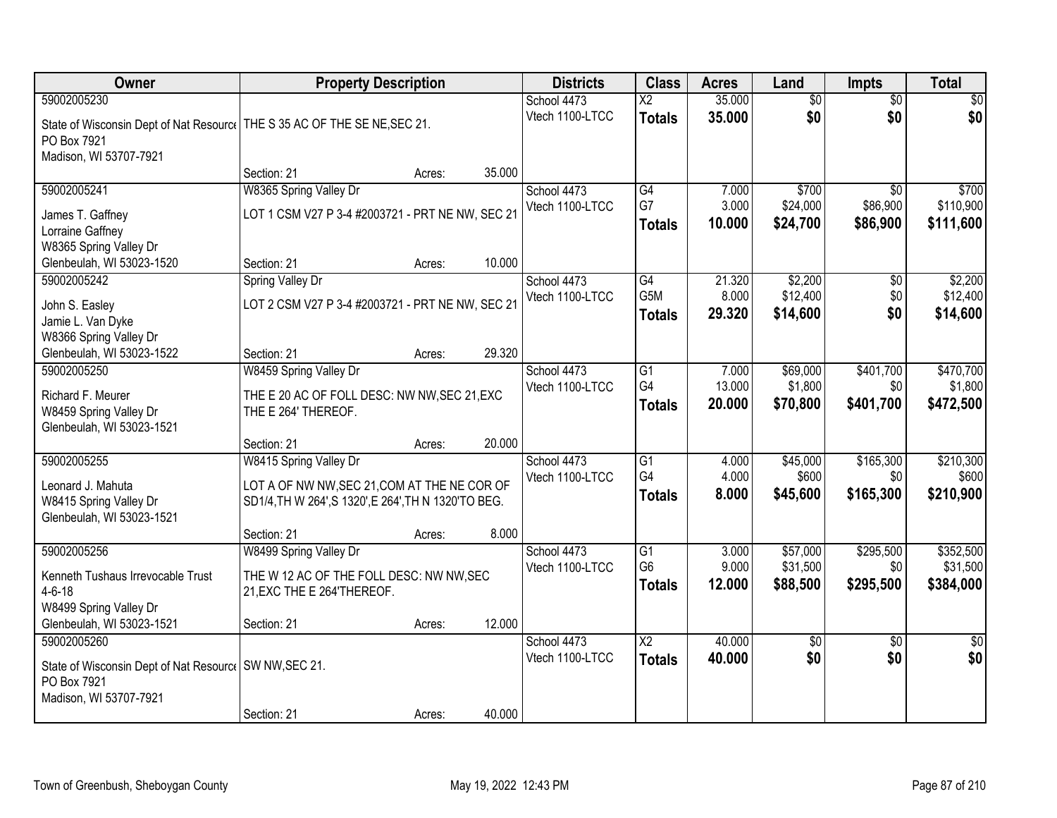| Owner | Property Description | Districts | Class | Acres | Land | Impts | Total |
|---|---|---|---|---|---|---|---|
| 59002005230<br>State of Wisconsin Dept of Nat Resource<br>PO Box 7921<br>Madison, WI 53707-7921 | THE S 35 AC OF THE SE NE,SEC 21.<br>Section: 21 Acres: 35.000 | School 4473<br>Vtech 1100-LTCC | X2<br>**Totals** | 35.000<br>**35.000** | $0<br>**$0** | $0<br>**$0** | $0<br>**$0** |
| 59002005241<br>James T. Gaffney<br>Lorraine Gaffney<br>W8365 Spring Valley Dr<br>Glenbeulah, WI 53023-1520 | W8365 Spring Valley Dr<br>LOT 1 CSM V27 P 3-4 #2003721 - PRT NE NW, SEC 21<br>Section: 21 Acres: 10.000 | School 4473<br>Vtech 1100-LTCC | G4<br>G7<br>**Totals** | 7.000<br>3.000<br>**10.000** | $700<br>$24,000<br>**$24,700** | $0<br>$86,900<br>**$86,900** | $700<br>$110,900<br>**$111,600** |
| 59002005242<br>John S. Easley<br>Jamie L. Van Dyke<br>W8366 Spring Valley Dr<br>Glenbeulah, WI 53023-1522 | Spring Valley Dr<br>LOT 2 CSM V27 P 3-4 #2003721 - PRT NE NW, SEC 21<br>Section: 21 Acres: 29.320 | School 4473<br>Vtech 1100-LTCC | G4<br>G5M<br>**Totals** | 21.320<br>8.000<br>**29.320** | $2,200<br>$12,400<br>**$14,600** | $0<br>$0<br>**$0** | $2,200<br>$12,400<br>**$14,600** |
| 59002005250<br>Richard F. Meurer<br>W8459 Spring Valley Dr<br>Glenbeulah, WI 53023-1521 | W8459 Spring Valley Dr<br>THE E 20 AC OF FOLL DESC: NW NW,SEC 21,EXC THE E 264' THEREOF.<br>Section: 21 Acres: 20.000 | School 4473<br>Vtech 1100-LTCC | G1<br>G4<br>**Totals** | 7.000<br>13.000<br>**20.000** | $69,000<br>$1,800<br>**$70,800** | $401,700<br>$0<br>**$401,700** | $470,700<br>$1,800<br>**$472,500** |
| 59002005255<br>Leonard J. Mahuta<br>W8415 Spring Valley Dr<br>Glenbeulah, WI 53023-1521 | W8415 Spring Valley Dr<br>LOT A OF NW NW,SEC 21,COM AT THE NE COR OF SD1/4,TH W 264',S 1320',E 264',TH N 1320'TO BEG.<br>Section: 21 Acres: 8.000 | School 4473<br>Vtech 1100-LTCC | G1<br>G4<br>**Totals** | 4.000<br>4.000<br>**8.000** | $45,000<br>$600<br>**$45,600** | $165,300<br>$0<br>**$165,300** | $210,300<br>$600<br>**$210,900** |
| 59002005256<br>Kenneth Tushaus Irrevocable Trust 4-6-18<br>W8499 Spring Valley Dr<br>Glenbeulah, WI 53023-1521 | W8499 Spring Valley Dr<br>THE W 12 AC OF THE FOLL DESC: NW NW,SEC 21,EXC THE E 264'THEREOF.<br>Section: 21 Acres: 12.000 | School 4473<br>Vtech 1100-LTCC | G1<br>G6<br>**Totals** | 3.000<br>9.000<br>**12.000** | $57,000<br>$31,500<br>**$88,500** | $295,500<br>$0<br>**$295,500** | $352,500<br>$31,500<br>**$384,000** |
| 59002005260<br>State of Wisconsin Dept of Nat Resource<br>PO Box 7921<br>Madison, WI 53707-7921 | SW NW,SEC 21.<br>Section: 21 Acres: 40.000 | School 4473<br>Vtech 1100-LTCC | X2<br>**Totals** | 40.000<br>**40.000** | $0<br>**$0** | $0<br>**$0** | $0<br>**$0** |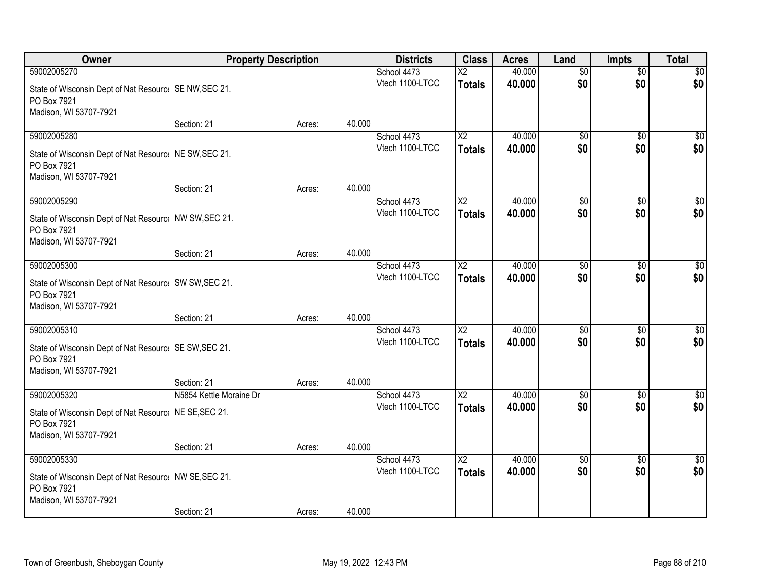| Owner | Property Description | | | Districts | Class | Acres | Land | Impts | Total |
|---|---|---|---|---|---|---|---|---|---|
| 59002005270 | | | | School 4473 | X2 | 40.000 | $0 | $0 | $0 |
| State of Wisconsin Dept of Nat Resource PO Box 7921 Madison, WI 53707-7921 | SE NW,SEC 21. | | | Vtech 1100-LTCC | **Totals** | **40.000** | **$0** | **$0** | **$0** |
| | Section: 21 | Acres: | 40.000 | | | | | | |
| 59002005280 | | | | School 4473 | X2 | 40.000 | $0 | $0 | $0 |
| State of Wisconsin Dept of Nat Resource PO Box 7921 Madison, WI 53707-7921 | NE SW,SEC 21. | | | Vtech 1100-LTCC | **Totals** | **40.000** | **$0** | **$0** | **$0** |
| | Section: 21 | Acres: | 40.000 | | | | | | |
| 59002005290 | | | | School 4473 | X2 | 40.000 | $0 | $0 | $0 |
| State of Wisconsin Dept of Nat Resource PO Box 7921 Madison, WI 53707-7921 | NW SW,SEC 21. | | | Vtech 1100-LTCC | **Totals** | **40.000** | **$0** | **$0** | **$0** |
| | Section: 21 | Acres: | 40.000 | | | | | | |
| 59002005300 | | | | School 4473 | X2 | 40.000 | $0 | $0 | $0 |
| State of Wisconsin Dept of Nat Resource PO Box 7921 Madison, WI 53707-7921 | SW SW,SEC 21. | | | Vtech 1100-LTCC | **Totals** | **40.000** | **$0** | **$0** | **$0** |
| | Section: 21 | Acres: | 40.000 | | | | | | |
| 59002005310 | | | | School 4473 | X2 | 40.000 | $0 | $0 | $0 |
| State of Wisconsin Dept of Nat Resource PO Box 7921 Madison, WI 53707-7921 | SE SW,SEC 21. | | | Vtech 1100-LTCC | **Totals** | **40.000** | **$0** | **$0** | **$0** |
| | Section: 21 | Acres: | 40.000 | | | | | | |
| 59002005320 | N5854 Kettle Moraine Dr | | | School 4473 | X2 | 40.000 | $0 | $0 | $0 |
| State of Wisconsin Dept of Nat Resource PO Box 7921 Madison, WI 53707-7921 | NE SE,SEC 21. | | | Vtech 1100-LTCC | **Totals** | **40.000** | **$0** | **$0** | **$0** |
| | Section: 21 | Acres: | 40.000 | | | | | | |
| 59002005330 | | | | School 4473 | X2 | 40.000 | $0 | $0 | $0 |
| State of Wisconsin Dept of Nat Resource PO Box 7921 Madison, WI 53707-7921 | NW SE,SEC 21. | | | Vtech 1100-LTCC | **Totals** | **40.000** | **$0** | **$0** | **$0** |
| | Section: 21 | Acres: | 40.000 | | | | | | |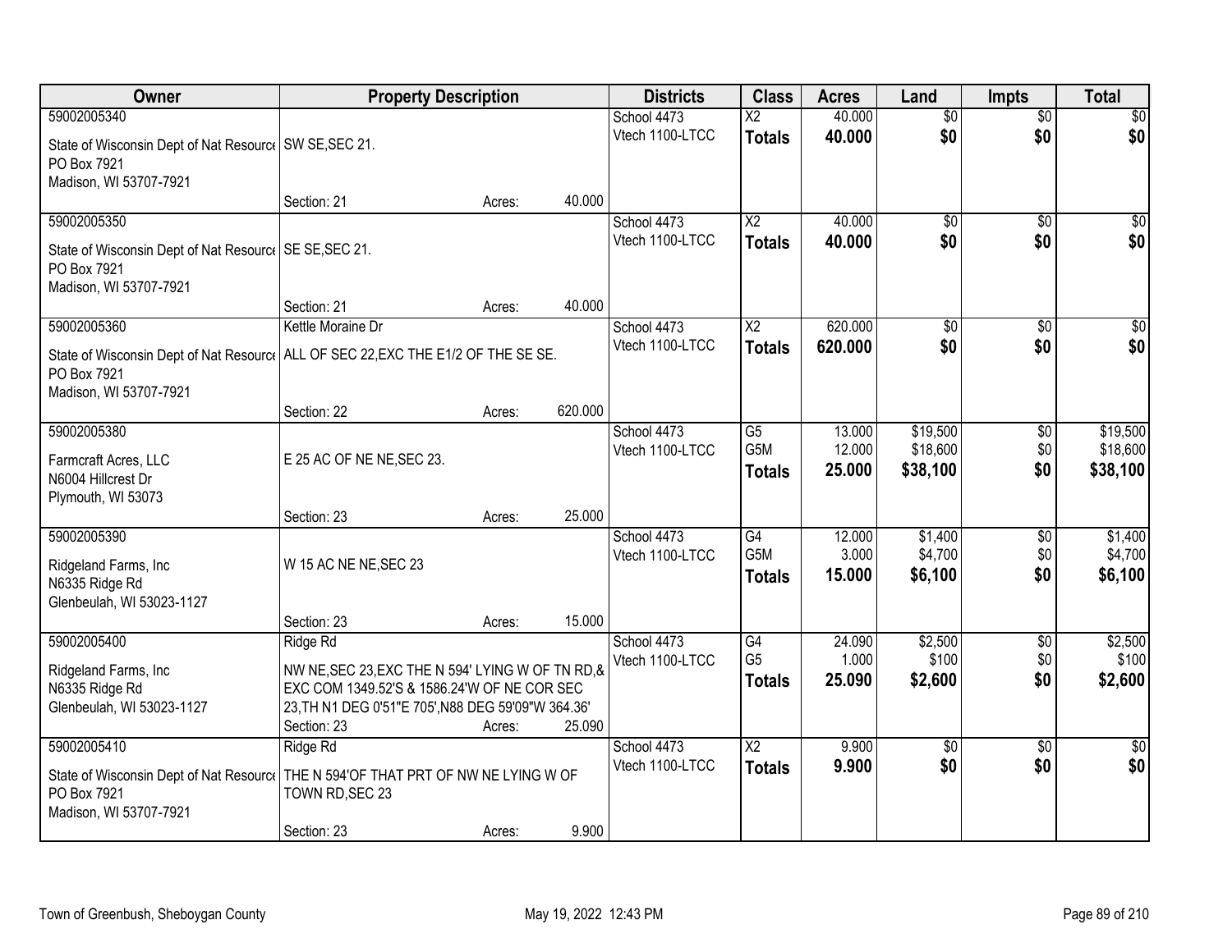| Owner | Property Description | Districts | Class | Acres | Land | Impts | Total |
|---|---|---|---|---|---|---|---|
| 59002005340<br>State of Wisconsin Dept of Nat Resource<br>PO Box 7921<br>Madison, WI 53707-7921 | SW SE,SEC 21.<br>Section: 21 Acres: 40.000 | School 4473<br>Vtech 1100-LTCC | X2<br>**Totals** | 40.000<br>**40.000** | $0<br>**$0** | $0<br>**$0** | $0<br>**$0** |
| 59002005350<br>State of Wisconsin Dept of Nat Resource<br>PO Box 7921<br>Madison, WI 53707-7921 | SE SE,SEC 21.<br>Section: 21 Acres: 40.000 | School 4473<br>Vtech 1100-LTCC | X2<br>**Totals** | 40.000<br>**40.000** | $0<br>**$0** | $0<br>**$0** | $0<br>**$0** |
| 59002005360<br>State of Wisconsin Dept of Nat Resource<br>PO Box 7921<br>Madison, WI 53707-7921 | Kettle Moraine Dr<br>ALL OF SEC 22,EXC THE E1/2 OF THE SE SE.<br>Section: 22 Acres: 620.000 | School 4473<br>Vtech 1100-LTCC | X2<br>**Totals** | 620.000<br>**620.000** | $0<br>**$0** | $0<br>**$0** | $0<br>**$0** |
| 59002005380<br>Farmcraft Acres, LLC<br>N6004 Hillcrest Dr<br>Plymouth, WI 53073 | E 25 AC OF NE NE,SEC 23.<br>Section: 23 Acres: 25.000 | School 4473<br>Vtech 1100-LTCC | G5<br>G5M<br>**Totals** | 13.000<br>12.000<br>**25.000** | $19,500<br>$18,600<br>**$38,100** | $0<br>$0<br>**$0** | $19,500<br>$18,600<br>**$38,100** |
| 59002005390<br>Ridgeland Farms, Inc<br>N6335 Ridge Rd<br>Glenbeulah, WI 53023-1127 | W 15 AC NE NE,SEC 23<br>Section: 23 Acres: 15.000 | School 4473<br>Vtech 1100-LTCC | G4<br>G5M<br>**Totals** | 12.000<br>3.000<br>**15.000** | $1,400<br>$4,700<br>**$6,100** | $0<br>$0<br>**$0** | $1,400<br>$4,700<br>**$6,100** |
| 59002005400<br>Ridgeland Farms, Inc<br>N6335 Ridge Rd<br>Glenbeulah, WI 53023-1127 | Ridge Rd<br>NW NE,SEC 23,EXC THE N 594' LYING W OF TN RD,& EXC COM 1349.52'S & 1586.24'W OF NE COR SEC 23,TH N1 DEG 0'51"E 705',N88 DEG 59'09"W 364.36'<br>Section: 23 Acres: 25.090 | School 4473<br>Vtech 1100-LTCC | G4<br>G5<br>**Totals** | 24.090<br>1.000<br>**25.090** | $2,500<br>$100<br>**$2,600** | $0<br>$0<br>**$0** | $2,500<br>$100<br>**$2,600** |
| 59002005410<br>State of Wisconsin Dept of Nat Resource<br>PO Box 7921<br>Madison, WI 53707-7921 | Ridge Rd<br>THE N 594'OF THAT PRT OF NW NE LYING W OF TOWN RD,SEC 23<br>Section: 23 Acres: 9.900 | School 4473<br>Vtech 1100-LTCC | X2<br>**Totals** | 9.900<br>**9.900** | $0<br>**$0** | $0<br>**$0** | $0<br>**$0** |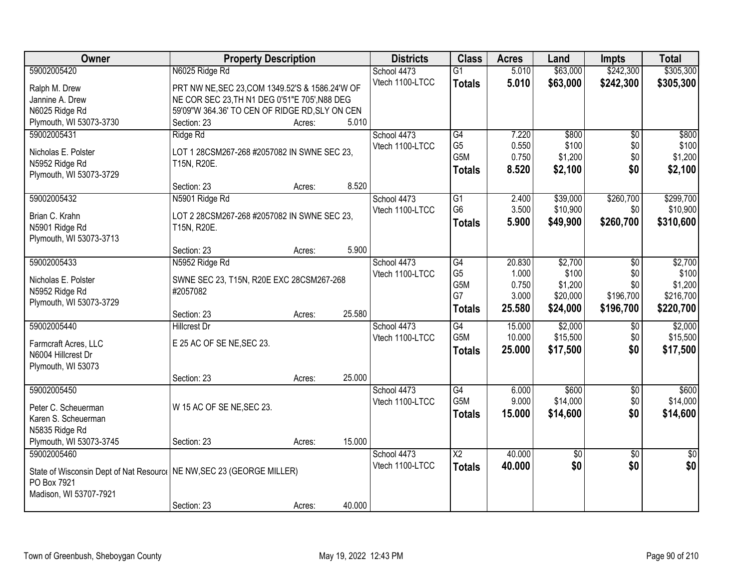| Owner | Property Description | Districts | Class | Acres | Land | Impts | Total |
|---|---|---|---|---|---|---|---|
| 59002005420<br>Ralph M. Drew<br>Jannine A. Drew<br>N6025 Ridge Rd<br>Plymouth, WI 53073-3730 | N6025 Ridge Rd<br>PRT NW NE,SEC 23,COM 1349.52'S & 1586.24'W OF NE COR SEC 23,TH N1 DEG 0'51"E 705',N88 DEG 59'09"W 364.36' TO CEN OF RIDGE RD,SLY ON CEN<br>Section: 23 Acres: 5.010 | School 4473<br>Vtech 1100-LTCC | G1<br>**Totals** | 5.010<br>**5.010** | $63,000<br>**$63,000** | $242,300<br>**$242,300** | $305,300<br>**$305,300** |
| 59002005431<br>Nicholas E. Polster<br>N5952 Ridge Rd<br>Plymouth, WI 53073-3729 | Ridge Rd<br>LOT 1 28CSM267-268 #2057082 IN SWNE SEC 23, T15N, R20E.<br>Section: 23 Acres: 8.520 | School 4473<br>Vtech 1100-LTCC | G4<br>G5<br>G5M<br>**Totals** | 7.220<br>0.550<br>0.750<br>**8.520** | $800<br>$100<br>$1,200<br>**$2,100** | $0<br>$0<br>$0<br>**$0** | $800<br>$100<br>$1,200<br>**$2,100** |
| 59002005432<br>Brian C. Krahn<br>N5901 Ridge Rd<br>Plymouth, WI 53073-3713 | N5901 Ridge Rd<br>LOT 2 28CSM267-268 #2057082 IN SWNE SEC 23, T15N, R20E.<br>Section: 23 Acres: 5.900 | School 4473<br>Vtech 1100-LTCC | G1<br>G6<br>**Totals** | 2.400<br>3.500<br>**5.900** | $39,000<br>$10,900<br>**$49,900** | $260,700<br>$0<br>**$260,700** | $299,700<br>$10,900<br>**$310,600** |
| 59002005433<br>Nicholas E. Polster<br>N5952 Ridge Rd<br>Plymouth, WI 53073-3729 | N5952 Ridge Rd<br>SWNE SEC 23, T15N, R20E EXC 28CSM267-268 #2057082<br>Section: 23 Acres: 25.580 | School 4473<br>Vtech 1100-LTCC | G4<br>G5<br>G5M<br>G7<br>**Totals** | 20.830<br>1.000<br>0.750<br>3.000<br>**25.580** | $2,700<br>$100<br>$1,200<br>$20,000<br>**$24,000** | $0<br>$0<br>$0<br>$196,700<br>**$196,700** | $2,700<br>$100<br>$1,200<br>$216,700<br>**$220,700** |
| 59002005440<br>Farmcraft Acres, LLC<br>N6004 Hillcrest Dr<br>Plymouth, WI 53073 | Hillcrest Dr<br>E 25 AC OF SE NE,SEC 23.<br>Section: 23 Acres: 25.000 | School 4473<br>Vtech 1100-LTCC | G4<br>G5M<br>**Totals** | 15.000<br>10.000<br>**25.000** | $2,000<br>$15,500<br>**$17,500** | $0<br>$0<br>**$0** | $2,000<br>$15,500<br>**$17,500** |
| 59002005450<br>Peter C. Scheuerman<br>Karen S. Scheuerman<br>N5835 Ridge Rd<br>Plymouth, WI 53073-3745 | W 15 AC OF SE NE,SEC 23.<br>Section: 23 Acres: 15.000 | School 4473<br>Vtech 1100-LTCC | G4<br>G5M<br>**Totals** | 6.000<br>9.000<br>**15.000** | $600<br>$14,000<br>**$14,600** | $0<br>$0<br>**$0** | $600<br>$14,000<br>**$14,600** |
| 59002005460<br>State of Wisconsin Dept of Nat Resource<br>PO Box 7921<br>Madison, WI 53707-7921 | NE NW,SEC 23 (GEORGE MILLER)<br>Section: 23 Acres: 40.000 | School 4473<br>Vtech 1100-LTCC | X2<br>**Totals** | 40.000<br>**40.000** | $0<br>**$0** | $0<br>**$0** | $0<br>**$0** |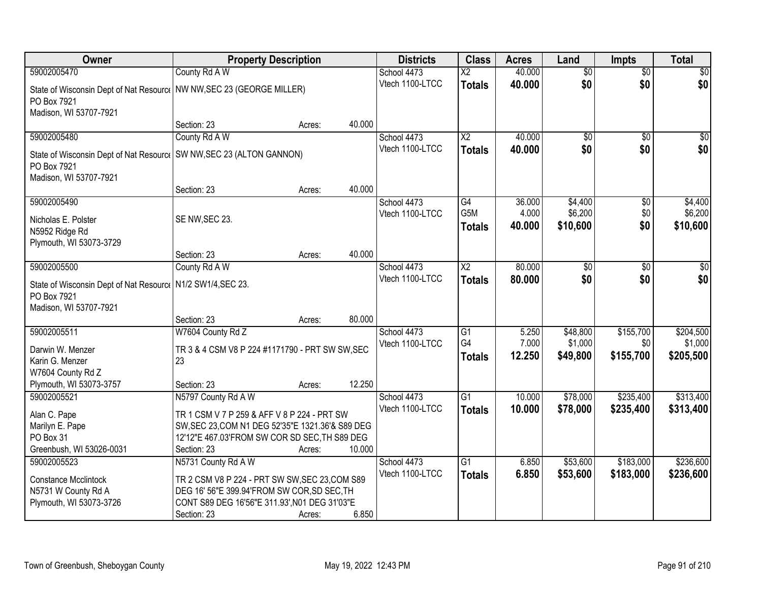| Owner | Property Description | Districts | Class | Acres | Land | Impts | Total |
|---|---|---|---|---|---|---|---|
| 59002005470<br>State of Wisconsin Dept of Nat Resource<br>PO Box 7921<br>Madison, WI 53707-7921 | County Rd A W<br>NW NW,SEC 23 (GEORGE MILLER)<br>Section: 23 Acres: 40.000 | School 4473<br>Vtech 1100-LTCC | X2<br>**Totals** | 40.000<br>**40.000** | $0<br>**$0** | $0<br>**$0** | $0<br>**$0** |
| 59002005480<br>State of Wisconsin Dept of Nat Resource<br>PO Box 7921<br>Madison, WI 53707-7921 | County Rd A W<br>SW NW,SEC 23 (ALTON GANNON)<br>Section: 23 Acres: 40.000 | School 4473<br>Vtech 1100-LTCC | X2<br>**Totals** | 40.000<br>**40.000** | $0<br>**$0** | $0<br>**$0** | $0<br>**$0** |
| 59002005490<br>Nicholas E. Polster<br>N5952 Ridge Rd<br>Plymouth, WI 53073-3729 | SE NW,SEC 23.<br>Section: 23 Acres: 40.000 | School 4473<br>Vtech 1100-LTCC | G4<br>G5M<br>**Totals** | 36.000<br>4.000<br>**40.000** | $4,400<br>$6,200<br>**$10,600** | $0<br>$0<br>**$0** | $4,400<br>$6,200<br>**$10,600** |
| 59002005500<br>State of Wisconsin Dept of Nat Resource<br>PO Box 7921<br>Madison, WI 53707-7921 | County Rd A W<br>N1/2 SW1/4,SEC 23.<br>Section: 23 Acres: 80.000 | School 4473<br>Vtech 1100-LTCC | X2<br>**Totals** | 80.000<br>**80.000** | $0<br>**$0** | $0<br>**$0** | $0<br>**$0** |
| 59002005511<br>Darwin W. Menzer<br>Karin G. Menzer<br>W7604 County Rd Z<br>Plymouth, WI 53073-3757 | W7604 County Rd Z<br>TR 3 & 4 CSM V8 P 224 #1171790 - PRT SW SW,SEC 23<br>Section: 23 Acres: 12.250 | School 4473<br>Vtech 1100-LTCC | G1<br>G4<br>**Totals** | 5.250<br>7.000<br>**12.250** | $48,800<br>$1,000<br>**$49,800** | $155,700<br>$0<br>**$155,700** | $204,500<br>$1,000<br>**$205,500** |
| 59002005521<br>Alan C. Pape<br>Marilyn E. Pape<br>PO Box 31<br>Greenbush, WI 53026-0031 | N5797 County Rd A W<br>TR 1 CSM V 7 P 259 & AFF V 8 P 224 - PRT SW SW,SEC 23,COM N1 DEG 52'35"E 1321.36'& S89 DEG 12'12"E 467.03'FROM SW COR SD SEC,TH S89 DEG<br>Section: 23 Acres: 10.000 | School 4473<br>Vtech 1100-LTCC | G1<br>**Totals** | 10.000<br>**10.000** | $78,000<br>**$78,000** | $235,400<br>**$235,400** | $313,400<br>**$313,400** |
| 59002005523<br>Constance Mcclintock<br>N5731 W County Rd A<br>Plymouth, WI 53073-3726 | N5731 County Rd A W<br>TR 2 CSM V8 P 224 - PRT SW SW,SEC 23,COM S89 DEG 16' 56"E 399.94'FROM SW COR,SD SEC,TH CONT S89 DEG 16'56"E 311.93',N01 DEG 31'03"E<br>Section: 23 Acres: 6.850 | School 4473<br>Vtech 1100-LTCC | G1<br>**Totals** | 6.850<br>**6.850** | $53,600<br>**$53,600** | $183,000<br>**$183,000** | $236,600<br>**$236,600** |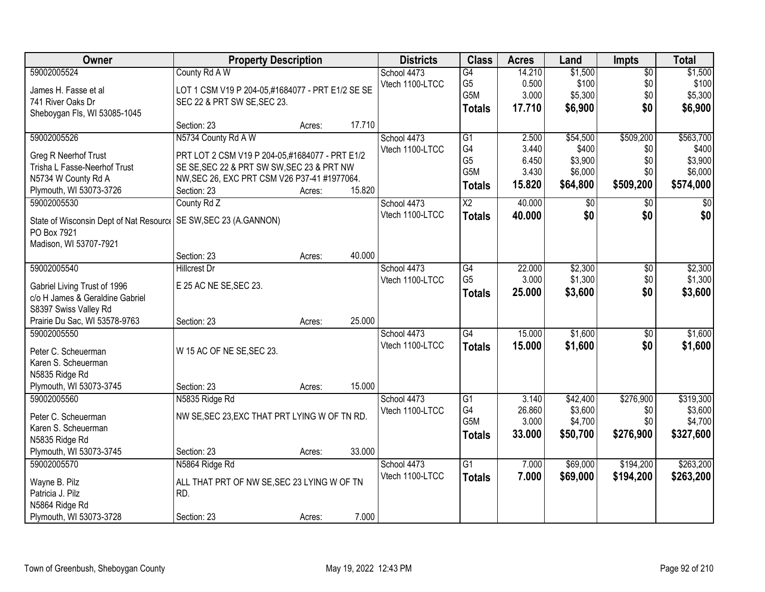| Owner | Property Description | Districts | Class | Acres | Land | Impts | Total |
|---|---|---|---|---|---|---|---|
| 59002005524<br>James H. Fasse et al<br>741 River Oaks Dr<br>Sheboygan Fls, WI 53085-1045 | County Rd A W<br>LOT 1 CSM V19 P 204-05,#1684077 - PRT E1/2 SE SE SEC 22 & PRT SW SE,SEC 23.<br>Section: 23 Acres: 17.710 | School 4473<br>Vtech 1100-LTCC | G4<br>G5<br>G5M<br>**Totals** | 14.210<br>0.500<br>3.000<br>**17.710** | $1,500<br>$100<br>$5,300<br>**$6,900** | $0<br>$0<br>$0<br>**$0** | $1,500<br>$100<br>$5,300<br>**$6,900** |
| 59002005526<br>Greg R Neerhof Trust<br>Trisha L Fasse-Neerhof Trust<br>N5734 W County Rd A<br>Plymouth, WI 53073-3726 | N5734 County Rd A W<br>PRT LOT 2 CSM V19 P 204-05,#1684077 - PRT E1/2 SE SE,SEC 22 & PRT SW SW,SEC 23 & PRT NW NW,SEC 26, EXC PRT CSM V26 P37-41 #1977064.<br>Section: 23 Acres: 15.820 | School 4473<br>Vtech 1100-LTCC | G1<br>G4<br>G5<br>G5M<br>**Totals** | 2.500<br>3.440<br>6.450<br>3.430<br>**15.820** | $54,500<br>$400<br>$3,900<br>$6,000<br>**$64,800** | $509,200<br>$0<br>$0<br>$0<br>**$509,200** | $563,700<br>$400<br>$3,900<br>$6,000<br>**$574,000** |
| 59002005530<br>State of Wisconsin Dept of Nat Resource<br>PO Box 7921<br>Madison, WI 53707-7921 | County Rd Z<br>SE SW,SEC 23 (A.GANNON)<br>Section: 23 Acres: 40.000 | School 4473<br>Vtech 1100-LTCC | X2<br>**Totals** | 40.000<br>**40.000** | $0<br>**$0** | $0<br>**$0** | $0<br>**$0** |
| 59002005540<br>Gabriel Living Trust of 1996<br>c/o H James & Geraldine Gabriel<br>S8397 Swiss Valley Rd<br>Prairie Du Sac, WI 53578-9763 | Hillcrest Dr<br>E 25 AC NE SE,SEC 23.<br>Section: 23 Acres: 25.000 | School 4473<br>Vtech 1100-LTCC | G4<br>G5<br>**Totals** | 22.000<br>3.000<br>**25.000** | $2,300<br>$1,300<br>**$3,600** | $0<br>$0<br>**$0** | $2,300<br>$1,300<br>**$3,600** |
| 59002005550<br>Peter C. Scheuerman<br>Karen S. Scheuerman<br>N5835 Ridge Rd<br>Plymouth, WI 53073-3745 | W 15 AC OF NE SE,SEC 23.<br>Section: 23 Acres: 15.000 | School 4473<br>Vtech 1100-LTCC | G4<br>**Totals** | 15.000<br>**15.000** | $1,600<br>**$1,600** | $0<br>**$0** | $1,600<br>**$1,600** |
| 59002005560<br>Peter C. Scheuerman<br>Karen S. Scheuerman<br>N5835 Ridge Rd<br>Plymouth, WI 53073-3745 | N5835 Ridge Rd<br>NW SE,SEC 23,EXC THAT PRT LYING W OF TN RD.<br>Section: 23 Acres: 33.000 | School 4473<br>Vtech 1100-LTCC | G1<br>G4<br>G5M<br>**Totals** | 3.140<br>26.860<br>3.000<br>**33.000** | $42,400<br>$3,600<br>$4,700<br>**$50,700** | $276,900<br>$0<br>$0<br>**$276,900** | $319,300<br>$3,600<br>$4,700<br>**$327,600** |
| 59002005570<br>Wayne B. Pilz<br>Patricia J. Pilz<br>N5864 Ridge Rd<br>Plymouth, WI 53073-3728 | N5864 Ridge Rd<br>ALL THAT PRT OF NW SE,SEC 23 LYING W OF TN RD.<br>Section: 23 Acres: 7.000 | School 4473<br>Vtech 1100-LTCC | G1<br>**Totals** | 7.000<br>**7.000** | $69,000<br>**$69,000** | $194,200<br>**$194,200** | $263,200<br>**$263,200** |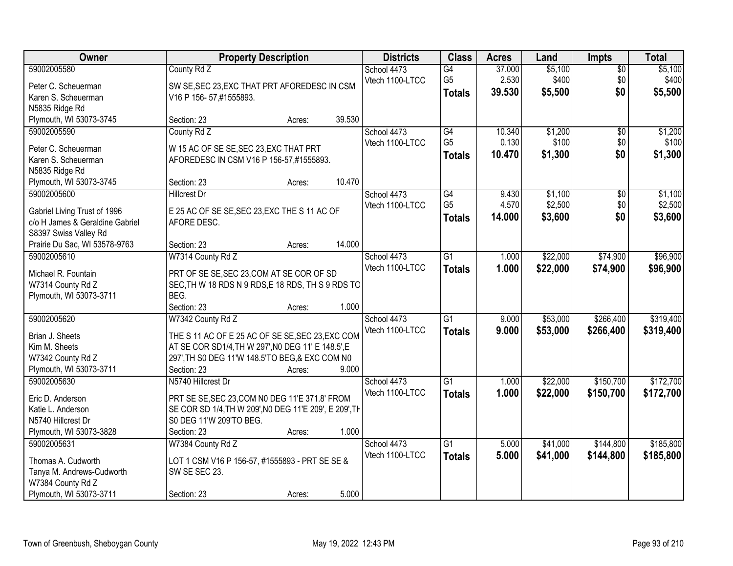| Owner | Property Description | Districts | Class | Acres | Land | Impts | Total |
|---|---|---|---|---|---|---|---|
| 59002005580<br>Peter C. Scheuerman<br>Karen S. Scheuerman<br>N5835 Ridge Rd<br>Plymouth, WI 53073-3745 | County Rd Z<br>SW SE,SEC 23,EXC THAT PRT AFOREDESC IN CSM V16 P 156- 57,#1555893.<br>Section: 23 Acres: 39.530 | School 4473<br>Vtech 1100-LTCC | G4<br>G5<br>**Totals** | 37.000<br>2.530<br>**39.530** | $5,100<br>$400<br>**$5,500** | $0<br>$0<br>**$0** | $5,100<br>$400<br>**$5,500** |
| 59002005590<br>Peter C. Scheuerman<br>Karen S. Scheuerman<br>N5835 Ridge Rd<br>Plymouth, WI 53073-3745 | County Rd Z<br>W 15 AC OF SE SE,SEC 23,EXC THAT PRT AFOREDESC IN CSM V16 P 156-57,#1555893.<br>Section: 23 Acres: 10.470 | School 4473<br>Vtech 1100-LTCC | G4<br>G5<br>**Totals** | 10.340<br>0.130<br>**10.470** | $1,200<br>$100<br>**$1,300** | $0<br>$0<br>**$0** | $1,200<br>$100<br>**$1,300** |
| 59002005600<br>Gabriel Living Trust of 1996<br>c/o H James & Geraldine Gabriel<br>S8397 Swiss Valley Rd<br>Prairie Du Sac, WI 53578-9763 | Hillcrest Dr<br>E 25 AC OF SE SE,SEC 23,EXC THE S 11 AC OF AFORE DESC.<br>Section: 23 Acres: 14.000 | School 4473<br>Vtech 1100-LTCC | G4<br>G5<br>**Totals** | 9.430<br>4.570<br>**14.000** | $1,100<br>$2,500<br>**$3,600** | $0<br>$0<br>**$0** | $1,100<br>$2,500<br>**$3,600** |
| 59002005610<br>Michael R. Fountain<br>W7314 County Rd Z<br>Plymouth, WI 53073-3711 | W7314 County Rd Z<br>PRT OF SE SE,SEC 23,COM AT SE COR OF SD SEC,TH W 18 RDS N 9 RDS,E 18 RDS, TH S 9 RDS TO BEG.<br>Section: 23 Acres: 1.000 | School 4473<br>Vtech 1100-LTCC | G1<br>**Totals** | 1.000<br>**1.000** | $22,000<br>**$22,000** | $74,900<br>**$74,900** | $96,900<br>**$96,900** |
| 59002005620<br>Brian J. Sheets<br>Kim M. Sheets<br>W7342 County Rd Z<br>Plymouth, WI 53073-3711 | W7342 County Rd Z<br>THE S 11 AC OF E 25 AC OF SE SE,SEC 23,EXC COM AT SE COR SD1/4,TH W 297',N0 DEG 11' E 148.5',E 297',TH S0 DEG 11'W 148.5'TO BEG,& EXC COM N0<br>Section: 23 Acres: 9.000 | School 4473<br>Vtech 1100-LTCC | G1<br>**Totals** | 9.000<br>**9.000** | $53,000<br>**$53,000** | $266,400<br>**$266,400** | $319,400<br>**$319,400** |
| 59002005630<br>Eric D. Anderson<br>Katie L. Anderson<br>N5740 Hillcrest Dr<br>Plymouth, WI 53073-3828 | N5740 Hillcrest Dr<br>PRT SE SE,SEC 23,COM N0 DEG 11'E 371.8' FROM SE COR SD 1/4,TH W 209',N0 DEG 11'E 209', E 209',TH S0 DEG 11'W 209'TO BEG.<br>Section: 23 Acres: 1.000 | School 4473<br>Vtech 1100-LTCC | G1<br>**Totals** | 1.000<br>**1.000** | $22,000<br>**$22,000** | $150,700<br>**$150,700** | $172,700<br>**$172,700** |
| 59002005631<br>Thomas A. Cudworth<br>Tanya M. Andrews-Cudworth<br>W7384 County Rd Z<br>Plymouth, WI 53073-3711 | W7384 County Rd Z<br>LOT 1 CSM V16 P 156-57, #1555893 - PRT SE SE & SW SE SEC 23.<br>Section: 23 Acres: 5.000 | School 4473<br>Vtech 1100-LTCC | G1<br>**Totals** | 5.000<br>**5.000** | $41,000<br>**$41,000** | $144,800<br>**$144,800** | $185,800<br>**$185,800** |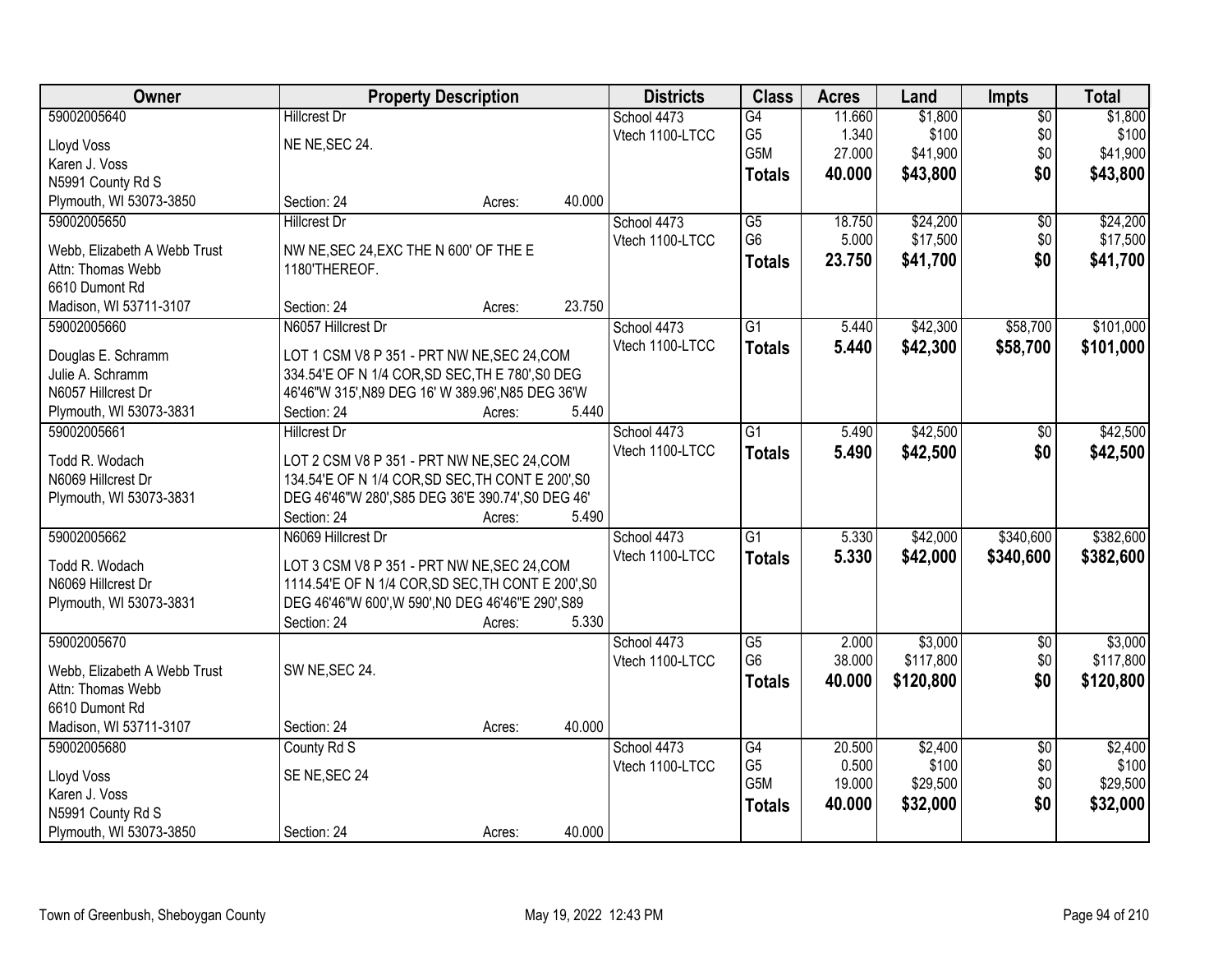| Owner | Property Description | Districts | Class | Acres | Land | Impts | Total |
|---|---|---|---|---|---|---|---|
| 59002005640<br>Lloyd Voss<br>Karen J. Voss<br>N5991 County Rd S<br>Plymouth, WI 53073-3850 | Hillcrest Dr<br>NE NE,SEC 24.<br>Section: 24 Acres: 40.000 | School 4473<br>Vtech 1100-LTCC | G4<br>G5<br>G5M<br>**Totals** | 11.660<br>1.340<br>27.000<br>**40.000** | $1,800<br>$100<br>$41,900<br>**$43,800** | $0<br>$0<br>$0<br>**$0** | $1,800<br>$100<br>$41,900<br>**$43,800** |
| 59002005650<br>Webb, Elizabeth A Webb Trust<br>Attn: Thomas Webb<br>6610 Dumont Rd<br>Madison, WI 53711-3107 | Hillcrest Dr<br>NW NE,SEC 24,EXC THE N 600' OF THE E 1180'THEREOF.<br>Section: 24 Acres: 23.750 | School 4473<br>Vtech 1100-LTCC | G5<br>G6<br>**Totals** | 18.750<br>5.000<br>**23.750** | $24,200<br>$17,500<br>**$41,700** | $0<br>$0<br>**$0** | $24,200<br>$17,500<br>**$41,700** |
| 59002005660<br>Douglas E. Schramm<br>Julie A. Schramm<br>N6057 Hillcrest Dr<br>Plymouth, WI 53073-3831 | N6057 Hillcrest Dr<br>LOT 1 CSM V8 P 351 - PRT NW NE,SEC 24,COM 334.54'E OF N 1/4 COR,SD SEC,TH E 780',S0 DEG 46'46"W 315',N89 DEG 16' W 389.96',N85 DEG 36'W<br>Section: 24 Acres: 5.440 | School 4473<br>Vtech 1100-LTCC | G1<br>**Totals** | 5.440<br>**5.440** | $42,300<br>**$42,300** | $58,700<br>**$58,700** | $101,000<br>**$101,000** |
| 59002005661<br>Todd R. Wodach<br>N6069 Hillcrest Dr<br>Plymouth, WI 53073-3831 | Hillcrest Dr<br>LOT 2 CSM V8 P 351 - PRT NW NE,SEC 24,COM 134.54'E OF N 1/4 COR,SD SEC,TH CONT E 200',S0 DEG 46'46"W 280',S85 DEG 36'E 390.74',S0 DEG 46'<br>Section: 24 Acres: 5.490 | School 4473<br>Vtech 1100-LTCC | G1<br>**Totals** | 5.490<br>**5.490** | $42,500<br>**$42,500** | $0<br>**$0** | $42,500<br>**$42,500** |
| 59002005662<br>Todd R. Wodach<br>N6069 Hillcrest Dr<br>Plymouth, WI 53073-3831 | N6069 Hillcrest Dr<br>LOT 3 CSM V8 P 351 - PRT NW NE,SEC 24,COM 1114.54'E OF N 1/4 COR,SD SEC,TH CONT E 200',S0 DEG 46'46"W 600',W 590',N0 DEG 46'46"E 290',S89<br>Section: 24 Acres: 5.330 | School 4473<br>Vtech 1100-LTCC | G1<br>**Totals** | 5.330<br>**5.330** | $42,000<br>**$42,000** | $340,600<br>**$340,600** | $382,600<br>**$382,600** |
| 59002005670<br>Webb, Elizabeth A Webb Trust<br>Attn: Thomas Webb<br>6610 Dumont Rd<br>Madison, WI 53711-3107 | SW NE,SEC 24.<br>Section: 24 Acres: 40.000 | School 4473<br>Vtech 1100-LTCC | G5<br>G6<br>**Totals** | 2.000<br>38.000<br>**40.000** | $3,000<br>$117,800<br>**$120,800** | $0<br>$0<br>**$0** | $3,000<br>$117,800<br>**$120,800** |
| 59002005680<br>Lloyd Voss<br>Karen J. Voss<br>N5991 County Rd S<br>Plymouth, WI 53073-3850 | County Rd S<br>SE NE,SEC 24<br>Section: 24 Acres: 40.000 | School 4473<br>Vtech 1100-LTCC | G4<br>G5<br>G5M<br>**Totals** | 20.500<br>0.500<br>19.000<br>**40.000** | $2,400<br>$100<br>$29,500<br>**$32,000** | $0<br>$0<br>$0<br>**$0** | $2,400<br>$100<br>$29,500<br>**$32,000** |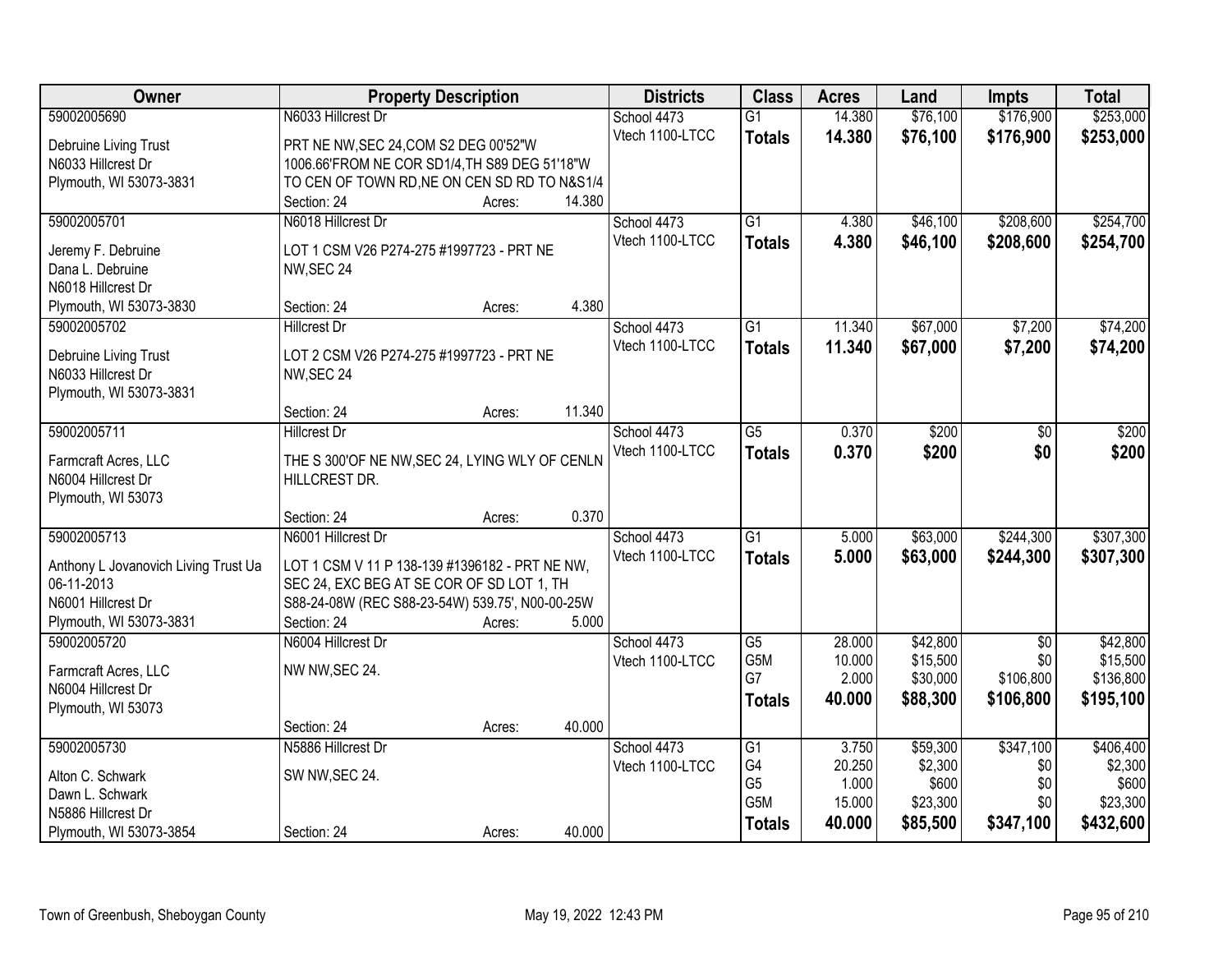| Owner | Property Description | Districts | Class | Acres | Land | Impts | Total |
|---|---|---|---|---|---|---|---|
| 59002005690 | N6033 Hillcrest Dr | School 4473 | G1 | 14.380 | $76,100 | $176,900 | $253,000 |
| Debruine Living Trust<br>N6033 Hillcrest Dr<br>Plymouth, WI 53073-3831 | PRT NE NW,SEC 24,COM S2 DEG 00'52"W 1006.66'FROM NE COR SD1/4,TH S89 DEG 51'18"W TO CEN OF TOWN RD,NE ON CEN SD RD TO N&S1/4<br>Section: 24 Acres: 14.380 | Vtech 1100-LTCC | **Totals** | **14.380** | **$76,100** | **$176,900** | **$253,000** |
| 59002005701 | N6018 Hillcrest Dr | School 4473 | G1 | 4.380 | $46,100 | $208,600 | $254,700 |
| Jeremy F. Debruine<br>Dana L. Debruine<br>N6018 Hillcrest Dr<br>Plymouth, WI 53073-3830 | LOT 1 CSM V26 P274-275 #1997723 - PRT NE NW,SEC 24<br>Section: 24 Acres: 4.380 | Vtech 1100-LTCC | **Totals** | **4.380** | **$46,100** | **$208,600** | **$254,700** |
| 59002005702 | Hillcrest Dr | School 4473 | G1 | 11.340 | $67,000 | $7,200 | $74,200 |
| Debruine Living Trust<br>N6033 Hillcrest Dr<br>Plymouth, WI 53073-3831 | LOT 2 CSM V26 P274-275 #1997723 - PRT NE NW,SEC 24<br>Section: 24 Acres: 11.340 | Vtech 1100-LTCC | **Totals** | **11.340** | **$67,000** | **$7,200** | **$74,200** |
| 59002005711 | Hillcrest Dr | School 4473 | G5 | 0.370 | $200 | $0 | $200 |
| Farmcraft Acres, LLC<br>N6004 Hillcrest Dr<br>Plymouth, WI 53073 | THE S 300'OF NE NW,SEC 24, LYING WLY OF CENLN HILLCREST DR.<br>Section: 24 Acres: 0.370 | Vtech 1100-LTCC | **Totals** | **0.370** | **$200** | **$0** | **$200** |
| 59002005713 | N6001 Hillcrest Dr | School 4473 | G1 | 5.000 | $63,000 | $244,300 | $307,300 |
| Anthony L Jovanovich Living Trust Ua 06-11-2013<br>N6001 Hillcrest Dr<br>Plymouth, WI 53073-3831 | LOT 1 CSM V 11 P 138-139 #1396182 - PRT NE NW, SEC 24, EXC BEG AT SE COR OF SD LOT 1, TH S88-24-08W (REC S88-23-54W) 539.75', N00-00-25W<br>Section: 24 Acres: 5.000 | Vtech 1100-LTCC | **Totals** | **5.000** | **$63,000** | **$244,300** | **$307,300** |
| 59002005720 | N6004 Hillcrest Dr | School 4473 | G5 | 28.000 | $42,800 | $0 | $42,800 |
| Farmcraft Acres, LLC<br>N6004 Hillcrest Dr<br>Plymouth, WI 53073 | NW NW,SEC 24. | Vtech 1100-LTCC | G5M | 10.000 | $15,500 | $0 | $15,500 |
| | | | G7 | 2.000 | $30,000 | $106,800 | $136,800 |
| | Section: 24 Acres: 40.000 | | **Totals** | **40.000** | **$88,300** | **$106,800** | **$195,100** |
| 59002005730 | N5886 Hillcrest Dr | School 4473 | G1 | 3.750 | $59,300 | $347,100 | $406,400 |
| Alton C. Schwark<br>Dawn L. Schwark<br>N5886 Hillcrest Dr<br>Plymouth, WI 53073-3854 | SW NW,SEC 24. | Vtech 1100-LTCC | G4 | 20.250 | $2,300 | $0 | $2,300 |
| | | | G5 | 1.000 | $600 | $0 | $600 |
| | | | G5M | 15.000 | $23,300 | $0 | $23,300 |
| | Section: 24 Acres: 40.000 | | **Totals** | **40.000** | **$85,500** | **$347,100** | **$432,600** |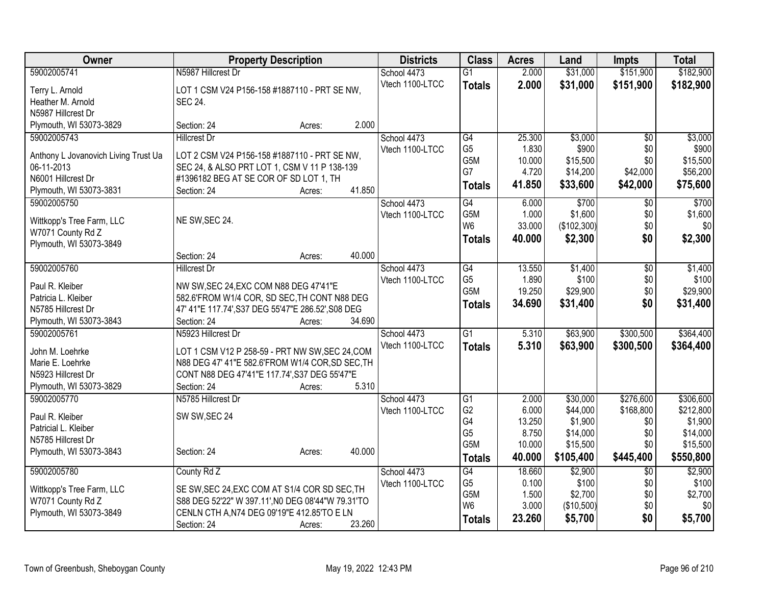| Owner | Property Description | Districts | Class | Acres | Land | Impts | Total |
|---|---|---|---|---|---|---|---|
| 59002005741<br>Terry L. Arnold<br>Heather M. Arnold<br>N5987 Hillcrest Dr<br>Plymouth, WI 53073-3829 | N5987 Hillcrest Dr<br>LOT 1 CSM V24 P156-158 #1887110 - PRT SE NW, SEC 24.<br>Section: 24 Acres: 2.000 | School 4473<br>Vtech 1100-LTCC | G1<br>**Totals** | 2.000<br>**2.000** | $31,000<br>**$31,000** | $151,900<br>**$151,900** | $182,900<br>**$182,900** |
| 59002005743<br>Anthony L Jovanovich Living Trust Ua 06-11-2013<br>N6001 Hillcrest Dr<br>Plymouth, WI 53073-3831 | Hillcrest Dr<br>LOT 2 CSM V24 P156-158 #1887110 - PRT SE NW, SEC 24, & ALSO PRT LOT 1, CSM V 11 P 138-139 #1396182 BEG AT SE COR OF SD LOT 1, TH<br>Section: 24 Acres: 41.850 | School 4473<br>Vtech 1100-LTCC | G4<br>G5<br>G5M<br>G7<br>**Totals** | 25.300<br>1.830<br>10.000<br>4.720<br>**41.850** | $3,000<br>$900<br>$15,500<br>$14,200<br>**$33,600** | $0<br>$0<br>$0<br>$42,000<br>**$42,000** | $3,000<br>$900<br>$15,500<br>$56,200<br>**$75,600** |
| 59002005750<br>Wittkopp's Tree Farm, LLC<br>W7071 County Rd Z<br>Plymouth, WI 53073-3849 | NE SW,SEC 24.<br>Section: 24 Acres: 40.000 | School 4473<br>Vtech 1100-LTCC | G4<br>G5M<br>W6<br>**Totals** | 6.000<br>1.000<br>33.000<br>**40.000** | $700<br>$1,600<br>($102,300)<br>**$2,300** | $0<br>$0<br>$0<br>**$0** | $700<br>$1,600<br>$0<br>**$2,300** |
| 59002005760<br>Paul R. Kleiber<br>Patricia L. Kleiber<br>N5785 Hillcrest Dr<br>Plymouth, WI 53073-3843 | Hillcrest Dr<br>NW SW,SEC 24,EXC COM N88 DEG 47'41"E 582.6'FROM W1/4 COR, SD SEC,TH CONT N88 DEG 47' 41"E 117.74',S37 DEG 55'47"E 286.52',S08 DEG<br>Section: 24 Acres: 34.690 | School 4473<br>Vtech 1100-LTCC | G4<br>G5<br>G5M<br>**Totals** | 13.550<br>1.890<br>19.250<br>**34.690** | $1,400<br>$100<br>$29,900<br>**$31,400** | $0<br>$0<br>$0<br>**$0** | $1,400<br>$100<br>$29,900<br>**$31,400** |
| 59002005761<br>John M. Loehrke<br>Marie E. Loehrke<br>N5923 Hillcrest Dr<br>Plymouth, WI 53073-3829 | N5923 Hillcrest Dr<br>LOT 1 CSM V12 P 258-59 - PRT NW SW,SEC 24,COM N88 DEG 47' 41"E 582.6'FROM W1/4 COR,SD SEC,TH CONT N88 DEG 47'41"E 117.74',S37 DEG 55'47"E<br>Section: 24 Acres: 5.310 | School 4473<br>Vtech 1100-LTCC | G1<br>**Totals** | 5.310<br>**5.310** | $63,900<br>**$63,900** | $300,500<br>**$300,500** | $364,400<br>**$364,400** |
| 59002005770<br>Paul R. Kleiber<br>Patricial L. Kleiber<br>N5785 Hillcrest Dr<br>Plymouth, WI 53073-3843 | N5785 Hillcrest Dr<br>SW SW,SEC 24<br>Section: 24 Acres: 40.000 | School 4473<br>Vtech 1100-LTCC | G1<br>G2<br>G4<br>G5<br>G5M<br>**Totals** | 2.000<br>6.000<br>13.250<br>8.750<br>10.000<br>**40.000** | $30,000<br>$44,000<br>$1,900<br>$14,000<br>$15,500<br>**$105,400** | $276,600<br>$168,800<br>$0<br>$0<br>$0<br>**$445,400** | $306,600<br>$212,800<br>$1,900<br>$14,000<br>$15,500<br>**$550,800** |
| 59002005780<br>Wittkopp's Tree Farm, LLC<br>W7071 County Rd Z<br>Plymouth, WI 53073-3849 | County Rd Z<br>SE SW,SEC 24,EXC COM AT S1/4 COR SD SEC,TH S88 DEG 52'22" W 397.11',N0 DEG 08'44"W 79.31'TO CENLN CTH A,N74 DEG 09'19"E 412.85'TO E LN<br>Section: 24 Acres: 23.260 | School 4473<br>Vtech 1100-LTCC | G4<br>G5<br>G5M<br>W6<br>**Totals** | 18.660<br>0.100<br>1.500<br>3.000<br>**23.260** | $2,900<br>$100<br>$2,700<br>($10,500)<br>**$5,700** | $0<br>$0<br>$0<br>$0<br>**$0** | $2,900<br>$100<br>$2,700<br>$0<br>**$5,700** |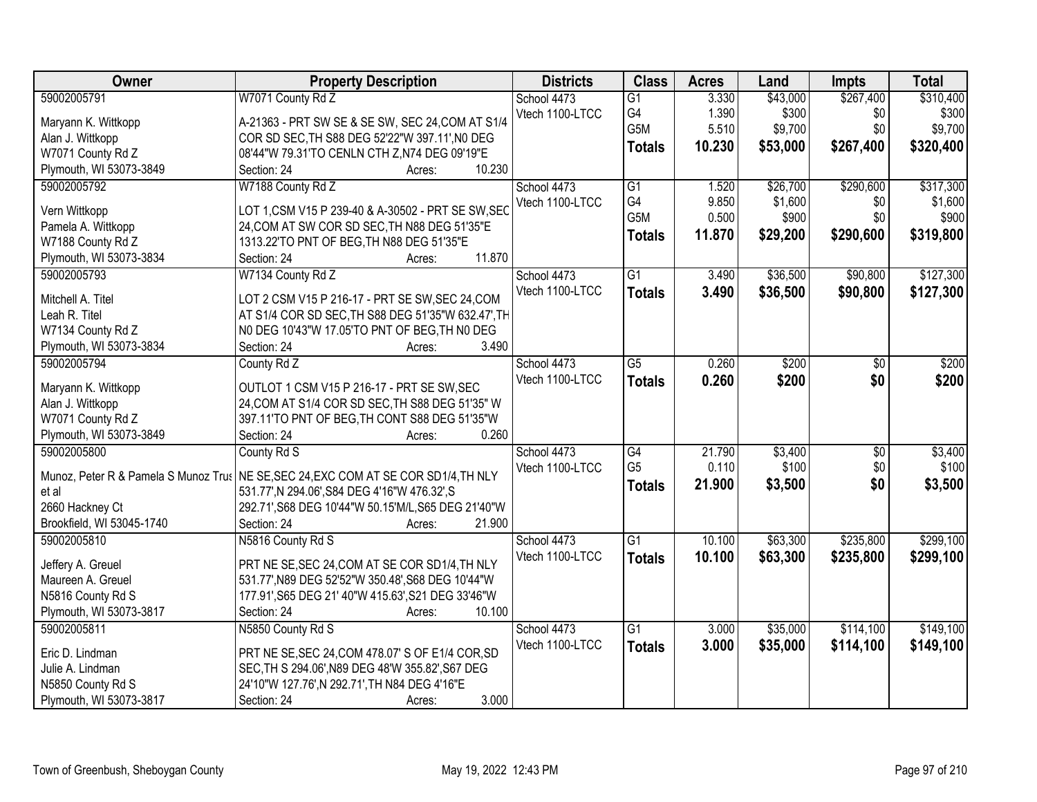| Owner | Property Description | Districts | Class | Acres | Land | Impts | Total |
|---|---|---|---|---|---|---|---|
| 59002005791<br>Maryann K. Wittkopp<br>Alan J. Wittkopp<br>W7071 County Rd Z<br>Plymouth, WI 53073-3849 | W7071 County Rd Z<br>A-21363 - PRT SW SE & SE SW, SEC 24,COM AT S1/4 COR SD SEC,TH S88 DEG 52'22"W 397.11',N0 DEG 08'44"W 79.31'TO CENLN CTH Z,N74 DEG 09'19"E<br>Section: 24 Acres: 10.230 | School 4473<br>Vtech 1100-LTCC | G1<br>G4<br>G5M<br>**Totals** | 3.330<br>1.390<br>5.510<br>**10.230** | $43,000<br>$300<br>$9,700<br>**$53,000** | $267,400<br>$0<br>$0<br>**$267,400** | $310,400<br>$300<br>$9,700<br>**$320,400** |
| 59002005792<br>Vern Wittkopp<br>Pamela A. Wittkopp<br>W7188 County Rd Z<br>Plymouth, WI 53073-3834 | W7188 County Rd Z<br>LOT 1,CSM V15 P 239-40 & A-30502 - PRT SE SW,SEC 24,COM AT SW COR SD SEC,TH N88 DEG 51'35"E 1313.22'TO PNT OF BEG,TH N88 DEG 51'35"E<br>Section: 24 Acres: 11.870 | School 4473<br>Vtech 1100-LTCC | G1<br>G4<br>G5M<br>**Totals** | 1.520<br>9.850<br>0.500<br>**11.870** | $26,700<br>$1,600<br>$900<br>**$29,200** | $290,600<br>$0<br>$0<br>**$290,600** | $317,300<br>$1,600<br>$900<br>**$319,800** |
| 59002005793<br>Mitchell A. Titel<br>Leah R. Titel<br>W7134 County Rd Z<br>Plymouth, WI 53073-3834 | W7134 County Rd Z<br>LOT 2 CSM V15 P 216-17 - PRT SE SW,SEC 24,COM AT S1/4 COR SD SEC,TH S88 DEG 51'35"W 632.47',TH N0 DEG 10'43"W 17.05'TO PNT OF BEG,TH N0 DEG<br>Section: 24 Acres: 3.490 | School 4473<br>Vtech 1100-LTCC | G1<br>**Totals** | 3.490<br>**3.490** | $36,500<br>**$36,500** | $90,800<br>**$90,800** | $127,300<br>**$127,300** |
| 59002005794<br>Maryann K. Wittkopp<br>Alan J. Wittkopp<br>W7071 County Rd Z<br>Plymouth, WI 53073-3849 | County Rd Z<br>OUTLOT 1 CSM V15 P 216-17 - PRT SE SW,SEC 24,COM AT S1/4 COR SD SEC,TH S88 DEG 51'35" W 397.11'TO PNT OF BEG,TH CONT S88 DEG 51'35"W<br>Section: 24 Acres: 0.260 | School 4473<br>Vtech 1100-LTCC | G5<br>**Totals** | 0.260<br>**0.260** | $200<br>**$200** | $0<br>**$0** | $200<br>**$200** |
| 59002005800<br>Munoz, Peter R & Pamela S Munoz Trus et al<br>2660 Hackney Ct<br>Brookfield, WI 53045-1740 | County Rd S<br>NE SE,SEC 24,EXC COM AT SE COR SD1/4,TH NLY 531.77',N 294.06',S84 DEG 4'16"W 476.32',S 292.71',S68 DEG 10'44"W 50.15'M/L,S65 DEG 21'40"W<br>Section: 24 Acres: 21.900 | School 4473<br>Vtech 1100-LTCC | G4<br>G5<br>**Totals** | 21.790<br>0.110<br>**21.900** | $3,400<br>$100<br>**$3,500** | $0<br>$0<br>**$0** | $3,400<br>$100<br>**$3,500** |
| 59002005810<br>Jeffery A. Greuel<br>Maureen A. Greuel<br>N5816 County Rd S<br>Plymouth, WI 53073-3817 | N5816 County Rd S<br>PRT NE SE,SEC 24,COM AT SE COR SD1/4,TH NLY 531.77',N89 DEG 52'52"W 350.48',S68 DEG 10'44"W 177.91',S65 DEG 21' 40"W 415.63',S21 DEG 33'46"W<br>Section: 24 Acres: 10.100 | School 4473<br>Vtech 1100-LTCC | G1<br>**Totals** | 10.100<br>**10.100** | $63,300<br>**$63,300** | $235,800<br>**$235,800** | $299,100<br>**$299,100** |
| 59002005811<br>Eric D. Lindman<br>Julie A. Lindman<br>N5850 County Rd S<br>Plymouth, WI 53073-3817 | N5850 County Rd S<br>PRT NE SE,SEC 24,COM 478.07' S OF E1/4 COR,SD SEC,TH S 294.06',N89 DEG 48'W 355.82',S67 DEG 24'10"W 127.76',N 292.71',TH N84 DEG 4'16"E<br>Section: 24 Acres: 3.000 | School 4473<br>Vtech 1100-LTCC | G1<br>**Totals** | 3.000<br>**3.000** | $35,000<br>**$35,000** | $114,100<br>**$114,100** | $149,100<br>**$149,100** |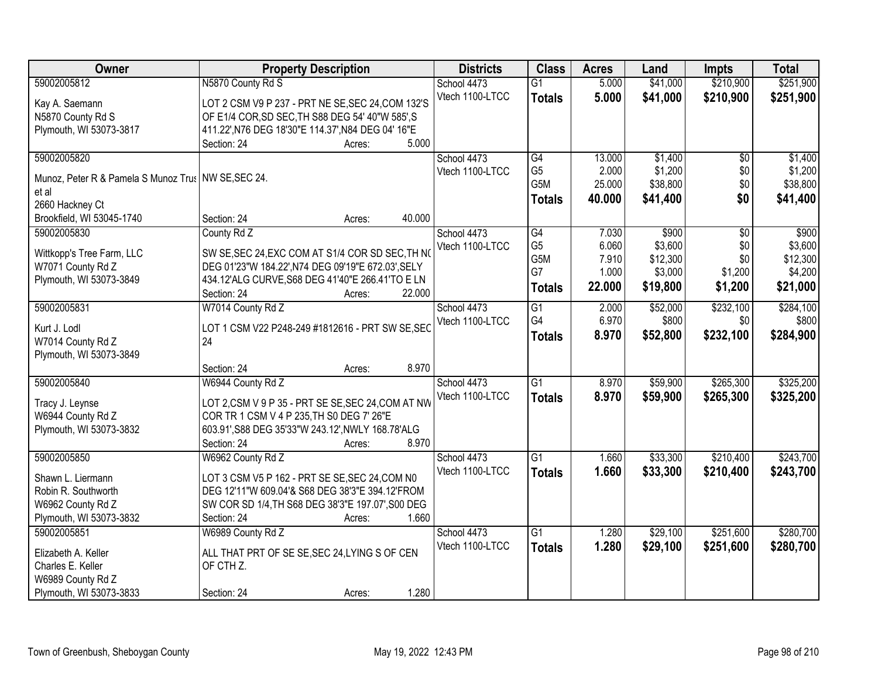| Owner | Property Description | Districts | Class | Acres | Land | Impts | Total |
|---|---|---|---|---|---|---|---|
| 59002005812<br>Kay A. Saemann<br>N5870 County Rd S<br>Plymouth, WI 53073-3817 | N5870 County Rd S<br>LOT 2 CSM V9 P 237 - PRT NE SE,SEC 24,COM 132'S OF E1/4 COR,SD SEC,TH S88 DEG 54' 40"W 585',S 411.22',N76 DEG 18'30"E 114.37',N84 DEG 04' 16"E<br>Section: 24 Acres: 5.000 | School 4473<br>Vtech 1100-LTCC | G1<br>**Totals** | 5.000<br>**5.000** | $41,000<br>**$41,000** | $210,900<br>**$210,900** | $251,900<br>**$251,900** |
| 59002005820<br>Munoz, Peter R & Pamela S Munoz Trus et al<br>2660 Hackney Ct<br>Brookfield, WI 53045-1740 | NW SE,SEC 24.<br>Section: 24 Acres: 40.000 | School 4473<br>Vtech 1100-LTCC | G4<br>G5<br>G5M<br>**Totals** | 13.000<br>2.000<br>25.000<br>**40.000** | $1,400<br>$1,200<br>$38,800<br>**$41,400** | $0<br>$0<br>$0<br>**$0** | $1,400<br>$1,200<br>$38,800<br>**$41,400** |
| 59002005830<br>Wittkopp's Tree Farm, LLC<br>W7071 County Rd Z<br>Plymouth, WI 53073-3849 | County Rd Z<br>SW SE,SEC 24,EXC COM AT S1/4 COR SD SEC,TH N( DEG 01'23"W 184.22',N74 DEG 09'19"E 672.03',SELY 434.12'ALG CURVE,S68 DEG 41'40"E 266.41'TO E LN<br>Section: 24 Acres: 22.000 | School 4473<br>Vtech 1100-LTCC | G4<br>G5<br>G5M<br>G7<br>**Totals** | 7.030<br>6.060<br>7.910<br>1.000<br>**22.000** | $900<br>$3,600<br>$12,300<br>$3,000<br>**$19,800** | $0<br>$0<br>$0<br>$1,200<br>**$1,200** | $900<br>$3,600<br>$12,300<br>$4,200<br>**$21,000** |
| 59002005831<br>Kurt J. Lodl<br>W7014 County Rd Z<br>Plymouth, WI 53073-3849 | W7014 County Rd Z<br>LOT 1 CSM V22 P248-249 #1812616 - PRT SW SE,SEC 24<br>Section: 24 Acres: 8.970 | School 4473<br>Vtech 1100-LTCC | G1<br>G4<br>**Totals** | 2.000<br>6.970<br>**8.970** | $52,000<br>$800<br>**$52,800** | $232,100<br>$0<br>**$232,100** | $284,100<br>$800<br>**$284,900** |
| 59002005840<br>Tracy J. Leynse<br>W6944 County Rd Z<br>Plymouth, WI 53073-3832 | W6944 County Rd Z<br>LOT 2,CSM V 9 P 35 - PRT SE SE,SEC 24,COM AT NW COR TR 1 CSM V 4 P 235,TH S0 DEG 7' 26"E 603.91',S88 DEG 35'33"W 243.12',NWLY 168.78'ALG<br>Section: 24 Acres: 8.970 | School 4473<br>Vtech 1100-LTCC | G1<br>**Totals** | 8.970<br>**8.970** | $59,900<br>**$59,900** | $265,300<br>**$265,300** | $325,200<br>**$325,200** |
| 59002005850<br>Shawn L. Liermann<br>Robin R. Southworth<br>W6962 County Rd Z<br>Plymouth, WI 53073-3832 | W6962 County Rd Z<br>LOT 3 CSM V5 P 162 - PRT SE SE,SEC 24,COM N0 DEG 12'11"W 609.04'& S68 DEG 38'3"E 394.12'FROM SW COR SD 1/4,TH S68 DEG 38'3"E 197.07',S00 DEG<br>Section: 24 Acres: 1.660 | School 4473<br>Vtech 1100-LTCC | G1<br>**Totals** | 1.660<br>**1.660** | $33,300<br>**$33,300** | $210,400<br>**$210,400** | $243,700<br>**$243,700** |
| 59002005851<br>Elizabeth A. Keller<br>Charles E. Keller<br>W6989 County Rd Z<br>Plymouth, WI 53073-3833 | W6989 County Rd Z<br>ALL THAT PRT OF SE SE,SEC 24,LYING S OF CEN OF CTH Z.<br>Section: 24 Acres: 1.280 | School 4473<br>Vtech 1100-LTCC | G1<br>**Totals** | 1.280<br>**1.280** | $29,100<br>**$29,100** | $251,600<br>**$251,600** | $280,700<br>**$280,700** |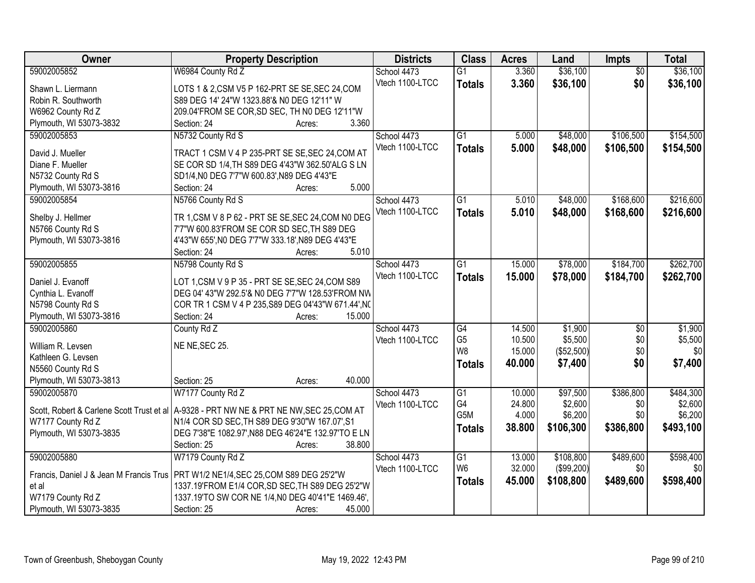| Owner | Property Description | Districts | Class | Acres | Land | Impts | Total |
|---|---|---|---|---|---|---|---|
| 59002005852<br>Shawn L. Liermann<br>Robin R. Southworth<br>W6962 County Rd Z<br>Plymouth, WI 53073-3832 | W6984 County Rd Z<br>LOTS 1 & 2,CSM V5 P 162-PRT SE SE,SEC 24,COM S89 DEG 14' 24"W 1323.88'& N0 DEG 12'11" W 209.04'FROM SE COR,SD SEC, TH N0 DEG 12'11"W<br>Section: 24 Acres: 3.360 | School 4473<br>Vtech 1100-LTCC | G1<br>**Totals** | 3.360<br>**3.360** | \$36,100<br>**\$36,100** | \$0<br>**\$0** | \$36,100<br>**\$36,100** |
| 59002005853<br>David J. Mueller<br>Diane F. Mueller<br>N5732 County Rd S<br>Plymouth, WI 53073-3816 | N5732 County Rd S<br>TRACT 1 CSM V 4 P 235-PRT SE SE,SEC 24,COM AT SE COR SD 1/4,TH S89 DEG 4'43"W 362.50'ALG S LN SD1/4,N0 DEG 7'7"W 600.83',N89 DEG 4'43"E<br>Section: 24 Acres: 5.000 | School 4473<br>Vtech 1100-LTCC | G1<br>**Totals** | 5.000<br>**5.000** | \$48,000<br>**\$48,000** | \$106,500<br>**\$106,500** | \$154,500<br>**\$154,500** |
| 59002005854<br>Shelby J. Hellmer<br>N5766 County Rd S<br>Plymouth, WI 53073-3816 | N5766 County Rd S<br>TR 1,CSM V 8 P 62 - PRT SE SE,SEC 24,COM N0 DEG 7'7"W 600.83'FROM SE COR SD SEC,TH S89 DEG 4'43"W 655',N0 DEG 7'7"W 333.18',N89 DEG 4'43"E<br>Section: 24 Acres: 5.010 | School 4473<br>Vtech 1100-LTCC | G1<br>**Totals** | 5.010<br>**5.010** | \$48,000<br>**\$48,000** | \$168,600<br>**\$168,600** | \$216,600<br>**\$216,600** |
| 59002005855<br>Daniel J. Evanoff<br>Cynthia L. Evanoff<br>N5798 County Rd S<br>Plymouth, WI 53073-3816 | N5798 County Rd S<br>LOT 1,CSM V 9 P 35 - PRT SE SE,SEC 24,COM S89 DEG 04' 43"W 292.5'& N0 DEG 7'7"W 128.53'FROM NW COR TR 1 CSM V 4 P 235,S89 DEG 04'43"W 671.44',N0<br>Section: 24 Acres: 15.000 | School 4473<br>Vtech 1100-LTCC | G1<br>**Totals** | 15.000<br>**15.000** | \$78,000<br>**\$78,000** | \$184,700<br>**\$184,700** | \$262,700<br>**\$262,700** |
| 59002005860<br>William R. Levsen<br>Kathleen G. Levsen<br>N5560 County Rd S<br>Plymouth, WI 53073-3813 | County Rd Z<br>NE NE,SEC 25.<br>Section: 25 Acres: 40.000 | School 4473<br>Vtech 1100-LTCC | G4<br>G5<br>W8<br>**Totals** | 14.500<br>10.500<br>15.000<br>**40.000** | \$1,900<br>\$5,500<br>(\$52,500)<br>**\$7,400** | \$0<br>\$0<br>\$0<br>**\$0** | \$1,900<br>\$5,500<br>\$0<br>**\$7,400** |
| 59002005870<br>Scott, Robert & Carlene Scott Trust et al<br>W7177 County Rd Z<br>Plymouth, WI 53073-3835 | W7177 County Rd Z<br>A-9328 - PRT NW NE & PRT NE NW,SEC 25,COM AT N1/4 COR SD SEC,TH S89 DEG 9'30"W 167.07',S1 DEG 7'38"E 1082.97',N88 DEG 46'24"E 132.97'TO E LN<br>Section: 25 Acres: 38.800 | School 4473<br>Vtech 1100-LTCC | G1<br>G4<br>G5M<br>**Totals** | 10.000<br>24.800<br>4.000<br>**38.800** | \$97,500<br>\$2,600<br>\$6,200<br>**\$106,300** | \$386,800<br>\$0<br>\$0<br>**\$386,800** | \$484,300<br>\$2,600<br>\$6,200<br>**\$493,100** |
| 59002005880<br>Francis, Daniel J & Jean M Francis Trus et al<br>W7179 County Rd Z<br>Plymouth, WI 53073-3835 | W7179 County Rd Z<br>PRT W1/2 NE1/4,SEC 25,COM S89 DEG 25'2"W 1337.19'FROM E1/4 COR,SD SEC,TH S89 DEG 25'2"W 1337.19'TO SW COR NE 1/4,N0 DEG 40'41"E 1469.46',<br>Section: 25 Acres: 45.000 | School 4473<br>Vtech 1100-LTCC | G1<br>W6<br>**Totals** | 13.000<br>32.000<br>**45.000** | \$108,800<br>(\$99,200)<br>**\$108,800** | \$489,600<br>\$0<br>**\$489,600** | \$598,400<br>\$0<br>**\$598,400** |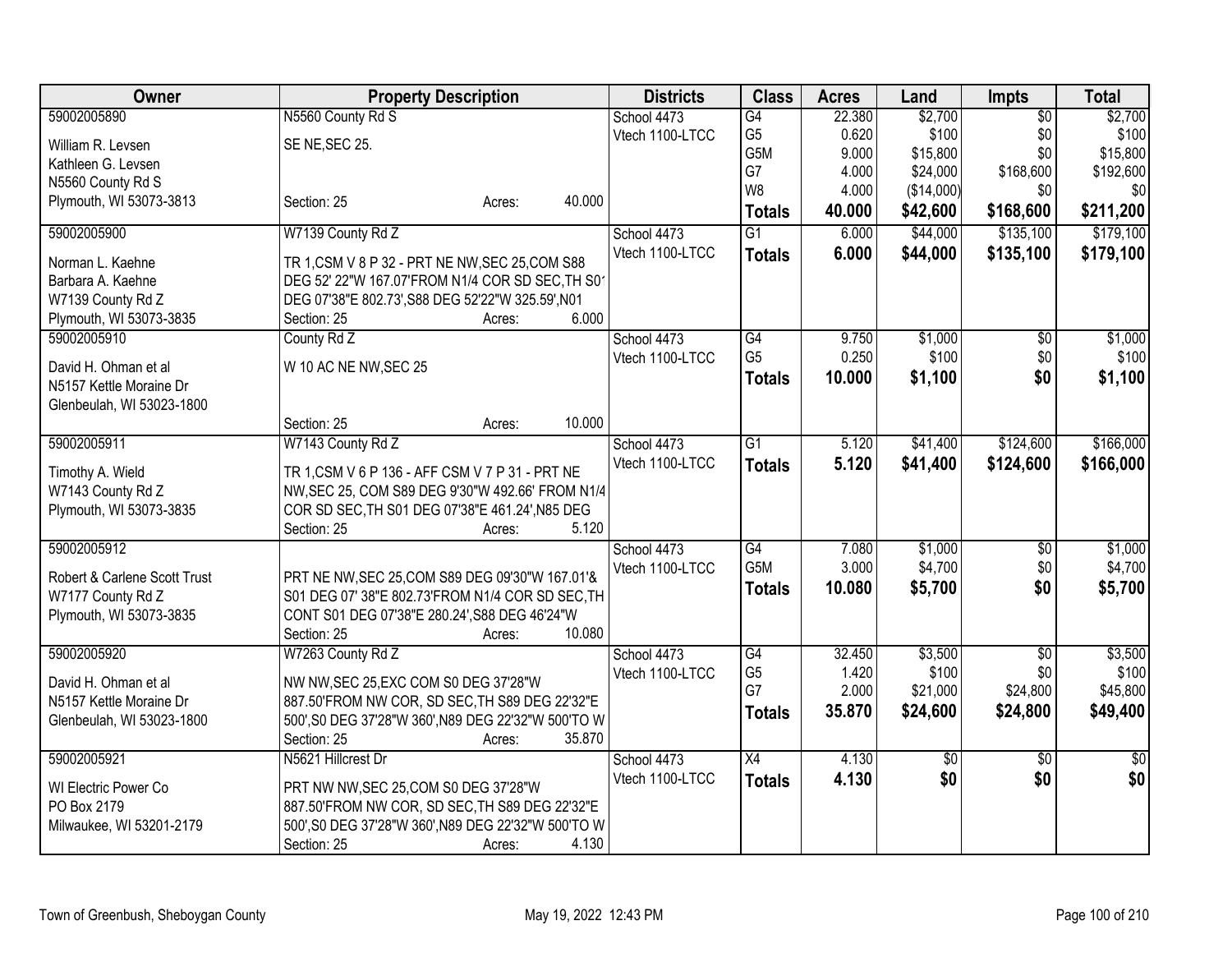| Owner | Property Description | Districts | Class | Acres | Land | Impts | Total |
|---|---|---|---|---|---|---|---|
| 59002005890<br>William R. Levsen<br>Kathleen G. Levsen<br>N5560 County Rd S<br>Plymouth, WI 53073-3813 | N5560 County Rd S<br>SE NE,SEC 25.<br>Section: 25 Acres: 40.000 | School 4473<br>Vtech 1100-LTCC | G4<br>G5<br>G5M<br>G7<br>W8<br>**Totals** | 22.380<br>0.620<br>9.000<br>4.000<br>4.000<br>**40.000** | $2,700<br>$100<br>$15,800<br>$24,000<br>($14,000)<br>**$42,600** | $0<br>$0<br>$0<br>$168,600<br>$0<br>**$168,600** | $2,700<br>$100<br>$15,800<br>$192,600<br>$0<br>**$211,200** |
| 59002005900<br>Norman L. Kaehne<br>Barbara A. Kaehne<br>W7139 County Rd Z<br>Plymouth, WI 53073-3835 | W7139 County Rd Z<br>TR 1,CSM V 8 P 32 - PRT NE NW,SEC 25,COM S88 DEG 52' 22"W 167.07'FROM N1/4 COR SD SEC,TH S01 DEG 07'38"E 802.73',S88 DEG 52'22"W 325.59',N01<br>Section: 25 Acres: 6.000 | School 4473<br>Vtech 1100-LTCC | G1<br>**Totals** | 6.000<br>**6.000** | $44,000<br>**$44,000** | $135,100<br>**$135,100** | $179,100<br>**$179,100** |
| 59002005910<br>David H. Ohman et al<br>N5157 Kettle Moraine Dr<br>Glenbeulah, WI 53023-1800 | County Rd Z<br>W 10 AC NE NW,SEC 25<br>Section: 25 Acres: 10.000 | School 4473<br>Vtech 1100-LTCC | G4<br>G5<br>**Totals** | 9.750<br>0.250<br>**10.000** | $1,000<br>$100<br>**$1,100** | $0<br>$0<br>**$0** | $1,000<br>$100<br>**$1,100** |
| 59002005911<br>Timothy A. Wield<br>W7143 County Rd Z<br>Plymouth, WI 53073-3835 | W7143 County Rd Z<br>TR 1,CSM V 6 P 136 - AFF CSM V 7 P 31 - PRT NE NW,SEC 25, COM S89 DEG 9'30"W 492.66' FROM N1/4 COR SD SEC,TH S01 DEG 07'38"E 461.24',N85 DEG<br>Section: 25 Acres: 5.120 | School 4473<br>Vtech 1100-LTCC | G1<br>**Totals** | 5.120<br>**5.120** | $41,400<br>**$41,400** | $124,600<br>**$124,600** | $166,000<br>**$166,000** |
| 59002005912<br>Robert & Carlene Scott Trust<br>W7177 County Rd Z<br>Plymouth, WI 53073-3835 | PRT NE NW,SEC 25,COM S89 DEG 09'30"W 167.01'& S01 DEG 07' 38"E 802.73'FROM N1/4 COR SD SEC,TH CONT S01 DEG 07'38"E 280.24',S88 DEG 46'24"W<br>Section: 25 Acres: 10.080 | School 4473<br>Vtech 1100-LTCC | G4<br>G5M<br>**Totals** | 7.080<br>3.000<br>**10.080** | $1,000<br>$4,700<br>**$5,700** | $0<br>$0<br>**$0** | $1,000<br>$4,700<br>**$5,700** |
| 59002005920<br>David H. Ohman et al<br>N5157 Kettle Moraine Dr<br>Glenbeulah, WI 53023-1800 | W7263 County Rd Z<br>NW NW,SEC 25,EXC COM S0 DEG 37'28"W 887.50'FROM NW COR, SD SEC,TH S89 DEG 22'32"E 500',S0 DEG 37'28"W 360',N89 DEG 22'32"W 500'TO W<br>Section: 25 Acres: 35.870 | School 4473<br>Vtech 1100-LTCC | G4<br>G5<br>G7<br>**Totals** | 32.450<br>1.420<br>2.000<br>**35.870** | $3,500<br>$100<br>$21,000<br>**$24,600** | $0<br>$0<br>$24,800<br>**$24,800** | $3,500<br>$100<br>$45,800<br>**$49,400** |
| 59002005921<br>WI Electric Power Co<br>PO Box 2179<br>Milwaukee, WI 53201-2179 | N5621 Hillcrest Dr<br>PRT NW NW,SEC 25,COM S0 DEG 37'28"W 887.50'FROM NW COR, SD SEC,TH S89 DEG 22'32"E 500',S0 DEG 37'28"W 360',N89 DEG 22'32"W 500'TO W<br>Section: 25 Acres: 4.130 | School 4473<br>Vtech 1100-LTCC | X4<br>**Totals** | 4.130<br>**4.130** | $0<br>**$0** | $0<br>**$0** | $0<br>**$0** |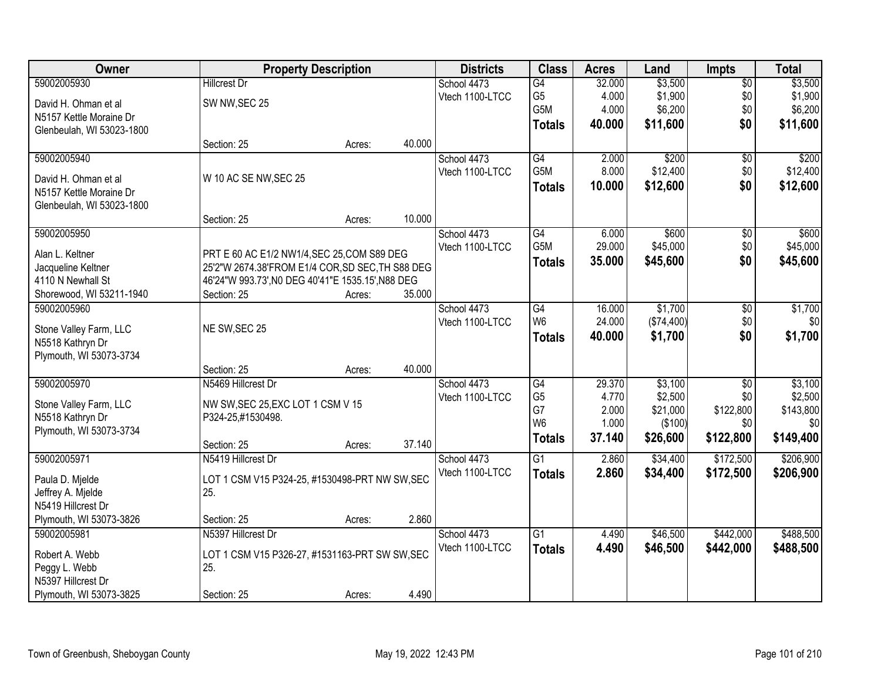| Owner | Property Description | | | Districts | Class | Acres | Land | Impts | Total |
|---|---|---|---|---|---|---|---|---|---|
| 59002005930<br>David H. Ohman et al<br>N5157 Kettle Moraine Dr<br>Glenbeulah, WI 53023-1800 | Hillcrest Dr<br>SW NW,SEC 25<br>Section: 25 | Acres: | 40.000 | School 4473<br>Vtech 1100-LTCC | G4<br>G5<br>G5M<br>**Totals** | 32.000<br>4.000<br>4.000<br>**40.000** | $3,500<br>$1,900<br>$6,200<br>**$11,600** | $0<br>$0<br>$0<br>**$0** | $3,500<br>$1,900<br>$6,200<br>**$11,600** |
| 59002005940<br>David H. Ohman et al<br>N5157 Kettle Moraine Dr<br>Glenbeulah, WI 53023-1800 | W 10 AC SE NW,SEC 25<br>Section: 25 | Acres: | 10.000 | School 4473<br>Vtech 1100-LTCC | G4<br>G5M<br>**Totals** | 2.000<br>8.000<br>**10.000** | $200<br>$12,400<br>**$12,600** | $0<br>$0<br>**$0** | $200<br>$12,400<br>**$12,600** |
| 59002005950<br>Alan L. Keltner<br>Jacqueline Keltner<br>4110 N Newhall St<br>Shorewood, WI 53211-1940 | PRT E 60 AC E1/2 NW1/4,SEC 25,COM S89 DEG 25'2"W 2674.38'FROM E1/4 COR,SD SEC,TH S88 DEG 46'24"W 993.73',N0 DEG 40'41"E 1535.15',N88 DEG<br>Section: 25 | Acres: | 35.000 | School 4473<br>Vtech 1100-LTCC | G4<br>G5M<br>**Totals** | 6.000<br>29.000<br>**35.000** | $600<br>$45,000<br>**$45,600** | $0<br>$0<br>**$0** | $600<br>$45,000<br>**$45,600** |
| 59002005960<br>Stone Valley Farm, LLC<br>N5518 Kathryn Dr<br>Plymouth, WI 53073-3734 | NE SW,SEC 25<br>Section: 25 | Acres: | 40.000 | School 4473<br>Vtech 1100-LTCC | G4<br>W6<br>**Totals** | 16.000<br>24.000<br>**40.000** | $1,700<br>($74,400)<br>**$1,700** | $0<br>$0<br>**$0** | $1,700<br>$0<br>**$1,700** |
| 59002005970<br>Stone Valley Farm, LLC<br>N5518 Kathryn Dr<br>Plymouth, WI 53073-3734 | N5469 Hillcrest Dr<br>NW SW,SEC 25,EXC LOT 1 CSM V 15 P324-25,#1530498.<br>Section: 25 | Acres: | 37.140 | School 4473<br>Vtech 1100-LTCC | G4<br>G5<br>G7<br>W6<br>**Totals** | 29.370<br>4.770<br>2.000<br>1.000<br>**37.140** | $3,100<br>$2,500<br>$21,000<br>($100)<br>**$26,600** | $0<br>$0<br>$122,800<br>$0<br>**$122,800** | $3,100<br>$2,500<br>$143,800<br>$0<br>**$149,400** |
| 59002005971<br>Paula D. Mjelde<br>Jeffrey A. Mjelde<br>N5419 Hillcrest Dr<br>Plymouth, WI 53073-3826 | N5419 Hillcrest Dr<br>LOT 1 CSM V15 P324-25, #1530498-PRT NW SW,SEC 25.<br>Section: 25 | Acres: | 2.860 | School 4473<br>Vtech 1100-LTCC | G1<br>**Totals** | 2.860<br>**2.860** | $34,400<br>**$34,400** | $172,500<br>**$172,500** | $206,900<br>**$206,900** |
| 59002005981<br>Robert A. Webb<br>Peggy L. Webb<br>N5397 Hillcrest Dr<br>Plymouth, WI 53073-3825 | N5397 Hillcrest Dr<br>LOT 1 CSM V15 P326-27, #1531163-PRT SW SW,SEC 25.<br>Section: 25 | Acres: | 4.490 | School 4473<br>Vtech 1100-LTCC | G1<br>**Totals** | 4.490<br>**4.490** | $46,500<br>**$46,500** | $442,000<br>**$442,000** | $488,500<br>**$488,500** |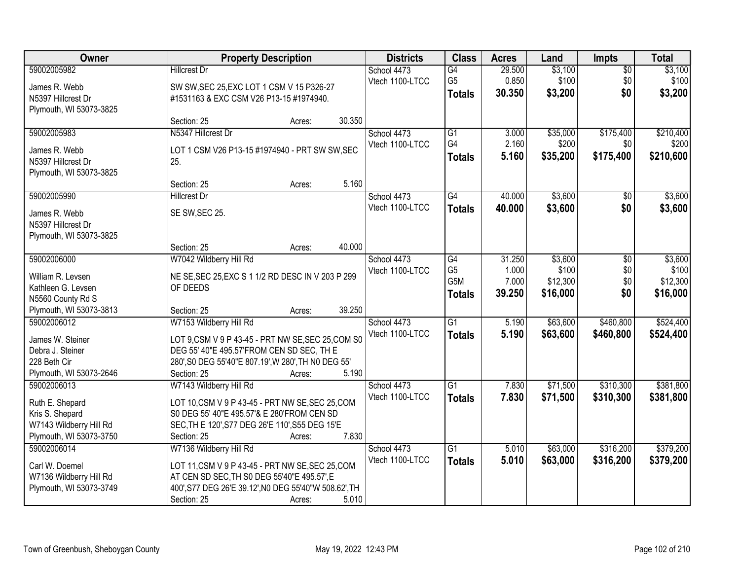| Owner | Property Description | Districts | Class | Acres | Land | Impts | Total |
|---|---|---|---|---|---|---|---|
| 59002005982<br>James R. Webb<br>N5397 Hillcrest Dr<br>Plymouth, WI 53073-3825 | Hillcrest Dr<br>SW SW,SEC 25,EXC LOT 1 CSM V 15 P326-27 #1531163 & EXC CSM V26 P13-15 #1974940.<br>Section: 25 Acres: 30.350 | School 4473<br>Vtech 1100-LTCC | G4<br>G5<br>**Totals** | 29.500<br>0.850<br>**30.350** | $3,100<br>$100<br>**$3,200** | $0<br>$0<br>**$0** | $3,100<br>$100<br>**$3,200** |
| 59002005983<br>James R. Webb<br>N5397 Hillcrest Dr<br>Plymouth, WI 53073-3825 | N5347 Hillcrest Dr<br>LOT 1 CSM V26 P13-15 #1974940 - PRT SW SW,SEC 25.<br>Section: 25 Acres: 5.160 | School 4473<br>Vtech 1100-LTCC | G1<br>G4<br>**Totals** | 3.000<br>2.160<br>**5.160** | $35,000<br>$200<br>**$35,200** | $175,400<br>$0<br>**$175,400** | $210,400<br>$200<br>**$210,600** |
| 59002005990<br>James R. Webb<br>N5397 Hillcrest Dr<br>Plymouth, WI 53073-3825 | Hillcrest Dr<br>SE SW,SEC 25.<br>Section: 25 Acres: 40.000 | School 4473<br>Vtech 1100-LTCC | G4<br>**Totals** | 40.000<br>**40.000** | $3,600<br>**$3,600** | $0<br>**$0** | $3,600<br>**$3,600** |
| 59002006000<br>William R. Levsen<br>Kathleen G. Levsen<br>N5560 County Rd S<br>Plymouth, WI 53073-3813 | W7042 Wildberry Hill Rd<br>NE SE,SEC 25,EXC S 1 1/2 RD DESC IN V 203 P 299 OF DEEDS<br>Section: 25 Acres: 39.250 | School 4473<br>Vtech 1100-LTCC | G4<br>G5<br>G5M<br>**Totals** | 31.250<br>1.000<br>7.000<br>**39.250** | $3,600<br>$100<br>$12,300<br>**$16,000** | $0<br>$0<br>$0<br>**$0** | $3,600<br>$100<br>$12,300<br>**$16,000** |
| 59002006012<br>James W. Steiner<br>Debra J. Steiner<br>228 Beth Cir<br>Plymouth, WI 53073-2646 | W7153 Wildberry Hill Rd<br>LOT 9,CSM V 9 P 43-45 - PRT NW SE,SEC 25,COM S0 DEG 55' 40"E 495.57'FROM CEN SD SEC, TH E 280',S0 DEG 55'40"E 807.19',W 280',TH N0 DEG 55'<br>Section: 25 Acres: 5.190 | School 4473<br>Vtech 1100-LTCC | G1<br>**Totals** | 5.190<br>**5.190** | $63,600<br>**$63,600** | $460,800<br>**$460,800** | $524,400<br>**$524,400** |
| 59002006013<br>Ruth E. Shepard<br>Kris S. Shepard<br>W7143 Wildberry Hill Rd<br>Plymouth, WI 53073-3750 | W7143 Wildberry Hill Rd<br>LOT 10,CSM V 9 P 43-45 - PRT NW SE,SEC 25,COM S0 DEG 55' 40"E 495.57'& E 280'FROM CEN SD SEC,TH E 120',S77 DEG 26'E 110',S55 DEG 15'E<br>Section: 25 Acres: 7.830 | School 4473<br>Vtech 1100-LTCC | G1<br>**Totals** | 7.830<br>**7.830** | $71,500<br>**$71,500** | $310,300<br>**$310,300** | $381,800<br>**$381,800** |
| 59002006014<br>Carl W. Doemel<br>W7136 Wildberry Hill Rd<br>Plymouth, WI 53073-3749 | W7136 Wildberry Hill Rd<br>LOT 11,CSM V 9 P 43-45 - PRT NW SE,SEC 25,COM AT CEN SD SEC,TH S0 DEG 55'40"E 495.57',E 400',S77 DEG 26'E 39.12',N0 DEG 55'40"W 508.62',TH<br>Section: 25 Acres: 5.010 | School 4473<br>Vtech 1100-LTCC | G1<br>**Totals** | 5.010<br>**5.010** | $63,000<br>**$63,000** | $316,200<br>**$316,200** | $379,200<br>**$379,200** |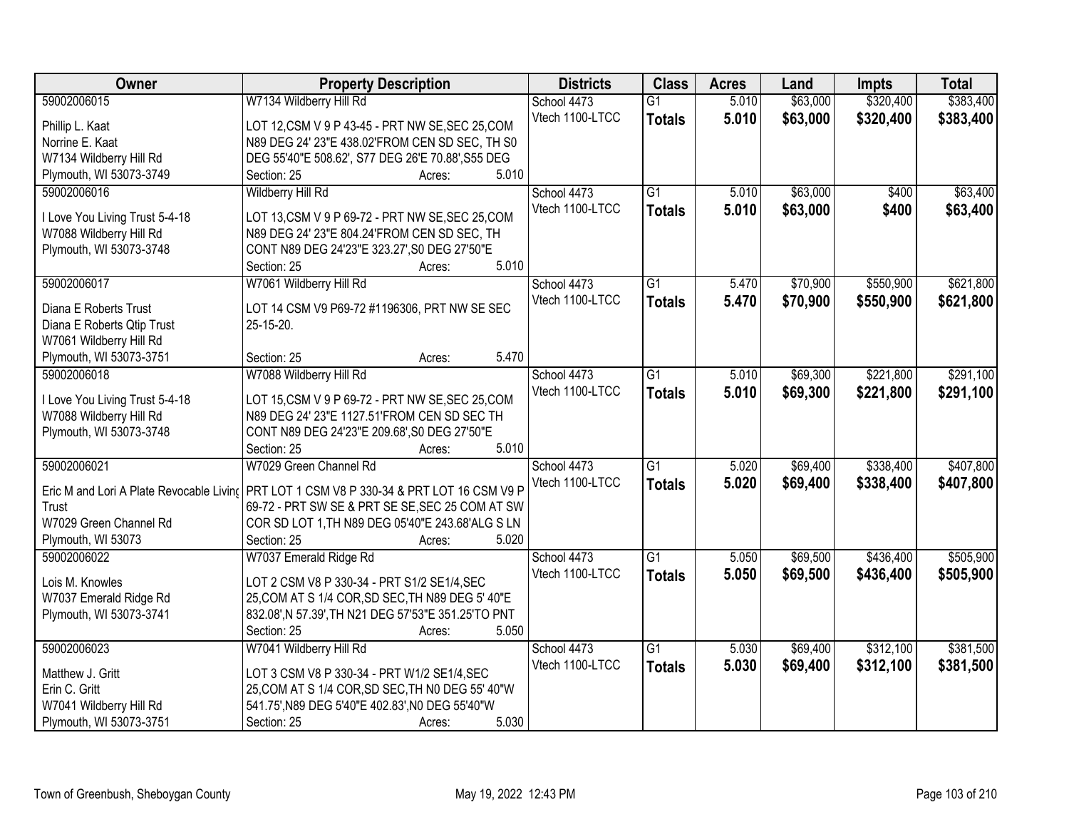| Owner | Property Description | Districts | Class | Acres | Land | Impts | Total |
|---|---|---|---|---|---|---|---|
| 59002006015<br>Phillip L. Kaat<br>Norrine E. Kaat<br>W7134 Wildberry Hill Rd<br>Plymouth, WI 53073-3749 | W7134 Wildberry Hill Rd<br>LOT 12,CSM V 9 P 43-45 - PRT NW SE,SEC 25,COM N89 DEG 24' 23"E 438.02'FROM CEN SD SEC, TH S0 DEG 55'40"E 508.62', S77 DEG 26'E 70.88',S55 DEG<br>Section: 25 Acres: 5.010 | School 4473<br>Vtech 1100-LTCC | G1<br>**Totals** | 5.010<br>**5.010** | $63,000<br>**$63,000** | $320,400<br>**$320,400** | $383,400<br>**$383,400** |
| 59002006016<br>I Love You Living Trust 5-4-18<br>W7088 Wildberry Hill Rd<br>Plymouth, WI 53073-3748 | Wildberry Hill Rd<br>LOT 13,CSM V 9 P 69-72 - PRT NW SE,SEC 25,COM N89 DEG 24' 23"E 804.24'FROM CEN SD SEC, TH CONT N89 DEG 24'23"E 323.27',S0 DEG 27'50"E<br>Section: 25 Acres: 5.010 | School 4473<br>Vtech 1100-LTCC | G1<br>**Totals** | 5.010<br>**5.010** | $63,000<br>**$63,000** | $400<br>**$400** | $63,400<br>**$63,400** |
| 59002006017<br>Diana E Roberts Trust<br>Diana E Roberts Qtip Trust<br>W7061 Wildberry Hill Rd<br>Plymouth, WI 53073-3751 | W7061 Wildberry Hill Rd<br>LOT 14 CSM V9 P69-72 #1196306, PRT NW SE SEC 25-15-20.<br>Section: 25 Acres: 5.470 | School 4473<br>Vtech 1100-LTCC | G1<br>**Totals** | 5.470<br>**5.470** | $70,900<br>**$70,900** | $550,900<br>**$550,900** | $621,800<br>**$621,800** |
| 59002006018<br>I Love You Living Trust 5-4-18<br>W7088 Wildberry Hill Rd<br>Plymouth, WI 53073-3748 | W7088 Wildberry Hill Rd<br>LOT 15,CSM V 9 P 69-72 - PRT NW SE,SEC 25,COM N89 DEG 24' 23"E 1127.51'FROM CEN SD SEC TH CONT N89 DEG 24'23"E 209.68',S0 DEG 27'50"E<br>Section: 25 Acres: 5.010 | School 4473<br>Vtech 1100-LTCC | G1<br>**Totals** | 5.010<br>**5.010** | $69,300<br>**$69,300** | $221,800<br>**$221,800** | $291,100<br>**$291,100** |
| 59002006021<br>Eric M and Lori A Plate Revocable Living Trust<br>W7029 Green Channel Rd<br>Plymouth, WI 53073 | W7029 Green Channel Rd<br>PRT LOT 1 CSM V8 P 330-34 & PRT LOT 16 CSM V9 P 69-72 - PRT SW SE & PRT SE SE,SEC 25 COM AT SW COR SD LOT 1,TH N89 DEG 05'40"E 243.68'ALG S LN<br>Section: 25 Acres: 5.020 | School 4473<br>Vtech 1100-LTCC | G1<br>**Totals** | 5.020<br>**5.020** | $69,400<br>**$69,400** | $338,400<br>**$338,400** | $407,800<br>**$407,800** |
| 59002006022<br>Lois M. Knowles<br>W7037 Emerald Ridge Rd<br>Plymouth, WI 53073-3741 | W7037 Emerald Ridge Rd<br>LOT 2 CSM V8 P 330-34 - PRT S1/2 SE1/4,SEC 25,COM AT S 1/4 COR,SD SEC,TH N89 DEG 5' 40"E 832.08',N 57.39',TH N21 DEG 57'53"E 351.25'TO PNT<br>Section: 25 Acres: 5.050 | School 4473<br>Vtech 1100-LTCC | G1<br>**Totals** | 5.050<br>**5.050** | $69,500<br>**$69,500** | $436,400<br>**$436,400** | $505,900<br>**$505,900** |
| 59002006023<br>Matthew J. Gritt<br>Erin C. Gritt<br>W7041 Wildberry Hill Rd<br>Plymouth, WI 53073-3751 | W7041 Wildberry Hill Rd<br>LOT 3 CSM V8 P 330-34 - PRT W1/2 SE1/4,SEC 25,COM AT S 1/4 COR,SD SEC,TH N0 DEG 55' 40"W 541.75',N89 DEG 5'40"E 402.83',N0 DEG 55'40"W<br>Section: 25 Acres: 5.030 | School 4473<br>Vtech 1100-LTCC | G1<br>**Totals** | 5.030<br>**5.030** | $69,400<br>**$69,400** | $312,100<br>**$312,100** | $381,500<br>**$381,500** |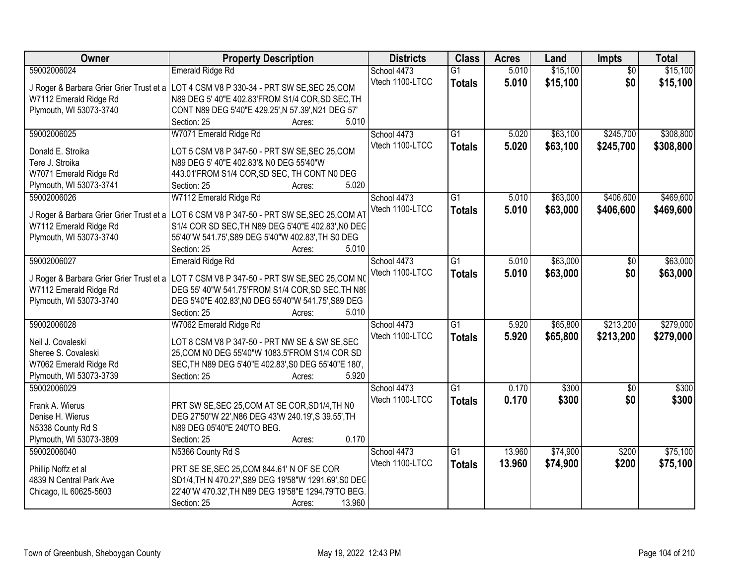| Owner | Property Description | Districts | Class | Acres | Land | Impts | Total |
|---|---|---|---|---|---|---|---|
| 59002006024 | Emerald Ridge Rd | School 4473 | G1 | 5.010 | $15,100 | $0 | $15,100 |
| J Roger & Barbara Grier Grier Trust et a<br>W7112 Emerald Ridge Rd<br>Plymouth, WI 53073-3740 | LOT 4 CSM V8 P 330-34 - PRT SW SE,SEC 25,COM N89 DEG 5' 40"E 402.83'FROM S1/4 COR,SD SEC,TH CONT N89 DEG 5'40"E 429.25',N 57.39',N21 DEG 57'<br>Section: 25 Acres: 5.010 | Vtech 1100-LTCC | **Totals** | **5.010** | **$15,100** | **$0** | **$15,100** |
| 59002006025 | W7071 Emerald Ridge Rd | School 4473 | G1 | 5.020 | $63,100 | $245,700 | $308,800 |
| Donald E. Stroika<br>Tere J. Stroika<br>W7071 Emerald Ridge Rd<br>Plymouth, WI 53073-3741 | LOT 5 CSM V8 P 347-50 - PRT SW SE,SEC 25,COM N89 DEG 5' 40"E 402.83'& N0 DEG 55'40"W 443.01'FROM S1/4 COR,SD SEC, TH CONT N0 DEG<br>Section: 25 Acres: 5.020 | Vtech 1100-LTCC | **Totals** | **5.020** | **$63,100** | **$245,700** | **$308,800** |
| 59002006026 | W7112 Emerald Ridge Rd | School 4473 | G1 | 5.010 | $63,000 | $406,600 | $469,600 |
| J Roger & Barbara Grier Grier Trust et a<br>W7112 Emerald Ridge Rd<br>Plymouth, WI 53073-3740 | LOT 6 CSM V8 P 347-50 - PRT SW SE,SEC 25,COM AT S1/4 COR SD SEC,TH N89 DEG 5'40"E 402.83',N0 DEG 55'40"W 541.75',S89 DEG 5'40"W 402.83',TH S0 DEG<br>Section: 25 Acres: 5.010 | Vtech 1100-LTCC | **Totals** | **5.010** | **$63,000** | **$406,600** | **$469,600** |
| 59002006027 | Emerald Ridge Rd | School 4473 | G1 | 5.010 | $63,000 | $0 | $63,000 |
| J Roger & Barbara Grier Grier Trust et a<br>W7112 Emerald Ridge Rd<br>Plymouth, WI 53073-3740 | LOT 7 CSM V8 P 347-50 - PRT SW SE,SEC 25,COM N0 DEG 55' 40"W 541.75'FROM S1/4 COR,SD SEC,TH N89 DEG 5'40"E 402.83',N0 DEG 55'40"W 541.75',S89 DEG<br>Section: 25 Acres: 5.010 | Vtech 1100-LTCC | **Totals** | **5.010** | **$63,000** | **$0** | **$63,000** |
| 59002006028 | W7062 Emerald Ridge Rd | School 4473 | G1 | 5.920 | $65,800 | $213,200 | $279,000 |
| Neil J. Covaleski<br>Sheree S. Covaleski<br>W7062 Emerald Ridge Rd<br>Plymouth, WI 53073-3739 | LOT 8 CSM V8 P 347-50 - PRT NW SE & SW SE,SEC 25,COM N0 DEG 55'40"W 1083.5'FROM S1/4 COR SD SEC,TH N89 DEG 5'40"E 402.83',S0 DEG 55'40"E 180',<br>Section: 25 Acres: 5.920 | Vtech 1100-LTCC | **Totals** | **5.920** | **$65,800** | **$213,200** | **$279,000** |
| 59002006029 | | School 4473 | G1 | 0.170 | $300 | $0 | $300 |
| Frank A. Wierus<br>Denise H. Wierus<br>N5338 County Rd S<br>Plymouth, WI 53073-3809 | PRT SW SE,SEC 25,COM AT SE COR,SD1/4,TH N0 DEG 27'50"W 22',N86 DEG 43'W 240.19',S 39.55',TH N89 DEG 05'40"E 240'TO BEG.<br>Section: 25 Acres: 0.170 | Vtech 1100-LTCC | **Totals** | **0.170** | **$300** | **$0** | **$300** |
| 59002006040 | N5366 County Rd S | School 4473 | G1 | 13.960 | $74,900 | $200 | $75,100 |
| Phillip Noffz et al<br>4839 N Central Park Ave<br>Chicago, IL 60625-5603 | PRT SE SE,SEC 25,COM 844.61' N OF SE COR SD1/4,TH N 470.27',S89 DEG 19'58"W 1291.69',S0 DEG 22'40"W 470.32',TH N89 DEG 19'58"E 1294.79'TO BEG.<br>Section: 25 Acres: 13.960 | Vtech 1100-LTCC | **Totals** | **13.960** | **$74,900** | **$200** | **$75,100** |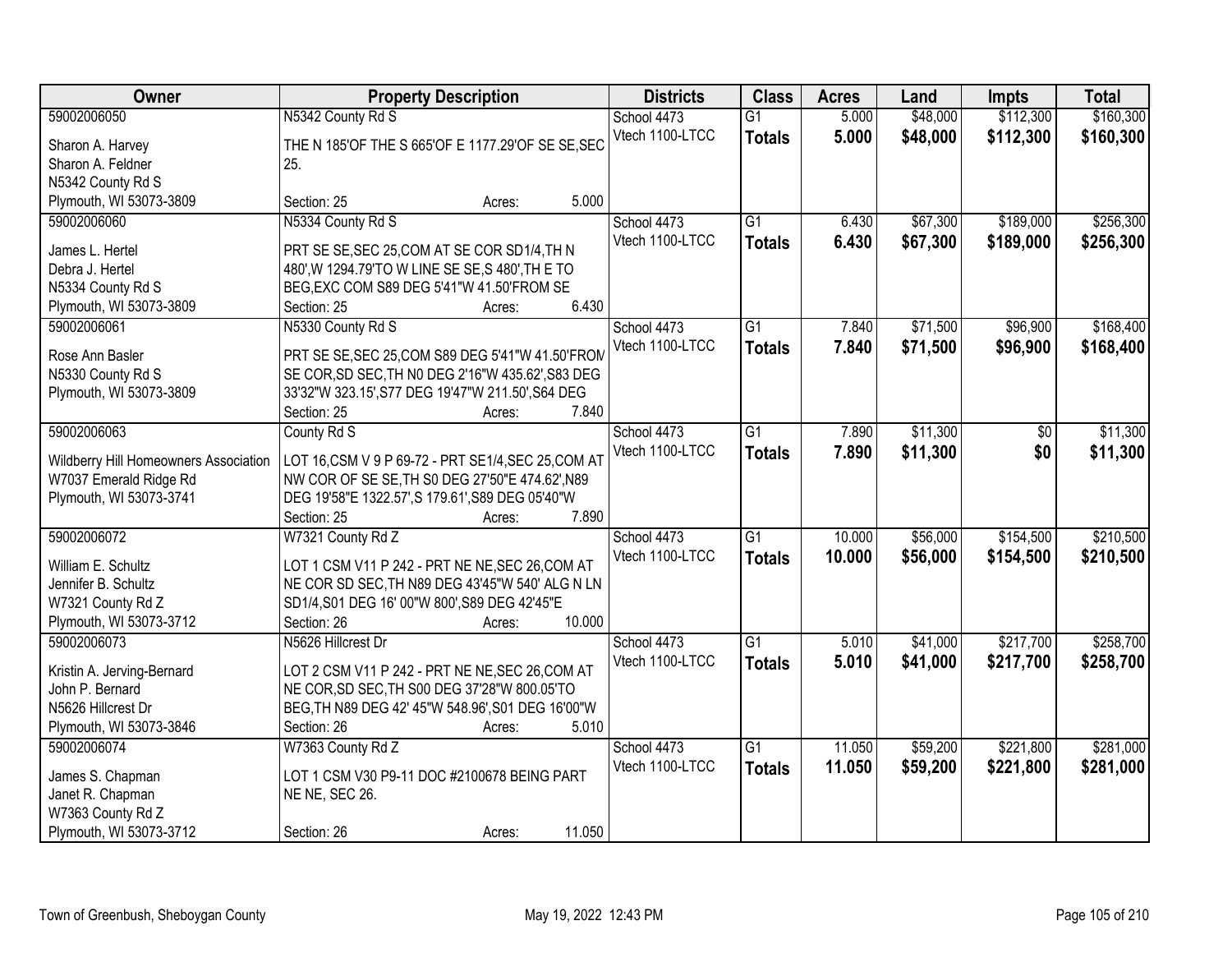| Owner | Property Description | Districts | Class | Acres | Land | Impts | Total |
|---|---|---|---|---|---|---|---|
| 59002006050<br>Sharon A. Harvey<br>Sharon A. Feldner<br>N5342 County Rd S<br>Plymouth, WI 53073-3809 | N5342 County Rd S<br>THE N 185'OF THE S 665'OF E 1177.29'OF SE SE,SEC 25.<br>Section: 25 Acres: 5.000 | School 4473<br>Vtech 1100-LTCC | G1<br>**Totals** | 5.000<br>**5.000** | $48,000<br>**$48,000** | $112,300<br>**$112,300** | $160,300<br>**$160,300** |
| 59002006060<br>James L. Hertel<br>Debra J. Hertel<br>N5334 County Rd S<br>Plymouth, WI 53073-3809 | N5334 County Rd S<br>PRT SE SE,SEC 25,COM AT SE COR SD1/4,TH N 480',W 1294.79'TO W LINE SE SE,S 480',TH E TO BEG,EXC COM S89 DEG 5'41"W 41.50'FROM SE<br>Section: 25 Acres: 6.430 | School 4473<br>Vtech 1100-LTCC | G1<br>**Totals** | 6.430<br>**6.430** | $67,300<br>**$67,300** | $189,000<br>**$189,000** | $256,300<br>**$256,300** |
| 59002006061<br>Rose Ann Basler<br>N5330 County Rd S<br>Plymouth, WI 53073-3809 | N5330 County Rd S<br>PRT SE SE,SEC 25,COM S89 DEG 5'41"W 41.50'FROM SE COR,SD SEC,TH N0 DEG 2'16"W 435.62',S83 DEG 33'32"W 323.15',S77 DEG 19'47"W 211.50',S64 DEG<br>Section: 25 Acres: 7.840 | School 4473<br>Vtech 1100-LTCC | G1<br>**Totals** | 7.840<br>**7.840** | $71,500<br>**$71,500** | $96,900<br>**$96,900** | $168,400<br>**$168,400** |
| 59002006063<br>Wildberry Hill Homeowners Association<br>W7037 Emerald Ridge Rd<br>Plymouth, WI 53073-3741 | County Rd S<br>LOT 16,CSM V 9 P 69-72 - PRT SE1/4,SEC 25,COM AT NW COR OF SE SE,TH S0 DEG 27'50"E 474.62',N89 DEG 19'58"E 1322.57',S 179.61',S89 DEG 05'40"W<br>Section: 25 Acres: 7.890 | School 4473<br>Vtech 1100-LTCC | G1<br>**Totals** | 7.890<br>**7.890** | $11,300<br>**$11,300** | $0<br>**$0** | $11,300<br>**$11,300** |
| 59002006072<br>William E. Schultz<br>Jennifer B. Schultz<br>W7321 County Rd Z<br>Plymouth, WI 53073-3712 | W7321 County Rd Z<br>LOT 1 CSM V11 P 242 - PRT NE NE,SEC 26,COM AT NE COR SD SEC,TH N89 DEG 43'45"W 540' ALG N LN SD1/4,S01 DEG 16' 00"W 800',S89 DEG 42'45"E<br>Section: 26 Acres: 10.000 | School 4473<br>Vtech 1100-LTCC | G1<br>**Totals** | 10.000<br>**10.000** | $56,000<br>**$56,000** | $154,500<br>**$154,500** | $210,500<br>**$210,500** |
| 59002006073<br>Kristin A. Jerving-Bernard<br>John P. Bernard<br>N5626 Hillcrest Dr<br>Plymouth, WI 53073-3846 | N5626 Hillcrest Dr<br>LOT 2 CSM V11 P 242 - PRT NE NE,SEC 26,COM AT NE COR,SD SEC,TH S00 DEG 37'28"W 800.05'TO BEG,TH N89 DEG 42' 45"W 548.96',S01 DEG 16'00"W<br>Section: 26 Acres: 5.010 | School 4473<br>Vtech 1100-LTCC | G1<br>**Totals** | 5.010<br>**5.010** | $41,000<br>**$41,000** | $217,700<br>**$217,700** | $258,700<br>**$258,700** |
| 59002006074<br>James S. Chapman<br>Janet R. Chapman<br>W7363 County Rd Z<br>Plymouth, WI 53073-3712 | W7363 County Rd Z<br>LOT 1 CSM V30 P9-11 DOC #2100678 BEING PART NE NE, SEC 26.<br>Section: 26 Acres: 11.050 | School 4473<br>Vtech 1100-LTCC | G1<br>**Totals** | 11.050<br>**11.050** | $59,200<br>**$59,200** | $221,800<br>**$221,800** | $281,000<br>**$281,000** |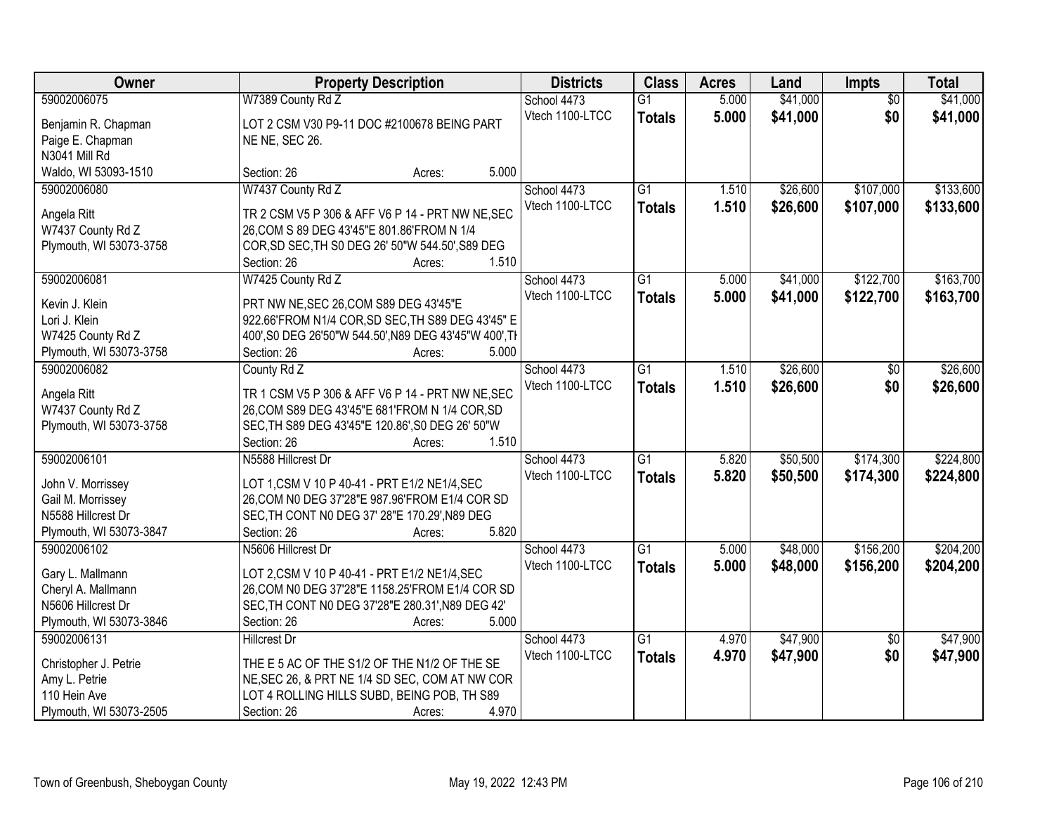| Owner | Property Description | Districts | Class | Acres | Land | Impts | Total |
|---|---|---|---|---|---|---|---|
| 59002006075<br>Benjamin R. Chapman<br>Paige E. Chapman<br>N3041 Mill Rd<br>Waldo, WI 53093-1510 | W7389 County Rd Z<br>LOT 2 CSM V30 P9-11 DOC #2100678 BEING PART NE NE, SEC 26.<br>Section: 26 Acres: 5.000 | School 4473<br>Vtech 1100-LTCC | G1<br>**Totals** | 5.000<br>**5.000** | $41,000<br>**$41,000** | $0<br>**$0** | $41,000<br>**$41,000** |
| 59002006080<br>Angela Ritt<br>W7437 County Rd Z<br>Plymouth, WI 53073-3758 | W7437 County Rd Z<br>TR 2 CSM V5 P 306 & AFF V6 P 14 - PRT NW NE,SEC 26,COM S 89 DEG 43'45"E 801.86'FROM N 1/4 COR,SD SEC,TH S0 DEG 26' 50"W 544.50',S89 DEG<br>Section: 26 Acres: 1.510 | School 4473<br>Vtech 1100-LTCC | G1<br>**Totals** | 1.510<br>**1.510** | $26,600<br>**$26,600** | $107,000<br>**$107,000** | $133,600<br>**$133,600** |
| 59002006081<br>Kevin J. Klein<br>Lori J. Klein<br>W7425 County Rd Z<br>Plymouth, WI 53073-3758 | W7425 County Rd Z<br>PRT NW NE,SEC 26,COM S89 DEG 43'45"E 922.66'FROM N1/4 COR,SD SEC,TH S89 DEG 43'45" E 400',S0 DEG 26'50"W 544.50',N89 DEG 43'45"W 400',TH<br>Section: 26 Acres: 5.000 | School 4473<br>Vtech 1100-LTCC | G1<br>**Totals** | 5.000<br>**5.000** | $41,000<br>**$41,000** | $122,700<br>**$122,700** | $163,700<br>**$163,700** |
| 59002006082<br>Angela Ritt<br>W7437 County Rd Z<br>Plymouth, WI 53073-3758 | County Rd Z<br>TR 1 CSM V5 P 306 & AFF V6 P 14 - PRT NW NE,SEC 26,COM S89 DEG 43'45"E 681'FROM N 1/4 COR,SD SEC,TH S89 DEG 43'45"E 120.86',S0 DEG 26' 50"W<br>Section: 26 Acres: 1.510 | School 4473<br>Vtech 1100-LTCC | G1<br>**Totals** | 1.510<br>**1.510** | $26,600<br>**$26,600** | $0<br>**$0** | $26,600<br>**$26,600** |
| 59002006101<br>John V. Morrissey<br>Gail M. Morrissey<br>N5588 Hillcrest Dr<br>Plymouth, WI 53073-3847 | N5588 Hillcrest Dr<br>LOT 1,CSM V 10 P 40-41 - PRT E1/2 NE1/4,SEC 26,COM N0 DEG 37'28"E 987.96'FROM E1/4 COR SD SEC,TH CONT N0 DEG 37' 28"E 170.29',N89 DEG<br>Section: 26 Acres: 5.820 | School 4473<br>Vtech 1100-LTCC | G1<br>**Totals** | 5.820<br>**5.820** | $50,500<br>**$50,500** | $174,300<br>**$174,300** | $224,800<br>**$224,800** |
| 59002006102<br>Gary L. Mallmann<br>Cheryl A. Mallmann<br>N5606 Hillcrest Dr<br>Plymouth, WI 53073-3846 | N5606 Hillcrest Dr<br>LOT 2,CSM V 10 P 40-41 - PRT E1/2 NE1/4,SEC 26,COM N0 DEG 37'28"E 1158.25'FROM E1/4 COR SD SEC,TH CONT N0 DEG 37'28"E 280.31',N89 DEG 42'<br>Section: 26 Acres: 5.000 | School 4473<br>Vtech 1100-LTCC | G1<br>**Totals** | 5.000<br>**5.000** | $48,000<br>**$48,000** | $156,200<br>**$156,200** | $204,200<br>**$204,200** |
| 59002006131<br>Christopher J. Petrie<br>Amy L. Petrie<br>110 Hein Ave<br>Plymouth, WI 53073-2505 | Hillcrest Dr<br>THE E 5 AC OF THE S1/2 OF THE N1/2 OF THE SE NE,SEC 26, & PRT NE 1/4 SD SEC, COM AT NW COR LOT 4 ROLLING HILLS SUBD, BEING POB, TH S89<br>Section: 26 Acres: 4.970 | School 4473<br>Vtech 1100-LTCC | G1<br>**Totals** | 4.970<br>**4.970** | $47,900<br>**$47,900** | $0<br>**$0** | $47,900<br>**$47,900** |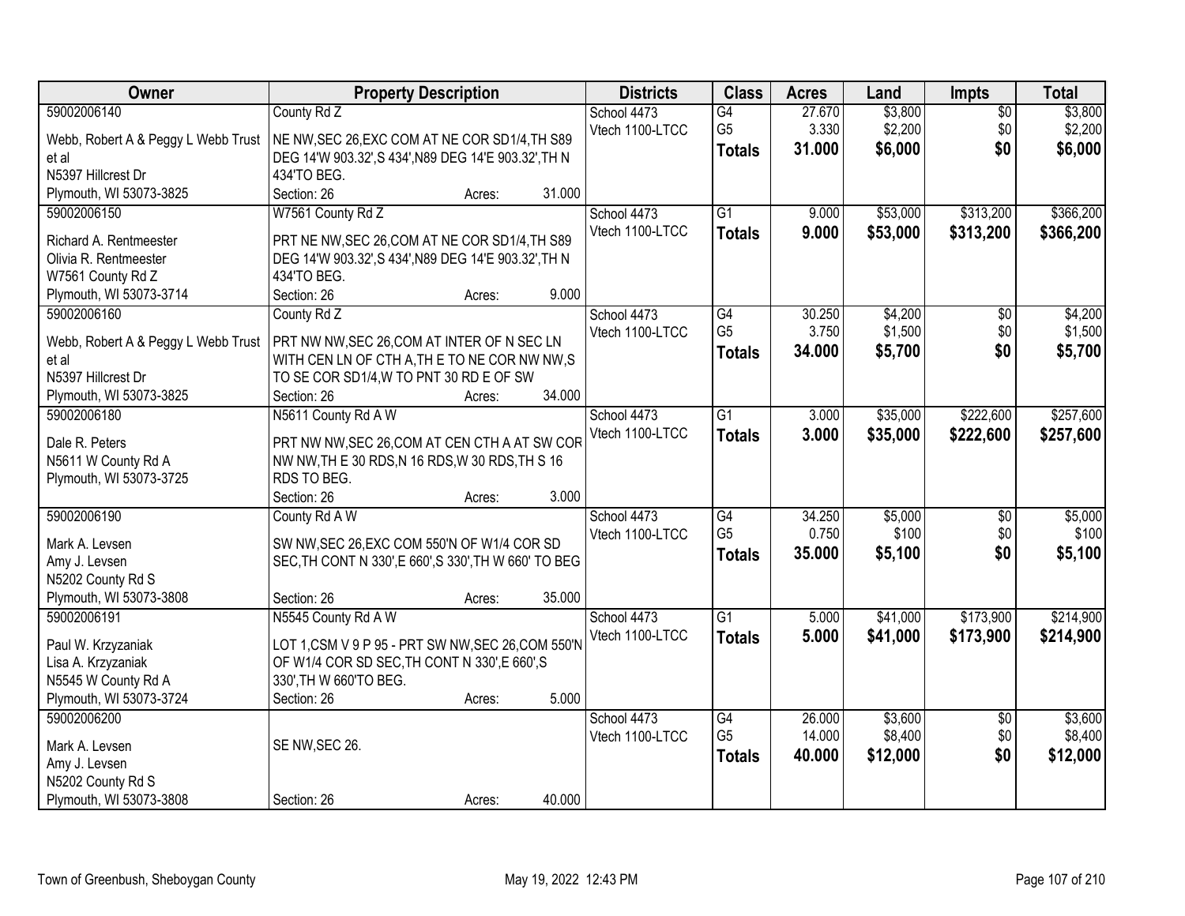| Owner | Property Description | Districts | Class | Acres | Land | Impts | Total |
|---|---|---|---|---|---|---|---|
| 59002006140<br>Webb, Robert A & Peggy L Webb Trust et al<br>N5397 Hillcrest Dr<br>Plymouth, WI 53073-3825 | County Rd Z<br>NE NW,SEC 26,EXC COM AT NE COR SD1/4,TH S89 DEG 14'W 903.32',S 434',N89 DEG 14'E 903.32',TH N 434'TO BEG.<br>Section: 26 Acres: 31.000 | School 4473<br>Vtech 1100-LTCC | G4<br>G5<br>**Totals** | 27.670<br>3.330<br>**31.000** | $3,800<br>$2,200<br>**$6,000** | $0<br>$0<br>**$0** | $3,800<br>$2,200<br>**$6,000** |
| 59002006150<br>Richard A. Rentmeester<br>Olivia R. Rentmeester<br>W7561 County Rd Z<br>Plymouth, WI 53073-3714 | W7561 County Rd Z<br>PRT NE NW,SEC 26,COM AT NE COR SD1/4,TH S89 DEG 14'W 903.32',S 434',N89 DEG 14'E 903.32',TH N 434'TO BEG.<br>Section: 26 Acres: 9.000 | School 4473<br>Vtech 1100-LTCC | G1<br>**Totals** | 9.000<br>**9.000** | $53,000<br>**$53,000** | $313,200<br>**$313,200** | $366,200<br>**$366,200** |
| 59002006160<br>Webb, Robert A & Peggy L Webb Trust et al<br>N5397 Hillcrest Dr<br>Plymouth, WI 53073-3825 | County Rd Z<br>PRT NW NW,SEC 26,COM AT INTER OF N SEC LN WITH CEN LN OF CTH A,TH E TO NE COR NW NW,S TO SE COR SD1/4,W TO PNT 30 RD E OF SW<br>Section: 26 Acres: 34.000 | School 4473<br>Vtech 1100-LTCC | G4<br>G5<br>**Totals** | 30.250<br>3.750<br>**34.000** | $4,200<br>$1,500<br>**$5,700** | $0<br>$0<br>**$0** | $4,200<br>$1,500<br>**$5,700** |
| 59002006180<br>Dale R. Peters<br>N5611 W County Rd A<br>Plymouth, WI 53073-3725 | N5611 County Rd A W<br>PRT NW NW,SEC 26,COM AT CEN CTH A AT SW COR NW NW,TH E 30 RDS,N 16 RDS,W 30 RDS,TH S 16 RDS TO BEG.<br>Section: 26 Acres: 3.000 | School 4473<br>Vtech 1100-LTCC | G1<br>**Totals** | 3.000<br>**3.000** | $35,000<br>**$35,000** | $222,600<br>**$222,600** | $257,600<br>**$257,600** |
| 59002006190<br>Mark A. Levsen<br>Amy J. Levsen<br>N5202 County Rd S<br>Plymouth, WI 53073-3808 | County Rd A W<br>SW NW,SEC 26,EXC COM 550'N OF W1/4 COR SD SEC,TH CONT N 330',E 660',S 330',TH W 660' TO BEG<br>Section: 26 Acres: 35.000 | School 4473<br>Vtech 1100-LTCC | G4<br>G5<br>**Totals** | 34.250<br>0.750<br>**35.000** | $5,000<br>$100<br>**$5,100** | $0<br>$0<br>**$0** | $5,000<br>$100<br>**$5,100** |
| 59002006191<br>Paul W. Krzyzaniak<br>Lisa A. Krzyzaniak<br>N5545 W County Rd A<br>Plymouth, WI 53073-3724 | N5545 County Rd A W<br>LOT 1,CSM V 9 P 95 - PRT SW NW,SEC 26,COM 550'N OF W1/4 COR SD SEC,TH CONT N 330',E 660',S 330',TH W 660'TO BEG.<br>Section: 26 Acres: 5.000 | School 4473<br>Vtech 1100-LTCC | G1<br>**Totals** | 5.000<br>**5.000** | $41,000<br>**$41,000** | $173,900<br>**$173,900** | $214,900<br>**$214,900** |
| 59002006200<br>Mark A. Levsen<br>Amy J. Levsen<br>N5202 County Rd S<br>Plymouth, WI 53073-3808 | SE NW,SEC 26.<br>Section: 26 Acres: 40.000 | School 4473<br>Vtech 1100-LTCC | G4<br>G5<br>**Totals** | 26.000<br>14.000<br>**40.000** | $3,600<br>$8,400<br>**$12,000** | $0<br>$0<br>**$0** | $3,600<br>$8,400<br>**$12,000** |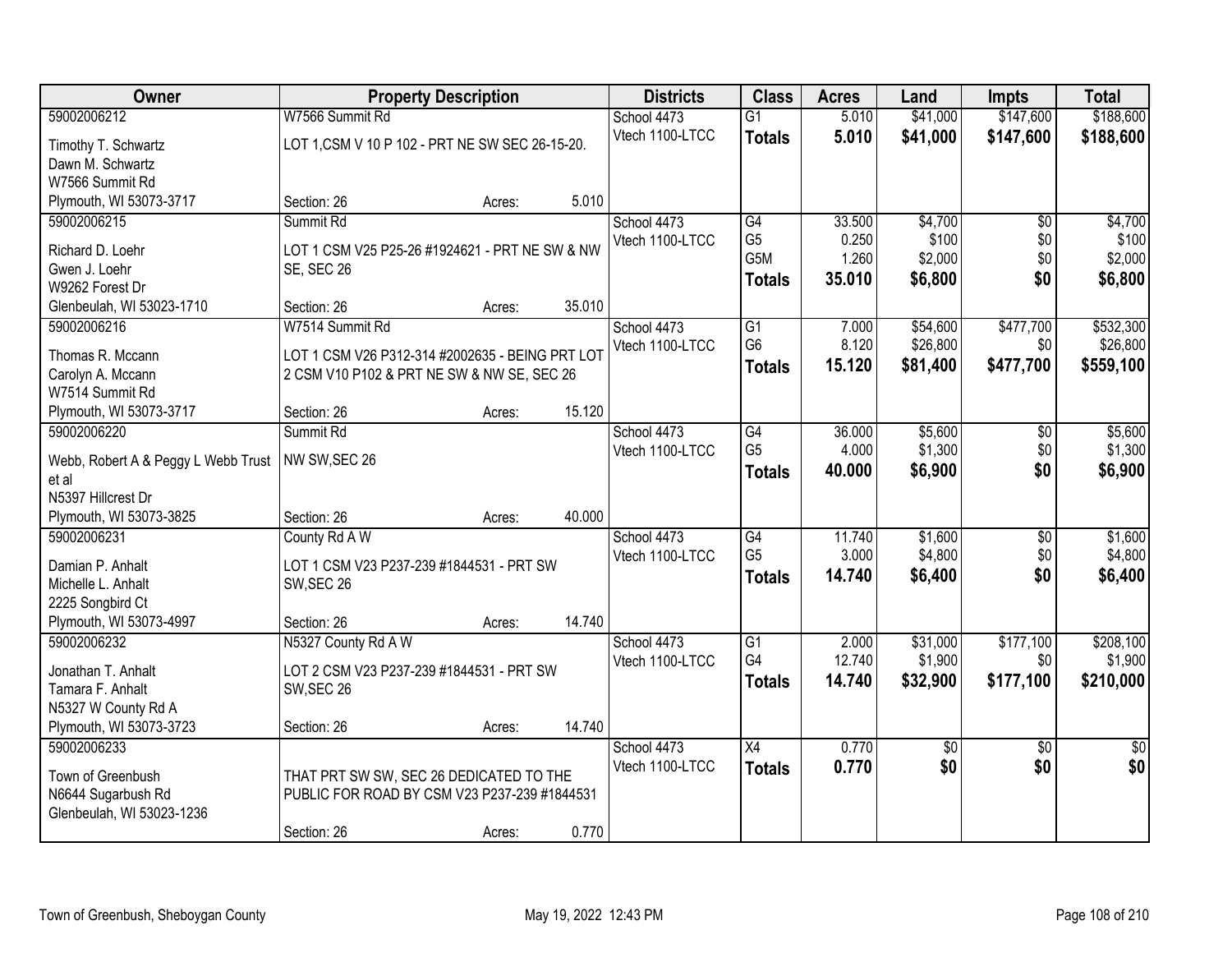| Owner | Property Description | | | Districts | Class | Acres | Land | Impts | Total |
|---|---|---|---|---|---|---|---|---|---|
| 59002006212 | W7566 Summit Rd | | | School 4473 | G1 | 5.010 | $41,000 | $147,600 | $188,600 |
| Timothy T. Schwartz | LOT 1,CSM V 10 P 102 - PRT NE SW SEC 26-15-20. | | | Vtech 1100-LTCC | **Totals** | **5.010** | **$41,000** | **$147,600** | **$188,600** |
| Dawn M. Schwartz | | | | | | | | | |
| W7566 Summit Rd | | | | | | | | | |
| Plymouth, WI 53073-3717 | Section: 26 | Acres: | 5.010 | | | | | | |
| 59002006215 | Summit Rd | | | School 4473 | G4 | 33.500 | $4,700 | $0 | $4,700 |
| Richard D. Loehr | LOT 1 CSM V25 P25-26 #1924621 - PRT NE SW & NW SE, SEC 26 | | | Vtech 1100-LTCC | G5 | 0.250 | $100 | $0 | $100 |
| Gwen J. Loehr | | | | | G5M | 1.260 | $2,000 | $0 | $2,000 |
| W9262 Forest Dr | | | | | **Totals** | **35.010** | **$6,800** | **$0** | **$6,800** |
| Glenbeulah, WI 53023-1710 | Section: 26 | Acres: | 35.010 | | | | | | |
| 59002006216 | W7514 Summit Rd | | | School 4473 | G1 | 7.000 | $54,600 | $477,700 | $532,300 |
| Thomas R. Mccann | LOT 1 CSM V26 P312-314 #2002635 - BEING PRT LOT 2 CSM V10 P102 & PRT NE SW & NW SE, SEC 26 | | | Vtech 1100-LTCC | G6 | 8.120 | $26,800 | $0 | $26,800 |
| Carolyn A. Mccann | | | | | **Totals** | **15.120** | **$81,400** | **$477,700** | **$559,100** |
| W7514 Summit Rd | | | | | | | | | |
| Plymouth, WI 53073-3717 | Section: 26 | Acres: | 15.120 | | | | | | |
| 59002006220 | Summit Rd | | | School 4473 | G4 | 36.000 | $5,600 | $0 | $5,600 |
| Webb, Robert A & Peggy L Webb Trust et al | NW SW,SEC 26 | | | Vtech 1100-LTCC | G5 | 4.000 | $1,300 | $0 | $1,300 |
| N5397 Hillcrest Dr | | | | | **Totals** | **40.000** | **$6,900** | **$0** | **$6,900** |
| Plymouth, WI 53073-3825 | Section: 26 | Acres: | 40.000 | | | | | | |
| 59002006231 | County Rd A W | | | School 4473 | G4 | 11.740 | $1,600 | $0 | $1,600 |
| Damian P. Anhalt | LOT 1 CSM V23 P237-239 #1844531 - PRT SW SW,SEC 26 | | | Vtech 1100-LTCC | G5 | 3.000 | $4,800 | $0 | $4,800 |
| Michelle L. Anhalt | | | | | **Totals** | **14.740** | **$6,400** | **$0** | **$6,400** |
| 2225 Songbird Ct | | | | | | | | | |
| Plymouth, WI 53073-4997 | Section: 26 | Acres: | 14.740 | | | | | | |
| 59002006232 | N5327 County Rd A W | | | School 4473 | G1 | 2.000 | $31,000 | $177,100 | $208,100 |
| Jonathan T. Anhalt | LOT 2 CSM V23 P237-239 #1844531 - PRT SW SW,SEC 26 | | | Vtech 1100-LTCC | G4 | 12.740 | $1,900 | $0 | $1,900 |
| Tamara F. Anhalt | | | | | **Totals** | **14.740** | **$32,900** | **$177,100** | **$210,000** |
| N5327 W County Rd A | | | | | | | | | |
| Plymouth, WI 53073-3723 | Section: 26 | Acres: | 14.740 | | | | | | |
| 59002006233 | | | | School 4473 | X4 | 0.770 | $0 | $0 | $0 |
| Town of Greenbush | THAT PRT SW SW, SEC 26 DEDICATED TO THE PUBLIC FOR ROAD BY CSM V23 P237-239 #1844531 | | | Vtech 1100-LTCC | **Totals** | **0.770** | **$0** | **$0** | **$0** |
| N6644 Sugarbush Rd | | | | | | | | | |
| Glenbeulah, WI 53023-1236 | | | | | | | | | |
| | Section: 26 | Acres: | 0.770 | | | | | | |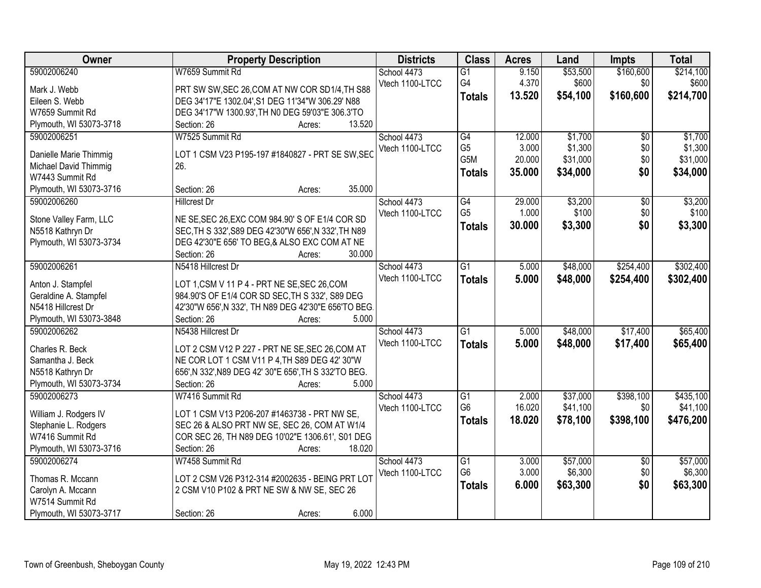| Owner | Property Description | Districts | Class | Acres | Land | Impts | Total |
|---|---|---|---|---|---|---|---|
| 59002006240<br>Mark J. Webb<br>Eileen S. Webb<br>W7659 Summit Rd<br>Plymouth, WI 53073-3718 | W7659 Summit Rd<br>PRT SW SW,SEC 26,COM AT NW COR SD1/4,TH S88 DEG 34'17"E 1302.04',S1 DEG 11'34"W 306.29' N88 DEG 34'17"W 1300.93',TH N0 DEG 59'03"E 306.3'TO<br>Section: 26 Acres: 13.520 | School 4473<br>Vtech 1100-LTCC | G1<br>G4<br>**Totals** | 9.150<br>4.370<br>**13.520** | $53,500<br>$600<br>**$54,100** | $160,600<br>$0<br>**$160,600** | $214,100<br>$600<br>**$214,700** |
| 59002006251<br>Danielle Marie Thimmig<br>Michael David Thimmig<br>W7443 Summit Rd<br>Plymouth, WI 53073-3716 | W7525 Summit Rd<br>LOT 1 CSM V23 P195-197 #1840827 - PRT SE SW,SEC 26.<br>Section: 26 Acres: 35.000 | School 4473<br>Vtech 1100-LTCC | G4<br>G5<br>G5M<br>**Totals** | 12.000<br>3.000<br>20.000<br>**35.000** | $1,700<br>$1,300<br>$31,000<br>**$34,000** | $0<br>$0<br>$0<br>**$0** | $1,700<br>$1,300<br>$31,000<br>**$34,000** |
| 59002006260<br>Stone Valley Farm, LLC<br>N5518 Kathryn Dr<br>Plymouth, WI 53073-3734 | Hillcrest Dr<br>NE SE,SEC 26,EXC COM 984.90' S OF E1/4 COR SD SEC,TH S 332',S89 DEG 42'30"W 656',N 332',TH N89 DEG 42'30"E 656' TO BEG,& ALSO EXC COM AT NE<br>Section: 26 Acres: 30.000 | School 4473<br>Vtech 1100-LTCC | G4<br>G5<br>**Totals** | 29.000<br>1.000<br>**30.000** | $3,200<br>$100<br>**$3,300** | $0<br>$0<br>**$0** | $3,200<br>$100<br>**$3,300** |
| 59002006261<br>Anton J. Stampfel<br>Geraldine A. Stampfel<br>N5418 Hillcrest Dr<br>Plymouth, WI 53073-3848 | N5418 Hillcrest Dr<br>LOT 1,CSM V 11 P 4 - PRT NE SE,SEC 26,COM 984.90'S OF E1/4 COR SD SEC,TH S 332', S89 DEG 42'30"W 656',N 332', TH N89 DEG 42'30"E 656'TO BEG.<br>Section: 26 Acres: 5.000 | School 4473<br>Vtech 1100-LTCC | G1<br>**Totals** | 5.000<br>**5.000** | $48,000<br>**$48,000** | $254,400<br>**$254,400** | $302,400<br>**$302,400** |
| 59002006262<br>Charles R. Beck<br>Samantha J. Beck<br>N5518 Kathryn Dr<br>Plymouth, WI 53073-3734 | N5438 Hillcrest Dr<br>LOT 2 CSM V12 P 227 - PRT NE SE,SEC 26,COM AT NE COR LOT 1 CSM V11 P 4,TH S89 DEG 42' 30"W 656',N 332',N89 DEG 42' 30"E 656',TH S 332'TO BEG.<br>Section: 26 Acres: 5.000 | School 4473<br>Vtech 1100-LTCC | G1<br>**Totals** | 5.000<br>**5.000** | $48,000<br>**$48,000** | $17,400<br>**$17,400** | $65,400<br>**$65,400** |
| 59002006273<br>William J. Rodgers IV<br>Stephanie L. Rodgers<br>W7416 Summit Rd<br>Plymouth, WI 53073-3716 | W7416 Summit Rd<br>LOT 1 CSM V13 P206-207 #1463738 - PRT NW SE, SEC 26 & ALSO PRT NW SE, SEC 26, COM AT W1/4 COR SEC 26, TH N89 DEG 10'02"E 1306.61', S01 DEG<br>Section: 26 Acres: 18.020 | School 4473<br>Vtech 1100-LTCC | G1<br>G6<br>**Totals** | 2.000<br>16.020<br>**18.020** | $37,000<br>$41,100<br>**$78,100** | $398,100<br>$0<br>**$398,100** | $435,100<br>$41,100<br>**$476,200** |
| 59002006274<br>Thomas R. Mccann<br>Carolyn A. Mccann<br>W7514 Summit Rd<br>Plymouth, WI 53073-3717 | W7458 Summit Rd<br>LOT 2 CSM V26 P312-314 #2002635 - BEING PRT LOT 2 CSM V10 P102 & PRT NE SW & NW SE, SEC 26<br>Section: 26 Acres: 6.000 | School 4473<br>Vtech 1100-LTCC | G1<br>G6<br>**Totals** | 3.000<br>3.000<br>**6.000** | $57,000<br>$6,300<br>**$63,300** | $0<br>$0<br>**$0** | $57,000<br>$6,300<br>**$63,300** |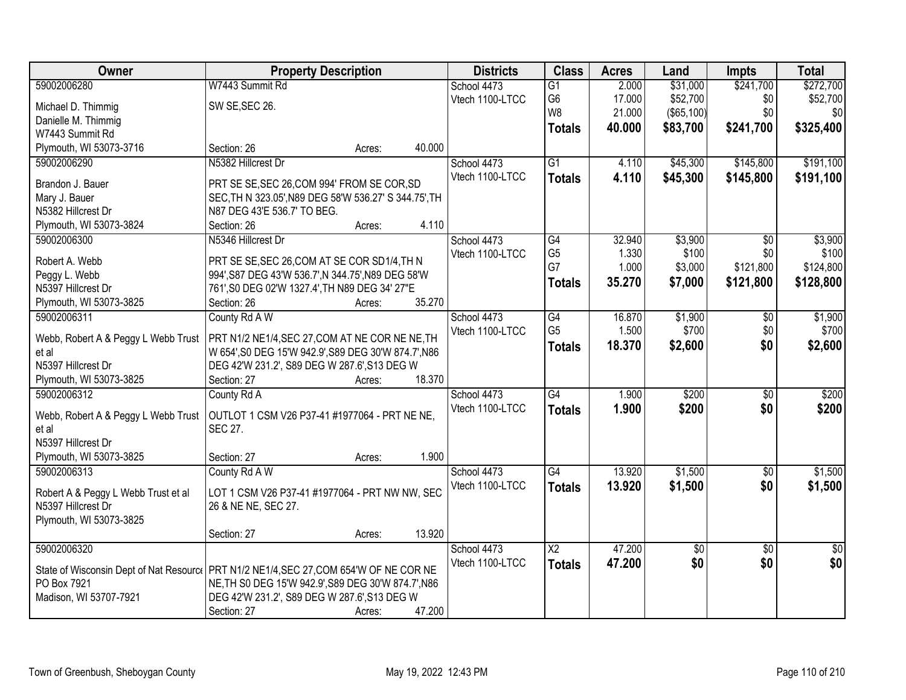| Owner | Property Description | Districts | Class | Acres | Land | Impts | Total |
|---|---|---|---|---|---|---|---|
| 59002006280 | W7443 Summit Rd | School 4473 | G1 | 2.000 | $31,000 | $241,700 | $272,700 |
| Michael D. Thimmig | SW SE,SEC 26. | Vtech 1100-LTCC | G6 | 17.000 | $52,700 | $0 | $52,700 |
| Danielle M. Thimmig | | | W8 | 21.000 | ($65,100) | $0 | $0 |
| W7443 Summit Rd | | | **Totals** | **40.000** | **$83,700** | **$241,700** | **$325,400** |
| Plymouth, WI 53073-3716 | Section: 26 Acres: 40.000 | | | | | | |
| 59002006290 | N5382 Hillcrest Dr | School 4473 | G1 | 4.110 | $45,300 | $145,800 | $191,100 |
| Brandon J. Bauer | PRT SE SE,SEC 26,COM 994' FROM SE COR,SD | Vtech 1100-LTCC | **Totals** | **4.110** | **$45,300** | **$145,800** | **$191,100** |
| Mary J. Bauer | SEC,TH N 323.05',N89 DEG 58'W 536.27' S 344.75',TH | | | | | | |
| N5382 Hillcrest Dr | N87 DEG 43'E 536.7' TO BEG. | | | | | | |
| Plymouth, WI 53073-3824 | Section: 26 Acres: 4.110 | | | | | | |
| 59002006300 | N5346 Hillcrest Dr | School 4473 | G4 | 32.940 | $3,900 | $0 | $3,900 |
| Robert A. Webb | PRT SE SE,SEC 26,COM AT SE COR SD1/4,TH N | Vtech 1100-LTCC | G5 | 1.330 | $100 | $0 | $100 |
| Peggy L. Webb | 994',S87 DEG 43'W 536.7',N 344.75',N89 DEG 58'W | | G7 | 1.000 | $3,000 | $121,800 | $124,800 |
| N5397 Hillcrest Dr | 761',S0 DEG 02'W 1327.4',TH N89 DEG 34' 27"E | | **Totals** | **35.270** | **$7,000** | **$121,800** | **$128,800** |
| Plymouth, WI 53073-3825 | Section: 26 Acres: 35.270 | | | | | | |
| 59002006311 | County Rd A W | School 4473 | G4 | 16.870 | $1,900 | $0 | $1,900 |
| Webb, Robert A & Peggy L Webb Trust | PRT N1/2 NE1/4,SEC 27,COM AT NE COR NE NE,TH | Vtech 1100-LTCC | G5 | 1.500 | $700 | $0 | $700 |
| et al | W 654',S0 DEG 15'W 942.9',S89 DEG 30'W 874.7',N86 | | **Totals** | **18.370** | **$2,600** | **$0** | **$2,600** |
| N5397 Hillcrest Dr | DEG 42'W 231.2', S89 DEG W 287.6',S13 DEG W | | | | | | |
| Plymouth, WI 53073-3825 | Section: 27 Acres: 18.370 | | | | | | |
| 59002006312 | County Rd A | School 4473 | G4 | 1.900 | $200 | $0 | $200 |
| Webb, Robert A & Peggy L Webb Trust | OUTLOT 1 CSM V26 P37-41 #1977064 - PRT NE NE, | Vtech 1100-LTCC | **Totals** | **1.900** | **$200** | **$0** | **$200** |
| et al | SEC 27. | | | | | | |
| N5397 Hillcrest Dr | | | | | | | |
| Plymouth, WI 53073-3825 | Section: 27 Acres: 1.900 | | | | | | |
| 59002006313 | County Rd A W | School 4473 | G4 | 13.920 | $1,500 | $0 | $1,500 |
| Robert A & Peggy L Webb Trust et al | LOT 1 CSM V26 P37-41 #1977064 - PRT NW NW, SEC | Vtech 1100-LTCC | **Totals** | **13.920** | **$1,500** | **$0** | **$1,500** |
| N5397 Hillcrest Dr | 26 & NE NE, SEC 27. | | | | | | |
| Plymouth, WI 53073-3825 | | | | | | | |
| | Section: 27 Acres: 13.920 | | | | | | |
| 59002006320 | | School 4473 | X2 | 47.200 | $0 | $0 | $0 |
| State of Wisconsin Dept of Nat Resource | PRT N1/2 NE1/4,SEC 27,COM 654'W OF NE COR NE | Vtech 1100-LTCC | **Totals** | **47.200** | **$0** | **$0** | **$0** |
| PO Box 7921 | NE,TH S0 DEG 15'W 942.9',S89 DEG 30'W 874.7',N86 | | | | | | |
| Madison, WI 53707-7921 | DEG 42'W 231.2', S89 DEG W 287.6',S13 DEG W | | | | | | |
| | Section: 27 Acres: 47.200 | | | | | | |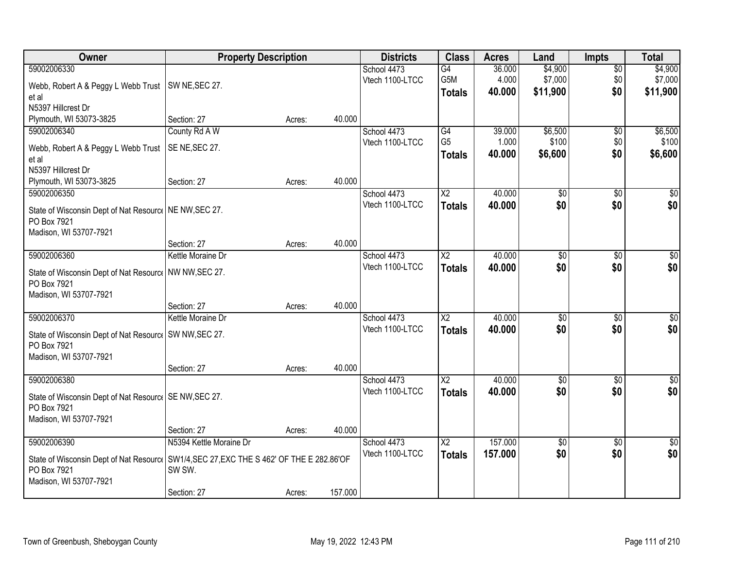| Owner | Property Description | | | Districts | Class | Acres | Land | Impts | Total |
|---|---|---|---|---|---|---|---|---|---|
| 59002006330 | | | | School 4473 | G4 | 36.000 | $4,900 | $0 | $4,900 |
| Webb, Robert A & Peggy L Webb Trust et al | SW NE,SEC 27. | | | Vtech 1100-LTCC | G5M | 4.000 | $7,000 | $0 | $7,000 |
| N5397 Hillcrest Dr | | | | | **Totals** | **40.000** | **$11,900** | **$0** | **$11,900** |
| Plymouth, WI 53073-3825 | Section: 27 | Acres: | 40.000 | | | | | | |
| 59002006340 | County Rd A W | | | School 4473 | G4 | 39.000 | $6,500 | $0 | $6,500 |
| Webb, Robert A & Peggy L Webb Trust et al | SE NE,SEC 27. | | | Vtech 1100-LTCC | G5 | 1.000 | $100 | $0 | $100 |
| N5397 Hillcrest Dr | | | | | **Totals** | **40.000** | **$6,600** | **$0** | **$6,600** |
| Plymouth, WI 53073-3825 | Section: 27 | Acres: | 40.000 | | | | | | |
| 59002006350 | | | | School 4473 | X2 | 40.000 | $0 | $0 | $0 |
| State of Wisconsin Dept of Nat Resource | NE NW,SEC 27. | | | Vtech 1100-LTCC | **Totals** | **40.000** | **$0** | **$0** | **$0** |
| PO Box 7921 | | | | | | | | | |
| Madison, WI 53707-7921 | Section: 27 | Acres: | 40.000 | | | | | | |
| 59002006360 | Kettle Moraine Dr | | | School 4473 | X2 | 40.000 | $0 | $0 | $0 |
| State of Wisconsin Dept of Nat Resource | NW NW,SEC 27. | | | Vtech 1100-LTCC | **Totals** | **40.000** | **$0** | **$0** | **$0** |
| PO Box 7921 | | | | | | | | | |
| Madison, WI 53707-7921 | Section: 27 | Acres: | 40.000 | | | | | | |
| 59002006370 | Kettle Moraine Dr | | | School 4473 | X2 | 40.000 | $0 | $0 | $0 |
| State of Wisconsin Dept of Nat Resource | SW NW,SEC 27. | | | Vtech 1100-LTCC | **Totals** | **40.000** | **$0** | **$0** | **$0** |
| PO Box 7921 | | | | | | | | | |
| Madison, WI 53707-7921 | Section: 27 | Acres: | 40.000 | | | | | | |
| 59002006380 | | | | School 4473 | X2 | 40.000 | $0 | $0 | $0 |
| State of Wisconsin Dept of Nat Resource | SE NW,SEC 27. | | | Vtech 1100-LTCC | **Totals** | **40.000** | **$0** | **$0** | **$0** |
| PO Box 7921 | | | | | | | | | |
| Madison, WI 53707-7921 | Section: 27 | Acres: | 40.000 | | | | | | |
| 59002006390 | N5394 Kettle Moraine Dr | | | School 4473 | X2 | 157.000 | $0 | $0 | $0 |
| State of Wisconsin Dept of Nat Resource | SW1/4,SEC 27,EXC THE S 462' OF THE E 282.86'OF SW SW. | | | Vtech 1100-LTCC | **Totals** | **157.000** | **$0** | **$0** | **$0** |
| PO Box 7921 | | | | | | | | | |
| Madison, WI 53707-7921 | Section: 27 | Acres: | 157.000 | | | | | | |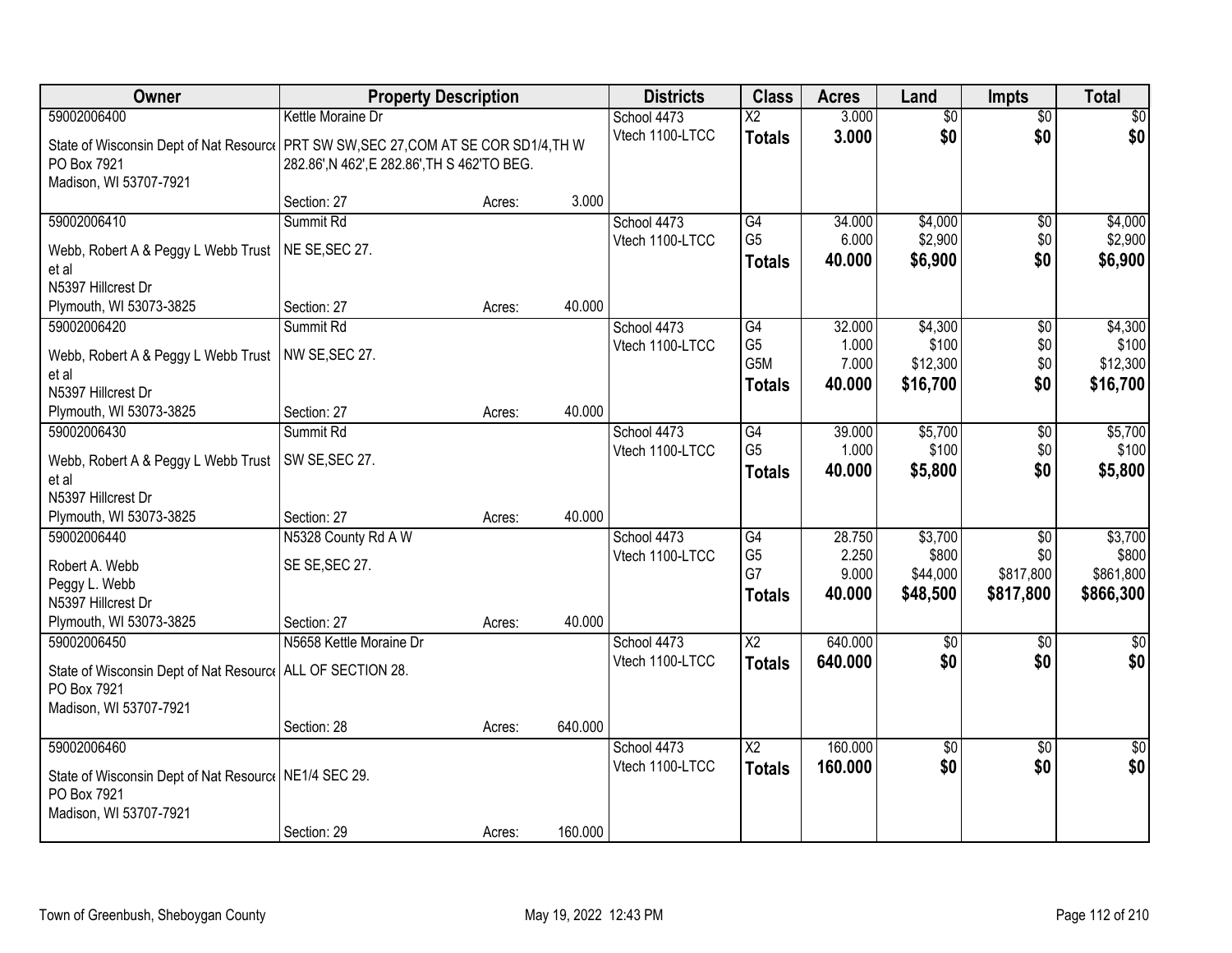| Owner | Property Description | | | Districts | Class | Acres | Land | Impts | Total |
|---|---|---|---|---|---|---|---|---|---|
| 59002006400 | Kettle Moraine Dr | | | School 4473 | X2 | 3.000 | $0 | $0 | $0 |
| State of Wisconsin Dept of Nat Resource PO Box 7921 Madison, WI 53707-7921 | PRT SW SW,SEC 27,COM AT SE COR SD1/4,TH W 282.86',N 462',E 282.86',TH S 462'TO BEG. | | | Vtech 1100-LTCC | **Totals** | **3.000** | **$0** | **$0** | **$0** |
| | Section: 27 | Acres: | 3.000 | | | | | | |
| 59002006410 | Summit Rd | | | School 4473 | G4 | 34.000 | $4,000 | $0 | $4,000 |
| Webb, Robert A & Peggy L Webb Trust et al N5397 Hillcrest Dr | NE SE,SEC 27. | | | Vtech 1100-LTCC | G5 | 6.000 | $2,900 | $0 | $2,900 |
| | | | | | **Totals** | **40.000** | **$6,900** | **$0** | **$6,900** |
| Plymouth, WI 53073-3825 | Section: 27 | Acres: | 40.000 | | | | | | |
| 59002006420 | Summit Rd | | | School 4473 | G4 | 32.000 | $4,300 | $0 | $4,300 |
| Webb, Robert A & Peggy L Webb Trust et al N5397 Hillcrest Dr | NW SE,SEC 27. | | | Vtech 1100-LTCC | G5 | 1.000 | $100 | $0 | $100 |
| | | | | | G5M | 7.000 | $12,300 | $0 | $12,300 |
| | | | | | **Totals** | **40.000** | **$16,700** | **$0** | **$16,700** |
| Plymouth, WI 53073-3825 | Section: 27 | Acres: | 40.000 | | | | | | |
| 59002006430 | Summit Rd | | | School 4473 | G4 | 39.000 | $5,700 | $0 | $5,700 |
| Webb, Robert A & Peggy L Webb Trust et al N5397 Hillcrest Dr | SW SE,SEC 27. | | | Vtech 1100-LTCC | G5 | 1.000 | $100 | $0 | $100 |
| | | | | | **Totals** | **40.000** | **$5,800** | **$0** | **$5,800** |
| Plymouth, WI 53073-3825 | Section: 27 | Acres: | 40.000 | | | | | | |
| 59002006440 | N5328 County Rd A W | | | School 4473 | G4 | 28.750 | $3,700 | $0 | $3,700 |
| Robert A. Webb Peggy L. Webb N5397 Hillcrest Dr | SE SE,SEC 27. | | | Vtech 1100-LTCC | G5 | 2.250 | $800 | $0 | $800 |
| | | | | | G7 | 9.000 | $44,000 | $817,800 | $861,800 |
| | | | | | **Totals** | **40.000** | **$48,500** | **$817,800** | **$866,300** |
| Plymouth, WI 53073-3825 | Section: 27 | Acres: | 40.000 | | | | | | |
| 59002006450 | N5658 Kettle Moraine Dr | | | School 4473 | X2 | 640.000 | $0 | $0 | $0 |
| State of Wisconsin Dept of Nat Resource PO Box 7921 Madison, WI 53707-7921 | ALL OF SECTION 28. | | | Vtech 1100-LTCC | **Totals** | **640.000** | **$0** | **$0** | **$0** |
| | Section: 28 | Acres: | 640.000 | | | | | | |
| 59002006460 | | | | School 4473 | X2 | 160.000 | $0 | $0 | $0 |
| State of Wisconsin Dept of Nat Resource PO Box 7921 Madison, WI 53707-7921 | NE1/4 SEC 29. | | | Vtech 1100-LTCC | **Totals** | **160.000** | **$0** | **$0** | **$0** |
| | Section: 29 | Acres: | 160.000 | | | | | | |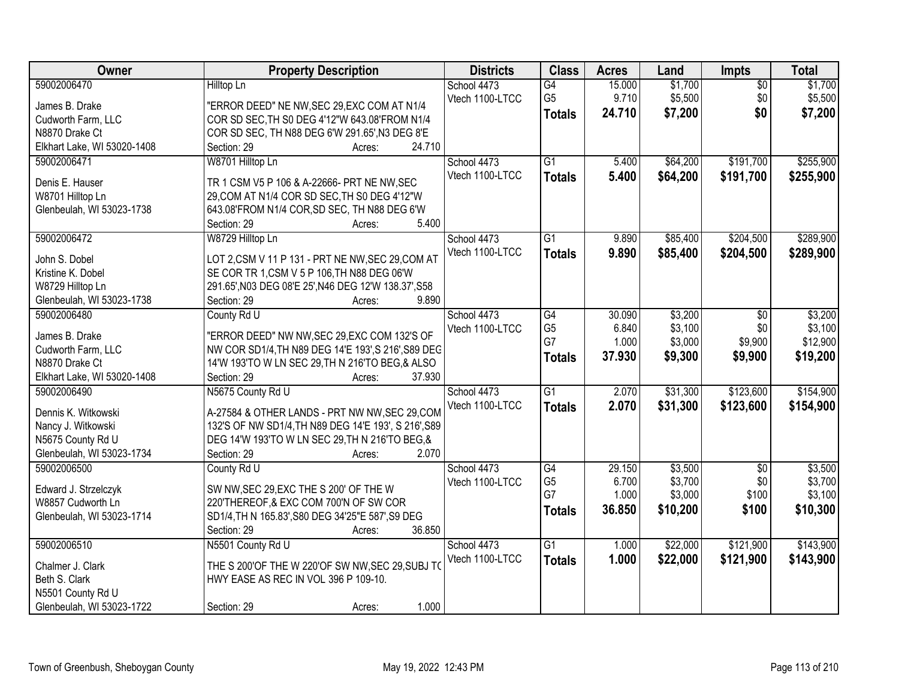| Owner | Property Description | Districts | Class | Acres | Land | Impts | Total |
|---|---|---|---|---|---|---|---|
| 59002006470<br>James B. Drake<br>Cudworth Farm, LLC<br>N8870 Drake Ct<br>Elkhart Lake, WI 53020-1408 | Hilltop Ln<br>"ERROR DEED" NE NW,SEC 29,EXC COM AT N1/4 COR SD SEC,TH S0 DEG 4'12"W 643.08'FROM N1/4 COR SD SEC, TH N88 DEG 6'W 291.65',N3 DEG 8'E<br>Section: 29 Acres: 24.710 | School 4473<br>Vtech 1100-LTCC | G4<br>G5<br>**Totals** | 15.000<br>9.710<br>**24.710** | $1,700<br>$5,500<br>**$7,200** | $0<br>$0<br>**$0** | $1,700<br>$5,500<br>**$7,200** |
| 59002006471<br>Denis E. Hauser<br>W8701 Hilltop Ln<br>Glenbeulah, WI 53023-1738 | W8701 Hilltop Ln<br>TR 1 CSM V5 P 106 & A-22666- PRT NE NW,SEC 29,COM AT N1/4 COR SD SEC,TH S0 DEG 4'12"W 643.08'FROM N1/4 COR,SD SEC, TH N88 DEG 6'W<br>Section: 29 Acres: 5.400 | School 4473<br>Vtech 1100-LTCC | G1<br>**Totals** | 5.400<br>**5.400** | $64,200<br>**$64,200** | $191,700<br>**$191,700** | $255,900<br>**$255,900** |
| 59002006472<br>John S. Dobel<br>Kristine K. Dobel<br>W8729 Hilltop Ln<br>Glenbeulah, WI 53023-1738 | W8729 Hilltop Ln<br>LOT 2,CSM V 11 P 131 - PRT NE NW,SEC 29,COM AT SE COR TR 1,CSM V 5 P 106,TH N88 DEG 06'W 291.65',N03 DEG 08'E 25',N46 DEG 12'W 138.37',S58<br>Section: 29 Acres: 9.890 | School 4473<br>Vtech 1100-LTCC | G1<br>**Totals** | 9.890<br>**9.890** | $85,400<br>**$85,400** | $204,500<br>**$204,500** | $289,900<br>**$289,900** |
| 59002006480<br>James B. Drake<br>Cudworth Farm, LLC<br>N8870 Drake Ct<br>Elkhart Lake, WI 53020-1408 | County Rd U<br>"ERROR DEED" NW NW,SEC 29,EXC COM 132'S OF NW COR SD1/4,TH N89 DEG 14'E 193',S 216',S89 DEG 14'W 193'TO W LN SEC 29,TH N 216'TO BEG,& ALSO<br>Section: 29 Acres: 37.930 | School 4473<br>Vtech 1100-LTCC | G4<br>G5<br>G7<br>**Totals** | 30.090<br>6.840<br>1.000<br>**37.930** | $3,200<br>$3,100<br>$3,000<br>**$9,300** | $0<br>$0<br>$9,900<br>**$9,900** | $3,200<br>$3,100<br>$12,900<br>**$19,200** |
| 59002006490<br>Dennis K. Witkowski<br>Nancy J. Witkowski<br>N5675 County Rd U<br>Glenbeulah, WI 53023-1734 | N5675 County Rd U<br>A-27584 & OTHER LANDS - PRT NW NW,SEC 29,COM 132'S OF NW SD1/4,TH N89 DEG 14'E 193', S 216',S89 DEG 14'W 193'TO W LN SEC 29,TH N 216'TO BEG,&<br>Section: 29 Acres: 2.070 | School 4473<br>Vtech 1100-LTCC | G1<br>**Totals** | 2.070<br>**2.070** | $31,300<br>**$31,300** | $123,600<br>**$123,600** | $154,900<br>**$154,900** |
| 59002006500<br>Edward J. Strzelczyk<br>W8857 Cudworth Ln<br>Glenbeulah, WI 53023-1714 | County Rd U<br>SW NW,SEC 29,EXC THE S 200' OF THE W 220'THEREOF,& EXC COM 700'N OF SW COR SD1/4,TH N 165.83',S80 DEG 34'25"E 587',S9 DEG<br>Section: 29 Acres: 36.850 | School 4473<br>Vtech 1100-LTCC | G4<br>G5<br>G7<br>**Totals** | 29.150<br>6.700<br>1.000<br>**36.850** | $3,500<br>$3,700<br>$3,000<br>**$10,200** | $0<br>$0<br>$100<br>**$100** | $3,500<br>$3,700<br>$3,100<br>**$10,300** |
| 59002006510<br>Chalmer J. Clark<br>Beth S. Clark<br>N5501 County Rd U<br>Glenbeulah, WI 53023-1722 | N5501 County Rd U<br>THE S 200'OF THE W 220'OF SW NW,SEC 29,SUBJ TO HWY EASE AS REC IN VOL 396 P 109-10.<br>Section: 29 Acres: 1.000 | School 4473<br>Vtech 1100-LTCC | G1<br>**Totals** | 1.000<br>**1.000** | $22,000<br>**$22,000** | $121,900<br>**$121,900** | $143,900<br>**$143,900** |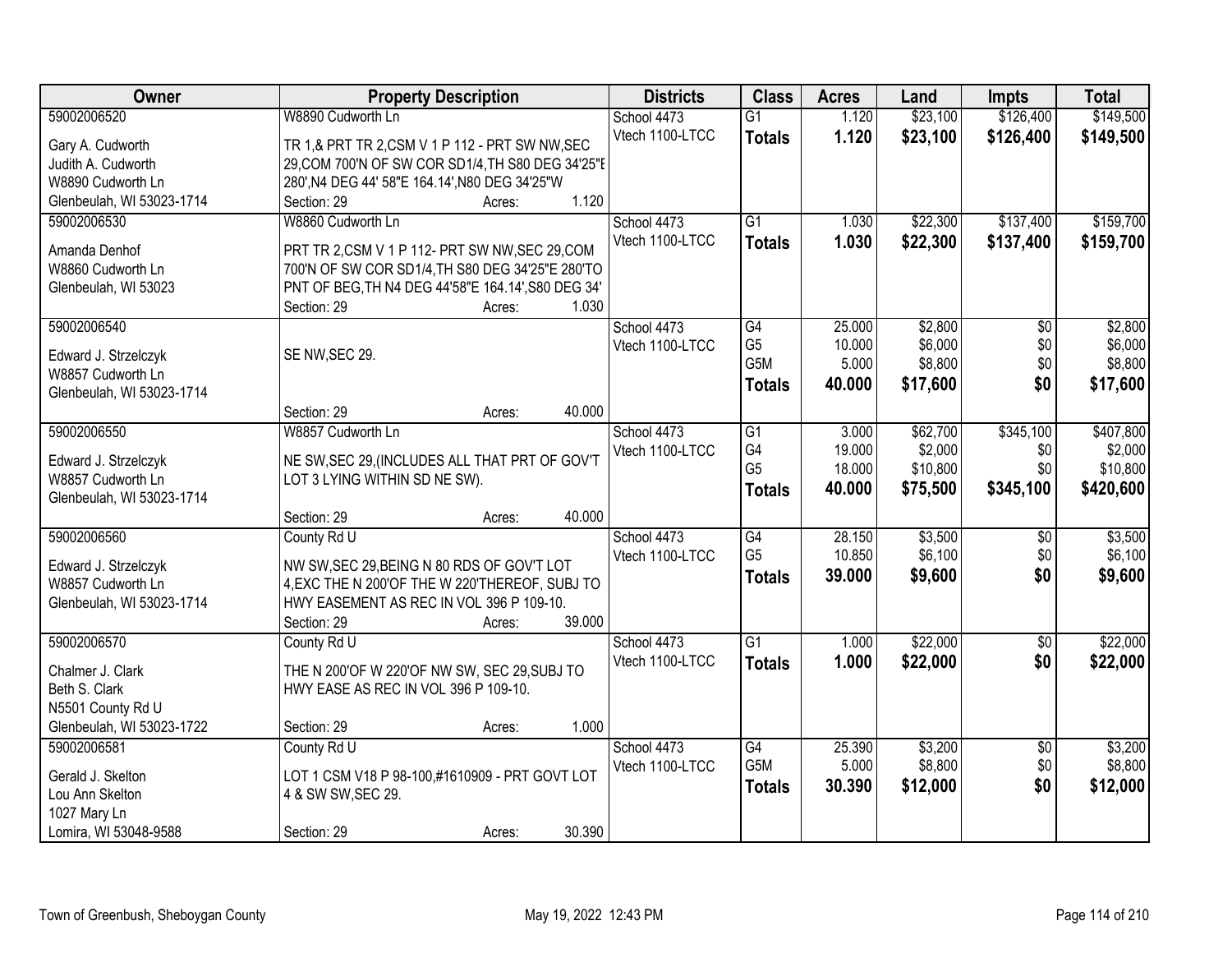| Owner | Property Description | Districts | Class | Acres | Land | Impts | Total |
|---|---|---|---|---|---|---|---|
| 59002006520<br>Gary A. Cudworth<br>Judith A. Cudworth<br>W8890 Cudworth Ln<br>Glenbeulah, WI 53023-1714 | W8890 Cudworth Ln<br>TR 1,& PRT TR 2,CSM V 1 P 112 - PRT SW NW,SEC 29,COM 700'N OF SW COR SD1/4,TH S80 DEG 34'25"E 280',N4 DEG 44' 58"E 164.14',N80 DEG 34'25"W<br>Section: 29 Acres: 1.120 | School 4473<br>Vtech 1100-LTCC | G1<br>**Totals** | 1.120<br>**1.120** | $23,100<br>**$23,100** | $126,400<br>**$126,400** | $149,500<br>**$149,500** |
| 59002006530<br>Amanda Denhof<br>W8860 Cudworth Ln<br>Glenbeulah, WI 53023 | W8860 Cudworth Ln<br>PRT TR 2,CSM V 1 P 112- PRT SW NW,SEC 29,COM 700'N OF SW COR SD1/4,TH S80 DEG 34'25"E 280'TO PNT OF BEG,TH N4 DEG 44'58"E 164.14',S80 DEG 34'<br>Section: 29 Acres: 1.030 | School 4473<br>Vtech 1100-LTCC | G1<br>**Totals** | 1.030<br>**1.030** | $22,300<br>**$22,300** | $137,400<br>**$137,400** | $159,700<br>**$159,700** |
| 59002006540<br>Edward J. Strzelczyk<br>W8857 Cudworth Ln<br>Glenbeulah, WI 53023-1714 | SE NW,SEC 29.<br>Section: 29 Acres: 40.000 | School 4473<br>Vtech 1100-LTCC | G4<br>G5<br>G5M<br>**Totals** | 25.000<br>10.000<br>5.000<br>**40.000** | $2,800<br>$6,000<br>$8,800<br>**$17,600** | $0<br>$0<br>$0<br>**$0** | $2,800<br>$6,000<br>$8,800<br>**$17,600** |
| 59002006550<br>Edward J. Strzelczyk<br>W8857 Cudworth Ln<br>Glenbeulah, WI 53023-1714 | W8857 Cudworth Ln<br>NE SW,SEC 29,(INCLUDES ALL THAT PRT OF GOV'T LOT 3 LYING WITHIN SD NE SW).<br>Section: 29 Acres: 40.000 | School 4473<br>Vtech 1100-LTCC | G1<br>G4<br>G5<br>**Totals** | 3.000<br>19.000<br>18.000<br>**40.000** | $62,700<br>$2,000<br>$10,800<br>**$75,500** | $345,100<br>$0<br>$0<br>**$345,100** | $407,800<br>$2,000<br>$10,800<br>**$420,600** |
| 59002006560<br>Edward J. Strzelczyk<br>W8857 Cudworth Ln<br>Glenbeulah, WI 53023-1714 | County Rd U<br>NW SW,SEC 29,BEING N 80 RDS OF GOV'T LOT 4,EXC THE N 200'OF THE W 220'THEREOF, SUBJ TO HWY EASEMENT AS REC IN VOL 396 P 109-10.<br>Section: 29 Acres: 39.000 | School 4473<br>Vtech 1100-LTCC | G4<br>G5<br>**Totals** | 28.150<br>10.850<br>**39.000** | $3,500<br>$6,100<br>**$9,600** | $0<br>$0<br>**$0** | $3,500<br>$6,100<br>**$9,600** |
| 59002006570<br>Chalmer J. Clark<br>Beth S. Clark<br>N5501 County Rd U<br>Glenbeulah, WI 53023-1722 | County Rd U<br>THE N 200'OF W 220'OF NW SW, SEC 29,SUBJ TO HWY EASE AS REC IN VOL 396 P 109-10.<br>Section: 29 Acres: 1.000 | School 4473<br>Vtech 1100-LTCC | G1<br>**Totals** | 1.000<br>**1.000** | $22,000<br>**$22,000** | $0<br>**$0** | $22,000<br>**$22,000** |
| 59002006581<br>Gerald J. Skelton<br>Lou Ann Skelton<br>1027 Mary Ln<br>Lomira, WI 53048-9588 | County Rd U<br>LOT 1 CSM V18 P 98-100,#1610909 - PRT GOVT LOT 4 & SW SW,SEC 29.<br>Section: 29 Acres: 30.390 | School 4473<br>Vtech 1100-LTCC | G4<br>G5M<br>**Totals** | 25.390<br>5.000<br>**30.390** | $3,200<br>$8,800<br>**$12,000** | $0<br>$0<br>**$0** | $3,200<br>$8,800<br>**$12,000** |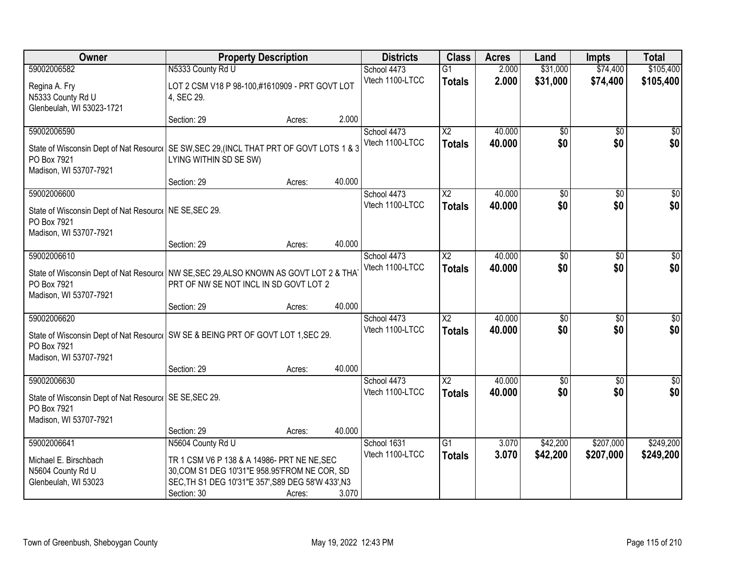| Owner | Property Description | Districts | Class | Acres | Land | Impts | Total |
|---|---|---|---|---|---|---|---|
| 59002006582<br>Regina A. Fry<br>N5333 County Rd U<br>Glenbeulah, WI 53023-1721 | N5333 County Rd U<br>LOT 2 CSM V18 P 98-100,#1610909 - PRT GOVT LOT 4, SEC 29.<br>Section: 29 Acres: 2.000 | School 4473<br>Vtech 1100-LTCC | G1<br>**Totals** | 2.000<br>**2.000** | $31,000<br>**$31,000** | $74,400<br>**$74,400** | $105,400<br>**$105,400** |
| 59002006590<br>State of Wisconsin Dept of Nat Resource<br>PO Box 7921<br>Madison, WI 53707-7921 | SE SW,SEC 29,(INCL THAT PRT OF GOVT LOTS 1 & 3 LYING WITHIN SD SE SW)<br>Section: 29 Acres: 40.000 | School 4473<br>Vtech 1100-LTCC | X2<br>**Totals** | 40.000<br>**40.000** | $0<br>**$0** | $0<br>**$0** | $0<br>**$0** |
| 59002006600<br>State of Wisconsin Dept of Nat Resource<br>PO Box 7921<br>Madison, WI 53707-7921 | NE SE,SEC 29.<br>Section: 29 Acres: 40.000 | School 4473<br>Vtech 1100-LTCC | X2<br>**Totals** | 40.000<br>**40.000** | $0<br>**$0** | $0<br>**$0** | $0<br>**$0** |
| 59002006610<br>State of Wisconsin Dept of Nat Resource<br>PO Box 7921<br>Madison, WI 53707-7921 | NW SE,SEC 29,ALSO KNOWN AS GOVT LOT 2 & THAT PRT OF NW SE NOT INCL IN SD GOVT LOT 2<br>Section: 29 Acres: 40.000 | School 4473<br>Vtech 1100-LTCC | X2<br>**Totals** | 40.000<br>**40.000** | $0<br>**$0** | $0<br>**$0** | $0<br>**$0** |
| 59002006620<br>State of Wisconsin Dept of Nat Resource<br>PO Box 7921<br>Madison, WI 53707-7921 | SW SE & BEING PRT OF GOVT LOT 1,SEC 29.<br>Section: 29 Acres: 40.000 | School 4473<br>Vtech 1100-LTCC | X2<br>**Totals** | 40.000<br>**40.000** | $0<br>**$0** | $0<br>**$0** | $0<br>**$0** |
| 59002006630<br>State of Wisconsin Dept of Nat Resource<br>PO Box 7921<br>Madison, WI 53707-7921 | SE SE,SEC 29.<br>Section: 29 Acres: 40.000 | School 4473<br>Vtech 1100-LTCC | X2<br>**Totals** | 40.000<br>**40.000** | $0<br>**$0** | $0<br>**$0** | $0<br>**$0** |
| 59002006641<br>Michael E. Birschbach<br>N5604 County Rd U<br>Glenbeulah, WI 53023 | N5604 County Rd U<br>TR 1 CSM V6 P 138 & A 14986- PRT NE NE,SEC 30,COM S1 DEG 10'31"E 958.95'FROM NE COR, SD SEC,TH S1 DEG 10'31"E 357',S89 DEG 58'W 433',N3<br>Section: 30 Acres: 3.070 | School 1631<br>Vtech 1100-LTCC | G1<br>**Totals** | 3.070<br>**3.070** | $42,200<br>**$42,200** | $207,000<br>**$207,000** | $249,200<br>**$249,200** |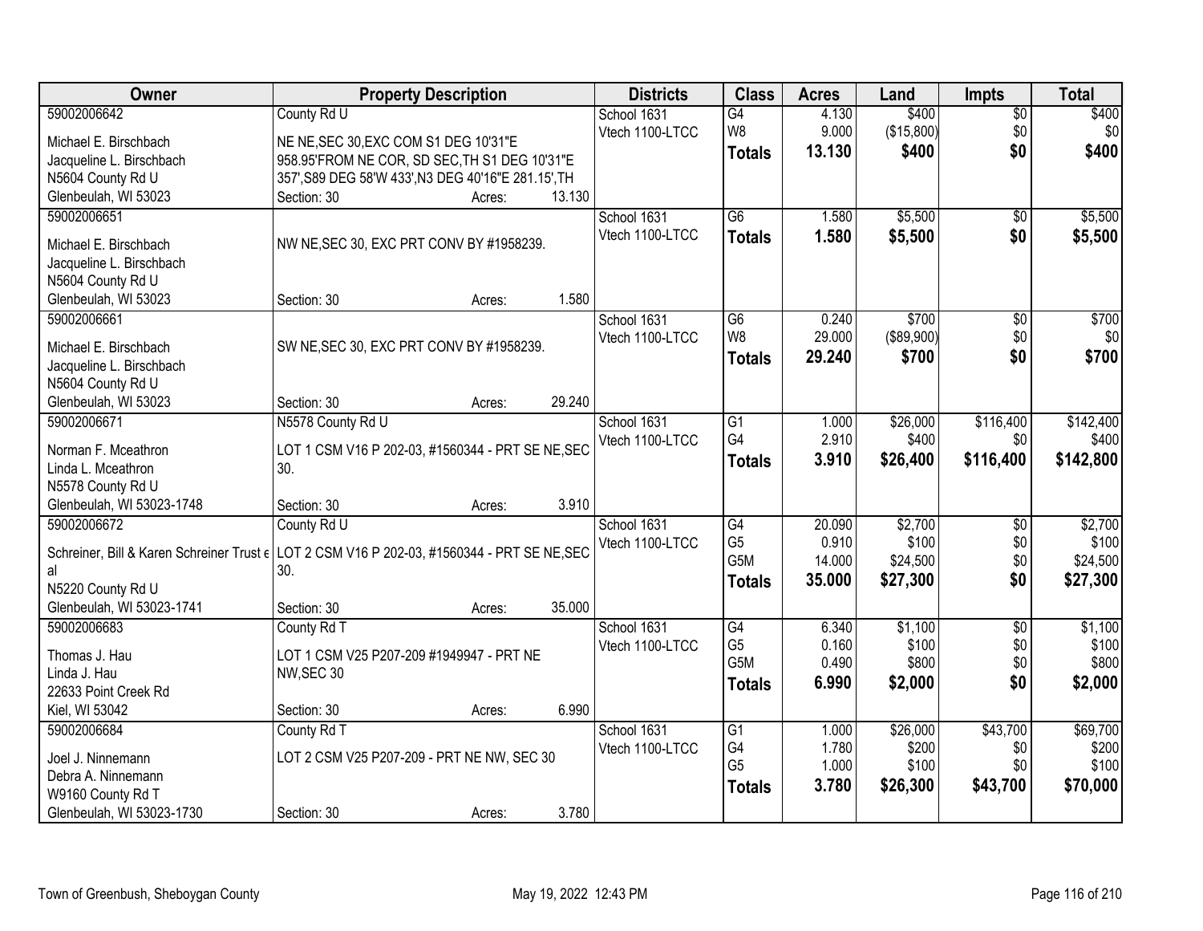| Owner | Property Description | Districts | Class | Acres | Land | Impts | Total |
|---|---|---|---|---|---|---|---|
| 59002006642<br>Michael E. Birschbach<br>Jacqueline L. Birschbach<br>N5604 County Rd U<br>Glenbeulah, WI 53023 | County Rd U<br>NE NE,SEC 30,EXC COM S1 DEG 10'31"E 958.95'FROM NE COR, SD SEC,TH S1 DEG 10'31"E 357',S89 DEG 58'W 433',N3 DEG 40'16"E 281.15',TH<br>Section: 30 Acres: 13.130 | School 1631<br>Vtech 1100-LTCC | G4<br>W8<br>**Totals** | 4.130<br>9.000<br>**13.130** | $400<br>($15,800)<br>**$400** | $0<br>$0<br>**$0** | $400<br>$0<br>**$400** |
| 59002006651<br>Michael E. Birschbach<br>Jacqueline L. Birschbach<br>N5604 County Rd U<br>Glenbeulah, WI 53023 | NW NE,SEC 30, EXC PRT CONV BY #1958239.<br>Section: 30 Acres: 1.580 | School 1631<br>Vtech 1100-LTCC | G6<br>**Totals** | 1.580<br>**1.580** | $5,500<br>**$5,500** | $0<br>**$0** | $5,500<br>**$5,500** |
| 59002006661<br>Michael E. Birschbach<br>Jacqueline L. Birschbach<br>N5604 County Rd U<br>Glenbeulah, WI 53023 | SW NE,SEC 30, EXC PRT CONV BY #1958239.<br>Section: 30 Acres: 29.240 | School 1631<br>Vtech 1100-LTCC | G6<br>W8<br>**Totals** | 0.240<br>29.000<br>**29.240** | $700<br>($89,900)<br>**$700** | $0<br>$0<br>**$0** | $700<br>$0<br>**$700** |
| 59002006671<br>Norman F. Mceathron<br>Linda L. Mceathron<br>N5578 County Rd U<br>Glenbeulah, WI 53023-1748 | N5578 County Rd U<br>LOT 1 CSM V16 P 202-03, #1560344 - PRT SE NE,SEC 30.<br>Section: 30 Acres: 3.910 | School 1631<br>Vtech 1100-LTCC | G1<br>G4<br>**Totals** | 1.000<br>2.910<br>**3.910** | $26,000<br>$400<br>**$26,400** | $116,400<br>$0<br>**$116,400** | $142,400<br>$400<br>**$142,800** |
| 59002006672<br>Schreiner, Bill & Karen Schreiner Trust et al<br>N5220 County Rd U<br>Glenbeulah, WI 53023-1741 | County Rd U<br>LOT 2 CSM V16 P 202-03, #1560344 - PRT SE NE,SEC 30.<br>Section: 30 Acres: 35.000 | School 1631<br>Vtech 1100-LTCC | G4<br>G5<br>G5M<br>**Totals** | 20.090<br>0.910<br>14.000<br>**35.000** | $2,700<br>$100<br>$24,500<br>**$27,300** | $0<br>$0<br>$0<br>**$0** | $2,700<br>$100<br>$24,500<br>**$27,300** |
| 59002006683<br>Thomas J. Hau<br>Linda J. Hau<br>22633 Point Creek Rd<br>Kiel, WI 53042 | County Rd T<br>LOT 1 CSM V25 P207-209 #1949947 - PRT NE NW,SEC 30<br>Section: 30 Acres: 6.990 | School 1631<br>Vtech 1100-LTCC | G4<br>G5<br>G5M<br>**Totals** | 6.340<br>0.160<br>0.490<br>**6.990** | $1,100<br>$100<br>$800<br>**$2,000** | $0<br>$0<br>$0<br>**$0** | $1,100<br>$100<br>$800<br>**$2,000** |
| 59002006684<br>Joel J. Ninnemann<br>Debra A. Ninnemann<br>W9160 County Rd T<br>Glenbeulah, WI 53023-1730 | County Rd T<br>LOT 2 CSM V25 P207-209 - PRT NE NW, SEC 30<br>Section: 30 Acres: 3.780 | School 1631<br>Vtech 1100-LTCC | G1<br>G4<br>G5<br>**Totals** | 1.000<br>1.780<br>1.000<br>**3.780** | $26,000<br>$200<br>$100<br>**$26,300** | $43,700<br>$0<br>$0<br>**$43,700** | $69,700<br>$200<br>$100<br>**$70,000** |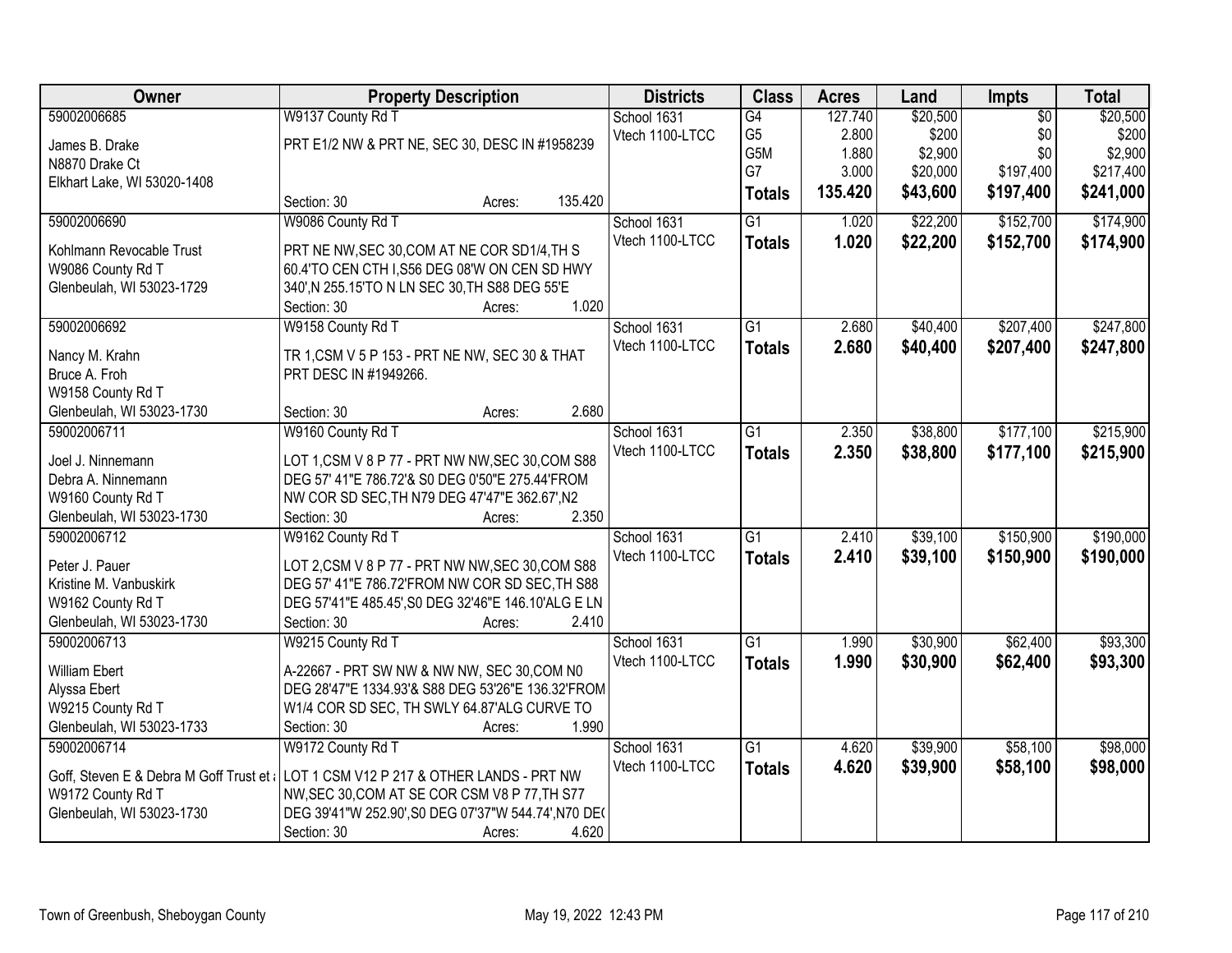| Owner | Property Description | Districts | Class | Acres | Land | Impts | Total |
|---|---|---|---|---|---|---|---|
| 59002006685<br>James B. Drake<br>N8870 Drake Ct<br>Elkhart Lake, WI 53020-1408 | W9137 County Rd T<br>PRT E1/2 NW & PRT NE, SEC 30, DESC IN #1958239<br>Section: 30 Acres: 135.420 | School 1631<br>Vtech 1100-LTCC | G4<br>G5<br>G5M<br>G7<br>**Totals** | 127.740<br>2.800<br>1.880<br>3.000<br>**135.420** | $20,500<br>$200<br>$2,900<br>$20,000<br>**$43,600** | $0<br>$0<br>$0<br>$197,400<br>**$197,400** | $20,500<br>$200<br>$2,900<br>$217,400<br>**$241,000** |
| 59002006690<br>Kohlmann Revocable Trust<br>W9086 County Rd T<br>Glenbeulah, WI 53023-1729 | W9086 County Rd T<br>PRT NE NW,SEC 30,COM AT NE COR SD1/4,TH S 60.4'TO CEN CTH I,S56 DEG 08'W ON CEN SD HWY 340',N 255.15'TO N LN SEC 30,TH S88 DEG 55'E<br>Section: 30 Acres: 1.020 | School 1631<br>Vtech 1100-LTCC | G1<br>**Totals** | 1.020<br>**1.020** | $22,200<br>**$22,200** | $152,700<br>**$152,700** | $174,900<br>**$174,900** |
| 59002006692<br>Nancy M. Krahn<br>Bruce A. Froh<br>W9158 County Rd T<br>Glenbeulah, WI 53023-1730 | W9158 County Rd T<br>TR 1,CSM V 5 P 153 - PRT NE NW, SEC 30 & THAT PRT DESC IN #1949266.<br>Section: 30 Acres: 2.680 | School 1631<br>Vtech 1100-LTCC | G1<br>**Totals** | 2.680<br>**2.680** | $40,400<br>**$40,400** | $207,400<br>**$207,400** | $247,800<br>**$247,800** |
| 59002006711<br>Joel J. Ninnemann<br>Debra A. Ninnemann<br>W9160 County Rd T<br>Glenbeulah, WI 53023-1730 | W9160 County Rd T<br>LOT 1,CSM V 8 P 77 - PRT NW NW,SEC 30,COM S88 DEG 57' 41"E 786.72'& S0 DEG 0'50"E 275.44'FROM NW COR SD SEC,TH N79 DEG 47'47"E 362.67',N2<br>Section: 30 Acres: 2.350 | School 1631<br>Vtech 1100-LTCC | G1<br>**Totals** | 2.350<br>**2.350** | $38,800<br>**$38,800** | $177,100<br>**$177,100** | $215,900<br>**$215,900** |
| 59002006712<br>Peter J. Pauer<br>Kristine M. Vanbuskirk<br>W9162 County Rd T<br>Glenbeulah, WI 53023-1730 | W9162 County Rd T<br>LOT 2,CSM V 8 P 77 - PRT NW NW,SEC 30,COM S88 DEG 57' 41"E 786.72'FROM NW COR SD SEC,TH S88 DEG 57'41"E 485.45',S0 DEG 32'46"E 146.10'ALG E LN<br>Section: 30 Acres: 2.410 | School 1631<br>Vtech 1100-LTCC | G1<br>**Totals** | 2.410<br>**2.410** | $39,100<br>**$39,100** | $150,900<br>**$150,900** | $190,000<br>**$190,000** |
| 59002006713<br>William Ebert<br>Alyssa Ebert<br>W9215 County Rd T<br>Glenbeulah, WI 53023-1733 | W9215 County Rd T<br>A-22667 - PRT SW NW & NW NW, SEC 30,COM N0 DEG 28'47"E 1334.93'& S88 DEG 53'26"E 136.32'FROM W1/4 COR SD SEC, TH SWLY 64.87'ALG CURVE TO<br>Section: 30 Acres: 1.990 | School 1631<br>Vtech 1100-LTCC | G1<br>**Totals** | 1.990<br>**1.990** | $30,900<br>**$30,900** | $62,400<br>**$62,400** | $93,300<br>**$93,300** |
| 59002006714<br>Goff, Steven E & Debra M Goff Trust et a<br>W9172 County Rd T<br>Glenbeulah, WI 53023-1730 | W9172 County Rd T<br>LOT 1 CSM V12 P 217 & OTHER LANDS - PRT NW NW,SEC 30,COM AT SE COR CSM V8 P 77,TH S77 DEG 39'41"W 252.90',S0 DEG 07'37"W 544.74',N70 DE(<br>Section: 30 Acres: 4.620 | School 1631<br>Vtech 1100-LTCC | G1<br>**Totals** | 4.620<br>**4.620** | $39,900<br>**$39,900** | $58,100<br>**$58,100** | $98,000<br>**$98,000** |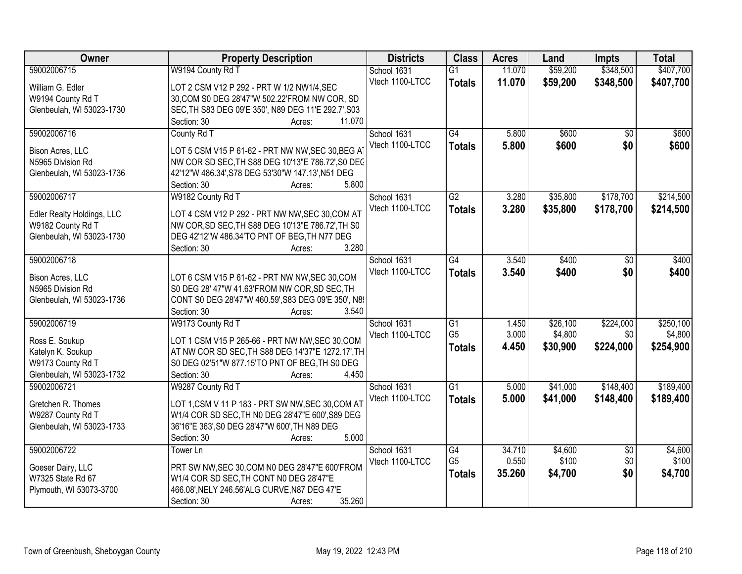| Owner | Property Description | Districts | Class | Acres | Land | Impts | Total |
|---|---|---|---|---|---|---|---|
| 59002006715<br>William G. Edler<br>W9194 County Rd T<br>Glenbeulah, WI 53023-1730 | W9194 County Rd T<br>LOT 2 CSM V12 P 292 - PRT W 1/2 NW1/4,SEC 30,COM S0 DEG 28'47"W 502.22'FROM NW COR, SD SEC,TH S83 DEG 09'E 350', N89 DEG 11'E 292.7',S03<br>Section: 30 Acres: 11.070 | School 1631<br>Vtech 1100-LTCC | G1<br>**Totals** | 11.070<br>**11.070** | $59,200<br>**$59,200** | $348,500<br>**$348,500** | $407,700<br>**$407,700** |
| 59002006716<br>Bison Acres, LLC<br>N5965 Division Rd<br>Glenbeulah, WI 53023-1736 | County Rd T<br>LOT 5 CSM V15 P 61-62 - PRT NW NW,SEC 30,BEG AT NW COR SD SEC,TH S88 DEG 10'13"E 786.72',S0 DEG 42'12"W 486.34',S78 DEG 53'30"W 147.13',N51 DEG<br>Section: 30 Acres: 5.800 | School 1631<br>Vtech 1100-LTCC | G4<br>**Totals** | 5.800<br>**5.800** | $600<br>**$600** | $0<br>**$0** | $600<br>**$600** |
| 59002006717<br>Edler Realty Holdings, LLC<br>W9182 County Rd T<br>Glenbeulah, WI 53023-1730 | W9182 County Rd T<br>LOT 4 CSM V12 P 292 - PRT NW NW,SEC 30,COM AT NW COR,SD SEC,TH S88 DEG 10'13"E 786.72',TH S0 DEG 42'12"W 486.34'TO PNT OF BEG,TH N77 DEG<br>Section: 30 Acres: 3.280 | School 1631<br>Vtech 1100-LTCC | G2<br>**Totals** | 3.280<br>**3.280** | $35,800<br>**$35,800** | $178,700<br>**$178,700** | $214,500<br>**$214,500** |
| 59002006718<br>Bison Acres, LLC<br>N5965 Division Rd<br>Glenbeulah, WI 53023-1736 | LOT 6 CSM V15 P 61-62 - PRT NW NW,SEC 30,COM S0 DEG 28' 47"W 41.63'FROM NW COR,SD SEC,TH CONT S0 DEG 28'47"W 460.59',S83 DEG 09'E 350', N89<br>Section: 30 Acres: 3.540 | School 1631<br>Vtech 1100-LTCC | G4<br>**Totals** | 3.540<br>**3.540** | $400<br>**$400** | $0<br>**$0** | $400<br>**$400** |
| 59002006719<br>Ross E. Soukup<br>Katelyn K. Soukup<br>W9173 County Rd T<br>Glenbeulah, WI 53023-1732 | W9173 County Rd T<br>LOT 1 CSM V15 P 265-66 - PRT NW NW,SEC 30,COM AT NW COR SD SEC,TH S88 DEG 14'37"E 1272.17',TH S0 DEG 02'51"W 877.15'TO PNT OF BEG,TH S0 DEG<br>Section: 30 Acres: 4.450 | School 1631<br>Vtech 1100-LTCC | G1<br>G5<br>**Totals** | 1.450<br>3.000<br>**4.450** | $26,100<br>$4,800<br>**$30,900** | $224,000<br>$0<br>**$224,000** | $250,100<br>$4,800<br>**$254,900** |
| 59002006721<br>Gretchen R. Thomes<br>W9287 County Rd T<br>Glenbeulah, WI 53023-1733 | W9287 County Rd T<br>LOT 1,CSM V 11 P 183 - PRT SW NW,SEC 30,COM AT W1/4 COR SD SEC,TH N0 DEG 28'47"E 600',S89 DEG 36'16"E 363',S0 DEG 28'47"W 600',TH N89 DEG<br>Section: 30 Acres: 5.000 | School 1631<br>Vtech 1100-LTCC | G1<br>**Totals** | 5.000<br>**5.000** | $41,000<br>**$41,000** | $148,400<br>**$148,400** | $189,400<br>**$189,400** |
| 59002006722<br>Goeser Dairy, LLC<br>W7325 State Rd 67<br>Plymouth, WI 53073-3700 | Tower Ln<br>PRT SW NW,SEC 30,COM N0 DEG 28'47"E 600'FROM W1/4 COR SD SEC,TH CONT N0 DEG 28'47"E 466.08',NELY 246.56'ALG CURVE,N87 DEG 47'E<br>Section: 30 Acres: 35.260 | School 1631<br>Vtech 1100-LTCC | G4<br>G5<br>**Totals** | 34.710<br>0.550<br>**35.260** | $4,600<br>$100<br>**$4,700** | $0<br>$0<br>**$0** | $4,600<br>$100<br>**$4,700** |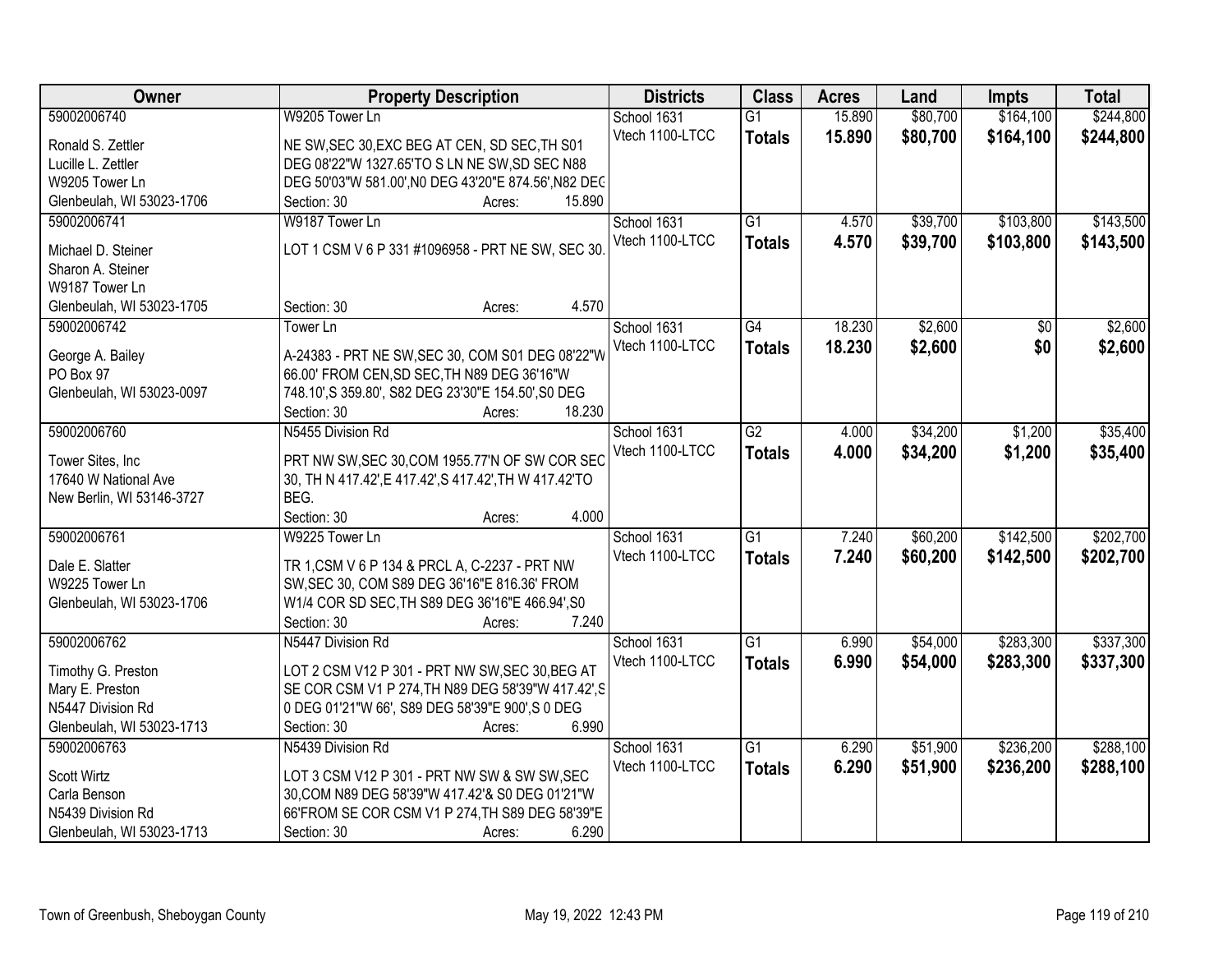| Owner | Property Description | Districts | Class | Acres | Land | Impts | Total |
|---|---|---|---|---|---|---|---|
| 59002006740<br>Ronald S. Zettler<br>Lucille L. Zettler<br>W9205 Tower Ln<br>Glenbeulah, WI 53023-1706 | W9205 Tower Ln<br>NE SW,SEC 30,EXC BEG AT CEN, SD SEC,TH S01 DEG 08'22"W 1327.65'TO S LN NE SW,SD SEC N88 DEG 50'03"W 581.00',N0 DEG 43'20"E 874.56',N82 DEG<br>Section: 30 Acres: 15.890 | School 1631<br>Vtech 1100-LTCC | G1<br>**Totals** | 15.890<br>**15.890** | $80,700<br>**$80,700** | $164,100<br>**$164,100** | $244,800<br>**$244,800** |
| 59002006741<br>Michael D. Steiner<br>Sharon A. Steiner<br>W9187 Tower Ln<br>Glenbeulah, WI 53023-1705 | W9187 Tower Ln<br>LOT 1 CSM V 6 P 331 #1096958 - PRT NE SW, SEC 30.<br>Section: 30 Acres: 4.570 | School 1631<br>Vtech 1100-LTCC | G1<br>**Totals** | 4.570<br>**4.570** | $39,700<br>**$39,700** | $103,800<br>**$103,800** | $143,500<br>**$143,500** |
| 59002006742<br>George A. Bailey<br>PO Box 97<br>Glenbeulah, WI 53023-0097 | Tower Ln<br>A-24383 - PRT NE SW,SEC 30, COM S01 DEG 08'22"W 66.00' FROM CEN,SD SEC,TH N89 DEG 36'16"W 748.10',S 359.80', S82 DEG 23'30"E 154.50',S0 DEG<br>Section: 30 Acres: 18.230 | School 1631<br>Vtech 1100-LTCC | G4<br>**Totals** | 18.230<br>**18.230** | $2,600<br>**$2,600** | $0<br>**$0** | $2,600<br>**$2,600** |
| 59002006760<br>Tower Sites, Inc<br>17640 W National Ave<br>New Berlin, WI 53146-3727 | N5455 Division Rd<br>PRT NW SW,SEC 30,COM 1955.77'N OF SW COR SEC 30, TH N 417.42',E 417.42',S 417.42',TH W 417.42'TO BEG.<br>Section: 30 Acres: 4.000 | School 1631<br>Vtech 1100-LTCC | G2<br>**Totals** | 4.000<br>**4.000** | $34,200<br>**$34,200** | $1,200<br>**$1,200** | $35,400<br>**$35,400** |
| 59002006761<br>Dale E. Slatter<br>W9225 Tower Ln<br>Glenbeulah, WI 53023-1706 | W9225 Tower Ln<br>TR 1,CSM V 6 P 134 & PRCL A, C-2237 - PRT NW SW,SEC 30, COM S89 DEG 36'16"E 816.36' FROM W1/4 COR SD SEC,TH S89 DEG 36'16"E 466.94',S0<br>Section: 30 Acres: 7.240 | School 1631<br>Vtech 1100-LTCC | G1<br>**Totals** | 7.240<br>**7.240** | $60,200<br>**$60,200** | $142,500<br>**$142,500** | $202,700<br>**$202,700** |
| 59002006762<br>Timothy G. Preston<br>Mary E. Preston<br>N5447 Division Rd<br>Glenbeulah, WI 53023-1713 | N5447 Division Rd<br>LOT 2 CSM V12 P 301 - PRT NW SW,SEC 30,BEG AT SE COR CSM V1 P 274,TH N89 DEG 58'39"W 417.42',S 0 DEG 01'21"W 66', S89 DEG 58'39"E 900',S 0 DEG<br>Section: 30 Acres: 6.990 | School 1631<br>Vtech 1100-LTCC | G1<br>**Totals** | 6.990<br>**6.990** | $54,000<br>**$54,000** | $283,300<br>**$283,300** | $337,300<br>**$337,300** |
| 59002006763<br>Scott Wirtz<br>Carla Benson<br>N5439 Division Rd<br>Glenbeulah, WI 53023-1713 | N5439 Division Rd<br>LOT 3 CSM V12 P 301 - PRT NW SW & SW SW,SEC 30,COM N89 DEG 58'39"W 417.42'& S0 DEG 01'21"W 66'FROM SE COR CSM V1 P 274,TH S89 DEG 58'39"E<br>Section: 30 Acres: 6.290 | School 1631<br>Vtech 1100-LTCC | G1<br>**Totals** | 6.290<br>**6.290** | $51,900<br>**$51,900** | $236,200<br>**$236,200** | $288,100<br>**$288,100** |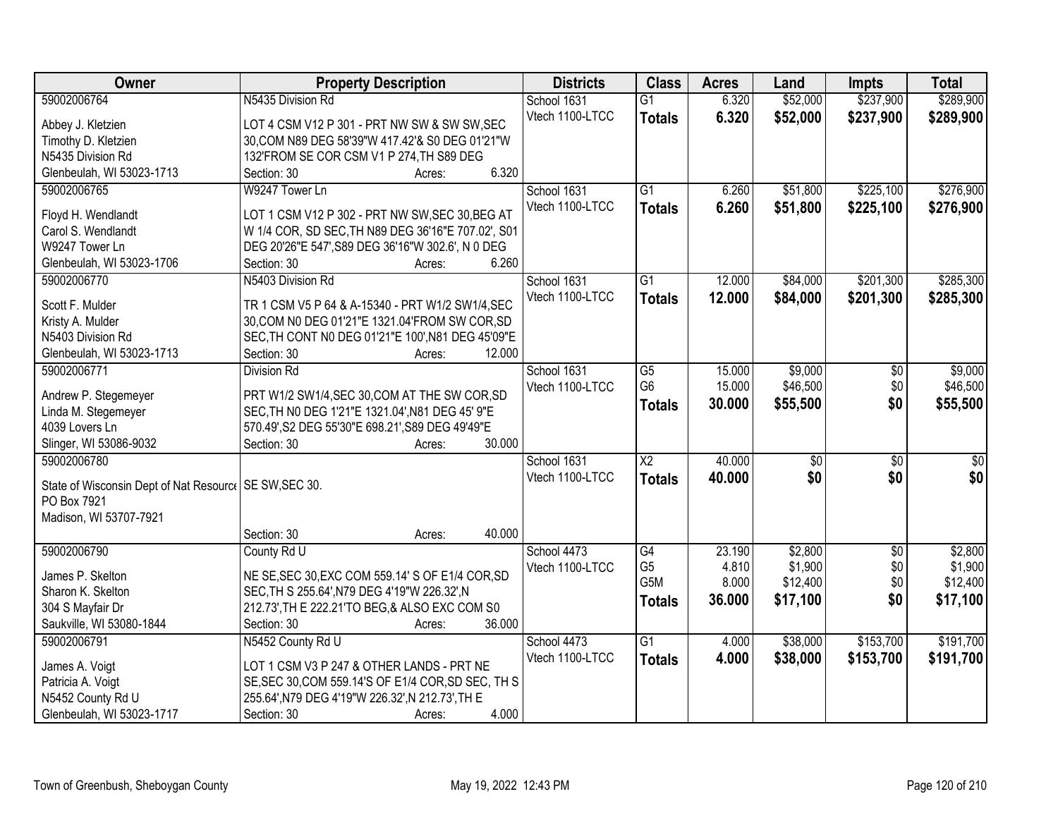| Owner | Property Description | Districts | Class | Acres | Land | Impts | Total |
|---|---|---|---|---|---|---|---|
| 59002006764<br>Abbey J. Kletzien<br>Timothy D. Kletzien<br>N5435 Division Rd<br>Glenbeulah, WI 53023-1713 | N5435 Division Rd<br>LOT 4 CSM V12 P 301 - PRT NW SW & SW SW,SEC 30,COM N89 DEG 58'39"W 417.42'& S0 DEG 01'21"W 132'FROM SE COR CSM V1 P 274,TH S89 DEG<br>Section: 30 Acres: 6.320 | School 1631<br>Vtech 1100-LTCC | G1<br>**Totals** | 6.320<br>**6.320** | $52,000<br>**$52,000** | $237,900<br>**$237,900** | $289,900<br>**$289,900** |
| 59002006765<br>Floyd H. Wendlandt<br>Carol S. Wendlandt<br>W9247 Tower Ln<br>Glenbeulah, WI 53023-1706 | W9247 Tower Ln<br>LOT 1 CSM V12 P 302 - PRT NW SW,SEC 30,BEG AT W 1/4 COR, SD SEC,TH N89 DEG 36'16"E 707.02', S01 DEG 20'26"E 547',S89 DEG 36'16"W 302.6', N 0 DEG<br>Section: 30 Acres: 6.260 | School 1631<br>Vtech 1100-LTCC | G1<br>**Totals** | 6.260<br>**6.260** | $51,800<br>**$51,800** | $225,100<br>**$225,100** | $276,900<br>**$276,900** |
| 59002006770<br>Scott F. Mulder<br>Kristy A. Mulder<br>N5403 Division Rd<br>Glenbeulah, WI 53023-1713 | N5403 Division Rd<br>TR 1 CSM V5 P 64 & A-15340 - PRT W1/2 SW1/4,SEC 30,COM N0 DEG 01'21"E 1321.04'FROM SW COR,SD SEC,TH CONT N0 DEG 01'21"E 100',N81 DEG 45'09"E<br>Section: 30 Acres: 12.000 | School 1631<br>Vtech 1100-LTCC | G1<br>**Totals** | 12.000<br>**12.000** | $84,000<br>**$84,000** | $201,300<br>**$201,300** | $285,300<br>**$285,300** |
| 59002006771<br>Andrew P. Stegemeyer<br>Linda M. Stegemeyer<br>4039 Lovers Ln<br>Slinger, WI 53086-9032 | Division Rd<br>PRT W1/2 SW1/4,SEC 30,COM AT THE SW COR,SD SEC,TH N0 DEG 1'21"E 1321.04',N81 DEG 45' 9"E 570.49',S2 DEG 55'30"E 698.21',S89 DEG 49'49"E<br>Section: 30 Acres: 30.000 | School 1631<br>Vtech 1100-LTCC | G5<br>G6<br>**Totals** | 15.000<br>15.000<br>**30.000** | $9,000<br>$46,500<br>**$55,500** | $0<br>$0<br>**$0** | $9,000<br>$46,500<br>**$55,500** |
| 59002006780<br>State of Wisconsin Dept of Nat Resource<br>PO Box 7921<br>Madison, WI 53707-7921 | SE SW,SEC 30.<br>Section: 30 Acres: 40.000 | School 1631<br>Vtech 1100-LTCC | X2<br>**Totals** | 40.000<br>**40.000** | $0<br>**$0** | $0<br>**$0** | $0<br>**$0** |
| 59002006790<br>James P. Skelton<br>Sharon K. Skelton<br>304 S Mayfair Dr<br>Saukville, WI 53080-1844 | County Rd U<br>NE SE,SEC 30,EXC COM 559.14' S OF E1/4 COR,SD SEC,TH S 255.64',N79 DEG 4'19"W 226.32',N 212.73',TH E 222.21'TO BEG,& ALSO EXC COM S0<br>Section: 30 Acres: 36.000 | School 4473<br>Vtech 1100-LTCC | G4<br>G5<br>G5M<br>**Totals** | 23.190<br>4.810<br>8.000<br>**36.000** | $2,800<br>$1,900<br>$12,400<br>**$17,100** | $0<br>$0<br>$0<br>**$0** | $2,800<br>$1,900<br>$12,400<br>**$17,100** |
| 59002006791<br>James A. Voigt<br>Patricia A. Voigt<br>N5452 County Rd U<br>Glenbeulah, WI 53023-1717 | N5452 County Rd U<br>LOT 1 CSM V3 P 247 & OTHER LANDS - PRT NE SE,SEC 30,COM 559.14'S OF E1/4 COR,SD SEC, TH S 255.64',N79 DEG 4'19"W 226.32',N 212.73',TH E<br>Section: 30 Acres: 4.000 | School 4473<br>Vtech 1100-LTCC | G1<br>**Totals** | 4.000<br>**4.000** | $38,000<br>**$38,000** | $153,700<br>**$153,700** | $191,700<br>**$191,700** |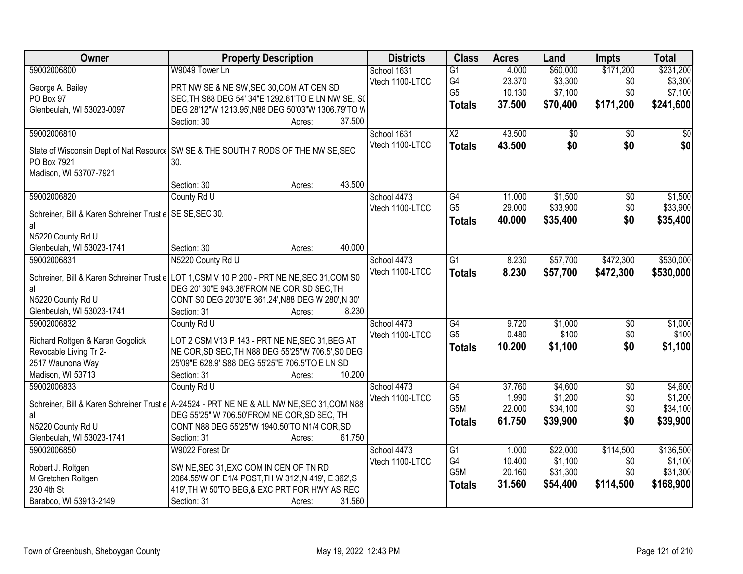| Owner | Property Description | Districts | Class | Acres | Land | Impts | Total |
|---|---|---|---|---|---|---|---|
| 59002006800<br>George A. Bailey<br>PO Box 97<br>Glenbeulah, WI 53023-0097 | W9049 Tower Ln<br>PRT NW SE & NE SW,SEC 30,COM AT CEN SD SEC,TH S88 DEG 54' 34"E 1292.61'TO E LN NW SE, S( DEG 28'12"W 1213.95',N88 DEG 50'03"W 1306.79'TO W<br>Section: 30 Acres: 37.500 | School 1631<br>Vtech 1100-LTCC | G1<br>G4<br>G5<br>**Totals** | 4.000<br>23.370<br>10.130<br>**37.500** | $60,000<br>$3,300<br>$7,100<br>**$70,400** | $171,200<br>$0<br>$0<br>**$171,200** | $231,200<br>$3,300<br>$7,100<br>**$241,600** |
| 59002006810<br>State of Wisconsin Dept of Nat Resource<br>PO Box 7921<br>Madison, WI 53707-7921 | SW SE & THE SOUTH 7 RODS OF THE NW SE,SEC 30.<br>Section: 30 Acres: 43.500 | School 1631<br>Vtech 1100-LTCC | X2<br>**Totals** | 43.500<br>**43.500** | $0<br>**$0** | $0<br>**$0** | $0<br>**$0** |
| 59002006820<br>Schreiner, Bill & Karen Schreiner Trust et al<br>N5220 County Rd U<br>Glenbeulah, WI 53023-1741 | County Rd U<br>SE SE,SEC 30.<br>Section: 30 Acres: 40.000 | School 4473<br>Vtech 1100-LTCC | G4<br>G5<br>**Totals** | 11.000<br>29.000<br>**40.000** | $1,500<br>$33,900<br>**$35,400** | $0<br>$0<br>**$0** | $1,500<br>$33,900<br>**$35,400** |
| 59002006831<br>Schreiner, Bill & Karen Schreiner Trust et al<br>N5220 County Rd U<br>Glenbeulah, WI 53023-1741 | N5220 County Rd U<br>LOT 1,CSM V 10 P 200 - PRT NE NE,SEC 31,COM S0 DEG 20' 30"E 943.36'FROM NE COR SD SEC,TH CONT S0 DEG 20'30"E 361.24',N88 DEG W 280',N 30'<br>Section: 31 Acres: 8.230 | School 4473<br>Vtech 1100-LTCC | G1<br>**Totals** | 8.230<br>**8.230** | $57,700<br>**$57,700** | $472,300<br>**$472,300** | $530,000<br>**$530,000** |
| 59002006832<br>Richard Roltgen & Karen Gogolick Revocable Living Tr 2-<br>2517 Waunona Way<br>Madison, WI 53713 | County Rd U<br>LOT 2 CSM V13 P 143 - PRT NE NE,SEC 31,BEG AT NE COR,SD SEC,TH N88 DEG 55'25"W 706.5',S0 DEG 25'09"E 628.9' S88 DEG 55'25"E 706.5'TO E LN SD<br>Section: 31 Acres: 10.200 | School 4473<br>Vtech 1100-LTCC | G4<br>G5<br>**Totals** | 9.720<br>0.480<br>**10.200** | $1,000<br>$100<br>**$1,100** | $0<br>$0<br>**$0** | $1,000<br>$100<br>**$1,100** |
| 59002006833<br>Schreiner, Bill & Karen Schreiner Trust et al<br>N5220 County Rd U<br>Glenbeulah, WI 53023-1741 | County Rd U<br>A-24524 - PRT NE NE & ALL NW NE,SEC 31,COM N88 DEG 55'25" W 706.50'FROM NE COR,SD SEC, TH CONT N88 DEG 55'25"W 1940.50'TO N1/4 COR,SD<br>Section: 31 Acres: 61.750 | School 4473<br>Vtech 1100-LTCC | G4<br>G5<br>G5M<br>**Totals** | 37.760<br>1.990<br>22.000<br>**61.750** | $4,600<br>$1,200<br>$34,100<br>**$39,900** | $0<br>$0<br>$0<br>**$0** | $4,600<br>$1,200<br>$34,100<br>**$39,900** |
| 59002006850<br>Robert J. Roltgen<br>M Gretchen Roltgen<br>230 4th St<br>Baraboo, WI 53913-2149 | W9022 Forest Dr<br>SW NE,SEC 31,EXC COM IN CEN OF TN RD 2064.55'W OF E1/4 POST,TH W 312',N 419', E 362',S 419',TH W 50'TO BEG,& EXC PRT FOR HWY AS REC<br>Section: 31 Acres: 31.560 | School 4473<br>Vtech 1100-LTCC | G1<br>G4<br>G5M<br>**Totals** | 1.000<br>10.400<br>20.160<br>**31.560** | $22,000<br>$1,100<br>$31,300<br>**$54,400** | $114,500<br>$0<br>$0<br>**$114,500** | $136,500<br>$1,100<br>$31,300<br>**$168,900** |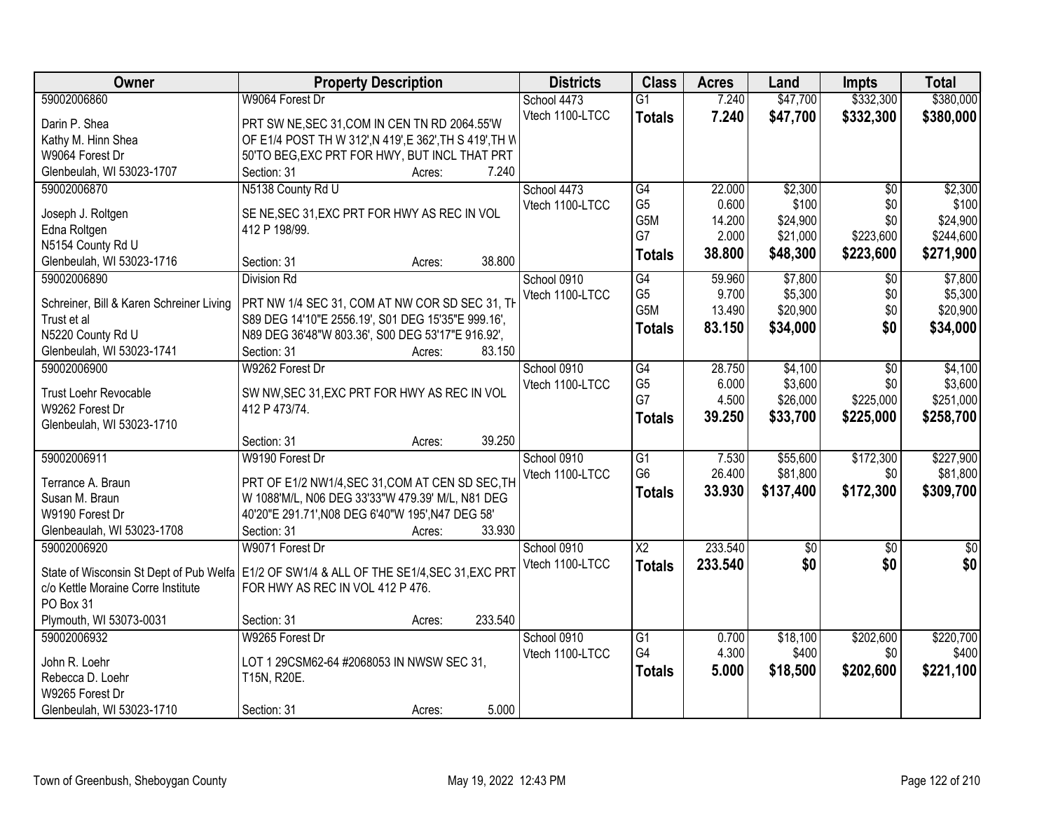| Owner | Property Description | Districts | Class | Acres | Land | Impts | Total |
|---|---|---|---|---|---|---|---|
| 59002006860<br>Darin P. Shea<br>Kathy M. Hinn Shea<br>W9064 Forest Dr<br>Glenbeulah, WI 53023-1707 | W9064 Forest Dr<br>PRT SW NE,SEC 31,COM IN CEN TN RD 2064.55'W OF E1/4 POST TH W 312',N 419',E 362',TH S 419',TH W 50'TO BEG,EXC PRT FOR HWY, BUT INCL THAT PRT<br>Section: 31 Acres: 7.240 | School 4473<br>Vtech 1100-LTCC | G1<br>**Totals** | 7.240<br>**7.240** | $47,700<br>**$47,700** | $332,300<br>**$332,300** | $380,000<br>**$380,000** |
| 59002006870<br>Joseph J. Roltgen<br>Edna Roltgen<br>N5154 County Rd U<br>Glenbeulah, WI 53023-1716 | N5138 County Rd U<br>SE NE,SEC 31,EXC PRT FOR HWY AS REC IN VOL 412 P 198/99.<br>Section: 31 Acres: 38.800 | School 4473<br>Vtech 1100-LTCC | G4<br>G5<br>G5M<br>G7<br>**Totals** | 22.000<br>0.600<br>14.200<br>2.000<br>**38.800** | $2,300<br>$100<br>$24,900<br>$21,000<br>**$48,300** | $0<br>$0<br>$0<br>$223,600<br>**$223,600** | $2,300<br>$100<br>$24,900<br>$244,600<br>**$271,900** |
| 59002006890<br>Schreiner, Bill & Karen Schreiner Living Trust et al<br>N5220 County Rd U<br>Glenbeulah, WI 53023-1741 | Division Rd<br>PRT NW 1/4 SEC 31, COM AT NW COR SD SEC 31, TH S89 DEG 14'10"E 2556.19', S01 DEG 15'35"E 999.16', N89 DEG 36'48"W 803.36', S00 DEG 53'17"E 916.92',<br>Section: 31 Acres: 83.150 | School 0910<br>Vtech 1100-LTCC | G4<br>G5<br>G5M<br>**Totals** | 59.960<br>9.700<br>13.490<br>**83.150** | $7,800<br>$5,300<br>$20,900<br>**$34,000** | $0<br>$0<br>$0<br>**$0** | $7,800<br>$5,300<br>$20,900<br>**$34,000** |
| 59002006900<br>Trust Loehr Revocable<br>W9262 Forest Dr<br>Glenbeulah, WI 53023-1710 | W9262 Forest Dr<br>SW NW,SEC 31,EXC PRT FOR HWY AS REC IN VOL 412 P 473/74.<br>Section: 31 Acres: 39.250 | School 0910<br>Vtech 1100-LTCC | G4<br>G5<br>G7<br>**Totals** | 28.750<br>6.000<br>4.500<br>**39.250** | $4,100<br>$3,600<br>$26,000<br>**$33,700** | $0<br>$0<br>$225,000<br>**$225,000** | $4,100<br>$3,600<br>$251,000<br>**$258,700** |
| 59002006911<br>Terrance A. Braun<br>Susan M. Braun<br>W9190 Forest Dr<br>Glenbeaulah, WI 53023-1708 | W9190 Forest Dr<br>PRT OF E1/2 NW1/4,SEC 31,COM AT CEN SD SEC,TH W 1088'M/L, N06 DEG 33'33"W 479.39' M/L, N81 DEG 40'20"E 291.71',N08 DEG 6'40"W 195',N47 DEG 58'<br>Section: 31 Acres: 33.930 | School 0910<br>Vtech 1100-LTCC | G1<br>G6<br>**Totals** | 7.530<br>26.400<br>**33.930** | $55,600<br>$81,800<br>**$137,400** | $172,300<br>$0<br>**$172,300** | $227,900<br>$81,800<br>**$309,700** |
| 59002006920<br>State of Wisconsin St Dept of Pub Welfa<br>c/o Kettle Moraine Corre Institute<br>PO Box 31<br>Plymouth, WI 53073-0031 | W9071 Forest Dr<br>E1/2 OF SW1/4 & ALL OF THE SE1/4,SEC 31,EXC PRT FOR HWY AS REC IN VOL 412 P 476.<br>Section: 31 Acres: 233.540 | School 0910<br>Vtech 1100-LTCC | X2<br>**Totals** | 233.540<br>**233.540** | $0<br>**$0** | $0<br>**$0** | $0<br>**$0** |
| 59002006932<br>John R. Loehr<br>Rebecca D. Loehr<br>W9265 Forest Dr<br>Glenbeulah, WI 53023-1710 | W9265 Forest Dr<br>LOT 1 29CSM62-64 #2068053 IN NWSW SEC 31, T15N, R20E.<br>Section: 31 Acres: 5.000 | School 0910<br>Vtech 1100-LTCC | G1<br>G4<br>**Totals** | 0.700<br>4.300<br>**5.000** | $18,100<br>$400<br>**$18,500** | $202,600<br>$0<br>**$202,600** | $220,700<br>$400<br>**$221,100** |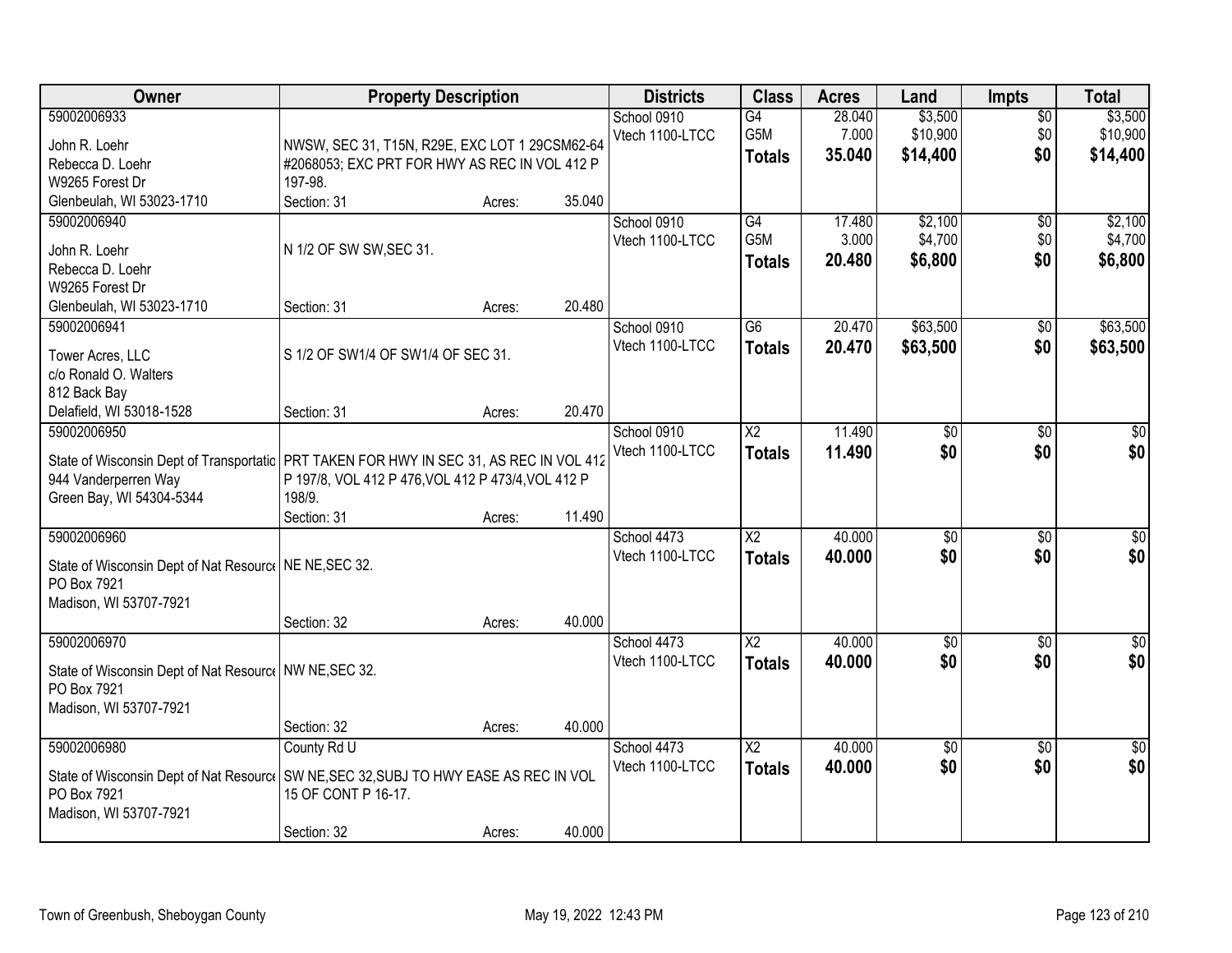| Owner | Property Description | Districts | Class | Acres | Land | Impts | Total |
|---|---|---|---|---|---|---|---|
| 59002006933<br>John R. Loehr<br>Rebecca D. Loehr<br>W9265 Forest Dr<br>Glenbeulah, WI 53023-1710 | NWSW, SEC 31, T15N, R29E, EXC LOT 1 29CSM62-64 #2068053; EXC PRT FOR HWY AS REC IN VOL 412 P 197-98.<br>Section: 31 Acres: 35.040 | School 0910<br>Vtech 1100-LTCC | G4<br>G5M<br>**Totals** | 28.040<br>7.000<br>**35.040** | $3,500<br>$10,900<br>**$14,400** | $0<br>$0<br>**$0** | $3,500<br>$10,900<br>**$14,400** |
| 59002006940<br>John R. Loehr<br>Rebecca D. Loehr<br>W9265 Forest Dr<br>Glenbeulah, WI 53023-1710 | N 1/2 OF SW SW,SEC 31.<br>Section: 31 Acres: 20.480 | School 0910<br>Vtech 1100-LTCC | G4<br>G5M<br>**Totals** | 17.480<br>3.000<br>**20.480** | $2,100<br>$4,700<br>**$6,800** | $0<br>$0<br>**$0** | $2,100<br>$4,700<br>**$6,800** |
| 59002006941<br>Tower Acres, LLC<br>c/o Ronald O. Walters<br>812 Back Bay<br>Delafield, WI 53018-1528 | S 1/2 OF SW1/4 OF SW1/4 OF SEC 31.<br>Section: 31 Acres: 20.470 | School 0910<br>Vtech 1100-LTCC | G6<br>**Totals** | 20.470<br>**20.470** | $63,500<br>**$63,500** | $0<br>**$0** | $63,500<br>**$63,500** |
| 59002006950<br>State of Wisconsin Dept of Transportatio<br>944 Vanderperren Way<br>Green Bay, WI 54304-5344 | PRT TAKEN FOR HWY IN SEC 31, AS REC IN VOL 412 P 197/8, VOL 412 P 476,VOL 412 P 473/4,VOL 412 P 198/9.<br>Section: 31 Acres: 11.490 | School 0910<br>Vtech 1100-LTCC | X2<br>**Totals** | 11.490<br>**11.490** | $0<br>**$0** | $0<br>**$0** | $0<br>**$0** |
| 59002006960<br>State of Wisconsin Dept of Nat Resource<br>PO Box 7921<br>Madison, WI 53707-7921 | NE NE,SEC 32.<br>Section: 32 Acres: 40.000 | School 4473<br>Vtech 1100-LTCC | X2<br>**Totals** | 40.000<br>**40.000** | $0<br>**$0** | $0<br>**$0** | $0<br>**$0** |
| 59002006970<br>State of Wisconsin Dept of Nat Resource<br>PO Box 7921<br>Madison, WI 53707-7921 | NW NE,SEC 32.<br>Section: 32 Acres: 40.000 | School 4473<br>Vtech 1100-LTCC | X2<br>**Totals** | 40.000<br>**40.000** | $0<br>**$0** | $0<br>**$0** | $0<br>**$0** |
| 59002006980<br>State of Wisconsin Dept of Nat Resource<br>PO Box 7921<br>Madison, WI 53707-7921 | County Rd U<br>SW NE,SEC 32,SUBJ TO HWY EASE AS REC IN VOL 15 OF CONT P 16-17.<br>Section: 32 Acres: 40.000 | School 4473<br>Vtech 1100-LTCC | X2<br>**Totals** | 40.000<br>**40.000** | $0<br>**$0** | $0<br>**$0** | $0<br>**$0** |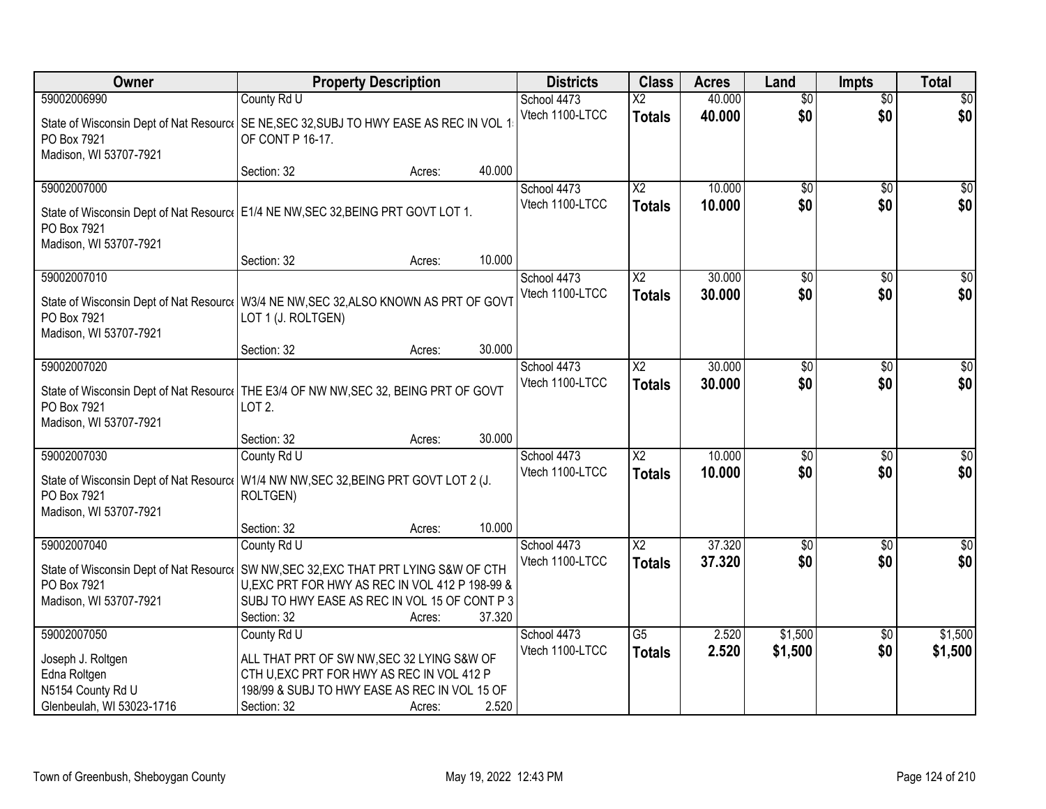| Owner | Property Description | Districts | Class | Acres | Land | Impts | Total |
|---|---|---|---|---|---|---|---|
| 59002006990<br>State of Wisconsin Dept of Nat Resource<br>PO Box 7921<br>Madison, WI 53707-7921 | County Rd U<br>SE NE,SEC 32,SUBJ TO HWY EASE AS REC IN VOL 1 OF CONT P 16-17.<br>Section: 32 Acres: 40.000 | School 4473<br>Vtech 1100-LTCC | X2<br>**Totals** | 40.000<br>**40.000** | $0<br>**$0** | $0<br>**$0** | $0<br>**$0** |
| 59002007000<br>State of Wisconsin Dept of Nat Resource<br>PO Box 7921<br>Madison, WI 53707-7921 | E1/4 NE NW,SEC 32,BEING PRT GOVT LOT 1.<br>Section: 32 Acres: 10.000 | School 4473<br>Vtech 1100-LTCC | X2<br>**Totals** | 10.000<br>**10.000** | $0<br>**$0** | $0<br>**$0** | $0<br>**$0** |
| 59002007010<br>State of Wisconsin Dept of Nat Resource<br>PO Box 7921<br>Madison, WI 53707-7921 | W3/4 NE NW,SEC 32,ALSO KNOWN AS PRT OF GOVT LOT 1 (J. ROLTGEN)<br>Section: 32 Acres: 30.000 | School 4473<br>Vtech 1100-LTCC | X2<br>**Totals** | 30.000<br>**30.000** | $0<br>**$0** | $0<br>**$0** | $0<br>**$0** |
| 59002007020<br>State of Wisconsin Dept of Nat Resource<br>PO Box 7921<br>Madison, WI 53707-7921 | THE E3/4 OF NW NW,SEC 32, BEING PRT OF GOVT LOT 2.<br>Section: 32 Acres: 30.000 | School 4473<br>Vtech 1100-LTCC | X2<br>**Totals** | 30.000<br>**30.000** | $0<br>**$0** | $0<br>**$0** | $0<br>**$0** |
| 59002007030<br>State of Wisconsin Dept of Nat Resource<br>PO Box 7921<br>Madison, WI 53707-7921 | County Rd U<br>W1/4 NW NW,SEC 32,BEING PRT GOVT LOT 2 (J. ROLTGEN)<br>Section: 32 Acres: 10.000 | School 4473<br>Vtech 1100-LTCC | X2<br>**Totals** | 10.000<br>**10.000** | $0<br>**$0** | $0<br>**$0** | $0<br>**$0** |
| 59002007040<br>State of Wisconsin Dept of Nat Resource<br>PO Box 7921<br>Madison, WI 53707-7921 | County Rd U<br>SW NW,SEC 32,EXC THAT PRT LYING S&W OF CTH U,EXC PRT FOR HWY AS REC IN VOL 412 P 198-99 & SUBJ TO HWY EASE AS REC IN VOL 15 OF CONT P 3<br>Section: 32 Acres: 37.320 | School 4473<br>Vtech 1100-LTCC | X2<br>**Totals** | 37.320<br>**37.320** | $0<br>**$0** | $0<br>**$0** | $0<br>**$0** |
| 59002007050<br>Joseph J. Roltgen<br>Edna Roltgen<br>N5154 County Rd U<br>Glenbeulah, WI 53023-1716 | County Rd U<br>ALL THAT PRT OF SW NW,SEC 32 LYING S&W OF CTH U,EXC PRT FOR HWY AS REC IN VOL 412 P 198/99 & SUBJ TO HWY EASE AS REC IN VOL 15 OF<br>Section: 32 Acres: 2.520 | School 4473<br>Vtech 1100-LTCC | G5<br>**Totals** | 2.520<br>**2.520** | $1,500<br>**$1,500** | $0<br>**$0** | $1,500<br>**$1,500** |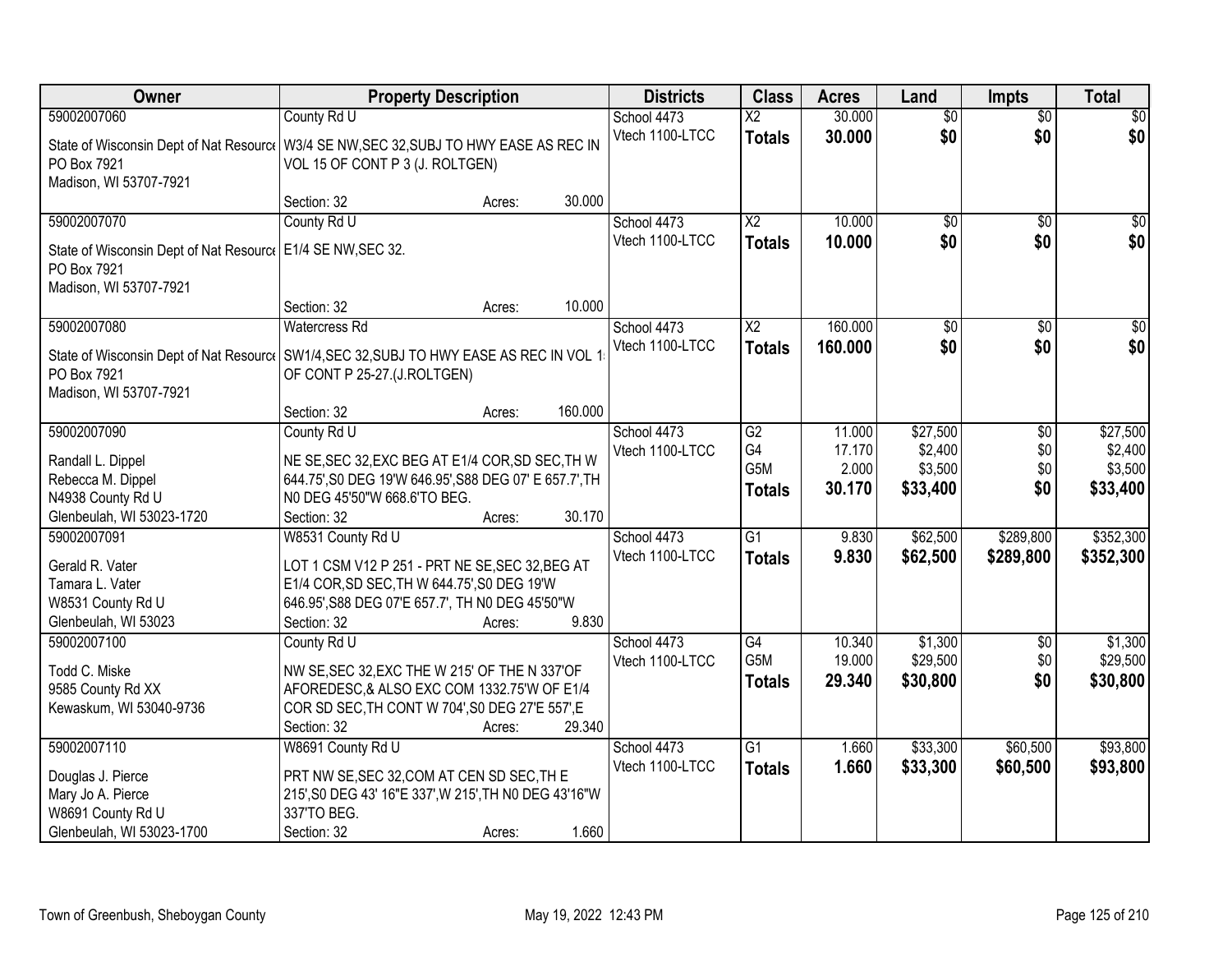| Owner | Property Description | Districts | Class | Acres | Land | Impts | Total |
|---|---|---|---|---|---|---|---|
| 59002007060<br>State of Wisconsin Dept of Nat Resource<br>PO Box 7921<br>Madison, WI 53707-7921 | County Rd U<br>W3/4 SE NW,SEC 32,SUBJ TO HWY EASE AS REC IN VOL 15 OF CONT P 3 (J. ROLTGEN)<br>Section: 32 Acres: 30.000 | School 4473<br>Vtech 1100-LTCC | X2<br>**Totals** | 30.000<br>**30.000** | $0<br>**$0** | $0<br>**$0** | $0<br>**$0** |
| 59002007070<br>State of Wisconsin Dept of Nat Resource<br>PO Box 7921<br>Madison, WI 53707-7921 | County Rd U<br>E1/4 SE NW,SEC 32.<br>Section: 32 Acres: 10.000 | School 4473<br>Vtech 1100-LTCC | X2<br>**Totals** | 10.000<br>**10.000** | $0<br>**$0** | $0<br>**$0** | $0<br>**$0** |
| 59002007080<br>State of Wisconsin Dept of Nat Resource<br>PO Box 7921<br>Madison, WI 53707-7921 | Watercress Rd<br>SW1/4,SEC 32,SUBJ TO HWY EASE AS REC IN VOL 1 OF CONT P 25-27.(J.ROLTGEN)<br>Section: 32 Acres: 160.000 | School 4473<br>Vtech 1100-LTCC | X2<br>**Totals** | 160.000<br>**160.000** | $0<br>**$0** | $0<br>**$0** | $0<br>**$0** |
| 59002007090<br>Randall L. Dippel<br>Rebecca M. Dippel<br>N4938 County Rd U<br>Glenbeulah, WI 53023-1720 | County Rd U<br>NE SE,SEC 32,EXC BEG AT E1/4 COR,SD SEC,TH W 644.75',S0 DEG 19'W 646.95',S88 DEG 07' E 657.7',TH N0 DEG 45'50"W 668.6'TO BEG.<br>Section: 32 Acres: 30.170 | School 4473<br>Vtech 1100-LTCC | G2<br>G4<br>G5M<br>**Totals** | 11.000<br>17.170<br>2.000<br>**30.170** | $27,500<br>$2,400<br>$3,500<br>**$33,400** | $0<br>$0<br>$0<br>**$0** | $27,500<br>$2,400<br>$3,500<br>**$33,400** |
| 59002007091<br>Gerald R. Vater<br>Tamara L. Vater<br>W8531 County Rd U<br>Glenbeulah, WI 53023 | W8531 County Rd U<br>LOT 1 CSM V12 P 251 - PRT NE SE,SEC 32,BEG AT E1/4 COR,SD SEC,TH W 644.75',S0 DEG 19'W 646.95',S88 DEG 07'E 657.7', TH N0 DEG 45'50"W<br>Section: 32 Acres: 9.830 | School 4473<br>Vtech 1100-LTCC | G1<br>**Totals** | 9.830<br>**9.830** | $62,500<br>**$62,500** | $289,800<br>**$289,800** | $352,300<br>**$352,300** |
| 59002007100<br>Todd C. Miske<br>9585 County Rd XX<br>Kewaskum, WI 53040-9736 | County Rd U<br>NW SE,SEC 32,EXC THE W 215' OF THE N 337'OF AFOREDESC,& ALSO EXC COM 1332.75'W OF E1/4 COR SD SEC,TH CONT W 704',S0 DEG 27'E 557',E<br>Section: 32 Acres: 29.340 | School 4473<br>Vtech 1100-LTCC | G4<br>G5M<br>**Totals** | 10.340<br>19.000<br>**29.340** | $1,300<br>$29,500<br>**$30,800** | $0<br>$0<br>**$0** | $1,300<br>$29,500<br>**$30,800** |
| 59002007110<br>Douglas J. Pierce<br>Mary Jo A. Pierce<br>W8691 County Rd U<br>Glenbeulah, WI 53023-1700 | W8691 County Rd U<br>PRT NW SE,SEC 32,COM AT CEN SD SEC,TH E 215',S0 DEG 43' 16"E 337',W 215',TH N0 DEG 43'16"W 337'TO BEG.<br>Section: 32 Acres: 1.660 | School 4473<br>Vtech 1100-LTCC | G1<br>**Totals** | 1.660<br>**1.660** | $33,300<br>**$33,300** | $60,500<br>**$60,500** | $93,800<br>**$93,800** |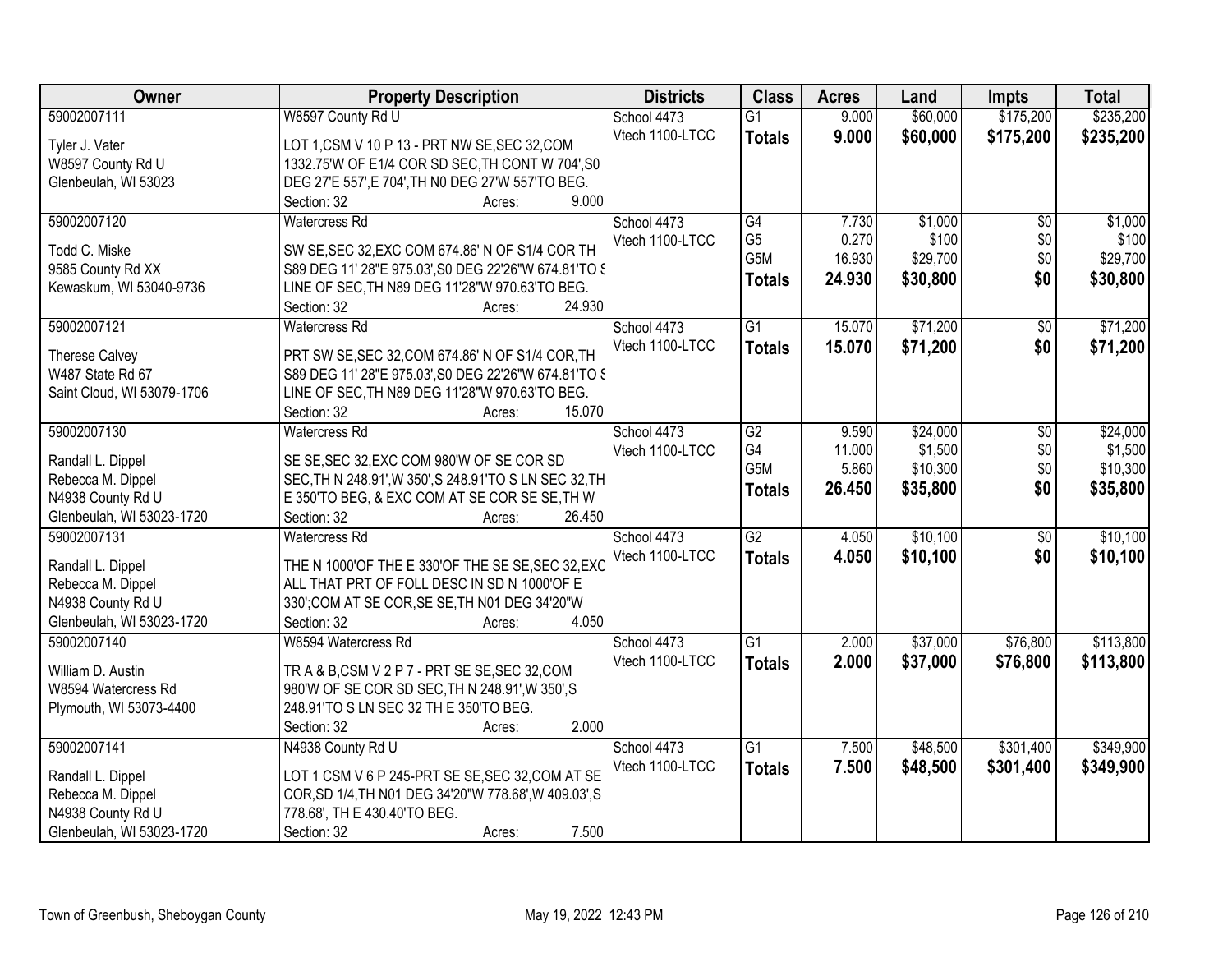| Owner | Property Description | Districts | Class | Acres | Land | Impts | Total |
|---|---|---|---|---|---|---|---|
| 59002007111<br>Tyler J. Vater<br>W8597 County Rd U<br>Glenbeulah, WI 53023 | W8597 County Rd U<br>LOT 1,CSM V 10 P 13 - PRT NW SE,SEC 32,COM 1332.75'W OF E1/4 COR SD SEC,TH CONT W 704',S0 DEG 27'E 557',E 704',TH N0 DEG 27'W 557'TO BEG.<br>Section: 32 Acres: 9.000 | School 4473<br>Vtech 1100-LTCC | G1<br>**Totals** | 9.000<br>**9.000** | $60,000<br>**$60,000** | $175,200<br>**$175,200** | $235,200<br>**$235,200** |
| 59002007120<br>Todd C. Miske<br>9585 County Rd XX<br>Kewaskum, WI 53040-9736 | Watercress Rd<br>SW SE,SEC 32,EXC COM 674.86' N OF S1/4 COR TH S89 DEG 11' 28"E 975.03',S0 DEG 22'26"W 674.81'TO S LINE OF SEC,TH N89 DEG 11'28"W 970.63'TO BEG.<br>Section: 32 Acres: 24.930 | School 4473<br>Vtech 1100-LTCC | G4<br>G5<br>G5M<br>**Totals** | 7.730<br>0.270<br>16.930<br>**24.930** | $1,000<br>$100<br>$29,700<br>**$30,800** | $0<br>$0<br>$0<br>**$0** | $1,000<br>$100<br>$29,700<br>**$30,800** |
| 59002007121<br>Therese Calvey<br>W487 State Rd 67<br>Saint Cloud, WI 53079-1706 | Watercress Rd<br>PRT SW SE,SEC 32,COM 674.86' N OF S1/4 COR,TH S89 DEG 11' 28"E 975.03',S0 DEG 22'26"W 674.81'TO S LINE OF SEC,TH N89 DEG 11'28"W 970.63'TO BEG.<br>Section: 32 Acres: 15.070 | School 4473<br>Vtech 1100-LTCC | G1<br>**Totals** | 15.070<br>**15.070** | $71,200<br>**$71,200** | $0<br>**$0** | $71,200<br>**$71,200** |
| 59002007130<br>Randall L. Dippel<br>Rebecca M. Dippel<br>N4938 County Rd U<br>Glenbeulah, WI 53023-1720 | Watercress Rd<br>SE SE,SEC 32,EXC COM 980'W OF SE COR SD SEC,TH N 248.91',W 350',S 248.91'TO S LN SEC 32,TH E 350'TO BEG, & EXC COM AT SE COR SE SE,TH W<br>Section: 32 Acres: 26.450 | School 4473<br>Vtech 1100-LTCC | G2<br>G4<br>G5M<br>**Totals** | 9.590<br>11.000<br>5.860<br>**26.450** | $24,000<br>$1,500<br>$10,300<br>**$35,800** | $0<br>$0<br>$0<br>**$0** | $24,000<br>$1,500<br>$10,300<br>**$35,800** |
| 59002007131<br>Randall L. Dippel<br>Rebecca M. Dippel<br>N4938 County Rd U<br>Glenbeulah, WI 53023-1720 | Watercress Rd<br>THE N 1000'OF THE E 330'OF THE SE SE,SEC 32,EXC ALL THAT PRT OF FOLL DESC IN SD N 1000'OF E 330';COM AT SE COR,SE SE,TH N01 DEG 34'20"W<br>Section: 32 Acres: 4.050 | School 4473<br>Vtech 1100-LTCC | G2<br>**Totals** | 4.050<br>**4.050** | $10,100<br>**$10,100** | $0<br>**$0** | $10,100<br>**$10,100** |
| 59002007140<br>William D. Austin<br>W8594 Watercress Rd<br>Plymouth, WI 53073-4400 | W8594 Watercress Rd<br>TR A & B,CSM V 2 P 7 - PRT SE SE,SEC 32,COM 980'W OF SE COR SD SEC,TH N 248.91',W 350',S 248.91'TO S LN SEC 32 TH E 350'TO BEG.<br>Section: 32 Acres: 2.000 | School 4473<br>Vtech 1100-LTCC | G1<br>**Totals** | 2.000<br>**2.000** | $37,000<br>**$37,000** | $76,800<br>**$76,800** | $113,800<br>**$113,800** |
| 59002007141<br>Randall L. Dippel<br>Rebecca M. Dippel<br>N4938 County Rd U<br>Glenbeulah, WI 53023-1720 | N4938 County Rd U<br>LOT 1 CSM V 6 P 245-PRT SE SE,SEC 32,COM AT SE COR,SD 1/4,TH N01 DEG 34'20"W 778.68',W 409.03',S 778.68', TH E 430.40'TO BEG.<br>Section: 32 Acres: 7.500 | School 4473<br>Vtech 1100-LTCC | G1<br>**Totals** | 7.500<br>**7.500** | $48,500<br>**$48,500** | $301,400<br>**$301,400** | $349,900<br>**$349,900** |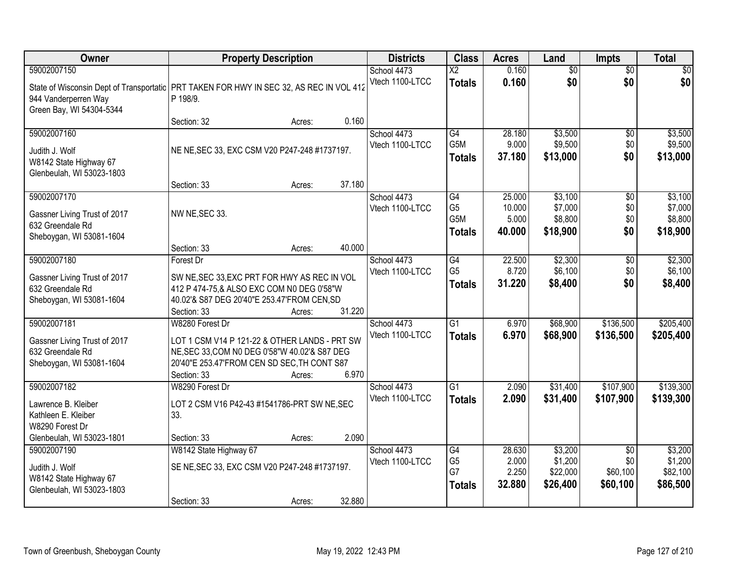| Owner | Property Description | Districts | Class | Acres | Land | Impts | Total |
|---|---|---|---|---|---|---|---|
| 59002007150<br>State of Wisconsin Dept of Transportatic<br>944 Vanderperren Way<br>Green Bay, WI 54304-5344 | PRT TAKEN FOR HWY IN SEC 32, AS REC IN VOL 412 P 198/9.<br>Section: 32 Acres: 0.160 | School 4473<br>Vtech 1100-LTCC | X2<br>**Totals** | 0.160<br>**0.160** | $0<br>**$0** | $0<br>**$0** | $0<br>**$0** |
| 59002007160<br>Judith J. Wolf<br>W8142 State Highway 67<br>Glenbeulah, WI 53023-1803 | NE NE,SEC 33, EXC CSM V20 P247-248 #1737197.<br>Section: 33 Acres: 37.180 | School 4473<br>Vtech 1100-LTCC | G4<br>G5M<br>**Totals** | 28.180<br>9.000<br>**37.180** | $3,500<br>$9,500<br>**$13,000** | $0<br>$0<br>**$0** | $3,500<br>$9,500<br>**$13,000** |
| 59002007170<br>Gassner Living Trust of 2017<br>632 Greendale Rd<br>Sheboygan, WI 53081-1604 | NW NE,SEC 33.<br>Section: 33 Acres: 40.000 | School 4473<br>Vtech 1100-LTCC | G4<br>G5<br>G5M<br>**Totals** | 25.000<br>10.000<br>5.000<br>**40.000** | $3,100<br>$7,000<br>$8,800<br>**$18,900** | $0<br>$0<br>$0<br>**$0** | $3,100<br>$7,000<br>$8,800<br>**$18,900** |
| 59002007180<br>Gassner Living Trust of 2017<br>632 Greendale Rd<br>Sheboygan, WI 53081-1604 | Forest Dr<br>SW NE,SEC 33,EXC PRT FOR HWY AS REC IN VOL 412 P 474-75,& ALSO EXC COM N0 DEG 0'58"W 40.02'& S87 DEG 20'40"E 253.47'FROM CEN,SD<br>Section: 33 Acres: 31.220 | School 4473<br>Vtech 1100-LTCC | G4<br>G5<br>**Totals** | 22.500<br>8.720<br>**31.220** | $2,300<br>$6,100<br>**$8,400** | $0<br>$0<br>**$0** | $2,300<br>$6,100<br>**$8,400** |
| 59002007181<br>Gassner Living Trust of 2017<br>632 Greendale Rd<br>Sheboygan, WI 53081-1604 | W8280 Forest Dr<br>LOT 1 CSM V14 P 121-22 & OTHER LANDS - PRT SW NE,SEC 33,COM N0 DEG 0'58"W 40.02'& S87 DEG 20'40"E 253.47'FROM CEN SD SEC,TH CONT S87<br>Section: 33 Acres: 6.970 | School 4473<br>Vtech 1100-LTCC | G1<br>**Totals** | 6.970<br>**6.970** | $68,900<br>**$68,900** | $136,500<br>**$136,500** | $205,400<br>**$205,400** |
| 59002007182<br>Lawrence B. Kleiber<br>Kathleen E. Kleiber<br>W8290 Forest Dr<br>Glenbeulah, WI 53023-1801 | W8290 Forest Dr<br>LOT 2 CSM V16 P42-43 #1541786-PRT SW NE,SEC 33.<br>Section: 33 Acres: 2.090 | School 4473<br>Vtech 1100-LTCC | G1<br>**Totals** | 2.090<br>**2.090** | $31,400<br>**$31,400** | $107,900<br>**$107,900** | $139,300<br>**$139,300** |
| 59002007190<br>Judith J. Wolf<br>W8142 State Highway 67<br>Glenbeulah, WI 53023-1803 | W8142 State Highway 67<br>SE NE,SEC 33, EXC CSM V20 P247-248 #1737197.<br>Section: 33 Acres: 32.880 | School 4473<br>Vtech 1100-LTCC | G4<br>G5<br>G7<br>**Totals** | 28.630<br>2.000<br>2.250<br>**32.880** | $3,200<br>$1,200<br>$22,000<br>**$26,400** | $0<br>$0<br>$60,100<br>**$60,100** | $3,200<br>$1,200<br>$82,100<br>**$86,500** |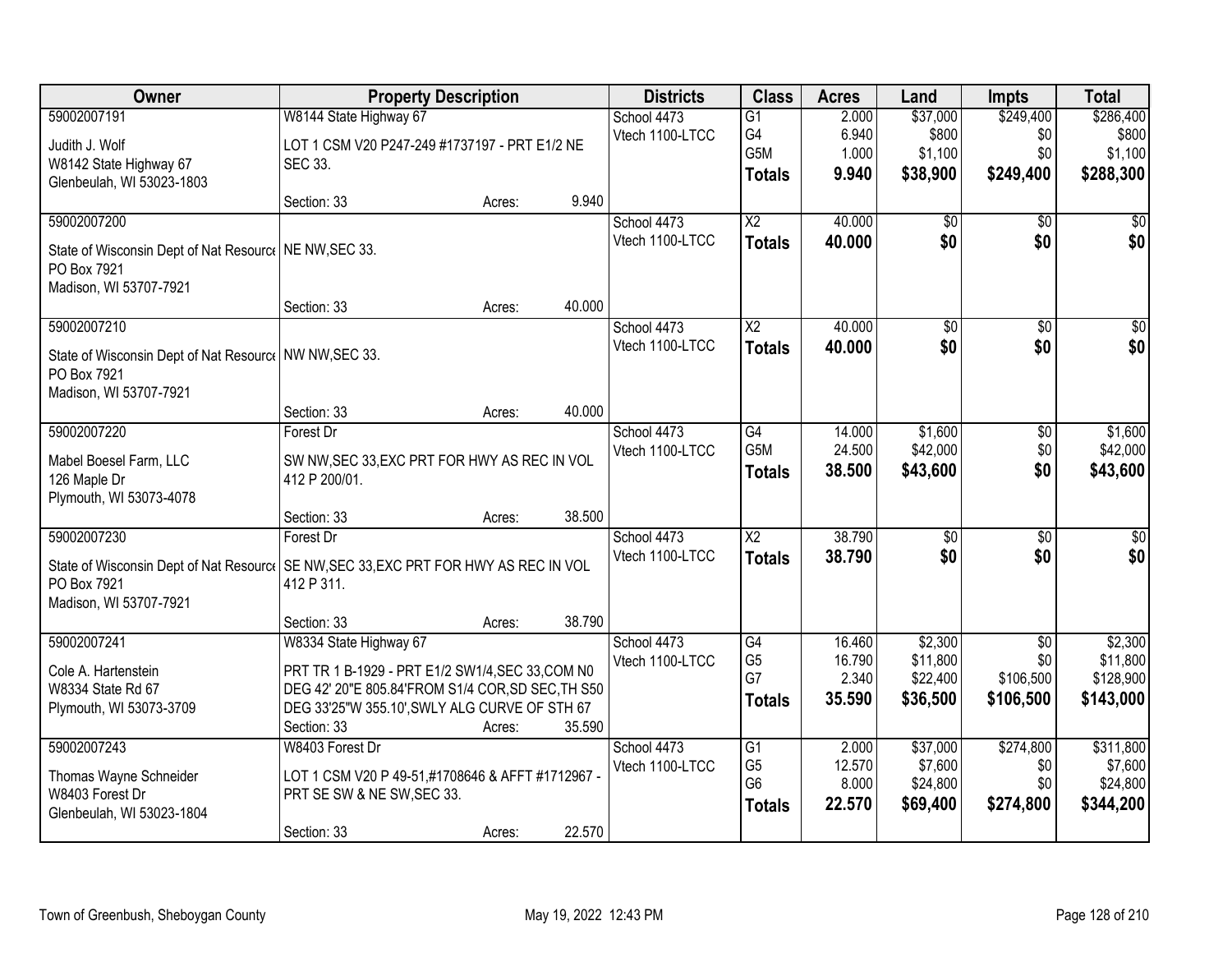| Owner | Property Description | Districts | Class | Acres | Land | Impts | Total |
|---|---|---|---|---|---|---|---|
| 59002007191<br>Judith J. Wolf<br>W8142 State Highway 67<br>Glenbeulah, WI 53023-1803 | W8144 State Highway 67<br>LOT 1 CSM V20 P247-249 #1737197 - PRT E1/2 NE SEC 33.<br>Section: 33 Acres: 9.940 | School 4473<br>Vtech 1100-LTCC | G1<br>G4<br>G5M<br>**Totals** | 2.000<br>6.940<br>1.000<br>**9.940** | $37,000<br>$800<br>$1,100<br>**$38,900** | $249,400<br>$0<br>$0<br>**$249,400** | $286,400<br>$800<br>$1,100<br>**$288,300** |
| 59002007200<br>State of Wisconsin Dept of Nat Resource<br>PO Box 7921<br>Madison, WI 53707-7921 | NE NW,SEC 33.<br>Section: 33 Acres: 40.000 | School 4473<br>Vtech 1100-LTCC | X2<br>**Totals** | 40.000<br>**40.000** | $0<br>**$0** | $0<br>**$0** | $0<br>**$0** |
| 59002007210<br>State of Wisconsin Dept of Nat Resource<br>PO Box 7921<br>Madison, WI 53707-7921 | NW NW,SEC 33.<br>Section: 33 Acres: 40.000 | School 4473<br>Vtech 1100-LTCC | X2<br>**Totals** | 40.000<br>**40.000** | $0<br>**$0** | $0<br>**$0** | $0<br>**$0** |
| 59002007220<br>Mabel Boesel Farm, LLC<br>126 Maple Dr<br>Plymouth, WI 53073-4078 | Forest Dr<br>SW NW,SEC 33,EXC PRT FOR HWY AS REC IN VOL 412 P 200/01.<br>Section: 33 Acres: 38.500 | School 4473<br>Vtech 1100-LTCC | G4<br>G5M<br>**Totals** | 14.000<br>24.500<br>**38.500** | $1,600<br>$42,000<br>**$43,600** | $0<br>$0<br>**$0** | $1,600<br>$42,000<br>**$43,600** |
| 59002007230<br>State of Wisconsin Dept of Nat Resource<br>PO Box 7921<br>Madison, WI 53707-7921 | Forest Dr<br>SE NW,SEC 33,EXC PRT FOR HWY AS REC IN VOL 412 P 311.<br>Section: 33 Acres: 38.790 | School 4473<br>Vtech 1100-LTCC | X2<br>**Totals** | 38.790<br>**38.790** | $0<br>**$0** | $0<br>**$0** | $0<br>**$0** |
| 59002007241<br>Cole A. Hartenstein<br>W8334 State Rd 67<br>Plymouth, WI 53073-3709 | W8334 State Highway 67<br>PRT TR 1 B-1929 - PRT E1/2 SW1/4,SEC 33,COM N0 DEG 42' 20"E 805.84'FROM S1/4 COR,SD SEC,TH S50 DEG 33'25"W 355.10',SWLY ALG CURVE OF STH 67<br>Section: 33 Acres: 35.590 | School 4473<br>Vtech 1100-LTCC | G4<br>G5<br>G7<br>**Totals** | 16.460<br>16.790<br>2.340<br>**35.590** | $2,300<br>$11,800<br>$22,400<br>**$36,500** | $0<br>$0<br>$106,500<br>**$106,500** | $2,300<br>$11,800<br>$128,900<br>**$143,000** |
| 59002007243<br>Thomas Wayne Schneider<br>W8403 Forest Dr<br>Glenbeulah, WI 53023-1804 | W8403 Forest Dr<br>LOT 1 CSM V20 P 49-51,#1708646 & AFFT #1712967 - PRT SE SW & NE SW,SEC 33.<br>Section: 33 Acres: 22.570 | School 4473<br>Vtech 1100-LTCC | G1<br>G5<br>G6<br>**Totals** | 2.000<br>12.570<br>8.000<br>**22.570** | $37,000<br>$7,600<br>$24,800<br>**$69,400** | $274,800<br>$0<br>$0<br>**$274,800** | $311,800<br>$7,600<br>$24,800<br>**$344,200** |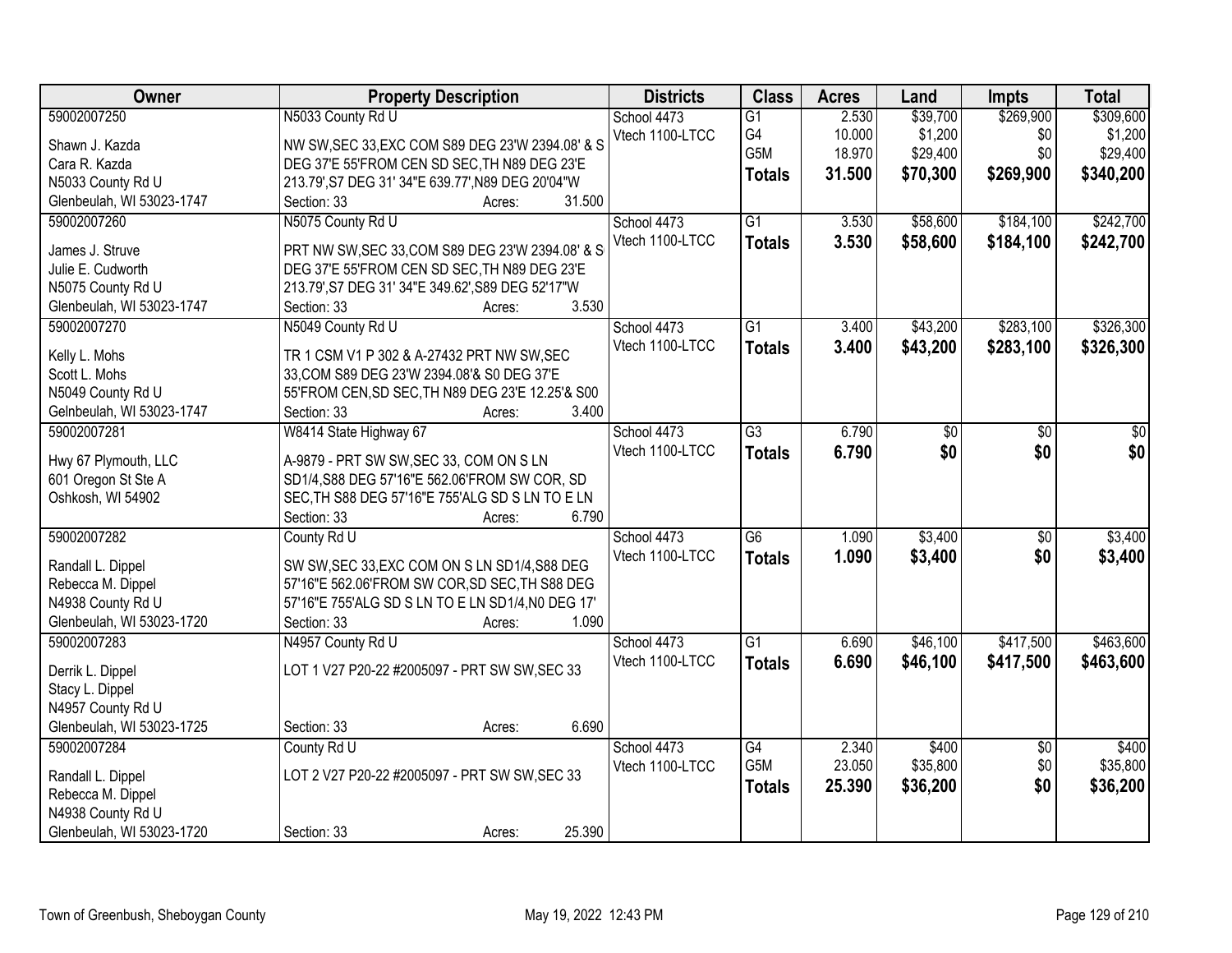| Owner | Property Description | Districts | Class | Acres | Land | Impts | Total |
|---|---|---|---|---|---|---|---|
| 59002007250<br>Shawn J. Kazda<br>Cara R. Kazda<br>N5033 County Rd U<br>Glenbeulah, WI 53023-1747 | N5033 County Rd U<br>NW SW,SEC 33,EXC COM S89 DEG 23'W 2394.08' & S DEG 37'E 55'FROM CEN SD SEC,TH N89 DEG 23'E 213.79',S7 DEG 31' 34"E 639.77',N89 DEG 20'04"W<br>Section: 33 Acres: 31.500 | School 4473<br>Vtech 1100-LTCC | G1<br>G4<br>G5M<br>**Totals** | 2.530<br>10.000<br>18.970<br>**31.500** | $39,700<br>$1,200<br>$29,400<br>**$70,300** | $269,900<br>$0<br>$0<br>**$269,900** | $309,600<br>$1,200<br>$29,400<br>**$340,200** |
| 59002007260<br>James J. Struve<br>Julie E. Cudworth<br>N5075 County Rd U<br>Glenbeulah, WI 53023-1747 | N5075 County Rd U<br>PRT NW SW,SEC 33,COM S89 DEG 23'W 2394.08' & S DEG 37'E 55'FROM CEN SD SEC,TH N89 DEG 23'E 213.79',S7 DEG 31' 34"E 349.62',S89 DEG 52'17"W<br>Section: 33 Acres: 3.530 | School 4473<br>Vtech 1100-LTCC | G1<br>**Totals** | 3.530<br>**3.530** | $58,600<br>**$58,600** | $184,100<br>**$184,100** | $242,700<br>**$242,700** |
| 59002007270<br>Kelly L. Mohs<br>Scott L. Mohs<br>N5049 County Rd U<br>Gelnbeulah, WI 53023-1747 | N5049 County Rd U<br>TR 1 CSM V1 P 302 & A-27432 PRT NW SW,SEC 33,COM S89 DEG 23'W 2394.08'& S0 DEG 37'E 55'FROM CEN,SD SEC,TH N89 DEG 23'E 12.25'& S00<br>Section: 33 Acres: 3.400 | School 4473<br>Vtech 1100-LTCC | G1<br>**Totals** | 3.400<br>**3.400** | $43,200<br>**$43,200** | $283,100<br>**$283,100** | $326,300<br>**$326,300** |
| 59002007281<br>Hwy 67 Plymouth, LLC<br>601 Oregon St Ste A<br>Oshkosh, WI 54902 | W8414 State Highway 67<br>A-9879 - PRT SW SW,SEC 33, COM ON S LN SD1/4,S88 DEG 57'16"E 562.06'FROM SW COR, SD SEC,TH S88 DEG 57'16"E 755'ALG SD S LN TO E LN<br>Section: 33 Acres: 6.790 | School 4473<br>Vtech 1100-LTCC | G3<br>**Totals** | 6.790<br>**6.790** | $0<br>**$0** | $0<br>**$0** | $0<br>**$0** |
| 59002007282<br>Randall L. Dippel<br>Rebecca M. Dippel<br>N4938 County Rd U<br>Glenbeulah, WI 53023-1720 | County Rd U<br>SW SW,SEC 33,EXC COM ON S LN SD1/4,S88 DEG 57'16"E 562.06'FROM SW COR,SD SEC,TH S88 DEG 57'16"E 755'ALG SD S LN TO E LN SD1/4,N0 DEG 17'<br>Section: 33 Acres: 1.090 | School 4473<br>Vtech 1100-LTCC | G6<br>**Totals** | 1.090<br>**1.090** | $3,400<br>**$3,400** | $0<br>**$0** | $3,400<br>**$3,400** |
| 59002007283<br>Derrik L. Dippel<br>Stacy L. Dippel<br>N4957 County Rd U<br>Glenbeulah, WI 53023-1725 | N4957 County Rd U<br>LOT 1 V27 P20-22 #2005097 - PRT SW SW,SEC 33<br>Section: 33 Acres: 6.690 | School 4473<br>Vtech 1100-LTCC | G1<br>**Totals** | 6.690<br>**6.690** | $46,100<br>**$46,100** | $417,500<br>**$417,500** | $463,600<br>**$463,600** |
| 59002007284<br>Randall L. Dippel<br>Rebecca M. Dippel<br>N4938 County Rd U<br>Glenbeulah, WI 53023-1720 | County Rd U<br>LOT 2 V27 P20-22 #2005097 - PRT SW SW,SEC 33<br>Section: 33 Acres: 25.390 | School 4473<br>Vtech 1100-LTCC | G4<br>G5M<br>**Totals** | 2.340<br>23.050<br>**25.390** | $400<br>$35,800<br>**$36,200** | $0<br>$0<br>**$0** | $400<br>$35,800<br>**$36,200** |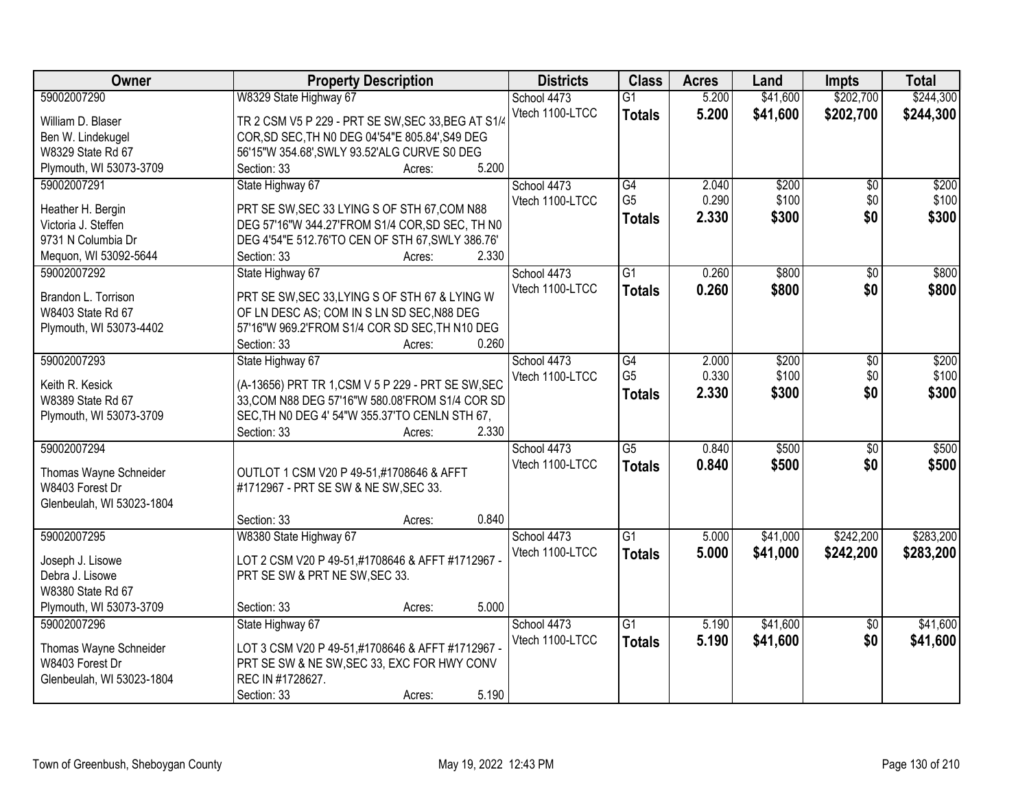| Owner | Property Description | Districts | Class | Acres | Land | Impts | Total |
|---|---|---|---|---|---|---|---|
| 59002007290<br>William D. Blaser<br>Ben W. Lindekugel<br>W8329 State Rd 67<br>Plymouth, WI 53073-3709 | W8329 State Highway 67<br>TR 2 CSM V5 P 229 - PRT SE SW,SEC 33,BEG AT S1/4 COR,SD SEC,TH N0 DEG 04'54"E 805.84',S49 DEG 56'15"W 354.68',SWLY 93.52'ALG CURVE S0 DEG<br>Section: 33 Acres: 5.200 | School 4473<br>Vtech 1100-LTCC | G1<br>**Totals** | 5.200<br>**5.200** | $41,600<br>**$41,600** | $202,700<br>**$202,700** | $244,300<br>**$244,300** |
| 59002007291<br>Heather H. Bergin<br>Victoria J. Steffen<br>9731 N Columbia Dr<br>Mequon, WI 53092-5644 | State Highway 67<br>PRT SE SW,SEC 33 LYING S OF STH 67,COM N88 DEG 57'16"W 344.27'FROM S1/4 COR,SD SEC, TH N0 DEG 4'54"E 512.76'TO CEN OF STH 67,SWLY 386.76'<br>Section: 33 Acres: 2.330 | School 4473<br>Vtech 1100-LTCC | G4<br>G5<br>**Totals** | 2.040<br>0.290<br>**2.330** | $200<br>$100<br>**$300** | $0<br>$0<br>**$0** | $200<br>$100<br>**$300** |
| 59002007292<br>Brandon L. Torrison<br>W8403 State Rd 67<br>Plymouth, WI 53073-4402 | State Highway 67<br>PRT SE SW,SEC 33,LYING S OF STH 67 & LYING W OF LN DESC AS; COM IN S LN SD SEC,N88 DEG 57'16"W 969.2'FROM S1/4 COR SD SEC,TH N10 DEG<br>Section: 33 Acres: 0.260 | School 4473<br>Vtech 1100-LTCC | G1<br>**Totals** | 0.260<br>**0.260** | $800<br>**$800** | $0<br>**$0** | $800<br>**$800** |
| 59002007293<br>Keith R. Kesick<br>W8389 State Rd 67<br>Plymouth, WI 53073-3709 | State Highway 67<br>(A-13656) PRT TR 1,CSM V 5 P 229 - PRT SE SW,SEC 33,COM N88 DEG 57'16"W 580.08'FROM S1/4 COR SD SEC,TH N0 DEG 4' 54"W 355.37'TO CENLN STH 67,<br>Section: 33 Acres: 2.330 | School 4473<br>Vtech 1100-LTCC | G4<br>G5<br>**Totals** | 2.000<br>0.330<br>**2.330** | $200<br>$100<br>**$300** | $0<br>$0<br>**$0** | $200<br>$100<br>**$300** |
| 59002007294<br>Thomas Wayne Schneider<br>W8403 Forest Dr<br>Glenbeulah, WI 53023-1804 | OUTLOT 1 CSM V20 P 49-51,#1708646 & AFFT #1712967 - PRT SE SW & NE SW,SEC 33.<br>Section: 33 Acres: 0.840 | School 4473<br>Vtech 1100-LTCC | G5<br>**Totals** | 0.840<br>**0.840** | $500<br>**$500** | $0<br>**$0** | $500<br>**$500** |
| 59002007295<br>Joseph J. Lisowe<br>Debra J. Lisowe<br>W8380 State Rd 67<br>Plymouth, WI 53073-3709 | W8380 State Highway 67<br>LOT 2 CSM V20 P 49-51,#1708646 & AFFT #1712967 - PRT SE SW & PRT NE SW,SEC 33.<br>Section: 33 Acres: 5.000 | School 4473<br>Vtech 1100-LTCC | G1<br>**Totals** | 5.000<br>**5.000** | $41,000<br>**$41,000** | $242,200<br>**$242,200** | $283,200<br>**$283,200** |
| 59002007296<br>Thomas Wayne Schneider<br>W8403 Forest Dr<br>Glenbeulah, WI 53023-1804 | State Highway 67<br>LOT 3 CSM V20 P 49-51,#1708646 & AFFT #1712967 - PRT SE SW & NE SW,SEC 33, EXC FOR HWY CONV REC IN #1728627.<br>Section: 33 Acres: 5.190 | School 4473<br>Vtech 1100-LTCC | G1<br>**Totals** | 5.190<br>**5.190** | $41,600<br>**$41,600** | $0<br>**$0** | $41,600<br>**$41,600** |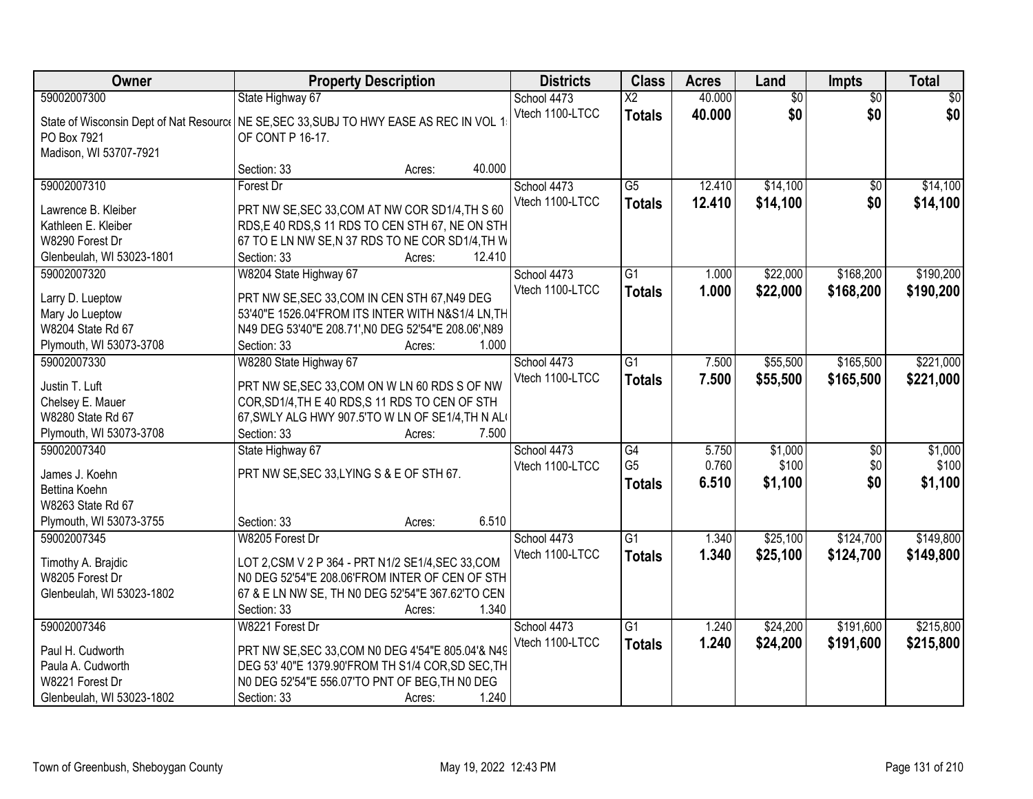| Owner | Property Description | Districts | Class | Acres | Land | Impts | Total |
|---|---|---|---|---|---|---|---|
| 59002007300<br>State of Wisconsin Dept of Nat Resource<br>PO Box 7921<br>Madison, WI 53707-7921 | State Highway 67<br>NE SE,SEC 33,SUBJ TO HWY EASE AS REC IN VOL 1<br>OF CONT P 16-17.<br>Section: 33 Acres: 40.000 | School 4473<br>Vtech 1100-LTCC | X2<br>**Totals** | 40.000<br>**40.000** | $0<br>**$0** | $0<br>**$0** | $0<br>**$0** |
| 59002007310<br>Lawrence B. Kleiber<br>Kathleen E. Kleiber<br>W8290 Forest Dr<br>Glenbeulah, WI 53023-1801 | Forest Dr<br>PRT NW SE,SEC 33,COM AT NW COR SD1/4,TH S 60 RDS,E 40 RDS,S 11 RDS TO CEN STH 67, NE ON STH 67 TO E LN NW SE,N 37 RDS TO NE COR SD1/4,TH W<br>Section: 33 Acres: 12.410 | School 4473<br>Vtech 1100-LTCC | G5<br>**Totals** | 12.410<br>**12.410** | $14,100<br>**$14,100** | $0<br>**$0** | $14,100<br>**$14,100** |
| 59002007320<br>Larry D. Lueptow<br>Mary Jo Lueptow<br>W8204 State Rd 67<br>Plymouth, WI 53073-3708 | W8204 State Highway 67<br>PRT NW SE,SEC 33,COM IN CEN STH 67,N49 DEG 53'40"E 1526.04'FROM ITS INTER WITH N&S1/4 LN,TH N49 DEG 53'40"E 208.71',N0 DEG 52'54"E 208.06',N89<br>Section: 33 Acres: 1.000 | School 4473<br>Vtech 1100-LTCC | G1<br>**Totals** | 1.000<br>**1.000** | $22,000<br>**$22,000** | $168,200<br>**$168,200** | $190,200<br>**$190,200** |
| 59002007330<br>Justin T. Luft<br>Chelsey E. Mauer<br>W8280 State Rd 67<br>Plymouth, WI 53073-3708 | W8280 State Highway 67<br>PRT NW SE,SEC 33,COM ON W LN 60 RDS S OF NW COR,SD1/4,TH E 40 RDS,S 11 RDS TO CEN OF STH 67,SWLY ALG HWY 907.5'TO W LN OF SE1/4,TH N AL<br>Section: 33 Acres: 7.500 | School 4473<br>Vtech 1100-LTCC | G1<br>**Totals** | 7.500<br>**7.500** | $55,500<br>**$55,500** | $165,500<br>**$165,500** | $221,000<br>**$221,000** |
| 59002007340<br>James J. Koehn<br>Bettina Koehn<br>W8263 State Rd 67<br>Plymouth, WI 53073-3755 | State Highway 67<br>PRT NW SE,SEC 33,LYING S & E OF STH 67.<br>Section: 33 Acres: 6.510 | School 4473<br>Vtech 1100-LTCC | G4<br>G5<br>**Totals** | 5.750<br>0.760<br>**6.510** | $1,000<br>$100<br>**$1,100** | $0<br>$0<br>**$0** | $1,000<br>$100<br>**$1,100** |
| 59002007345<br>Timothy A. Brajdic<br>W8205 Forest Dr<br>Glenbeulah, WI 53023-1802 | W8205 Forest Dr<br>LOT 2,CSM V 2 P 364 - PRT N1/2 SE1/4,SEC 33,COM N0 DEG 52'54"E 208.06'FROM INTER OF CEN OF STH 67 & E LN NW SE, TH N0 DEG 52'54"E 367.62'TO CEN<br>Section: 33 Acres: 1.340 | School 4473<br>Vtech 1100-LTCC | G1<br>**Totals** | 1.340<br>**1.340** | $25,100<br>**$25,100** | $124,700<br>**$124,700** | $149,800<br>**$149,800** |
| 59002007346<br>Paul H. Cudworth<br>Paula A. Cudworth<br>W8221 Forest Dr<br>Glenbeulah, WI 53023-1802 | W8221 Forest Dr<br>PRT NW SE,SEC 33,COM N0 DEG 4'54"E 805.04'& N49 DEG 53' 40"E 1379.90'FROM TH S1/4 COR,SD SEC,TH N0 DEG 52'54"E 556.07'TO PNT OF BEG,TH N0 DEG<br>Section: 33 Acres: 1.240 | School 4473<br>Vtech 1100-LTCC | G1<br>**Totals** | 1.240<br>**1.240** | $24,200<br>**$24,200** | $191,600<br>**$191,600** | $215,800<br>**$215,800** |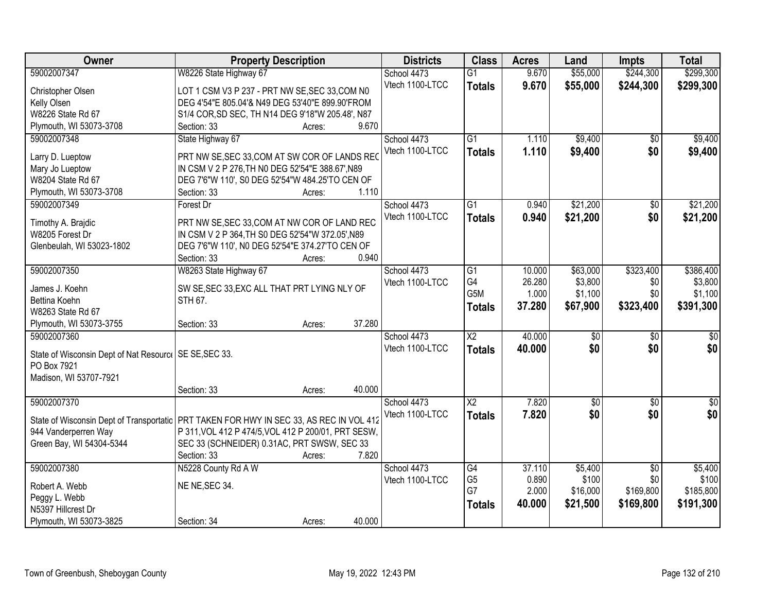| Owner | Property Description | Districts | Class | Acres | Land | Impts | Total |
|---|---|---|---|---|---|---|---|
| 59002007347<br>Christopher Olsen<br>Kelly Olsen<br>W8226 State Rd 67<br>Plymouth, WI 53073-3708 | W8226 State Highway 67<br>LOT 1 CSM V3 P 237 - PRT NW SE,SEC 33,COM N0 DEG 4'54"E 805.04'& N49 DEG 53'40"E 899.90'FROM S1/4 COR,SD SEC, TH N14 DEG 9'18"W 205.48', N87<br>Section: 33 Acres: 9.670 | School 4473<br>Vtech 1100-LTCC | G1<br>**Totals** | 9.670<br>**9.670** | \$55,000<br>**\$55,000** | \$244,300<br>**\$244,300** | \$299,300<br>**\$299,300** |
| 59002007348<br>Larry D. Lueptow<br>Mary Jo Lueptow<br>W8204 State Rd 67<br>Plymouth, WI 53073-3708 | State Highway 67<br>PRT NW SE,SEC 33,COM AT SW COR OF LANDS REC IN CSM V 2 P 276,TH N0 DEG 52'54"E 388.67',N89 DEG 7'6"W 110', S0 DEG 52'54"W 484.25'TO CEN OF<br>Section: 33 Acres: 1.110 | School 4473<br>Vtech 1100-LTCC | G1<br>**Totals** | 1.110<br>**1.110** | \$9,400<br>**\$9,400** | \$0<br>**\$0** | \$9,400<br>**\$9,400** |
| 59002007349<br>Timothy A. Brajdic<br>W8205 Forest Dr<br>Glenbeulah, WI 53023-1802 | Forest Dr<br>PRT NW SE,SEC 33,COM AT NW COR OF LAND REC IN CSM V 2 P 364,TH S0 DEG 52'54"W 372.05',N89 DEG 7'6"W 110', N0 DEG 52'54"E 374.27'TO CEN OF<br>Section: 33 Acres: 0.940 | School 4473<br>Vtech 1100-LTCC | G1<br>**Totals** | 0.940<br>**0.940** | \$21,200<br>**\$21,200** | \$0<br>**\$0** | \$21,200<br>**\$21,200** |
| 59002007350<br>James J. Koehn<br>Bettina Koehn<br>W8263 State Rd 67<br>Plymouth, WI 53073-3755 | W8263 State Highway 67<br>SW SE,SEC 33,EXC ALL THAT PRT LYING NLY OF STH 67.<br>Section: 33 Acres: 37.280 | School 4473<br>Vtech 1100-LTCC | G1<br>G4<br>G5M<br>**Totals** | 10.000<br>26.280<br>1.000<br>**37.280** | \$63,000<br>\$3,800<br>\$1,100<br>**\$67,900** | \$323,400<br>\$0<br>\$0<br>**\$323,400** | \$386,400<br>\$3,800<br>\$1,100<br>**\$391,300** |
| 59002007360<br>State of Wisconsin Dept of Nat Resource<br>PO Box 7921<br>Madison, WI 53707-7921 | SE SE,SEC 33.<br>Section: 33 Acres: 40.000 | School 4473<br>Vtech 1100-LTCC | X2<br>**Totals** | 40.000<br>**40.000** | \$0<br>**\$0** | \$0<br>**\$0** | \$0<br>**\$0** |
| 59002007370<br>State of Wisconsin Dept of Transportatio<br>944 Vanderperren Way<br>Green Bay, WI 54304-5344 | PRT TAKEN FOR HWY IN SEC 33, AS REC IN VOL 412 P 311,VOL 412 P 474/5,VOL 412 P 200/01, PRT SESW, SEC 33 (SCHNEIDER) 0.31AC, PRT SWSW, SEC 33<br>Section: 33 Acres: 7.820 | School 4473<br>Vtech 1100-LTCC | X2<br>**Totals** | 7.820<br>**7.820** | \$0<br>**\$0** | \$0<br>**\$0** | \$0<br>**\$0** |
| 59002007380<br>Robert A. Webb<br>Peggy L. Webb<br>N5397 Hillcrest Dr<br>Plymouth, WI 53073-3825 | N5228 County Rd A W<br>NE NE,SEC 34.<br>Section: 34 Acres: 40.000 | School 4473<br>Vtech 1100-LTCC | G4<br>G5<br>G7<br>**Totals** | 37.110<br>0.890<br>2.000<br>**40.000** | \$5,400<br>\$100<br>\$16,000<br>**\$21,500** | \$0<br>\$0<br>\$169,800<br>**\$169,800** | \$5,400<br>\$100<br>\$185,800<br>**\$191,300** |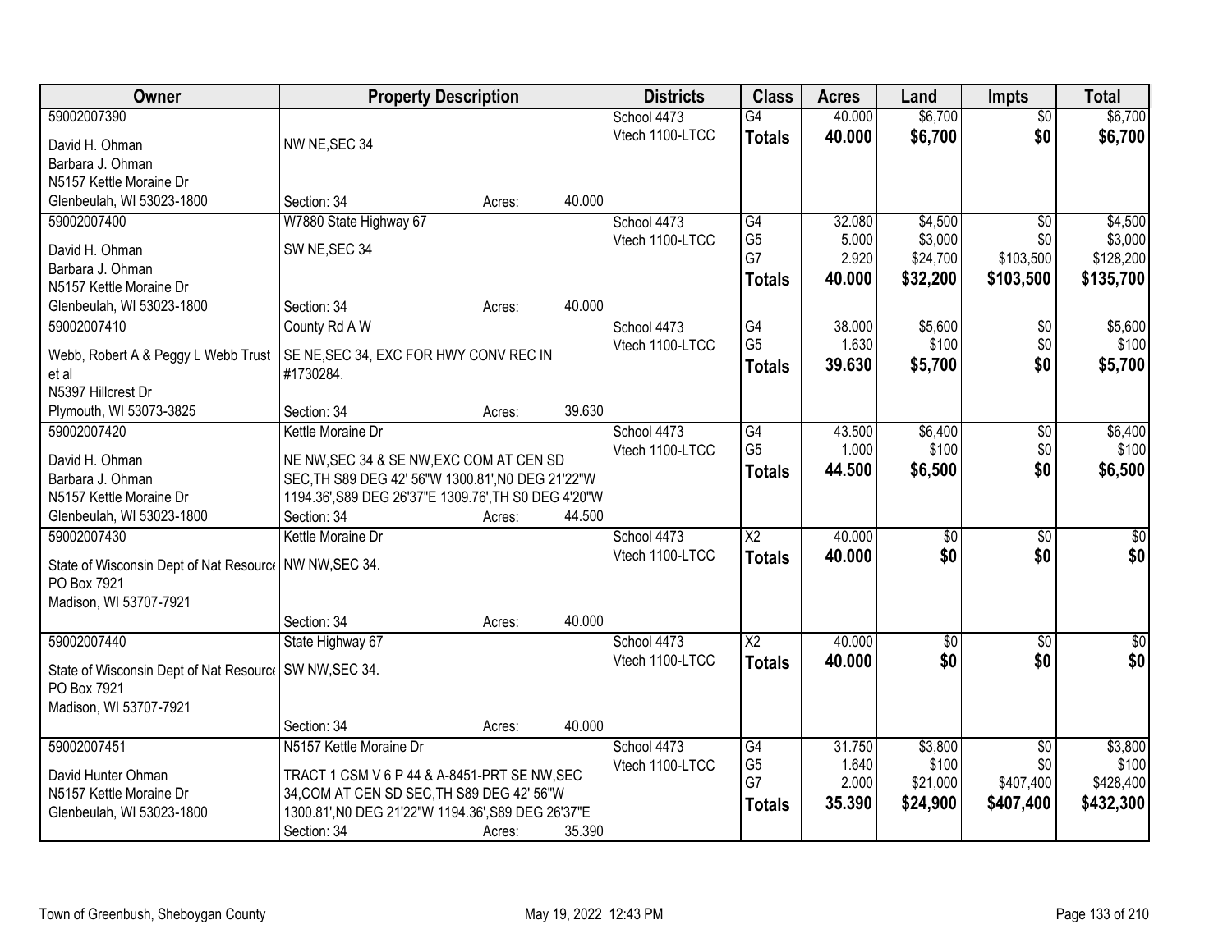| Owner | Property Description | Districts | Class | Acres | Land | Impts | Total |
|---|---|---|---|---|---|---|---|
| 59002007390<br>David H. Ohman<br>Barbara J. Ohman<br>N5157 Kettle Moraine Dr<br>Glenbeulah, WI 53023-1800 | NW NE,SEC 34<br>Section: 34 Acres: 40.000 | School 4473<br>Vtech 1100-LTCC | G4<br>**Totals** | 40.000<br>**40.000** | $6,700<br>**$6,700** | $0<br>**$0** | $6,700<br>**$6,700** |
| 59002007400<br>David H. Ohman<br>Barbara J. Ohman<br>N5157 Kettle Moraine Dr<br>Glenbeulah, WI 53023-1800 | W7880 State Highway 67<br>SW NE,SEC 34<br>Section: 34 Acres: 40.000 | School 4473<br>Vtech 1100-LTCC | G4<br>G5<br>G7<br>**Totals** | 32.080<br>5.000<br>2.920<br>**40.000** | $4,500<br>$3,000<br>$24,700<br>**$32,200** | $0<br>$0<br>$103,500<br>**$103,500** | $4,500<br>$3,000<br>$128,200<br>**$135,700** |
| 59002007410<br>Webb, Robert A & Peggy L Webb Trust et al<br>N5397 Hillcrest Dr<br>Plymouth, WI 53073-3825 | County Rd A W<br>SE NE,SEC 34, EXC FOR HWY CONV REC IN #1730284.<br>Section: 34 Acres: 39.630 | School 4473<br>Vtech 1100-LTCC | G4<br>G5<br>**Totals** | 38.000<br>1.630<br>**39.630** | $5,600<br>$100<br>**$5,700** | $0<br>$0<br>**$0** | $5,600<br>$100<br>**$5,700** |
| 59002007420<br>David H. Ohman<br>Barbara J. Ohman<br>N5157 Kettle Moraine Dr<br>Glenbeulah, WI 53023-1800 | Kettle Moraine Dr<br>NE NW,SEC 34 & SE NW,EXC COM AT CEN SD SEC,TH S89 DEG 42' 56"W 1300.81',N0 DEG 21'22"W 1194.36',S89 DEG 26'37"E 1309.76',TH S0 DEG 4'20"W<br>Section: 34 Acres: 44.500 | School 4473<br>Vtech 1100-LTCC | G4<br>G5<br>**Totals** | 43.500<br>1.000<br>**44.500** | $6,400<br>$100<br>**$6,500** | $0<br>$0<br>**$0** | $6,400<br>$100<br>**$6,500** |
| 59002007430<br>State of Wisconsin Dept of Nat Resource<br>PO Box 7921<br>Madison, WI 53707-7921 | Kettle Moraine Dr<br>NW NW,SEC 34.<br>Section: 34 Acres: 40.000 | School 4473<br>Vtech 1100-LTCC | X2<br>**Totals** | 40.000<br>**40.000** | $0<br>**$0** | $0<br>**$0** | $0<br>**$0** |
| 59002007440<br>State of Wisconsin Dept of Nat Resource<br>PO Box 7921<br>Madison, WI 53707-7921 | State Highway 67<br>SW NW,SEC 34.<br>Section: 34 Acres: 40.000 | School 4473<br>Vtech 1100-LTCC | X2<br>**Totals** | 40.000<br>**40.000** | $0<br>**$0** | $0<br>**$0** | $0<br>**$0** |
| 59002007451<br>David Hunter Ohman<br>N5157 Kettle Moraine Dr<br>Glenbeulah, WI 53023-1800 | N5157 Kettle Moraine Dr<br>TRACT 1 CSM V 6 P 44 & A-8451-PRT SE NW,SEC 34,COM AT CEN SD SEC,TH S89 DEG 42' 56"W 1300.81',N0 DEG 21'22"W 1194.36',S89 DEG 26'37"E<br>Section: 34 Acres: 35.390 | School 4473<br>Vtech 1100-LTCC | G4<br>G5<br>G7<br>**Totals** | 31.750<br>1.640<br>2.000<br>**35.390** | $3,800<br>$100<br>$21,000<br>**$24,900** | $0<br>$0<br>$407,400<br>**$407,400** | $3,800<br>$100<br>$428,400<br>**$432,300** |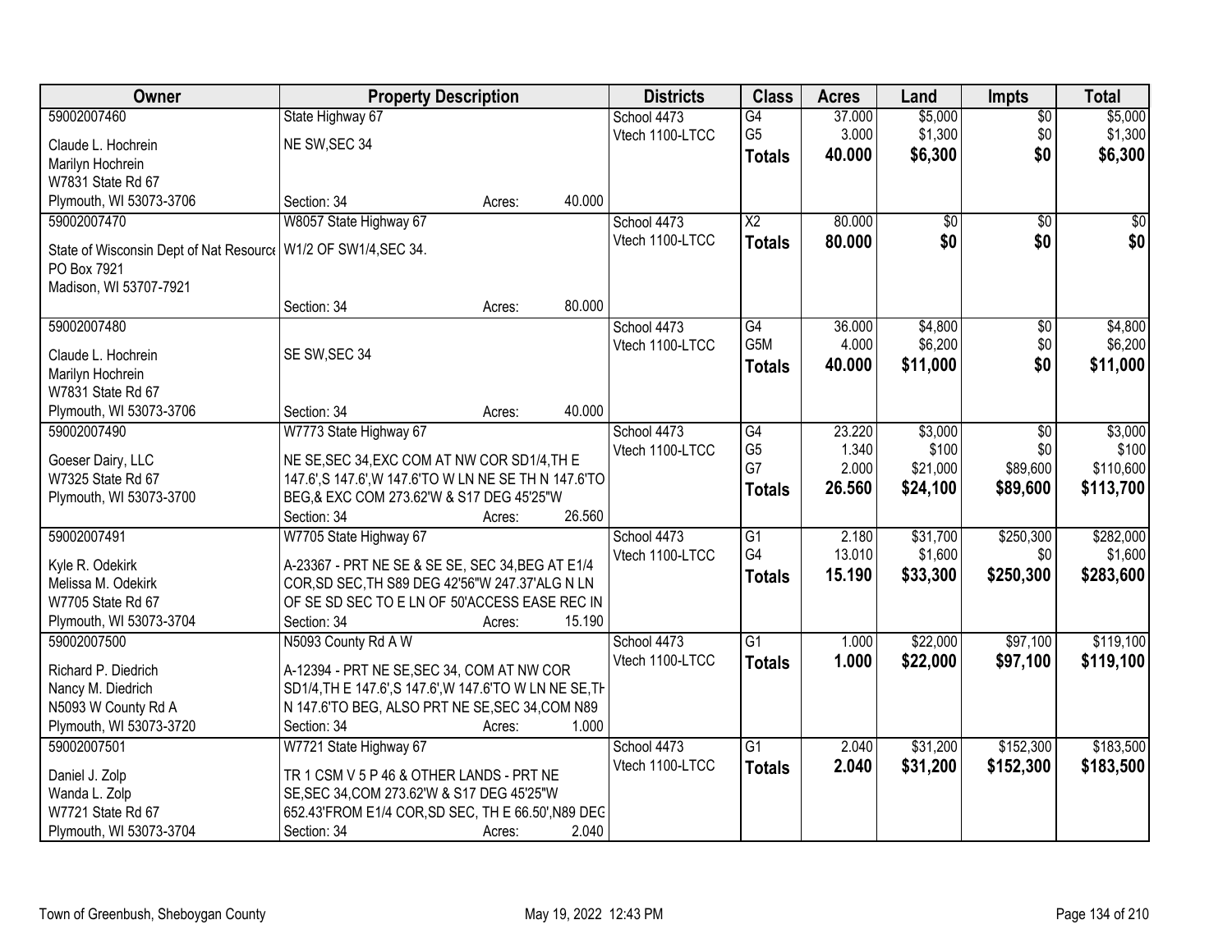| Owner | Property Description | Districts | Class | Acres | Land | Impts | Total |
|---|---|---|---|---|---|---|---|
| 59002007460<br>Claude L. Hochrein<br>Marilyn Hochrein<br>W7831 State Rd 67<br>Plymouth, WI 53073-3706 | State Highway 67<br>NE SW,SEC 34<br>Section: 34 Acres: 40.000 | School 4473<br>Vtech 1100-LTCC | G4<br>G5<br>**Totals** | 37.000<br>3.000<br>**40.000** | $5,000<br>$1,300<br>**$6,300** | $0<br>$0<br>**$0** | $5,000<br>$1,300<br>**$6,300** |
| 59002007470<br>State of Wisconsin Dept of Nat Resource<br>PO Box 7921<br>Madison, WI 53707-7921 | W8057 State Highway 67<br>W1/2 OF SW1/4,SEC 34.<br>Section: 34 Acres: 80.000 | School 4473<br>Vtech 1100-LTCC | X2<br>**Totals** | 80.000<br>**80.000** | $0<br>**$0** | $0<br>**$0** | $0<br>**$0** |
| 59002007480<br>Claude L. Hochrein<br>Marilyn Hochrein<br>W7831 State Rd 67<br>Plymouth, WI 53073-3706 | SE SW,SEC 34<br>Section: 34 Acres: 40.000 | School 4473<br>Vtech 1100-LTCC | G4<br>G5M<br>**Totals** | 36.000<br>4.000<br>**40.000** | $4,800<br>$6,200<br>**$11,000** | $0<br>$0<br>**$0** | $4,800<br>$6,200<br>**$11,000** |
| 59002007490<br>Goeser Dairy, LLC<br>W7325 State Rd 67<br>Plymouth, WI 53073-3700 | W7773 State Highway 67<br>NE SE,SEC 34,EXC COM AT NW COR SD1/4,TH E 147.6',S 147.6',W 147.6'TO W LN NE SE TH N 147.6'TO BEG,& EXC COM 273.62'W & S17 DEG 45'25"W<br>Section: 34 Acres: 26.560 | School 4473<br>Vtech 1100-LTCC | G4<br>G5<br>G7<br>**Totals** | 23.220<br>1.340<br>2.000<br>**26.560** | $3,000<br>$100<br>$21,000<br>**$24,100** | $0<br>$0<br>$89,600<br>**$89,600** | $3,000<br>$100<br>$110,600<br>**$113,700** |
| 59002007491<br>Kyle R. Odekirk<br>Melissa M. Odekirk<br>W7705 State Rd 67<br>Plymouth, WI 53073-3704 | W7705 State Highway 67<br>A-23367 - PRT NE SE & SE SE, SEC 34,BEG AT E1/4 COR,SD SEC,TH S89 DEG 42'56"W 247.37'ALG N LN OF SE SD SEC TO E LN OF 50'ACCESS EASE REC IN<br>Section: 34 Acres: 15.190 | School 4473<br>Vtech 1100-LTCC | G1<br>G4<br>**Totals** | 2.180<br>13.010<br>**15.190** | $31,700<br>$1,600<br>**$33,300** | $250,300<br>$0<br>**$250,300** | $282,000<br>$1,600<br>**$283,600** |
| 59002007500<br>Richard P. Diedrich<br>Nancy M. Diedrich<br>N5093 W County Rd A<br>Plymouth, WI 53073-3720 | N5093 County Rd A W<br>A-12394 - PRT NE SE,SEC 34, COM AT NW COR SD1/4,TH E 147.6',S 147.6',W 147.6'TO W LN NE SE,TH N 147.6'TO BEG, ALSO PRT NE SE,SEC 34,COM N89<br>Section: 34 Acres: 1.000 | School 4473<br>Vtech 1100-LTCC | G1<br>**Totals** | 1.000<br>**1.000** | $22,000<br>**$22,000** | $97,100<br>**$97,100** | $119,100<br>**$119,100** |
| 59002007501<br>Daniel J. Zolp<br>Wanda L. Zolp<br>W7721 State Rd 67<br>Plymouth, WI 53073-3704 | W7721 State Highway 67<br>TR 1 CSM V 5 P 46 & OTHER LANDS - PRT NE SE,SEC 34,COM 273.62'W & S17 DEG 45'25"W 652.43'FROM E1/4 COR,SD SEC, TH E 66.50',N89 DEG<br>Section: 34 Acres: 2.040 | School 4473<br>Vtech 1100-LTCC | G1<br>**Totals** | 2.040<br>**2.040** | $31,200<br>**$31,200** | $152,300<br>**$152,300** | $183,500<br>**$183,500** |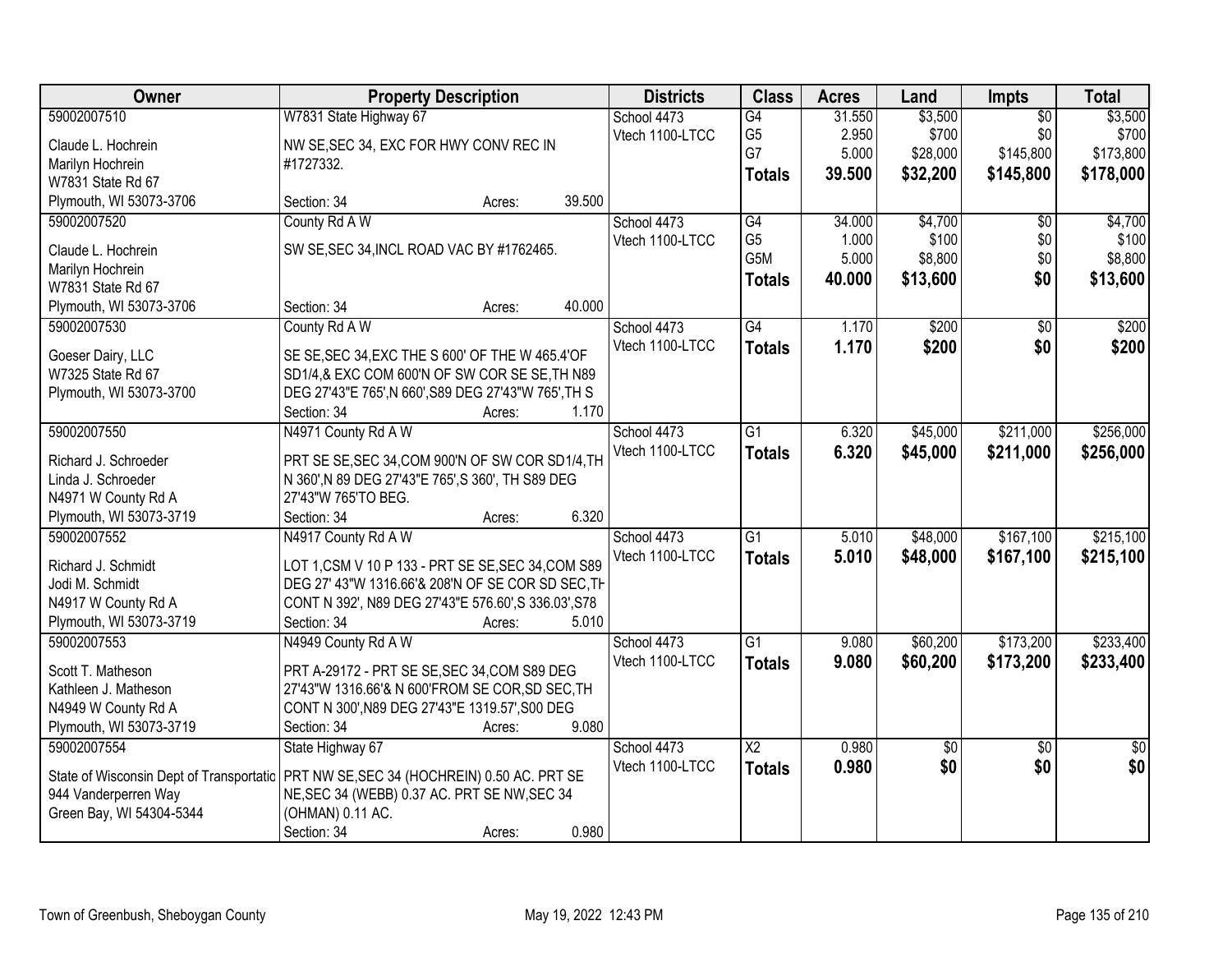| Owner | Property Description | Districts | Class | Acres | Land | Impts | Total |
|---|---|---|---|---|---|---|---|
| 59002007510<br>Claude L. Hochrein<br>Marilyn Hochrein<br>W7831 State Rd 67<br>Plymouth, WI 53073-3706 | W7831 State Highway 67<br>NW SE,SEC 34, EXC FOR HWY CONV REC IN #1727332.<br>Section: 34 Acres: 39.500 | School 4473<br>Vtech 1100-LTCC | G4<br>G5<br>G7<br>**Totals** | 31.550<br>2.950<br>5.000<br>**39.500** | $3,500<br>$700<br>$28,000<br>**$32,200** | $0<br>$0<br>$145,800<br>**$145,800** | $3,500<br>$700<br>$173,800<br>**$178,000** |
| 59002007520<br>Claude L. Hochrein<br>Marilyn Hochrein<br>W7831 State Rd 67<br>Plymouth, WI 53073-3706 | County Rd A W<br>SW SE,SEC 34,INCL ROAD VAC BY #1762465.<br>Section: 34 Acres: 40.000 | School 4473<br>Vtech 1100-LTCC | G4<br>G5<br>G5M<br>**Totals** | 34.000<br>1.000<br>5.000<br>**40.000** | $4,700<br>$100<br>$8,800<br>**$13,600** | $0<br>$0<br>$0<br>**$0** | $4,700<br>$100<br>$8,800<br>**$13,600** |
| 59002007530<br>Goeser Dairy, LLC<br>W7325 State Rd 67<br>Plymouth, WI 53073-3700 | County Rd A W<br>SE SE,SEC 34,EXC THE S 600' OF THE W 465.4'OF SD1/4,& EXC COM 600'N OF SW COR SE SE,TH N89 DEG 27'43"E 765',N 660',S89 DEG 27'43"W 765',TH S<br>Section: 34 Acres: 1.170 | School 4473<br>Vtech 1100-LTCC | G4<br>**Totals** | 1.170<br>**1.170** | $200<br>**$200** | $0<br>**$0** | $200<br>**$200** |
| 59002007550<br>Richard J. Schroeder<br>Linda J. Schroeder<br>N4971 W County Rd A<br>Plymouth, WI 53073-3719 | N4971 County Rd A W<br>PRT SE SE,SEC 34,COM 900'N OF SW COR SD1/4,TH N 360',N 89 DEG 27'43"E 765',S 360', TH S89 DEG 27'43"W 765'TO BEG.<br>Section: 34 Acres: 6.320 | School 4473<br>Vtech 1100-LTCC | G1<br>**Totals** | 6.320<br>**6.320** | $45,000<br>**$45,000** | $211,000<br>**$211,000** | $256,000<br>**$256,000** |
| 59002007552<br>Richard J. Schmidt<br>Jodi M. Schmidt<br>N4917 W County Rd A<br>Plymouth, WI 53073-3719 | N4917 County Rd A W<br>LOT 1,CSM V 10 P 133 - PRT SE SE,SEC 34,COM S89 DEG 27' 43"W 1316.66'& 208'N OF SE COR SD SEC,TH CONT N 392', N89 DEG 27'43"E 576.60',S 336.03',S78<br>Section: 34 Acres: 5.010 | School 4473<br>Vtech 1100-LTCC | G1<br>**Totals** | 5.010<br>**5.010** | $48,000<br>**$48,000** | $167,100<br>**$167,100** | $215,100<br>**$215,100** |
| 59002007553<br>Scott T. Matheson<br>Kathleen J. Matheson<br>N4949 W County Rd A<br>Plymouth, WI 53073-3719 | N4949 County Rd A W<br>PRT A-29172 - PRT SE SE,SEC 34,COM S89 DEG 27'43"W 1316.66'& N 600'FROM SE COR,SD SEC,TH CONT N 300',N89 DEG 27'43"E 1319.57',S00 DEG<br>Section: 34 Acres: 9.080 | School 4473<br>Vtech 1100-LTCC | G1<br>**Totals** | 9.080<br>**9.080** | $60,200<br>**$60,200** | $173,200<br>**$173,200** | $233,400<br>**$233,400** |
| 59002007554<br>State of Wisconsin Dept of Transportatic<br>944 Vanderperren Way<br>Green Bay, WI 54304-5344 | State Highway 67<br>PRT NW SE,SEC 34 (HOCHREIN) 0.50 AC. PRT SE NE,SEC 34 (WEBB) 0.37 AC. PRT SE NW,SEC 34 (OHMAN) 0.11 AC.<br>Section: 34 Acres: 0.980 | School 4473<br>Vtech 1100-LTCC | X2<br>**Totals** | 0.980<br>**0.980** | $0<br>**$0** | $0<br>**$0** | $0<br>**$0** |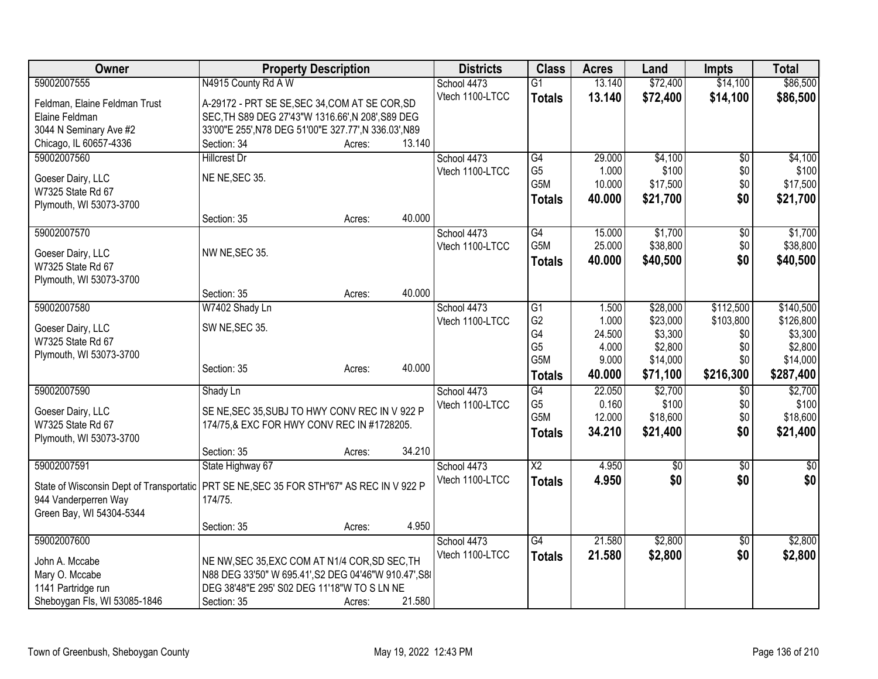| Owner | Property Description | Districts | Class | Acres | Land | Impts | Total |
|---|---|---|---|---|---|---|---|
| 59002007555<br>Feldman, Elaine Feldman Trust<br>Elaine Feldman<br>3044 N Seminary Ave #2<br>Chicago, IL 60657-4336 | N4915 County Rd A W<br>A-29172 - PRT SE SE,SEC 34,COM AT SE COR,SD SEC,TH S89 DEG 27'43"W 1316.66',N 208',S89 DEG 33'00"E 255',N78 DEG 51'00"E 327.77',N 336.03',N89<br>Section: 34 Acres: 13.140 | School 4473<br>Vtech 1100-LTCC | G1<br>**Totals** | 13.140<br>**13.140** | $72,400<br>**$72,400** | $14,100<br>**$14,100** | $86,500<br>**$86,500** |
| 59002007560<br>Goeser Dairy, LLC<br>W7325 State Rd 67<br>Plymouth, WI 53073-3700 | Hillcrest Dr<br>NE NE,SEC 35.<br>Section: 35 Acres: 40.000 | School 4473<br>Vtech 1100-LTCC | G4<br>G5<br>G5M<br>**Totals** | 29.000<br>1.000<br>10.000<br>**40.000** | $4,100<br>$100<br>$17,500<br>**$21,700** | $0<br>$0<br>$0<br>**$0** | $4,100<br>$100<br>$17,500<br>**$21,700** |
| 59002007570<br>Goeser Dairy, LLC<br>W7325 State Rd 67<br>Plymouth, WI 53073-3700 | NW NE,SEC 35.<br>Section: 35 Acres: 40.000 | School 4473<br>Vtech 1100-LTCC | G4<br>G5M<br>**Totals** | 15.000<br>25.000<br>**40.000** | $1,700<br>$38,800<br>**$40,500** | $0<br>$0<br>**$0** | $1,700<br>$38,800<br>**$40,500** |
| 59002007580<br>Goeser Dairy, LLC<br>W7325 State Rd 67<br>Plymouth, WI 53073-3700 | W7402 Shady Ln<br>SW NE,SEC 35.<br>Section: 35 Acres: 40.000 | School 4473<br>Vtech 1100-LTCC | G1<br>G2<br>G4<br>G5<br>G5M<br>**Totals** | 1.500<br>1.000<br>24.500<br>4.000<br>9.000<br>**40.000** | $28,000<br>$23,000<br>$3,300<br>$2,800<br>$14,000<br>**$71,100** | $112,500<br>$103,800<br>$0<br>$0<br>$0<br>**$216,300** | $140,500<br>$126,800<br>$3,300<br>$2,800<br>$14,000<br>**$287,400** |
| 59002007590<br>Goeser Dairy, LLC<br>W7325 State Rd 67<br>Plymouth, WI 53073-3700 | Shady Ln<br>SE NE,SEC 35,SUBJ TO HWY CONV REC IN V 922 P 174/75,& EXC FOR HWY CONV REC IN #1728205.<br>Section: 35 Acres: 34.210 | School 4473<br>Vtech 1100-LTCC | G4<br>G5<br>G5M<br>**Totals** | 22.050<br>0.160<br>12.000<br>**34.210** | $2,700<br>$100<br>$18,600<br>**$21,400** | $0<br>$0<br>$0<br>**$0** | $2,700<br>$100<br>$18,600<br>**$21,400** |
| 59002007591<br>State of Wisconsin Dept of Transportatio<br>944 Vanderperren Way<br>Green Bay, WI 54304-5344 | State Highway 67<br>PRT SE NE,SEC 35 FOR STH"67" AS REC IN V 922 P 174/75.<br>Section: 35 Acres: 4.950 | School 4473<br>Vtech 1100-LTCC | X2<br>**Totals** | 4.950<br>**4.950** | $0<br>**$0** | $0<br>**$0** | $0<br>**$0** |
| 59002007600<br>John A. Mccabe<br>Mary O. Mccabe<br>1141 Partridge run<br>Sheboygan Fls, WI 53085-1846 | NE NW,SEC 35,EXC COM AT N1/4 COR,SD SEC,TH N88 DEG 33'50" W 695.41',S2 DEG 04'46"W 910.47',S88 DEG 38'48"E 295' S02 DEG 11'18"W TO S LN NE<br>Section: 35 Acres: 21.580 | School 4473<br>Vtech 1100-LTCC | G4<br>**Totals** | 21.580<br>**21.580** | $2,800<br>**$2,800** | $0<br>**$0** | $2,800<br>**$2,800** |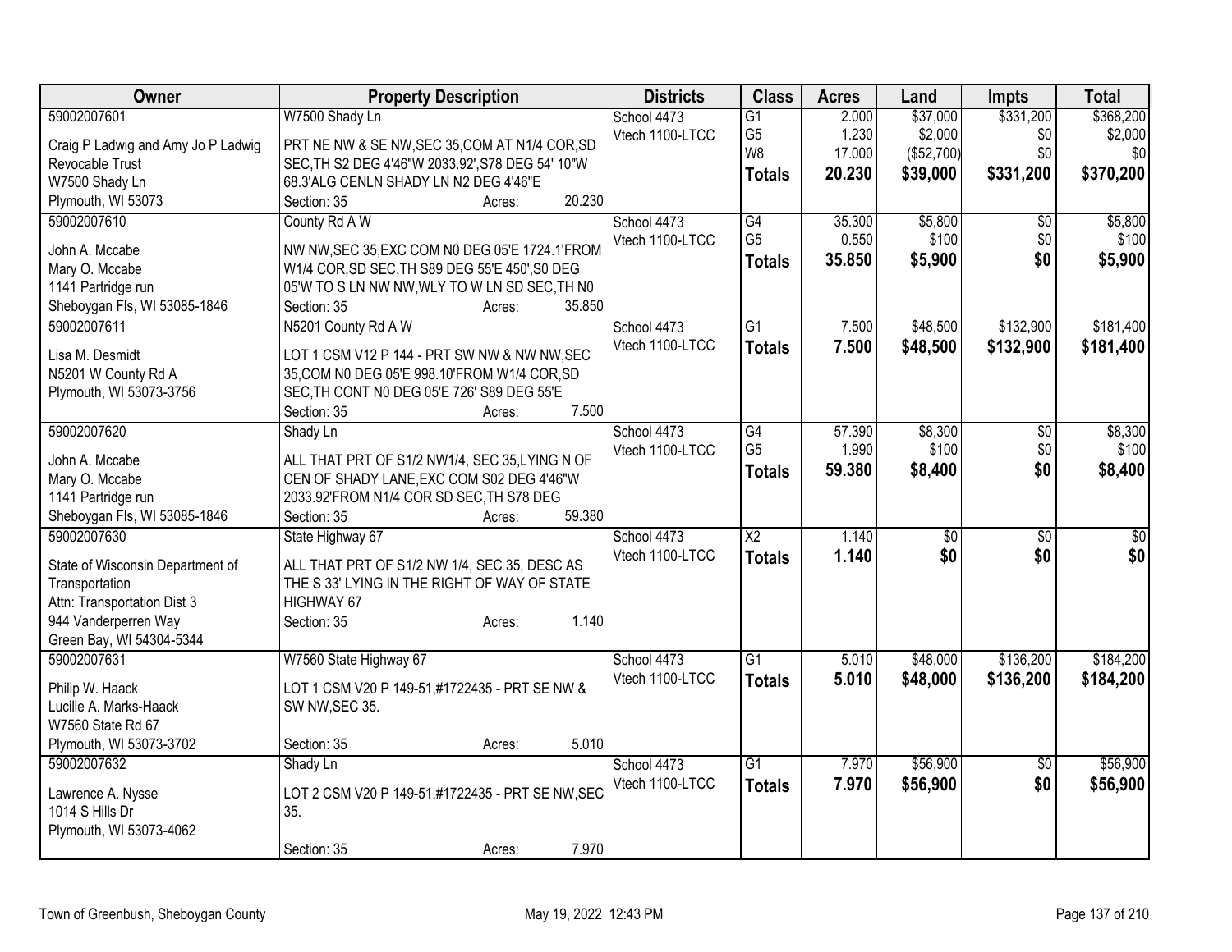| Owner | Property Description | Districts | Class | Acres | Land | Impts | Total |
|---|---|---|---|---|---|---|---|
| 59002007601<br>Craig P Ladwig and Amy Jo P Ladwig Revocable Trust<br>W7500 Shady Ln<br>Plymouth, WI 53073 | W7500 Shady Ln<br>PRT NE NW & SE NW,SEC 35,COM AT N1/4 COR,SD SEC,TH S2 DEG 4'46"W 2033.92',S78 DEG 54' 10"W 68.3'ALG CENLN SHADY LN N2 DEG 4'46"E<br>Section: 35 Acres: 20.230 | School 4473<br>Vtech 1100-LTCC | G1<br>G5<br>W8<br>**Totals** | 2.000<br>1.230<br>17.000<br>**20.230** | $37,000<br>$2,000<br>($52,700)<br>**$39,000** | $331,200<br>$0<br>$0<br>**$331,200** | $368,200<br>$2,000<br>$0<br>**$370,200** |
| 59002007610<br>John A. Mccabe<br>Mary O. Mccabe<br>1141 Partridge run<br>Sheboygan Fls, WI 53085-1846 | County Rd A W<br>NW NW,SEC 35,EXC COM N0 DEG 05'E 1724.1'FROM W1/4 COR,SD SEC,TH S89 DEG 55'E 450',S0 DEG 05'W TO S LN NW NW,WLY TO W LN SD SEC,TH N0<br>Section: 35 Acres: 35.850 | School 4473<br>Vtech 1100-LTCC | G4<br>G5<br>**Totals** | 35.300<br>0.550<br>**35.850** | $5,800<br>$100<br>**$5,900** | $0<br>$0<br>**$0** | $5,800<br>$100<br>**$5,900** |
| 59002007611<br>Lisa M. Desmidt<br>N5201 W County Rd A<br>Plymouth, WI 53073-3756 | N5201 County Rd A W<br>LOT 1 CSM V12 P 144 - PRT SW NW & NW NW,SEC 35,COM N0 DEG 05'E 998.10'FROM W1/4 COR,SD SEC,TH CONT N0 DEG 05'E 726' S89 DEG 55'E<br>Section: 35 Acres: 7.500 | School 4473<br>Vtech 1100-LTCC | G1<br>**Totals** | 7.500<br>**7.500** | $48,500<br>**$48,500** | $132,900<br>**$132,900** | $181,400<br>**$181,400** |
| 59002007620<br>John A. Mccabe<br>Mary O. Mccabe<br>1141 Partridge run<br>Sheboygan Fls, WI 53085-1846 | Shady Ln<br>ALL THAT PRT OF S1/2 NW1/4, SEC 35,LYING N OF CEN OF SHADY LANE,EXC COM S02 DEG 4'46"W 2033.92'FROM N1/4 COR SD SEC,TH S78 DEG<br>Section: 35 Acres: 59.380 | School 4473<br>Vtech 1100-LTCC | G4<br>G5<br>**Totals** | 57.390<br>1.990<br>**59.380** | $8,300<br>$100<br>**$8,400** | $0<br>$0<br>**$0** | $8,300<br>$100<br>**$8,400** |
| 59002007630<br>State of Wisconsin Department of Transportation<br>Attn: Transportation Dist 3<br>944 Vanderperren Way<br>Green Bay, WI 54304-5344 | State Highway 67<br>ALL THAT PRT OF S1/2 NW 1/4, SEC 35, DESC AS THE S 33' LYING IN THE RIGHT OF WAY OF STATE HIGHWAY 67<br>Section: 35 Acres: 1.140 | School 4473<br>Vtech 1100-LTCC | X2<br>**Totals** | 1.140<br>**1.140** | $0<br>**$0** | $0<br>**$0** | $0<br>**$0** |
| 59002007631<br>Philip W. Haack<br>Lucille A. Marks-Haack<br>W7560 State Rd 67<br>Plymouth, WI 53073-3702 | W7560 State Highway 67<br>LOT 1 CSM V20 P 149-51,#1722435 - PRT SE NW & SW NW,SEC 35.<br>Section: 35 Acres: 5.010 | School 4473<br>Vtech 1100-LTCC | G1<br>**Totals** | 5.010<br>**5.010** | $48,000<br>**$48,000** | $136,200<br>**$136,200** | $184,200<br>**$184,200** |
| 59002007632<br>Lawrence A. Nysse<br>1014 S Hills Dr<br>Plymouth, WI 53073-4062 | Shady Ln<br>LOT 2 CSM V20 P 149-51,#1722435 - PRT SE NW,SEC 35.<br>Section: 35 Acres: 7.970 | School 4473<br>Vtech 1100-LTCC | G1<br>**Totals** | 7.970<br>**7.970** | $56,900<br>**$56,900** | $0<br>**$0** | $56,900<br>**$56,900** |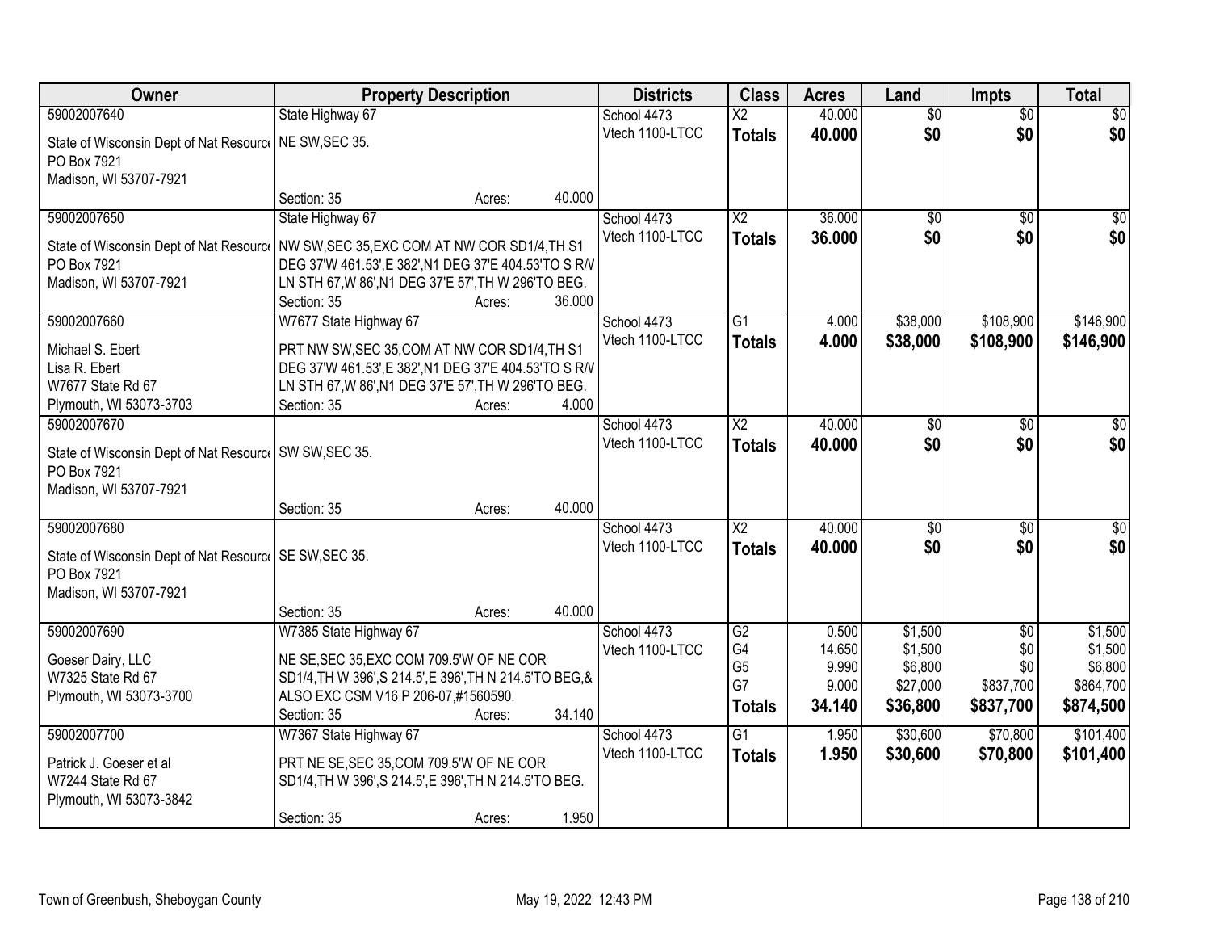| Owner | Property Description | Districts | Class | Acres | Land | Impts | Total |
|---|---|---|---|---|---|---|---|
| 59002007640<br>State of Wisconsin Dept of Nat Resource<br>PO Box 7921<br>Madison, WI 53707-7921 | State Highway 67<br>NE SW,SEC 35.<br>Section: 35 Acres: 40.000 | School 4473<br>Vtech 1100-LTCC | X2<br>**Totals** | 40.000<br>**40.000** | $0<br>**$0** | $0<br>**$0** | $0<br>**$0** |
| 59002007650<br>State of Wisconsin Dept of Nat Resource<br>PO Box 7921<br>Madison, WI 53707-7921 | State Highway 67<br>NW SW,SEC 35,EXC COM AT NW COR SD1/4,TH S1 DEG 37'W 461.53',E 382',N1 DEG 37'E 404.53'TO S R/W LN STH 67,W 86',N1 DEG 37'E 57',TH W 296'TO BEG.<br>Section: 35 Acres: 36.000 | School 4473<br>Vtech 1100-LTCC | X2<br>**Totals** | 36.000<br>**36.000** | $0<br>**$0** | $0<br>**$0** | $0<br>**$0** |
| 59002007660<br>Michael S. Ebert<br>Lisa R. Ebert<br>W7677 State Rd 67<br>Plymouth, WI 53073-3703 | W7677 State Highway 67<br>PRT NW SW,SEC 35,COM AT NW COR SD1/4,TH S1 DEG 37'W 461.53',E 382',N1 DEG 37'E 404.53'TO S R/W LN STH 67,W 86',N1 DEG 37'E 57',TH W 296'TO BEG.<br>Section: 35 Acres: 4.000 | School 4473<br>Vtech 1100-LTCC | G1<br>**Totals** | 4.000<br>**4.000** | $38,000<br>**$38,000** | $108,900<br>**$108,900** | $146,900<br>**$146,900** |
| 59002007670<br>State of Wisconsin Dept of Nat Resource<br>PO Box 7921<br>Madison, WI 53707-7921 | SW SW,SEC 35.<br>Section: 35 Acres: 40.000 | School 4473<br>Vtech 1100-LTCC | X2<br>**Totals** | 40.000<br>**40.000** | $0<br>**$0** | $0<br>**$0** | $0<br>**$0** |
| 59002007680<br>State of Wisconsin Dept of Nat Resource<br>PO Box 7921<br>Madison, WI 53707-7921 | SE SW,SEC 35.<br>Section: 35 Acres: 40.000 | School 4473<br>Vtech 1100-LTCC | X2<br>**Totals** | 40.000<br>**40.000** | $0<br>**$0** | $0<br>**$0** | $0<br>**$0** |
| 59002007690<br>Goeser Dairy, LLC<br>W7325 State Rd 67<br>Plymouth, WI 53073-3700 | W7385 State Highway 67<br>NE SE,SEC 35,EXC COM 709.5'W OF NE COR SD1/4,TH W 396',S 214.5',E 396',TH N 214.5'TO BEG,& ALSO EXC CSM V16 P 206-07,#1560590.<br>Section: 35 Acres: 34.140 | School 4473<br>Vtech 1100-LTCC | G2<br>G4<br>G5<br>G7<br>**Totals** | 0.500<br>14.650<br>9.990<br>9.000<br>**34.140** | $1,500<br>$1,500<br>$6,800<br>$27,000<br>**$36,800** | $0<br>$0<br>$0<br>$837,700<br>**$837,700** | $1,500<br>$1,500<br>$6,800<br>$864,700<br>**$874,500** |
| 59002007700<br>Patrick J. Goeser et al<br>W7244 State Rd 67<br>Plymouth, WI 53073-3842 | W7367 State Highway 67<br>PRT NE SE,SEC 35,COM 709.5'W OF NE COR SD1/4,TH W 396',S 214.5',E 396',TH N 214.5'TO BEG.<br>Section: 35 Acres: 1.950 | School 4473<br>Vtech 1100-LTCC | G1<br>**Totals** | 1.950<br>**1.950** | $30,600<br>**$30,600** | $70,800<br>**$70,800** | $101,400<br>**$101,400** |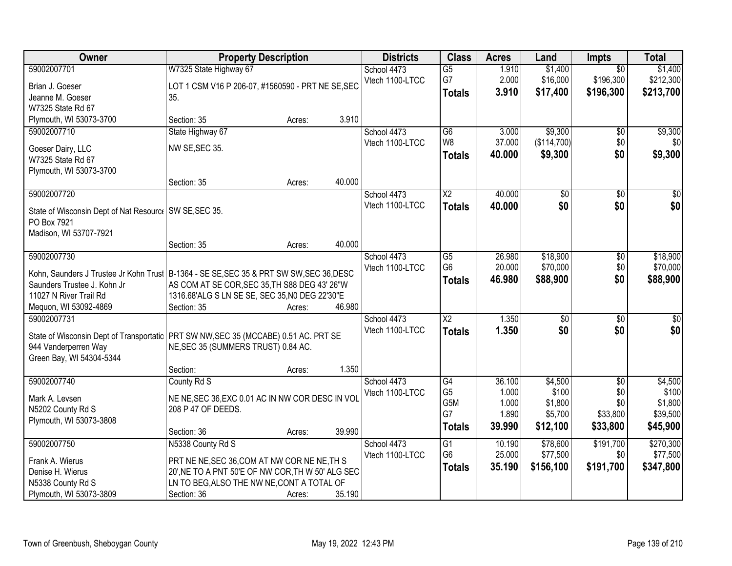| Owner | Property Description | | | Districts | Class | Acres | Land | Impts | Total |
|---|---|---|---|---|---|---|---|---|---|
| 59002007701 | W7325 State Highway 67 | | | School 4473 | G5 | 1.910 | $1,400 | $0 | $1,400 |
| Brian J. Goeser | LOT 1 CSM V16 P 206-07, #1560590 - PRT NE SE,SEC | | | Vtech 1100-LTCC | G7 | 2.000 | $16,000 | $196,300 | $212,300 |
| Jeanne M. Goeser | 35. | | | | **Totals** | **3.910** | **$17,400** | **$196,300** | **$213,700** |
| W7325 State Rd 67 | | | | | | | | | |
| Plymouth, WI 53073-3700 | Section: 35 | Acres: | 3.910 | | | | | | |
| 59002007710 | State Highway 67 | | | School 4473 | G6 | 3.000 | $9,300 | $0 | $9,300 |
| Goeser Dairy, LLC | NW SE,SEC 35. | | | Vtech 1100-LTCC | W8 | 37.000 | ($114,700) | $0 | $0 |
| W7325 State Rd 67 | | | | | **Totals** | **40.000** | **$9,300** | **$0** | **$9,300** |
| Plymouth, WI 53073-3700 | | | | | | | | | |
| | Section: 35 | Acres: | 40.000 | | | | | | |
| 59002007720 | | | | School 4473 | X2 | 40.000 | $0 | $0 | $0 |
| State of Wisconsin Dept of Nat Resource | SW SE,SEC 35. | | | Vtech 1100-LTCC | **Totals** | **40.000** | **$0** | **$0** | **$0** |
| PO Box 7921 | | | | | | | | | |
| Madison, WI 53707-7921 | | | | | | | | | |
| | Section: 35 | Acres: | 40.000 | | | | | | |
| 59002007730 | | | | School 4473 | G5 | 26.980 | $18,900 | $0 | $18,900 |
| Kohn, Saunders J Trustee Jr Kohn Trust | B-1364 - SE SE,SEC 35 & PRT SW SW,SEC 36,DESC | | | Vtech 1100-LTCC | G6 | 20.000 | $70,000 | $0 | $70,000 |
| Saunders Trustee J. Kohn Jr | AS COM AT SE COR,SEC 35,TH S88 DEG 43' 26"W | | | | **Totals** | **46.980** | **$88,900** | **$0** | **$88,900** |
| 11027 N River Trail Rd | 1316.68'ALG S LN SE SE, SEC 35,N0 DEG 22'30"E | | | | | | | | |
| Mequon, WI 53092-4869 | Section: 35 | Acres: | 46.980 | | | | | | |
| 59002007731 | | | | School 4473 | X2 | 1.350 | $0 | $0 | $0 |
| State of Wisconsin Dept of Transportatic | PRT SW NW,SEC 35 (MCCABE) 0.51 AC. PRT SE | | | Vtech 1100-LTCC | **Totals** | **1.350** | **$0** | **$0** | **$0** |
| 944 Vanderperren Way | NE,SEC 35 (SUMMERS TRUST) 0.84 AC. | | | | | | | | |
| Green Bay, WI 54304-5344 | | | | | | | | | |
| | Section: | Acres: | 1.350 | | | | | | |
| 59002007740 | County Rd S | | | School 4473 | G4 | 36.100 | $4,500 | $0 | $4,500 |
| Mark A. Levsen | NE NE,SEC 36,EXC 0.01 AC IN NW COR DESC IN VOL | | | Vtech 1100-LTCC | G5 | 1.000 | $100 | $0 | $100 |
| N5202 County Rd S | 208 P 47 OF DEEDS. | | | | G5M | 1.000 | $1,800 | $0 | $1,800 |
| Plymouth, WI 53073-3808 | | | | | G7 | 1.890 | $5,700 | $33,800 | $39,500 |
| | Section: 36 | Acres: | 39.990 | | **Totals** | **39.990** | **$12,100** | **$33,800** | **$45,900** |
| 59002007750 | N5338 County Rd S | | | School 4473 | G1 | 10.190 | $78,600 | $191,700 | $270,300 |
| Frank A. Wierus | PRT NE NE,SEC 36,COM AT NW COR NE NE,TH S | | | Vtech 1100-LTCC | G6 | 25.000 | $77,500 | $0 | $77,500 |
| Denise H. Wierus | 20',NE TO A PNT 50'E OF NW COR,TH W 50' ALG SEC | | | | **Totals** | **35.190** | **$156,100** | **$191,700** | **$347,800** |
| N5338 County Rd S | LN TO BEG,ALSO THE NW NE,CONT A TOTAL OF | | | | | | | | |
| Plymouth, WI 53073-3809 | Section: 36 | Acres: | 35.190 | | | | | | |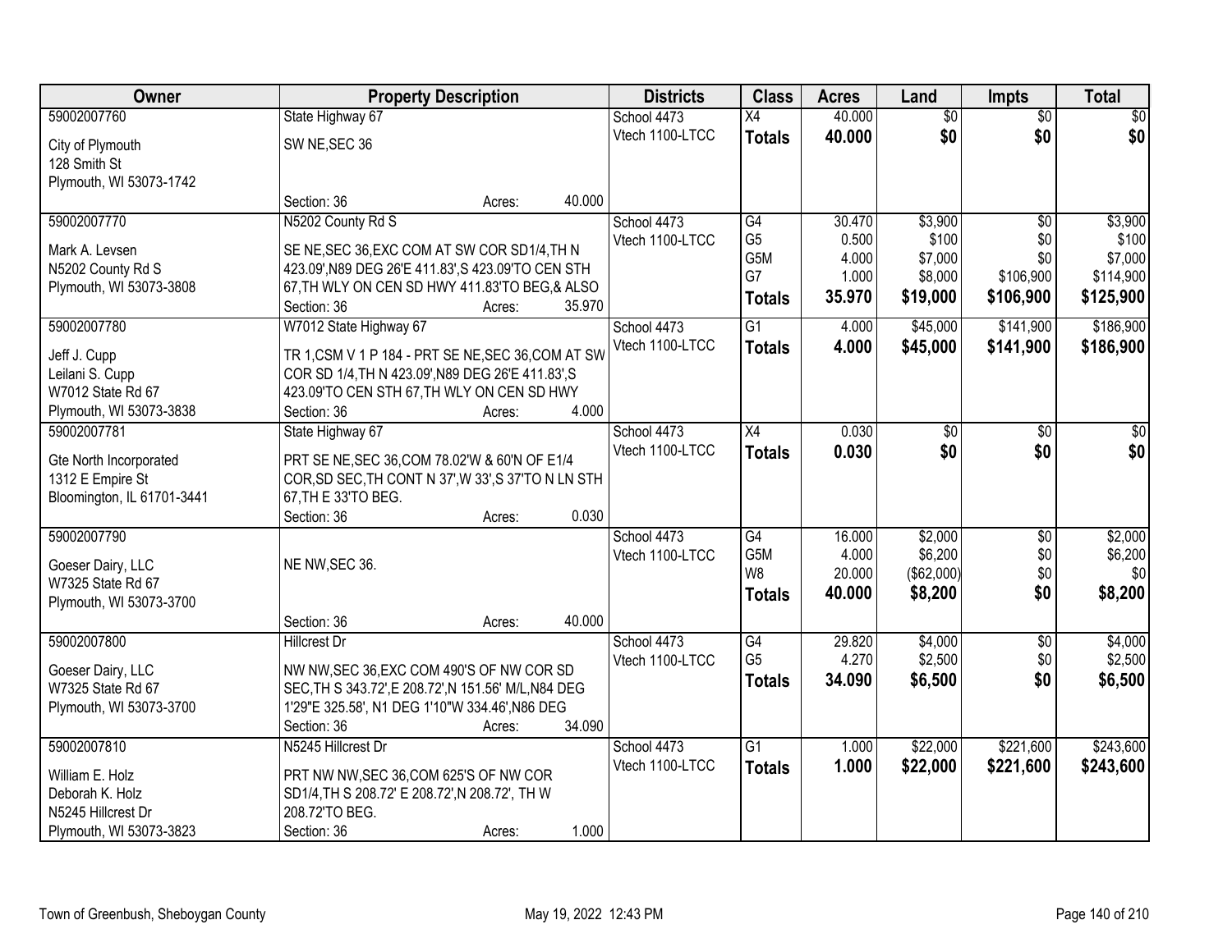| Owner | Property Description | Districts | Class | Acres | Land | Impts | Total |
|---|---|---|---|---|---|---|---|
| 59002007760<br>City of Plymouth<br>128 Smith St<br>Plymouth, WI 53073-1742 | State Highway 67<br>SW NE,SEC 36<br>Section: 36 Acres: 40.000 | School 4473<br>Vtech 1100-LTCC | X4<br>**Totals** | 40.000<br>**40.000** | $0<br>**$0** | $0<br>**$0** | $0<br>**$0** |
| 59002007770<br>Mark A. Levsen<br>N5202 County Rd S<br>Plymouth, WI 53073-3808 | N5202 County Rd S<br>SE NE,SEC 36,EXC COM AT SW COR SD1/4,TH N 423.09',N89 DEG 26'E 411.83',S 423.09'TO CEN STH 67,TH WLY ON CEN SD HWY 411.83'TO BEG,& ALSO<br>Section: 36 Acres: 35.970 | School 4473<br>Vtech 1100-LTCC | G4<br>G5<br>G5M<br>G7<br>**Totals** | 30.470<br>0.500<br>4.000<br>1.000<br>**35.970** | $3,900<br>$100<br>$7,000<br>$8,000<br>**$19,000** | $0<br>$0<br>$0<br>$106,900<br>**$106,900** | $3,900<br>$100<br>$7,000<br>$114,900<br>**$125,900** |
| 59002007780<br>Jeff J. Cupp<br>Leilani S. Cupp<br>W7012 State Rd 67<br>Plymouth, WI 53073-3838 | W7012 State Highway 67<br>TR 1,CSM V 1 P 184 - PRT SE NE,SEC 36,COM AT SW COR SD 1/4,TH N 423.09',N89 DEG 26'E 411.83',S 423.09'TO CEN STH 67,TH WLY ON CEN SD HWY<br>Section: 36 Acres: 4.000 | School 4473<br>Vtech 1100-LTCC | G1<br>**Totals** | 4.000<br>**4.000** | $45,000<br>**$45,000** | $141,900<br>**$141,900** | $186,900<br>**$186,900** |
| 59002007781<br>Gte North Incorporated<br>1312 E Empire St<br>Bloomington, IL 61701-3441 | State Highway 67<br>PRT SE NE,SEC 36,COM 78.02'W & 60'N OF E1/4 COR,SD SEC,TH CONT N 37',W 33',S 37'TO N LN STH 67,TH E 33'TO BEG.<br>Section: 36 Acres: 0.030 | School 4473<br>Vtech 1100-LTCC | X4<br>**Totals** | 0.030<br>**0.030** | $0<br>**$0** | $0<br>**$0** | $0<br>**$0** |
| 59002007790<br>Goeser Dairy, LLC<br>W7325 State Rd 67<br>Plymouth, WI 53073-3700 | NE NW,SEC 36.<br>Section: 36 Acres: 40.000 | School 4473<br>Vtech 1100-LTCC | G4<br>G5M<br>W8<br>**Totals** | 16.000<br>4.000<br>20.000<br>**40.000** | $2,000<br>$6,200<br>($62,000)<br>**$8,200** | $0<br>$0<br>$0<br>**$0** | $2,000<br>$6,200<br>$0<br>**$8,200** |
| 59002007800<br>Goeser Dairy, LLC<br>W7325 State Rd 67<br>Plymouth, WI 53073-3700 | Hillcrest Dr<br>NW NW,SEC 36,EXC COM 490'S OF NW COR SD SEC,TH S 343.72',E 208.72',N 151.56' M/L,N84 DEG 1'29"E 325.58', N1 DEG 1'10"W 334.46',N86 DEG<br>Section: 36 Acres: 34.090 | School 4473<br>Vtech 1100-LTCC | G4<br>G5<br>**Totals** | 29.820<br>4.270<br>**34.090** | $4,000<br>$2,500<br>**$6,500** | $0<br>$0<br>**$0** | $4,000<br>$2,500<br>**$6,500** |
| 59002007810<br>William E. Holz<br>Deborah K. Holz<br>N5245 Hillcrest Dr<br>Plymouth, WI 53073-3823 | N5245 Hillcrest Dr<br>PRT NW NW,SEC 36,COM 625'S OF NW COR SD1/4,TH S 208.72' E 208.72',N 208.72', TH W 208.72'TO BEG.<br>Section: 36 Acres: 1.000 | School 4473<br>Vtech 1100-LTCC | G1<br>**Totals** | 1.000<br>**1.000** | $22,000<br>**$22,000** | $221,600<br>**$221,600** | $243,600<br>**$243,600** |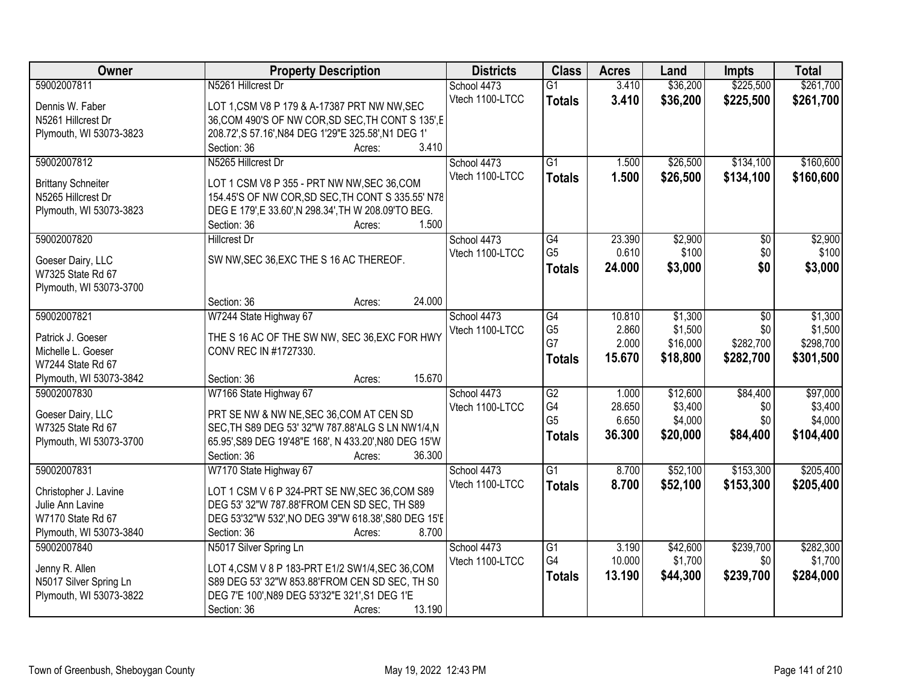| Owner | Property Description | Districts | Class | Acres | Land | Impts | Total |
|---|---|---|---|---|---|---|---|
| 59002007811<br>Dennis W. Faber<br>N5261 Hillcrest Dr<br>Plymouth, WI 53073-3823 | N5261 Hillcrest Dr<br>LOT 1,CSM V8 P 179 & A-17387 PRT NW NW,SEC 36,COM 490'S OF NW COR,SD SEC,TH CONT S 135',E 208.72',S 57.16',N84 DEG 1'29"E 325.58',N1 DEG 1'<br>Section: 36 Acres: 3.410 | School 4473<br>Vtech 1100-LTCC | G1<br>**Totals** | 3.410<br>**3.410** | $36,200<br>**$36,200** | $225,500<br>**$225,500** | $261,700<br>**$261,700** |
| 59002007812<br>Brittany Schneiter<br>N5265 Hillcrest Dr<br>Plymouth, WI 53073-3823 | N5265 Hillcrest Dr<br>LOT 1 CSM V8 P 355 - PRT NW NW,SEC 36,COM 154.45'S OF NW COR,SD SEC,TH CONT S 335.55' N78 DEG E 179',E 33.60',N 298.34',TH W 208.09'TO BEG.<br>Section: 36 Acres: 1.500 | School 4473<br>Vtech 1100-LTCC | G1<br>**Totals** | 1.500<br>**1.500** | $26,500<br>**$26,500** | $134,100<br>**$134,100** | $160,600<br>**$160,600** |
| 59002007820<br>Goeser Dairy, LLC<br>W7325 State Rd 67<br>Plymouth, WI 53073-3700 | Hillcrest Dr<br>SW NW,SEC 36,EXC THE S 16 AC THEREOF.<br>Section: 36 Acres: 24.000 | School 4473<br>Vtech 1100-LTCC | G4<br>G5<br>**Totals** | 23.390<br>0.610<br>**24.000** | $2,900<br>$100<br>**$3,000** | $0<br>$0<br>**$0** | $2,900<br>$100<br>**$3,000** |
| 59002007821<br>Patrick J. Goeser<br>Michelle L. Goeser<br>W7244 State Rd 67<br>Plymouth, WI 53073-3842 | W7244 State Highway 67<br>THE S 16 AC OF THE SW NW, SEC 36,EXC FOR HWY CONV REC IN #1727330.<br>Section: 36 Acres: 15.670 | School 4473<br>Vtech 1100-LTCC | G4<br>G5<br>G7<br>**Totals** | 10.810<br>2.860<br>2.000<br>**15.670** | $1,300<br>$1,500<br>$16,000<br>**$18,800** | $0<br>$0<br>$282,700<br>**$282,700** | $1,300<br>$1,500<br>$298,700<br>**$301,500** |
| 59002007830<br>Goeser Dairy, LLC<br>W7325 State Rd 67<br>Plymouth, WI 53073-3700 | W7166 State Highway 67<br>PRT SE NW & NW NE,SEC 36,COM AT CEN SD SEC,TH S89 DEG 53' 32"W 787.88'ALG S LN NW1/4,N 65.95',S89 DEG 19'48"E 168', N 433.20',N80 DEG 15'W<br>Section: 36 Acres: 36.300 | School 4473<br>Vtech 1100-LTCC | G2<br>G4<br>G5<br>**Totals** | 1.000<br>28.650<br>6.650<br>**36.300** | $12,600<br>$3,400<br>$4,000<br>**$20,000** | $84,400<br>$0<br>$0<br>**$84,400** | $97,000<br>$3,400<br>$4,000<br>**$104,400** |
| 59002007831<br>Christopher J. Lavine<br>Julie Ann Lavine<br>W7170 State Rd 67<br>Plymouth, WI 53073-3840 | W7170 State Highway 67<br>LOT 1 CSM V 6 P 324-PRT SE NW,SEC 36,COM S89 DEG 53' 32"W 787.88'FROM CEN SD SEC, TH S89 DEG 53'32"W 532',NO DEG 39"W 618.38',S80 DEG 15'E<br>Section: 36 Acres: 8.700 | School 4473<br>Vtech 1100-LTCC | G1<br>**Totals** | 8.700<br>**8.700** | $52,100<br>**$52,100** | $153,300<br>**$153,300** | $205,400<br>**$205,400** |
| 59002007840<br>Jenny R. Allen<br>N5017 Silver Spring Ln<br>Plymouth, WI 53073-3822 | N5017 Silver Spring Ln<br>LOT 4,CSM V 8 P 183-PRT E1/2 SW1/4,SEC 36,COM S89 DEG 53' 32"W 853.88'FROM CEN SD SEC, TH S0 DEG 7'E 100',N89 DEG 53'32"E 321',S1 DEG 1'E<br>Section: 36 Acres: 13.190 | School 4473<br>Vtech 1100-LTCC | G1<br>G4<br>**Totals** | 3.190<br>10.000<br>**13.190** | $42,600<br>$1,700<br>**$44,300** | $239,700<br>$0<br>**$239,700** | $282,300<br>$1,700<br>**$284,000** |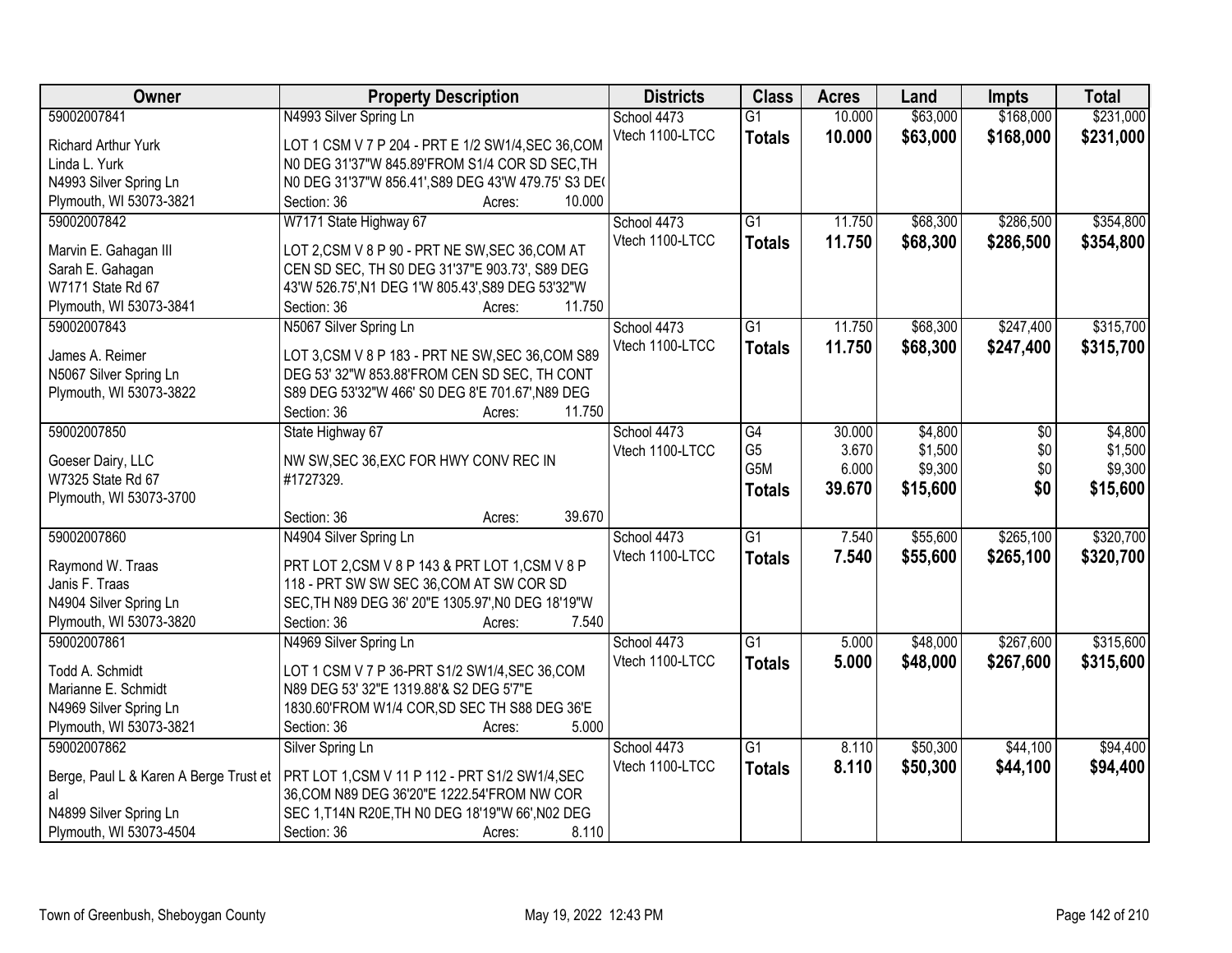| Owner | Property Description | Districts | Class | Acres | Land | Impts | Total |
|---|---|---|---|---|---|---|---|
| 59002007841<br>Richard Arthur Yurk<br>Linda L. Yurk<br>N4993 Silver Spring Ln<br>Plymouth, WI 53073-3821 | N4993 Silver Spring Ln<br>LOT 1 CSM V 7 P 204 - PRT E 1/2 SW1/4,SEC 36,COM N0 DEG 31'37"W 845.89'FROM S1/4 COR SD SEC,TH N0 DEG 31'37"W 856.41',S89 DEG 43'W 479.75' S3 DE(<br>Section: 36 Acres: 10.000 | School 4473<br>Vtech 1100-LTCC | G1<br>**Totals** | 10.000<br>**10.000** | $63,000<br>**$63,000** | $168,000<br>**$168,000** | $231,000<br>**$231,000** |
| 59002007842<br>Marvin E. Gahagan III<br>Sarah E. Gahagan<br>W7171 State Rd 67<br>Plymouth, WI 53073-3841 | W7171 State Highway 67<br>LOT 2,CSM V 8 P 90 - PRT NE SW,SEC 36,COM AT CEN SD SEC, TH S0 DEG 31'37"E 903.73', S89 DEG 43'W 526.75',N1 DEG 1'W 805.43',S89 DEG 53'32"W<br>Section: 36 Acres: 11.750 | School 4473<br>Vtech 1100-LTCC | G1<br>**Totals** | 11.750<br>**11.750** | $68,300<br>**$68,300** | $286,500<br>**$286,500** | $354,800<br>**$354,800** |
| 59002007843<br>James A. Reimer<br>N5067 Silver Spring Ln<br>Plymouth, WI 53073-3822 | N5067 Silver Spring Ln<br>LOT 3,CSM V 8 P 183 - PRT NE SW,SEC 36,COM S89 DEG 53' 32"W 853.88'FROM CEN SD SEC, TH CONT S89 DEG 53'32"W 466' S0 DEG 8'E 701.67',N89 DEG<br>Section: 36 Acres: 11.750 | School 4473<br>Vtech 1100-LTCC | G1<br>**Totals** | 11.750<br>**11.750** | $68,300<br>**$68,300** | $247,400<br>**$247,400** | $315,700<br>**$315,700** |
| 59002007850<br>Goeser Dairy, LLC<br>W7325 State Rd 67<br>Plymouth, WI 53073-3700 | State Highway 67<br>NW SW,SEC 36,EXC FOR HWY CONV REC IN #1727329.<br>Section: 36 Acres: 39.670 | School 4473<br>Vtech 1100-LTCC | G4<br>G5<br>G5M<br>**Totals** | 30.000<br>3.670<br>6.000<br>**39.670** | $4,800<br>$1,500<br>$9,300<br>**$15,600** | $0<br>$0<br>$0<br>**$0** | $4,800<br>$1,500<br>$9,300<br>**$15,600** |
| 59002007860<br>Raymond W. Traas<br>Janis F. Traas<br>N4904 Silver Spring Ln<br>Plymouth, WI 53073-3820 | N4904 Silver Spring Ln<br>PRT LOT 2,CSM V 8 P 143 & PRT LOT 1,CSM V 8 P 118 - PRT SW SW SEC 36,COM AT SW COR SD SEC,TH N89 DEG 36' 20"E 1305.97',N0 DEG 18'19"W<br>Section: 36 Acres: 7.540 | School 4473<br>Vtech 1100-LTCC | G1<br>**Totals** | 7.540<br>**7.540** | $55,600<br>**$55,600** | $265,100<br>**$265,100** | $320,700<br>**$320,700** |
| 59002007861<br>Todd A. Schmidt<br>Marianne E. Schmidt<br>N4969 Silver Spring Ln<br>Plymouth, WI 53073-3821 | N4969 Silver Spring Ln<br>LOT 1 CSM V 7 P 36-PRT S1/2 SW1/4,SEC 36,COM N89 DEG 53' 32"E 1319.88'& S2 DEG 5'7"E 1830.60'FROM W1/4 COR,SD SEC TH S88 DEG 36'E<br>Section: 36 Acres: 5.000 | School 4473<br>Vtech 1100-LTCC | G1<br>**Totals** | 5.000<br>**5.000** | $48,000<br>**$48,000** | $267,600<br>**$267,600** | $315,600<br>**$315,600** |
| 59002007862<br>Berge, Paul L & Karen A Berge Trust et al<br>N4899 Silver Spring Ln<br>Plymouth, WI 53073-4504 | Silver Spring Ln<br>PRT LOT 1,CSM V 11 P 112 - PRT S1/2 SW1/4,SEC 36,COM N89 DEG 36'20"E 1222.54'FROM NW COR SEC 1,T14N R20E,TH N0 DEG 18'19"W 66',N02 DEG<br>Section: 36 Acres: 8.110 | School 4473<br>Vtech 1100-LTCC | G1<br>**Totals** | 8.110<br>**8.110** | $50,300<br>**$50,300** | $44,100<br>**$44,100** | $94,400<br>**$94,400** |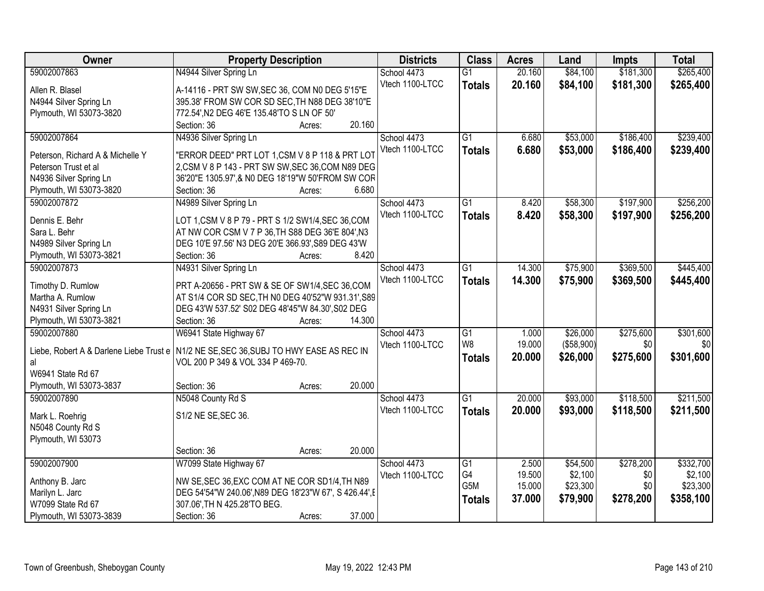| Owner | Property Description | Districts | Class | Acres | Land | Impts | Total |
|---|---|---|---|---|---|---|---|
| 59002007863<br>Allen R. Blasel<br>N4944 Silver Spring Ln<br>Plymouth, WI 53073-3820 | N4944 Silver Spring Ln<br>A-14116 - PRT SW SW,SEC 36, COM N0 DEG 5'15"E 395.38' FROM SW COR SD SEC,TH N88 DEG 38'10"E 772.54',N2 DEG 46'E 135.48'TO S LN OF 50'<br>Section: 36 Acres: 20.160 | School 4473<br>Vtech 1100-LTCC | G1<br>**Totals** | 20.160<br>**20.160** | \$84,100<br>**\$84,100** | \$181,300<br>**\$181,300** | \$265,400<br>**\$265,400** |
| 59002007864<br>Peterson, Richard A & Michelle Y Peterson Trust et al<br>N4936 Silver Spring Ln<br>Plymouth, WI 53073-3820 | N4936 Silver Spring Ln<br>"ERROR DEED" PRT LOT 1,CSM V 8 P 118 & PRT LOT 2,CSM V 8 P 143 - PRT SW SW,SEC 36,COM N89 DEG 36'20"E 1305.97',& N0 DEG 18'19"W 50'FROM SW COR<br>Section: 36 Acres: 6.680 | School 4473<br>Vtech 1100-LTCC | G1<br>**Totals** | 6.680<br>**6.680** | \$53,000<br>**\$53,000** | \$186,400<br>**\$186,400** | \$239,400<br>**\$239,400** |
| 59002007872<br>Dennis E. Behr<br>Sara L. Behr<br>N4989 Silver Spring Ln<br>Plymouth, WI 53073-3821 | N4989 Silver Spring Ln<br>LOT 1,CSM V 8 P 79 - PRT S 1/2 SW1/4,SEC 36,COM AT NW COR CSM V 7 P 36,TH S88 DEG 36'E 804',N3 DEG 10'E 97.56' N3 DEG 20'E 366.93',S89 DEG 43'W<br>Section: 36 Acres: 8.420 | School 4473<br>Vtech 1100-LTCC | G1<br>**Totals** | 8.420<br>**8.420** | \$58,300<br>**\$58,300** | \$197,900<br>**\$197,900** | \$256,200<br>**\$256,200** |
| 59002007873<br>Timothy D. Rumlow<br>Martha A. Rumlow<br>N4931 Silver Spring Ln<br>Plymouth, WI 53073-3821 | N4931 Silver Spring Ln<br>PRT A-20656 - PRT SW & SE OF SW1/4,SEC 36,COM AT S1/4 COR SD SEC,TH N0 DEG 40'52"W 931.31',S89 DEG 43'W 537.52' S02 DEG 48'45"W 84.30',S02 DEG<br>Section: 36 Acres: 14.300 | School 4473<br>Vtech 1100-LTCC | G1<br>**Totals** | 14.300<br>**14.300** | \$75,900<br>**\$75,900** | \$369,500<br>**\$369,500** | \$445,400<br>**\$445,400** |
| 59002007880<br>Liebe, Robert A & Darlene Liebe Trust et al<br>W6941 State Rd 67<br>Plymouth, WI 53073-3837 | W6941 State Highway 67<br>N1/2 NE SE,SEC 36,SUBJ TO HWY EASE AS REC IN VOL 200 P 349 & VOL 334 P 469-70.<br>Section: 36 Acres: 20.000 | School 4473<br>Vtech 1100-LTCC | G1<br>W8<br>**Totals** | 1.000<br>19.000<br>**20.000** | \$26,000<br>(\$58,900)<br>**\$26,000** | \$275,600<br>\$0<br>**\$275,600** | \$301,600<br>\$0<br>**\$301,600** |
| 59002007890<br>Mark L. Roehrig<br>N5048 County Rd S<br>Plymouth, WI 53073 | N5048 County Rd S<br>S1/2 NE SE,SEC 36.<br>Section: 36 Acres: 20.000 | School 4473<br>Vtech 1100-LTCC | G1<br>**Totals** | 20.000<br>**20.000** | \$93,000<br>**\$93,000** | \$118,500<br>**\$118,500** | \$211,500<br>**\$211,500** |
| 59002007900<br>Anthony B. Jarc<br>Marilyn L. Jarc<br>W7099 State Rd 67<br>Plymouth, WI 53073-3839 | W7099 State Highway 67<br>NW SE,SEC 36,EXC COM AT NE COR SD1/4,TH N89 DEG 54'54"W 240.06',N89 DEG 18'23"W 67', S 426.44',E 307.06',TH N 425.28'TO BEG.<br>Section: 36 Acres: 37.000 | School 4473<br>Vtech 1100-LTCC | G1<br>G4<br>G5M<br>**Totals** | 2.500<br>19.500<br>15.000<br>**37.000** | \$54,500<br>\$2,100<br>\$23,300<br>**\$79,900** | \$278,200<br>\$0<br>\$0<br>**\$278,200** | \$332,700<br>\$2,100<br>\$23,300<br>**\$358,100** |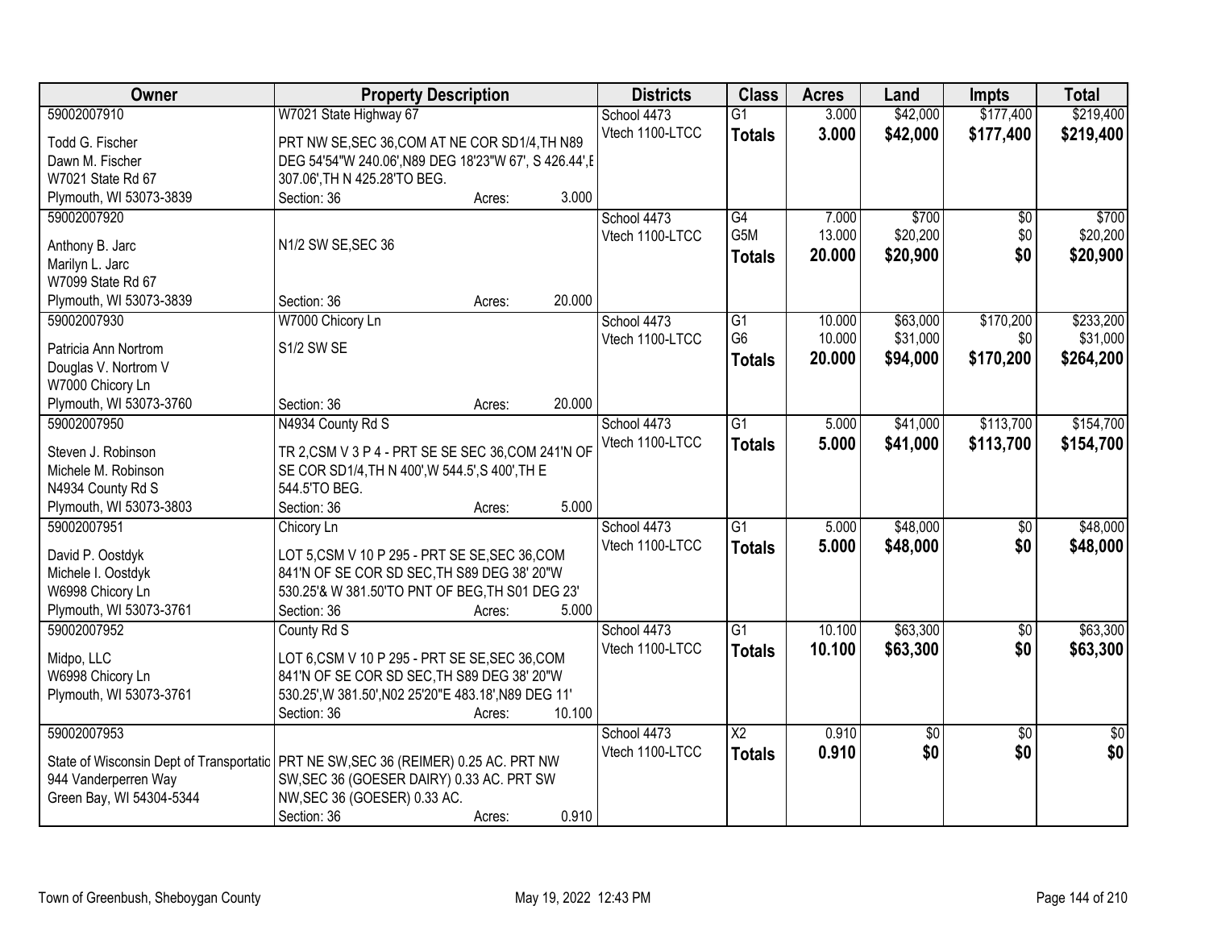| Owner | Property Description | Districts | Class | Acres | Land | Impts | Total |
|---|---|---|---|---|---|---|---|
| 59002007910<br>Todd G. Fischer<br>Dawn M. Fischer<br>W7021 State Rd 67<br>Plymouth, WI 53073-3839 | W7021 State Highway 67<br>PRT NW SE,SEC 36,COM AT NE COR SD1/4,TH N89 DEG 54'54"W 240.06',N89 DEG 18'23"W 67', S 426.44',E 307.06',TH N 425.28'TO BEG.<br>Section: 36 Acres: 3.000 | School 4473<br>Vtech 1100-LTCC | G1<br>**Totals** | 3.000<br>**3.000** | \$42,000<br>**\$42,000** | \$177,400<br>**\$177,400** | \$219,400<br>**\$219,400** |
| 59002007920<br>Anthony B. Jarc<br>Marilyn L. Jarc<br>W7099 State Rd 67<br>Plymouth, WI 53073-3839 | N1/2 SW SE,SEC 36<br>Section: 36 Acres: 20.000 | School 4473<br>Vtech 1100-LTCC | G4<br>G5M<br>**Totals** | 7.000<br>13.000<br>**20.000** | \$700<br>\$20,200<br>**\$20,900** | \$0<br>\$0<br>**\$0** | \$700<br>\$20,200<br>**\$20,900** |
| 59002007930<br>Patricia Ann Nortrom<br>Douglas V. Nortrom V<br>W7000 Chicory Ln<br>Plymouth, WI 53073-3760 | W7000 Chicory Ln<br>S1/2 SW SE<br>Section: 36 Acres: 20.000 | School 4473<br>Vtech 1100-LTCC | G1<br>G6<br>**Totals** | 10.000<br>10.000<br>**20.000** | \$63,000<br>\$31,000<br>**\$94,000** | \$170,200<br>\$0<br>**\$170,200** | \$233,200<br>\$31,000<br>**\$264,200** |
| 59002007950<br>Steven J. Robinson<br>Michele M. Robinson<br>N4934 County Rd S<br>Plymouth, WI 53073-3803 | N4934 County Rd S<br>TR 2,CSM V 3 P 4 - PRT SE SE SEC 36,COM 241'N OF SE COR SD1/4,TH N 400',W 544.5',S 400',TH E 544.5'TO BEG.<br>Section: 36 Acres: 5.000 | School 4473<br>Vtech 1100-LTCC | G1<br>**Totals** | 5.000<br>**5.000** | \$41,000<br>**\$41,000** | \$113,700<br>**\$113,700** | \$154,700<br>**\$154,700** |
| 59002007951<br>David P. Oostdyk<br>Michele I. Oostdyk<br>W6998 Chicory Ln<br>Plymouth, WI 53073-3761 | Chicory Ln<br>LOT 5,CSM V 10 P 295 - PRT SE SE,SEC 36,COM 841'N OF SE COR SD SEC,TH S89 DEG 38' 20"W 530.25'& W 381.50'TO PNT OF BEG,TH S01 DEG 23'<br>Section: 36 Acres: 5.000 | School 4473<br>Vtech 1100-LTCC | G1<br>**Totals** | 5.000<br>**5.000** | \$48,000<br>**\$48,000** | \$0<br>**\$0** | \$48,000<br>**\$48,000** |
| 59002007952<br>Midpo, LLC<br>W6998 Chicory Ln<br>Plymouth, WI 53073-3761 | County Rd S<br>LOT 6,CSM V 10 P 295 - PRT SE SE,SEC 36,COM 841'N OF SE COR SD SEC,TH S89 DEG 38' 20"W 530.25',W 381.50',N02 25'20"E 483.18',N89 DEG 11'<br>Section: 36 Acres: 10.100 | School 4473<br>Vtech 1100-LTCC | G1<br>**Totals** | 10.100<br>**10.100** | \$63,300<br>**\$63,300** | \$0<br>**\$0** | \$63,300<br>**\$63,300** |
| 59002007953<br>State of Wisconsin Dept of Transportatio<br>944 Vanderperren Way<br>Green Bay, WI 54304-5344 | PRT NE SW,SEC 36 (REIMER) 0.25 AC. PRT NW SW,SEC 36 (GOESER DAIRY) 0.33 AC. PRT SW NW,SEC 36 (GOESER) 0.33 AC.<br>Section: 36 Acres: 0.910 | School 4473<br>Vtech 1100-LTCC | X2<br>**Totals** | 0.910<br>**0.910** | \$0<br>**\$0** | \$0<br>**\$0** | \$0<br>**\$0** |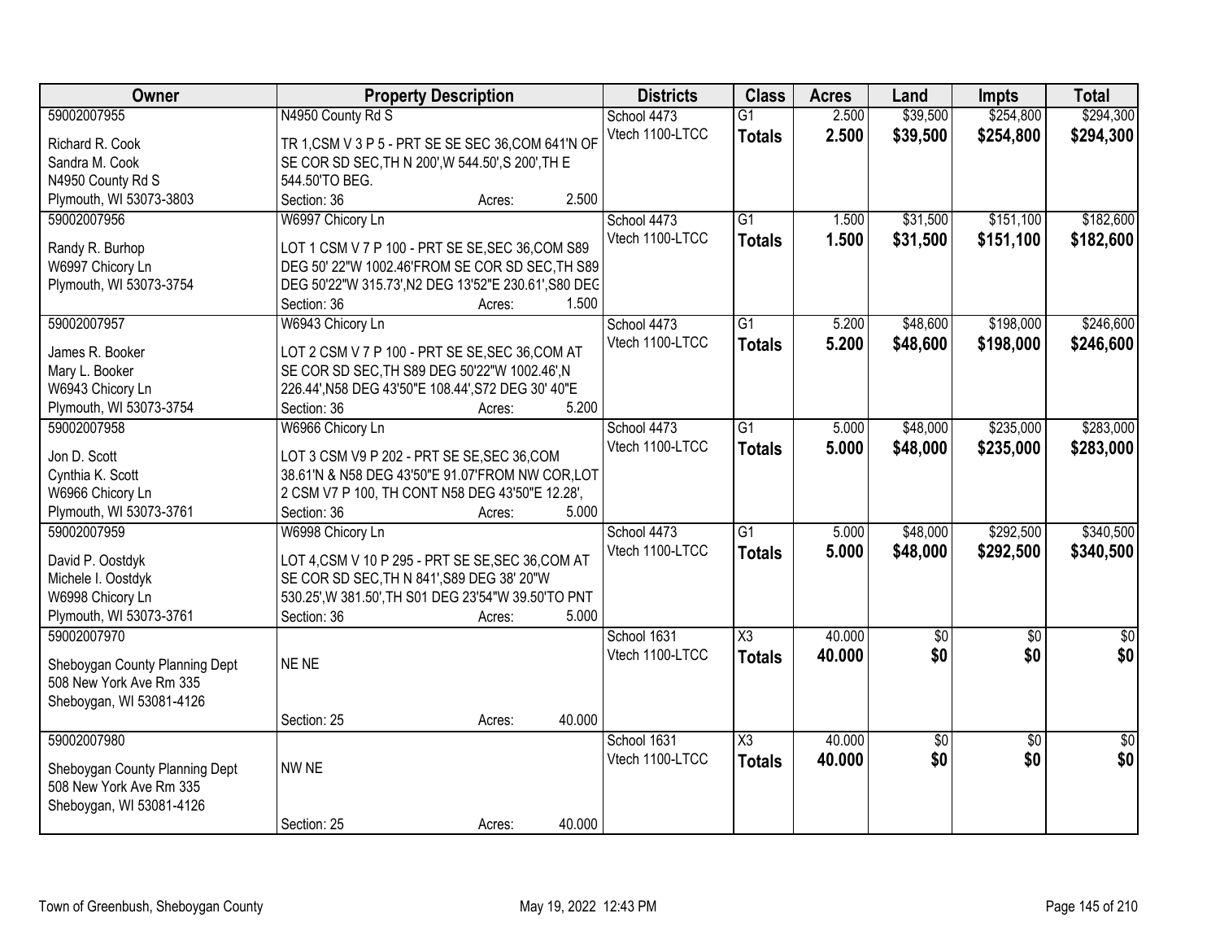| Owner | Property Description | Districts | Class | Acres | Land | Impts | Total |
|---|---|---|---|---|---|---|---|
| 59002007955<br>Richard R. Cook<br>Sandra M. Cook<br>N4950 County Rd S<br>Plymouth, WI 53073-3803 | N4950 County Rd S<br>TR 1,CSM V 3 P 5 - PRT SE SE SEC 36,COM 641'N OF SE COR SD SEC,TH N 200',W 544.50',S 200',TH E 544.50'TO BEG.<br>Section: 36 Acres: 2.500 | School 4473<br>Vtech 1100-LTCC | G1<br>**Totals** | 2.500<br>**2.500** | $39,500<br>**$39,500** | $254,800<br>**$254,800** | $294,300<br>**$294,300** |
| 59002007956<br>Randy R. Burhop<br>W6997 Chicory Ln<br>Plymouth, WI 53073-3754 | W6997 Chicory Ln<br>LOT 1 CSM V 7 P 100 - PRT SE SE,SEC 36,COM S89 DEG 50' 22"W 1002.46'FROM SE COR SD SEC,TH S89 DEG 50'22"W 315.73',N2 DEG 13'52"E 230.61',S80 DEG<br>Section: 36 Acres: 1.500 | School 4473<br>Vtech 1100-LTCC | G1<br>**Totals** | 1.500<br>**1.500** | $31,500<br>**$31,500** | $151,100<br>**$151,100** | $182,600<br>**$182,600** |
| 59002007957<br>James R. Booker<br>Mary L. Booker<br>W6943 Chicory Ln<br>Plymouth, WI 53073-3754 | W6943 Chicory Ln<br>LOT 2 CSM V 7 P 100 - PRT SE SE,SEC 36,COM AT SE COR SD SEC,TH S89 DEG 50'22"W 1002.46',N 226.44',N58 DEG 43'50"E 108.44',S72 DEG 30' 40"E<br>Section: 36 Acres: 5.200 | School 4473<br>Vtech 1100-LTCC | G1<br>**Totals** | 5.200<br>**5.200** | $48,600<br>**$48,600** | $198,000<br>**$198,000** | $246,600<br>**$246,600** |
| 59002007958<br>Jon D. Scott<br>Cynthia K. Scott<br>W6966 Chicory Ln<br>Plymouth, WI 53073-3761 | W6966 Chicory Ln<br>LOT 3 CSM V9 P 202 - PRT SE SE,SEC 36,COM 38.61'N & N58 DEG 43'50"E 91.07'FROM NW COR,LOT 2 CSM V7 P 100, TH CONT N58 DEG 43'50"E 12.28',<br>Section: 36 Acres: 5.000 | School 4473<br>Vtech 1100-LTCC | G1<br>**Totals** | 5.000<br>**5.000** | $48,000<br>**$48,000** | $235,000<br>**$235,000** | $283,000<br>**$283,000** |
| 59002007959<br>David P. Oostdyk<br>Michele I. Oostdyk<br>W6998 Chicory Ln<br>Plymouth, WI 53073-3761 | W6998 Chicory Ln<br>LOT 4,CSM V 10 P 295 - PRT SE SE,SEC 36,COM AT SE COR SD SEC,TH N 841',S89 DEG 38' 20"W 530.25',W 381.50',TH S01 DEG 23'54"W 39.50'TO PNT<br>Section: 36 Acres: 5.000 | School 4473<br>Vtech 1100-LTCC | G1<br>**Totals** | 5.000<br>**5.000** | $48,000<br>**$48,000** | $292,500<br>**$292,500** | $340,500<br>**$340,500** |
| 59002007970<br>Sheboygan County Planning Dept<br>508 New York Ave Rm 335<br>Sheboygan, WI 53081-4126 | NE NE<br>Section: 25 Acres: 40.000 | School 1631<br>Vtech 1100-LTCC | X3<br>**Totals** | 40.000<br>**40.000** | $0<br>**$0** | $0<br>**$0** | $0<br>**$0** |
| 59002007980<br>Sheboygan County Planning Dept<br>508 New York Ave Rm 335<br>Sheboygan, WI 53081-4126 | NW NE<br>Section: 25 Acres: 40.000 | School 1631<br>Vtech 1100-LTCC | X3<br>**Totals** | 40.000<br>**40.000** | $0<br>**$0** | $0<br>**$0** | $0<br>**$0** |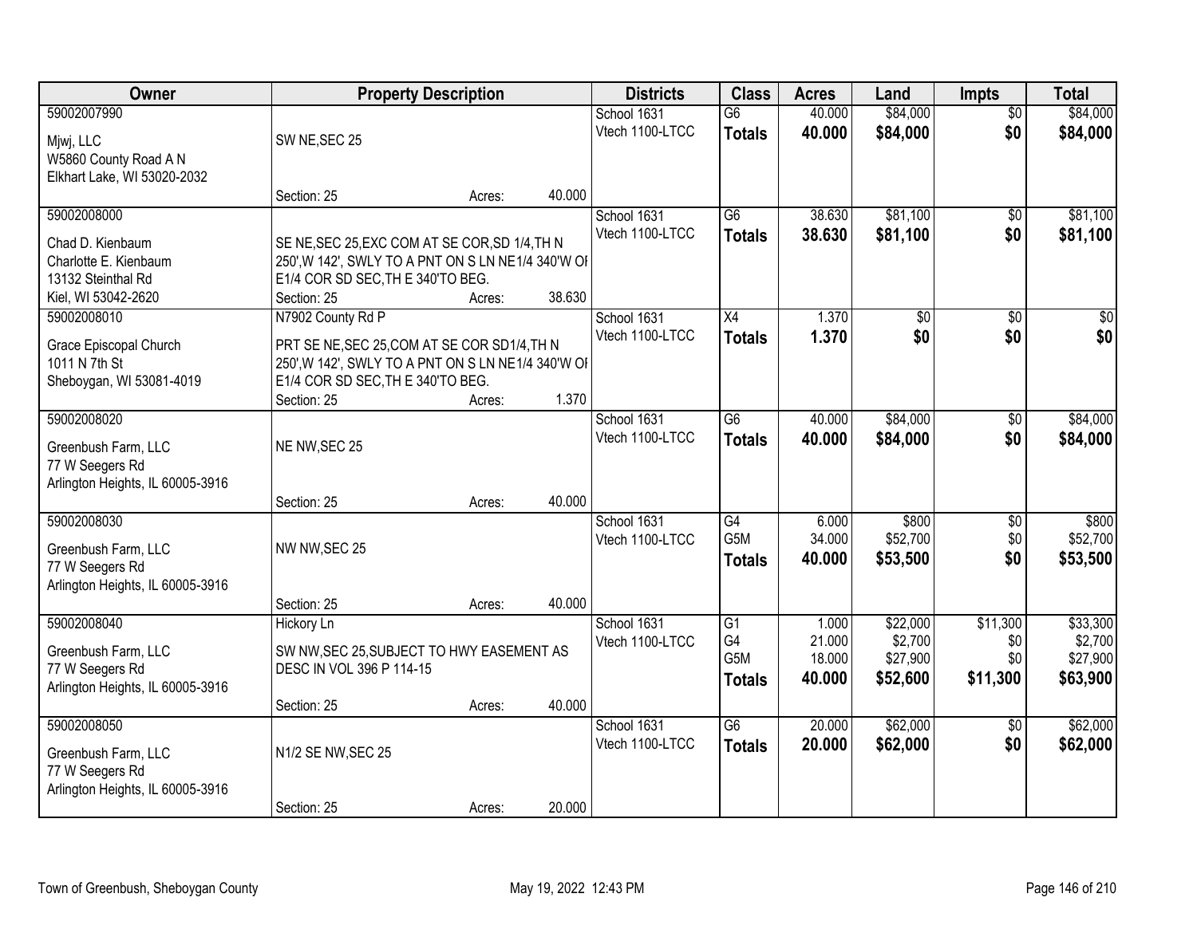| Owner | Property Description | | | Districts | Class | Acres | Land | Impts | Total |
|---|---|---|---|---|---|---|---|---|---|
| 59002007990 | | | | School 1631 | G6 | 40.000 | $84,000 | $0 | $84,000 |
| Mjwj, LLC<br>W5860 County Road A N<br>Elkhart Lake, WI 53020-2032 | SW NE,SEC 25 | | | Vtech 1100-LTCC | **Totals** | **40.000** | **$84,000** | **$0** | **$84,000** |
| | Section: 25 | Acres: | 40.000 | | | | | | |
| 59002008000 | | | | School 1631 | G6 | 38.630 | $81,100 | $0 | $81,100 |
| Chad D. Kienbaum<br>Charlotte E. Kienbaum<br>13132 Steinthal Rd<br>Kiel, WI 53042-2620 | SE NE,SEC 25,EXC COM AT SE COR,SD 1/4,TH N 250',W 142', SWLY TO A PNT ON S LN NE1/4 340'W OF E1/4 COR SD SEC,TH E 340'TO BEG. | | | Vtech 1100-LTCC | **Totals** | **38.630** | **$81,100** | **$0** | **$81,100** |
| | Section: 25 | Acres: | 38.630 | | | | | | |
| 59002008010 | N7902 County Rd P | | | School 1631 | X4 | 1.370 | $0 | $0 | $0 |
| Grace Episcopal Church<br>1011 N 7th St<br>Sheboygan, WI 53081-4019 | PRT SE NE,SEC 25,COM AT SE COR SD1/4,TH N 250',W 142', SWLY TO A PNT ON S LN NE1/4 340'W OF E1/4 COR SD SEC,TH E 340'TO BEG. | | | Vtech 1100-LTCC | **Totals** | **1.370** | **$0** | **$0** | **$0** |
| | Section: 25 | Acres: | 1.370 | | | | | | |
| 59002008020 | | | | School 1631 | G6 | 40.000 | $84,000 | $0 | $84,000 |
| Greenbush Farm, LLC<br>77 W Seegers Rd<br>Arlington Heights, IL 60005-3916 | NE NW,SEC 25 | | | Vtech 1100-LTCC | **Totals** | **40.000** | **$84,000** | **$0** | **$84,000** |
| | Section: 25 | Acres: | 40.000 | | | | | | |
| 59002008030 | | | | School 1631 | G4 | 6.000 | $800 | $0 | $800 |
| Greenbush Farm, LLC<br>77 W Seegers Rd<br>Arlington Heights, IL 60005-3916 | NW NW,SEC 25 | | | Vtech 1100-LTCC | G5M | 34.000 | $52,700 | $0 | $52,700 |
| | | | | | **Totals** | **40.000** | **$53,500** | **$0** | **$53,500** |
| | Section: 25 | Acres: | 40.000 | | | | | | |
| 59002008040 | Hickory Ln | | | School 1631 | G1 | 1.000 | $22,000 | $11,300 | $33,300 |
| Greenbush Farm, LLC<br>77 W Seegers Rd<br>Arlington Heights, IL 60005-3916 | SW NW,SEC 25,SUBJECT TO HWY EASEMENT AS DESC IN VOL 396 P 114-15 | | | Vtech 1100-LTCC | G4 | 21.000 | $2,700 | $0 | $2,700 |
| | | | | | G5M | 18.000 | $27,900 | $0 | $27,900 |
| | | | | | **Totals** | **40.000** | **$52,600** | **$11,300** | **$63,900** |
| | Section: 25 | Acres: | 40.000 | | | | | | |
| 59002008050 | | | | School 1631 | G6 | 20.000 | $62,000 | $0 | $62,000 |
| Greenbush Farm, LLC<br>77 W Seegers Rd<br>Arlington Heights, IL 60005-3916 | N1/2 SE NW,SEC 25 | | | Vtech 1100-LTCC | **Totals** | **20.000** | **$62,000** | **$0** | **$62,000** |
| | Section: 25 | Acres: | 20.000 | | | | | | |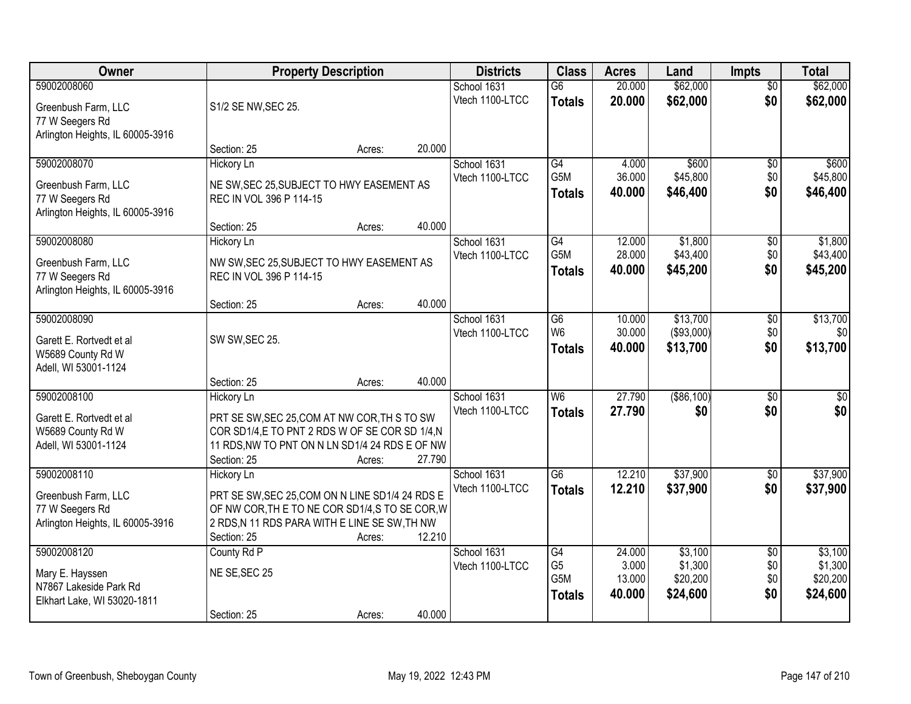| Owner | Property Description | Districts | Class | Acres | Land | Impts | Total |
|---|---|---|---|---|---|---|---|
| 59002008060<br>Greenbush Farm, LLC<br>77 W Seegers Rd<br>Arlington Heights, IL 60005-3916 | S1/2 SE NW,SEC 25.<br>Section: 25 Acres: 20.000 | School 1631<br>Vtech 1100-LTCC | G6<br>**Totals** | 20.000<br>**20.000** | $62,000<br>**$62,000** | $0<br>**$0** | $62,000<br>**$62,000** |
| 59002008070<br>Greenbush Farm, LLC<br>77 W Seegers Rd<br>Arlington Heights, IL 60005-3916 | Hickory Ln<br>NE SW,SEC 25,SUBJECT TO HWY EASEMENT AS REC IN VOL 396 P 114-15<br>Section: 25 Acres: 40.000 | School 1631<br>Vtech 1100-LTCC | G4<br>G5M<br>**Totals** | 4.000<br>36.000<br>**40.000** | $600<br>$45,800<br>**$46,400** | $0<br>$0<br>**$0** | $600<br>$45,800<br>**$46,400** |
| 59002008080<br>Greenbush Farm, LLC<br>77 W Seegers Rd<br>Arlington Heights, IL 60005-3916 | Hickory Ln<br>NW SW,SEC 25,SUBJECT TO HWY EASEMENT AS REC IN VOL 396 P 114-15<br>Section: 25 Acres: 40.000 | School 1631<br>Vtech 1100-LTCC | G4<br>G5M<br>**Totals** | 12.000<br>28.000<br>**40.000** | $1,800<br>$43,400<br>**$45,200** | $0<br>$0<br>**$0** | $1,800<br>$43,400<br>**$45,200** |
| 59002008090<br>Garett E. Rortvedt et al<br>W5689 County Rd W<br>Adell, WI 53001-1124 | SW SW,SEC 25.<br>Section: 25 Acres: 40.000 | School 1631<br>Vtech 1100-LTCC | G6<br>W6<br>**Totals** | 10.000<br>30.000<br>**40.000** | $13,700<br>($93,000)<br>**$13,700** | $0<br>$0<br>**$0** | $13,700<br>$0<br>**$13,700** |
| 59002008100<br>Garett E. Rortvedt et al<br>W5689 County Rd W<br>Adell, WI 53001-1124 | Hickory Ln<br>PRT SE SW,SEC 25,COM AT NW COR,TH S TO SW COR SD1/4,E TO PNT 2 RDS W OF SE COR SD 1/4,N 11 RDS,NW TO PNT ON N LN SD1/4 24 RDS E OF NW<br>Section: 25 Acres: 27.790 | School 1631<br>Vtech 1100-LTCC | W6<br>**Totals** | 27.790<br>**27.790** | ($86,100)<br>**$0** | $0<br>**$0** | $0<br>**$0** |
| 59002008110<br>Greenbush Farm, LLC<br>77 W Seegers Rd<br>Arlington Heights, IL 60005-3916 | Hickory Ln<br>PRT SE SW,SEC 25,COM ON N LINE SD1/4 24 RDS E OF NW COR,TH E TO NE COR SD1/4,S TO SE COR,W 2 RDS,N 11 RDS PARA WITH E LINE SE SW,TH NW<br>Section: 25 Acres: 12.210 | School 1631<br>Vtech 1100-LTCC | G6<br>**Totals** | 12.210<br>**12.210** | $37,900<br>**$37,900** | $0<br>**$0** | $37,900<br>**$37,900** |
| 59002008120<br>Mary E. Hayssen<br>N7867 Lakeside Park Rd<br>Elkhart Lake, WI 53020-1811 | County Rd P<br>NE SE,SEC 25<br>Section: 25 Acres: 40.000 | School 1631<br>Vtech 1100-LTCC | G4<br>G5<br>G5M<br>**Totals** | 24.000<br>3.000<br>13.000<br>**40.000** | $3,100<br>$1,300<br>$20,200<br>**$24,600** | $0<br>$0<br>$0<br>**$0** | $3,100<br>$1,300<br>$20,200<br>**$24,600** |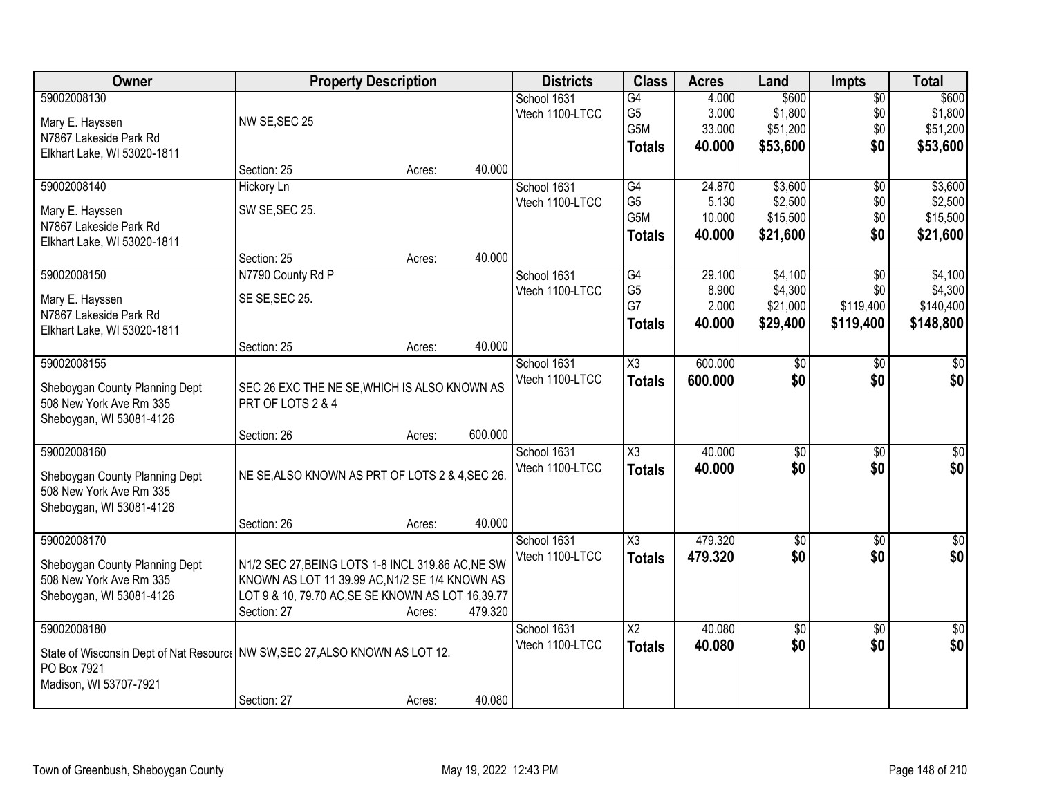| Owner | Property Description | Districts | Class | Acres | Land | Impts | Total |
|---|---|---|---|---|---|---|---|
| 59002008130<br>Mary E. Hayssen<br>N7867 Lakeside Park Rd<br>Elkhart Lake, WI 53020-1811 | NW SE,SEC 25<br>Section: 25 Acres: 40.000 | School 1631<br>Vtech 1100-LTCC | G4<br>G5<br>G5M<br>**Totals** | 4.000<br>3.000<br>33.000<br>**40.000** | $600<br>$1,800<br>$51,200<br>**$53,600** | $0<br>$0<br>$0<br>**$0** | $600<br>$1,800<br>$51,200<br>**$53,600** |
| 59002008140<br>Mary E. Hayssen<br>N7867 Lakeside Park Rd<br>Elkhart Lake, WI 53020-1811 | Hickory Ln<br>SW SE,SEC 25.<br>Section: 25 Acres: 40.000 | School 1631<br>Vtech 1100-LTCC | G4<br>G5<br>G5M<br>**Totals** | 24.870<br>5.130<br>10.000<br>**40.000** | $3,600<br>$2,500<br>$15,500<br>**$21,600** | $0<br>$0<br>$0<br>**$0** | $3,600<br>$2,500<br>$15,500<br>**$21,600** |
| 59002008150<br>Mary E. Hayssen<br>N7867 Lakeside Park Rd<br>Elkhart Lake, WI 53020-1811 | N7790 County Rd P<br>SE SE,SEC 25.<br>Section: 25 Acres: 40.000 | School 1631<br>Vtech 1100-LTCC | G4<br>G5<br>G7<br>**Totals** | 29.100<br>8.900<br>2.000<br>**40.000** | $4,100<br>$4,300<br>$21,000<br>**$29,400** | $0<br>$0<br>$119,400<br>**$119,400** | $4,100<br>$4,300<br>$140,400<br>**$148,800** |
| 59002008155<br>Sheboygan County Planning Dept<br>508 New York Ave Rm 335<br>Sheboygan, WI 53081-4126 | SEC 26 EXC THE NE SE,WHICH IS ALSO KNOWN AS PRT OF LOTS 2 & 4<br>Section: 26 Acres: 600.000 | School 1631<br>Vtech 1100-LTCC | X3<br>**Totals** | 600.000<br>**600.000** | $0<br>**$0** | $0<br>**$0** | $0<br>**$0** |
| 59002008160<br>Sheboygan County Planning Dept<br>508 New York Ave Rm 335<br>Sheboygan, WI 53081-4126 | NE SE,ALSO KNOWN AS PRT OF LOTS 2 & 4,SEC 26.<br>Section: 26 Acres: 40.000 | School 1631<br>Vtech 1100-LTCC | X3<br>**Totals** | 40.000<br>**40.000** | $0<br>**$0** | $0<br>**$0** | $0<br>**$0** |
| 59002008170<br>Sheboygan County Planning Dept<br>508 New York Ave Rm 335<br>Sheboygan, WI 53081-4126 | N1/2 SEC 27,BEING LOTS 1-8 INCL 319.86 AC,NE SW KNOWN AS LOT 11 39.99 AC,N1/2 SE 1/4 KNOWN AS LOT 9 & 10, 79.70 AC,SE SE KNOWN AS LOT 16,39.77<br>Section: 27 Acres: 479.320 | School 1631<br>Vtech 1100-LTCC | X3<br>**Totals** | 479.320<br>**479.320** | $0<br>**$0** | $0<br>**$0** | $0<br>**$0** |
| 59002008180<br>State of Wisconsin Dept of Nat Resource<br>PO Box 7921<br>Madison, WI 53707-7921 | NW SW,SEC 27,ALSO KNOWN AS LOT 12.<br>Section: 27 Acres: 40.080 | School 1631<br>Vtech 1100-LTCC | X2<br>**Totals** | 40.080<br>**40.080** | $0<br>**$0** | $0<br>**$0** | $0<br>**$0** |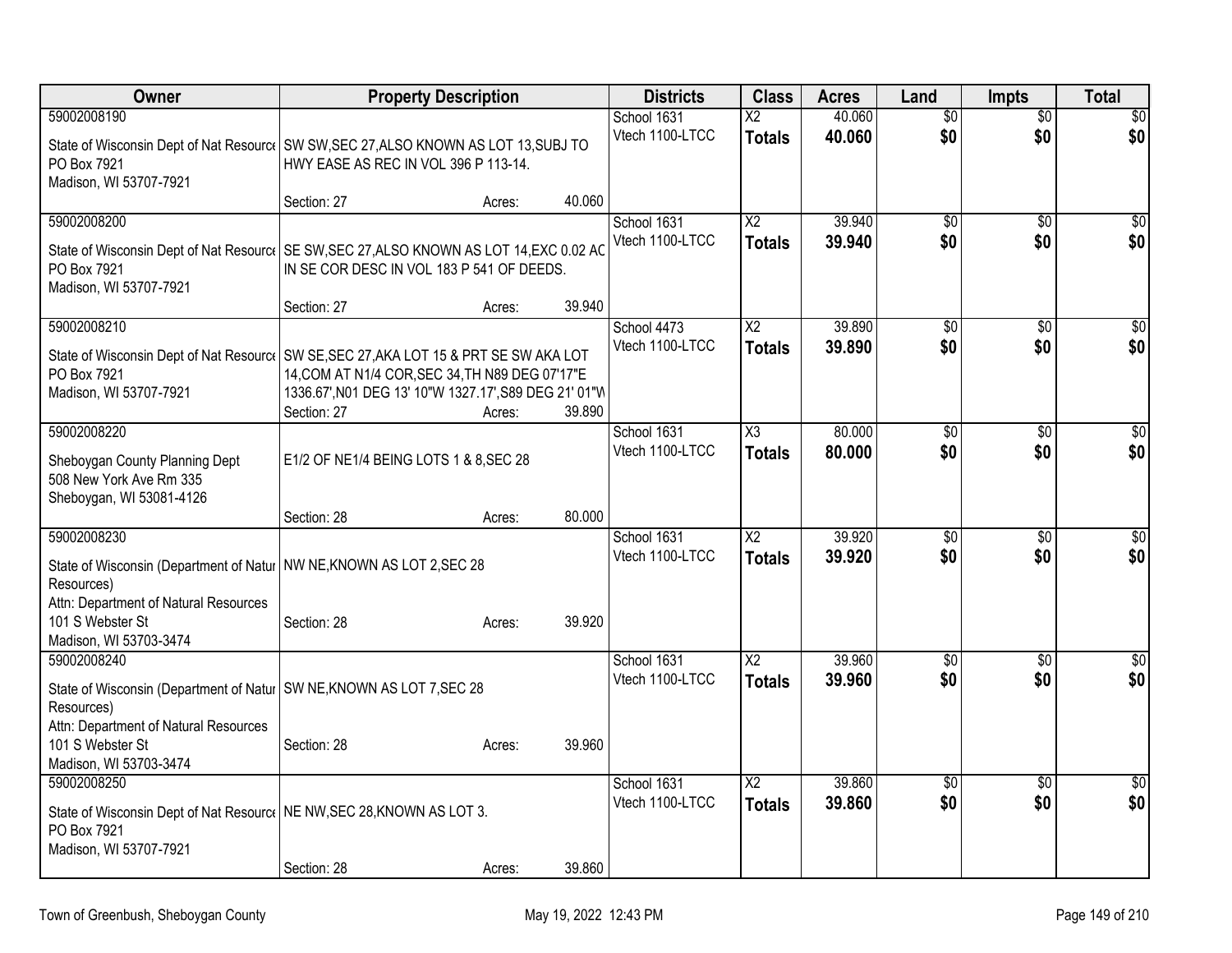| Owner | Property Description | | | Districts | Class | Acres | Land | Impts | Total |
|---|---|---|---|---|---|---|---|---|---|
| 59002008190<br>State of Wisconsin Dept of Nat Resource<br>PO Box 7921<br>Madison, WI 53707-7921 | SW SW,SEC 27,ALSO KNOWN AS LOT 13,SUBJ TO HWY EASE AS REC IN VOL 396 P 113-14.<br>Section: 27 | Acres: | 40.060 | School 1631<br>Vtech 1100-LTCC | X2<br>**Totals** | 40.060<br>**40.060** | $0<br>**$0** | $0<br>**$0** | $0<br>**$0** |
| 59002008200<br>State of Wisconsin Dept of Nat Resource<br>PO Box 7921<br>Madison, WI 53707-7921 | SE SW,SEC 27,ALSO KNOWN AS LOT 14,EXC 0.02 AC IN SE COR DESC IN VOL 183 P 541 OF DEEDS.<br>Section: 27 | Acres: | 39.940 | School 1631<br>Vtech 1100-LTCC | X2<br>**Totals** | 39.940<br>**39.940** | $0<br>**$0** | $0<br>**$0** | $0<br>**$0** |
| 59002008210<br>State of Wisconsin Dept of Nat Resource<br>PO Box 7921<br>Madison, WI 53707-7921 | SW SE,SEC 27,AKA LOT 15 & PRT SE SW AKA LOT 14,COM AT N1/4 COR,SEC 34,TH N89 DEG 07'17"E 1336.67',N01 DEG 13' 10"W 1327.17',S89 DEG 21' 01"W<br>Section: 27 | Acres: | 39.890 | School 4473<br>Vtech 1100-LTCC | X2<br>**Totals** | 39.890<br>**39.890** | $0<br>**$0** | $0<br>**$0** | $0<br>**$0** |
| 59002008220<br>Sheboygan County Planning Dept<br>508 New York Ave Rm 335<br>Sheboygan, WI 53081-4126 | E1/2 OF NE1/4 BEING LOTS 1 & 8,SEC 28<br>Section: 28 | Acres: | 80.000 | School 1631<br>Vtech 1100-LTCC | X3<br>**Totals** | 80.000<br>**80.000** | $0<br>**$0** | $0<br>**$0** | $0<br>**$0** |
| 59002008230<br>State of Wisconsin (Department of Natur Resources)<br>Attn: Department of Natural Resources<br>101 S Webster St<br>Madison, WI 53703-3474 | NW NE,KNOWN AS LOT 2,SEC 28<br>Section: 28 | Acres: | 39.920 | School 1631<br>Vtech 1100-LTCC | X2<br>**Totals** | 39.920<br>**39.920** | $0<br>**$0** | $0<br>**$0** | $0<br>**$0** |
| 59002008240<br>State of Wisconsin (Department of Natur Resources)<br>Attn: Department of Natural Resources<br>101 S Webster St<br>Madison, WI 53703-3474 | SW NE,KNOWN AS LOT 7,SEC 28<br>Section: 28 | Acres: | 39.960 | School 1631<br>Vtech 1100-LTCC | X2<br>**Totals** | 39.960<br>**39.960** | $0<br>**$0** | $0<br>**$0** | $0<br>**$0** |
| 59002008250<br>State of Wisconsin Dept of Nat Resource<br>PO Box 7921<br>Madison, WI 53707-7921 | NE NW,SEC 28,KNOWN AS LOT 3.<br>Section: 28 | Acres: | 39.860 | School 1631<br>Vtech 1100-LTCC | X2<br>**Totals** | 39.860<br>**39.860** | $0<br>**$0** | $0<br>**$0** | $0<br>**$0** |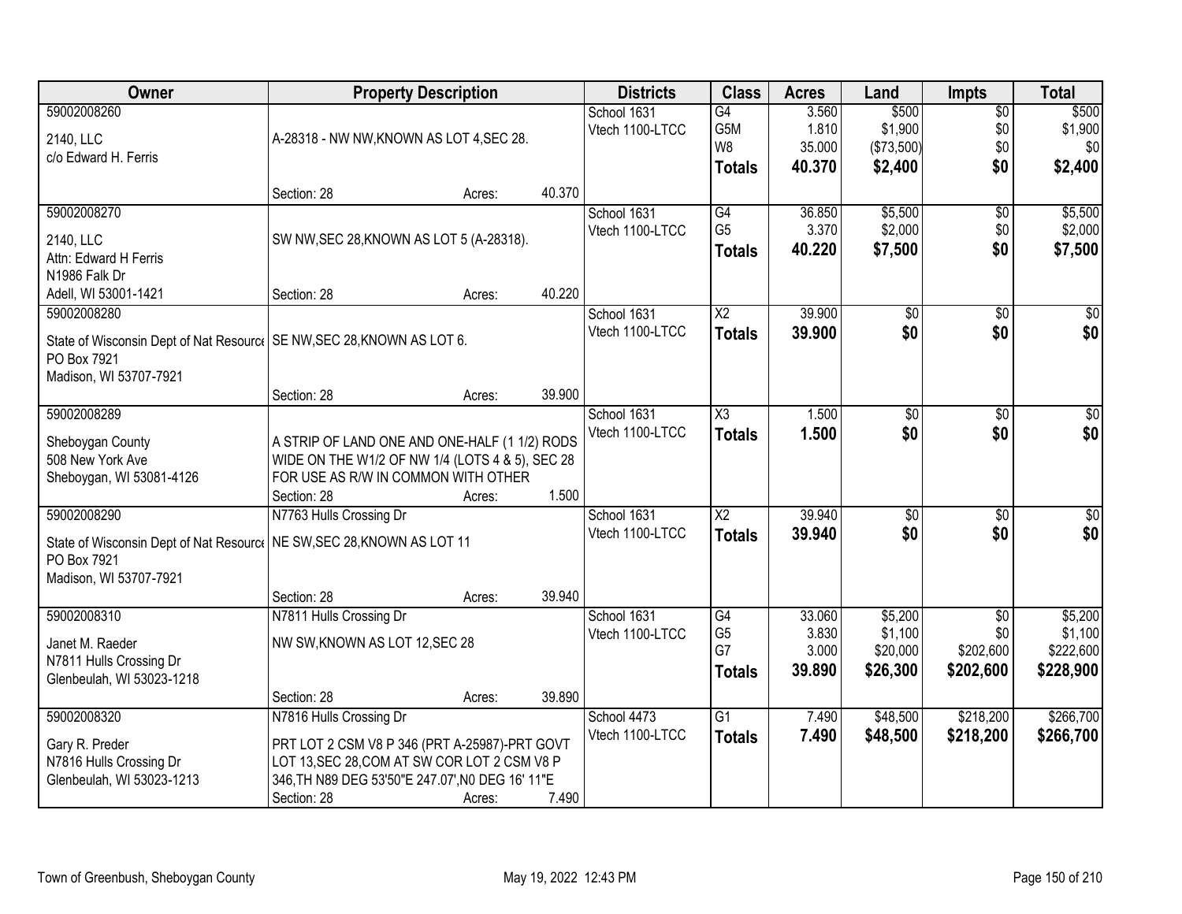| Owner | Property Description | Districts | Class | Acres | Land | Impts | Total |
|---|---|---|---|---|---|---|---|
| 59002008260<br>2140, LLC<br>c/o Edward H. Ferris | A-28318 - NW NW,KNOWN AS LOT 4,SEC 28.<br>Section: 28 Acres: 40.370 | School 1631<br>Vtech 1100-LTCC | G4<br>G5M<br>W8<br>**Totals** | 3.560<br>1.810<br>35.000<br>**40.370** | \$500<br>\$1,900<br>(\$73,500)<br>**\$2,400** | \$0<br>\$0<br>\$0<br>**\$0** | \$500<br>\$1,900<br>\$0<br>**\$2,400** |
| 59002008270<br>2140, LLC<br>Attn: Edward H Ferris<br>N1986 Falk Dr<br>Adell, WI 53001-1421 | SW NW,SEC 28,KNOWN AS LOT 5 (A-28318).<br>Section: 28 Acres: 40.220 | School 1631<br>Vtech 1100-LTCC | G4<br>G5<br>**Totals** | 36.850<br>3.370<br>**40.220** | \$5,500<br>\$2,000<br>**\$7,500** | \$0<br>\$0<br>**\$0** | \$5,500<br>\$2,000<br>**\$7,500** |
| 59002008280<br>State of Wisconsin Dept of Nat Resource<br>PO Box 7921<br>Madison, WI 53707-7921 | SE NW,SEC 28,KNOWN AS LOT 6.<br>Section: 28 Acres: 39.900 | School 1631<br>Vtech 1100-LTCC | X2<br>**Totals** | 39.900<br>**39.900** | \$0<br>**\$0** | \$0<br>**\$0** | \$0<br>**\$0** |
| 59002008289<br>Sheboygan County<br>508 New York Ave<br>Sheboygan, WI 53081-4126 | A STRIP OF LAND ONE AND ONE-HALF (1 1/2) RODS WIDE ON THE W1/2 OF NW 1/4 (LOTS 4 & 5), SEC 28 FOR USE AS R/W IN COMMON WITH OTHER<br>Section: 28 Acres: 1.500 | School 1631<br>Vtech 1100-LTCC | X3<br>**Totals** | 1.500<br>**1.500** | \$0<br>**\$0** | \$0<br>**\$0** | \$0<br>**\$0** |
| 59002008290<br>State of Wisconsin Dept of Nat Resource<br>PO Box 7921<br>Madison, WI 53707-7921 | N7763 Hulls Crossing Dr<br>NE SW,SEC 28,KNOWN AS LOT 11<br>Section: 28 Acres: 39.940 | School 1631<br>Vtech 1100-LTCC | X2<br>**Totals** | 39.940<br>**39.940** | \$0<br>**\$0** | \$0<br>**\$0** | \$0<br>**\$0** |
| 59002008310<br>Janet M. Raeder<br>N7811 Hulls Crossing Dr<br>Glenbeulah, WI 53023-1218 | N7811 Hulls Crossing Dr<br>NW SW,KNOWN AS LOT 12,SEC 28<br>Section: 28 Acres: 39.890 | School 1631<br>Vtech 1100-LTCC | G4<br>G5<br>G7<br>**Totals** | 33.060<br>3.830<br>3.000<br>**39.890** | \$5,200<br>\$1,100<br>\$20,000<br>**\$26,300** | \$0<br>\$0<br>\$202,600<br>**\$202,600** | \$5,200<br>\$1,100<br>\$222,600<br>**\$228,900** |
| 59002008320<br>Gary R. Preder<br>N7816 Hulls Crossing Dr<br>Glenbeulah, WI 53023-1213 | N7816 Hulls Crossing Dr<br>PRT LOT 2 CSM V8 P 346 (PRT A-25987)-PRT GOVT LOT 13,SEC 28,COM AT SW COR LOT 2 CSM V8 P 346,TH N89 DEG 53'50"E 247.07',N0 DEG 16' 11"E<br>Section: 28 Acres: 7.490 | School 4473<br>Vtech 1100-LTCC | G1<br>**Totals** | 7.490<br>**7.490** | \$48,500<br>**\$48,500** | \$218,200<br>**\$218,200** | \$266,700<br>**\$266,700** |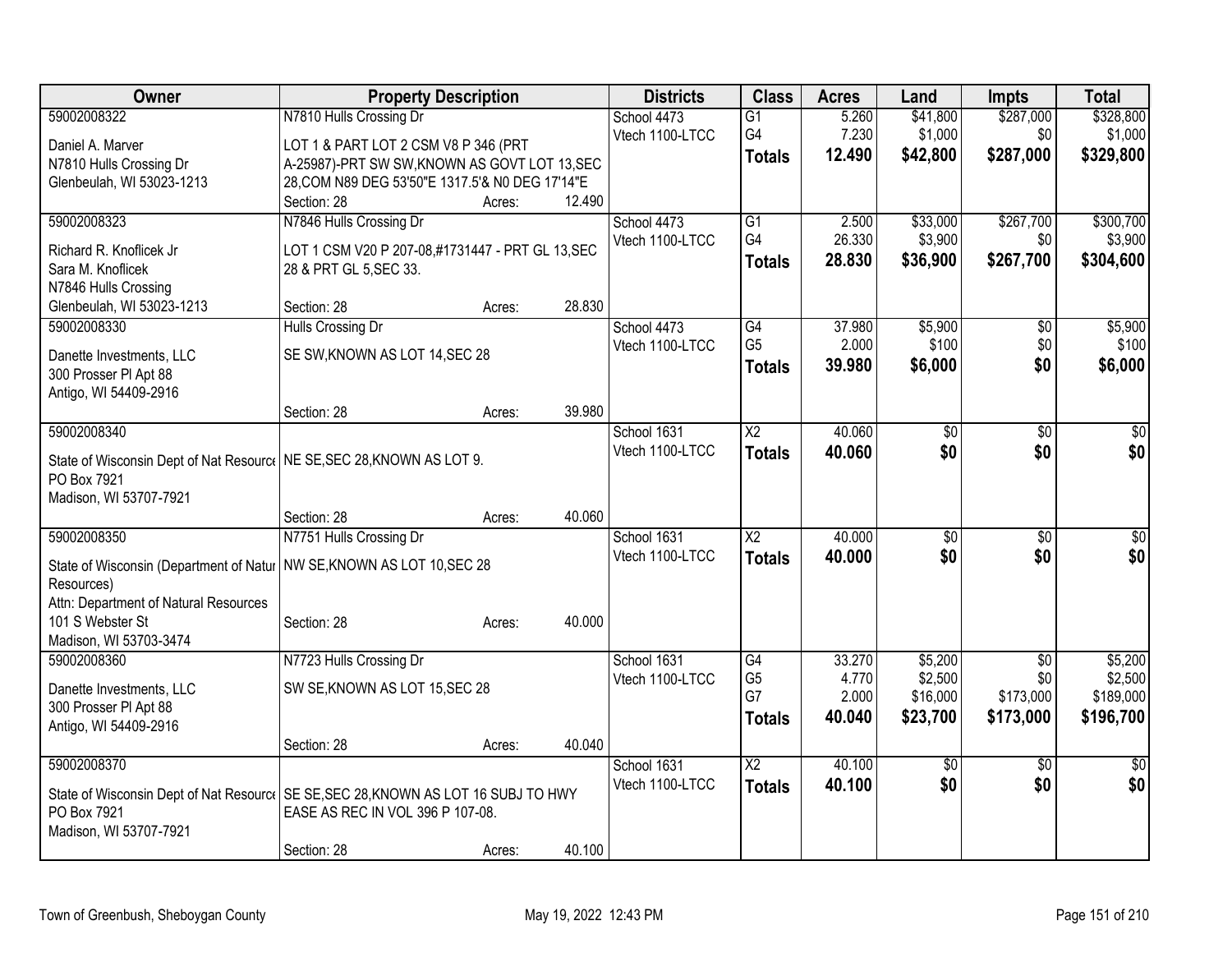| Owner | Property Description | | | Districts | Class | Acres | Land | Impts | Total |
|---|---|---|---|---|---|---|---|---|---|
| 59002008322 | N7810 Hulls Crossing Dr | | | School 4473 | G1 | 5.260 | $41,800 | $287,000 | $328,800 |
| Daniel A. Marver | LOT 1 & PART LOT 2 CSM V8 P 346 (PRT | | | Vtech 1100-LTCC | G4 | 7.230 | $1,000 | $0 | $1,000 |
| N7810 Hulls Crossing Dr | A-25987)-PRT SW SW,KNOWN AS GOVT LOT 13,SEC | | | | **Totals** | **12.490** | **$42,800** | **$287,000** | **$329,800** |
| Glenbeulah, WI 53023-1213 | 28,COM N89 DEG 53'50"E 1317.5'& N0 DEG 17'14"E | | | | | | | | |
| | Section: 28 | Acres: | 12.490 | | | | | | |
| 59002008323 | N7846 Hulls Crossing Dr | | | School 4473 | G1 | 2.500 | $33,000 | $267,700 | $300,700 |
| Richard R. Knoflicek Jr | LOT 1 CSM V20 P 207-08,#1731447 - PRT GL 13,SEC | | | Vtech 1100-LTCC | G4 | 26.330 | $3,900 | $0 | $3,900 |
| Sara M. Knoflicek | 28 & PRT GL 5,SEC 33. | | | | **Totals** | **28.830** | **$36,900** | **$267,700** | **$304,600** |
| N7846 Hulls Crossing | | | | | | | | | |
| Glenbeulah, WI 53023-1213 | Section: 28 | Acres: | 28.830 | | | | | | |
| 59002008330 | Hulls Crossing Dr | | | School 4473 | G4 | 37.980 | $5,900 | $0 | $5,900 |
| Danette Investments, LLC | SE SW,KNOWN AS LOT 14,SEC 28 | | | Vtech 1100-LTCC | G5 | 2.000 | $100 | $0 | $100 |
| 300 Prosser Pl Apt 88 | | | | | **Totals** | **39.980** | **$6,000** | **$0** | **$6,000** |
| Antigo, WI 54409-2916 | | | | | | | | | |
| | Section: 28 | Acres: | 39.980 | | | | | | |
| 59002008340 | | | | School 1631 | X2 | 40.060 | $0 | $0 | $0 |
| State of Wisconsin Dept of Nat Resource | NE SE,SEC 28,KNOWN AS LOT 9. | | | Vtech 1100-LTCC | **Totals** | **40.060** | **$0** | **$0** | **$0** |
| PO Box 7921 | | | | | | | | | |
| Madison, WI 53707-7921 | | | | | | | | | |
| | Section: 28 | Acres: | 40.060 | | | | | | |
| 59002008350 | N7751 Hulls Crossing Dr | | | School 1631 | X2 | 40.000 | $0 | $0 | $0 |
| State of Wisconsin (Department of Natur | NW SE,KNOWN AS LOT 10,SEC 28 | | | Vtech 1100-LTCC | **Totals** | **40.000** | **$0** | **$0** | **$0** |
| Resources) | | | | | | | | | |
| Attn: Department of Natural Resources | | | | | | | | | |
| 101 S Webster St | Section: 28 | Acres: | 40.000 | | | | | | |
| Madison, WI 53703-3474 | | | | | | | | | |
| 59002008360 | N7723 Hulls Crossing Dr | | | School 1631 | G4 | 33.270 | $5,200 | $0 | $5,200 |
| Danette Investments, LLC | SW SE,KNOWN AS LOT 15,SEC 28 | | | Vtech 1100-LTCC | G5 | 4.770 | $2,500 | $0 | $2,500 |
| 300 Prosser Pl Apt 88 | | | | | G7 | 2.000 | $16,000 | $173,000 | $189,000 |
| Antigo, WI 54409-2916 | | | | | **Totals** | **40.040** | **$23,700** | **$173,000** | **$196,700** |
| | Section: 28 | Acres: | 40.040 | | | | | | |
| 59002008370 | | | | School 1631 | X2 | 40.100 | $0 | $0 | $0 |
| State of Wisconsin Dept of Nat Resource | SE SE,SEC 28,KNOWN AS LOT 16 SUBJ TO HWY | | | Vtech 1100-LTCC | **Totals** | **40.100** | **$0** | **$0** | **$0** |
| PO Box 7921 | EASE AS REC IN VOL 396 P 107-08. | | | | | | | | |
| Madison, WI 53707-7921 | | | | | | | | | |
| | Section: 28 | Acres: | 40.100 | | | | | | |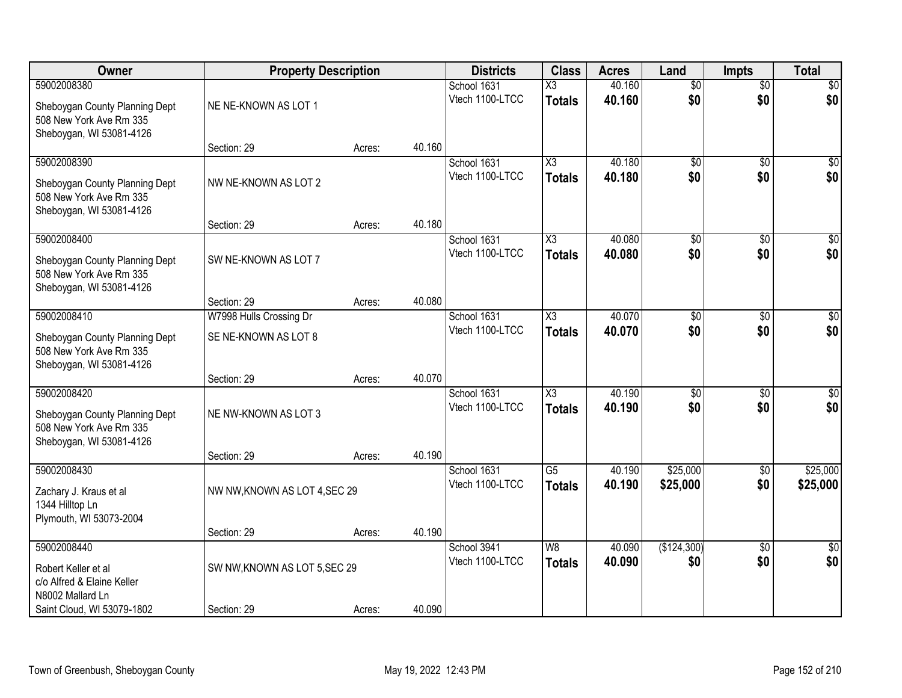| Owner | Property Description | | | Districts | Class | Acres | Land | Impts | Total |
|---|---|---|---|---|---|---|---|---|---|
| 59002008380 | | | | School 1631 | X3 | 40.160 | $0 | $0 | $0 |
| Sheboygan County Planning Dept<br>508 New York Ave Rm 335<br>Sheboygan, WI 53081-4126 | NE NE-KNOWN AS LOT 1 | | | Vtech 1100-LTCC | **Totals** | **40.160** | **$0** | **$0** | **$0** |
| | Section: 29 | Acres: | 40.160 | | | | | | |
| 59002008390 | | | | School 1631 | X3 | 40.180 | $0 | $0 | $0 |
| Sheboygan County Planning Dept<br>508 New York Ave Rm 335<br>Sheboygan, WI 53081-4126 | NW NE-KNOWN AS LOT 2 | | | Vtech 1100-LTCC | **Totals** | **40.180** | **$0** | **$0** | **$0** |
| | Section: 29 | Acres: | 40.180 | | | | | | |
| 59002008400 | | | | School 1631 | X3 | 40.080 | $0 | $0 | $0 |
| Sheboygan County Planning Dept<br>508 New York Ave Rm 335<br>Sheboygan, WI 53081-4126 | SW NE-KNOWN AS LOT 7 | | | Vtech 1100-LTCC | **Totals** | **40.080** | **$0** | **$0** | **$0** |
| | Section: 29 | Acres: | 40.080 | | | | | | |
| 59002008410 | W7998 Hulls Crossing Dr | | | School 1631 | X3 | 40.070 | $0 | $0 | $0 |
| Sheboygan County Planning Dept<br>508 New York Ave Rm 335<br>Sheboygan, WI 53081-4126 | SE NE-KNOWN AS LOT 8 | | | Vtech 1100-LTCC | **Totals** | **40.070** | **$0** | **$0** | **$0** |
| | Section: 29 | Acres: | 40.070 | | | | | | |
| 59002008420 | | | | School 1631 | X3 | 40.190 | $0 | $0 | $0 |
| Sheboygan County Planning Dept<br>508 New York Ave Rm 335<br>Sheboygan, WI 53081-4126 | NE NW-KNOWN AS LOT 3 | | | Vtech 1100-LTCC | **Totals** | **40.190** | **$0** | **$0** | **$0** |
| | Section: 29 | Acres: | 40.190 | | | | | | |
| 59002008430 | | | | School 1631 | G5 | 40.190 | $25,000 | $0 | $25,000 |
| Zachary J. Kraus et al<br>1344 Hilltop Ln<br>Plymouth, WI 53073-2004 | NW NW,KNOWN AS LOT 4,SEC 29 | | | Vtech 1100-LTCC | **Totals** | **40.190** | **$25,000** | **$0** | **$25,000** |
| | Section: 29 | Acres: | 40.190 | | | | | | |
| 59002008440 | | | | School 3941 | W8 | 40.090 | ($124,300) | $0 | $0 |
| Robert Keller et al<br>c/o Alfred & Elaine Keller<br>N8002 Mallard Ln<br>Saint Cloud, WI 53079-1802 | SW NW,KNOWN AS LOT 5,SEC 29 | | | Vtech 1100-LTCC | **Totals** | **40.090** | **$0** | **$0** | **$0** |
| | Section: 29 | Acres: | 40.090 | | | | | | |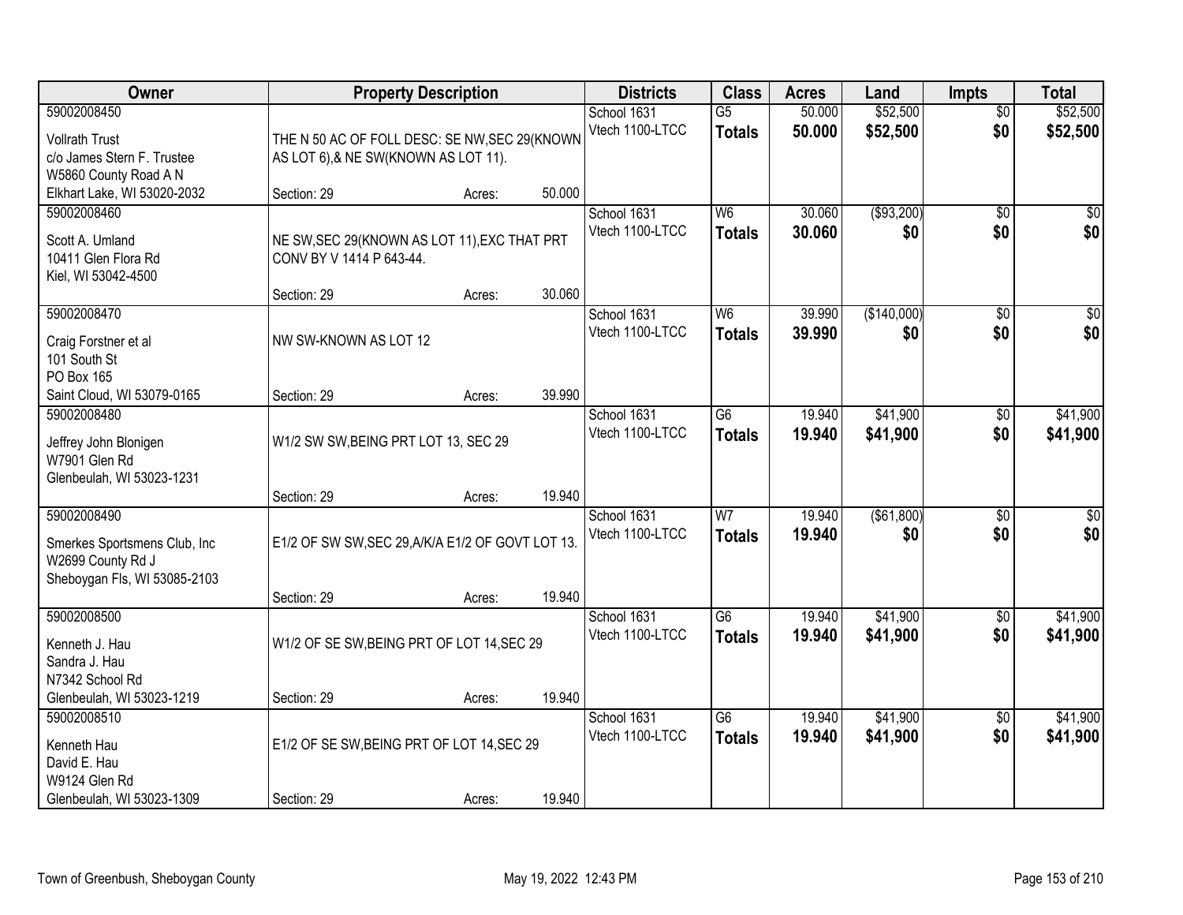| Owner | Property Description | Districts | Class | Acres | Land | Impts | Total |
|---|---|---|---|---|---|---|---|
| 59002008450<br>Vollrath Trust<br>c/o James Stern F. Trustee<br>W5860 County Road A N<br>Elkhart Lake, WI 53020-2032 | THE N 50 AC OF FOLL DESC: SE NW,SEC 29(KNOWN AS LOT 6),& NE SW(KNOWN AS LOT 11).<br>Section: 29 Acres: 50.000 | School 1631<br>Vtech 1100-LTCC | G5<br>**Totals** | 50.000<br>**50.000** | \$52,500<br>**\$52,500** | \$0<br>**\$0** | \$52,500<br>**\$52,500** |
| 59002008460<br>Scott A. Umland<br>10411 Glen Flora Rd<br>Kiel, WI 53042-4500 | NE SW,SEC 29(KNOWN AS LOT 11),EXC THAT PRT CONV BY V 1414 P 643-44.<br>Section: 29 Acres: 30.060 | School 1631<br>Vtech 1100-LTCC | W6<br>**Totals** | 30.060<br>**30.060** | (\$93,200)<br>**\$0** | \$0<br>**\$0** | \$0<br>**\$0** |
| 59002008470<br>Craig Forstner et al<br>101 South St<br>PO Box 165<br>Saint Cloud, WI 53079-0165 | NW SW-KNOWN AS LOT 12<br>Section: 29 Acres: 39.990 | School 1631<br>Vtech 1100-LTCC | W6<br>**Totals** | 39.990<br>**39.990** | (\$140,000)<br>**\$0** | \$0<br>**\$0** | \$0<br>**\$0** |
| 59002008480<br>Jeffrey John Blonigen<br>W7901 Glen Rd<br>Glenbeulah, WI 53023-1231 | W1/2 SW SW,BEING PRT LOT 13, SEC 29<br>Section: 29 Acres: 19.940 | School 1631<br>Vtech 1100-LTCC | G6<br>**Totals** | 19.940<br>**19.940** | \$41,900<br>**\$41,900** | \$0<br>**\$0** | \$41,900<br>**\$41,900** |
| 59002008490<br>Smerkes Sportsmens Club, Inc<br>W2699 County Rd J<br>Sheboygan Fls, WI 53085-2103 | E1/2 OF SW SW,SEC 29,A/K/A E1/2 OF GOVT LOT 13.<br>Section: 29 Acres: 19.940 | School 1631<br>Vtech 1100-LTCC | W7<br>**Totals** | 19.940<br>**19.940** | (\$61,800)<br>**\$0** | \$0<br>**\$0** | \$0<br>**\$0** |
| 59002008500<br>Kenneth J. Hau<br>Sandra J. Hau<br>N7342 School Rd<br>Glenbeulah, WI 53023-1219 | W1/2 OF SE SW,BEING PRT OF LOT 14,SEC 29<br>Section: 29 Acres: 19.940 | School 1631<br>Vtech 1100-LTCC | G6<br>**Totals** | 19.940<br>**19.940** | \$41,900<br>**\$41,900** | \$0<br>**\$0** | \$41,900<br>**\$41,900** |
| 59002008510<br>Kenneth Hau<br>David E. Hau<br>W9124 Glen Rd<br>Glenbeulah, WI 53023-1309 | E1/2 OF SE SW,BEING PRT OF LOT 14,SEC 29<br>Section: 29 Acres: 19.940 | School 1631<br>Vtech 1100-LTCC | G6<br>**Totals** | 19.940<br>**19.940** | \$41,900<br>**\$41,900** | \$0<br>**\$0** | \$41,900<br>**\$41,900** |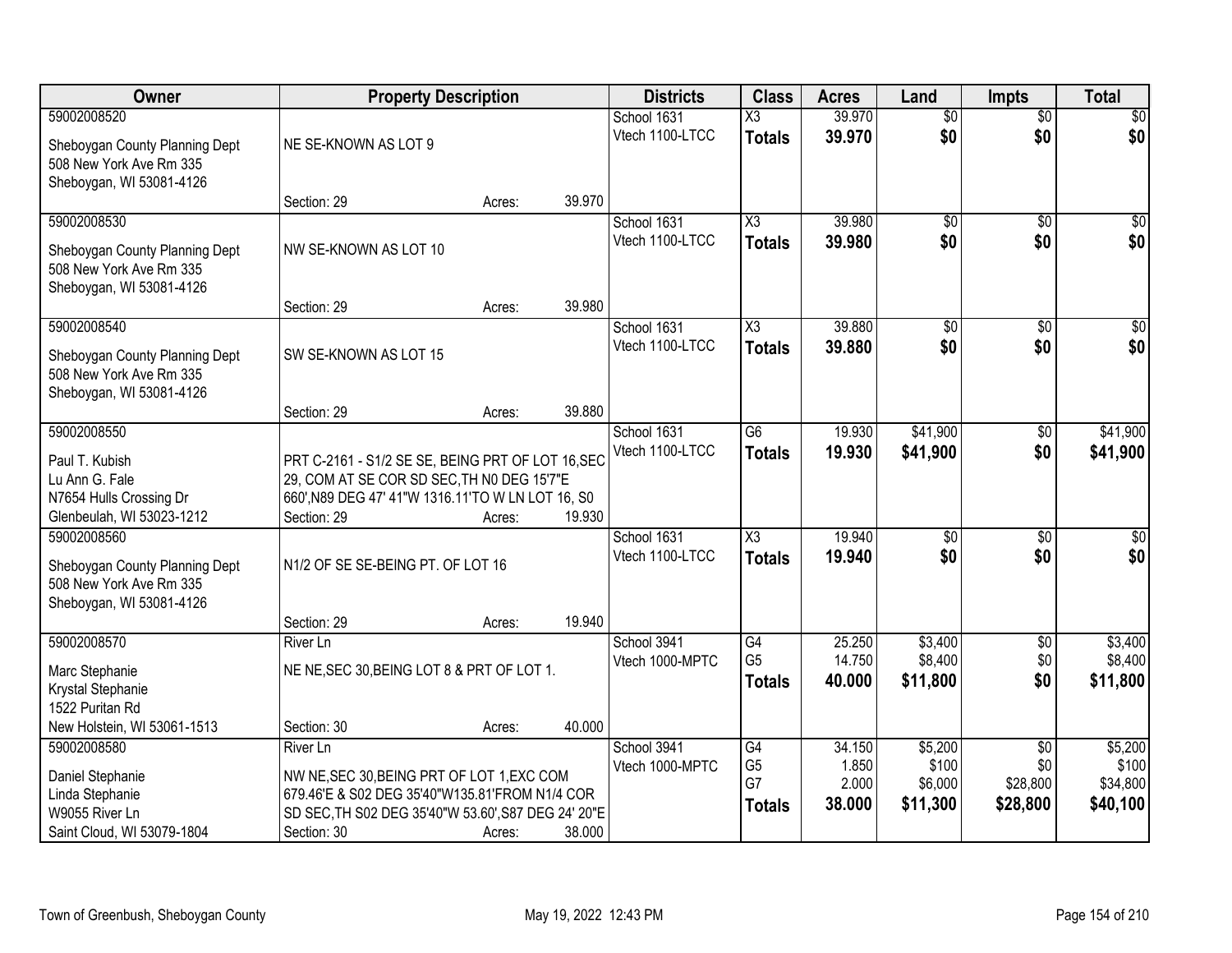| Owner | Property Description | Districts | Class | Acres | Land | Impts | Total |
|---|---|---|---|---|---|---|---|
| 59002008520<br>Sheboygan County Planning Dept<br>508 New York Ave Rm 335<br>Sheboygan, WI 53081-4126 | NE SE-KNOWN AS LOT 9<br>Section: 29 Acres: 39.970 | School 1631<br>Vtech 1100-LTCC | X3<br>**Totals** | 39.970<br>**39.970** | $0<br>**$0** | $0<br>**$0** | $0<br>**$0** |
| 59002008530<br>Sheboygan County Planning Dept<br>508 New York Ave Rm 335<br>Sheboygan, WI 53081-4126 | NW SE-KNOWN AS LOT 10<br>Section: 29 Acres: 39.980 | School 1631<br>Vtech 1100-LTCC | X3<br>**Totals** | 39.980<br>**39.980** | $0<br>**$0** | $0<br>**$0** | $0<br>**$0** |
| 59002008540<br>Sheboygan County Planning Dept<br>508 New York Ave Rm 335<br>Sheboygan, WI 53081-4126 | SW SE-KNOWN AS LOT 15<br>Section: 29 Acres: 39.880 | School 1631<br>Vtech 1100-LTCC | X3<br>**Totals** | 39.880<br>**39.880** | $0<br>**$0** | $0<br>**$0** | $0<br>**$0** |
| 59002008550<br>Paul T. Kubish<br>Lu Ann G. Fale<br>N7654 Hulls Crossing Dr<br>Glenbeulah, WI 53023-1212 | PRT C-2161 - S1/2 SE SE, BEING PRT OF LOT 16,SEC 29, COM AT SE COR SD SEC,TH N0 DEG 15'7"E 660',N89 DEG 47' 41"W 1316.11'TO W LN LOT 16, S0<br>Section: 29 Acres: 19.930 | School 1631<br>Vtech 1100-LTCC | G6<br>**Totals** | 19.930<br>**19.930** | $41,900<br>**$41,900** | $0<br>**$0** | $41,900<br>**$41,900** |
| 59002008560<br>Sheboygan County Planning Dept<br>508 New York Ave Rm 335<br>Sheboygan, WI 53081-4126 | N1/2 OF SE SE-BEING PT. OF LOT 16<br>Section: 29 Acres: 19.940 | School 1631<br>Vtech 1100-LTCC | X3<br>**Totals** | 19.940<br>**19.940** | $0<br>**$0** | $0<br>**$0** | $0<br>**$0** |
| 59002008570<br>Marc Stephanie<br>Krystal Stephanie<br>1522 Puritan Rd<br>New Holstein, WI 53061-1513 | River Ln<br>NE NE,SEC 30,BEING LOT 8 & PRT OF LOT 1.<br>Section: 30 Acres: 40.000 | School 3941<br>Vtech 1000-MPTC | G4<br>G5<br>**Totals** | 25.250<br>14.750<br>**40.000** | $3,400<br>$8,400<br>**$11,800** | $0<br>$0<br>**$0** | $3,400<br>$8,400<br>**$11,800** |
| 59002008580<br>Daniel Stephanie<br>Linda Stephanie<br>W9055 River Ln<br>Saint Cloud, WI 53079-1804 | River Ln<br>NW NE,SEC 30,BEING PRT OF LOT 1,EXC COM 679.46'E & S02 DEG 35'40"W135.81'FROM N1/4 COR SD SEC,TH S02 DEG 35'40"W 53.60',S87 DEG 24' 20"E<br>Section: 30 Acres: 38.000 | School 3941<br>Vtech 1000-MPTC | G4<br>G5<br>G7<br>**Totals** | 34.150<br>1.850<br>2.000<br>**38.000** | $5,200<br>$100<br>$6,000<br>**$11,300** | $0<br>$0<br>$28,800<br>**$28,800** | $5,200<br>$100<br>$34,800<br>**$40,100** |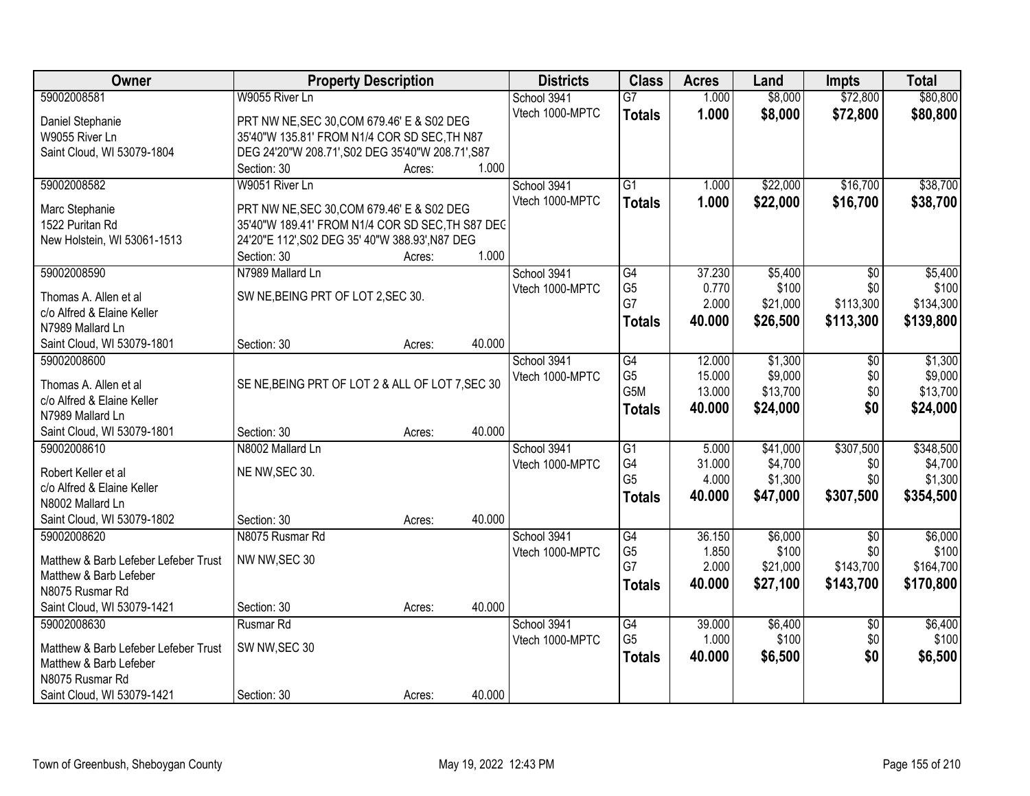| Owner | Property Description | Districts | Class | Acres | Land | Impts | Total |
|---|---|---|---|---|---|---|---|
| 59002008581 | W9055 River Ln | School 3941 | G7 | 1.000 | $8,000 | $72,800 | $80,800 |
| Daniel Stephanie<br>W9055 River Ln<br>Saint Cloud, WI 53079-1804 | PRT NW NE,SEC 30,COM 679.46' E & S02 DEG 35'40"W 135.81' FROM N1/4 COR SD SEC,TH N87 DEG 24'20"W 208.71',S02 DEG 35'40"W 208.71',S87<br>Section: 30 Acres: 1.000 | Vtech 1000-MPTC | **Totals** | **1.000** | **$8,000** | **$72,800** | **$80,800** |
| 59002008582 | W9051 River Ln | School 3941 | G1 | 1.000 | $22,000 | $16,700 | $38,700 |
| Marc Stephanie<br>1522 Puritan Rd<br>New Holstein, WI 53061-1513 | PRT NW NE,SEC 30,COM 679.46' E & S02 DEG 35'40"W 189.41' FROM N1/4 COR SD SEC,TH S87 DEG 24'20"E 112',S02 DEG 35' 40"W 388.93',N87 DEG<br>Section: 30 Acres: 1.000 | Vtech 1000-MPTC | **Totals** | **1.000** | **$22,000** | **$16,700** | **$38,700** |
| 59002008590 | N7989 Mallard Ln | School 3941 | G4 | 37.230 | $5,400 | $0 | $5,400 |
| Thomas A. Allen et al<br>c/o Alfred & Elaine Keller<br>N7989 Mallard Ln<br>Saint Cloud, WI 53079-1801 | SW NE,BEING PRT OF LOT 2,SEC 30.<br>Section: 30 Acres: 40.000 | Vtech 1000-MPTC | G5 | 0.770 | $100 | $0 | $100 |
| | | | G7 | 2.000 | $21,000 | $113,300 | $134,300 |
| | | | **Totals** | **40.000** | **$26,500** | **$113,300** | **$139,800** |
| 59002008600 | | School 3941 | G4 | 12.000 | $1,300 | $0 | $1,300 |
| Thomas A. Allen et al<br>c/o Alfred & Elaine Keller<br>N7989 Mallard Ln<br>Saint Cloud, WI 53079-1801 | SE NE,BEING PRT OF LOT 2 & ALL OF LOT 7,SEC 30<br>Section: 30 Acres: 40.000 | Vtech 1000-MPTC | G5 | 15.000 | $9,000 | $0 | $9,000 |
| | | | G5M | 13.000 | $13,700 | $0 | $13,700 |
| | | | **Totals** | **40.000** | **$24,000** | **$0** | **$24,000** |
| 59002008610 | N8002 Mallard Ln | School 3941 | G1 | 5.000 | $41,000 | $307,500 | $348,500 |
| Robert Keller et al<br>c/o Alfred & Elaine Keller<br>N8002 Mallard Ln<br>Saint Cloud, WI 53079-1802 | NE NW,SEC 30.<br>Section: 30 Acres: 40.000 | Vtech 1000-MPTC | G4 | 31.000 | $4,700 | $0 | $4,700 |
| | | | G5 | 4.000 | $1,300 | $0 | $1,300 |
| | | | **Totals** | **40.000** | **$47,000** | **$307,500** | **$354,500** |
| 59002008620 | N8075 Rusmar Rd | School 3941 | G4 | 36.150 | $6,000 | $0 | $6,000 |
| Matthew & Barb Lefeber Lefeber Trust<br>Matthew & Barb Lefeber<br>N8075 Rusmar Rd<br>Saint Cloud, WI 53079-1421 | NW NW,SEC 30<br>Section: 30 Acres: 40.000 | Vtech 1000-MPTC | G5 | 1.850 | $100 | $0 | $100 |
| | | | G7 | 2.000 | $21,000 | $143,700 | $164,700 |
| | | | **Totals** | **40.000** | **$27,100** | **$143,700** | **$170,800** |
| 59002008630 | Rusmar Rd | School 3941 | G4 | 39.000 | $6,400 | $0 | $6,400 |
| Matthew & Barb Lefeber Lefeber Trust<br>Matthew & Barb Lefeber<br>N8075 Rusmar Rd<br>Saint Cloud, WI 53079-1421 | SW NW,SEC 30<br>Section: 30 Acres: 40.000 | Vtech 1000-MPTC | G5 | 1.000 | $100 | $0 | $100 |
| | | | **Totals** | **40.000** | **$6,500** | **$0** | **$6,500** |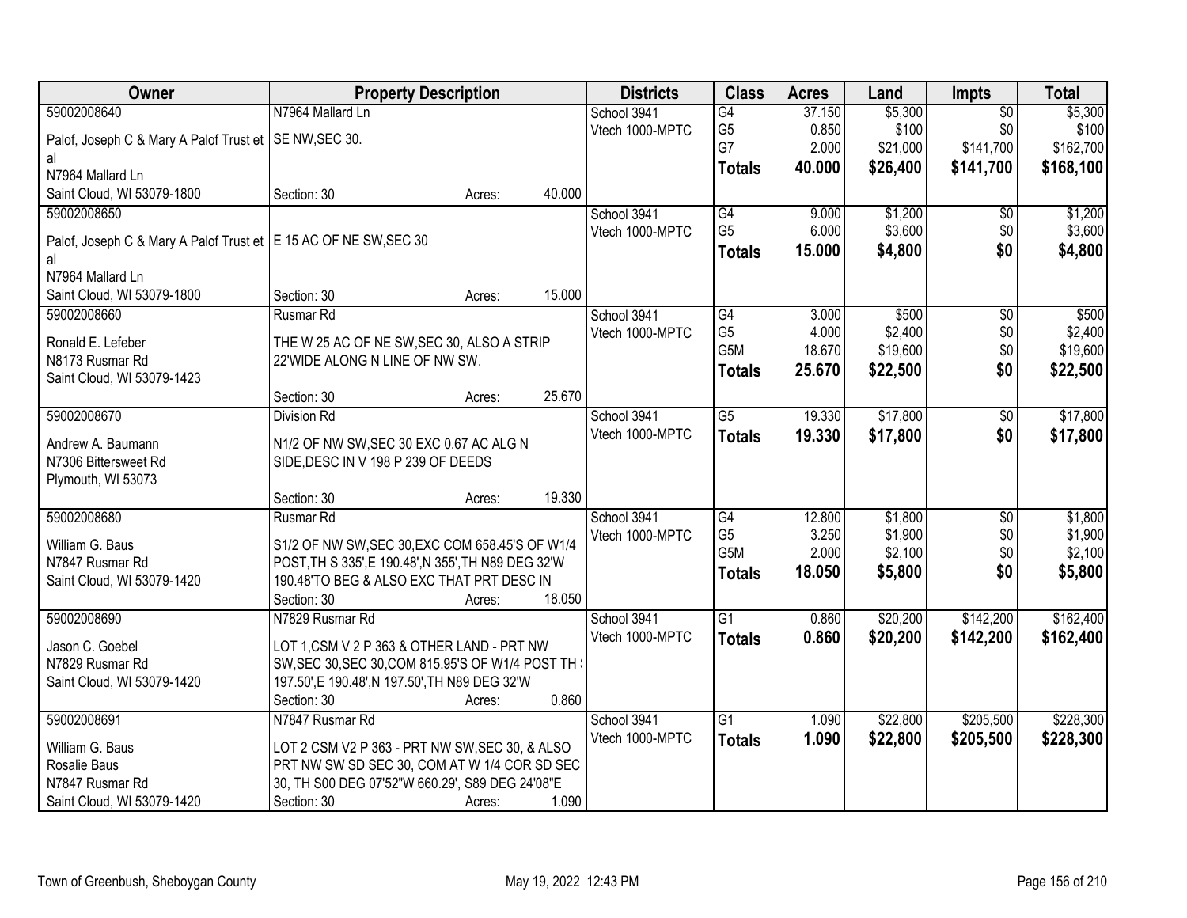| Owner | Property Description | Districts | Class | Acres | Land | Impts | Total |
|---|---|---|---|---|---|---|---|
| 59002008640<br>Palof, Joseph C & Mary A Palof Trust et al<br>N7964 Mallard Ln<br>Saint Cloud, WI 53079-1800 | N7964 Mallard Ln<br>SE NW,SEC 30.<br>Section: 30 Acres: 40.000 | School 3941<br>Vtech 1000-MPTC | G4<br>G5<br>G7<br>**Totals** | 37.150<br>0.850<br>2.000<br>**40.000** | $5,300<br>$100<br>$21,000<br>**$26,400** | $0<br>$0<br>$141,700<br>**$141,700** | $5,300<br>$100<br>$162,700<br>**$168,100** |
| 59002008650<br>Palof, Joseph C & Mary A Palof Trust et al<br>N7964 Mallard Ln<br>Saint Cloud, WI 53079-1800 | E 15 AC OF NE SW,SEC 30<br>Section: 30 Acres: 15.000 | School 3941<br>Vtech 1000-MPTC | G4<br>G5<br>**Totals** | 9.000<br>6.000<br>**15.000** | $1,200<br>$3,600<br>**$4,800** | $0<br>$0<br>**$0** | $1,200<br>$3,600<br>**$4,800** |
| 59002008660<br>Ronald E. Lefeber<br>N8173 Rusmar Rd<br>Saint Cloud, WI 53079-1423 | Rusmar Rd<br>THE W 25 AC OF NE SW,SEC 30, ALSO A STRIP 22'WIDE ALONG N LINE OF NW SW.<br>Section: 30 Acres: 25.670 | School 3941<br>Vtech 1000-MPTC | G4<br>G5<br>G5M<br>**Totals** | 3.000<br>4.000<br>18.670<br>**25.670** | $500<br>$2,400<br>$19,600<br>**$22,500** | $0<br>$0<br>$0<br>**$0** | $500<br>$2,400<br>$19,600<br>**$22,500** |
| 59002008670<br>Andrew A. Baumann<br>N7306 Bittersweet Rd<br>Plymouth, WI 53073 | Division Rd<br>N1/2 OF NW SW,SEC 30 EXC 0.67 AC ALG N SIDE,DESC IN V 198 P 239 OF DEEDS<br>Section: 30 Acres: 19.330 | School 3941<br>Vtech 1000-MPTC | G5<br>**Totals** | 19.330<br>**19.330** | $17,800<br>**$17,800** | $0<br>**$0** | $17,800<br>**$17,800** |
| 59002008680<br>William G. Baus<br>N7847 Rusmar Rd<br>Saint Cloud, WI 53079-1420 | Rusmar Rd<br>S1/2 OF NW SW,SEC 30,EXC COM 658.45'S OF W1/4 POST,TH S 335',E 190.48',N 355',TH N89 DEG 32'W 190.48'TO BEG & ALSO EXC THAT PRT DESC IN<br>Section: 30 Acres: 18.050 | School 3941<br>Vtech 1000-MPTC | G4<br>G5<br>G5M<br>**Totals** | 12.800<br>3.250<br>2.000<br>**18.050** | $1,800<br>$1,900<br>$2,100<br>**$5,800** | $0<br>$0<br>$0<br>**$0** | $1,800<br>$1,900<br>$2,100<br>**$5,800** |
| 59002008690<br>Jason C. Goebel<br>N7829 Rusmar Rd<br>Saint Cloud, WI 53079-1420 | N7829 Rusmar Rd<br>LOT 1,CSM V 2 P 363 & OTHER LAND - PRT NW SW,SEC 30,SEC 30,COM 815.95'S OF W1/4 POST TH S 197.50',E 190.48',N 197.50',TH N89 DEG 32'W<br>Section: 30 Acres: 0.860 | School 3941<br>Vtech 1000-MPTC | G1<br>**Totals** | 0.860<br>**0.860** | $20,200<br>**$20,200** | $142,200<br>**$142,200** | $162,400<br>**$162,400** |
| 59002008691<br>William G. Baus<br>Rosalie Baus<br>N7847 Rusmar Rd<br>Saint Cloud, WI 53079-1420 | N7847 Rusmar Rd<br>LOT 2 CSM V2 P 363 - PRT NW SW,SEC 30, & ALSO PRT NW SW SD SEC 30, COM AT W 1/4 COR SD SEC 30, TH S00 DEG 07'52"W 660.29', S89 DEG 24'08"E<br>Section: 30 Acres: 1.090 | School 3941<br>Vtech 1000-MPTC | G1<br>**Totals** | 1.090<br>**1.090** | $22,800<br>**$22,800** | $205,500<br>**$205,500** | $228,300<br>**$228,300** |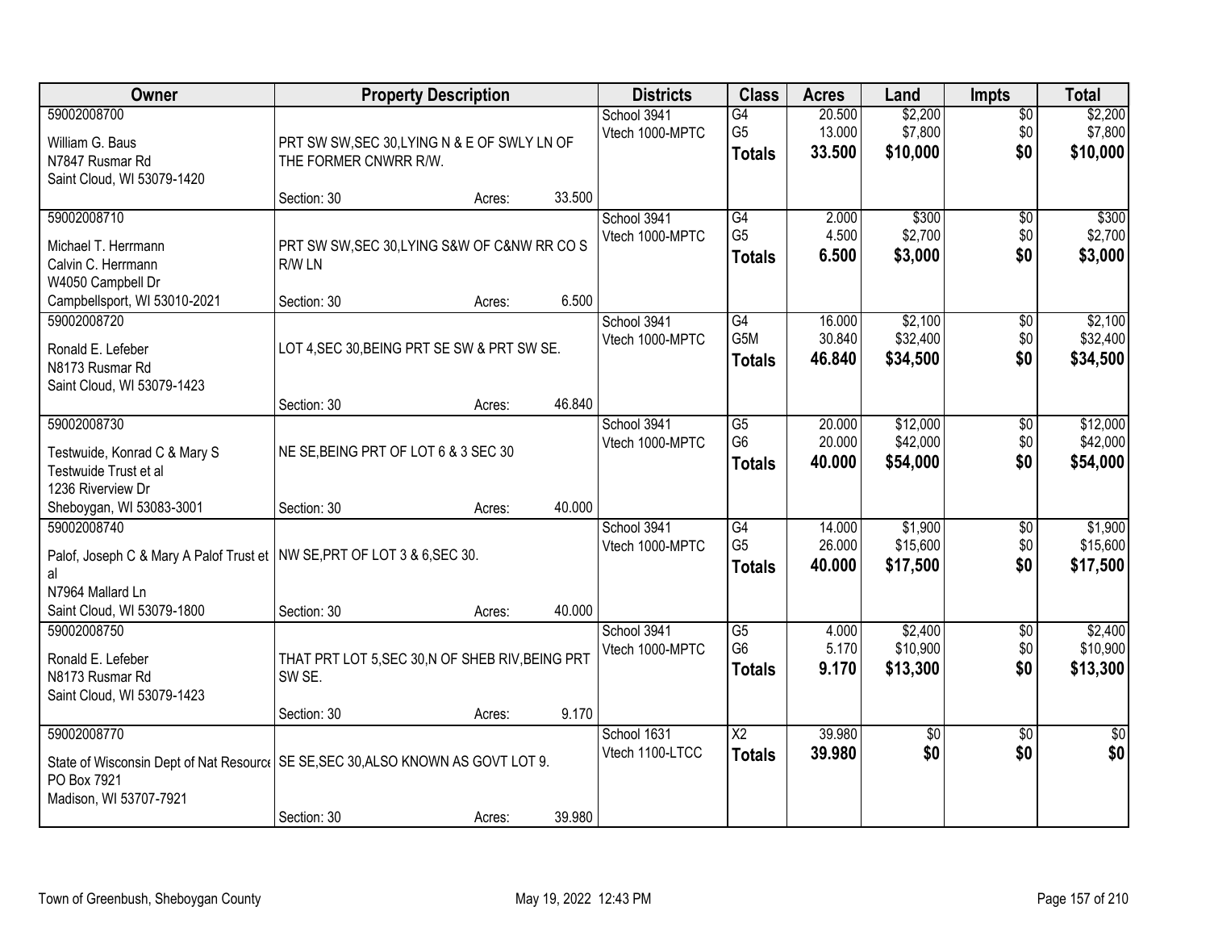| Owner | Property Description | Districts | Class | Acres | Land | Impts | Total |
|---|---|---|---|---|---|---|---|
| 59002008700<br>William G. Baus<br>N7847 Rusmar Rd<br>Saint Cloud, WI 53079-1420 | PRT SW SW,SEC 30,LYING N & E OF SWLY LN OF THE FORMER CNWRR R/W.<br>Section: 30 Acres: 33.500 | School 3941<br>Vtech 1000-MPTC | G4<br>G5<br>**Totals** | 20.500<br>13.000<br>**33.500** | $2,200<br>$7,800<br>**$10,000** | $0<br>$0<br>**$0** | $2,200<br>$7,800<br>**$10,000** |
| 59002008710<br>Michael T. Herrmann<br>Calvin C. Herrmann<br>W4050 Campbell Dr<br>Campbellsport, WI 53010-2021 | PRT SW SW,SEC 30,LYING S&W OF C&NW RR CO S R/W LN<br>Section: 30 Acres: 6.500 | School 3941<br>Vtech 1000-MPTC | G4<br>G5<br>**Totals** | 2.000<br>4.500<br>**6.500** | $300<br>$2,700<br>**$3,000** | $0<br>$0<br>**$0** | $300<br>$2,700<br>**$3,000** |
| 59002008720<br>Ronald E. Lefeber<br>N8173 Rusmar Rd<br>Saint Cloud, WI 53079-1423 | LOT 4,SEC 30,BEING PRT SE SW & PRT SW SE.<br>Section: 30 Acres: 46.840 | School 3941<br>Vtech 1000-MPTC | G4<br>G5M<br>**Totals** | 16.000<br>30.840<br>**46.840** | $2,100<br>$32,400<br>**$34,500** | $0<br>$0<br>**$0** | $2,100<br>$32,400<br>**$34,500** |
| 59002008730<br>Testwuide, Konrad C & Mary S<br>Testwuide Trust et al<br>1236 Riverview Dr<br>Sheboygan, WI 53083-3001 | NE SE,BEING PRT OF LOT 6 & 3 SEC 30<br>Section: 30 Acres: 40.000 | School 3941<br>Vtech 1000-MPTC | G5<br>G6<br>**Totals** | 20.000<br>20.000<br>**40.000** | $12,000<br>$42,000<br>**$54,000** | $0<br>$0<br>**$0** | $12,000<br>$42,000<br>**$54,000** |
| 59002008740<br>Palof, Joseph C & Mary A Palof Trust et al<br>N7964 Mallard Ln<br>Saint Cloud, WI 53079-1800 | NW SE,PRT OF LOT 3 & 6,SEC 30.<br>Section: 30 Acres: 40.000 | School 3941<br>Vtech 1000-MPTC | G4<br>G5<br>**Totals** | 14.000<br>26.000<br>**40.000** | $1,900<br>$15,600<br>**$17,500** | $0<br>$0<br>**$0** | $1,900<br>$15,600<br>**$17,500** |
| 59002008750<br>Ronald E. Lefeber<br>N8173 Rusmar Rd<br>Saint Cloud, WI 53079-1423 | THAT PRT LOT 5,SEC 30,N OF SHEB RIV,BEING PRT SW SE.<br>Section: 30 Acres: 9.170 | School 3941<br>Vtech 1000-MPTC | G5<br>G6<br>**Totals** | 4.000<br>5.170<br>**9.170** | $2,400<br>$10,900<br>**$13,300** | $0<br>$0<br>**$0** | $2,400<br>$10,900<br>**$13,300** |
| 59002008770<br>State of Wisconsin Dept of Nat Resource<br>PO Box 7921<br>Madison, WI 53707-7921 | SE SE,SEC 30,ALSO KNOWN AS GOVT LOT 9.<br>Section: 30 Acres: 39.980 | School 1631<br>Vtech 1100-LTCC | X2<br>**Totals** | 39.980<br>**39.980** | $0<br>**$0** | $0<br>**$0** | $0<br>**$0** |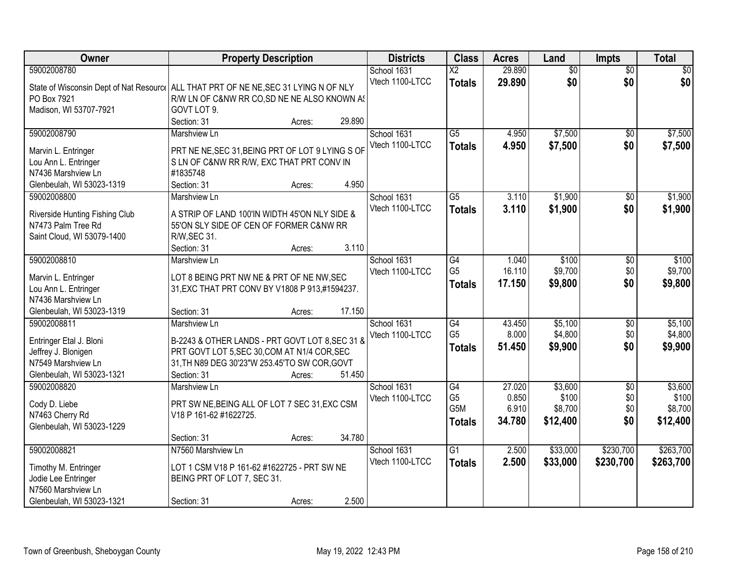| Owner | Property Description | Districts | Class | Acres | Land | Impts | Total |
|---|---|---|---|---|---|---|---|
| 59002008780<br>State of Wisconsin Dept of Nat Resource<br>PO Box 7921<br>Madison, WI 53707-7921 | ALL THAT PRT OF NE NE,SEC 31 LYING N OF NLY R/W LN OF C&NW RR CO,SD NE NE ALSO KNOWN AS GOVT LOT 9.<br>Section: 31 Acres: 29.890 | School 1631<br>Vtech 1100-LTCC | X2<br>**Totals** | 29.890<br>**29.890** | $0<br>**$0** | $0<br>**$0** | $0<br>**$0** |
| 59002008790<br>Marvin L. Entringer<br>Lou Ann L. Entringer<br>N7436 Marshview Ln<br>Glenbeulah, WI 53023-1319 | Marshview Ln<br>PRT NE NE,SEC 31,BEING PRT OF LOT 9 LYING S OF S LN OF C&NW RR R/W, EXC THAT PRT CONV IN #1835748<br>Section: 31 Acres: 4.950 | School 1631<br>Vtech 1100-LTCC | G5<br>**Totals** | 4.950<br>**4.950** | $7,500<br>**$7,500** | $0<br>**$0** | $7,500<br>**$7,500** |
| 59002008800<br>Riverside Hunting Fishing Club<br>N7473 Palm Tree Rd<br>Saint Cloud, WI 53079-1400 | Marshview Ln<br>A STRIP OF LAND 100'IN WIDTH 45'ON NLY SIDE & 55'ON SLY SIDE OF CEN OF FORMER C&NW RR R/W,SEC 31.<br>Section: 31 Acres: 3.110 | School 1631<br>Vtech 1100-LTCC | G5<br>**Totals** | 3.110<br>**3.110** | $1,900<br>**$1,900** | $0<br>**$0** | $1,900<br>**$1,900** |
| 59002008810<br>Marvin L. Entringer<br>Lou Ann L. Entringer<br>N7436 Marshview Ln<br>Glenbeulah, WI 53023-1319 | Marshview Ln<br>LOT 8 BEING PRT NW NE & PRT OF NE NW,SEC 31,EXC THAT PRT CONV BY V1808 P 913,#1594237.<br>Section: 31 Acres: 17.150 | School 1631<br>Vtech 1100-LTCC | G4<br>G5<br>**Totals** | 1.040<br>16.110<br>**17.150** | $100<br>$9,700<br>**$9,800** | $0<br>$0<br>**$0** | $100<br>$9,700<br>**$9,800** |
| 59002008811<br>Entringer Etal J. Bloni<br>Jeffrey J. Blonigen<br>N7549 Marshview Ln<br>Glenbeulah, WI 53023-1321 | Marshview Ln<br>B-2243 & OTHER LANDS - PRT GOVT LOT 8,SEC 31 & PRT GOVT LOT 5,SEC 30,COM AT N1/4 COR,SEC 31,TH N89 DEG 30'23"W 253.45'TO SW COR,GOVT<br>Section: 31 Acres: 51.450 | School 1631<br>Vtech 1100-LTCC | G4<br>G5<br>**Totals** | 43.450<br>8.000<br>**51.450** | $5,100<br>$4,800<br>**$9,900** | $0<br>$0<br>**$0** | $5,100<br>$4,800<br>**$9,900** |
| 59002008820<br>Cody D. Liebe<br>N7463 Cherry Rd<br>Glenbeulah, WI 53023-1229 | Marshview Ln<br>PRT SW NE,BEING ALL OF LOT 7 SEC 31,EXC CSM V18 P 161-62 #1622725.<br>Section: 31 Acres: 34.780 | School 1631<br>Vtech 1100-LTCC | G4<br>G5<br>G5M<br>**Totals** | 27.020<br>0.850<br>6.910<br>**34.780** | $3,600<br>$100<br>$8,700<br>**$12,400** | $0<br>$0<br>$0<br>**$0** | $3,600<br>$100<br>$8,700<br>**$12,400** |
| 59002008821<br>Timothy M. Entringer<br>Jodie Lee Entringer<br>N7560 Marshview Ln<br>Glenbeulah, WI 53023-1321 | N7560 Marshview Ln<br>LOT 1 CSM V18 P 161-62 #1622725 - PRT SW NE BEING PRT OF LOT 7, SEC 31.<br>Section: 31 Acres: 2.500 | School 1631<br>Vtech 1100-LTCC | G1<br>**Totals** | 2.500<br>**2.500** | $33,000<br>**$33,000** | $230,700<br>**$230,700** | $263,700<br>**$263,700** |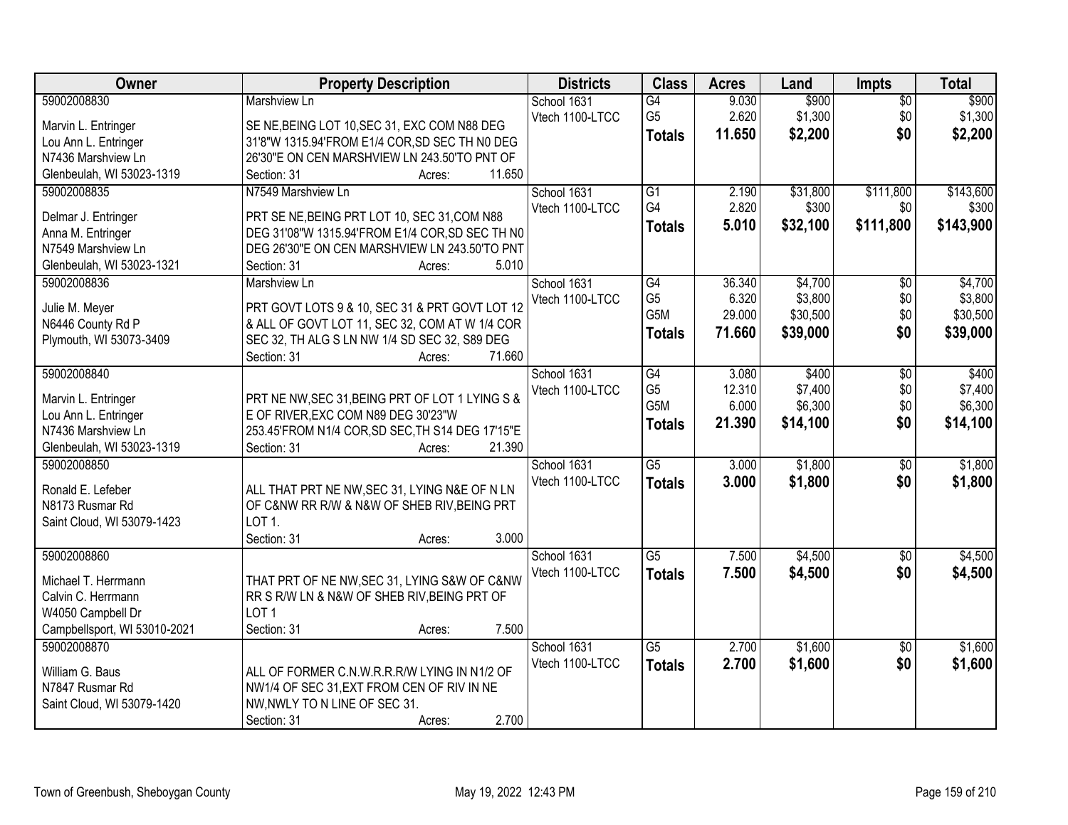| Owner | Property Description | Districts | Class | Acres | Land | Impts | Total |
|---|---|---|---|---|---|---|---|
| 59002008830<br><br>Marvin L. Entringer<br>Lou Ann L. Entringer<br>N7436 Marshview Ln<br>Glenbeulah, WI 53023-1319 | Marshview Ln<br><br>SE NE,BEING LOT 10,SEC 31, EXC COM N88 DEG 31'8"W 1315.94'FROM E1/4 COR,SD SEC TH N0 DEG 26'30"E ON CEN MARSHVIEW LN 243.50'TO PNT OF<br>Section: 31 Acres: 11.650 | School 1631<br>Vtech 1100-LTCC | G4<br>G5<br>**Totals** | 9.030<br>2.620<br>**11.650** | $900<br>$1,300<br>**$2,200** | $0<br>$0<br>**$0** | $900<br>$1,300<br>**$2,200** |
| 59002008835<br><br>Delmar J. Entringer<br>Anna M. Entringer<br>N7549 Marshview Ln<br>Glenbeulah, WI 53023-1321 | N7549 Marshview Ln<br><br>PRT SE NE,BEING PRT LOT 10, SEC 31,COM N88 DEG 31'08"W 1315.94'FROM E1/4 COR,SD SEC TH N0 DEG 26'30"E ON CEN MARSHVIEW LN 243.50'TO PNT<br>Section: 31 Acres: 5.010 | School 1631<br>Vtech 1100-LTCC | G1<br>G4<br>**Totals** | 2.190<br>2.820<br>**5.010** | $31,800<br>$300<br>**$32,100** | $111,800<br>$0<br>**$111,800** | $143,600<br>$300<br>**$143,900** |
| 59002008836<br><br>Julie M. Meyer<br>N6446 County Rd P<br>Plymouth, WI 53073-3409 | Marshview Ln<br><br>PRT GOVT LOTS 9 & 10, SEC 31 & PRT GOVT LOT 12 & ALL OF GOVT LOT 11, SEC 32, COM AT W 1/4 COR SEC 32, TH ALG S LN NW 1/4 SD SEC 32, S89 DEG<br>Section: 31 Acres: 71.660 | School 1631<br>Vtech 1100-LTCC | G4<br>G5<br>G5M<br>**Totals** | 36.340<br>6.320<br>29.000<br>**71.660** | $4,700<br>$3,800<br>$30,500<br>**$39,000** | $0<br>$0<br>$0<br>**$0** | $4,700<br>$3,800<br>$30,500<br>**$39,000** |
| 59002008840<br><br>Marvin L. Entringer<br>Lou Ann L. Entringer<br>N7436 Marshview Ln<br>Glenbeulah, WI 53023-1319 | PRT NE NW,SEC 31,BEING PRT OF LOT 1 LYING S & E OF RIVER,EXC COM N89 DEG 30'23"W 253.45'FROM N1/4 COR,SD SEC,TH S14 DEG 17'15"E<br>Section: 31 Acres: 21.390 | School 1631<br>Vtech 1100-LTCC | G4<br>G5<br>G5M<br>**Totals** | 3.080<br>12.310<br>6.000<br>**21.390** | $400<br>$7,400<br>$6,300<br>**$14,100** | $0<br>$0<br>$0<br>**$0** | $400<br>$7,400<br>$6,300<br>**$14,100** |
| 59002008850<br><br>Ronald E. Lefeber<br>N8173 Rusmar Rd<br>Saint Cloud, WI 53079-1423 | ALL THAT PRT NE NW,SEC 31, LYING N&E OF N LN OF C&NW RR R/W & N&W OF SHEB RIV,BEING PRT LOT 1.<br>Section: 31 Acres: 3.000 | School 1631<br>Vtech 1100-LTCC | G5<br>**Totals** | 3.000<br>**3.000** | $1,800<br>**$1,800** | $0<br>**$0** | $1,800<br>**$1,800** |
| 59002008860<br><br>Michael T. Herrmann<br>Calvin C. Herrmann<br>W4050 Campbell Dr<br>Campbellsport, WI 53010-2021 | THAT PRT OF NE NW,SEC 31, LYING S&W OF C&NW RR S R/W LN & N&W OF SHEB RIV,BEING PRT OF LOT 1<br>Section: 31 Acres: 7.500 | School 1631<br>Vtech 1100-LTCC | G5<br>**Totals** | 7.500<br>**7.500** | $4,500<br>**$4,500** | $0<br>**$0** | $4,500<br>**$4,500** |
| 59002008870<br><br>William G. Baus<br>N7847 Rusmar Rd<br>Saint Cloud, WI 53079-1420 | ALL OF FORMER C.N.W.R.R.R/W LYING IN N1/2 OF NW1/4 OF SEC 31,EXT FROM CEN OF RIV IN NE NW,NWLY TO N LINE OF SEC 31.<br>Section: 31 Acres: 2.700 | School 1631<br>Vtech 1100-LTCC | G5<br>**Totals** | 2.700<br>**2.700** | $1,600<br>**$1,600** | $0<br>**$0** | $1,600<br>**$1,600** |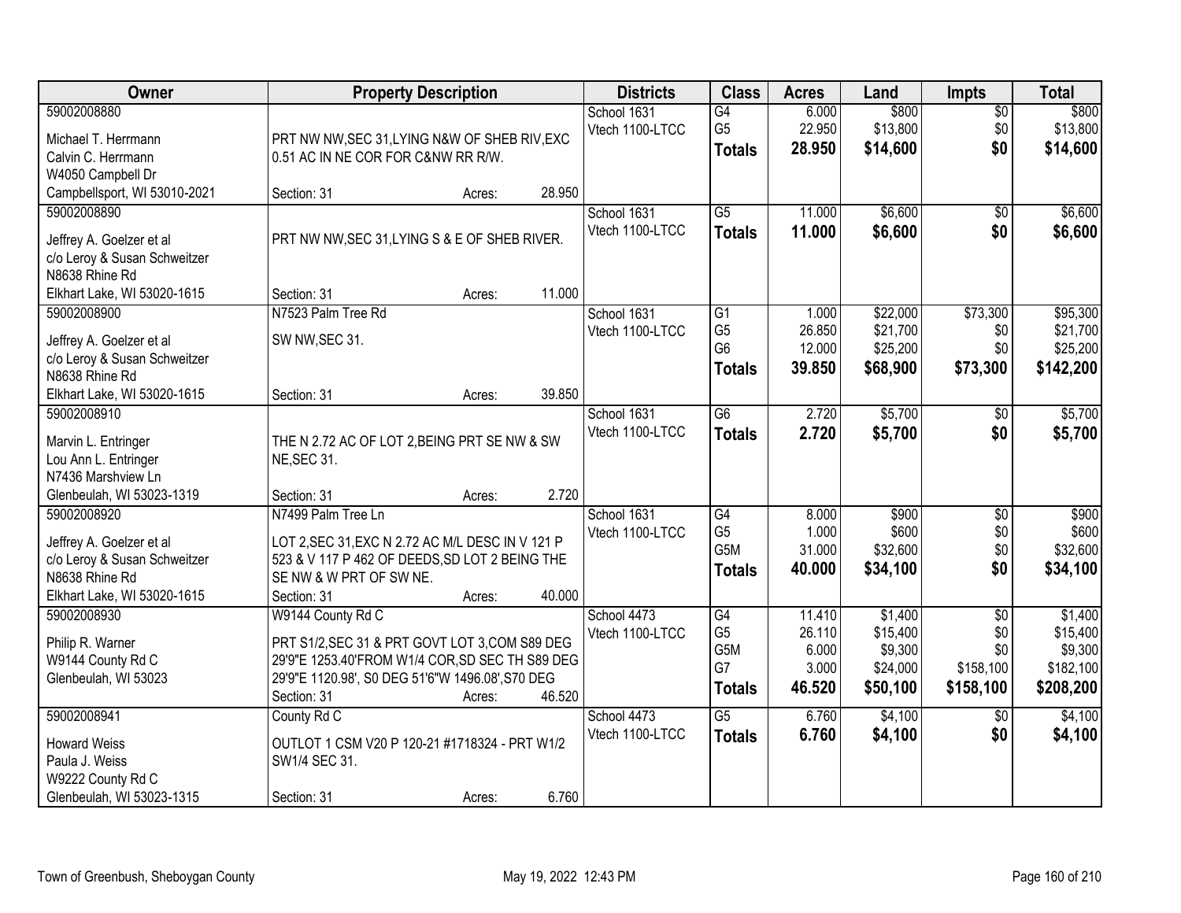| Owner | Property Description | Districts | Class | Acres | Land | Impts | Total |
|---|---|---|---|---|---|---|---|
| 59002008880<br>Michael T. Herrmann<br>Calvin C. Herrmann<br>W4050 Campbell Dr<br>Campbellsport, WI 53010-2021 | PRT NW NW,SEC 31,LYING N&W OF SHEB RIV,EXC 0.51 AC IN NE COR FOR C&NW RR R/W.<br>Section: 31 Acres: 28.950 | School 1631<br>Vtech 1100-LTCC | G4<br>G5<br>**Totals** | 6.000<br>22.950<br>**28.950** | $800<br>$13,800<br>**$14,600** | $0<br>$0<br>**$0** | $800<br>$13,800<br>**$14,600** |
| 59002008890<br>Jeffrey A. Goelzer et al<br>c/o Leroy & Susan Schweitzer<br>N8638 Rhine Rd<br>Elkhart Lake, WI 53020-1615 | PRT NW NW,SEC 31,LYING S & E OF SHEB RIVER.<br>Section: 31 Acres: 11.000 | School 1631<br>Vtech 1100-LTCC | G5<br>**Totals** | 11.000<br>**11.000** | $6,600<br>**$6,600** | $0<br>**$0** | $6,600<br>**$6,600** |
| 59002008900<br>Jeffrey A. Goelzer et al<br>c/o Leroy & Susan Schweitzer<br>N8638 Rhine Rd<br>Elkhart Lake, WI 53020-1615 | N7523 Palm Tree Rd<br>SW NW,SEC 31.<br>Section: 31 Acres: 39.850 | School 1631<br>Vtech 1100-LTCC | G1<br>G5<br>G6<br>**Totals** | 1.000<br>26.850<br>12.000<br>**39.850** | $22,000<br>$21,700<br>$25,200<br>**$68,900** | $73,300<br>$0<br>$0<br>**$73,300** | $95,300<br>$21,700<br>$25,200<br>**$142,200** |
| 59002008910<br>Marvin L. Entringer<br>Lou Ann L. Entringer<br>N7436 Marshview Ln<br>Glenbeulah, WI 53023-1319 | THE N 2.72 AC OF LOT 2,BEING PRT SE NW & SW NE,SEC 31.<br>Section: 31 Acres: 2.720 | School 1631<br>Vtech 1100-LTCC | G6<br>**Totals** | 2.720<br>**2.720** | $5,700<br>**$5,700** | $0<br>**$0** | $5,700<br>**$5,700** |
| 59002008920<br>Jeffrey A. Goelzer et al<br>c/o Leroy & Susan Schweitzer<br>N8638 Rhine Rd<br>Elkhart Lake, WI 53020-1615 | N7499 Palm Tree Ln<br>LOT 2,SEC 31,EXC N 2.72 AC M/L DESC IN V 121 P 523 & V 117 P 462 OF DEEDS,SD LOT 2 BEING THE SE NW & W PRT OF SW NE.<br>Section: 31 Acres: 40.000 | School 1631<br>Vtech 1100-LTCC | G4<br>G5<br>G5M<br>**Totals** | 8.000<br>1.000<br>31.000<br>**40.000** | $900<br>$600<br>$32,600<br>**$34,100** | $0<br>$0<br>$0<br>**$0** | $900<br>$600<br>$32,600<br>**$34,100** |
| 59002008930<br>Philip R. Warner<br>W9144 County Rd C<br>Glenbeulah, WI 53023 | W9144 County Rd C<br>PRT S1/2,SEC 31 & PRT GOVT LOT 3,COM S89 DEG 29'9"E 1253.40'FROM W1/4 COR,SD SEC TH S89 DEG 29'9"E 1120.98', S0 DEG 51'6"W 1496.08',S70 DEG<br>Section: 31 Acres: 46.520 | School 4473<br>Vtech 1100-LTCC | G4<br>G5<br>G5M<br>G7<br>**Totals** | 11.410<br>26.110<br>6.000<br>3.000<br>**46.520** | $1,400<br>$15,400<br>$9,300<br>$24,000<br>**$50,100** | $0<br>$0<br>$0<br>$158,100<br>**$158,100** | $1,400<br>$15,400<br>$9,300<br>$182,100<br>**$208,200** |
| 59002008941<br>Howard Weiss<br>Paula J. Weiss<br>W9222 County Rd C<br>Glenbeulah, WI 53023-1315 | County Rd C<br>OUTLOT 1 CSM V20 P 120-21 #1718324 - PRT W1/2 SW1/4 SEC 31.<br>Section: 31 Acres: 6.760 | School 4473<br>Vtech 1100-LTCC | G5<br>**Totals** | 6.760<br>**6.760** | $4,100<br>**$4,100** | $0<br>**$0** | $4,100<br>**$4,100** |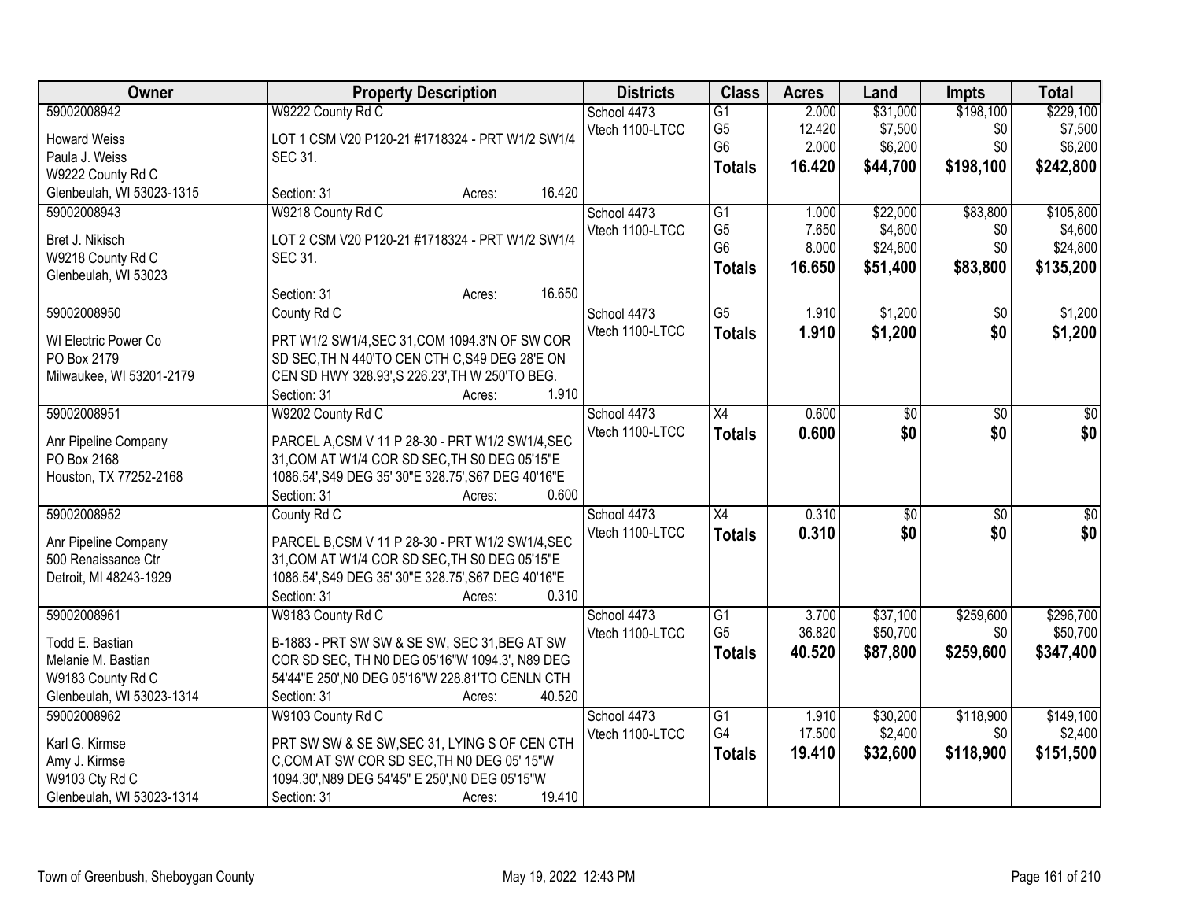| Owner | Property Description | Districts | Class | Acres | Land | Impts | Total |
|---|---|---|---|---|---|---|---|
| 59002008942<br>Howard Weiss<br>Paula J. Weiss<br>W9222 County Rd C<br>Glenbeulah, WI 53023-1315 | W9222 County Rd C<br>LOT 1 CSM V20 P120-21 #1718324 - PRT W1/2 SW1/4 SEC 31.<br>Section: 31 Acres: 16.420 | School 4473<br>Vtech 1100-LTCC | G1<br>G5<br>G6<br>**Totals** | 2.000<br>12.420<br>2.000<br>**16.420** | $31,000<br>$7,500<br>$6,200<br>**$44,700** | $198,100<br>$0<br>$0<br>**$198,100** | $229,100<br>$7,500<br>$6,200<br>**$242,800** |
| 59002008943<br>Bret J. Nikisch<br>W9218 County Rd C<br>Glenbeulah, WI 53023 | W9218 County Rd C<br>LOT 2 CSM V20 P120-21 #1718324 - PRT W1/2 SW1/4 SEC 31.<br>Section: 31 Acres: 16.650 | School 4473<br>Vtech 1100-LTCC | G1<br>G5<br>G6<br>**Totals** | 1.000<br>7.650<br>8.000<br>**16.650** | $22,000<br>$4,600<br>$24,800<br>**$51,400** | $83,800<br>$0<br>$0<br>**$83,800** | $105,800<br>$4,600<br>$24,800<br>**$135,200** |
| 59002008950<br>WI Electric Power Co<br>PO Box 2179<br>Milwaukee, WI 53201-2179 | County Rd C<br>PRT W1/2 SW1/4,SEC 31,COM 1094.3'N OF SW COR SD SEC,TH N 440'TO CEN CTH C,S49 DEG 28'E ON CEN SD HWY 328.93',S 226.23',TH W 250'TO BEG.<br>Section: 31 Acres: 1.910 | School 4473<br>Vtech 1100-LTCC | G5<br>**Totals** | 1.910<br>**1.910** | $1,200<br>**$1,200** | $0<br>**$0** | $1,200<br>**$1,200** |
| 59002008951<br>Anr Pipeline Company<br>PO Box 2168<br>Houston, TX 77252-2168 | W9202 County Rd C<br>PARCEL A,CSM V 11 P 28-30 - PRT W1/2 SW1/4,SEC 31,COM AT W1/4 COR SD SEC,TH S0 DEG 05'15"E 1086.54',S49 DEG 35' 30"E 328.75',S67 DEG 40'16"E<br>Section: 31 Acres: 0.600 | School 4473<br>Vtech 1100-LTCC | X4<br>**Totals** | 0.600<br>**0.600** | $0<br>**$0** | $0<br>**$0** | $0<br>**$0** |
| 59002008952<br>Anr Pipeline Company<br>500 Renaissance Ctr<br>Detroit, MI 48243-1929 | County Rd C<br>PARCEL B,CSM V 11 P 28-30 - PRT W1/2 SW1/4,SEC 31,COM AT W1/4 COR SD SEC,TH S0 DEG 05'15"E 1086.54',S49 DEG 35' 30"E 328.75',S67 DEG 40'16"E<br>Section: 31 Acres: 0.310 | School 4473<br>Vtech 1100-LTCC | X4<br>**Totals** | 0.310<br>**0.310** | $0<br>**$0** | $0<br>**$0** | $0<br>**$0** |
| 59002008961<br>Todd E. Bastian<br>Melanie M. Bastian<br>W9183 County Rd C<br>Glenbeulah, WI 53023-1314 | W9183 County Rd C<br>B-1883 - PRT SW SW & SE SW, SEC 31,BEG AT SW COR SD SEC, TH N0 DEG 05'16"W 1094.3', N89 DEG 54'44"E 250',N0 DEG 05'16"W 228.81'TO CENLN CTH<br>Section: 31 Acres: 40.520 | School 4473<br>Vtech 1100-LTCC | G1<br>G5<br>**Totals** | 3.700<br>36.820<br>**40.520** | $37,100<br>$50,700<br>**$87,800** | $259,600<br>$0<br>**$259,600** | $296,700<br>$50,700<br>**$347,400** |
| 59002008962<br>Karl G. Kirmse<br>Amy J. Kirmse<br>W9103 Cty Rd C<br>Glenbeulah, WI 53023-1314 | W9103 County Rd C<br>PRT SW SW & SE SW,SEC 31, LYING S OF CEN CTH C,COM AT SW COR SD SEC,TH N0 DEG 05' 15"W 1094.30',N89 DEG 54'45" E 250',N0 DEG 05'15"W<br>Section: 31 Acres: 19.410 | School 4473<br>Vtech 1100-LTCC | G1<br>G4<br>**Totals** | 1.910<br>17.500<br>**19.410** | $30,200<br>$2,400<br>**$32,600** | $118,900<br>$0<br>**$118,900** | $149,100<br>$2,400<br>**$151,500** |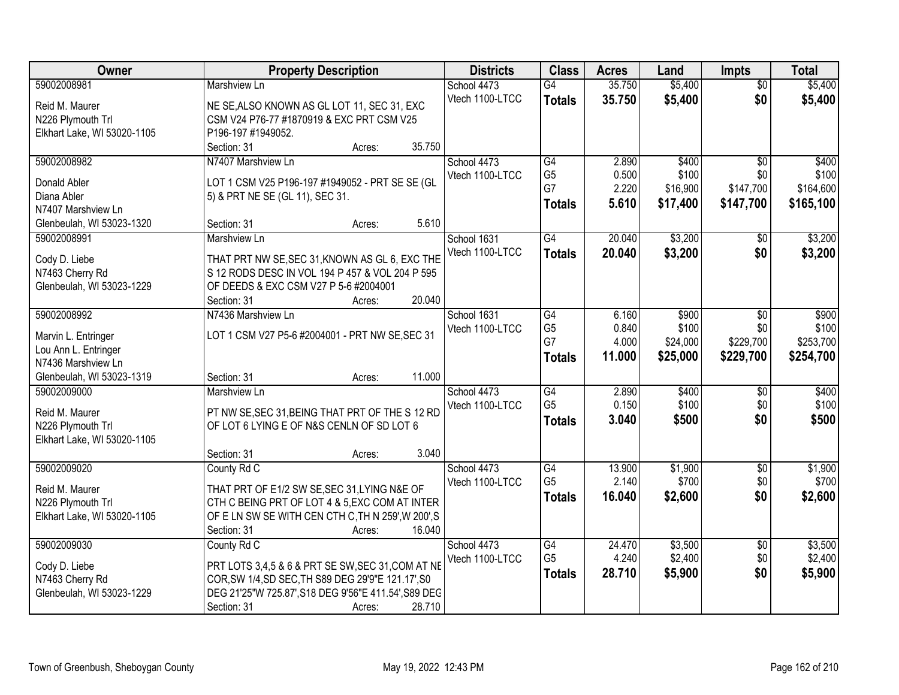| Owner | Property Description | Districts | Class | Acres | Land | Impts | Total |
|---|---|---|---|---|---|---|---|
| 59002008981<br>Reid M. Maurer<br>N226 Plymouth Trl<br>Elkhart Lake, WI 53020-1105 | Marshview Ln<br>NE SE,ALSO KNOWN AS GL LOT 11, SEC 31, EXC CSM V24 P76-77 #1870919 & EXC PRT CSM V25 P196-197 #1949052.<br>Section: 31 Acres: 35.750 | School 4473<br>Vtech 1100-LTCC | G4<br>**Totals** | 35.750<br>**35.750** | $5,400<br>**$5,400** | $0<br>**$0** | $5,400<br>**$5,400** |
| 59002008982<br>Donald Abler<br>Diana Abler<br>N7407 Marshview Ln<br>Glenbeulah, WI 53023-1320 | N7407 Marshview Ln<br>LOT 1 CSM V25 P196-197 #1949052 - PRT SE SE (GL 5) & PRT NE SE (GL 11), SEC 31.<br>Section: 31 Acres: 5.610 | School 4473<br>Vtech 1100-LTCC | G4<br>G5<br>G7<br>**Totals** | 2.890<br>0.500<br>2.220<br>**5.610** | $400<br>$100<br>$16,900<br>**$17,400** | $0<br>$0<br>$147,700<br>**$147,700** | $400<br>$100<br>$164,600<br>**$165,100** |
| 59002008991<br>Cody D. Liebe<br>N7463 Cherry Rd<br>Glenbeulah, WI 53023-1229 | Marshview Ln<br>THAT PRT NW SE,SEC 31,KNOWN AS GL 6, EXC THE S 12 RODS DESC IN VOL 194 P 457 & VOL 204 P 595 OF DEEDS & EXC CSM V27 P 5-6 #2004001<br>Section: 31 Acres: 20.040 | School 1631<br>Vtech 1100-LTCC | G4<br>**Totals** | 20.040<br>**20.040** | $3,200<br>**$3,200** | $0<br>**$0** | $3,200<br>**$3,200** |
| 59002008992<br>Marvin L. Entringer<br>Lou Ann L. Entringer<br>N7436 Marshview Ln<br>Glenbeulah, WI 53023-1319 | N7436 Marshview Ln<br>LOT 1 CSM V27 P5-6 #2004001 - PRT NW SE,SEC 31<br>Section: 31 Acres: 11.000 | School 1631<br>Vtech 1100-LTCC | G4<br>G5<br>G7<br>**Totals** | 6.160<br>0.840<br>4.000<br>**11.000** | $900<br>$100<br>$24,000<br>**$25,000** | $0<br>$0<br>$229,700<br>**$229,700** | $900<br>$100<br>$253,700<br>**$254,700** |
| 59002009000<br>Reid M. Maurer<br>N226 Plymouth Trl<br>Elkhart Lake, WI 53020-1105 | Marshview Ln<br>PT NW SE,SEC 31,BEING THAT PRT OF THE S 12 RD OF LOT 6 LYING E OF N&S CENLN OF SD LOT 6<br>Section: 31 Acres: 3.040 | School 4473<br>Vtech 1100-LTCC | G4<br>G5<br>**Totals** | 2.890<br>0.150<br>**3.040** | $400<br>$100<br>**$500** | $0<br>$0<br>**$0** | $400<br>$100<br>**$500** |
| 59002009020<br>Reid M. Maurer<br>N226 Plymouth Trl<br>Elkhart Lake, WI 53020-1105 | County Rd C<br>THAT PRT OF E1/2 SW SE,SEC 31,LYING N&E OF CTH C BEING PRT OF LOT 4 & 5,EXC COM AT INTER OF E LN SW SE WITH CEN CTH C,TH N 259',W 200',S<br>Section: 31 Acres: 16.040 | School 4473<br>Vtech 1100-LTCC | G4<br>G5<br>**Totals** | 13.900<br>2.140<br>**16.040** | $1,900<br>$700<br>**$2,600** | $0<br>$0<br>**$0** | $1,900<br>$700<br>**$2,600** |
| 59002009030<br>Cody D. Liebe<br>N7463 Cherry Rd<br>Glenbeulah, WI 53023-1229 | County Rd C<br>PRT LOTS 3,4,5 & 6 & PRT SE SW,SEC 31,COM AT NE COR,SW 1/4,SD SEC,TH S89 DEG 29'9"E 121.17',S0 DEG 21'25"W 725.87',S18 DEG 9'56"E 411.54',S89 DEG<br>Section: 31 Acres: 28.710 | School 4473<br>Vtech 1100-LTCC | G4<br>G5<br>**Totals** | 24.470<br>4.240<br>**28.710** | $3,500<br>$2,400<br>**$5,900** | $0<br>$0<br>**$0** | $3,500<br>$2,400<br>**$5,900** |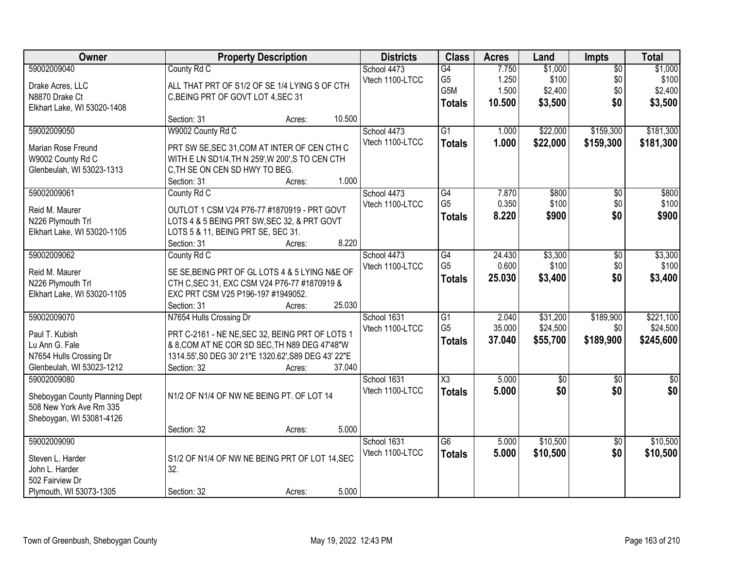| Owner | Property Description | Districts | Class | Acres | Land | Impts | Total |
|---|---|---|---|---|---|---|---|
| 59002009040<br>Drake Acres, LLC<br>N8870 Drake Ct<br>Elkhart Lake, WI 53020-1408 | County Rd C<br>ALL THAT PRT OF S1/2 OF SE 1/4 LYING S OF CTH C,BEING PRT OF GOVT LOT 4,SEC 31<br>Section: 31 Acres: 10.500 | School 4473<br>Vtech 1100-LTCC | G4<br>G5<br>G5M<br>**Totals** | 7.750<br>1.250<br>1.500<br>**10.500** | $1,000<br>$100<br>$2,400<br>**$3,500** | $0<br>$0<br>$0<br>**$0** | $1,000<br>$100<br>$2,400<br>**$3,500** |
| 59002009050<br>Marian Rose Freund<br>W9002 County Rd C<br>Glenbeulah, WI 53023-1313 | W9002 County Rd C<br>PRT SW SE,SEC 31,COM AT INTER OF CEN CTH C WITH E LN SD1/4,TH N 259',W 200',S TO CEN CTH C,TH SE ON CEN SD HWY TO BEG.<br>Section: 31 Acres: 1.000 | School 4473<br>Vtech 1100-LTCC | G1<br>**Totals** | 1.000<br>**1.000** | $22,000<br>**$22,000** | $159,300<br>**$159,300** | $181,300<br>**$181,300** |
| 59002009061<br>Reid M. Maurer<br>N226 Plymouth Trl<br>Elkhart Lake, WI 53020-1105 | County Rd C<br>OUTLOT 1 CSM V24 P76-77 #1870919 - PRT GOVT LOTS 4 & 5 BEING PRT SW,SEC 32, & PRT GOVT LOTS 5 & 11, BEING PRT SE, SEC 31.<br>Section: 31 Acres: 8.220 | School 4473<br>Vtech 1100-LTCC | G4<br>G5<br>**Totals** | 7.870<br>0.350<br>**8.220** | $800<br>$100<br>**$900** | $0<br>$0<br>**$0** | $800<br>$100<br>**$900** |
| 59002009062<br>Reid M. Maurer<br>N226 Plymouth Trl<br>Elkhart Lake, WI 53020-1105 | County Rd C<br>SE SE,BEING PRT OF GL LOTS 4 & 5 LYING N&E OF CTH C,SEC 31, EXC CSM V24 P76-77 #1870919 & EXC PRT CSM V25 P196-197 #1949052.<br>Section: 31 Acres: 25.030 | School 4473<br>Vtech 1100-LTCC | G4<br>G5<br>**Totals** | 24.430<br>0.600<br>**25.030** | $3,300<br>$100<br>**$3,400** | $0<br>$0<br>**$0** | $3,300<br>$100<br>**$3,400** |
| 59002009070<br>Paul T. Kubish<br>Lu Ann G. Fale<br>N7654 Hulls Crossing Dr<br>Glenbeulah, WI 53023-1212 | N7654 Hulls Crossing Dr<br>PRT C-2161 - NE NE,SEC 32, BEING PRT OF LOTS 1 & 8,COM AT NE COR SD SEC,TH N89 DEG 47'48"W 1314.55',S0 DEG 30' 21"E 1320.62',S89 DEG 43' 22"E<br>Section: 32 Acres: 37.040 | School 1631<br>Vtech 1100-LTCC | G1<br>G5<br>**Totals** | 2.040<br>35.000<br>**37.040** | $31,200<br>$24,500<br>**$55,700** | $189,900<br>$0<br>**$189,900** | $221,100<br>$24,500<br>**$245,600** |
| 59002009080<br>Sheboygan County Planning Dept<br>508 New York Ave Rm 335<br>Sheboygan, WI 53081-4126 | N1/2 OF N1/4 OF NW NE BEING PT. OF LOT 14<br>Section: 32 Acres: 5.000 | School 1631<br>Vtech 1100-LTCC | X3<br>**Totals** | 5.000<br>**5.000** | $0<br>**$0** | $0<br>**$0** | $0<br>**$0** |
| 59002009090<br>Steven L. Harder<br>John L. Harder<br>502 Fairview Dr<br>Plymouth, WI 53073-1305 | S1/2 OF N1/4 OF NW NE BEING PRT OF LOT 14,SEC 32.<br>Section: 32 Acres: 5.000 | School 1631<br>Vtech 1100-LTCC | G6<br>**Totals** | 5.000<br>**5.000** | $10,500<br>**$10,500** | $0<br>**$0** | $10,500<br>**$10,500** |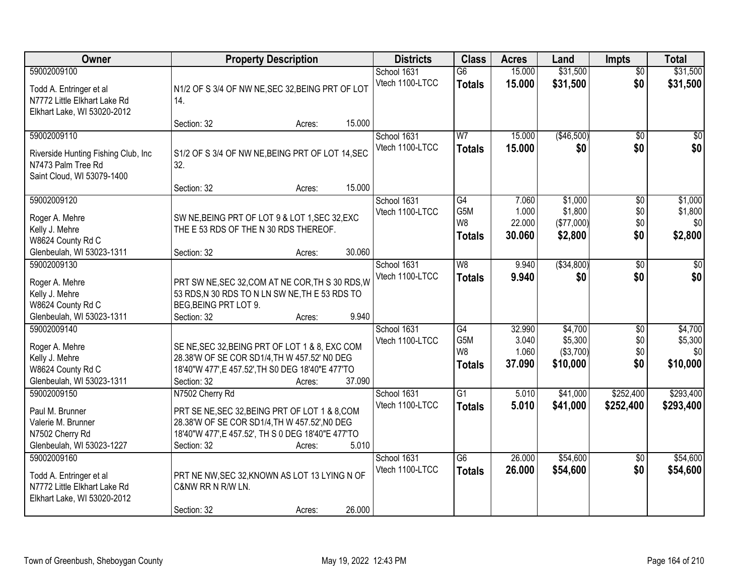| Owner | Property Description | Districts | Class | Acres | Land | Impts | Total |
|---|---|---|---|---|---|---|---|
| 59002009100<br>Todd A. Entringer et al<br>N7772 Little Elkhart Lake Rd<br>Elkhart Lake, WI 53020-2012 | N1/2 OF S 3/4 OF NW NE,SEC 32,BEING PRT OF LOT 14.<br>Section: 32 Acres: 15.000 | School 1631<br>Vtech 1100-LTCC | G6<br>**Totals** | 15.000<br>**15.000** | $31,500<br>**$31,500** | $0<br>**$0** | $31,500<br>**$31,500** |
| 59002009110<br>Riverside Hunting Fishing Club, Inc<br>N7473 Palm Tree Rd<br>Saint Cloud, WI 53079-1400 | S1/2 OF S 3/4 OF NW NE,BEING PRT OF LOT 14,SEC 32.<br>Section: 32 Acres: 15.000 | School 1631<br>Vtech 1100-LTCC | W7<br>**Totals** | 15.000<br>**15.000** | ($46,500)<br>**$0** | $0<br>**$0** | $0<br>**$0** |
| 59002009120<br>Roger A. Mehre<br>Kelly J. Mehre<br>W8624 County Rd C<br>Glenbeulah, WI 53023-1311 | SW NE,BEING PRT OF LOT 9 & LOT 1,SEC 32,EXC THE E 53 RDS OF THE N 30 RDS THEREOF.<br>Section: 32 Acres: 30.060 | School 1631<br>Vtech 1100-LTCC | G4<br>G5M<br>W8<br>**Totals** | 7.060<br>1.000<br>22.000<br>**30.060** | $1,000<br>$1,800<br>($77,000)<br>**$2,800** | $0<br>$0<br>$0<br>**$0** | $1,000<br>$1,800<br>$0<br>**$2,800** |
| 59002009130<br>Roger A. Mehre<br>Kelly J. Mehre<br>W8624 County Rd C<br>Glenbeulah, WI 53023-1311 | PRT SW NE,SEC 32,COM AT NE COR,TH S 30 RDS,W 53 RDS,N 30 RDS TO N LN SW NE,TH E 53 RDS TO BEG,BEING PRT LOT 9.<br>Section: 32 Acres: 9.940 | School 1631<br>Vtech 1100-LTCC | W8<br>**Totals** | 9.940<br>**9.940** | ($34,800)<br>**$0** | $0<br>**$0** | $0<br>**$0** |
| 59002009140<br>Roger A. Mehre<br>Kelly J. Mehre<br>W8624 County Rd C<br>Glenbeulah, WI 53023-1311 | SE NE,SEC 32,BEING PRT OF LOT 1 & 8, EXC COM 28.38'W OF SE COR SD1/4,TH W 457.52' N0 DEG 18'40"W 477',E 457.52',TH S0 DEG 18'40"E 477'TO<br>Section: 32 Acres: 37.090 | School 1631<br>Vtech 1100-LTCC | G4<br>G5M<br>W8<br>**Totals** | 32.990<br>3.040<br>1.060<br>**37.090** | $4,700<br>$5,300<br>($3,700)<br>**$10,000** | $0<br>$0<br>$0<br>**$0** | $4,700<br>$5,300<br>$0<br>**$10,000** |
| 59002009150<br>Paul M. Brunner<br>Valerie M. Brunner<br>N7502 Cherry Rd<br>Glenbeulah, WI 53023-1227 | N7502 Cherry Rd<br>PRT SE NE,SEC 32,BEING PRT OF LOT 1 & 8,COM 28.38'W OF SE COR SD1/4,TH W 457.52',N0 DEG 18'40"W 477',E 457.52', TH S 0 DEG 18'40"E 477'TO<br>Section: 32 Acres: 5.010 | School 1631<br>Vtech 1100-LTCC | G1<br>**Totals** | 5.010<br>**5.010** | $41,000<br>**$41,000** | $252,400<br>**$252,400** | $293,400<br>**$293,400** |
| 59002009160<br>Todd A. Entringer et al<br>N7772 Little Elkhart Lake Rd<br>Elkhart Lake, WI 53020-2012 | PRT NE NW,SEC 32,KNOWN AS LOT 13 LYING N OF C&NW RR N R/W LN.<br>Section: 32 Acres: 26.000 | School 1631<br>Vtech 1100-LTCC | G6<br>**Totals** | 26.000<br>**26.000** | $54,600<br>**$54,600** | $0<br>**$0** | $54,600<br>**$54,600** |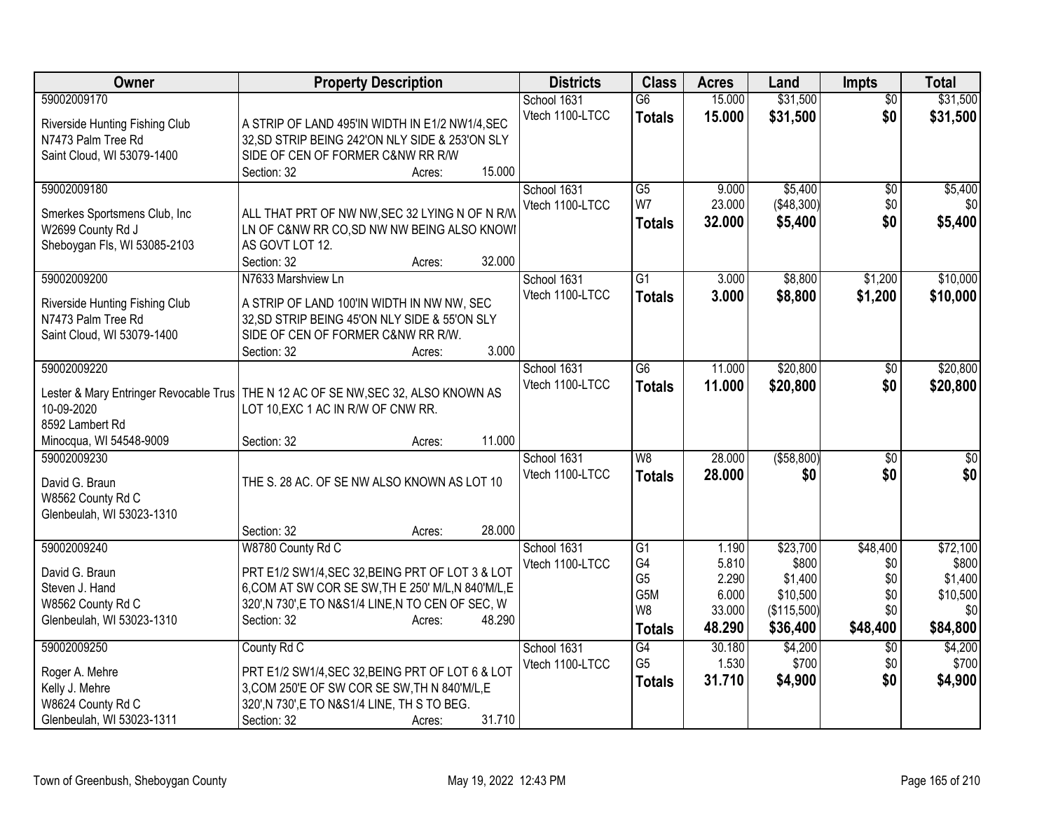| Owner | Property Description | Districts | Class | Acres | Land | Impts | Total |
|---|---|---|---|---|---|---|---|
| 59002009170<br>Riverside Hunting Fishing Club<br>N7473 Palm Tree Rd<br>Saint Cloud, WI 53079-1400 | A STRIP OF LAND 495'IN WIDTH IN E1/2 NW1/4,SEC 32,SD STRIP BEING 242'ON NLY SIDE & 253'ON SLY SIDE OF CEN OF FORMER C&NW RR R/W<br>Section: 32 Acres: 15.000 | School 1631<br>Vtech 1100-LTCC | G6<br>**Totals** | 15.000<br>**15.000** | $31,500<br>**$31,500** | $0<br>**$0** | $31,500<br>**$31,500** |
| 59002009180<br>Smerkes Sportsmens Club, Inc<br>W2699 County Rd J<br>Sheboygan Fls, WI 53085-2103 | ALL THAT PRT OF NW NW,SEC 32 LYING N OF N R/W LN OF C&NW RR CO,SD NW NW BEING ALSO KNOWN AS GOVT LOT 12.<br>Section: 32 Acres: 32.000 | School 1631<br>Vtech 1100-LTCC | G5<br>W7<br>**Totals** | 9.000<br>23.000<br>**32.000** | $5,400<br>($48,300)<br>**$5,400** | $0<br>$0<br>**$0** | $5,400<br>$0<br>**$5,400** |
| 59002009200<br>Riverside Hunting Fishing Club<br>N7473 Palm Tree Rd<br>Saint Cloud, WI 53079-1400 | N7633 Marshview Ln<br>A STRIP OF LAND 100'IN WIDTH IN NW NW, SEC 32,SD STRIP BEING 45'ON NLY SIDE & 55'ON SLY SIDE OF CEN OF FORMER C&NW RR R/W.<br>Section: 32 Acres: 3.000 | School 1631<br>Vtech 1100-LTCC | G1<br>**Totals** | 3.000<br>**3.000** | $8,800<br>**$8,800** | $1,200<br>**$1,200** | $10,000<br>**$10,000** |
| 59002009220<br>Lester & Mary Entringer Revocable Trus<br>10-09-2020<br>8592 Lambert Rd<br>Minocqua, WI 54548-9009 | THE N 12 AC OF SE NW,SEC 32, ALSO KNOWN AS LOT 10,EXC 1 AC IN R/W OF CNW RR.<br>Section: 32 Acres: 11.000 | School 1631<br>Vtech 1100-LTCC | G6<br>**Totals** | 11.000<br>**11.000** | $20,800<br>**$20,800** | $0<br>**$0** | $20,800<br>**$20,800** |
| 59002009230<br>David G. Braun<br>W8562 County Rd C<br>Glenbeulah, WI 53023-1310 | THE S. 28 AC. OF SE NW ALSO KNOWN AS LOT 10<br>Section: 32 Acres: 28.000 | School 1631<br>Vtech 1100-LTCC | W8<br>**Totals** | 28.000<br>**28.000** | ($58,800)<br>**$0** | $0<br>**$0** | $0<br>**$0** |
| 59002009240<br>David G. Braun<br>Steven J. Hand<br>W8562 County Rd C<br>Glenbeulah, WI 53023-1310 | W8780 County Rd C<br>PRT E1/2 SW1/4,SEC 32,BEING PRT OF LOT 3 & LOT 6,COM AT SW COR SE SW,TH E 250' M/L,N 840'M/L,E 320',N 730',E TO N&S1/4 LINE,N TO CEN OF SEC, W<br>Section: 32 Acres: 48.290 | School 1631<br>Vtech 1100-LTCC | G1<br>G4<br>G5<br>G5M<br>W8<br>**Totals** | 1.190<br>5.810<br>2.290<br>6.000<br>33.000<br>**48.290** | $23,700<br>$800<br>$1,400<br>$10,500<br>($115,500)<br>**$36,400** | $48,400<br>$0<br>$0<br>$0<br>$0<br>**$48,400** | $72,100<br>$800<br>$1,400<br>$10,500<br>$0<br>**$84,800** |
| 59002009250<br>Roger A. Mehre<br>Kelly J. Mehre<br>W8624 County Rd C<br>Glenbeulah, WI 53023-1311 | County Rd C<br>PRT E1/2 SW1/4,SEC 32,BEING PRT OF LOT 6 & LOT 3,COM 250'E OF SW COR SE SW,TH N 840'M/L,E 320',N 730',E TO N&S1/4 LINE, TH S TO BEG.<br>Section: 32 Acres: 31.710 | School 1631<br>Vtech 1100-LTCC | G4<br>G5<br>**Totals** | 30.180<br>1.530<br>**31.710** | $4,200<br>$700<br>**$4,900** | $0<br>$0<br>**$0** | $4,200<br>$700<br>**$4,900** |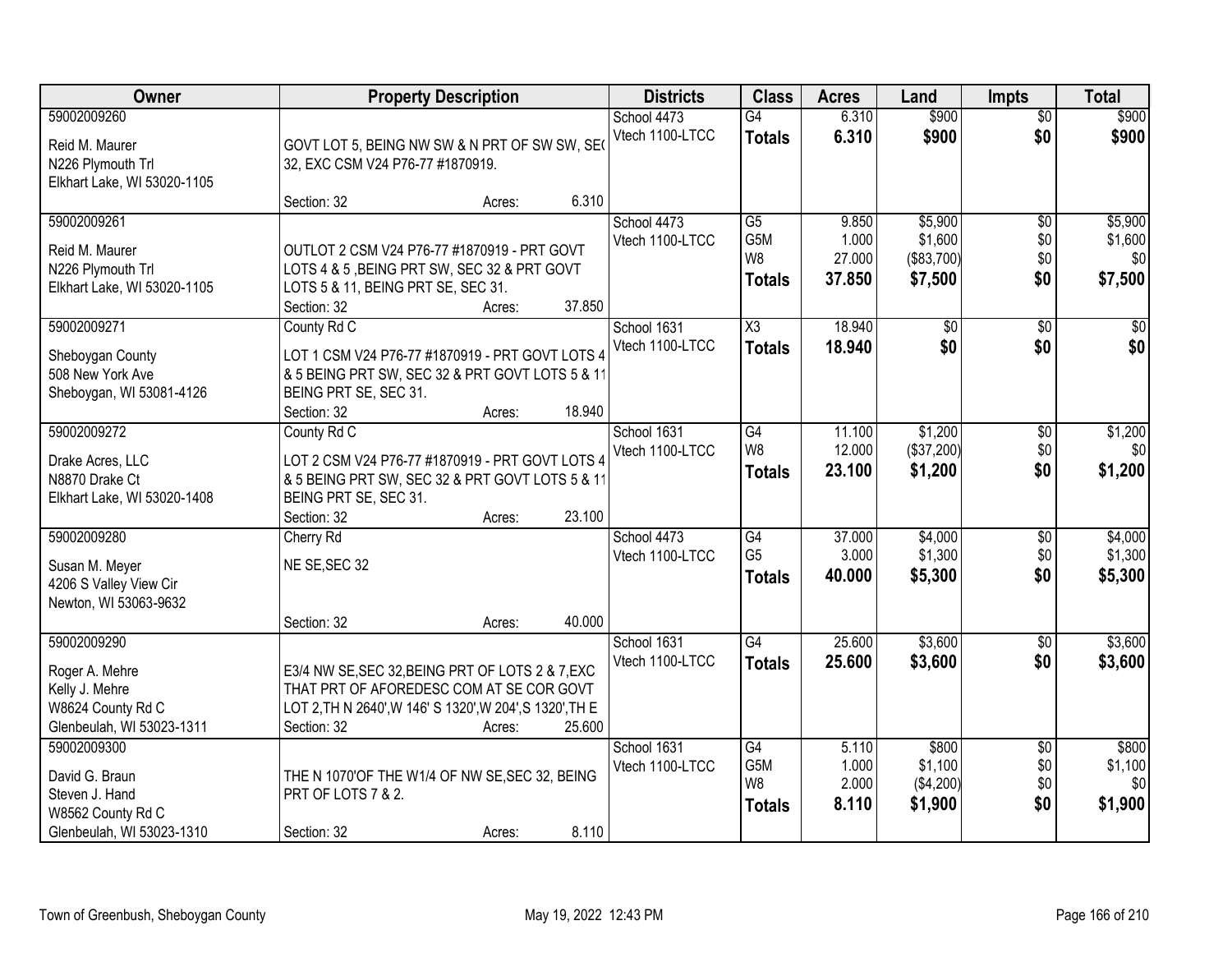| Owner | Property Description | Districts | Class | Acres | Land | Impts | Total |
|---|---|---|---|---|---|---|---|
| 59002009260<br>Reid M. Maurer<br>N226 Plymouth Trl<br>Elkhart Lake, WI 53020-1105 | GOVT LOT 5, BEING NW SW & N PRT OF SW SW, SEC 32, EXC CSM V24 P76-77 #1870919.<br>Section: 32 Acres: 6.310 | School 4473<br>Vtech 1100-LTCC | G4<br>**Totals** | 6.310<br>**6.310** | $900<br>**$900** | $0<br>**$0** | $900<br>**$900** |
| 59002009261<br>Reid M. Maurer<br>N226 Plymouth Trl<br>Elkhart Lake, WI 53020-1105 | OUTLOT 2 CSM V24 P76-77 #1870919 - PRT GOVT LOTS 4 & 5 ,BEING PRT SW, SEC 32 & PRT GOVT LOTS 5 & 11, BEING PRT SE, SEC 31.<br>Section: 32 Acres: 37.850 | School 4473<br>Vtech 1100-LTCC | G5<br>G5M<br>W8<br>**Totals** | 9.850<br>1.000<br>27.000<br>**37.850** | $5,900<br>$1,600<br>($83,700)<br>**$7,500** | $0<br>$0<br>$0<br>**$0** | $5,900<br>$1,600<br>$0<br>**$7,500** |
| 59002009271<br>Sheboygan County<br>508 New York Ave<br>Sheboygan, WI 53081-4126 | County Rd C<br>LOT 1 CSM V24 P76-77 #1870919 - PRT GOVT LOTS 4 & 5 BEING PRT SW, SEC 32 & PRT GOVT LOTS 5 & 11 BEING PRT SE, SEC 31.<br>Section: 32 Acres: 18.940 | School 1631<br>Vtech 1100-LTCC | X3<br>**Totals** | 18.940<br>**18.940** | $0<br>**$0** | $0<br>**$0** | $0<br>**$0** |
| 59002009272<br>Drake Acres, LLC<br>N8870 Drake Ct<br>Elkhart Lake, WI 53020-1408 | County Rd C<br>LOT 2 CSM V24 P76-77 #1870919 - PRT GOVT LOTS 4 & 5 BEING PRT SW, SEC 32 & PRT GOVT LOTS 5 & 11 BEING PRT SE, SEC 31.<br>Section: 32 Acres: 23.100 | School 1631<br>Vtech 1100-LTCC | G4<br>W8<br>**Totals** | 11.100<br>12.000<br>**23.100** | $1,200<br>($37,200)<br>**$1,200** | $0<br>$0<br>**$0** | $1,200<br>$0<br>**$1,200** |
| 59002009280<br>Susan M. Meyer<br>4206 S Valley View Cir<br>Newton, WI 53063-9632 | Cherry Rd<br>NE SE,SEC 32<br>Section: 32 Acres: 40.000 | School 4473<br>Vtech 1100-LTCC | G4<br>G5<br>**Totals** | 37.000<br>3.000<br>**40.000** | $4,000<br>$1,300<br>**$5,300** | $0<br>$0<br>**$0** | $4,000<br>$1,300<br>**$5,300** |
| 59002009290<br>Roger A. Mehre<br>Kelly J. Mehre<br>W8624 County Rd C<br>Glenbeulah, WI 53023-1311 | E3/4 NW SE,SEC 32,BEING PRT OF LOTS 2 & 7,EXC THAT PRT OF AFOREDESC COM AT SE COR GOVT LOT 2,TH N 2640',W 146' S 1320',W 204',S 1320',TH E<br>Section: 32 Acres: 25.600 | School 1631<br>Vtech 1100-LTCC | G4<br>**Totals** | 25.600<br>**25.600** | $3,600<br>**$3,600** | $0<br>**$0** | $3,600<br>**$3,600** |
| 59002009300<br>David G. Braun<br>Steven J. Hand<br>W8562 County Rd C<br>Glenbeulah, WI 53023-1310 | THE N 1070'OF THE W1/4 OF NW SE,SEC 32, BEING PRT OF LOTS 7 & 2.<br>Section: 32 Acres: 8.110 | School 1631<br>Vtech 1100-LTCC | G4<br>G5M<br>W8<br>**Totals** | 5.110<br>1.000<br>2.000<br>**8.110** | $800<br>$1,100<br>($4,200)<br>**$1,900** | $0<br>$0<br>$0<br>**$0** | $800<br>$1,100<br>$0<br>**$1,900** |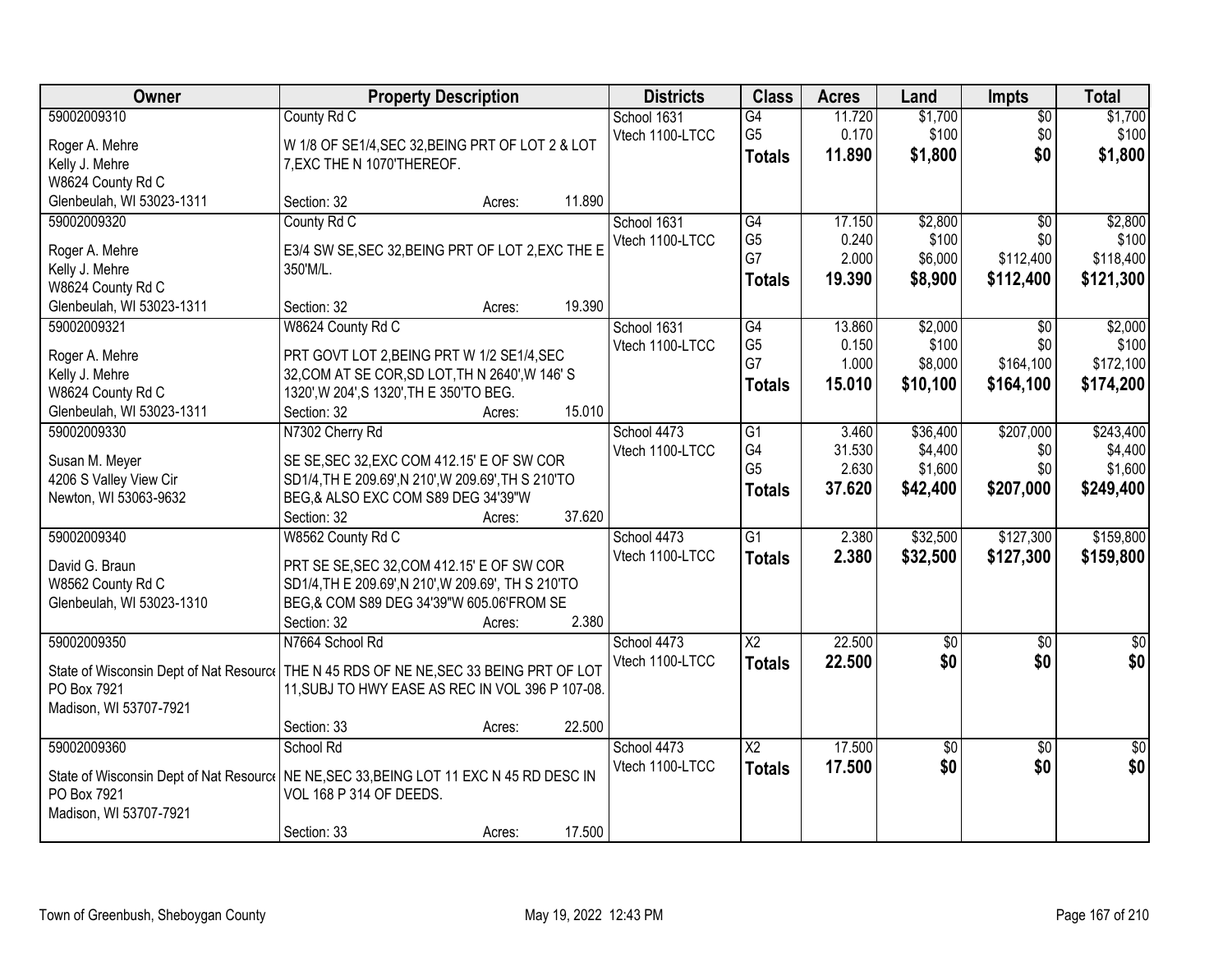| Owner | Property Description | Districts | Class | Acres | Land | Impts | Total |
|---|---|---|---|---|---|---|---|
| 59002009310<br>Roger A. Mehre<br>Kelly J. Mehre<br>W8624 County Rd C<br>Glenbeulah, WI 53023-1311 | County Rd C<br>W 1/8 OF SE1/4,SEC 32,BEING PRT OF LOT 2 & LOT 7,EXC THE N 1070'THEREOF.<br>Section: 32 Acres: 11.890 | School 1631<br>Vtech 1100-LTCC | G4<br>G5<br>**Totals** | 11.720<br>0.170<br>**11.890** | $1,700<br>$100<br>**$1,800** | $0<br>$0<br>**$0** | $1,700<br>$100<br>**$1,800** |
| 59002009320<br>Roger A. Mehre<br>Kelly J. Mehre<br>W8624 County Rd C<br>Glenbeulah, WI 53023-1311 | County Rd C<br>E3/4 SW SE,SEC 32,BEING PRT OF LOT 2,EXC THE E 350'M/L.<br>Section: 32 Acres: 19.390 | School 1631<br>Vtech 1100-LTCC | G4<br>G5<br>G7<br>**Totals** | 17.150<br>0.240<br>2.000<br>**19.390** | $2,800<br>$100<br>$6,000<br>**$8,900** | $0<br>$0<br>$112,400<br>**$112,400** | $2,800<br>$100<br>$118,400<br>**$121,300** |
| 59002009321<br>Roger A. Mehre<br>Kelly J. Mehre<br>W8624 County Rd C<br>Glenbeulah, WI 53023-1311 | W8624 County Rd C<br>PRT GOVT LOT 2,BEING PRT W 1/2 SE1/4,SEC 32,COM AT SE COR,SD LOT,TH N 2640',W 146' S 1320',W 204',S 1320',TH E 350'TO BEG.<br>Section: 32 Acres: 15.010 | School 1631<br>Vtech 1100-LTCC | G4<br>G5<br>G7<br>**Totals** | 13.860<br>0.150<br>1.000<br>**15.010** | $2,000<br>$100<br>$8,000<br>**$10,100** | $0<br>$0<br>$164,100<br>**$164,100** | $2,000<br>$100<br>$172,100<br>**$174,200** |
| 59002009330<br>Susan M. Meyer<br>4206 S Valley View Cir<br>Newton, WI 53063-9632 | N7302 Cherry Rd<br>SE SE,SEC 32,EXC COM 412.15' E OF SW COR SD1/4,TH E 209.69',N 210',W 209.69',TH S 210'TO BEG,& ALSO EXC COM S89 DEG 34'39"W<br>Section: 32 Acres: 37.620 | School 4473<br>Vtech 1100-LTCC | G1<br>G4<br>G5<br>**Totals** | 3.460<br>31.530<br>2.630<br>**37.620** | $36,400<br>$4,400<br>$1,600<br>**$42,400** | $207,000<br>$0<br>$0<br>**$207,000** | $243,400<br>$4,400<br>$1,600<br>**$249,400** |
| 59002009340<br>David G. Braun<br>W8562 County Rd C<br>Glenbeulah, WI 53023-1310 | W8562 County Rd C<br>PRT SE SE,SEC 32,COM 412.15' E OF SW COR SD1/4,TH E 209.69',N 210',W 209.69', TH S 210'TO BEG,& COM S89 DEG 34'39"W 605.06'FROM SE<br>Section: 32 Acres: 2.380 | School 4473<br>Vtech 1100-LTCC | G1<br>**Totals** | 2.380<br>**2.380** | $32,500<br>**$32,500** | $127,300<br>**$127,300** | $159,800<br>**$159,800** |
| 59002009350<br>State of Wisconsin Dept of Nat Resource<br>PO Box 7921<br>Madison, WI 53707-7921 | N7664 School Rd<br>THE N 45 RDS OF NE NE,SEC 33 BEING PRT OF LOT 11,SUBJ TO HWY EASE AS REC IN VOL 396 P 107-08.<br>Section: 33 Acres: 22.500 | School 4473<br>Vtech 1100-LTCC | X2<br>**Totals** | 22.500<br>**22.500** | $0<br>**$0** | $0<br>**$0** | $0<br>**$0** |
| 59002009360<br>State of Wisconsin Dept of Nat Resource<br>PO Box 7921<br>Madison, WI 53707-7921 | School Rd<br>NE NE,SEC 33,BEING LOT 11 EXC N 45 RD DESC IN VOL 168 P 314 OF DEEDS.<br>Section: 33 Acres: 17.500 | School 4473<br>Vtech 1100-LTCC | X2<br>**Totals** | 17.500<br>**17.500** | $0<br>**$0** | $0<br>**$0** | $0<br>**$0** |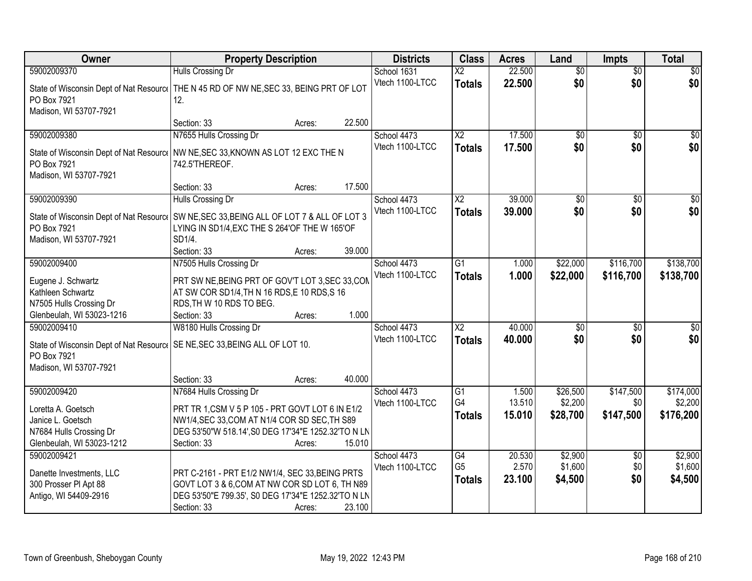| Owner | Property Description | Districts | Class | Acres | Land | Impts | Total |
|---|---|---|---|---|---|---|---|
| 59002009370<br>State of Wisconsin Dept of Nat Resource<br>PO Box 7921<br>Madison, WI 53707-7921 | Hulls Crossing Dr<br>THE N 45 RD OF NW NE,SEC 33, BEING PRT OF LOT 12.<br>Section: 33 Acres: 22.500 | School 1631<br>Vtech 1100-LTCC | X2<br>**Totals** | 22.500<br>**22.500** | $0<br>**$0** | $0<br>**$0** | $0<br>**$0** |
| 59002009380<br>State of Wisconsin Dept of Nat Resource<br>PO Box 7921<br>Madison, WI 53707-7921 | N7655 Hulls Crossing Dr<br>NW NE,SEC 33,KNOWN AS LOT 12 EXC THE N 742.5'THEREOF.<br>Section: 33 Acres: 17.500 | School 4473<br>Vtech 1100-LTCC | X2<br>**Totals** | 17.500<br>**17.500** | $0<br>**$0** | $0<br>**$0** | $0<br>**$0** |
| 59002009390<br>State of Wisconsin Dept of Nat Resource<br>PO Box 7921<br>Madison, WI 53707-7921 | Hulls Crossing Dr<br>SW NE,SEC 33,BEING ALL OF LOT 7 & ALL OF LOT 3 LYING IN SD1/4,EXC THE S 264'OF THE W 165'OF SD1/4.<br>Section: 33 Acres: 39.000 | School 4473<br>Vtech 1100-LTCC | X2<br>**Totals** | 39.000<br>**39.000** | $0<br>**$0** | $0<br>**$0** | $0<br>**$0** |
| 59002009400<br>Eugene J. Schwartz<br>Kathleen Schwartz<br>N7505 Hulls Crossing Dr<br>Glenbeulah, WI 53023-1216 | N7505 Hulls Crossing Dr<br>PRT SW NE,BEING PRT OF GOV'T LOT 3,SEC 33,COM AT SW COR SD1/4,TH N 16 RDS,E 10 RDS,S 16 RDS,TH W 10 RDS TO BEG.<br>Section: 33 Acres: 1.000 | School 4473<br>Vtech 1100-LTCC | G1<br>**Totals** | 1.000<br>**1.000** | $22,000<br>**$22,000** | $116,700<br>**$116,700** | $138,700<br>**$138,700** |
| 59002009410<br>State of Wisconsin Dept of Nat Resource<br>PO Box 7921<br>Madison, WI 53707-7921 | W8180 Hulls Crossing Dr<br>SE NE,SEC 33,BEING ALL OF LOT 10.<br>Section: 33 Acres: 40.000 | School 4473<br>Vtech 1100-LTCC | X2<br>**Totals** | 40.000<br>**40.000** | $0<br>**$0** | $0<br>**$0** | $0<br>**$0** |
| 59002009420<br>Loretta A. Goetsch<br>Janice L. Goetsch<br>N7684 Hulls Crossing Dr<br>Glenbeulah, WI 53023-1212 | N7684 Hulls Crossing Dr<br>PRT TR 1,CSM V 5 P 105 - PRT GOVT LOT 6 IN E1/2 NW1/4,SEC 33,COM AT N1/4 COR SD SEC,TH S89 DEG 53'50"W 518.14',S0 DEG 17'34"E 1252.32'TO N LN<br>Section: 33 Acres: 15.010 | School 4473<br>Vtech 1100-LTCC | G1<br>G4<br>**Totals** | 1.500<br>13.510<br>**15.010** | $26,500<br>$2,200<br>**$28,700** | $147,500<br>$0<br>**$147,500** | $174,000<br>$2,200<br>**$176,200** |
| 59002009421<br>Danette Investments, LLC<br>300 Prosser Pl Apt 88<br>Antigo, WI 54409-2916 | PRT C-2161 - PRT E1/2 NW1/4, SEC 33,BEING PRTS GOVT LOT 3 & 6,COM AT NW COR SD LOT 6, TH N89 DEG 53'50"E 799.35', S0 DEG 17'34"E 1252.32'TO N LN<br>Section: 33 Acres: 23.100 | School 4473<br>Vtech 1100-LTCC | G4<br>G5<br>**Totals** | 20.530<br>2.570<br>**23.100** | $2,900<br>$1,600<br>**$4,500** | $0<br>$0<br>**$0** | $2,900<br>$1,600<br>**$4,500** |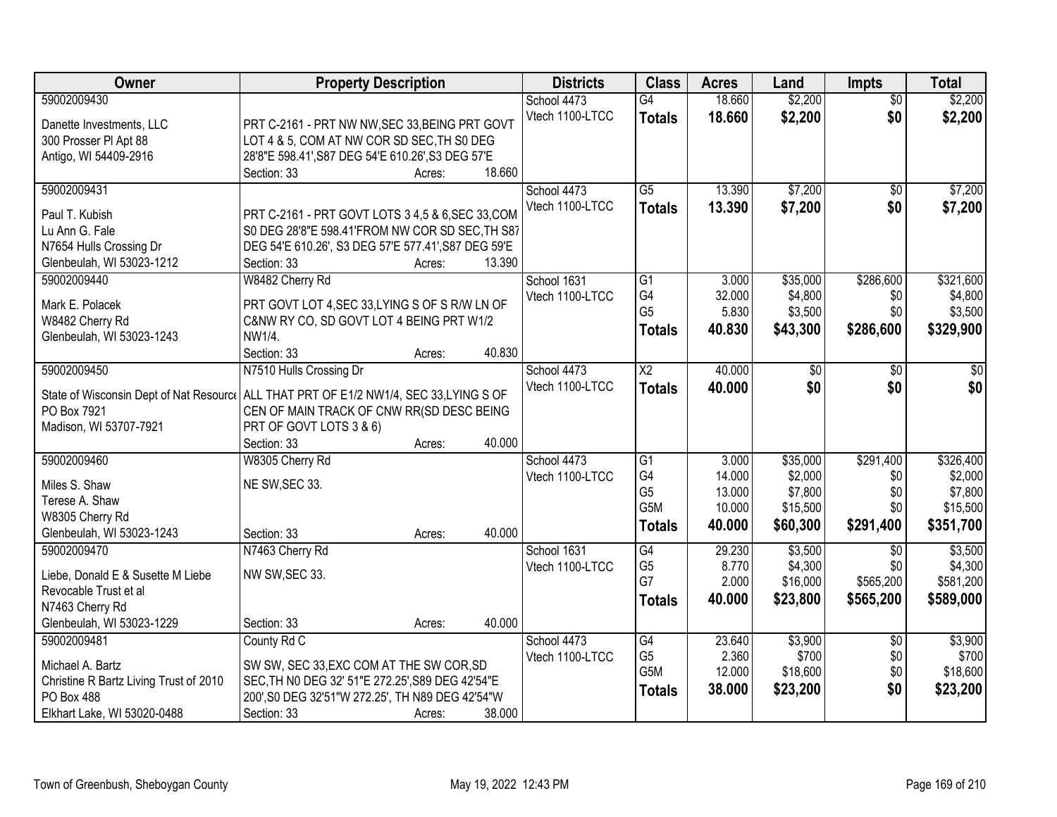| Owner | Property Description | Districts | Class | Acres | Land | Impts | Total |
|---|---|---|---|---|---|---|---|
| 59002009430<br><br>Danette Investments, LLC<br>300 Prosser Pl Apt 88<br>Antigo, WI 54409-2916 | PRT C-2161 - PRT NW NW,SEC 33,BEING PRT GOVT LOT 4 & 5, COM AT NW COR SD SEC,TH S0 DEG 28'8"E 598.41',S87 DEG 54'E 610.26',S3 DEG 57'E<br>Section: 33 Acres: 18.660 | School 4473<br>Vtech 1100-LTCC | G4<br>**Totals** | 18.660<br>**18.660** | $2,200<br>**$2,200** | $0<br>**$0** | $2,200<br>**$2,200** |
| 59002009431<br><br>Paul T. Kubish<br>Lu Ann G. Fale<br>N7654 Hulls Crossing Dr<br>Glenbeulah, WI 53023-1212 | PRT C-2161 - PRT GOVT LOTS 3 4,5 & 6,SEC 33,COM S0 DEG 28'8"E 598.41'FROM NW COR SD SEC,TH S87 DEG 54'E 610.26', S3 DEG 57'E 577.41',S87 DEG 59'E<br>Section: 33 Acres: 13.390 | School 4473<br>Vtech 1100-LTCC | G5<br>**Totals** | 13.390<br>**13.390** | $7,200<br>**$7,200** | $0<br>**$0** | $7,200<br>**$7,200** |
| 59002009440<br><br>Mark E. Polacek<br>W8482 Cherry Rd<br>Glenbeulah, WI 53023-1243 | W8482 Cherry Rd<br>PRT GOVT LOT 4,SEC 33,LYING S OF S R/W LN OF C&NW RY CO, SD GOVT LOT 4 BEING PRT W1/2 NW1/4.<br>Section: 33 Acres: 40.830 | School 1631<br>Vtech 1100-LTCC | G1<br>G4<br>G5<br>**Totals** | 3.000<br>32.000<br>5.830<br>**40.830** | $35,000<br>$4,800<br>$3,500<br>**$43,300** | $286,600<br>$0<br>$0<br>**$286,600** | $321,600<br>$4,800<br>$3,500<br>**$329,900** |
| 59002009450<br><br>State of Wisconsin Dept of Nat Resource<br>PO Box 7921<br>Madison, WI 53707-7921 | N7510 Hulls Crossing Dr<br>ALL THAT PRT OF E1/2 NW1/4, SEC 33,LYING S OF CEN OF MAIN TRACK OF CNW RR(SD DESC BEING PRT OF GOVT LOTS 3 & 6)<br>Section: 33 Acres: 40.000 | School 4473<br>Vtech 1100-LTCC | X2<br>**Totals** | 40.000<br>**40.000** | $0<br>**$0** | $0<br>**$0** | $0<br>**$0** |
| 59002009460<br><br>Miles S. Shaw<br>Terese A. Shaw<br>W8305 Cherry Rd<br>Glenbeulah, WI 53023-1243 | W8305 Cherry Rd<br>NE SW,SEC 33.<br>Section: 33 Acres: 40.000 | School 4473<br>Vtech 1100-LTCC | G1<br>G4<br>G5<br>G5M<br>**Totals** | 3.000<br>14.000<br>13.000<br>10.000<br>**40.000** | $35,000<br>$2,000<br>$7,800<br>$15,500<br>**$60,300** | $291,400<br>$0<br>$0<br>$0<br>**$291,400** | $326,400<br>$2,000<br>$7,800<br>$15,500<br>**$351,700** |
| 59002009470<br><br>Liebe, Donald E & Susette M Liebe Revocable Trust et al<br>N7463 Cherry Rd<br>Glenbeulah, WI 53023-1229 | N7463 Cherry Rd<br>NW SW,SEC 33.<br>Section: 33 Acres: 40.000 | School 1631<br>Vtech 1100-LTCC | G4<br>G5<br>G7<br>**Totals** | 29.230<br>8.770<br>2.000<br>**40.000** | $3,500<br>$4,300<br>$16,000<br>**$23,800** | $0<br>$0<br>$565,200<br>**$565,200** | $3,500<br>$4,300<br>$581,200<br>**$589,000** |
| 59002009481<br><br>Michael A. Bartz<br>Christine R Bartz Living Trust of 2010<br>PO Box 488<br>Elkhart Lake, WI 53020-0488 | County Rd C<br>SW SW, SEC 33,EXC COM AT THE SW COR,SD SEC,TH N0 DEG 32' 51"E 272.25',S89 DEG 42'54"E 200',S0 DEG 32'51"W 272.25', TH N89 DEG 42'54"W<br>Section: 33 Acres: 38.000 | School 4473<br>Vtech 1100-LTCC | G4<br>G5<br>G5M<br>**Totals** | 23.640<br>2.360<br>12.000<br>**38.000** | $3,900<br>$700<br>$18,600<br>**$23,200** | $0<br>$0<br>$0<br>**$0** | $3,900<br>$700<br>$18,600<br>**$23,200** |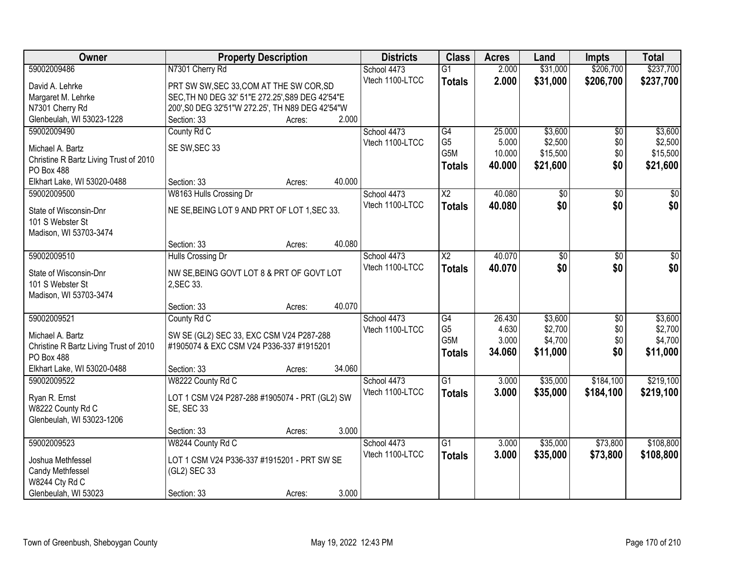| Owner | Property Description | Districts | Class | Acres | Land | Impts | Total |
|---|---|---|---|---|---|---|---|
| 59002009486 | N7301 Cherry Rd | School 4473 | G1 | 2.000 | $31,000 | $206,700 | $237,700 |
| David A. Lehrke<br>Margaret M. Lehrke<br>N7301 Cherry Rd<br>Glenbeulah, WI 53023-1228 | PRT SW SW,SEC 33,COM AT THE SW COR,SD SEC,TH N0 DEG 32' 51"E 272.25',S89 DEG 42'54"E 200',S0 DEG 32'51"W 272.25', TH N89 DEG 42'54"W<br>Section: 33 Acres: 2.000 | Vtech 1100-LTCC | **Totals** | **2.000** | **$31,000** | **$206,700** | **$237,700** |
| 59002009490 | County Rd C | School 4473 | G4 | 25.000 | $3,600 | $0 | $3,600 |
| Michael A. Bartz<br>Christine R Bartz Living Trust of 2010<br>PO Box 488<br>Elkhart Lake, WI 53020-0488 | SE SW,SEC 33<br>Section: 33 Acres: 40.000 | Vtech 1100-LTCC | G5<br>G5M<br>**Totals** | 5.000<br>10.000<br>**40.000** | $2,500<br>$15,500<br>**$21,600** | $0<br>$0<br>**$0** | $2,500<br>$15,500<br>**$21,600** |
| 59002009500 | W8163 Hulls Crossing Dr | School 4473 | X2 | 40.080 | $0 | $0 | $0 |
| State of Wisconsin-Dnr<br>101 S Webster St<br>Madison, WI 53703-3474 | NE SE,BEING LOT 9 AND PRT OF LOT 1,SEC 33.<br>Section: 33 Acres: 40.080 | Vtech 1100-LTCC | **Totals** | **40.080** | **$0** | **$0** | **$0** |
| 59002009510 | Hulls Crossing Dr | School 4473 | X2 | 40.070 | $0 | $0 | $0 |
| State of Wisconsin-Dnr<br>101 S Webster St<br>Madison, WI 53703-3474 | NW SE,BEING GOVT LOT 8 & PRT OF GOVT LOT 2,SEC 33.<br>Section: 33 Acres: 40.070 | Vtech 1100-LTCC | **Totals** | **40.070** | **$0** | **$0** | **$0** |
| 59002009521 | County Rd C | School 4473 | G4 | 26.430 | $3,600 | $0 | $3,600 |
| Michael A. Bartz<br>Christine R Bartz Living Trust of 2010<br>PO Box 488<br>Elkhart Lake, WI 53020-0488 | SW SE (GL2) SEC 33, EXC CSM V24 P287-288 #1905074 & EXC CSM V24 P336-337 #1915201<br>Section: 33 Acres: 34.060 | Vtech 1100-LTCC | G5<br>G5M<br>**Totals** | 4.630<br>3.000<br>**34.060** | $2,700<br>$4,700<br>**$11,000** | $0<br>$0<br>**$0** | $2,700<br>$4,700<br>**$11,000** |
| 59002009522 | W8222 County Rd C | School 4473 | G1 | 3.000 | $35,000 | $184,100 | $219,100 |
| Ryan R. Ernst<br>W8222 County Rd C<br>Glenbeulah, WI 53023-1206 | LOT 1 CSM V24 P287-288 #1905074 - PRT (GL2) SW SE, SEC 33<br>Section: 33 Acres: 3.000 | Vtech 1100-LTCC | **Totals** | **3.000** | **$35,000** | **$184,100** | **$219,100** |
| 59002009523 | W8244 County Rd C | School 4473 | G1 | 3.000 | $35,000 | $73,800 | $108,800 |
| Joshua Methfessel<br>Candy Methfessel<br>W8244 Cty Rd C<br>Glenbeulah, WI 53023 | LOT 1 CSM V24 P336-337 #1915201 - PRT SW SE (GL2) SEC 33<br>Section: 33 Acres: 3.000 | Vtech 1100-LTCC | **Totals** | **3.000** | **$35,000** | **$73,800** | **$108,800** |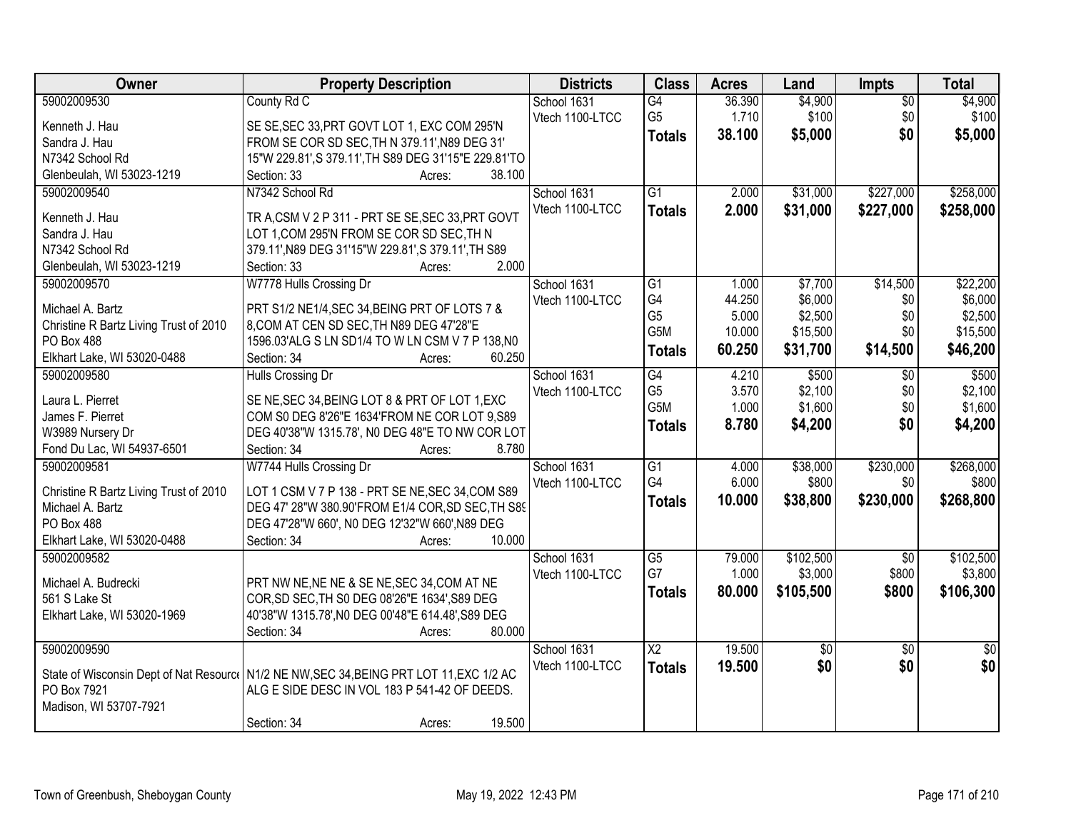| Owner | Property Description | Districts | Class | Acres | Land | Impts | Total |
|---|---|---|---|---|---|---|---|
| 59002009530<br>Kenneth J. Hau<br>Sandra J. Hau<br>N7342 School Rd<br>Glenbeulah, WI 53023-1219 | County Rd C<br>SE SE,SEC 33,PRT GOVT LOT 1, EXC COM 295'N FROM SE COR SD SEC,TH N 379.11',N89 DEG 31' 15"W 229.81',S 379.11',TH S89 DEG 31'15"E 229.81'TO<br>Section: 33 Acres: 38.100 | School 1631<br>Vtech 1100-LTCC | G4<br>G5<br>**Totals** | 36.390<br>1.710<br>**38.100** | $4,900<br>$100<br>**$5,000** | $0<br>$0<br>**$0** | $4,900<br>$100<br>**$5,000** |
| 59002009540<br>Kenneth J. Hau<br>Sandra J. Hau<br>N7342 School Rd<br>Glenbeulah, WI 53023-1219 | N7342 School Rd<br>TR A,CSM V 2 P 311 - PRT SE SE,SEC 33,PRT GOVT LOT 1,COM 295'N FROM SE COR SD SEC,TH N 379.11',N89 DEG 31'15"W 229.81',S 379.11',TH S89<br>Section: 33 Acres: 2.000 | School 1631<br>Vtech 1100-LTCC | G1<br>**Totals** | 2.000<br>**2.000** | $31,000<br>**$31,000** | $227,000<br>**$227,000** | $258,000<br>**$258,000** |
| 59002009570<br>Michael A. Bartz<br>Christine R Bartz Living Trust of 2010<br>PO Box 488<br>Elkhart Lake, WI 53020-0488 | W7778 Hulls Crossing Dr<br>PRT S1/2 NE1/4,SEC 34,BEING PRT OF LOTS 7 & 8,COM AT CEN SD SEC,TH N89 DEG 47'28"E 1596.03'ALG S LN SD1/4 TO W LN CSM V 7 P 138,N0<br>Section: 34 Acres: 60.250 | School 1631<br>Vtech 1100-LTCC | G1<br>G4<br>G5<br>G5M<br>**Totals** | 1.000<br>44.250<br>5.000<br>10.000<br>**60.250** | $7,700<br>$6,000<br>$2,500<br>$15,500<br>**$31,700** | $14,500<br>$0<br>$0<br>$0<br>**$14,500** | $22,200<br>$6,000<br>$2,500<br>$15,500<br>**$46,200** |
| 59002009580<br>Laura L. Pierret<br>James F. Pierret<br>W3989 Nursery Dr<br>Fond Du Lac, WI 54937-6501 | Hulls Crossing Dr<br>SE NE,SEC 34,BEING LOT 8 & PRT OF LOT 1,EXC COM S0 DEG 8'26"E 1634'FROM NE COR LOT 9,S89 DEG 40'38"W 1315.78', N0 DEG 48"E TO NW COR LOT<br>Section: 34 Acres: 8.780 | School 1631<br>Vtech 1100-LTCC | G4<br>G5<br>G5M<br>**Totals** | 4.210<br>3.570<br>1.000<br>**8.780** | $500<br>$2,100<br>$1,600<br>**$4,200** | $0<br>$0<br>$0<br>**$0** | $500<br>$2,100<br>$1,600<br>**$4,200** |
| 59002009581<br>Christine R Bartz Living Trust of 2010<br>Michael A. Bartz<br>PO Box 488<br>Elkhart Lake, WI 53020-0488 | W7744 Hulls Crossing Dr<br>LOT 1 CSM V 7 P 138 - PRT SE NE,SEC 34,COM S89 DEG 47' 28"W 380.90'FROM E1/4 COR,SD SEC,TH S89 DEG 47'28"W 660', N0 DEG 12'32"W 660',N89 DEG<br>Section: 34 Acres: 10.000 | School 1631<br>Vtech 1100-LTCC | G1<br>G4<br>**Totals** | 4.000<br>6.000<br>**10.000** | $38,000<br>$800<br>**$38,800** | $230,000<br>$0<br>**$230,000** | $268,000<br>$800<br>**$268,800** |
| 59002009582<br>Michael A. Budrecki<br>561 S Lake St<br>Elkhart Lake, WI 53020-1969 | PRT NW NE,NE NE & SE NE,SEC 34,COM AT NE COR,SD SEC,TH S0 DEG 08'26"E 1634',S89 DEG 40'38"W 1315.78',N0 DEG 00'48"E 614.48',S89 DEG<br>Section: 34 Acres: 80.000 | School 1631<br>Vtech 1100-LTCC | G5<br>G7<br>**Totals** | 79.000<br>1.000<br>**80.000** | $102,500<br>$3,000<br>**$105,500** | $0<br>$800<br>**$800** | $102,500<br>$3,800<br>**$106,300** |
| 59002009590<br>State of Wisconsin Dept of Nat Resource<br>PO Box 7921<br>Madison, WI 53707-7921 | N1/2 NE NW,SEC 34,BEING PRT LOT 11,EXC 1/2 AC ALG E SIDE DESC IN VOL 183 P 541-42 OF DEEDS.<br>Section: 34 Acres: 19.500 | School 1631<br>Vtech 1100-LTCC | X2<br>**Totals** | 19.500<br>**19.500** | $0<br>**$0** | $0<br>**$0** | $0<br>**$0** |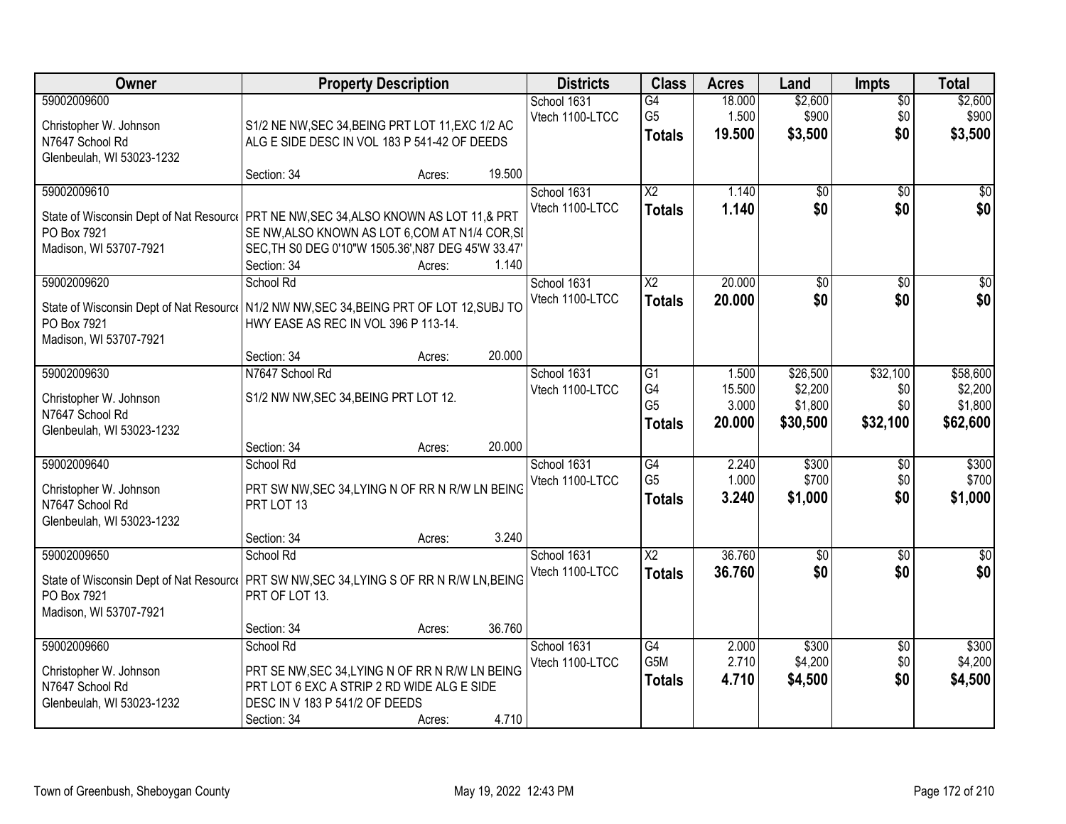| Owner | Property Description | Districts | Class | Acres | Land | Impts | Total |
|---|---|---|---|---|---|---|---|
| 59002009600<br>Christopher W. Johnson<br>N7647 School Rd<br>Glenbeulah, WI 53023-1232 | S1/2 NE NW,SEC 34,BEING PRT LOT 11,EXC 1/2 AC ALG E SIDE DESC IN VOL 183 P 541-42 OF DEEDS<br>Section: 34 Acres: 19.500 | School 1631<br>Vtech 1100-LTCC | G4<br>G5<br>**Totals** | 18.000<br>1.500<br>**19.500** | $2,600<br>$900<br>**$3,500** | $0<br>$0<br>**$0** | $2,600<br>$900<br>**$3,500** |
| 59002009610<br>State of Wisconsin Dept of Nat Resource<br>PO Box 7921<br>Madison, WI 53707-7921 | PRT NE NW,SEC 34,ALSO KNOWN AS LOT 11,& PRT SE NW,ALSO KNOWN AS LOT 6,COM AT N1/4 COR,SI SEC,TH S0 DEG 0'10"W 1505.36',N87 DEG 45'W 33.47'<br>Section: 34 Acres: 1.140 | School 1631<br>Vtech 1100-LTCC | X2<br>**Totals** | 1.140<br>**1.140** | $0<br>**$0** | $0<br>**$0** | $0<br>**$0** |
| 59002009620<br>State of Wisconsin Dept of Nat Resource<br>PO Box 7921<br>Madison, WI 53707-7921 | School Rd<br>N1/2 NW NW,SEC 34,BEING PRT OF LOT 12,SUBJ TO HWY EASE AS REC IN VOL 396 P 113-14.<br>Section: 34 Acres: 20.000 | School 1631<br>Vtech 1100-LTCC | X2<br>**Totals** | 20.000<br>**20.000** | $0<br>**$0** | $0<br>**$0** | $0<br>**$0** |
| 59002009630<br>Christopher W. Johnson<br>N7647 School Rd<br>Glenbeulah, WI 53023-1232 | N7647 School Rd<br>S1/2 NW NW,SEC 34,BEING PRT LOT 12.<br>Section: 34 Acres: 20.000 | School 1631<br>Vtech 1100-LTCC | G1<br>G4<br>G5<br>**Totals** | 1.500<br>15.500<br>3.000<br>**20.000** | $26,500<br>$2,200<br>$1,800<br>**$30,500** | $32,100<br>$0<br>$0<br>**$32,100** | $58,600<br>$2,200<br>$1,800<br>**$62,600** |
| 59002009640<br>Christopher W. Johnson<br>N7647 School Rd<br>Glenbeulah, WI 53023-1232 | School Rd<br>PRT SW NW,SEC 34,LYING N OF RR N R/W LN BEING PRT LOT 13<br>Section: 34 Acres: 3.240 | School 1631<br>Vtech 1100-LTCC | G4<br>G5<br>**Totals** | 2.240<br>1.000<br>**3.240** | $300<br>$700<br>**$1,000** | $0<br>$0<br>**$0** | $300<br>$700<br>**$1,000** |
| 59002009650<br>State of Wisconsin Dept of Nat Resource<br>PO Box 7921<br>Madison, WI 53707-7921 | School Rd<br>PRT SW NW,SEC 34,LYING S OF RR N R/W LN,BEING PRT OF LOT 13.<br>Section: 34 Acres: 36.760 | School 1631<br>Vtech 1100-LTCC | X2<br>**Totals** | 36.760<br>**36.760** | $0<br>**$0** | $0<br>**$0** | $0<br>**$0** |
| 59002009660<br>Christopher W. Johnson<br>N7647 School Rd<br>Glenbeulah, WI 53023-1232 | School Rd<br>PRT SE NW,SEC 34,LYING N OF RR N R/W LN BEING PRT LOT 6 EXC A STRIP 2 RD WIDE ALG E SIDE DESC IN V 183 P 541/2 OF DEEDS<br>Section: 34 Acres: 4.710 | School 1631<br>Vtech 1100-LTCC | G4<br>G5M<br>**Totals** | 2.000<br>2.710<br>**4.710** | $300<br>$4,200<br>**$4,500** | $0<br>$0<br>**$0** | $300<br>$4,200<br>**$4,500** |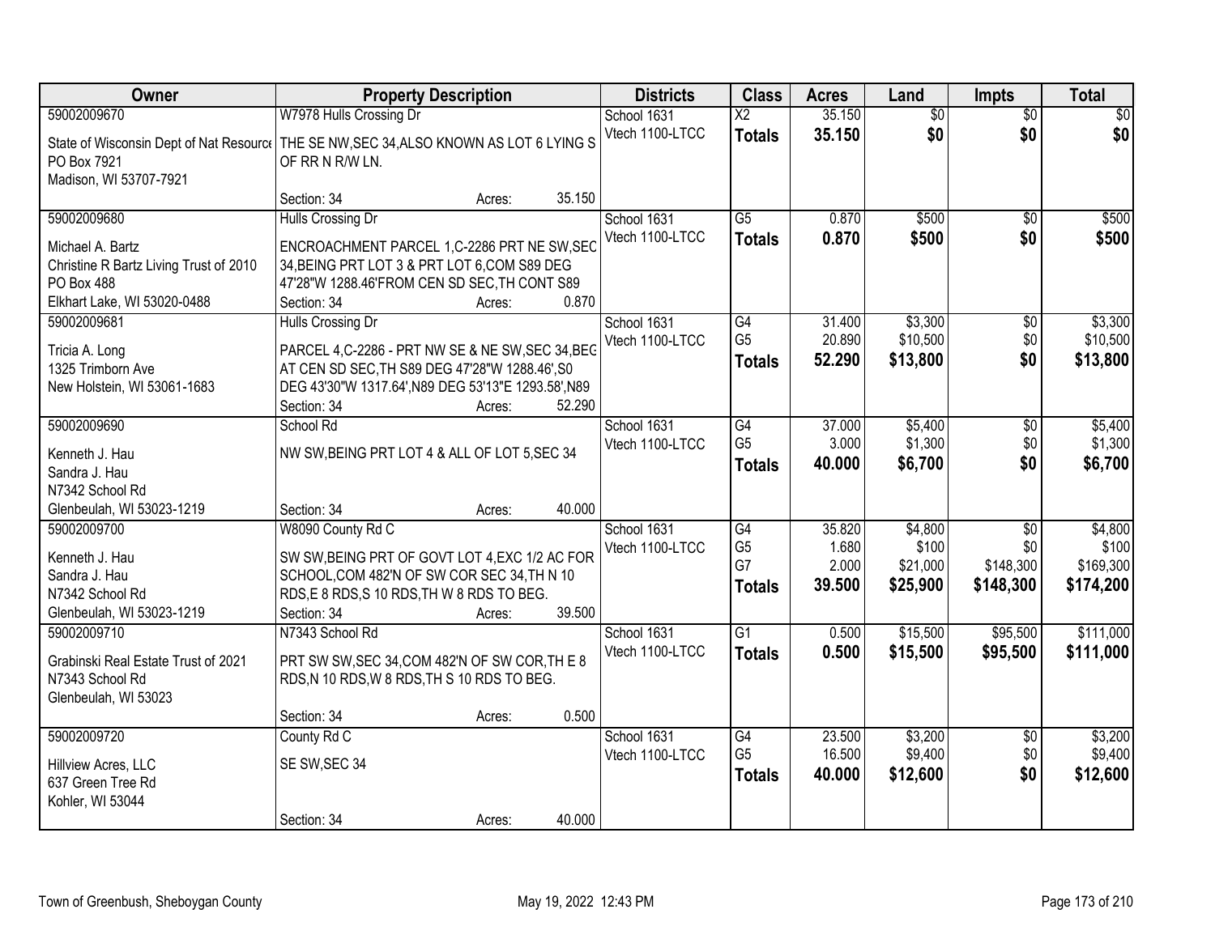| Owner | Property Description | Districts | Class | Acres | Land | Impts | Total |
|---|---|---|---|---|---|---|---|
| 59002009670<br>State of Wisconsin Dept of Nat Resource<br>PO Box 7921<br>Madison, WI 53707-7921 | W7978 Hulls Crossing Dr<br>THE SE NW,SEC 34,ALSO KNOWN AS LOT 6 LYING S OF RR N R/W LN.<br>Section: 34 Acres: 35.150 | School 1631<br>Vtech 1100-LTCC | X2<br>**Totals** | 35.150<br>**35.150** | $0<br>**$0** | $0<br>**$0** | $0<br>**$0** |
| 59002009680<br>Michael A. Bartz<br>Christine R Bartz Living Trust of 2010<br>PO Box 488<br>Elkhart Lake, WI 53020-0488 | Hulls Crossing Dr<br>ENCROACHMENT PARCEL 1,C-2286 PRT NE SW,SEC 34,BEING PRT LOT 3 & PRT LOT 6,COM S89 DEG 47'28"W 1288.46'FROM CEN SD SEC,TH CONT S89<br>Section: 34 Acres: 0.870 | School 1631<br>Vtech 1100-LTCC | G5<br>**Totals** | 0.870<br>**0.870** | $500<br>**$500** | $0<br>**$0** | $500<br>**$500** |
| 59002009681<br>Tricia A. Long<br>1325 Trimborn Ave<br>New Holstein, WI 53061-1683 | Hulls Crossing Dr<br>PARCEL 4,C-2286 - PRT NW SE & NE SW,SEC 34,BEG AT CEN SD SEC,TH S89 DEG 47'28"W 1288.46',S0 DEG 43'30"W 1317.64',N89 DEG 53'13"E 1293.58',N89<br>Section: 34 Acres: 52.290 | School 1631<br>Vtech 1100-LTCC | G4<br>G5<br>**Totals** | 31.400<br>20.890<br>**52.290** | $3,300<br>$10,500<br>**$13,800** | $0<br>$0<br>**$0** | $3,300<br>$10,500<br>**$13,800** |
| 59002009690<br>Kenneth J. Hau<br>Sandra J. Hau<br>N7342 School Rd<br>Glenbeulah, WI 53023-1219 | School Rd<br>NW SW,BEING PRT LOT 4 & ALL OF LOT 5,SEC 34<br>Section: 34 Acres: 40.000 | School 1631<br>Vtech 1100-LTCC | G4<br>G5<br>**Totals** | 37.000<br>3.000<br>**40.000** | $5,400<br>$1,300<br>**$6,700** | $0<br>$0<br>**$0** | $5,400<br>$1,300<br>**$6,700** |
| 59002009700<br>Kenneth J. Hau<br>Sandra J. Hau<br>N7342 School Rd<br>Glenbeulah, WI 53023-1219 | W8090 County Rd C<br>SW SW,BEING PRT OF GOVT LOT 4,EXC 1/2 AC FOR SCHOOL,COM 482'N OF SW COR SEC 34,TH N 10 RDS,E 8 RDS,S 10 RDS,TH W 8 RDS TO BEG.<br>Section: 34 Acres: 39.500 | School 1631<br>Vtech 1100-LTCC | G4<br>G5<br>G7<br>**Totals** | 35.820<br>1.680<br>2.000<br>**39.500** | $4,800<br>$100<br>$21,000<br>**$25,900** | $0<br>$0<br>$148,300<br>**$148,300** | $4,800<br>$100<br>$169,300<br>**$174,200** |
| 59002009710<br>Grabinski Real Estate Trust of 2021<br>N7343 School Rd<br>Glenbeulah, WI 53023 | N7343 School Rd<br>PRT SW SW,SEC 34,COM 482'N OF SW COR,TH E 8 RDS,N 10 RDS,W 8 RDS,TH S 10 RDS TO BEG.<br>Section: 34 Acres: 0.500 | School 1631<br>Vtech 1100-LTCC | G1<br>**Totals** | 0.500<br>**0.500** | $15,500<br>**$15,500** | $95,500<br>**$95,500** | $111,000<br>**$111,000** |
| 59002009720<br>Hillview Acres, LLC<br>637 Green Tree Rd<br>Kohler, WI 53044 | County Rd C<br>SE SW,SEC 34<br>Section: 34 Acres: 40.000 | School 1631<br>Vtech 1100-LTCC | G4<br>G5<br>**Totals** | 23.500<br>16.500<br>**40.000** | $3,200<br>$9,400<br>**$12,600** | $0<br>$0<br>**$0** | $3,200<br>$9,400<br>**$12,600** |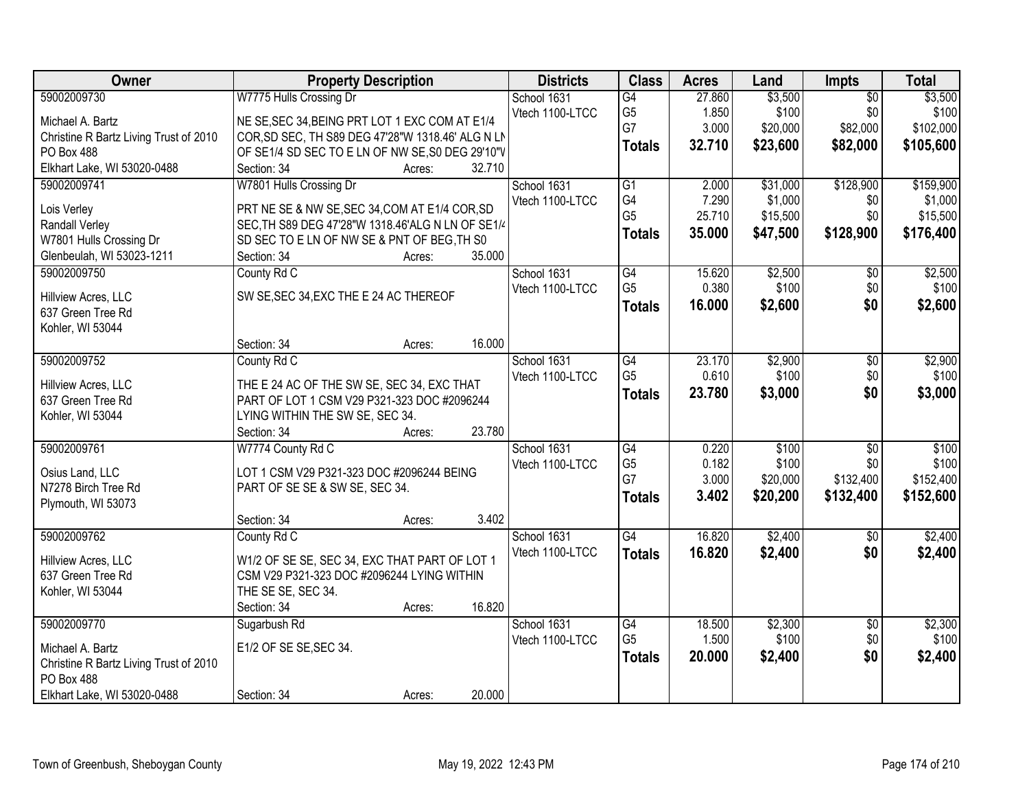| Owner | Property Description | Districts | Class | Acres | Land | Impts | Total |
|---|---|---|---|---|---|---|---|
| 59002009730<br>Michael A. Bartz<br>Christine R Bartz Living Trust of 2010<br>PO Box 488<br>Elkhart Lake, WI 53020-0488 | W7775 Hulls Crossing Dr<br>NE SE,SEC 34,BEING PRT LOT 1 EXC COM AT E1/4 COR,SD SEC, TH S89 DEG 47'28"W 1318.46' ALG N LN OF SE1/4 SD SEC TO E LN OF NW SE,S0 DEG 29'10"V<br>Section: 34 Acres: 32.710 | School 1631<br>Vtech 1100-LTCC | G4<br>G5<br>G7<br>**Totals** | 27.860<br>1.850<br>3.000<br>**32.710** | $3,500<br>$100<br>$20,000<br>**$23,600** | $0<br>$0<br>$82,000<br>**$82,000** | $3,500<br>$100<br>$102,000<br>**$105,600** |
| 59002009741<br>Lois Verley<br>Randall Verley<br>W7801 Hulls Crossing Dr<br>Glenbeulah, WI 53023-1211 | W7801 Hulls Crossing Dr<br>PRT NE SE & NW SE,SEC 34,COM AT E1/4 COR,SD SEC,TH S89 DEG 47'28"W 1318.46'ALG N LN OF SE1/4 SD SEC TO E LN OF NW SE & PNT OF BEG,TH S0<br>Section: 34 Acres: 35.000 | School 1631<br>Vtech 1100-LTCC | G1<br>G4<br>G5<br>**Totals** | 2.000<br>7.290<br>25.710<br>**35.000** | $31,000<br>$1,000<br>$15,500<br>**$47,500** | $128,900<br>$0<br>$0<br>**$128,900** | $159,900<br>$1,000<br>$15,500<br>**$176,400** |
| 59002009750<br>Hillview Acres, LLC<br>637 Green Tree Rd<br>Kohler, WI 53044 | County Rd C<br>SW SE,SEC 34,EXC THE E 24 AC THEREOF<br>Section: 34 Acres: 16.000 | School 1631<br>Vtech 1100-LTCC | G4<br>G5<br>**Totals** | 15.620<br>0.380<br>**16.000** | $2,500<br>$100<br>**$2,600** | $0<br>$0<br>**$0** | $2,500<br>$100<br>**$2,600** |
| 59002009752<br>Hillview Acres, LLC<br>637 Green Tree Rd<br>Kohler, WI 53044 | County Rd C<br>THE E 24 AC OF THE SW SE, SEC 34, EXC THAT PART OF LOT 1 CSM V29 P321-323 DOC #2096244 LYING WITHIN THE SW SE, SEC 34.<br>Section: 34 Acres: 23.780 | School 1631<br>Vtech 1100-LTCC | G4<br>G5<br>**Totals** | 23.170<br>0.610<br>**23.780** | $2,900<br>$100<br>**$3,000** | $0<br>$0<br>**$0** | $2,900<br>$100<br>**$3,000** |
| 59002009761<br>Osius Land, LLC<br>N7278 Birch Tree Rd<br>Plymouth, WI 53073 | W7774 County Rd C<br>LOT 1 CSM V29 P321-323 DOC #2096244 BEING PART OF SE SE & SW SE, SEC 34.<br>Section: 34 Acres: 3.402 | School 1631<br>Vtech 1100-LTCC | G4<br>G5<br>G7<br>**Totals** | 0.220<br>0.182<br>3.000<br>**3.402** | $100<br>$100<br>$20,000<br>**$20,200** | $0<br>$0<br>$132,400<br>**$132,400** | $100<br>$100<br>$152,400<br>**$152,600** |
| 59002009762<br>Hillview Acres, LLC<br>637 Green Tree Rd<br>Kohler, WI 53044 | County Rd C<br>W1/2 OF SE SE, SEC 34, EXC THAT PART OF LOT 1 CSM V29 P321-323 DOC #2096244 LYING WITHIN THE SE SE, SEC 34.<br>Section: 34 Acres: 16.820 | School 1631<br>Vtech 1100-LTCC | G4<br>**Totals** | 16.820<br>**16.820** | $2,400<br>**$2,400** | $0<br>**$0** | $2,400<br>**$2,400** |
| 59002009770<br>Michael A. Bartz<br>Christine R Bartz Living Trust of 2010<br>PO Box 488<br>Elkhart Lake, WI 53020-0488 | Sugarbush Rd<br>E1/2 OF SE SE,SEC 34.<br>Section: 34 Acres: 20.000 | School 1631<br>Vtech 1100-LTCC | G4<br>G5<br>**Totals** | 18.500<br>1.500<br>**20.000** | $2,300<br>$100<br>**$2,400** | $0<br>$0<br>**$0** | $2,300<br>$100<br>**$2,400** |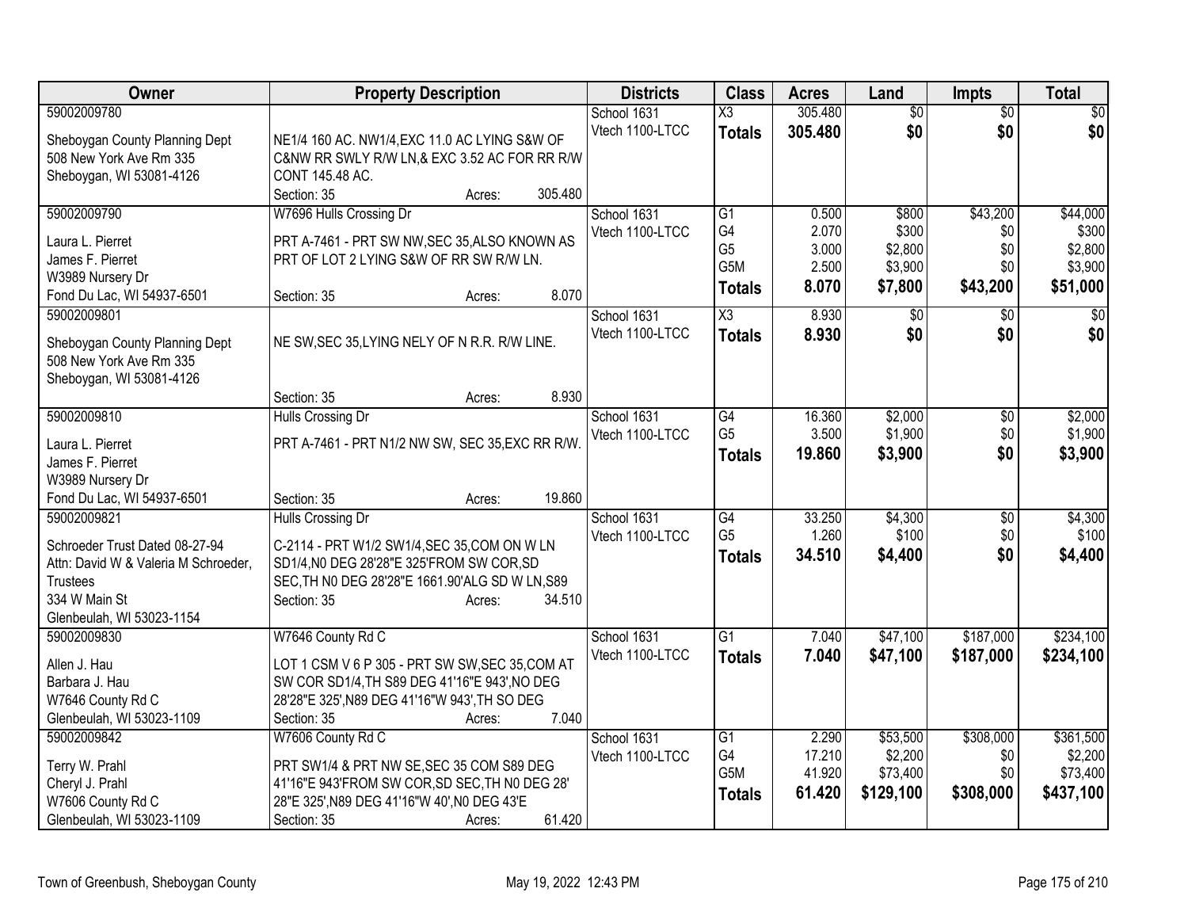| Owner | Property Description | Districts | Class | Acres | Land | Impts | Total |
|---|---|---|---|---|---|---|---|
| 59002009780<br>Sheboygan County Planning Dept<br>508 New York Ave Rm 335<br>Sheboygan, WI 53081-4126 | NE1/4 160 AC. NW1/4,EXC 11.0 AC LYING S&W OF C&NW RR SWLY R/W LN,& EXC 3.52 AC FOR RR R/W CONT 145.48 AC.<br>Section: 35 Acres: 305.480 | School 1631<br>Vtech 1100-LTCC | X3<br>**Totals** | 305.480<br>**305.480** | $0<br>**$0** | $0<br>**$0** | $0<br>**$0** |
| 59002009790<br>Laura L. Pierret<br>James F. Pierret<br>W3989 Nursery Dr<br>Fond Du Lac, WI 54937-6501 | W7696 Hulls Crossing Dr<br>PRT A-7461 - PRT SW NW,SEC 35,ALSO KNOWN AS PRT OF LOT 2 LYING S&W OF RR SW R/W LN.<br>Section: 35 Acres: 8.070 | School 1631<br>Vtech 1100-LTCC | G1<br>G4<br>G5<br>G5M<br>**Totals** | 0.500<br>2.070<br>3.000<br>2.500<br>**8.070** | $800<br>$300<br>$2,800<br>$3,900<br>**$7,800** | $43,200<br>$0<br>$0<br>$0<br>**$43,200** | $44,000<br>$300<br>$2,800<br>$3,900<br>**$51,000** |
| 59002009801<br>Sheboygan County Planning Dept<br>508 New York Ave Rm 335<br>Sheboygan, WI 53081-4126 | NE SW,SEC 35,LYING NELY OF N R.R. R/W LINE.<br>Section: 35 Acres: 8.930 | School 1631<br>Vtech 1100-LTCC | X3<br>**Totals** | 8.930<br>**8.930** | $0<br>**$0** | $0<br>**$0** | $0<br>**$0** |
| 59002009810<br>Laura L. Pierret<br>James F. Pierret<br>W3989 Nursery Dr<br>Fond Du Lac, WI 54937-6501 | Hulls Crossing Dr<br>PRT A-7461 - PRT N1/2 NW SW, SEC 35,EXC RR R/W.<br>Section: 35 Acres: 19.860 | School 1631<br>Vtech 1100-LTCC | G4<br>G5<br>**Totals** | 16.360<br>3.500<br>**19.860** | $2,000<br>$1,900<br>**$3,900** | $0<br>$0<br>**$0** | $2,000<br>$1,900<br>**$3,900** |
| 59002009821<br>Schroeder Trust Dated 08-27-94<br>Attn: David W & Valeria M Schroeder, Trustees<br>334 W Main St<br>Glenbeulah, WI 53023-1154 | Hulls Crossing Dr<br>C-2114 - PRT W1/2 SW1/4,SEC 35,COM ON W LN SD1/4,N0 DEG 28'28"E 325'FROM SW COR,SD SEC,TH N0 DEG 28'28"E 1661.90'ALG SD W LN,S89<br>Section: 35 Acres: 34.510 | School 1631<br>Vtech 1100-LTCC | G4<br>G5<br>**Totals** | 33.250<br>1.260<br>**34.510** | $4,300<br>$100<br>**$4,400** | $0<br>$0<br>**$0** | $4,300<br>$100<br>**$4,400** |
| 59002009830<br>Allen J. Hau<br>Barbara J. Hau<br>W7646 County Rd C<br>Glenbeulah, WI 53023-1109 | W7646 County Rd C<br>LOT 1 CSM V 6 P 305 - PRT SW SW,SEC 35,COM AT SW COR SD1/4,TH S89 DEG 41'16"E 943',NO DEG 28'28"E 325',N89 DEG 41'16"W 943',TH SO DEG<br>Section: 35 Acres: 7.040 | School 1631<br>Vtech 1100-LTCC | G1<br>**Totals** | 7.040<br>**7.040** | $47,100<br>**$47,100** | $187,000<br>**$187,000** | $234,100<br>**$234,100** |
| 59002009842<br>Terry W. Prahl<br>Cheryl J. Prahl<br>W7606 County Rd C<br>Glenbeulah, WI 53023-1109 | W7606 County Rd C<br>PRT SW1/4 & PRT NW SE,SEC 35 COM S89 DEG 41'16"E 943'FROM SW COR,SD SEC,TH N0 DEG 28' 28"E 325',N89 DEG 41'16"W 40',N0 DEG 43'E<br>Section: 35 Acres: 61.420 | School 1631<br>Vtech 1100-LTCC | G1<br>G4<br>G5M<br>**Totals** | 2.290<br>17.210<br>41.920<br>**61.420** | $53,500<br>$2,200<br>$73,400<br>**$129,100** | $308,000<br>$0<br>$0<br>**$308,000** | $361,500<br>$2,200<br>$73,400<br>**$437,100** |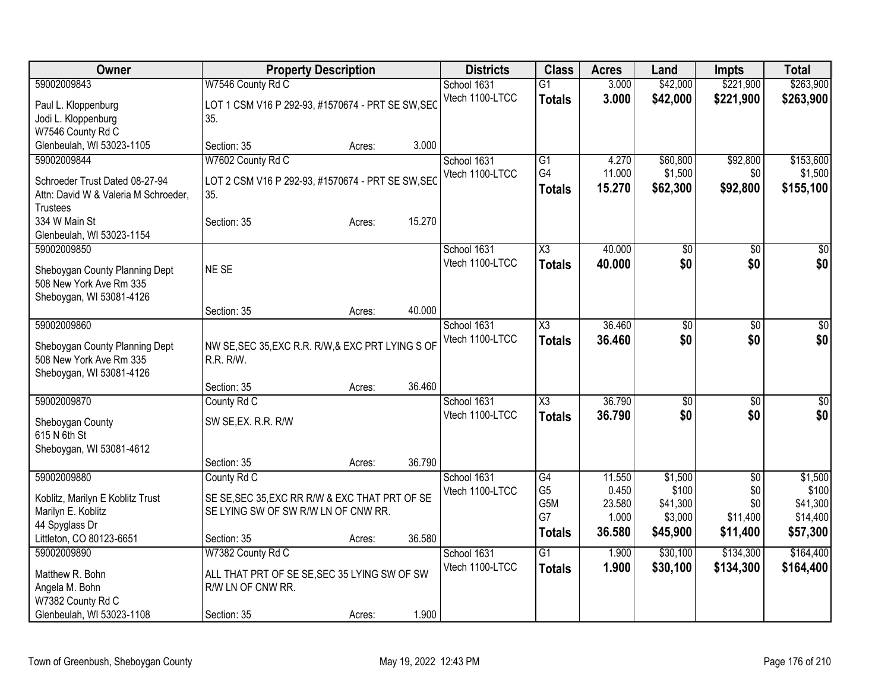| Owner | Property Description | Districts | Class | Acres | Land | Impts | Total |
|---|---|---|---|---|---|---|---|
| 59002009843<br>Paul L. Kloppenburg<br>Jodi L. Kloppenburg<br>W7546 County Rd C<br>Glenbeulah, WI 53023-1105 | W7546 County Rd C<br>LOT 1 CSM V16 P 292-93, #1570674 - PRT SE SW,SEC 35.<br>Section: 35 Acres: 3.000 | School 1631<br>Vtech 1100-LTCC | G1<br>**Totals** | 3.000<br>**3.000** | \$42,000<br>**\$42,000** | \$221,900<br>**\$221,900** | \$263,900<br>**\$263,900** |
| 59002009844<br>Schroeder Trust Dated 08-27-94<br>Attn: David W & Valeria M Schroeder, Trustees<br>334 W Main St<br>Glenbeulah, WI 53023-1154 | W7602 County Rd C<br>LOT 2 CSM V16 P 292-93, #1570674 - PRT SE SW,SEC 35.<br>Section: 35 Acres: 15.270 | School 1631<br>Vtech 1100-LTCC | G1<br>G4<br>**Totals** | 4.270<br>11.000<br>**15.270** | \$60,800<br>\$1,500<br>**\$62,300** | \$92,800<br>\$0<br>**\$92,800** | \$153,600<br>\$1,500<br>**\$155,100** |
| 59002009850<br>Sheboygan County Planning Dept<br>508 New York Ave Rm 335<br>Sheboygan, WI 53081-4126 | NE SE<br>Section: 35 Acres: 40.000 | School 1631<br>Vtech 1100-LTCC | X3<br>**Totals** | 40.000<br>**40.000** | \$0<br>**\$0** | \$0<br>**\$0** | \$0<br>**\$0** |
| 59002009860<br>Sheboygan County Planning Dept<br>508 New York Ave Rm 335<br>Sheboygan, WI 53081-4126 | NW SE,SEC 35,EXC R.R. R/W,& EXC PRT LYING S OF R.R. R/W.<br>Section: 35 Acres: 36.460 | School 1631<br>Vtech 1100-LTCC | X3<br>**Totals** | 36.460<br>**36.460** | \$0<br>**\$0** | \$0<br>**\$0** | \$0<br>**\$0** |
| 59002009870<br>Sheboygan County<br>615 N 6th St<br>Sheboygan, WI 53081-4612 | County Rd C<br>SW SE,EX. R.R. R/W<br>Section: 35 Acres: 36.790 | School 1631<br>Vtech 1100-LTCC | X3<br>**Totals** | 36.790<br>**36.790** | \$0<br>**\$0** | \$0<br>**\$0** | \$0<br>**\$0** |
| 59002009880<br>Koblitz, Marilyn E Koblitz Trust<br>Marilyn E. Koblitz<br>44 Spyglass Dr<br>Littleton, CO 80123-6651 | County Rd C<br>SE SE,SEC 35,EXC RR R/W & EXC THAT PRT OF SE SE LYING SW OF SW R/W LN OF CNW RR.<br>Section: 35 Acres: 36.580 | School 1631<br>Vtech 1100-LTCC | G4<br>G5<br>G5M<br>G7<br>**Totals** | 11.550<br>0.450<br>23.580<br>1.000<br>**36.580** | \$1,500<br>\$100<br>\$41,300<br>\$3,000<br>**\$45,900** | \$0<br>\$0<br>\$0<br>\$11,400<br>**\$11,400** | \$1,500<br>\$100<br>\$41,300<br>\$14,400<br>**\$57,300** |
| 59002009890<br>Matthew R. Bohn<br>Angela M. Bohn<br>W7382 County Rd C<br>Glenbeulah, WI 53023-1108 | W7382 County Rd C<br>ALL THAT PRT OF SE SE,SEC 35 LYING SW OF SW R/W LN OF CNW RR.<br>Section: 35 Acres: 1.900 | School 1631<br>Vtech 1100-LTCC | G1<br>**Totals** | 1.900<br>**1.900** | \$30,100<br>**\$30,100** | \$134,300<br>**\$134,300** | \$164,400<br>**\$164,400** |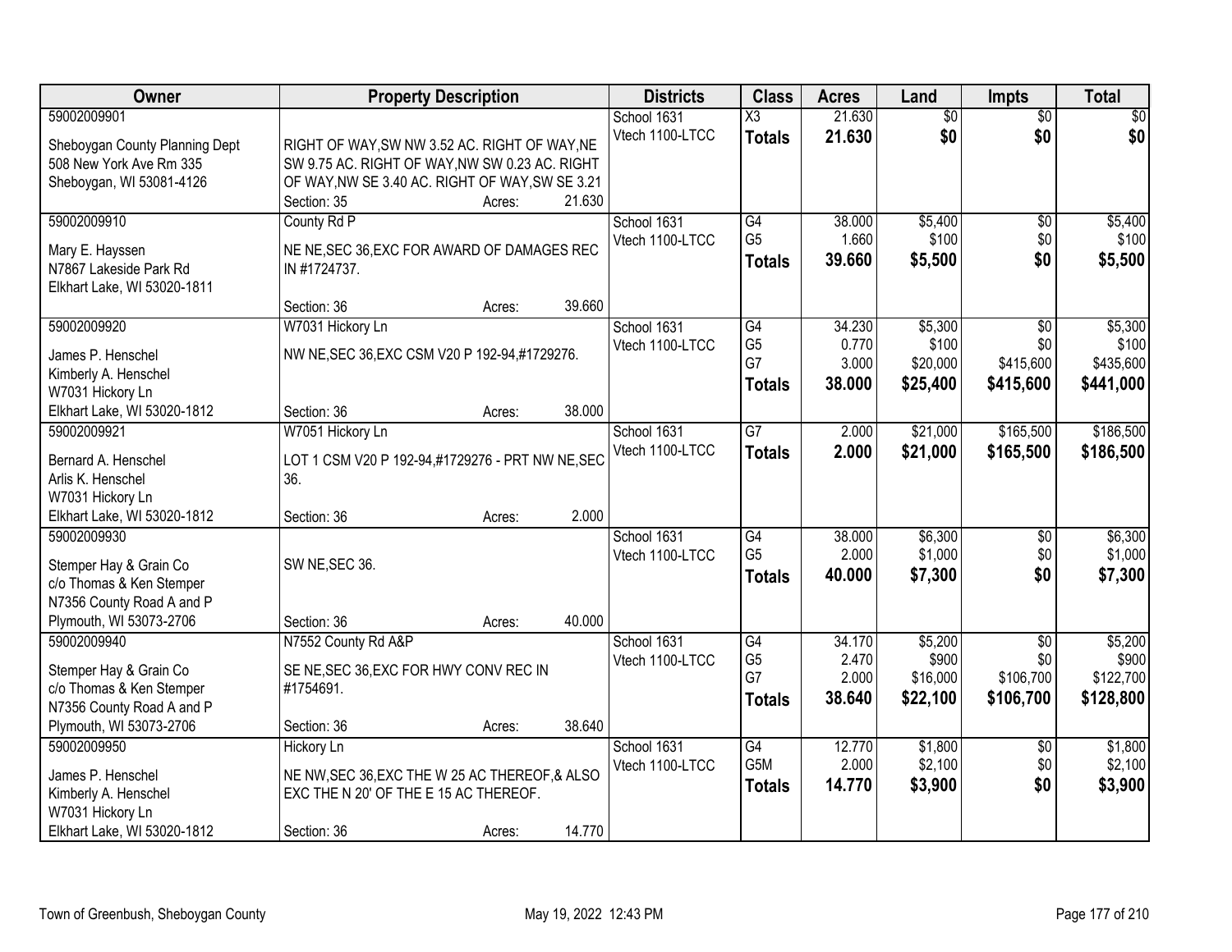| Owner | Property Description | Districts | Class | Acres | Land | Impts | Total |
|---|---|---|---|---|---|---|---|
| 59002009901<br>Sheboygan County Planning Dept<br>508 New York Ave Rm 335<br>Sheboygan, WI 53081-4126 | RIGHT OF WAY,SW NW 3.52 AC. RIGHT OF WAY,NE SW 9.75 AC. RIGHT OF WAY,NW SW 0.23 AC. RIGHT OF WAY,NW SE 3.40 AC. RIGHT OF WAY,SW SE 3.21<br>Section: 35 Acres: 21.630 | School 1631<br>Vtech 1100-LTCC | X3<br>**Totals** | 21.630<br>**21.630** | $0<br>**$0** | $0<br>**$0** | $0<br>**$0** |
| 59002009910<br>Mary E. Hayssen<br>N7867 Lakeside Park Rd<br>Elkhart Lake, WI 53020-1811 | County Rd P<br>NE NE,SEC 36,EXC FOR AWARD OF DAMAGES REC IN #1724737.<br>Section: 36 Acres: 39.660 | School 1631<br>Vtech 1100-LTCC | G4<br>G5<br>**Totals** | 38.000<br>1.660<br>**39.660** | $5,400<br>$100<br>**$5,500** | $0<br>$0<br>**$0** | $5,400<br>$100<br>**$5,500** |
| 59002009920<br>James P. Henschel<br>Kimberly A. Henschel<br>W7031 Hickory Ln<br>Elkhart Lake, WI 53020-1812 | W7031 Hickory Ln<br>NW NE,SEC 36,EXC CSM V20 P 192-94,#1729276.<br>Section: 36 Acres: 38.000 | School 1631<br>Vtech 1100-LTCC | G4<br>G5<br>G7<br>**Totals** | 34.230<br>0.770<br>3.000<br>**38.000** | $5,300<br>$100<br>$20,000<br>**$25,400** | $0<br>$0<br>$415,600<br>**$415,600** | $5,300<br>$100<br>$435,600<br>**$441,000** |
| 59002009921<br>Bernard A. Henschel<br>Arlis K. Henschel<br>W7031 Hickory Ln<br>Elkhart Lake, WI 53020-1812 | W7051 Hickory Ln<br>LOT 1 CSM V20 P 192-94,#1729276 - PRT NW NE,SEC 36.<br>Section: 36 Acres: 2.000 | School 1631<br>Vtech 1100-LTCC | G7<br>**Totals** | 2.000<br>**2.000** | $21,000<br>**$21,000** | $165,500<br>**$165,500** | $186,500<br>**$186,500** |
| 59002009930<br>Stemper Hay & Grain Co<br>c/o Thomas & Ken Stemper<br>N7356 County Road A and P<br>Plymouth, WI 53073-2706 | SW NE,SEC 36.<br>Section: 36 Acres: 40.000 | School 1631<br>Vtech 1100-LTCC | G4<br>G5<br>**Totals** | 38.000<br>2.000<br>**40.000** | $6,300<br>$1,000<br>**$7,300** | $0<br>$0<br>**$0** | $6,300<br>$1,000<br>**$7,300** |
| 59002009940<br>Stemper Hay & Grain Co<br>c/o Thomas & Ken Stemper<br>N7356 County Road A and P<br>Plymouth, WI 53073-2706 | N7552 County Rd A&P<br>SE NE,SEC 36,EXC FOR HWY CONV REC IN #1754691.<br>Section: 36 Acres: 38.640 | School 1631<br>Vtech 1100-LTCC | G4<br>G5<br>G7<br>**Totals** | 34.170<br>2.470<br>2.000<br>**38.640** | $5,200<br>$900<br>$16,000<br>**$22,100** | $0<br>$0<br>$106,700<br>**$106,700** | $5,200<br>$900<br>$122,700<br>**$128,800** |
| 59002009950<br>James P. Henschel<br>Kimberly A. Henschel<br>W7031 Hickory Ln<br>Elkhart Lake, WI 53020-1812 | Hickory Ln<br>NE NW,SEC 36,EXC THE W 25 AC THEREOF,& ALSO EXC THE N 20' OF THE E 15 AC THEREOF.<br>Section: 36 Acres: 14.770 | School 1631<br>Vtech 1100-LTCC | G4<br>G5M<br>**Totals** | 12.770<br>2.000<br>**14.770** | $1,800<br>$2,100<br>**$3,900** | $0<br>$0<br>**$0** | $1,800<br>$2,100<br>**$3,900** |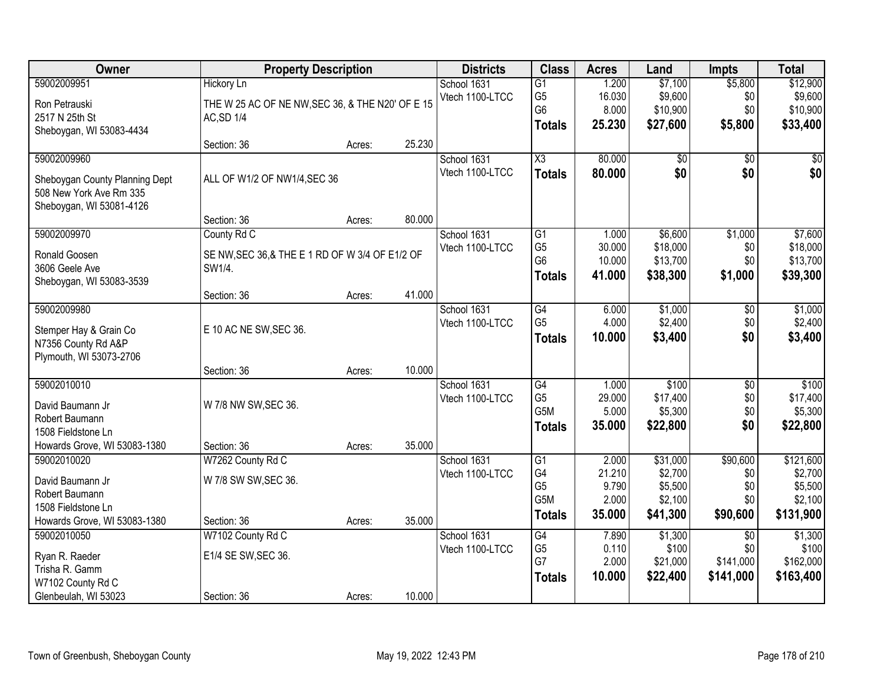| Owner | Property Description | | | Districts | Class | Acres | Land | Impts | Total |
|---|---|---|---|---|---|---|---|---|---|
| 59002009951<br>Ron Petrauski<br>2517 N 25th St<br>Sheboygan, WI 53083-4434 | Hickory Ln<br>THE W 25 AC OF NE NW,SEC 36, & THE N20' OF E 15 AC,SD 1/4<br>Section: 36 | Acres: | 25.230 | School 1631<br>Vtech 1100-LTCC | G1<br>G5<br>G6<br>**Totals** | 1.200<br>16.030<br>8.000<br>**25.230** | $7,100<br>$9,600<br>$10,900<br>**$27,600** | $5,800<br>$0<br>$0<br>**$5,800** | $12,900<br>$9,600<br>$10,900<br>**$33,400** |
| 59002009960<br>Sheboygan County Planning Dept<br>508 New York Ave Rm 335<br>Sheboygan, WI 53081-4126 | ALL OF W1/2 OF NW1/4,SEC 36<br>Section: 36 | Acres: | 80.000 | School 1631<br>Vtech 1100-LTCC | X3<br>**Totals** | 80.000<br>**80.000** | $0<br>**$0** | $0<br>**$0** | $0<br>**$0** |
| 59002009970<br>Ronald Goosen<br>3606 Geele Ave<br>Sheboygan, WI 53083-3539 | County Rd C<br>SE NW,SEC 36,& THE E 1 RD OF W 3/4 OF E1/2 OF SW1/4.<br>Section: 36 | Acres: | 41.000 | School 1631<br>Vtech 1100-LTCC | G1<br>G5<br>G6<br>**Totals** | 1.000<br>30.000<br>10.000<br>**41.000** | $6,600<br>$18,000<br>$13,700<br>**$38,300** | $1,000<br>$0<br>$0<br>**$1,000** | $7,600<br>$18,000<br>$13,700<br>**$39,300** |
| 59002009980<br>Stemper Hay & Grain Co<br>N7356 County Rd A&P<br>Plymouth, WI 53073-2706 | E 10 AC NE SW,SEC 36.<br>Section: 36 | Acres: | 10.000 | School 1631<br>Vtech 1100-LTCC | G4<br>G5<br>**Totals** | 6.000<br>4.000<br>**10.000** | $1,000<br>$2,400<br>**$3,400** | $0<br>$0<br>**$0** | $1,000<br>$2,400<br>**$3,400** |
| 59002010010<br>David Baumann Jr<br>Robert Baumann<br>1508 Fieldstone Ln<br>Howards Grove, WI 53083-1380 | W 7/8 NW SW,SEC 36.<br>Section: 36 | Acres: | 35.000 | School 1631<br>Vtech 1100-LTCC | G4<br>G5<br>G5M<br>**Totals** | 1.000<br>29.000<br>5.000<br>**35.000** | $100<br>$17,400<br>$5,300<br>**$22,800** | $0<br>$0<br>$0<br>**$0** | $100<br>$17,400<br>$5,300<br>**$22,800** |
| 59002010020<br>David Baumann Jr<br>Robert Baumann<br>1508 Fieldstone Ln<br>Howards Grove, WI 53083-1380 | W7262 County Rd C<br>W 7/8 SW SW,SEC 36.<br>Section: 36 | Acres: | 35.000 | School 1631<br>Vtech 1100-LTCC | G1<br>G4<br>G5<br>G5M<br>**Totals** | 2.000<br>21.210<br>9.790<br>2.000<br>**35.000** | $31,000<br>$2,700<br>$5,500<br>$2,100<br>**$41,300** | $90,600<br>$0<br>$0<br>$0<br>**$90,600** | $121,600<br>$2,700<br>$5,500<br>$2,100<br>**$131,900** |
| 59002010050<br>Ryan R. Raeder<br>Trisha R. Gamm<br>W7102 County Rd C<br>Glenbeulah, WI 53023 | W7102 County Rd C<br>E1/4 SE SW,SEC 36.<br>Section: 36 | Acres: | 10.000 | School 1631<br>Vtech 1100-LTCC | G4<br>G5<br>G7<br>**Totals** | 7.890<br>0.110<br>2.000<br>**10.000** | $1,300<br>$100<br>$21,000<br>**$22,400** | $0<br>$0<br>$141,000<br>**$141,000** | $1,300<br>$100<br>$162,000<br>**$163,400** |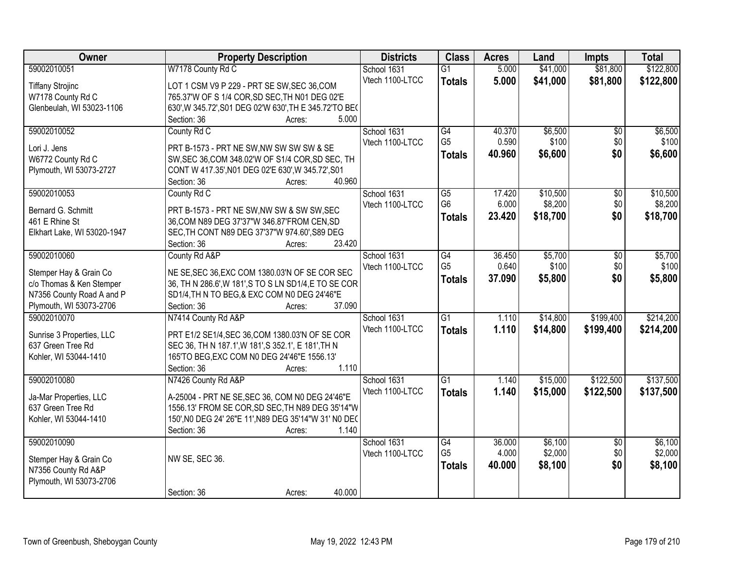| Owner | Property Description | Districts | Class | Acres | Land | Impts | Total |
|---|---|---|---|---|---|---|---|
| 59002010051<br>Tiffany Strojinc<br>W7178 County Rd C<br>Glenbeulah, WI 53023-1106 | W7178 County Rd C<br>LOT 1 CSM V9 P 229 - PRT SE SW,SEC 36,COM 765.37'W OF S 1/4 COR,SD SEC,TH N01 DEG 02'E 630',W 345.72',S01 DEG 02'W 630',TH E 345.72'TO BE(<br>Section: 36 Acres: 5.000 | School 1631<br>Vtech 1100-LTCC | G1<br>**Totals** | 5.000<br>**5.000** | $41,000<br>**$41,000** | $81,800<br>**$81,800** | $122,800<br>**$122,800** |
| 59002010052<br>Lori J. Jens<br>W6772 County Rd C<br>Plymouth, WI 53073-2727 | County Rd C<br>PRT B-1573 - PRT NE SW,NW SW SW SW & SE SW,SEC 36,COM 348.02'W OF S1/4 COR,SD SEC, TH CONT W 417.35',N01 DEG 02'E 630',W 345.72',S01<br>Section: 36 Acres: 40.960 | School 1631<br>Vtech 1100-LTCC | G4<br>G5<br>**Totals** | 40.370<br>0.590<br>**40.960** | $6,500<br>$100<br>**$6,600** | $0<br>$0<br>**$0** | $6,500<br>$100<br>**$6,600** |
| 59002010053<br>Bernard G. Schmitt<br>461 E Rhine St<br>Elkhart Lake, WI 53020-1947 | County Rd C<br>PRT B-1573 - PRT NE SW,NW SW & SW SW,SEC 36,COM N89 DEG 37'37"W 346.87'FROM CEN,SD SEC,TH CONT N89 DEG 37'37"W 974.60',S89 DEG<br>Section: 36 Acres: 23.420 | School 1631<br>Vtech 1100-LTCC | G5<br>G6<br>**Totals** | 17.420<br>6.000<br>**23.420** | $10,500<br>$8,200<br>**$18,700** | $0<br>$0<br>**$0** | $10,500<br>$8,200<br>**$18,700** |
| 59002010060<br>Stemper Hay & Grain Co<br>c/o Thomas & Ken Stemper<br>N7356 County Road A and P<br>Plymouth, WI 53073-2706 | County Rd A&P<br>NE SE,SEC 36,EXC COM 1380.03'N OF SE COR SEC 36, TH N 286.6',W 181',S TO S LN SD1/4,E TO SE COR SD1/4,TH N TO BEG,& EXC COM N0 DEG 24'46"E<br>Section: 36 Acres: 37.090 | School 1631<br>Vtech 1100-LTCC | G4<br>G5<br>**Totals** | 36.450<br>0.640<br>**37.090** | $5,700<br>$100<br>**$5,800** | $0<br>$0<br>**$0** | $5,700<br>$100<br>**$5,800** |
| 59002010070<br>Sunrise 3 Properties, LLC<br>637 Green Tree Rd<br>Kohler, WI 53044-1410 | N7414 County Rd A&P<br>PRT E1/2 SE1/4,SEC 36,COM 1380.03'N OF SE COR SEC 36, TH N 187.1',W 181',S 352.1', E 181',TH N 165'TO BEG,EXC COM N0 DEG 24'46"E 1556.13'<br>Section: 36 Acres: 1.110 | School 1631<br>Vtech 1100-LTCC | G1<br>**Totals** | 1.110<br>**1.110** | $14,800<br>**$14,800** | $199,400<br>**$199,400** | $214,200<br>**$214,200** |
| 59002010080<br>Ja-Mar Properties, LLC<br>637 Green Tree Rd<br>Kohler, WI 53044-1410 | N7426 County Rd A&P<br>A-25004 - PRT NE SE,SEC 36, COM N0 DEG 24'46"E 1556.13' FROM SE COR,SD SEC,TH N89 DEG 35'14"W 150',N0 DEG 24' 26"E 11',N89 DEG 35'14"W 31' N0 DE(<br>Section: 36 Acres: 1.140 | School 1631<br>Vtech 1100-LTCC | G1<br>**Totals** | 1.140<br>**1.140** | $15,000<br>**$15,000** | $122,500<br>**$122,500** | $137,500<br>**$137,500** |
| 59002010090<br>Stemper Hay & Grain Co<br>N7356 County Rd A&P<br>Plymouth, WI 53073-2706 | NW SE, SEC 36.<br>Section: 36 Acres: 40.000 | School 1631<br>Vtech 1100-LTCC | G4<br>G5<br>**Totals** | 36.000<br>4.000<br>**40.000** | $6,100<br>$2,000<br>**$8,100** | $0<br>$0<br>**$0** | $6,100<br>$2,000<br>**$8,100** |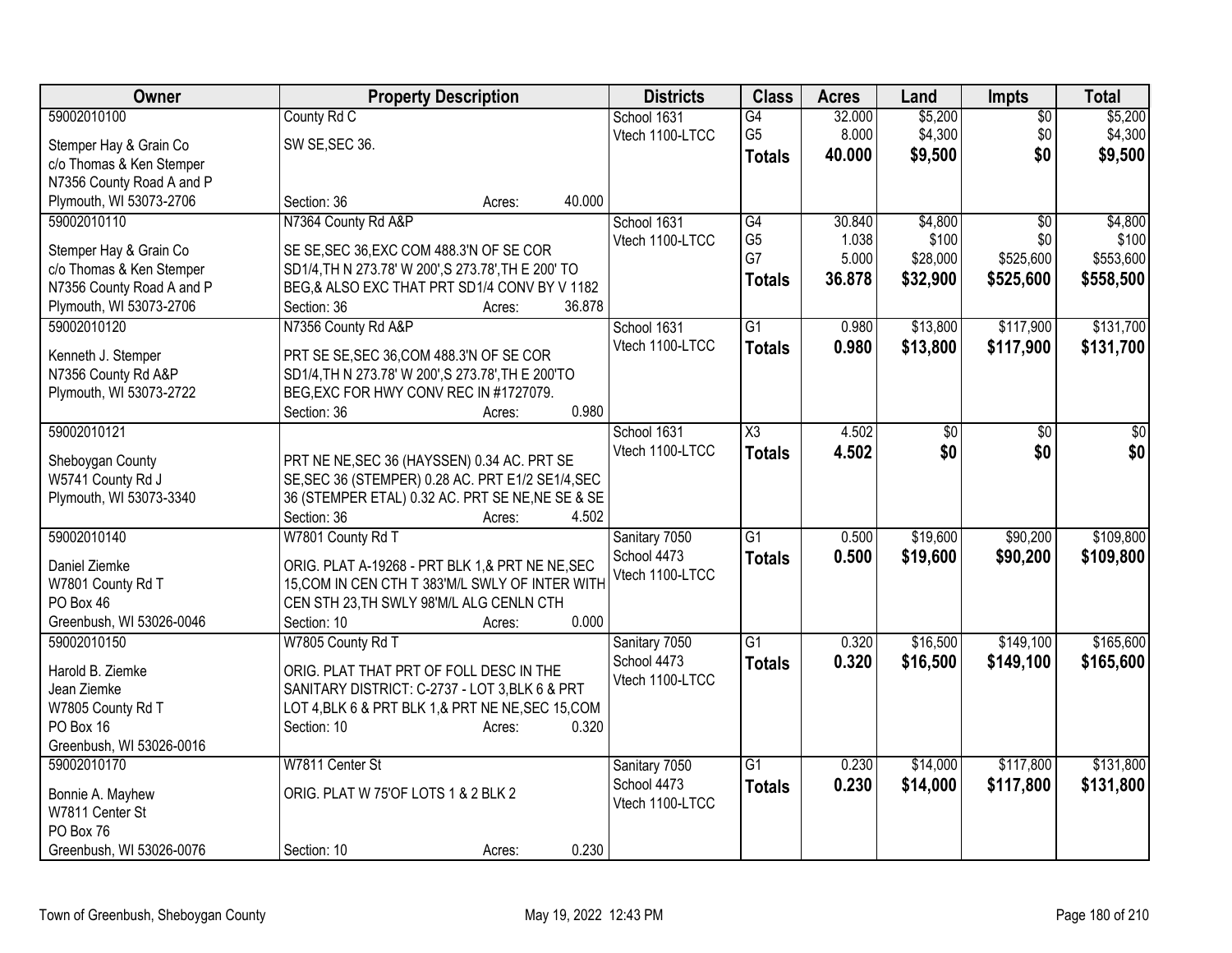| Owner | Property Description | Districts | Class | Acres | Land | Impts | Total |
|---|---|---|---|---|---|---|---|
| 59002010100<br>Stemper Hay & Grain Co<br>c/o Thomas & Ken Stemper<br>N7356 County Road A and P<br>Plymouth, WI 53073-2706 | County Rd C<br>SW SE,SEC 36.<br>Section: 36 Acres: 40.000 | School 1631<br>Vtech 1100-LTCC | G4<br>G5<br>**Totals** | 32.000<br>8.000<br>**40.000** | $5,200<br>$4,300<br>**$9,500** | $0<br>$0<br>**$0** | $5,200<br>$4,300<br>**$9,500** |
| 59002010110<br>Stemper Hay & Grain Co<br>c/o Thomas & Ken Stemper<br>N7356 County Road A and P<br>Plymouth, WI 53073-2706 | N7364 County Rd A&P<br>SE SE,SEC 36,EXC COM 488.3'N OF SE COR SD1/4,TH N 273.78' W 200',S 273.78',TH E 200' TO BEG,& ALSO EXC THAT PRT SD1/4 CONV BY V 1182<br>Section: 36 Acres: 36.878 | School 1631<br>Vtech 1100-LTCC | G4<br>G5<br>G7<br>**Totals** | 30.840<br>1.038<br>5.000<br>**36.878** | $4,800<br>$100<br>$28,000<br>**$32,900** | $0<br>$0<br>$525,600<br>**$525,600** | $4,800<br>$100<br>$553,600<br>**$558,500** |
| 59002010120<br>Kenneth J. Stemper<br>N7356 County Rd A&P<br>Plymouth, WI 53073-2722 | N7356 County Rd A&P<br>PRT SE SE,SEC 36,COM 488.3'N OF SE COR SD1/4,TH N 273.78' W 200',S 273.78',TH E 200'TO BEG,EXC FOR HWY CONV REC IN #1727079.<br>Section: 36 Acres: 0.980 | School 1631<br>Vtech 1100-LTCC | G1<br>**Totals** | 0.980<br>**0.980** | $13,800<br>**$13,800** | $117,900<br>**$117,900** | $131,700<br>**$131,700** |
| 59002010121<br>Sheboygan County<br>W5741 County Rd J<br>Plymouth, WI 53073-3340 | PRT NE NE,SEC 36 (HAYSSEN) 0.34 AC. PRT SE SE,SEC 36 (STEMPER) 0.28 AC. PRT E1/2 SE1/4,SEC 36 (STEMPER ETAL) 0.32 AC. PRT SE NE,NE SE & SE<br>Section: 36 Acres: 4.502 | School 1631<br>Vtech 1100-LTCC | X3<br>**Totals** | 4.502<br>**4.502** | $0<br>**$0** | $0<br>**$0** | $0<br>**$0** |
| 59002010140<br>Daniel Ziemke<br>W7801 County Rd T<br>PO Box 46<br>Greenbush, WI 53026-0046 | W7801 County Rd T<br>ORIG. PLAT A-19268 - PRT BLK 1,& PRT NE NE,SEC 15,COM IN CEN CTH T 383'M/L SWLY OF INTER WITH CEN STH 23,TH SWLY 98'M/L ALG CENLN CTH<br>Section: 10 Acres: 0.000 | Sanitary 7050<br>School 4473<br>Vtech 1100-LTCC | G1<br>**Totals** | 0.500<br>**0.500** | $19,600<br>**$19,600** | $90,200<br>**$90,200** | $109,800<br>**$109,800** |
| 59002010150<br>Harold B. Ziemke<br>Jean Ziemke<br>W7805 County Rd T<br>PO Box 16<br>Greenbush, WI 53026-0016 | W7805 County Rd T<br>ORIG. PLAT THAT PRT OF FOLL DESC IN THE SANITARY DISTRICT: C-2737 - LOT 3,BLK 6 & PRT LOT 4,BLK 6 & PRT BLK 1,& PRT NE NE,SEC 15,COM<br>Section: 10 Acres: 0.320 | Sanitary 7050<br>School 4473<br>Vtech 1100-LTCC | G1<br>**Totals** | 0.320<br>**0.320** | $16,500<br>**$16,500** | $149,100<br>**$149,100** | $165,600<br>**$165,600** |
| 59002010170<br>Bonnie A. Mayhew<br>W7811 Center St<br>PO Box 76<br>Greenbush, WI 53026-0076 | W7811 Center St<br>ORIG. PLAT W 75'OF LOTS 1 & 2 BLK 2<br>Section: 10 Acres: 0.230 | Sanitary 7050<br>School 4473<br>Vtech 1100-LTCC | G1<br>**Totals** | 0.230<br>**0.230** | $14,000<br>**$14,000** | $117,800<br>**$117,800** | $131,800<br>**$131,800** |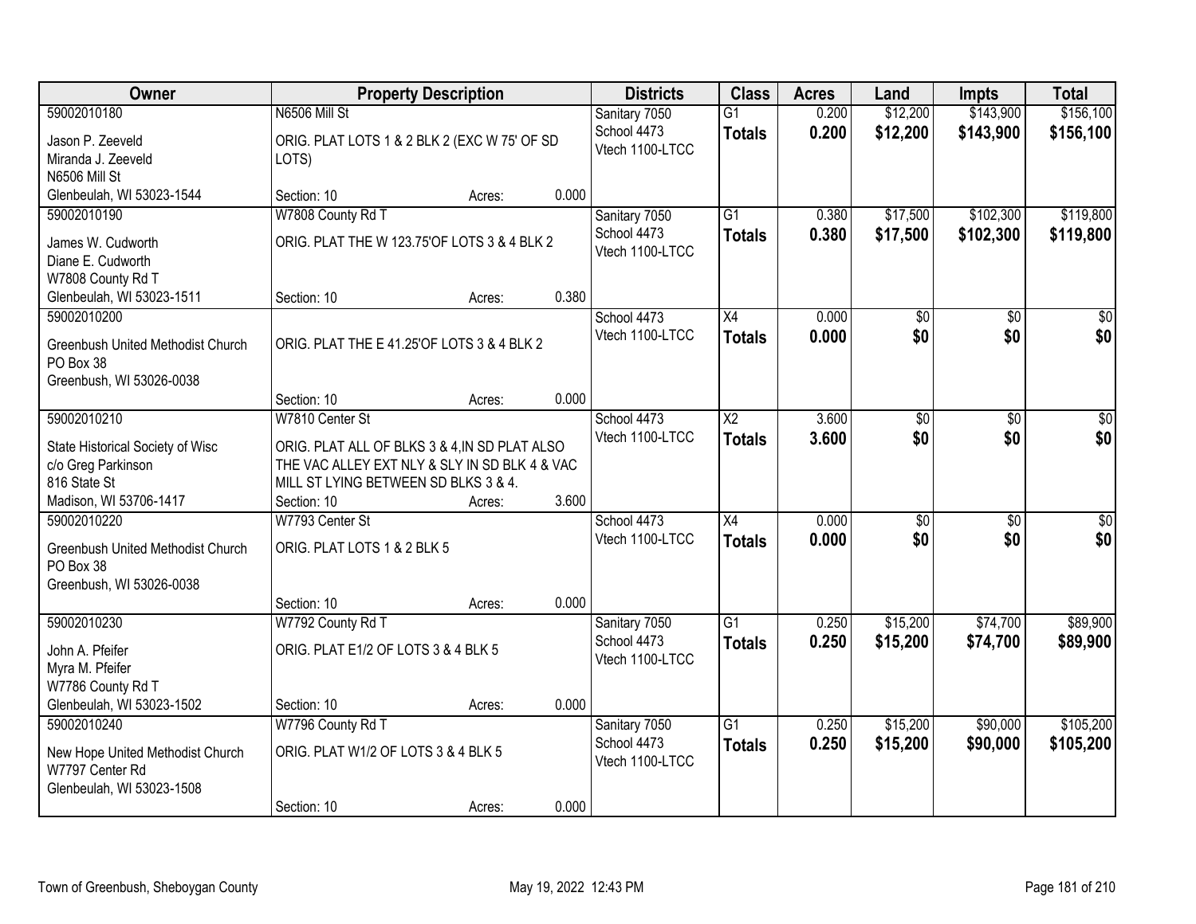| Owner | Property Description | Districts | Class | Acres | Land | Impts | Total |
|---|---|---|---|---|---|---|---|
| 59002010180<br>Jason P. Zeeveld<br>Miranda J. Zeeveld<br>N6506 Mill St<br>Glenbeulah, WI 53023-1544 | N6506 Mill St<br>ORIG. PLAT LOTS 1 & 2 BLK 2 (EXC W 75' OF SD LOTS)<br>Section: 10 Acres: 0.000 | Sanitary 7050<br>School 4473<br>Vtech 1100-LTCC | G1<br>**Totals** | 0.200<br>**0.200** | $12,200<br>**$12,200** | $143,900<br>**$143,900** | $156,100<br>**$156,100** |
| 59002010190<br>James W. Cudworth<br>Diane E. Cudworth<br>W7808 County Rd T<br>Glenbeulah, WI 53023-1511 | W7808 County Rd T<br>ORIG. PLAT THE W 123.75'OF LOTS 3 & 4 BLK 2<br>Section: 10 Acres: 0.380 | Sanitary 7050<br>School 4473<br>Vtech 1100-LTCC | G1<br>**Totals** | 0.380<br>**0.380** | $17,500<br>**$17,500** | $102,300<br>**$102,300** | $119,800<br>**$119,800** |
| 59002010200<br>Greenbush United Methodist Church<br>PO Box 38<br>Greenbush, WI 53026-0038 | ORIG. PLAT THE E 41.25'OF LOTS 3 & 4 BLK 2<br>Section: 10 Acres: 0.000 | School 4473<br>Vtech 1100-LTCC | X4<br>**Totals** | 0.000<br>**0.000** | $0<br>**$0** | $0<br>**$0** | $0<br>**$0** |
| 59002010210<br>State Historical Society of Wisc<br>c/o Greg Parkinson<br>816 State St<br>Madison, WI 53706-1417 | W7810 Center St<br>ORIG. PLAT ALL OF BLKS 3 & 4,IN SD PLAT ALSO THE VAC ALLEY EXT NLY & SLY IN SD BLK 4 & VAC MILL ST LYING BETWEEN SD BLKS 3 & 4.<br>Section: 10 Acres: 3.600 | School 4473<br>Vtech 1100-LTCC | X2<br>**Totals** | 3.600<br>**3.600** | $0<br>**$0** | $0<br>**$0** | $0<br>**$0** |
| 59002010220<br>Greenbush United Methodist Church<br>PO Box 38<br>Greenbush, WI 53026-0038 | W7793 Center St<br>ORIG. PLAT LOTS 1 & 2 BLK 5<br>Section: 10 Acres: 0.000 | School 4473<br>Vtech 1100-LTCC | X4<br>**Totals** | 0.000<br>**0.000** | $0<br>**$0** | $0<br>**$0** | $0<br>**$0** |
| 59002010230<br>John A. Pfeifer<br>Myra M. Pfeifer<br>W7786 County Rd T<br>Glenbeulah, WI 53023-1502 | W7792 County Rd T<br>ORIG. PLAT E1/2 OF LOTS 3 & 4 BLK 5<br>Section: 10 Acres: 0.000 | Sanitary 7050<br>School 4473<br>Vtech 1100-LTCC | G1<br>**Totals** | 0.250<br>**0.250** | $15,200<br>**$15,200** | $74,700<br>**$74,700** | $89,900<br>**$89,900** |
| 59002010240<br>New Hope United Methodist Church<br>W7797 Center Rd<br>Glenbeulah, WI 53023-1508 | W7796 County Rd T<br>ORIG. PLAT W1/2 OF LOTS 3 & 4 BLK 5<br>Section: 10 Acres: 0.000 | Sanitary 7050<br>School 4473<br>Vtech 1100-LTCC | G1<br>**Totals** | 0.250<br>**0.250** | $15,200<br>**$15,200** | $90,000<br>**$90,000** | $105,200<br>**$105,200** |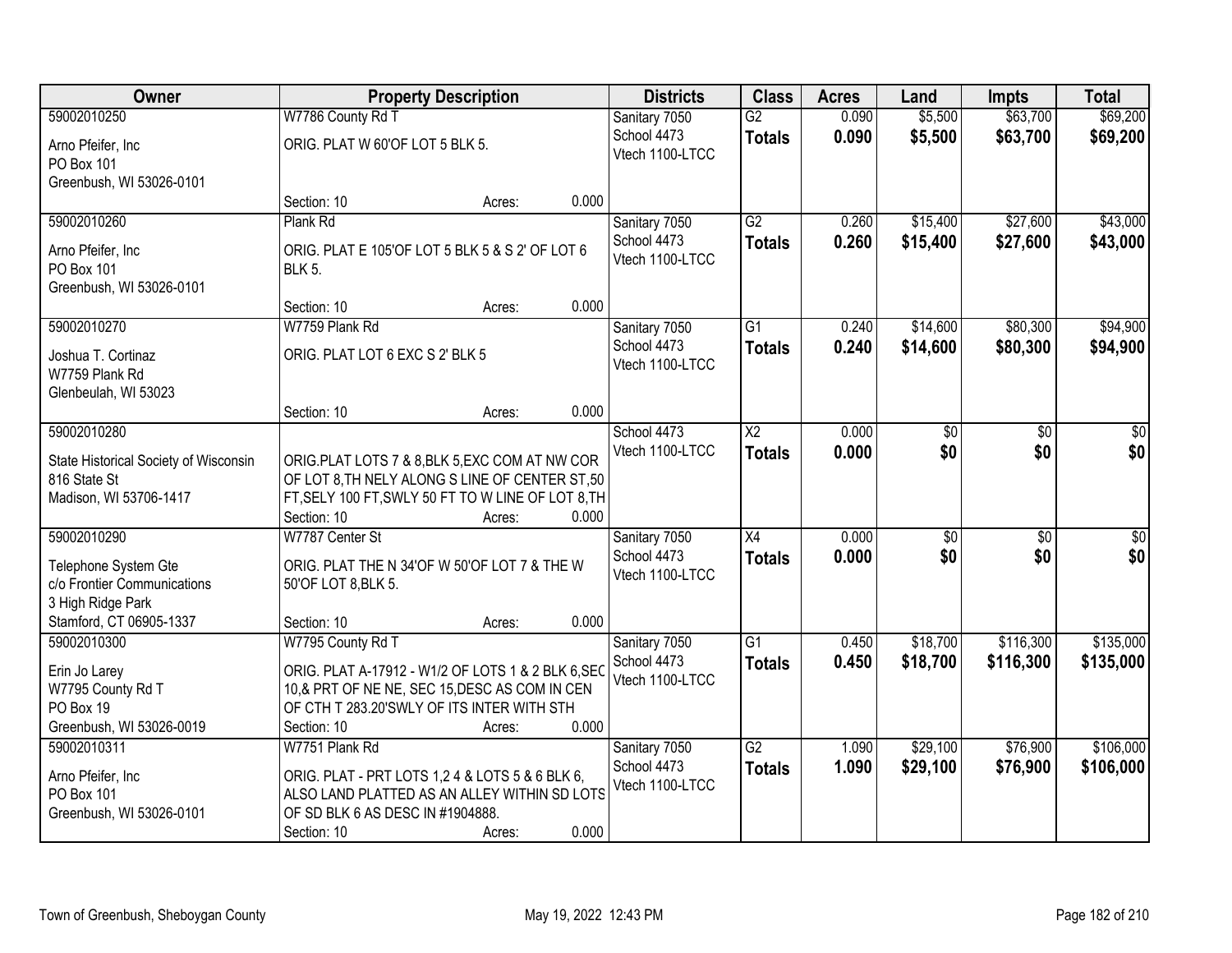| Owner | Property Description | Districts | Class | Acres | Land | Impts | Total |
|---|---|---|---|---|---|---|---|
| 59002010250<br>Arno Pfeifer, Inc<br>PO Box 101<br>Greenbush, WI 53026-0101 | W7786 County Rd T<br>ORIG. PLAT W 60'OF LOT 5 BLK 5.<br>Section: 10 Acres: 0.000 | Sanitary 7050<br>School 4473<br>Vtech 1100-LTCC | G2<br>**Totals** | 0.090<br>**0.090** | $5,500<br>**$5,500** | $63,700<br>**$63,700** | $69,200<br>**$69,200** |
| 59002010260<br>Arno Pfeifer, Inc<br>PO Box 101<br>Greenbush, WI 53026-0101 | Plank Rd<br>ORIG. PLAT E 105'OF LOT 5 BLK 5 & S 2' OF LOT 6 BLK 5.<br>Section: 10 Acres: 0.000 | Sanitary 7050<br>School 4473<br>Vtech 1100-LTCC | G2<br>**Totals** | 0.260<br>**0.260** | $15,400<br>**$15,400** | $27,600<br>**$27,600** | $43,000<br>**$43,000** |
| 59002010270<br>Joshua T. Cortinaz<br>W7759 Plank Rd<br>Glenbeulah, WI 53023 | W7759 Plank Rd<br>ORIG. PLAT LOT 6 EXC S 2' BLK 5<br>Section: 10 Acres: 0.000 | Sanitary 7050<br>School 4473<br>Vtech 1100-LTCC | G1<br>**Totals** | 0.240<br>**0.240** | $14,600<br>**$14,600** | $80,300<br>**$80,300** | $94,900<br>**$94,900** |
| 59002010280<br>State Historical Society of Wisconsin<br>816 State St<br>Madison, WI 53706-1417 | ORIG.PLAT LOTS 7 & 8,BLK 5,EXC COM AT NW COR OF LOT 8,TH NELY ALONG S LINE OF CENTER ST,50 FT,SELY 100 FT,SWLY 50 FT TO W LINE OF LOT 8,TH<br>Section: 10 Acres: 0.000 | School 4473<br>Vtech 1100-LTCC | X2<br>**Totals** | 0.000<br>**0.000** | $0<br>**$0** | $0<br>**$0** | $0<br>**$0** |
| 59002010290<br>Telephone System Gte<br>c/o Frontier Communications<br>3 High Ridge Park<br>Stamford, CT 06905-1337 | W7787 Center St<br>ORIG. PLAT THE N 34'OF W 50'OF LOT 7 & THE W 50'OF LOT 8,BLK 5.<br>Section: 10 Acres: 0.000 | Sanitary 7050<br>School 4473<br>Vtech 1100-LTCC | X4<br>**Totals** | 0.000<br>**0.000** | $0<br>**$0** | $0<br>**$0** | $0<br>**$0** |
| 59002010300<br>Erin Jo Larey<br>W7795 County Rd T<br>PO Box 19<br>Greenbush, WI 53026-0019 | W7795 County Rd T<br>ORIG. PLAT A-17912 - W1/2 OF LOTS 1 & 2 BLK 6,SEC 10,& PRT OF NE NE, SEC 15,DESC AS COM IN CEN OF CTH T 283.20'SWLY OF ITS INTER WITH STH<br>Section: 10 Acres: 0.000 | Sanitary 7050<br>School 4473<br>Vtech 1100-LTCC | G1<br>**Totals** | 0.450<br>**0.450** | $18,700<br>**$18,700** | $116,300<br>**$116,300** | $135,000<br>**$135,000** |
| 59002010311<br>Arno Pfeifer, Inc<br>PO Box 101<br>Greenbush, WI 53026-0101 | W7751 Plank Rd<br>ORIG. PLAT - PRT LOTS 1,2 4 & LOTS 5 & 6 BLK 6, ALSO LAND PLATTED AS AN ALLEY WITHIN SD LOTS OF SD BLK 6 AS DESC IN #1904888.<br>Section: 10 Acres: 0.000 | Sanitary 7050<br>School 4473<br>Vtech 1100-LTCC | G2<br>**Totals** | 1.090<br>**1.090** | $29,100<br>**$29,100** | $76,900<br>**$76,900** | $106,000<br>**$106,000** |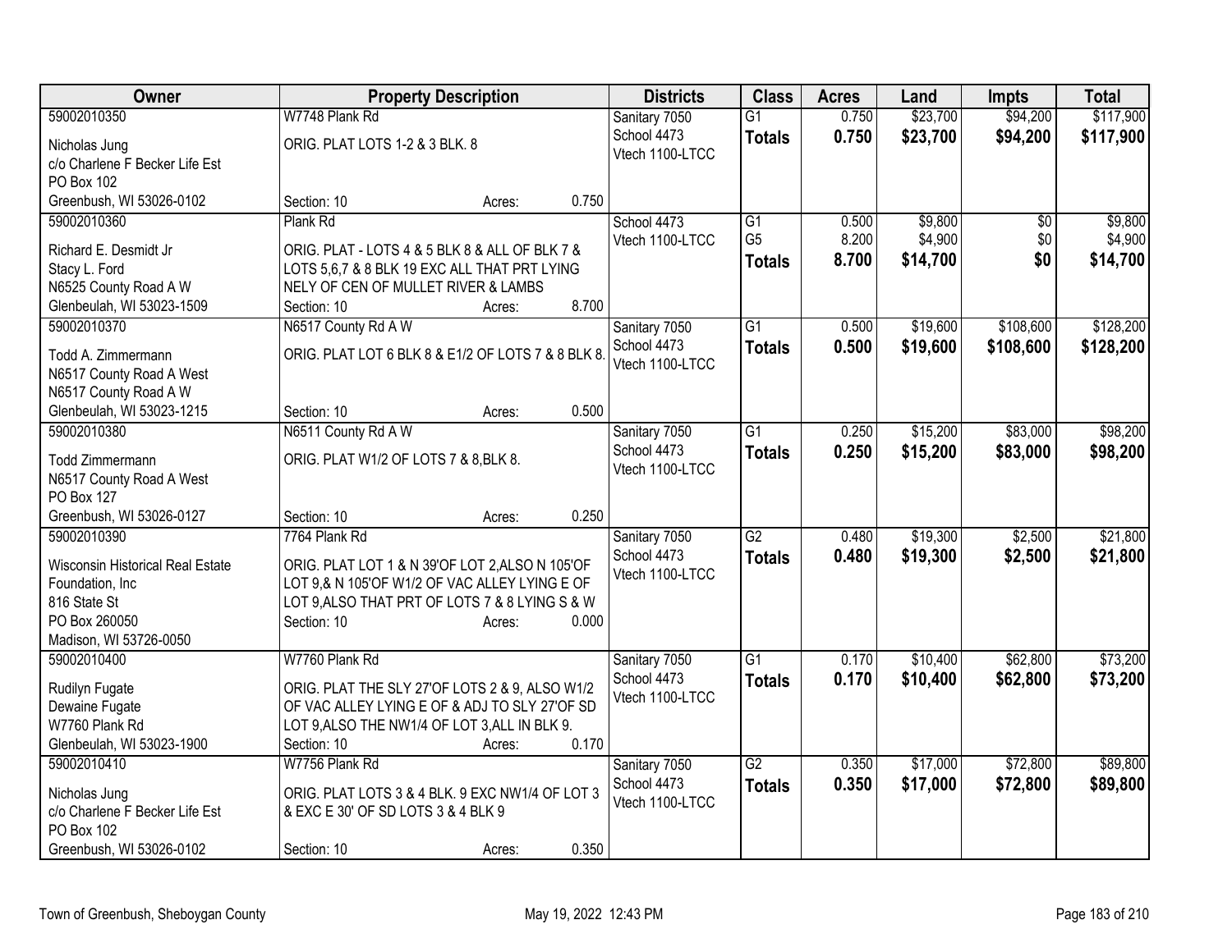| Owner | Property Description | Districts | Class | Acres | Land | Impts | Total |
|---|---|---|---|---|---|---|---|
| 59002010350<br>Nicholas Jung<br>c/o Charlene F Becker Life Est<br>PO Box 102<br>Greenbush, WI 53026-0102 | W7748 Plank Rd<br>ORIG. PLAT LOTS 1-2 & 3 BLK. 8<br>Section: 10 Acres: 0.750 | Sanitary 7050<br>School 4473<br>Vtech 1100-LTCC | G1<br>**Totals** | 0.750<br>**0.750** | $23,700<br>**$23,700** | $94,200<br>**$94,200** | $117,900<br>**$117,900** |
| 59002010360<br>Richard E. Desmidt Jr<br>Stacy L. Ford<br>N6525 County Road A W<br>Glenbeulah, WI 53023-1509 | Plank Rd<br>ORIG. PLAT - LOTS 4 & 5 BLK 8 & ALL OF BLK 7 & LOTS 5,6,7 & 8 BLK 19 EXC ALL THAT PRT LYING NELY OF CEN OF MULLET RIVER & LAMBS<br>Section: 10 Acres: 8.700 | School 4473<br>Vtech 1100-LTCC | G1<br>G5<br>**Totals** | 0.500<br>8.200<br>**8.700** | $9,800<br>$4,900<br>**$14,700** | $0<br>$0<br>**$0** | $9,800<br>$4,900<br>**$14,700** |
| 59002010370<br>Todd A. Zimmermann<br>N6517 County Road A West<br>N6517 County Road A W<br>Glenbeulah, WI 53023-1215 | N6517 County Rd A W<br>ORIG. PLAT LOT 6 BLK 8 & E1/2 OF LOTS 7 & 8 BLK 8.<br>Section: 10 Acres: 0.500 | Sanitary 7050<br>School 4473<br>Vtech 1100-LTCC | G1<br>**Totals** | 0.500<br>**0.500** | $19,600<br>**$19,600** | $108,600<br>**$108,600** | $128,200<br>**$128,200** |
| 59002010380<br>Todd Zimmermann<br>N6517 County Road A West<br>PO Box 127<br>Greenbush, WI 53026-0127 | N6511 County Rd A W<br>ORIG. PLAT W1/2 OF LOTS 7 & 8,BLK 8.<br>Section: 10 Acres: 0.250 | Sanitary 7050<br>School 4473<br>Vtech 1100-LTCC | G1<br>**Totals** | 0.250<br>**0.250** | $15,200<br>**$15,200** | $83,000<br>**$83,000** | $98,200<br>**$98,200** |
| 59002010390<br>Wisconsin Historical Real Estate Foundation, Inc<br>816 State St<br>PO Box 260050<br>Madison, WI 53726-0050 | 7764 Plank Rd<br>ORIG. PLAT LOT 1 & N 39'OF LOT 2,ALSO N 105'OF LOT 9,& N 105'OF W1/2 OF VAC ALLEY LYING E OF LOT 9,ALSO THAT PRT OF LOTS 7 & 8 LYING S & W<br>Section: 10 Acres: 0.000 | Sanitary 7050<br>School 4473<br>Vtech 1100-LTCC | G2<br>**Totals** | 0.480<br>**0.480** | $19,300<br>**$19,300** | $2,500<br>**$2,500** | $21,800<br>**$21,800** |
| 59002010400<br>Rudilyn Fugate<br>Dewaine Fugate<br>W7760 Plank Rd<br>Glenbeulah, WI 53023-1900 | W7760 Plank Rd<br>ORIG. PLAT THE SLY 27'OF LOTS 2 & 9, ALSO W1/2 OF VAC ALLEY LYING E OF & ADJ TO SLY 27'OF SD LOT 9,ALSO THE NW1/4 OF LOT 3,ALL IN BLK 9.<br>Section: 10 Acres: 0.170 | Sanitary 7050<br>School 4473<br>Vtech 1100-LTCC | G1<br>**Totals** | 0.170<br>**0.170** | $10,400<br>**$10,400** | $62,800<br>**$62,800** | $73,200<br>**$73,200** |
| 59002010410<br>Nicholas Jung<br>c/o Charlene F Becker Life Est<br>PO Box 102<br>Greenbush, WI 53026-0102 | W7756 Plank Rd<br>ORIG. PLAT LOTS 3 & 4 BLK. 9 EXC NW1/4 OF LOT 3 & EXC E 30' OF SD LOTS 3 & 4 BLK 9<br>Section: 10 Acres: 0.350 | Sanitary 7050<br>School 4473<br>Vtech 1100-LTCC | G2<br>**Totals** | 0.350<br>**0.350** | $17,000<br>**$17,000** | $72,800<br>**$72,800** | $89,800<br>**$89,800** |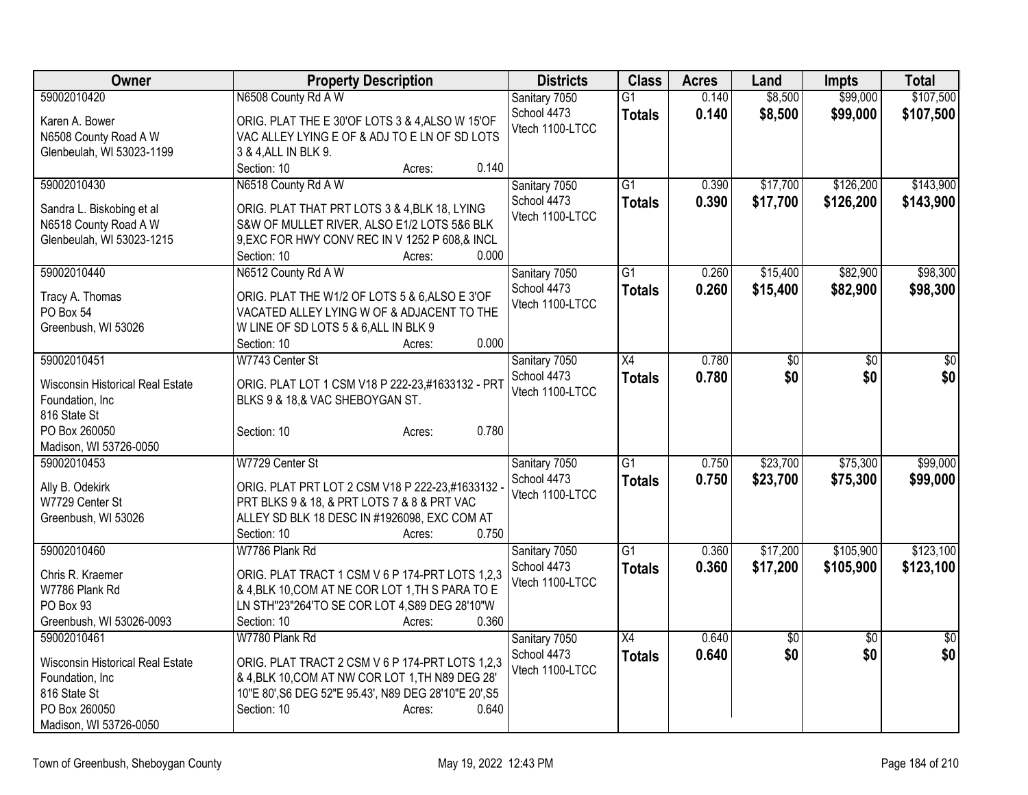| Owner | Property Description | Districts | Class | Acres | Land | Impts | Total |
|---|---|---|---|---|---|---|---|
| 59002010420<br>Karen A. Bower<br>N6508 County Road A W<br>Glenbeulah, WI 53023-1199 | N6508 County Rd A W<br>ORIG. PLAT THE E 30'OF LOTS 3 & 4,ALSO W 15'OF VAC ALLEY LYING E OF & ADJ TO E LN OF SD LOTS 3 & 4,ALL IN BLK 9.<br>Section: 10 Acres: 0.140 | Sanitary 7050<br>School 4473<br>Vtech 1100-LTCC | G1<br>**Totals** | 0.140<br>**0.140** | $8,500<br>**$8,500** | $99,000<br>**$99,000** | $107,500<br>**$107,500** |
| 59002010430<br>Sandra L. Biskobing et al<br>N6518 County Road A W<br>Glenbeulah, WI 53023-1215 | N6518 County Rd A W<br>ORIG. PLAT THAT PRT LOTS 3 & 4,BLK 18, LYING S&W OF MULLET RIVER, ALSO E1/2 LOTS 5&6 BLK 9,EXC FOR HWY CONV REC IN V 1252 P 608,& INCL<br>Section: 10 Acres: 0.000 | Sanitary 7050<br>School 4473<br>Vtech 1100-LTCC | G1<br>**Totals** | 0.390<br>**0.390** | $17,700<br>**$17,700** | $126,200<br>**$126,200** | $143,900<br>**$143,900** |
| 59002010440<br>Tracy A. Thomas<br>PO Box 54<br>Greenbush, WI 53026 | N6512 County Rd A W<br>ORIG. PLAT THE W1/2 OF LOTS 5 & 6,ALSO E 3'OF VACATED ALLEY LYING W OF & ADJACENT TO THE W LINE OF SD LOTS 5 & 6,ALL IN BLK 9<br>Section: 10 Acres: 0.000 | Sanitary 7050<br>School 4473<br>Vtech 1100-LTCC | G1<br>**Totals** | 0.260<br>**0.260** | $15,400<br>**$15,400** | $82,900<br>**$82,900** | $98,300<br>**$98,300** |
| 59002010451<br>Wisconsin Historical Real Estate Foundation, Inc<br>816 State St<br>PO Box 260050<br>Madison, WI 53726-0050 | W7743 Center St<br>ORIG. PLAT LOT 1 CSM V18 P 222-23,#1633132 - PRT BLKS 9 & 18,& VAC SHEBOYGAN ST.<br>Section: 10 Acres: 0.780 | Sanitary 7050<br>School 4473<br>Vtech 1100-LTCC | X4<br>**Totals** | 0.780<br>**0.780** | $0<br>**$0** | $0<br>**$0** | $0<br>**$0** |
| 59002010453<br>Ally B. Odekirk<br>W7729 Center St<br>Greenbush, WI 53026 | W7729 Center St<br>ORIG. PLAT PRT LOT 2 CSM V18 P 222-23,#1633132 - PRT BLKS 9 & 18, & PRT LOTS 7 & 8 & PRT VAC ALLEY SD BLK 18 DESC IN #1926098, EXC COM AT<br>Section: 10 Acres: 0.750 | Sanitary 7050<br>School 4473<br>Vtech 1100-LTCC | G1<br>**Totals** | 0.750<br>**0.750** | $23,700<br>**$23,700** | $75,300<br>**$75,300** | $99,000<br>**$99,000** |
| 59002010460<br>Chris R. Kraemer<br>W7786 Plank Rd<br>PO Box 93<br>Greenbush, WI 53026-0093 | W7786 Plank Rd<br>ORIG. PLAT TRACT 1 CSM V 6 P 174-PRT LOTS 1,2,3 & 4,BLK 10,COM AT NE COR LOT 1,TH S PARA TO E LN STH"23"264'TO SE COR LOT 4,S89 DEG 28'10"W<br>Section: 10 Acres: 0.360 | Sanitary 7050<br>School 4473<br>Vtech 1100-LTCC | G1<br>**Totals** | 0.360<br>**0.360** | $17,200<br>**$17,200** | $105,900<br>**$105,900** | $123,100<br>**$123,100** |
| 59002010461<br>Wisconsin Historical Real Estate Foundation, Inc<br>816 State St<br>PO Box 260050<br>Madison, WI 53726-0050 | W7780 Plank Rd<br>ORIG. PLAT TRACT 2 CSM V 6 P 174-PRT LOTS 1,2,3 & 4,BLK 10,COM AT NW COR LOT 1,TH N89 DEG 28' 10"E 80',S6 DEG 52"E 95.43', N89 DEG 28'10"E 20',S5<br>Section: 10 Acres: 0.640 | Sanitary 7050<br>School 4473<br>Vtech 1100-LTCC | X4<br>**Totals** | 0.640<br>**0.640** | $0<br>**$0** | $0<br>**$0** | $0<br>**$0** |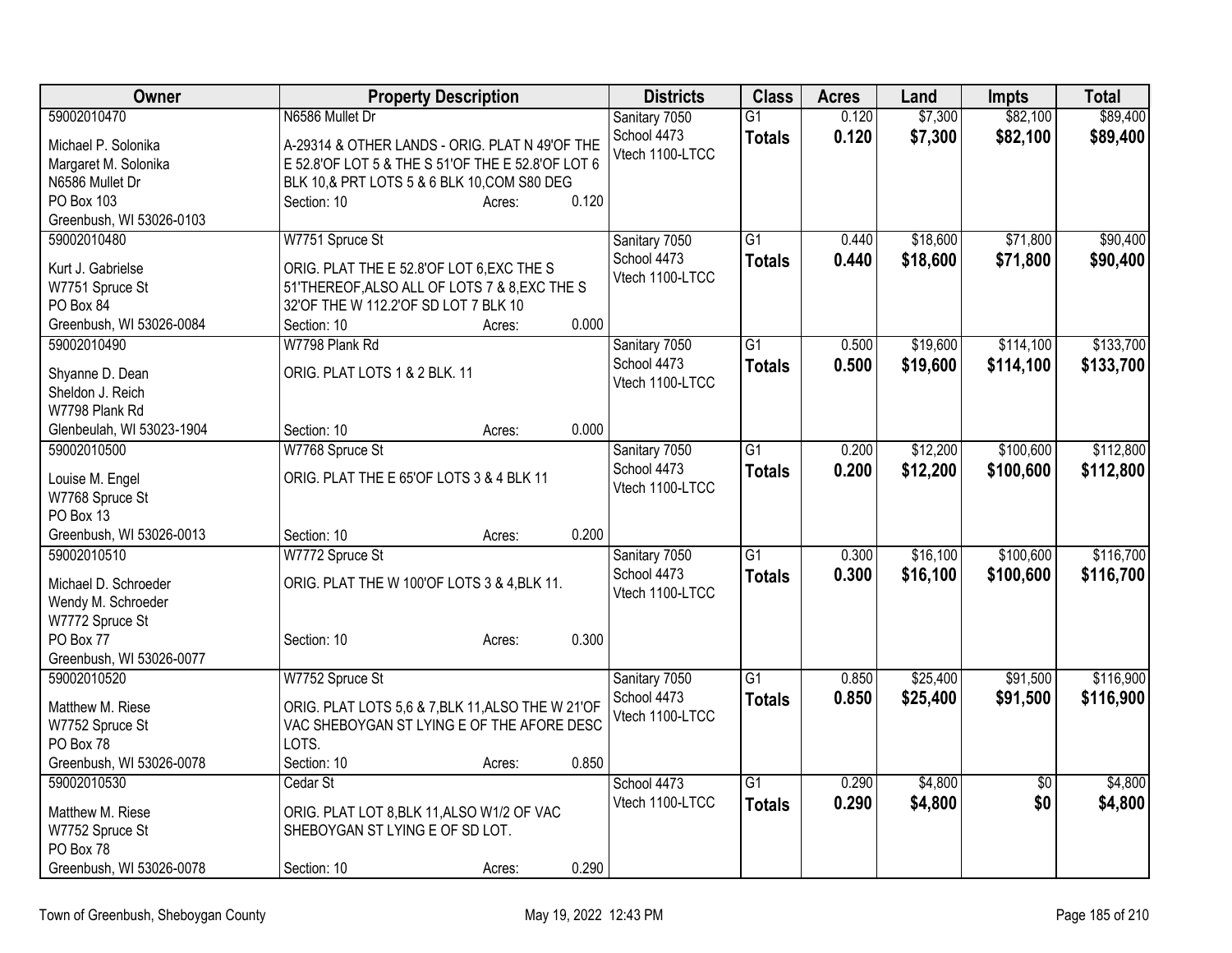| Owner | Property Description | Districts | Class | Acres | Land | Impts | Total |
|---|---|---|---|---|---|---|---|
| 59002010470<br>Michael P. Solonika<br>Margaret M. Solonika<br>N6586 Mullet Dr<br>PO Box 103<br>Greenbush, WI 53026-0103 | N6586 Mullet Dr<br>A-29314 & OTHER LANDS - ORIG. PLAT N 49'OF THE E 52.8'OF LOT 5 & THE S 51'OF THE E 52.8'OF LOT 6 BLK 10,& PRT LOTS 5 & 6 BLK 10,COM S80 DEG<br>Section: 10 Acres: 0.120 | Sanitary 7050<br>School 4473<br>Vtech 1100-LTCC | G1<br>**Totals** | 0.120<br>**0.120** | $7,300<br>**$7,300** | $82,100<br>**$82,100** | $89,400<br>**$89,400** |
| 59002010480<br>Kurt J. Gabrielse<br>W7751 Spruce St<br>PO Box 84<br>Greenbush, WI 53026-0084 | W7751 Spruce St<br>ORIG. PLAT THE E 52.8'OF LOT 6,EXC THE S 51'THEREOF,ALSO ALL OF LOTS 7 & 8,EXC THE S 32'OF THE W 112.2'OF SD LOT 7 BLK 10<br>Section: 10 Acres: 0.000 | Sanitary 7050<br>School 4473<br>Vtech 1100-LTCC | G1<br>**Totals** | 0.440<br>**0.440** | $18,600<br>**$18,600** | $71,800<br>**$71,800** | $90,400<br>**$90,400** |
| 59002010490<br>Shyanne D. Dean<br>Sheldon J. Reich<br>W7798 Plank Rd<br>Glenbeulah, WI 53023-1904 | W7798 Plank Rd<br>ORIG. PLAT LOTS 1 & 2 BLK. 11<br>Section: 10 Acres: 0.000 | Sanitary 7050<br>School 4473<br>Vtech 1100-LTCC | G1<br>**Totals** | 0.500<br>**0.500** | $19,600<br>**$19,600** | $114,100<br>**$114,100** | $133,700<br>**$133,700** |
| 59002010500<br>Louise M. Engel<br>W7768 Spruce St<br>PO Box 13<br>Greenbush, WI 53026-0013 | W7768 Spruce St<br>ORIG. PLAT THE E 65'OF LOTS 3 & 4 BLK 11<br>Section: 10 Acres: 0.200 | Sanitary 7050<br>School 4473<br>Vtech 1100-LTCC | G1<br>**Totals** | 0.200<br>**0.200** | $12,200<br>**$12,200** | $100,600<br>**$100,600** | $112,800<br>**$112,800** |
| 59002010510<br>Michael D. Schroeder<br>Wendy M. Schroeder<br>W7772 Spruce St<br>PO Box 77<br>Greenbush, WI 53026-0077 | W7772 Spruce St<br>ORIG. PLAT THE W 100'OF LOTS 3 & 4,BLK 11.<br>Section: 10 Acres: 0.300 | Sanitary 7050<br>School 4473<br>Vtech 1100-LTCC | G1<br>**Totals** | 0.300<br>**0.300** | $16,100<br>**$16,100** | $100,600<br>**$100,600** | $116,700<br>**$116,700** |
| 59002010520<br>Matthew M. Riese<br>W7752 Spruce St<br>PO Box 78<br>Greenbush, WI 53026-0078 | W7752 Spruce St<br>ORIG. PLAT LOTS 5,6 & 7,BLK 11,ALSO THE W 21'OF VAC SHEBOYGAN ST LYING E OF THE AFORE DESC LOTS.<br>Section: 10 Acres: 0.850 | Sanitary 7050<br>School 4473<br>Vtech 1100-LTCC | G1<br>**Totals** | 0.850<br>**0.850** | $25,400<br>**$25,400** | $91,500<br>**$91,500** | $116,900<br>**$116,900** |
| 59002010530<br>Matthew M. Riese<br>W7752 Spruce St<br>PO Box 78<br>Greenbush, WI 53026-0078 | Cedar St<br>ORIG. PLAT LOT 8,BLK 11,ALSO W1/2 OF VAC SHEBOYGAN ST LYING E OF SD LOT.<br>Section: 10 Acres: 0.290 | School 4473<br>Vtech 1100-LTCC | G1<br>**Totals** | 0.290<br>**0.290** | $4,800<br>**$4,800** | $0<br>**$0** | $4,800<br>**$4,800** |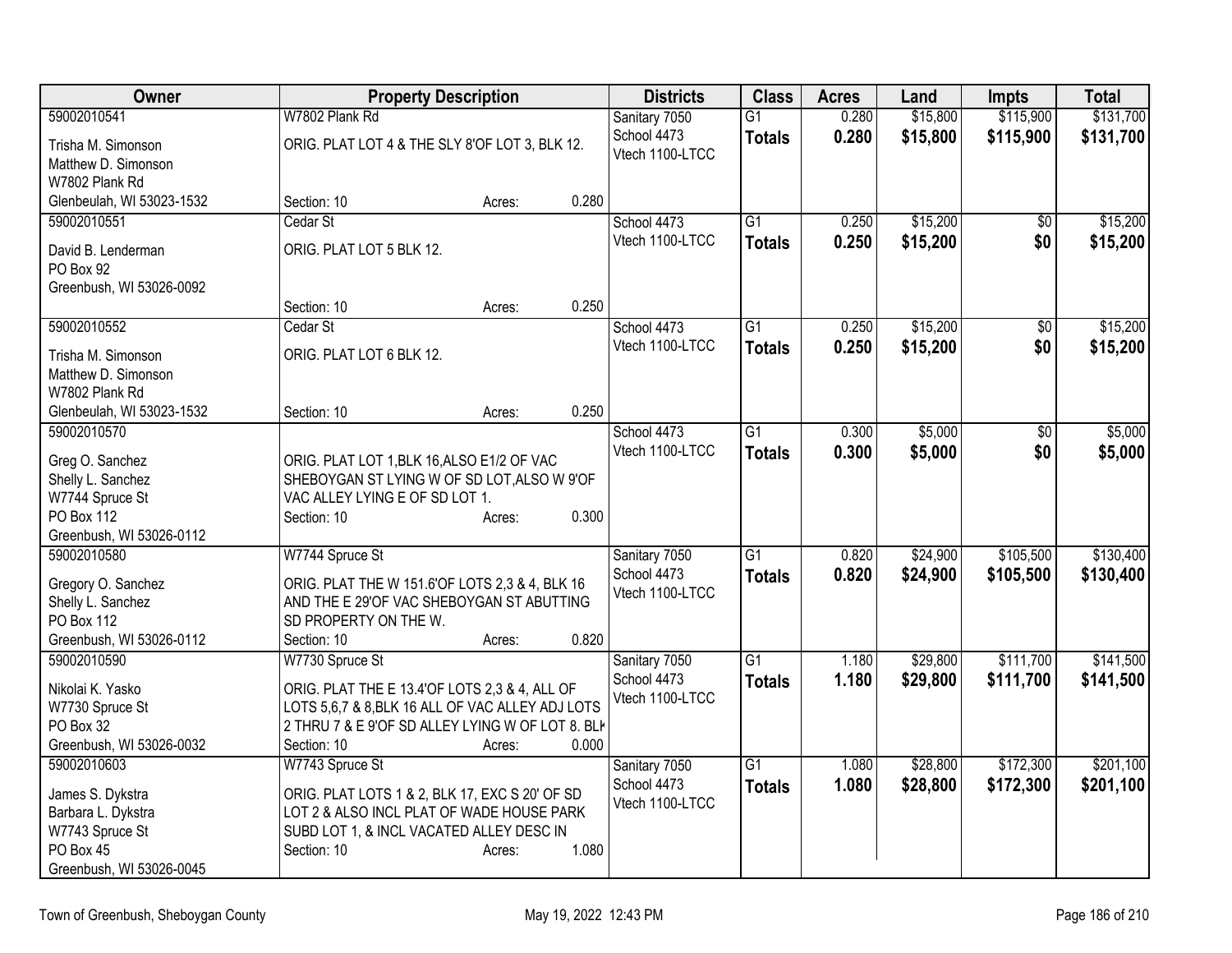| Owner | Property Description | Districts | Class | Acres | Land | Impts | Total |
|---|---|---|---|---|---|---|---|
| 59002010541<br>Trisha M. Simonson<br>Matthew D. Simonson<br>W7802 Plank Rd<br>Glenbeulah, WI 53023-1532 | W7802 Plank Rd<br>ORIG. PLAT LOT 4 & THE SLY 8'OF LOT 3, BLK 12.<br>Section: 10 Acres: 0.280 | Sanitary 7050<br>School 4473<br>Vtech 1100-LTCC | G1<br>**Totals** | 0.280<br>**0.280** | $15,800<br>**$15,800** | $115,900<br>**$115,900** | $131,700<br>**$131,700** |
| 59002010551<br>David B. Lenderman<br>PO Box 92<br>Greenbush, WI 53026-0092 | Cedar St<br>ORIG. PLAT LOT 5 BLK 12.<br>Section: 10 Acres: 0.250 | School 4473<br>Vtech 1100-LTCC | G1<br>**Totals** | 0.250<br>**0.250** | $15,200<br>**$15,200** | $0<br>**$0** | $15,200<br>**$15,200** |
| 59002010552<br>Trisha M. Simonson<br>Matthew D. Simonson<br>W7802 Plank Rd<br>Glenbeulah, WI 53023-1532 | Cedar St<br>ORIG. PLAT LOT 6 BLK 12.<br>Section: 10 Acres: 0.250 | School 4473<br>Vtech 1100-LTCC | G1<br>**Totals** | 0.250<br>**0.250** | $15,200<br>**$15,200** | $0<br>**$0** | $15,200<br>**$15,200** |
| 59002010570<br>Greg O. Sanchez<br>Shelly L. Sanchez<br>W7744 Spruce St<br>PO Box 112<br>Greenbush, WI 53026-0112 | ORIG. PLAT LOT 1,BLK 16,ALSO E1/2 OF VAC SHEBOYGAN ST LYING W OF SD LOT,ALSO W 9'OF VAC ALLEY LYING E OF SD LOT 1.<br>Section: 10 Acres: 0.300 | School 4473<br>Vtech 1100-LTCC | G1<br>**Totals** | 0.300<br>**0.300** | $5,000<br>**$5,000** | $0<br>**$0** | $5,000<br>**$5,000** |
| 59002010580<br>Gregory O. Sanchez<br>Shelly L. Sanchez<br>PO Box 112<br>Greenbush, WI 53026-0112 | W7744 Spruce St<br>ORIG. PLAT THE W 151.6'OF LOTS 2,3 & 4, BLK 16 AND THE E 29'OF VAC SHEBOYGAN ST ABUTTING SD PROPERTY ON THE W.<br>Section: 10 Acres: 0.820 | Sanitary 7050<br>School 4473<br>Vtech 1100-LTCC | G1<br>**Totals** | 0.820<br>**0.820** | $24,900<br>**$24,900** | $105,500<br>**$105,500** | $130,400<br>**$130,400** |
| 59002010590<br>Nikolai K. Yasko<br>W7730 Spruce St<br>PO Box 32<br>Greenbush, WI 53026-0032 | W7730 Spruce St<br>ORIG. PLAT THE E 13.4'OF LOTS 2,3 & 4, ALL OF LOTS 5,6,7 & 8,BLK 16 ALL OF VAC ALLEY ADJ LOTS 2 THRU 7 & E 9'OF SD ALLEY LYING W OF LOT 8. BLK<br>Section: 10 Acres: 0.000 | Sanitary 7050<br>School 4473<br>Vtech 1100-LTCC | G1<br>**Totals** | 1.180<br>**1.180** | $29,800<br>**$29,800** | $111,700<br>**$111,700** | $141,500<br>**$141,500** |
| 59002010603<br>James S. Dykstra<br>Barbara L. Dykstra<br>W7743 Spruce St<br>PO Box 45<br>Greenbush, WI 53026-0045 | W7743 Spruce St<br>ORIG. PLAT LOTS 1 & 2, BLK 17, EXC S 20' OF SD LOT 2 & ALSO INCL PLAT OF WADE HOUSE PARK SUBD LOT 1, & INCL VACATED ALLEY DESC IN<br>Section: 10 Acres: 1.080 | Sanitary 7050<br>School 4473<br>Vtech 1100-LTCC | G1<br>**Totals** | 1.080<br>**1.080** | $28,800<br>**$28,800** | $172,300<br>**$172,300** | $201,100<br>**$201,100** |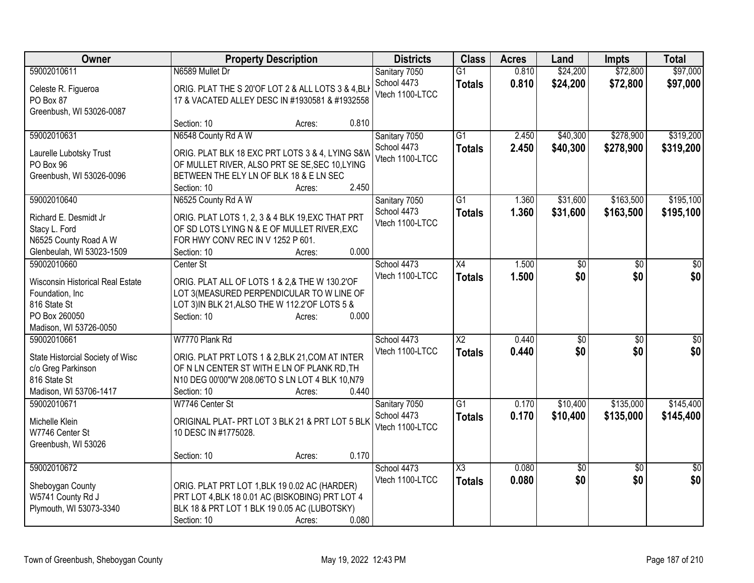| Owner | Property Description | Districts | Class | Acres | Land | Impts | Total |
|---|---|---|---|---|---|---|---|
| 59002010611<br>Celeste R. Figueroa<br>PO Box 87<br>Greenbush, WI 53026-0087 | N6589 Mullet Dr<br>ORIG. PLAT THE S 20'OF LOT 2 & ALL LOTS 3 & 4,BLK 17 & VACATED ALLEY DESC IN #1930581 & #1932558<br>Section: 10 Acres: 0.810 | Sanitary 7050<br>School 4473<br>Vtech 1100-LTCC | G1<br>**Totals** | 0.810<br>**0.810** | $24,200<br>**$24,200** | $72,800<br>**$72,800** | $97,000<br>**$97,000** |
| 59002010631<br>Laurelle Lubotsky Trust<br>PO Box 96<br>Greenbush, WI 53026-0096 | N6548 County Rd A W<br>ORIG. PLAT BLK 18 EXC PRT LOTS 3 & 4, LYING S&W OF MULLET RIVER, ALSO PRT SE SE,SEC 10,LYING BETWEEN THE ELY LN OF BLK 18 & E LN SEC<br>Section: 10 Acres: 2.450 | Sanitary 7050<br>School 4473<br>Vtech 1100-LTCC | G1<br>**Totals** | 2.450<br>**2.450** | $40,300<br>**$40,300** | $278,900<br>**$278,900** | $319,200<br>**$319,200** |
| 59002010640<br>Richard E. Desmidt Jr<br>Stacy L. Ford<br>N6525 County Road A W<br>Glenbeulah, WI 53023-1509 | N6525 County Rd A W<br>ORIG. PLAT LOTS 1, 2, 3 & 4 BLK 19,EXC THAT PRT OF SD LOTS LYING N & E OF MULLET RIVER,EXC FOR HWY CONV REC IN V 1252 P 601.<br>Section: 10 Acres: 0.000 | Sanitary 7050<br>School 4473<br>Vtech 1100-LTCC | G1<br>**Totals** | 1.360<br>**1.360** | $31,600<br>**$31,600** | $163,500<br>**$163,500** | $195,100<br>**$195,100** |
| 59002010660<br>Wisconsin Historical Real Estate Foundation, Inc<br>816 State St<br>PO Box 260050<br>Madison, WI 53726-0050 | Center St<br>ORIG. PLAT ALL OF LOTS 1 & 2,& THE W 130.2'OF LOT 3(MEASURED PERPENDICULAR TO W LINE OF LOT 3)IN BLK 21,ALSO THE W 112.2'OF LOTS 5 &<br>Section: 10 Acres: 0.000 | School 4473<br>Vtech 1100-LTCC | X4<br>**Totals** | 1.500<br>**1.500** | $0<br>**$0** | $0<br>**$0** | $0<br>**$0** |
| 59002010661<br>State Historcial Society of Wisc<br>c/o Greg Parkinson<br>816 State St<br>Madison, WI 53706-1417 | W7770 Plank Rd<br>ORIG. PLAT PRT LOTS 1 & 2,BLK 21,COM AT INTER OF N LN CENTER ST WITH E LN OF PLANK RD,TH N10 DEG 00'00"W 208.06'TO S LN LOT 4 BLK 10,N79<br>Section: 10 Acres: 0.440 | School 4473<br>Vtech 1100-LTCC | X2<br>**Totals** | 0.440<br>**0.440** | $0<br>**$0** | $0<br>**$0** | $0<br>**$0** |
| 59002010671<br>Michelle Klein<br>W7746 Center St<br>Greenbush, WI 53026 | W7746 Center St<br>ORIGINAL PLAT- PRT LOT 3 BLK 21 & PRT LOT 5 BLK 10 DESC IN #1775028.<br>Section: 10 Acres: 0.170 | Sanitary 7050<br>School 4473<br>Vtech 1100-LTCC | G1<br>**Totals** | 0.170<br>**0.170** | $10,400<br>**$10,400** | $135,000<br>**$135,000** | $145,400<br>**$145,400** |
| 59002010672<br>Sheboygan County<br>W5741 County Rd J<br>Plymouth, WI 53073-3340 | ORIG. PLAT PRT LOT 1,BLK 19 0.02 AC (HARDER) PRT LOT 4,BLK 18 0.01 AC (BISKOBING) PRT LOT 4 BLK 18 & PRT LOT 1 BLK 19 0.05 AC (LUBOTSKY)<br>Section: 10 Acres: 0.080 | School 4473<br>Vtech 1100-LTCC | X3<br>**Totals** | 0.080<br>**0.080** | $0<br>**$0** | $0<br>**$0** | $0<br>**$0** |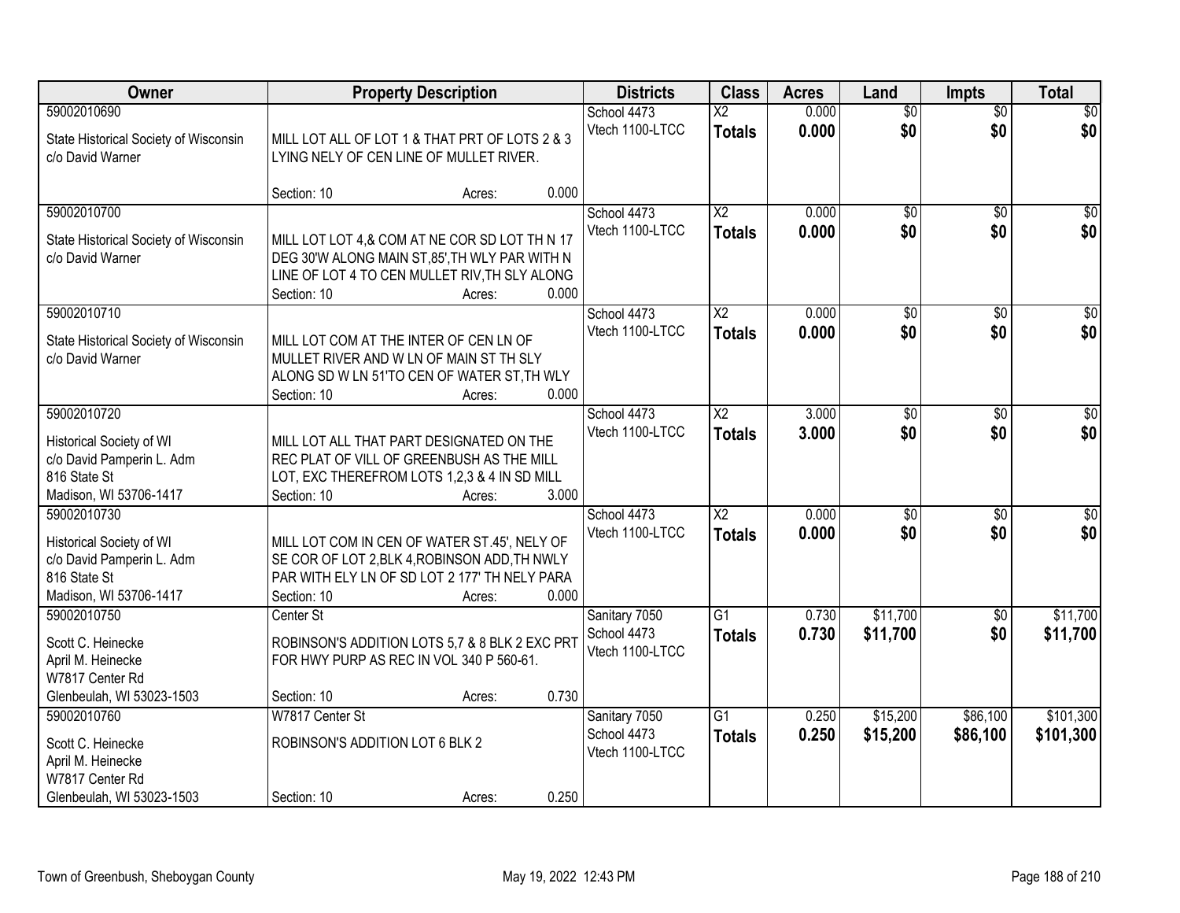| Owner | Property Description | Districts | Class | Acres | Land | Impts | Total |
|---|---|---|---|---|---|---|---|
| 59002010690<br>State Historical Society of Wisconsin<br>c/o David Warner | MILL LOT ALL OF LOT 1 & THAT PRT OF LOTS 2 & 3 LYING NELY OF CEN LINE OF MULLET RIVER.<br>Section: 10 Acres: 0.000 | School 4473<br>Vtech 1100-LTCC | X2<br>**Totals** | 0.000<br>**0.000** | $0<br>**$0** | $0<br>**$0** | $0<br>**$0** |
| 59002010700<br>State Historical Society of Wisconsin<br>c/o David Warner | MILL LOT LOT 4,& COM AT NE COR SD LOT TH N 17 DEG 30'W ALONG MAIN ST,85',TH WLY PAR WITH N LINE OF LOT 4 TO CEN MULLET RIV,TH SLY ALONG<br>Section: 10 Acres: 0.000 | School 4473<br>Vtech 1100-LTCC | X2<br>**Totals** | 0.000<br>**0.000** | $0<br>**$0** | $0<br>**$0** | $0<br>**$0** |
| 59002010710<br>State Historical Society of Wisconsin<br>c/o David Warner | MILL LOT COM AT THE INTER OF CEN LN OF MULLET RIVER AND W LN OF MAIN ST TH SLY ALONG SD W LN 51'TO CEN OF WATER ST,TH WLY<br>Section: 10 Acres: 0.000 | School 4473<br>Vtech 1100-LTCC | X2<br>**Totals** | 0.000<br>**0.000** | $0<br>**$0** | $0<br>**$0** | $0<br>**$0** |
| 59002010720<br>Historical Society of WI<br>c/o David Pamperin L. Adm<br>816 State St<br>Madison, WI 53706-1417 | MILL LOT ALL THAT PART DESIGNATED ON THE REC PLAT OF VILL OF GREENBUSH AS THE MILL LOT, EXC THEREFROM LOTS 1,2,3 & 4 IN SD MILL<br>Section: 10 Acres: 3.000 | School 4473<br>Vtech 1100-LTCC | X2<br>**Totals** | 3.000<br>**3.000** | $0<br>**$0** | $0<br>**$0** | $0<br>**$0** |
| 59002010730<br>Historical Society of WI<br>c/o David Pamperin L. Adm<br>816 State St<br>Madison, WI 53706-1417 | MILL LOT COM IN CEN OF WATER ST.45', NELY OF SE COR OF LOT 2,BLK 4,ROBINSON ADD,TH NWLY PAR WITH ELY LN OF SD LOT 2 177' TH NELY PARA<br>Section: 10 Acres: 0.000 | School 4473<br>Vtech 1100-LTCC | X2<br>**Totals** | 0.000<br>**0.000** | $0<br>**$0** | $0<br>**$0** | $0<br>**$0** |
| 59002010750<br>Scott C. Heinecke<br>April M. Heinecke<br>W7817 Center Rd<br>Glenbeulah, WI 53023-1503 | Center St<br>ROBINSON'S ADDITION LOTS 5,7 & 8 BLK 2 EXC PRT FOR HWY PURP AS REC IN VOL 340 P 560-61.<br>Section: 10 Acres: 0.730 | Sanitary 7050<br>School 4473<br>Vtech 1100-LTCC | G1<br>**Totals** | 0.730<br>**0.730** | $11,700<br>**$11,700** | $0<br>**$0** | $11,700<br>**$11,700** |
| 59002010760<br>Scott C. Heinecke<br>April M. Heinecke<br>W7817 Center Rd<br>Glenbeulah, WI 53023-1503 | W7817 Center St<br>ROBINSON'S ADDITION LOT 6 BLK 2<br>Section: 10 Acres: 0.250 | Sanitary 7050<br>School 4473<br>Vtech 1100-LTCC | G1<br>**Totals** | 0.250<br>**0.250** | $15,200<br>**$15,200** | $86,100<br>**$86,100** | $101,300<br>**$101,300** |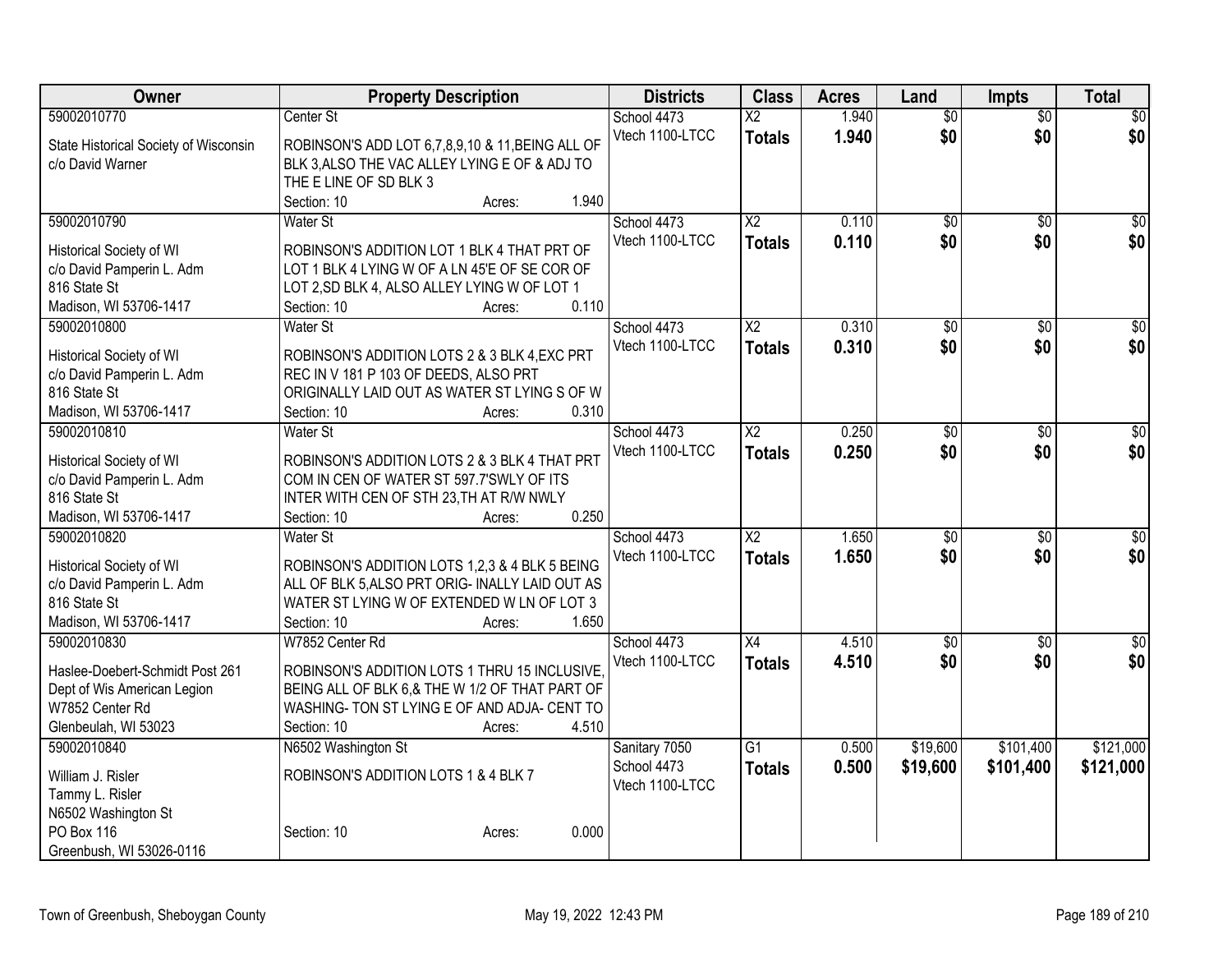| Owner | Property Description | Districts | Class | Acres | Land | Impts | Total |
|---|---|---|---|---|---|---|---|
| 59002010770<br>State Historical Society of Wisconsin<br>c/o David Warner | Center St<br>ROBINSON'S ADD LOT 6,7,8,9,10 & 11,BEING ALL OF BLK 3,ALSO THE VAC ALLEY LYING E OF & ADJ TO THE E LINE OF SD BLK 3<br>Section: 10 Acres: 1.940 | School 4473<br>Vtech 1100-LTCC | X2<br>**Totals** | 1.940<br>**1.940** | $0<br>**$0** | $0<br>**$0** | $0<br>**$0** |
| 59002010790<br>Historical Society of WI<br>c/o David Pamperin L. Adm<br>816 State St<br>Madison, WI 53706-1417 | Water St<br>ROBINSON'S ADDITION LOT 1 BLK 4 THAT PRT OF LOT 1 BLK 4 LYING W OF A LN 45'E OF SE COR OF LOT 2,SD BLK 4, ALSO ALLEY LYING W OF LOT 1<br>Section: 10 Acres: 0.110 | School 4473<br>Vtech 1100-LTCC | X2<br>**Totals** | 0.110<br>**0.110** | $0<br>**$0** | $0<br>**$0** | $0<br>**$0** |
| 59002010800<br>Historical Society of WI<br>c/o David Pamperin L. Adm<br>816 State St<br>Madison, WI 53706-1417 | Water St<br>ROBINSON'S ADDITION LOTS 2 & 3 BLK 4,EXC PRT REC IN V 181 P 103 OF DEEDS, ALSO PRT ORIGINALLY LAID OUT AS WATER ST LYING S OF W<br>Section: 10 Acres: 0.310 | School 4473<br>Vtech 1100-LTCC | X2<br>**Totals** | 0.310<br>**0.310** | $0<br>**$0** | $0<br>**$0** | $0<br>**$0** |
| 59002010810<br>Historical Society of WI<br>c/o David Pamperin L. Adm<br>816 State St<br>Madison, WI 53706-1417 | Water St<br>ROBINSON'S ADDITION LOTS 2 & 3 BLK 4 THAT PRT COM IN CEN OF WATER ST 597.7'SWLY OF ITS INTER WITH CEN OF STH 23,TH AT R/W NWLY<br>Section: 10 Acres: 0.250 | School 4473<br>Vtech 1100-LTCC | X2<br>**Totals** | 0.250<br>**0.250** | $0<br>**$0** | $0<br>**$0** | $0<br>**$0** |
| 59002010820<br>Historical Society of WI<br>c/o David Pamperin L. Adm<br>816 State St<br>Madison, WI 53706-1417 | Water St<br>ROBINSON'S ADDITION LOTS 1,2,3 & 4 BLK 5 BEING ALL OF BLK 5,ALSO PRT ORIG- INALLY LAID OUT AS WATER ST LYING W OF EXTENDED W LN OF LOT 3<br>Section: 10 Acres: 1.650 | School 4473<br>Vtech 1100-LTCC | X2<br>**Totals** | 1.650<br>**1.650** | $0<br>**$0** | $0<br>**$0** | $0<br>**$0** |
| 59002010830<br>Haslee-Doebert-Schmidt Post 261<br>Dept of Wis American Legion<br>W7852 Center Rd<br>Glenbeulah, WI 53023 | W7852 Center Rd<br>ROBINSON'S ADDITION LOTS 1 THRU 15 INCLUSIVE, BEING ALL OF BLK 6,& THE W 1/2 OF THAT PART OF WASHING- TON ST LYING E OF AND ADJA- CENT TO<br>Section: 10 Acres: 4.510 | School 4473<br>Vtech 1100-LTCC | X4<br>**Totals** | 4.510<br>**4.510** | $0<br>**$0** | $0<br>**$0** | $0<br>**$0** |
| 59002010840<br>William J. Risler<br>Tammy L. Risler<br>N6502 Washington St<br>PO Box 116<br>Greenbush, WI 53026-0116 | N6502 Washington St<br>ROBINSON'S ADDITION LOTS 1 & 4 BLK 7<br>Section: 10 Acres: 0.000 | Sanitary 7050<br>School 4473<br>Vtech 1100-LTCC | G1<br>**Totals** | 0.500<br>**0.500** | $19,600<br>**$19,600** | $101,400<br>**$101,400** | $121,000<br>**$121,000** |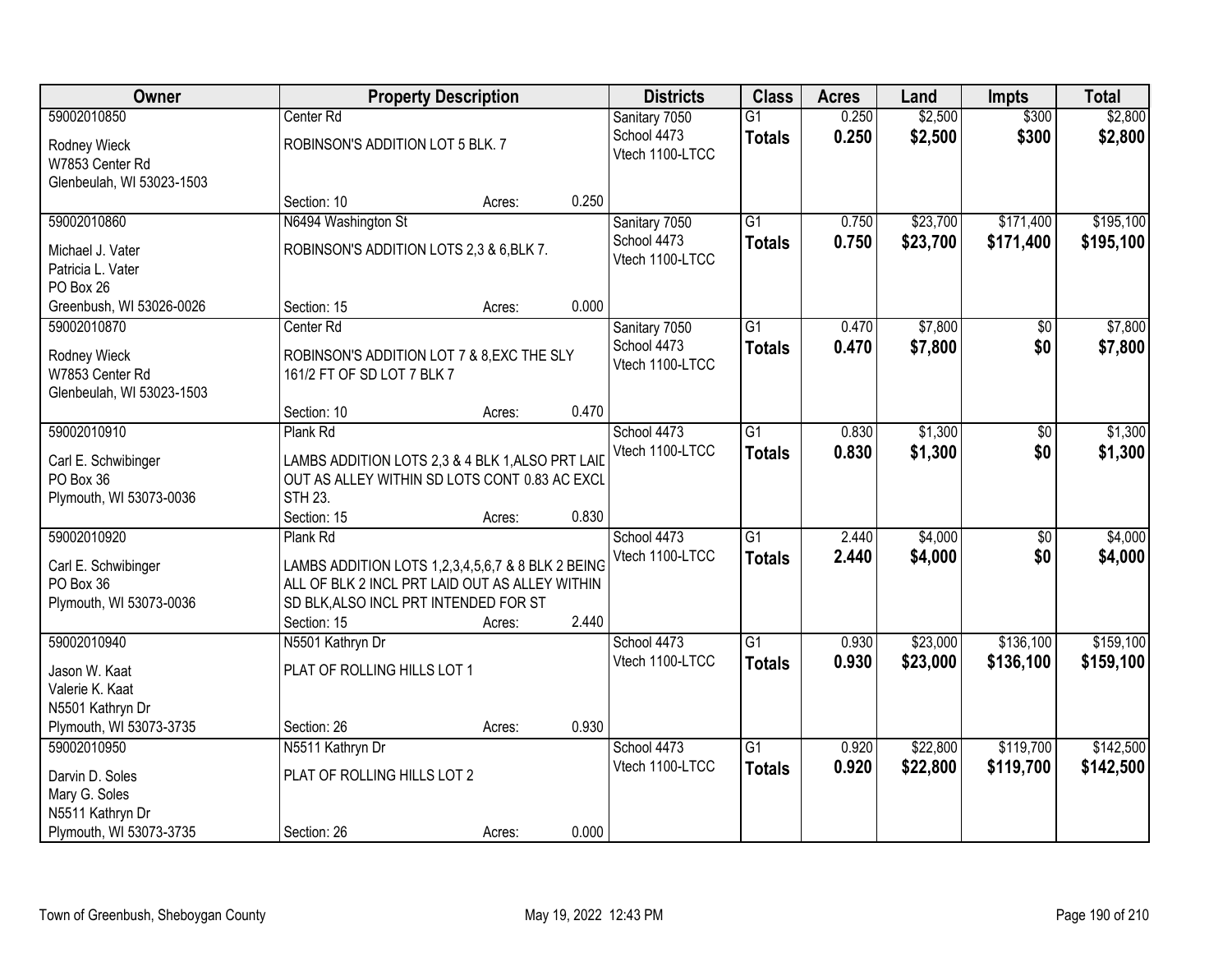| Owner | Property Description | Districts | Class | Acres | Land | Impts | Total |
|---|---|---|---|---|---|---|---|
| 59002010850<br>Rodney Wieck<br>W7853 Center Rd<br>Glenbeulah, WI 53023-1503 | Center Rd<br>ROBINSON'S ADDITION LOT 5 BLK. 7<br>Section: 10 Acres: 0.250 | Sanitary 7050<br>School 4473<br>Vtech 1100-LTCC | G1<br>**Totals** | 0.250<br>**0.250** | $2,500<br>**$2,500** | $300<br>**$300** | $2,800<br>**$2,800** |
| 59002010860<br>Michael J. Vater<br>Patricia L. Vater<br>PO Box 26<br>Greenbush, WI 53026-0026 | N6494 Washington St<br>ROBINSON'S ADDITION LOTS 2,3 & 6,BLK 7.<br>Section: 15 Acres: 0.000 | Sanitary 7050<br>School 4473<br>Vtech 1100-LTCC | G1<br>**Totals** | 0.750<br>**0.750** | $23,700<br>**$23,700** | $171,400<br>**$171,400** | $195,100<br>**$195,100** |
| 59002010870<br>Rodney Wieck<br>W7853 Center Rd<br>Glenbeulah, WI 53023-1503 | Center Rd<br>ROBINSON'S ADDITION LOT 7 & 8,EXC THE SLY 161/2 FT OF SD LOT 7 BLK 7<br>Section: 10 Acres: 0.470 | Sanitary 7050<br>School 4473<br>Vtech 1100-LTCC | G1<br>**Totals** | 0.470<br>**0.470** | $7,800<br>**$7,800** | $0<br>**$0** | $7,800<br>**$7,800** |
| 59002010910<br>Carl E. Schwibinger<br>PO Box 36<br>Plymouth, WI 53073-0036 | Plank Rd<br>LAMBS ADDITION LOTS 2,3 & 4 BLK 1,ALSO PRT LAID OUT AS ALLEY WITHIN SD LOTS CONT 0.83 AC EXCL STH 23.<br>Section: 15 Acres: 0.830 | School 4473<br>Vtech 1100-LTCC | G1<br>**Totals** | 0.830<br>**0.830** | $1,300<br>**$1,300** | $0<br>**$0** | $1,300<br>**$1,300** |
| 59002010920<br>Carl E. Schwibinger<br>PO Box 36<br>Plymouth, WI 53073-0036 | Plank Rd<br>LAMBS ADDITION LOTS 1,2,3,4,5,6,7 & 8 BLK 2 BEING ALL OF BLK 2 INCL PRT LAID OUT AS ALLEY WITHIN SD BLK,ALSO INCL PRT INTENDED FOR ST<br>Section: 15 Acres: 2.440 | School 4473<br>Vtech 1100-LTCC | G1<br>**Totals** | 2.440<br>**2.440** | $4,000<br>**$4,000** | $0<br>**$0** | $4,000<br>**$4,000** |
| 59002010940<br>Jason W. Kaat<br>Valerie K. Kaat<br>N5501 Kathryn Dr<br>Plymouth, WI 53073-3735 | N5501 Kathryn Dr<br>PLAT OF ROLLING HILLS LOT 1<br>Section: 26 Acres: 0.930 | School 4473<br>Vtech 1100-LTCC | G1<br>**Totals** | 0.930<br>**0.930** | $23,000<br>**$23,000** | $136,100<br>**$136,100** | $159,100<br>**$159,100** |
| 59002010950<br>Darvin D. Soles<br>Mary G. Soles<br>N5511 Kathryn Dr<br>Plymouth, WI 53073-3735 | N5511 Kathryn Dr<br>PLAT OF ROLLING HILLS LOT 2<br>Section: 26 Acres: 0.000 | School 4473<br>Vtech 1100-LTCC | G1<br>**Totals** | 0.920<br>**0.920** | $22,800<br>**$22,800** | $119,700<br>**$119,700** | $142,500<br>**$142,500** |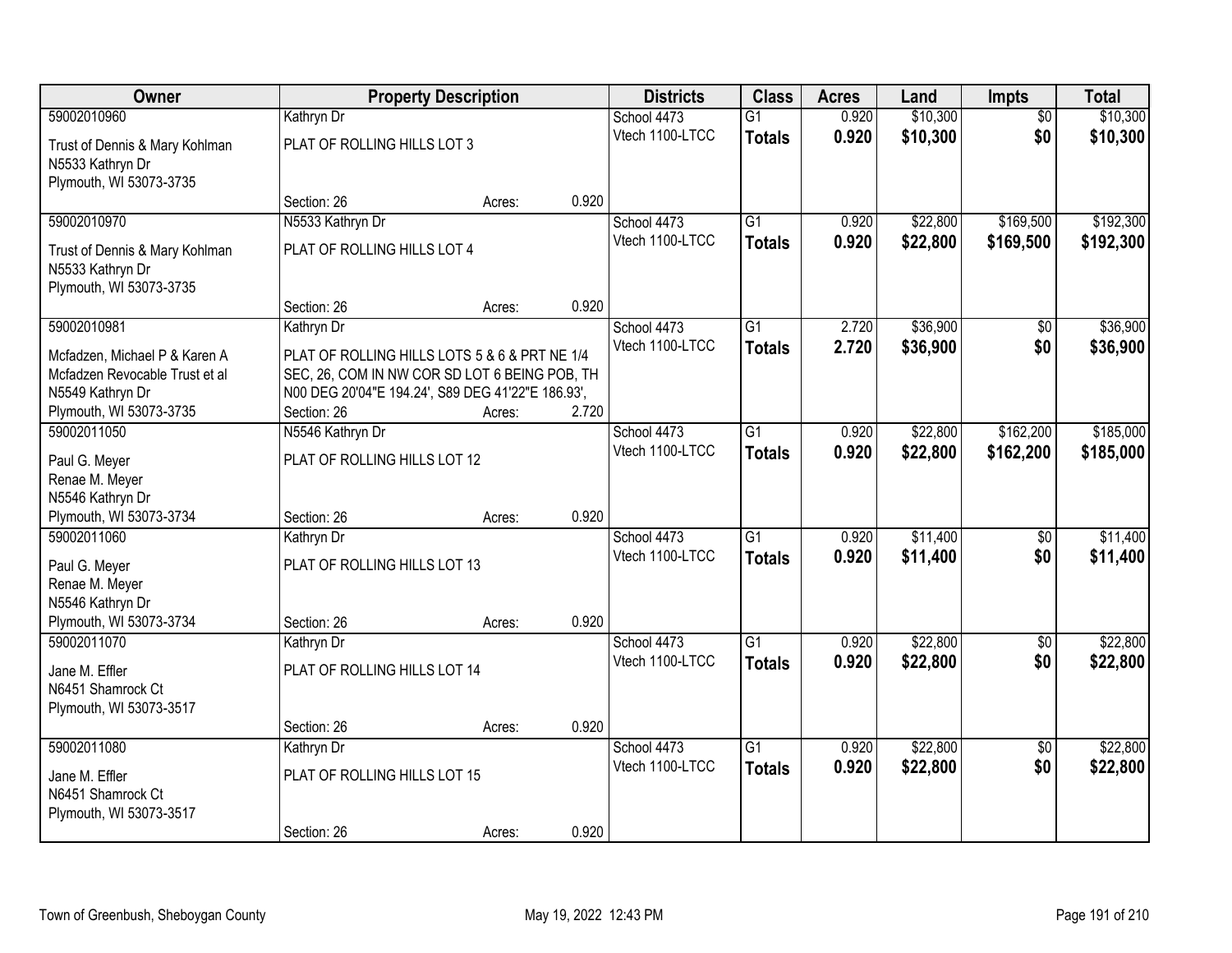| Owner | Property Description | | | Districts | Class | Acres | Land | Impts | Total |
|---|---|---|---|---|---|---|---|---|---|
| 59002010960 | Kathryn Dr | | | School 4473 | G1 | 0.920 | $10,300 | $0 | $10,300 |
| Trust of Dennis & Mary Kohlman<br>N5533 Kathryn Dr<br>Plymouth, WI 53073-3735 | PLAT OF ROLLING HILLS LOT 3 | | | Vtech 1100-LTCC | **Totals** | **0.920** | **$10,300** | **$0** | **$10,300** |
| | Section: 26 | Acres: | 0.920 | | | | | | |
| 59002010970 | N5533 Kathryn Dr | | | School 4473 | G1 | 0.920 | $22,800 | $169,500 | $192,300 |
| Trust of Dennis & Mary Kohlman<br>N5533 Kathryn Dr<br>Plymouth, WI 53073-3735 | PLAT OF ROLLING HILLS LOT 4 | | | Vtech 1100-LTCC | **Totals** | **0.920** | **$22,800** | **$169,500** | **$192,300** |
| | Section: 26 | Acres: | 0.920 | | | | | | |
| 59002010981 | Kathryn Dr | | | School 4473 | G1 | 2.720 | $36,900 | $0 | $36,900 |
| Mcfadzen, Michael P & Karen A<br>Mcfadzen Revocable Trust et al<br>N5549 Kathryn Dr<br>Plymouth, WI 53073-3735 | PLAT OF ROLLING HILLS LOTS 5 & 6 & PRT NE 1/4 SEC, 26, COM IN NW COR SD LOT 6 BEING POB, TH N00 DEG 20'04"E 194.24', S89 DEG 41'22"E 186.93', | | | Vtech 1100-LTCC | **Totals** | **2.720** | **$36,900** | **$0** | **$36,900** |
| | Section: 26 | Acres: | 2.720 | | | | | | |
| 59002011050 | N5546 Kathryn Dr | | | School 4473 | G1 | 0.920 | $22,800 | $162,200 | $185,000 |
| Paul G. Meyer<br>Renae M. Meyer<br>N5546 Kathryn Dr<br>Plymouth, WI 53073-3734 | PLAT OF ROLLING HILLS LOT 12 | | | Vtech 1100-LTCC | **Totals** | **0.920** | **$22,800** | **$162,200** | **$185,000** |
| | Section: 26 | Acres: | 0.920 | | | | | | |
| 59002011060 | Kathryn Dr | | | School 4473 | G1 | 0.920 | $11,400 | $0 | $11,400 |
| Paul G. Meyer<br>Renae M. Meyer<br>N5546 Kathryn Dr<br>Plymouth, WI 53073-3734 | PLAT OF ROLLING HILLS LOT 13 | | | Vtech 1100-LTCC | **Totals** | **0.920** | **$11,400** | **$0** | **$11,400** |
| | Section: 26 | Acres: | 0.920 | | | | | | |
| 59002011070 | Kathryn Dr | | | School 4473 | G1 | 0.920 | $22,800 | $0 | $22,800 |
| Jane M. Effler<br>N6451 Shamrock Ct<br>Plymouth, WI 53073-3517 | PLAT OF ROLLING HILLS LOT 14 | | | Vtech 1100-LTCC | **Totals** | **0.920** | **$22,800** | **$0** | **$22,800** |
| | Section: 26 | Acres: | 0.920 | | | | | | |
| 59002011080 | Kathryn Dr | | | School 4473 | G1 | 0.920 | $22,800 | $0 | $22,800 |
| Jane M. Effler<br>N6451 Shamrock Ct<br>Plymouth, WI 53073-3517 | PLAT OF ROLLING HILLS LOT 15 | | | Vtech 1100-LTCC | **Totals** | **0.920** | **$22,800** | **$0** | **$22,800** |
| | Section: 26 | Acres: | 0.920 | | | | | | |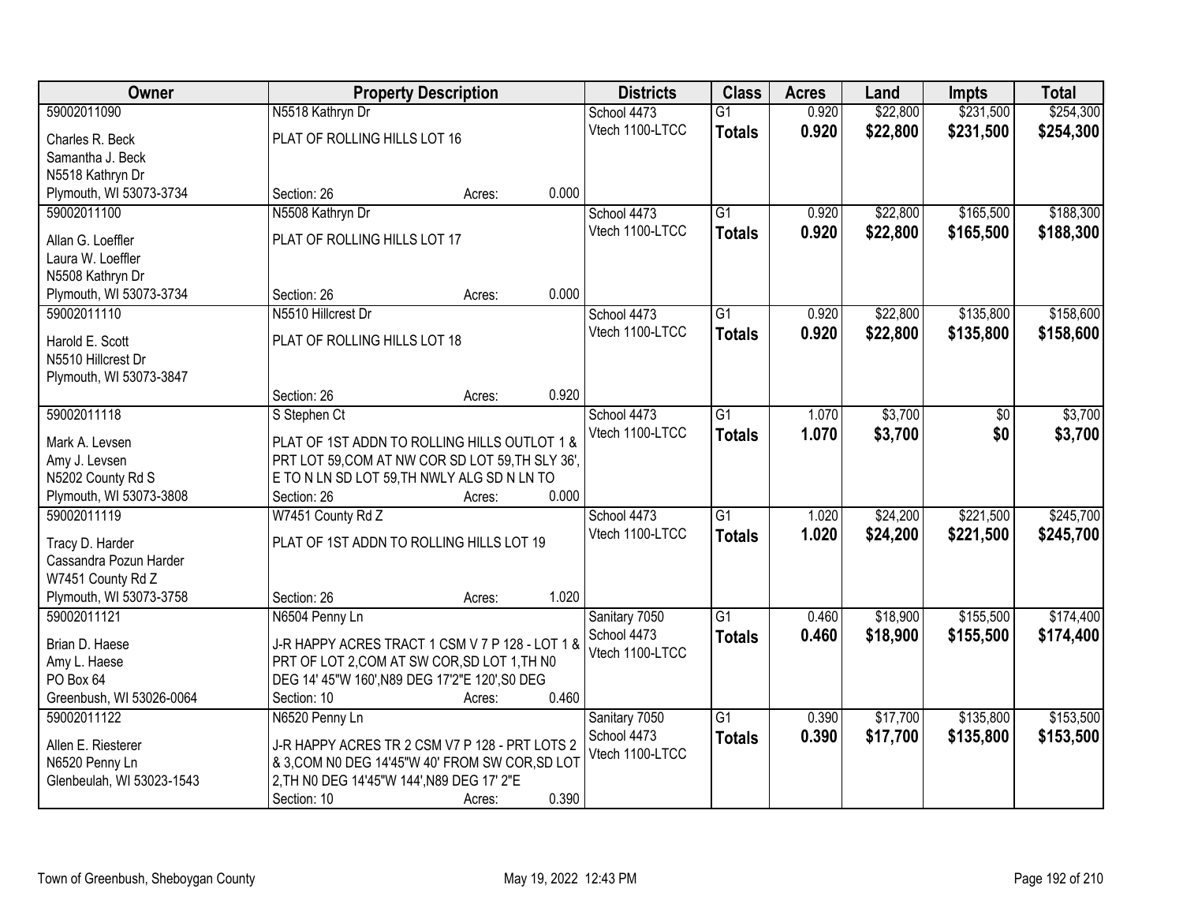| Owner | Property Description | Districts | Class | Acres | Land | Impts | Total |
|---|---|---|---|---|---|---|---|
| 59002011090<br>Charles R. Beck<br>Samantha J. Beck<br>N5518 Kathryn Dr<br>Plymouth, WI 53073-3734 | N5518 Kathryn Dr<br>PLAT OF ROLLING HILLS LOT 16<br>Section: 26 Acres: 0.000 | School 4473<br>Vtech 1100-LTCC | G1<br>**Totals** | 0.920<br>**0.920** | $22,800<br>**$22,800** | $231,500<br>**$231,500** | $254,300<br>**$254,300** |
| 59002011100<br>Allan G. Loeffler<br>Laura W. Loeffler<br>N5508 Kathryn Dr<br>Plymouth, WI 53073-3734 | N5508 Kathryn Dr<br>PLAT OF ROLLING HILLS LOT 17<br>Section: 26 Acres: 0.000 | School 4473<br>Vtech 1100-LTCC | G1<br>**Totals** | 0.920<br>**0.920** | $22,800<br>**$22,800** | $165,500<br>**$165,500** | $188,300<br>**$188,300** |
| 59002011110<br>Harold E. Scott<br>N5510 Hillcrest Dr<br>Plymouth, WI 53073-3847 | N5510 Hillcrest Dr<br>PLAT OF ROLLING HILLS LOT 18<br>Section: 26 Acres: 0.920 | School 4473<br>Vtech 1100-LTCC | G1<br>**Totals** | 0.920<br>**0.920** | $22,800<br>**$22,800** | $135,800<br>**$135,800** | $158,600<br>**$158,600** |
| 59002011118<br>Mark A. Levsen<br>Amy J. Levsen<br>N5202 County Rd S<br>Plymouth, WI 53073-3808 | S Stephen Ct<br>PLAT OF 1ST ADDN TO ROLLING HILLS OUTLOT 1 & PRT LOT 59,COM AT NW COR SD LOT 59,TH SLY 36', E TO N LN SD LOT 59,TH NWLY ALG SD N LN TO<br>Section: 26 Acres: 0.000 | School 4473<br>Vtech 1100-LTCC | G1<br>**Totals** | 1.070<br>**1.070** | $3,700<br>**$3,700** | $0<br>**$0** | $3,700<br>**$3,700** |
| 59002011119<br>Tracy D. Harder<br>Cassandra Pozun Harder<br>W7451 County Rd Z<br>Plymouth, WI 53073-3758 | W7451 County Rd Z<br>PLAT OF 1ST ADDN TO ROLLING HILLS LOT 19<br>Section: 26 Acres: 1.020 | School 4473<br>Vtech 1100-LTCC | G1<br>**Totals** | 1.020<br>**1.020** | $24,200<br>**$24,200** | $221,500<br>**$221,500** | $245,700<br>**$245,700** |
| 59002011121<br>Brian D. Haese<br>Amy L. Haese<br>PO Box 64<br>Greenbush, WI 53026-0064 | N6504 Penny Ln<br>J-R HAPPY ACRES TRACT 1 CSM V 7 P 128 - LOT 1 & PRT OF LOT 2,COM AT SW COR,SD LOT 1,TH N0 DEG 14' 45"W 160',N89 DEG 17'2"E 120',S0 DEG<br>Section: 10 Acres: 0.460 | Sanitary 7050<br>School 4473<br>Vtech 1100-LTCC | G1<br>**Totals** | 0.460<br>**0.460** | $18,900<br>**$18,900** | $155,500<br>**$155,500** | $174,400<br>**$174,400** |
| 59002011122<br>Allen E. Riesterer<br>N6520 Penny Ln<br>Glenbeulah, WI 53023-1543 | N6520 Penny Ln<br>J-R HAPPY ACRES TR 2 CSM V7 P 128 - PRT LOTS 2 & 3,COM N0 DEG 14'45"W 40' FROM SW COR,SD LOT 2,TH N0 DEG 14'45"W 144',N89 DEG 17' 2"E<br>Section: 10 Acres: 0.390 | Sanitary 7050<br>School 4473<br>Vtech 1100-LTCC | G1<br>**Totals** | 0.390<br>**0.390** | $17,700<br>**$17,700** | $135,800<br>**$135,800** | $153,500<br>**$153,500** |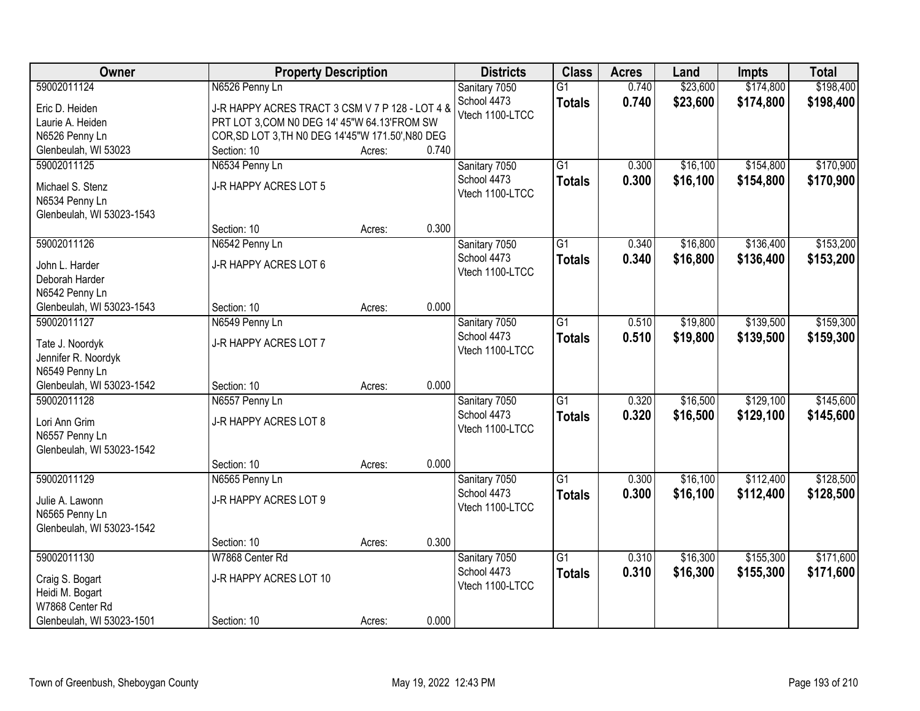| Owner | Property Description | | | Districts | Class | Acres | Land | Impts | Total |
|---|---|---|---|---|---|---|---|---|---|
| 59002011124 | N6526 Penny Ln | | | Sanitary 7050 | G1 | 0.740 | $23,600 | $174,800 | $198,400 |
| Eric D. Heiden<br>Laurie A. Heiden<br>N6526 Penny Ln<br>Glenbeulah, WI 53023 | J-R HAPPY ACRES TRACT 3 CSM V 7 P 128 - LOT 4 & PRT LOT 3,COM N0 DEG 14' 45"W 64.13'FROM SW COR,SD LOT 3,TH N0 DEG 14'45"W 171.50',N80 DEG | | | School 4473<br>Vtech 1100-LTCC | **Totals** | **0.740** | **$23,600** | **$174,800** | **$198,400** |
| | Section: 10 | Acres: | 0.740 | | | | | | |
| 59002011125 | N6534 Penny Ln | | | Sanitary 7050 | G1 | 0.300 | $16,100 | $154,800 | $170,900 |
| Michael S. Stenz<br>N6534 Penny Ln<br>Glenbeulah, WI 53023-1543 | J-R HAPPY ACRES LOT 5 | | | School 4473<br>Vtech 1100-LTCC | **Totals** | **0.300** | **$16,100** | **$154,800** | **$170,900** |
| | Section: 10 | Acres: | 0.300 | | | | | | |
| 59002011126 | N6542 Penny Ln | | | Sanitary 7050 | G1 | 0.340 | $16,800 | $136,400 | $153,200 |
| John L. Harder<br>Deborah Harder<br>N6542 Penny Ln<br>Glenbeulah, WI 53023-1543 | J-R HAPPY ACRES LOT 6 | | | School 4473<br>Vtech 1100-LTCC | **Totals** | **0.340** | **$16,800** | **$136,400** | **$153,200** |
| | Section: 10 | Acres: | 0.000 | | | | | | |
| 59002011127 | N6549 Penny Ln | | | Sanitary 7050 | G1 | 0.510 | $19,800 | $139,500 | $159,300 |
| Tate J. Noordyk<br>Jennifer R. Noordyk<br>N6549 Penny Ln<br>Glenbeulah, WI 53023-1542 | J-R HAPPY ACRES LOT 7 | | | School 4473<br>Vtech 1100-LTCC | **Totals** | **0.510** | **$19,800** | **$139,500** | **$159,300** |
| | Section: 10 | Acres: | 0.000 | | | | | | |
| 59002011128 | N6557 Penny Ln | | | Sanitary 7050 | G1 | 0.320 | $16,500 | $129,100 | $145,600 |
| Lori Ann Grim<br>N6557 Penny Ln<br>Glenbeulah, WI 53023-1542 | J-R HAPPY ACRES LOT 8 | | | School 4473<br>Vtech 1100-LTCC | **Totals** | **0.320** | **$16,500** | **$129,100** | **$145,600** |
| | Section: 10 | Acres: | 0.000 | | | | | | |
| 59002011129 | N6565 Penny Ln | | | Sanitary 7050 | G1 | 0.300 | $16,100 | $112,400 | $128,500 |
| Julie A. Lawonn<br>N6565 Penny Ln<br>Glenbeulah, WI 53023-1542 | J-R HAPPY ACRES LOT 9 | | | School 4473<br>Vtech 1100-LTCC | **Totals** | **0.300** | **$16,100** | **$112,400** | **$128,500** |
| | Section: 10 | Acres: | 0.300 | | | | | | |
| 59002011130 | W7868 Center Rd | | | Sanitary 7050 | G1 | 0.310 | $16,300 | $155,300 | $171,600 |
| Craig S. Bogart<br>Heidi M. Bogart<br>W7868 Center Rd<br>Glenbeulah, WI 53023-1501 | J-R HAPPY ACRES LOT 10 | | | School 4473<br>Vtech 1100-LTCC | **Totals** | **0.310** | **$16,300** | **$155,300** | **$171,600** |
| | Section: 10 | Acres: | 0.000 | | | | | | |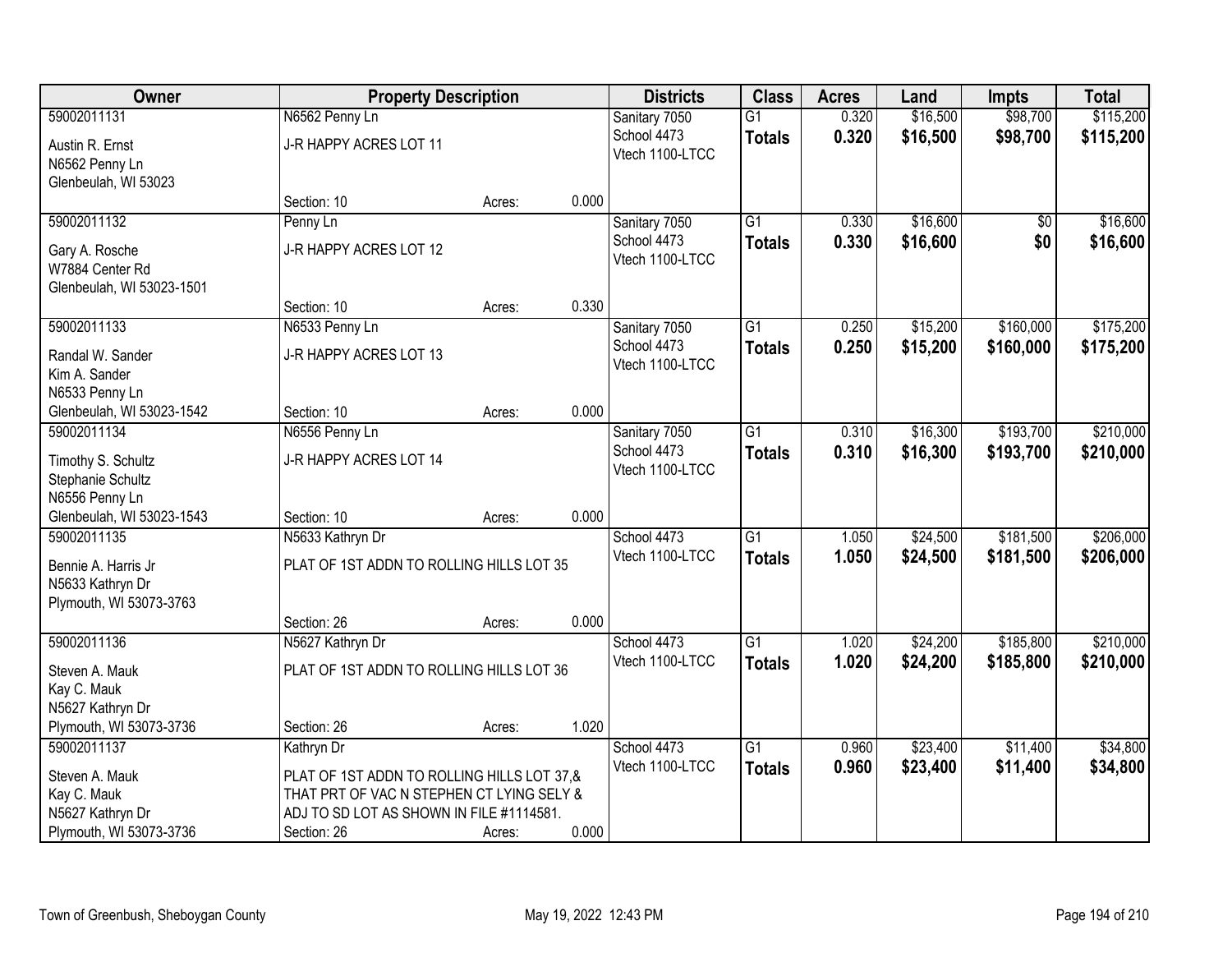| Owner | Property Description | | | Districts | Class | Acres | Land | Impts | Total |
|---|---|---|---|---|---|---|---|---|---|
| 59002011131<br>Austin R. Ernst<br>N6562 Penny Ln<br>Glenbeulah, WI 53023 | N6562 Penny Ln<br>J-R HAPPY ACRES LOT 11<br>Section: 10 | Acres: | 0.000 | Sanitary 7050<br>School 4473<br>Vtech 1100-LTCC | G1<br>**Totals** | 0.320<br>**0.320** | $16,500<br>**$16,500** | $98,700<br>**$98,700** | $115,200<br>**$115,200** |
| 59002011132<br>Gary A. Rosche<br>W7884 Center Rd<br>Glenbeulah, WI 53023-1501 | Penny Ln<br>J-R HAPPY ACRES LOT 12<br>Section: 10 | Acres: | 0.330 | Sanitary 7050<br>School 4473<br>Vtech 1100-LTCC | G1<br>**Totals** | 0.330<br>**0.330** | $16,600<br>**$16,600** | $0<br>**$0** | $16,600<br>**$16,600** |
| 59002011133<br>Randal W. Sander<br>Kim A. Sander<br>N6533 Penny Ln<br>Glenbeulah, WI 53023-1542 | N6533 Penny Ln<br>J-R HAPPY ACRES LOT 13<br>Section: 10 | Acres: | 0.000 | Sanitary 7050<br>School 4473<br>Vtech 1100-LTCC | G1<br>**Totals** | 0.250<br>**0.250** | $15,200<br>**$15,200** | $160,000<br>**$160,000** | $175,200<br>**$175,200** |
| 59002011134<br>Timothy S. Schultz<br>Stephanie Schultz<br>N6556 Penny Ln<br>Glenbeulah, WI 53023-1543 | N6556 Penny Ln<br>J-R HAPPY ACRES LOT 14<br>Section: 10 | Acres: | 0.000 | Sanitary 7050<br>School 4473<br>Vtech 1100-LTCC | G1<br>**Totals** | 0.310<br>**0.310** | $16,300<br>**$16,300** | $193,700<br>**$193,700** | $210,000<br>**$210,000** |
| 59002011135<br>Bennie A. Harris Jr<br>N5633 Kathryn Dr<br>Plymouth, WI 53073-3763 | N5633 Kathryn Dr<br>PLAT OF 1ST ADDN TO ROLLING HILLS LOT 35<br>Section: 26 | Acres: | 0.000 | School 4473<br>Vtech 1100-LTCC | G1<br>**Totals** | 1.050<br>**1.050** | $24,500<br>**$24,500** | $181,500<br>**$181,500** | $206,000<br>**$206,000** |
| 59002011136<br>Steven A. Mauk<br>Kay C. Mauk<br>N5627 Kathryn Dr<br>Plymouth, WI 53073-3736 | N5627 Kathryn Dr<br>PLAT OF 1ST ADDN TO ROLLING HILLS LOT 36<br>Section: 26 | Acres: | 1.020 | School 4473<br>Vtech 1100-LTCC | G1<br>**Totals** | 1.020<br>**1.020** | $24,200<br>**$24,200** | $185,800<br>**$185,800** | $210,000<br>**$210,000** |
| 59002011137<br>Steven A. Mauk<br>Kay C. Mauk<br>N5627 Kathryn Dr<br>Plymouth, WI 53073-3736 | Kathryn Dr<br>PLAT OF 1ST ADDN TO ROLLING HILLS LOT 37,&<br>THAT PRT OF VAC N STEPHEN CT LYING SELY &<br>ADJ TO SD LOT AS SHOWN IN FILE #1114581.<br>Section: 26 | Acres: | 0.000 | School 4473<br>Vtech 1100-LTCC | G1<br>**Totals** | 0.960<br>**0.960** | $23,400<br>**$23,400** | $11,400<br>**$11,400** | $34,800<br>**$34,800** |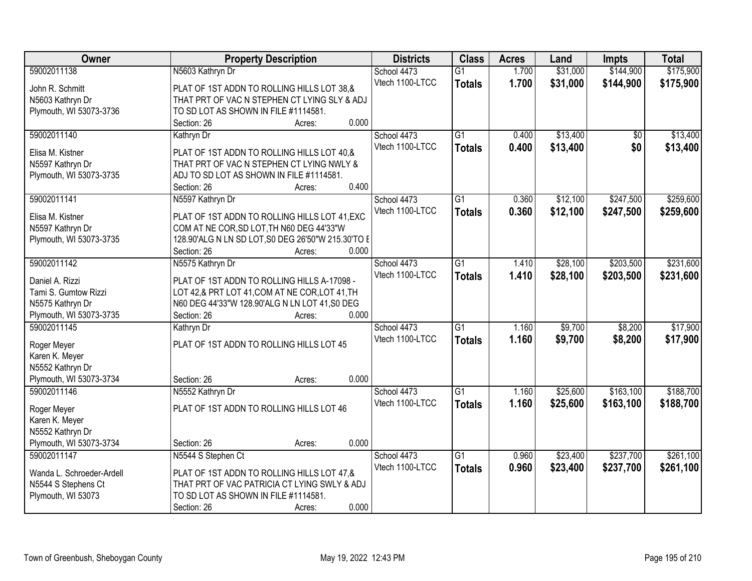| Owner | Property Description | Districts | Class | Acres | Land | Impts | Total |
|---|---|---|---|---|---|---|---|
| 59002011138<br>John R. Schmitt<br>N5603 Kathryn Dr<br>Plymouth, WI 53073-3736 | N5603 Kathryn Dr<br>PLAT OF 1ST ADDN TO ROLLING HILLS LOT 38,& THAT PRT OF VAC N STEPHEN CT LYING SLY & ADJ TO SD LOT AS SHOWN IN FILE #1114581.<br>Section: 26 Acres: 0.000 | School 4473<br>Vtech 1100-LTCC | G1<br>**Totals** | 1.700<br>**1.700** | $31,000<br>**$31,000** | $144,900<br>**$144,900** | $175,900<br>**$175,900** |
| 59002011140<br>Elisa M. Kistner<br>N5597 Kathryn Dr<br>Plymouth, WI 53073-3735 | Kathryn Dr<br>PLAT OF 1ST ADDN TO ROLLING HILLS LOT 40,& THAT PRT OF VAC N STEPHEN CT LYING NWLY & ADJ TO SD LOT AS SHOWN IN FILE #1114581.<br>Section: 26 Acres: 0.400 | School 4473<br>Vtech 1100-LTCC | G1<br>**Totals** | 0.400<br>**0.400** | $13,400<br>**$13,400** | $0<br>**$0** | $13,400<br>**$13,400** |
| 59002011141<br>Elisa M. Kistner<br>N5597 Kathryn Dr<br>Plymouth, WI 53073-3735 | N5597 Kathryn Dr<br>PLAT OF 1ST ADDN TO ROLLING HILLS LOT 41,EXC COM AT NE COR,SD LOT,TH N60 DEG 44'33"W 128.90'ALG N LN SD LOT,S0 DEG 26'50"W 215.30'TO E<br>Section: 26 Acres: 0.000 | School 4473<br>Vtech 1100-LTCC | G1<br>**Totals** | 0.360<br>**0.360** | $12,100<br>**$12,100** | $247,500<br>**$247,500** | $259,600<br>**$259,600** |
| 59002011142<br>Daniel A. Rizzi<br>Tami S. Gumtow Rizzi<br>N5575 Kathryn Dr<br>Plymouth, WI 53073-3735 | N5575 Kathryn Dr<br>PLAT OF 1ST ADDN TO ROLLING HILLS A-17098 - LOT 42,& PRT LOT 41,COM AT NE COR,LOT 41,TH N60 DEG 44'33"W 128.90'ALG N LN LOT 41,S0 DEG<br>Section: 26 Acres: 0.000 | School 4473<br>Vtech 1100-LTCC | G1<br>**Totals** | 1.410<br>**1.410** | $28,100<br>**$28,100** | $203,500<br>**$203,500** | $231,600<br>**$231,600** |
| 59002011145<br>Roger Meyer<br>Karen K. Meyer<br>N5552 Kathryn Dr<br>Plymouth, WI 53073-3734 | Kathryn Dr<br>PLAT OF 1ST ADDN TO ROLLING HILLS LOT 45<br>Section: 26 Acres: 0.000 | School 4473<br>Vtech 1100-LTCC | G1<br>**Totals** | 1.160<br>**1.160** | $9,700<br>**$9,700** | $8,200<br>**$8,200** | $17,900<br>**$17,900** |
| 59002011146<br>Roger Meyer<br>Karen K. Meyer<br>N5552 Kathryn Dr<br>Plymouth, WI 53073-3734 | N5552 Kathryn Dr<br>PLAT OF 1ST ADDN TO ROLLING HILLS LOT 46<br>Section: 26 Acres: 0.000 | School 4473<br>Vtech 1100-LTCC | G1<br>**Totals** | 1.160<br>**1.160** | $25,600<br>**$25,600** | $163,100<br>**$163,100** | $188,700<br>**$188,700** |
| 59002011147<br>Wanda L. Schroeder-Ardell<br>N5544 S Stephens Ct<br>Plymouth, WI 53073 | N5544 S Stephen Ct<br>PLAT OF 1ST ADDN TO ROLLING HILLS LOT 47,& THAT PRT OF VAC PATRICIA CT LYING SWLY & ADJ TO SD LOT AS SHOWN IN FILE #1114581.<br>Section: 26 Acres: 0.000 | School 4473<br>Vtech 1100-LTCC | G1<br>**Totals** | 0.960<br>**0.960** | $23,400<br>**$23,400** | $237,700<br>**$237,700** | $261,100<br>**$261,100** |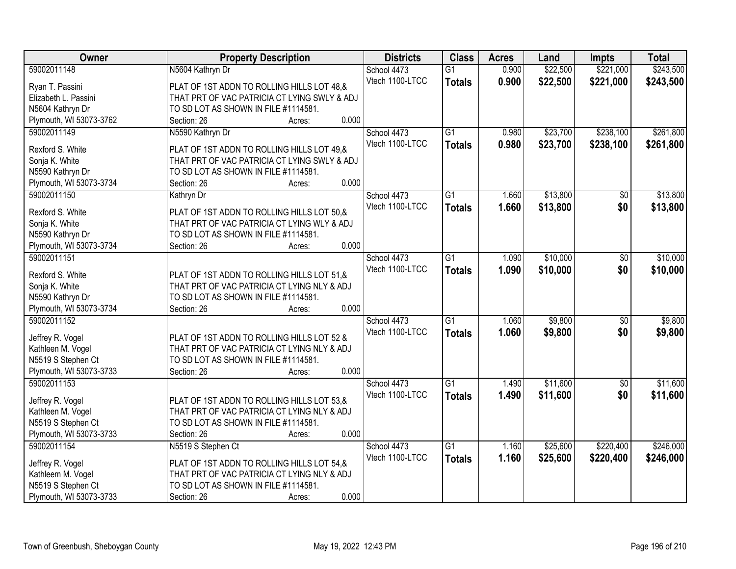| Owner | Property Description | Districts | Class | Acres | Land | Impts | Total |
|---|---|---|---|---|---|---|---|
| 59002011148<br>Ryan T. Passini<br>Elizabeth L. Passini<br>N5604 Kathryn Dr<br>Plymouth, WI 53073-3762 | N5604 Kathryn Dr<br>PLAT OF 1ST ADDN TO ROLLING HILLS LOT 48,& THAT PRT OF VAC PATRICIA CT LYING SWLY & ADJ TO SD LOT AS SHOWN IN FILE #1114581.<br>Section: 26 Acres: 0.000 | School 4473<br>Vtech 1100-LTCC | G1<br>**Totals** | 0.900<br>**0.900** | $22,500<br>**$22,500** | $221,000<br>**$221,000** | $243,500<br>**$243,500** |
| 59002011149<br>Rexford S. White<br>Sonja K. White<br>N5590 Kathryn Dr<br>Plymouth, WI 53073-3734 | N5590 Kathryn Dr<br>PLAT OF 1ST ADDN TO ROLLING HILLS LOT 49,& THAT PRT OF VAC PATRICIA CT LYING SWLY & ADJ TO SD LOT AS SHOWN IN FILE #1114581.<br>Section: 26 Acres: 0.000 | School 4473<br>Vtech 1100-LTCC | G1<br>**Totals** | 0.980<br>**0.980** | $23,700<br>**$23,700** | $238,100<br>**$238,100** | $261,800<br>**$261,800** |
| 59002011150<br>Rexford S. White<br>Sonja K. White<br>N5590 Kathryn Dr<br>Plymouth, WI 53073-3734 | Kathryn Dr<br>PLAT OF 1ST ADDN TO ROLLING HILLS LOT 50,& THAT PRT OF VAC PATRICIA CT LYING WLY & ADJ TO SD LOT AS SHOWN IN FILE #1114581.<br>Section: 26 Acres: 0.000 | School 4473<br>Vtech 1100-LTCC | G1<br>**Totals** | 1.660<br>**1.660** | $13,800<br>**$13,800** | $0<br>**$0** | $13,800<br>**$13,800** |
| 59002011151<br>Rexford S. White<br>Sonja K. White<br>N5590 Kathryn Dr<br>Plymouth, WI 53073-3734 | PLAT OF 1ST ADDN TO ROLLING HILLS LOT 51,& THAT PRT OF VAC PATRICIA CT LYING NLY & ADJ TO SD LOT AS SHOWN IN FILE #1114581.<br>Section: 26 Acres: 0.000 | School 4473<br>Vtech 1100-LTCC | G1<br>**Totals** | 1.090<br>**1.090** | $10,000<br>**$10,000** | $0<br>**$0** | $10,000<br>**$10,000** |
| 59002011152<br>Jeffrey R. Vogel<br>Kathleen M. Vogel<br>N5519 S Stephen Ct<br>Plymouth, WI 53073-3733 | PLAT OF 1ST ADDN TO ROLLING HILLS LOT 52 & THAT PRT OF VAC PATRICIA CT LYING NLY & ADJ TO SD LOT AS SHOWN IN FILE #1114581.<br>Section: 26 Acres: 0.000 | School 4473<br>Vtech 1100-LTCC | G1<br>**Totals** | 1.060<br>**1.060** | $9,800<br>**$9,800** | $0<br>**$0** | $9,800<br>**$9,800** |
| 59002011153<br>Jeffrey R. Vogel<br>Kathleen M. Vogel<br>N5519 S Stephen Ct<br>Plymouth, WI 53073-3733 | PLAT OF 1ST ADDN TO ROLLING HILLS LOT 53,& THAT PRT OF VAC PATRICIA CT LYING NLY & ADJ TO SD LOT AS SHOWN IN FILE #1114581.<br>Section: 26 Acres: 0.000 | School 4473<br>Vtech 1100-LTCC | G1<br>**Totals** | 1.490<br>**1.490** | $11,600<br>**$11,600** | $0<br>**$0** | $11,600<br>**$11,600** |
| 59002011154<br>Jeffrey R. Vogel<br>Kathleem M. Vogel<br>N5519 S Stephen Ct<br>Plymouth, WI 53073-3733 | N5519 S Stephen Ct<br>PLAT OF 1ST ADDN TO ROLLING HILLS LOT 54,& THAT PRT OF VAC PATRICIA CT LYING NLY & ADJ TO SD LOT AS SHOWN IN FILE #1114581.<br>Section: 26 Acres: 0.000 | School 4473<br>Vtech 1100-LTCC | G1<br>**Totals** | 1.160<br>**1.160** | $25,600<br>**$25,600** | $220,400<br>**$220,400** | $246,000<br>**$246,000** |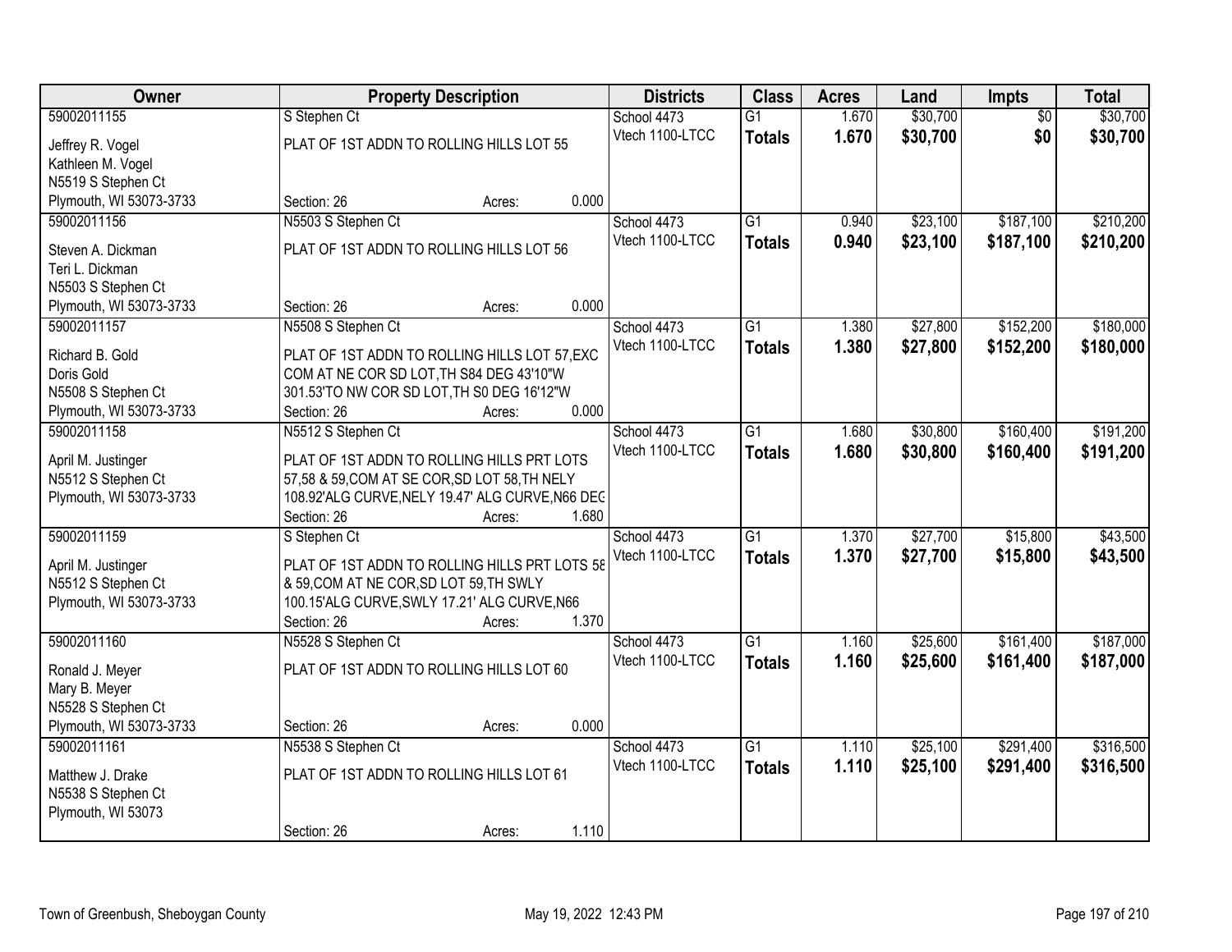| Owner | Property Description | Districts | Class | Acres | Land | Impts | Total |
|---|---|---|---|---|---|---|---|
| 59002011155<br>Jeffrey R. Vogel<br>Kathleen M. Vogel<br>N5519 S Stephen Ct<br>Plymouth, WI 53073-3733 | S Stephen Ct<br>PLAT OF 1ST ADDN TO ROLLING HILLS LOT 55<br>Section: 26 Acres: 0.000 | School 4473<br>Vtech 1100-LTCC | G1<br>**Totals** | 1.670<br>**1.670** | $30,700<br>**$30,700** | $0<br>**$0** | $30,700<br>**$30,700** |
| 59002011156<br>Steven A. Dickman<br>Teri L. Dickman<br>N5503 S Stephen Ct<br>Plymouth, WI 53073-3733 | N5503 S Stephen Ct<br>PLAT OF 1ST ADDN TO ROLLING HILLS LOT 56<br>Section: 26 Acres: 0.000 | School 4473<br>Vtech 1100-LTCC | G1<br>**Totals** | 0.940<br>**0.940** | $23,100<br>**$23,100** | $187,100<br>**$187,100** | $210,200<br>**$210,200** |
| 59002011157<br>Richard B. Gold<br>Doris Gold<br>N5508 S Stephen Ct<br>Plymouth, WI 53073-3733 | N5508 S Stephen Ct<br>PLAT OF 1ST ADDN TO ROLLING HILLS LOT 57,EXC COM AT NE COR SD LOT,TH S84 DEG 43'10"W 301.53'TO NW COR SD LOT,TH S0 DEG 16'12"W<br>Section: 26 Acres: 0.000 | School 4473<br>Vtech 1100-LTCC | G1<br>**Totals** | 1.380<br>**1.380** | $27,800<br>**$27,800** | $152,200<br>**$152,200** | $180,000<br>**$180,000** |
| 59002011158<br>April M. Justinger<br>N5512 S Stephen Ct<br>Plymouth, WI 53073-3733 | N5512 S Stephen Ct<br>PLAT OF 1ST ADDN TO ROLLING HILLS PRT LOTS 57,58 & 59,COM AT SE COR,SD LOT 58,TH NELY 108.92'ALG CURVE,NELY 19.47' ALG CURVE,N66 DEG<br>Section: 26 Acres: 1.680 | School 4473<br>Vtech 1100-LTCC | G1<br>**Totals** | 1.680<br>**1.680** | $30,800<br>**$30,800** | $160,400<br>**$160,400** | $191,200<br>**$191,200** |
| 59002011159<br>April M. Justinger<br>N5512 S Stephen Ct<br>Plymouth, WI 53073-3733 | S Stephen Ct<br>PLAT OF 1ST ADDN TO ROLLING HILLS PRT LOTS 58 & 59,COM AT NE COR,SD LOT 59,TH SWLY 100.15'ALG CURVE,SWLY 17.21' ALG CURVE,N66<br>Section: 26 Acres: 1.370 | School 4473<br>Vtech 1100-LTCC | G1<br>**Totals** | 1.370<br>**1.370** | $27,700<br>**$27,700** | $15,800<br>**$15,800** | $43,500<br>**$43,500** |
| 59002011160<br>Ronald J. Meyer<br>Mary B. Meyer<br>N5528 S Stephen Ct<br>Plymouth, WI 53073-3733 | N5528 S Stephen Ct<br>PLAT OF 1ST ADDN TO ROLLING HILLS LOT 60<br>Section: 26 Acres: 0.000 | School 4473<br>Vtech 1100-LTCC | G1<br>**Totals** | 1.160<br>**1.160** | $25,600<br>**$25,600** | $161,400<br>**$161,400** | $187,000<br>**$187,000** |
| 59002011161<br>Matthew J. Drake<br>N5538 S Stephen Ct<br>Plymouth, WI 53073 | N5538 S Stephen Ct<br>PLAT OF 1ST ADDN TO ROLLING HILLS LOT 61<br>Section: 26 Acres: 1.110 | School 4473<br>Vtech 1100-LTCC | G1<br>**Totals** | 1.110<br>**1.110** | $25,100<br>**$25,100** | $291,400<br>**$291,400** | $316,500<br>**$316,500** |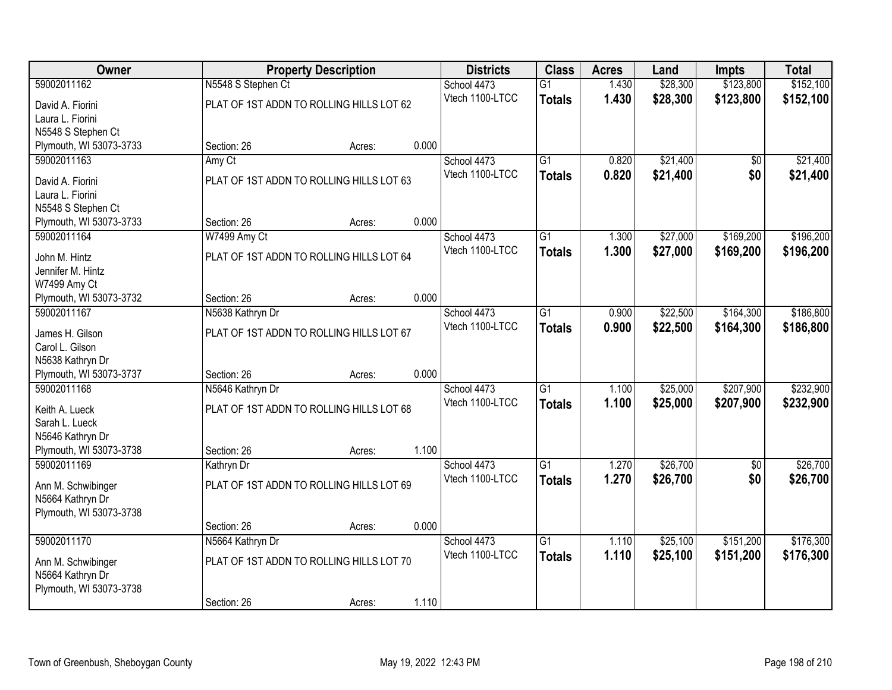| Owner | Property Description | | | Districts | Class | Acres | Land | Impts | Total |
|---|---|---|---|---|---|---|---|---|---|
| 59002011162 | N5548 S Stephen Ct | | | School 4473 | G1 | 1.430 | $28,300 | $123,800 | $152,100 |
| David A. Fiorini<br>Laura L. Fiorini<br>N5548 S Stephen Ct<br>Plymouth, WI 53073-3733 | PLAT OF 1ST ADDN TO ROLLING HILLS LOT 62 | | | Vtech 1100-LTCC | **Totals** | **1.430** | **$28,300** | **$123,800** | **$152,100** |
| | Section: 26 | Acres: | 0.000 | | | | | | |
| 59002011163 | Amy Ct | | | School 4473 | G1 | 0.820 | $21,400 | $0 | $21,400 |
| David A. Fiorini<br>Laura L. Fiorini<br>N5548 S Stephen Ct<br>Plymouth, WI 53073-3733 | PLAT OF 1ST ADDN TO ROLLING HILLS LOT 63 | | | Vtech 1100-LTCC | **Totals** | **0.820** | **$21,400** | **$0** | **$21,400** |
| | Section: 26 | Acres: | 0.000 | | | | | | |
| 59002011164 | W7499 Amy Ct | | | School 4473 | G1 | 1.300 | $27,000 | $169,200 | $196,200 |
| John M. Hintz<br>Jennifer M. Hintz<br>W7499 Amy Ct<br>Plymouth, WI 53073-3732 | PLAT OF 1ST ADDN TO ROLLING HILLS LOT 64 | | | Vtech 1100-LTCC | **Totals** | **1.300** | **$27,000** | **$169,200** | **$196,200** |
| | Section: 26 | Acres: | 0.000 | | | | | | |
| 59002011167 | N5638 Kathryn Dr | | | School 4473 | G1 | 0.900 | $22,500 | $164,300 | $186,800 |
| James H. Gilson<br>Carol L. Gilson<br>N5638 Kathryn Dr<br>Plymouth, WI 53073-3737 | PLAT OF 1ST ADDN TO ROLLING HILLS LOT 67 | | | Vtech 1100-LTCC | **Totals** | **0.900** | **$22,500** | **$164,300** | **$186,800** |
| | Section: 26 | Acres: | 0.000 | | | | | | |
| 59002011168 | N5646 Kathryn Dr | | | School 4473 | G1 | 1.100 | $25,000 | $207,900 | $232,900 |
| Keith A. Lueck<br>Sarah L. Lueck<br>N5646 Kathryn Dr<br>Plymouth, WI 53073-3738 | PLAT OF 1ST ADDN TO ROLLING HILLS LOT 68 | | | Vtech 1100-LTCC | **Totals** | **1.100** | **$25,000** | **$207,900** | **$232,900** |
| | Section: 26 | Acres: | 1.100 | | | | | | |
| 59002011169 | Kathryn Dr | | | School 4473 | G1 | 1.270 | $26,700 | $0 | $26,700 |
| Ann M. Schwibinger<br>N5664 Kathryn Dr<br>Plymouth, WI 53073-3738 | PLAT OF 1ST ADDN TO ROLLING HILLS LOT 69 | | | Vtech 1100-LTCC | **Totals** | **1.270** | **$26,700** | **$0** | **$26,700** |
| | Section: 26 | Acres: | 0.000 | | | | | | |
| 59002011170 | N5664 Kathryn Dr | | | School 4473 | G1 | 1.110 | $25,100 | $151,200 | $176,300 |
| Ann M. Schwibinger<br>N5664 Kathryn Dr<br>Plymouth, WI 53073-3738 | PLAT OF 1ST ADDN TO ROLLING HILLS LOT 70 | | | Vtech 1100-LTCC | **Totals** | **1.110** | **$25,100** | **$151,200** | **$176,300** |
| | Section: 26 | Acres: | 1.110 | | | | | | |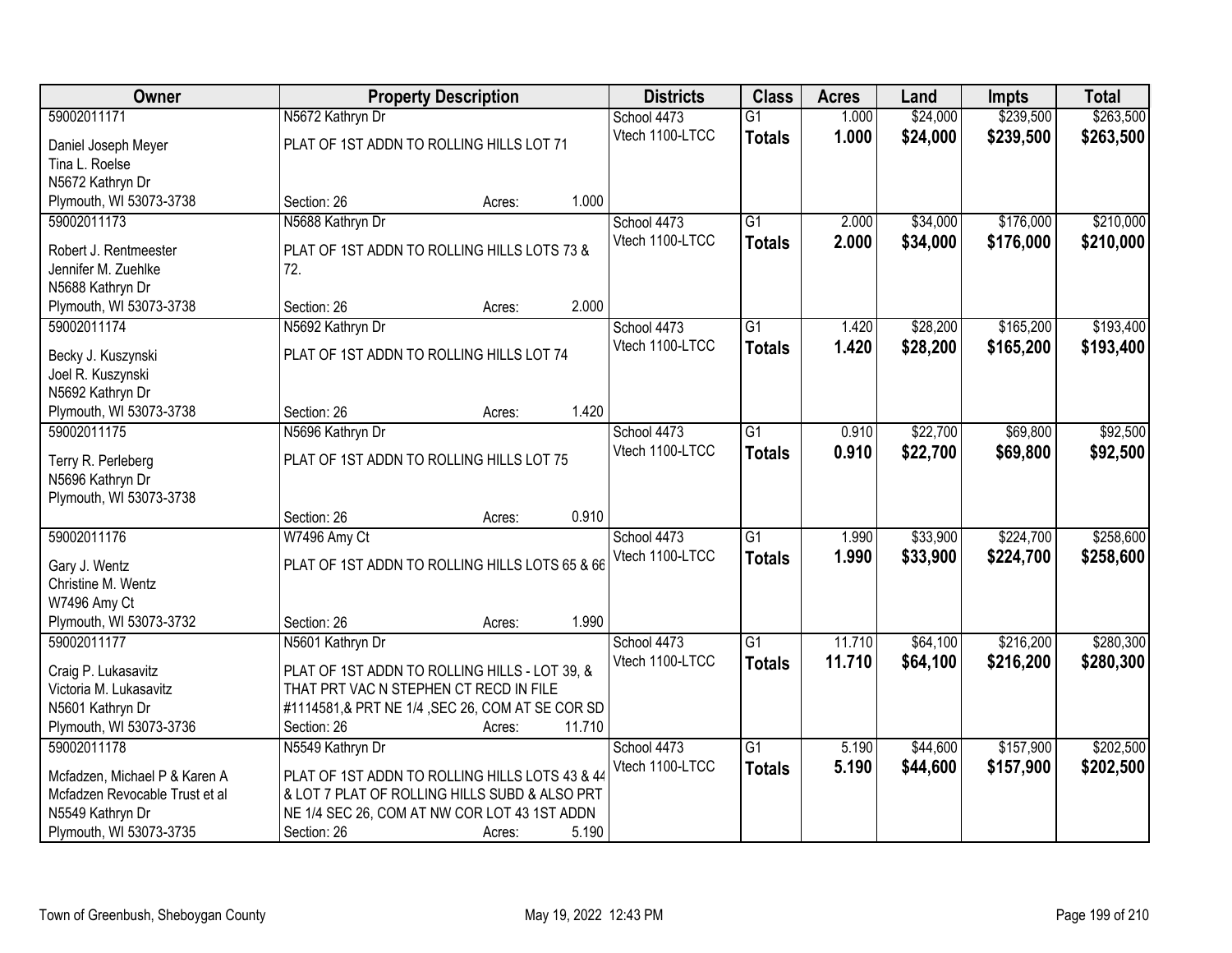| Owner | Property Description | Districts | Class | Acres | Land | Impts | Total |
|---|---|---|---|---|---|---|---|
| 59002011171<br>Daniel Joseph Meyer<br>Tina L. Roelse<br>N5672 Kathryn Dr<br>Plymouth, WI 53073-3738 | N5672 Kathryn Dr<br>PLAT OF 1ST ADDN TO ROLLING HILLS LOT 71<br>Section: 26 Acres: 1.000 | School 4473<br>Vtech 1100-LTCC | G1<br>**Totals** | 1.000<br>**1.000** | $24,000<br>**$24,000** | $239,500<br>**$239,500** | $263,500<br>**$263,500** |
| 59002011173<br>Robert J. Rentmeester<br>Jennifer M. Zuehlke<br>N5688 Kathryn Dr<br>Plymouth, WI 53073-3738 | N5688 Kathryn Dr<br>PLAT OF 1ST ADDN TO ROLLING HILLS LOTS 73 & 72.<br>Section: 26 Acres: 2.000 | School 4473<br>Vtech 1100-LTCC | G1<br>**Totals** | 2.000<br>**2.000** | $34,000<br>**$34,000** | $176,000<br>**$176,000** | $210,000<br>**$210,000** |
| 59002011174<br>Becky J. Kuszynski<br>Joel R. Kuszynski<br>N5692 Kathryn Dr<br>Plymouth, WI 53073-3738 | N5692 Kathryn Dr<br>PLAT OF 1ST ADDN TO ROLLING HILLS LOT 74<br>Section: 26 Acres: 1.420 | School 4473<br>Vtech 1100-LTCC | G1<br>**Totals** | 1.420<br>**1.420** | $28,200<br>**$28,200** | $165,200<br>**$165,200** | $193,400<br>**$193,400** |
| 59002011175<br>Terry R. Perleberg<br>N5696 Kathryn Dr<br>Plymouth, WI 53073-3738 | N5696 Kathryn Dr<br>PLAT OF 1ST ADDN TO ROLLING HILLS LOT 75<br>Section: 26 Acres: 0.910 | School 4473<br>Vtech 1100-LTCC | G1<br>**Totals** | 0.910<br>**0.910** | $22,700<br>**$22,700** | $69,800<br>**$69,800** | $92,500<br>**$92,500** |
| 59002011176<br>Gary J. Wentz<br>Christine M. Wentz<br>W7496 Amy Ct<br>Plymouth, WI 53073-3732 | W7496 Amy Ct<br>PLAT OF 1ST ADDN TO ROLLING HILLS LOTS 65 & 66<br>Section: 26 Acres: 1.990 | School 4473<br>Vtech 1100-LTCC | G1<br>**Totals** | 1.990<br>**1.990** | $33,900<br>**$33,900** | $224,700<br>**$224,700** | $258,600<br>**$258,600** |
| 59002011177<br>Craig P. Lukasavitz<br>Victoria M. Lukasavitz<br>N5601 Kathryn Dr<br>Plymouth, WI 53073-3736 | N5601 Kathryn Dr<br>PLAT OF 1ST ADDN TO ROLLING HILLS - LOT 39, & THAT PRT VAC N STEPHEN CT RECD IN FILE #1114581,& PRT NE 1/4 ,SEC 26, COM AT SE COR SD<br>Section: 26 Acres: 11.710 | School 4473<br>Vtech 1100-LTCC | G1<br>**Totals** | 11.710<br>**11.710** | $64,100<br>**$64,100** | $216,200<br>**$216,200** | $280,300<br>**$280,300** |
| 59002011178<br>Mcfadzen, Michael P & Karen A<br>Mcfadzen Revocable Trust et al<br>N5549 Kathryn Dr<br>Plymouth, WI 53073-3735 | N5549 Kathryn Dr<br>PLAT OF 1ST ADDN TO ROLLING HILLS LOTS 43 & 44 & LOT 7 PLAT OF ROLLING HILLS SUBD & ALSO PRT NE 1/4 SEC 26, COM AT NW COR LOT 43 1ST ADDN<br>Section: 26 Acres: 5.190 | School 4473<br>Vtech 1100-LTCC | G1<br>**Totals** | 5.190<br>**5.190** | $44,600<br>**$44,600** | $157,900<br>**$157,900** | $202,500<br>**$202,500** |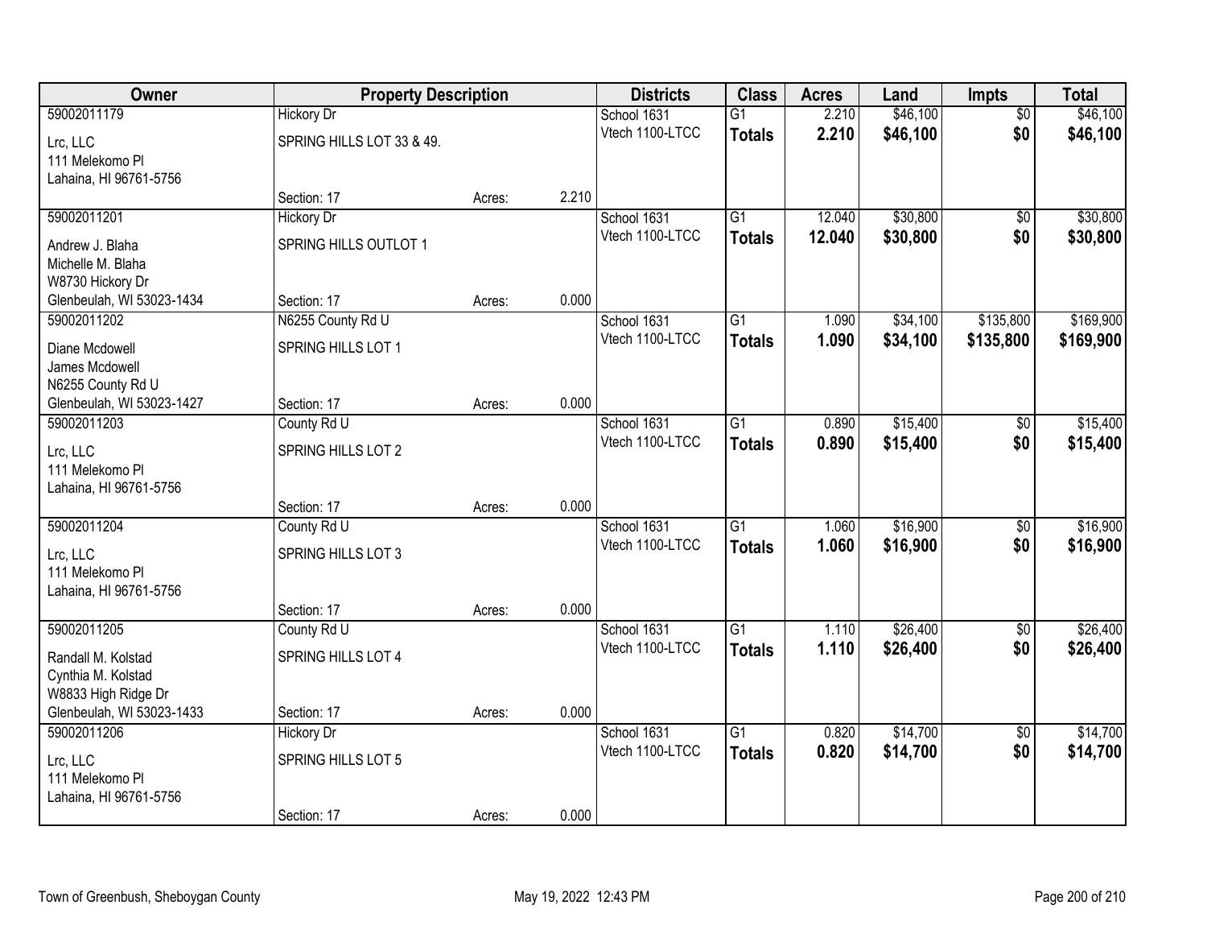| Owner | Property Description | | | Districts | Class | Acres | Land | Impts | Total |
|---|---|---|---|---|---|---|---|---|---|
| 59002011179 | Hickory Dr | | | School 1631 | G1 | 2.210 | $46,100 | $0 | $46,100 |
| Lrc, LLC<br>111 Melekomo Pl<br>Lahaina, HI 96761-5756 | SPRING HILLS LOT 33 & 49. | | | Vtech 1100-LTCC | **Totals** | **2.210** | **$46,100** | **$0** | **$46,100** |
| | Section: 17 | Acres: | 2.210 | | | | | | |
| 59002011201 | Hickory Dr | | | School 1631 | G1 | 12.040 | $30,800 | $0 | $30,800 |
| Andrew J. Blaha<br>Michelle M. Blaha<br>W8730 Hickory Dr<br>Glenbeulah, WI 53023-1434 | SPRING HILLS OUTLOT 1 | | | Vtech 1100-LTCC | **Totals** | **12.040** | **$30,800** | **$0** | **$30,800** |
| | Section: 17 | Acres: | 0.000 | | | | | | |
| 59002011202 | N6255 County Rd U | | | School 1631 | G1 | 1.090 | $34,100 | $135,800 | $169,900 |
| Diane Mcdowell<br>James Mcdowell<br>N6255 County Rd U<br>Glenbeulah, WI 53023-1427 | SPRING HILLS LOT 1 | | | Vtech 1100-LTCC | **Totals** | **1.090** | **$34,100** | **$135,800** | **$169,900** |
| | Section: 17 | Acres: | 0.000 | | | | | | |
| 59002011203 | County Rd U | | | School 1631 | G1 | 0.890 | $15,400 | $0 | $15,400 |
| Lrc, LLC<br>111 Melekomo Pl<br>Lahaina, HI 96761-5756 | SPRING HILLS LOT 2 | | | Vtech 1100-LTCC | **Totals** | **0.890** | **$15,400** | **$0** | **$15,400** |
| | Section: 17 | Acres: | 0.000 | | | | | | |
| 59002011204 | County Rd U | | | School 1631 | G1 | 1.060 | $16,900 | $0 | $16,900 |
| Lrc, LLC<br>111 Melekomo Pl<br>Lahaina, HI 96761-5756 | SPRING HILLS LOT 3 | | | Vtech 1100-LTCC | **Totals** | **1.060** | **$16,900** | **$0** | **$16,900** |
| | Section: 17 | Acres: | 0.000 | | | | | | |
| 59002011205 | County Rd U | | | School 1631 | G1 | 1.110 | $26,400 | $0 | $26,400 |
| Randall M. Kolstad<br>Cynthia M. Kolstad<br>W8833 High Ridge Dr<br>Glenbeulah, WI 53023-1433 | SPRING HILLS LOT 4 | | | Vtech 1100-LTCC | **Totals** | **1.110** | **$26,400** | **$0** | **$26,400** |
| | Section: 17 | Acres: | 0.000 | | | | | | |
| 59002011206 | Hickory Dr | | | School 1631 | G1 | 0.820 | $14,700 | $0 | $14,700 |
| Lrc, LLC<br>111 Melekomo Pl<br>Lahaina, HI 96761-5756 | SPRING HILLS LOT 5 | | | Vtech 1100-LTCC | **Totals** | **0.820** | **$14,700** | **$0** | **$14,700** |
| | Section: 17 | Acres: | 0.000 | | | | | | |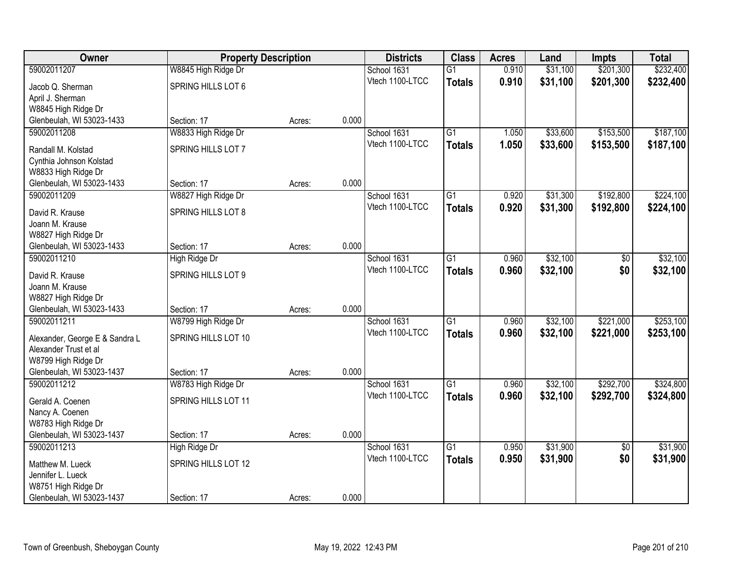| Owner | Property Description | | | Districts | Class | Acres | Land | Impts | Total |
|---|---|---|---|---|---|---|---|---|---|
| 59002011207 | W8845 High Ridge Dr | | | School 1631 | G1 | 0.910 | $31,100 | $201,300 | $232,400 |
| Jacob Q. Sherman<br>April J. Sherman<br>W8845 High Ridge Dr<br>Glenbeulah, WI 53023-1433 | SPRING HILLS LOT 6<br><br><br>Section: 17 | Acres: | 0.000 | Vtech 1100-LTCC | **Totals** | **0.910** | **$31,100** | **$201,300** | **$232,400** |
| 59002011208 | W8833 High Ridge Dr | | | School 1631 | G1 | 1.050 | $33,600 | $153,500 | $187,100 |
| Randall M. Kolstad<br>Cynthia Johnson Kolstad<br>W8833 High Ridge Dr<br>Glenbeulah, WI 53023-1433 | SPRING HILLS LOT 7<br><br><br>Section: 17 | Acres: | 0.000 | Vtech 1100-LTCC | **Totals** | **1.050** | **$33,600** | **$153,500** | **$187,100** |
| 59002011209 | W8827 High Ridge Dr | | | School 1631 | G1 | 0.920 | $31,300 | $192,800 | $224,100 |
| David R. Krause<br>Joann M. Krause<br>W8827 High Ridge Dr<br>Glenbeulah, WI 53023-1433 | SPRING HILLS LOT 8<br><br><br>Section: 17 | Acres: | 0.000 | Vtech 1100-LTCC | **Totals** | **0.920** | **$31,300** | **$192,800** | **$224,100** |
| 59002011210 | High Ridge Dr | | | School 1631 | G1 | 0.960 | $32,100 | $0 | $32,100 |
| David R. Krause<br>Joann M. Krause<br>W8827 High Ridge Dr<br>Glenbeulah, WI 53023-1433 | SPRING HILLS LOT 9<br><br><br>Section: 17 | Acres: | 0.000 | Vtech 1100-LTCC | **Totals** | **0.960** | **$32,100** | **$0** | **$32,100** |
| 59002011211 | W8799 High Ridge Dr | | | School 1631 | G1 | 0.960 | $32,100 | $221,000 | $253,100 |
| Alexander, George E & Sandra L<br>Alexander Trust et al<br>W8799 High Ridge Dr<br>Glenbeulah, WI 53023-1437 | SPRING HILLS LOT 10<br><br><br>Section: 17 | Acres: | 0.000 | Vtech 1100-LTCC | **Totals** | **0.960** | **$32,100** | **$221,000** | **$253,100** |
| 59002011212 | W8783 High Ridge Dr | | | School 1631 | G1 | 0.960 | $32,100 | $292,700 | $324,800 |
| Gerald A. Coenen<br>Nancy A. Coenen<br>W8783 High Ridge Dr<br>Glenbeulah, WI 53023-1437 | SPRING HILLS LOT 11<br><br><br>Section: 17 | Acres: | 0.000 | Vtech 1100-LTCC | **Totals** | **0.960** | **$32,100** | **$292,700** | **$324,800** |
| 59002011213 | High Ridge Dr | | | School 1631 | G1 | 0.950 | $31,900 | $0 | $31,900 |
| Matthew M. Lueck<br>Jennifer L. Lueck<br>W8751 High Ridge Dr<br>Glenbeulah, WI 53023-1437 | SPRING HILLS LOT 12<br><br><br>Section: 17 | Acres: | 0.000 | Vtech 1100-LTCC | **Totals** | **0.950** | **$31,900** | **$0** | **$31,900** |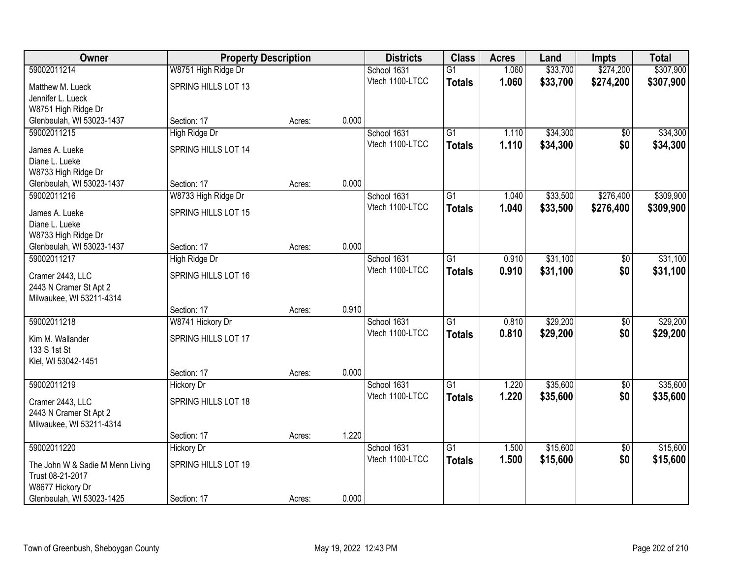| Owner | Property Description | | | Districts | Class | Acres | Land | Impts | Total |
|---|---|---|---|---|---|---|---|---|---|
| 59002011214 | W8751 High Ridge Dr | | | School 1631 | G1 | 1.060 | $33,700 | $274,200 | $307,900 |
| Matthew M. Lueck<br>Jennifer L. Lueck<br>W8751 High Ridge Dr<br>Glenbeulah, WI 53023-1437 | SPRING HILLS LOT 13 | | | Vtech 1100-LTCC | **Totals** | **1.060** | **$33,700** | **$274,200** | **$307,900** |
| | Section: 17 | Acres: | 0.000 | | | | | | |
| 59002011215 | High Ridge Dr | | | School 1631 | G1 | 1.110 | $34,300 | $0 | $34,300 |
| James A. Lueke<br>Diane L. Lueke<br>W8733 High Ridge Dr<br>Glenbeulah, WI 53023-1437 | SPRING HILLS LOT 14 | | | Vtech 1100-LTCC | **Totals** | **1.110** | **$34,300** | **$0** | **$34,300** |
| | Section: 17 | Acres: | 0.000 | | | | | | |
| 59002011216 | W8733 High Ridge Dr | | | School 1631 | G1 | 1.040 | $33,500 | $276,400 | $309,900 |
| James A. Lueke<br>Diane L. Lueke<br>W8733 High Ridge Dr<br>Glenbeulah, WI 53023-1437 | SPRING HILLS LOT 15 | | | Vtech 1100-LTCC | **Totals** | **1.040** | **$33,500** | **$276,400** | **$309,900** |
| | Section: 17 | Acres: | 0.000 | | | | | | |
| 59002011217 | High Ridge Dr | | | School 1631 | G1 | 0.910 | $31,100 | $0 | $31,100 |
| Cramer 2443, LLC<br>2443 N Cramer St Apt 2<br>Milwaukee, WI 53211-4314 | SPRING HILLS LOT 16 | | | Vtech 1100-LTCC | **Totals** | **0.910** | **$31,100** | **$0** | **$31,100** |
| | Section: 17 | Acres: | 0.910 | | | | | | |
| 59002011218 | W8741 Hickory Dr | | | School 1631 | G1 | 0.810 | $29,200 | $0 | $29,200 |
| Kim M. Wallander<br>133 S 1st St<br>Kiel, WI 53042-1451 | SPRING HILLS LOT 17 | | | Vtech 1100-LTCC | **Totals** | **0.810** | **$29,200** | **$0** | **$29,200** |
| | Section: 17 | Acres: | 0.000 | | | | | | |
| 59002011219 | Hickory Dr | | | School 1631 | G1 | 1.220 | $35,600 | $0 | $35,600 |
| Cramer 2443, LLC<br>2443 N Cramer St Apt 2<br>Milwaukee, WI 53211-4314 | SPRING HILLS LOT 18 | | | Vtech 1100-LTCC | **Totals** | **1.220** | **$35,600** | **$0** | **$35,600** |
| | Section: 17 | Acres: | 1.220 | | | | | | |
| 59002011220 | Hickory Dr | | | School 1631 | G1 | 1.500 | $15,600 | $0 | $15,600 |
| The John W & Sadie M Menn Living Trust 08-21-2017<br>W8677 Hickory Dr<br>Glenbeulah, WI 53023-1425 | SPRING HILLS LOT 19 | | | Vtech 1100-LTCC | **Totals** | **1.500** | **$15,600** | **$0** | **$15,600** |
| | Section: 17 | Acres: | 0.000 | | | | | | |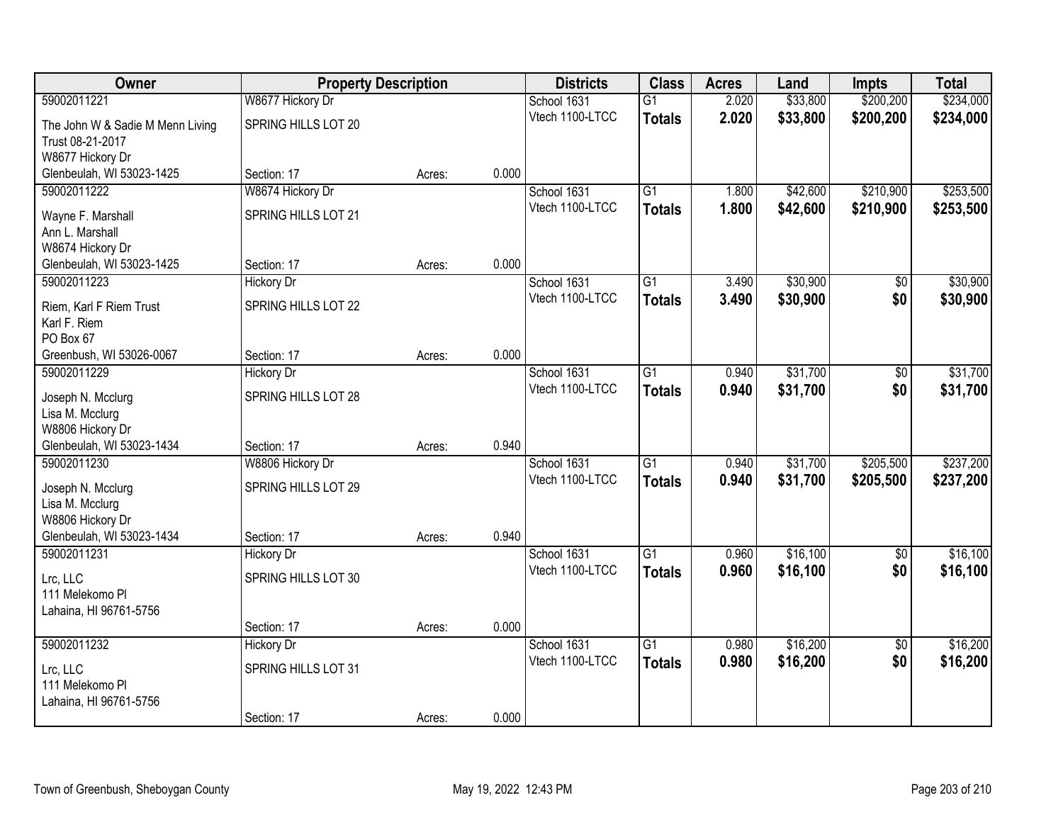| Owner | Property Description | | | Districts | Class | Acres | Land | Impts | Total |
|---|---|---|---|---|---|---|---|---|---|
| 59002011221 | W8677 Hickory Dr | | | School 1631 | G1 | 2.020 | $33,800 | $200,200 | $234,000 |
| The John W & Sadie M Menn Living Trust 08-21-2017 W8677 Hickory Dr Glenbeulah, WI 53023-1425 | SPRING HILLS LOT 20 | | | Vtech 1100-LTCC | **Totals** | **2.020** | **$33,800** | **$200,200** | **$234,000** |
| | Section: 17 | Acres: | 0.000 | | | | | | |
| 59002011222 | W8674 Hickory Dr | | | School 1631 | G1 | 1.800 | $42,600 | $210,900 | $253,500 |
| Wayne F. Marshall Ann L. Marshall W8674 Hickory Dr Glenbeulah, WI 53023-1425 | SPRING HILLS LOT 21 | | | Vtech 1100-LTCC | **Totals** | **1.800** | **$42,600** | **$210,900** | **$253,500** |
| | Section: 17 | Acres: | 0.000 | | | | | | |
| 59002011223 | Hickory Dr | | | School 1631 | G1 | 3.490 | $30,900 | $0 | $30,900 |
| Riem, Karl F Riem Trust Karl F. Riem PO Box 67 Greenbush, WI 53026-0067 | SPRING HILLS LOT 22 | | | Vtech 1100-LTCC | **Totals** | **3.490** | **$30,900** | **$0** | **$30,900** |
| | Section: 17 | Acres: | 0.000 | | | | | | |
| 59002011229 | Hickory Dr | | | School 1631 | G1 | 0.940 | $31,700 | $0 | $31,700 |
| Joseph N. Mcclurg Lisa M. Mcclurg W8806 Hickory Dr Glenbeulah, WI 53023-1434 | SPRING HILLS LOT 28 | | | Vtech 1100-LTCC | **Totals** | **0.940** | **$31,700** | **$0** | **$31,700** |
| | Section: 17 | Acres: | 0.940 | | | | | | |
| 59002011230 | W8806 Hickory Dr | | | School 1631 | G1 | 0.940 | $31,700 | $205,500 | $237,200 |
| Joseph N. Mcclurg Lisa M. Mcclurg W8806 Hickory Dr Glenbeulah, WI 53023-1434 | SPRING HILLS LOT 29 | | | Vtech 1100-LTCC | **Totals** | **0.940** | **$31,700** | **$205,500** | **$237,200** |
| | Section: 17 | Acres: | 0.940 | | | | | | |
| 59002011231 | Hickory Dr | | | School 1631 | G1 | 0.960 | $16,100 | $0 | $16,100 |
| Lrc, LLC 111 Melekomo Pl Lahaina, HI 96761-5756 | SPRING HILLS LOT 30 | | | Vtech 1100-LTCC | **Totals** | **0.960** | **$16,100** | **$0** | **$16,100** |
| | Section: 17 | Acres: | 0.000 | | | | | | |
| 59002011232 | Hickory Dr | | | School 1631 | G1 | 0.980 | $16,200 | $0 | $16,200 |
| Lrc, LLC 111 Melekomo Pl Lahaina, HI 96761-5756 | SPRING HILLS LOT 31 | | | Vtech 1100-LTCC | **Totals** | **0.980** | **$16,200** | **$0** | **$16,200** |
| | Section: 17 | Acres: | 0.000 | | | | | | |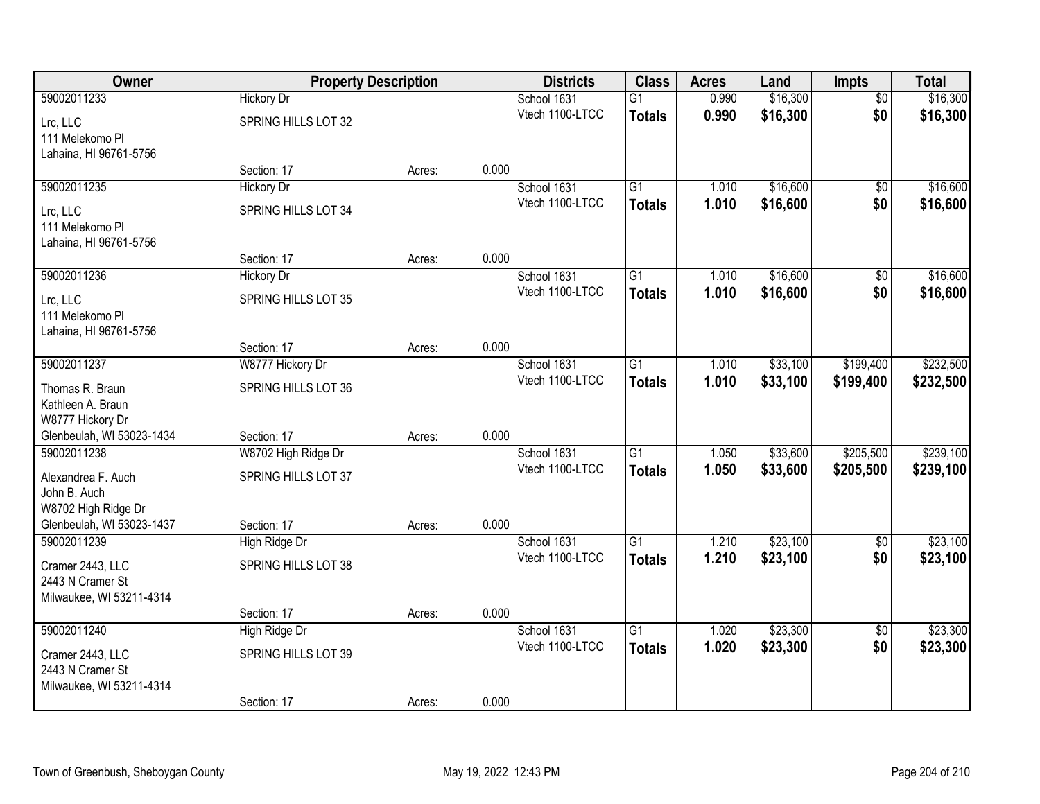| Owner | Property Description | | | Districts | Class | Acres | Land | Impts | Total |
|---|---|---|---|---|---|---|---|---|---|
| 59002011233 | Hickory Dr | | | School 1631 | G1 | 0.990 | $16,300 | $0 | $16,300 |
| Lrc, LLC<br>111 Melekomo Pl<br>Lahaina, HI 96761-5756 | SPRING HILLS LOT 32 | | | Vtech 1100-LTCC | **Totals** | **0.990** | **$16,300** | **$0** | **$16,300** |
| | Section: 17 | Acres: | 0.000 | | | | | | |
| 59002011235 | Hickory Dr | | | School 1631 | G1 | 1.010 | $16,600 | $0 | $16,600 |
| Lrc, LLC<br>111 Melekomo Pl<br>Lahaina, HI 96761-5756 | SPRING HILLS LOT 34 | | | Vtech 1100-LTCC | **Totals** | **1.010** | **$16,600** | **$0** | **$16,600** |
| | Section: 17 | Acres: | 0.000 | | | | | | |
| 59002011236 | Hickory Dr | | | School 1631 | G1 | 1.010 | $16,600 | $0 | $16,600 |
| Lrc, LLC<br>111 Melekomo Pl<br>Lahaina, HI 96761-5756 | SPRING HILLS LOT 35 | | | Vtech 1100-LTCC | **Totals** | **1.010** | **$16,600** | **$0** | **$16,600** |
| | Section: 17 | Acres: | 0.000 | | | | | | |
| 59002011237 | W8777 Hickory Dr | | | School 1631 | G1 | 1.010 | $33,100 | $199,400 | $232,500 |
| Thomas R. Braun<br>Kathleen A. Braun<br>W8777 Hickory Dr<br>Glenbeulah, WI 53023-1434 | SPRING HILLS LOT 36 | | | Vtech 1100-LTCC | **Totals** | **1.010** | **$33,100** | **$199,400** | **$232,500** |
| | Section: 17 | Acres: | 0.000 | | | | | | |
| 59002011238 | W8702 High Ridge Dr | | | School 1631 | G1 | 1.050 | $33,600 | $205,500 | $239,100 |
| Alexandrea F. Auch<br>John B. Auch<br>W8702 High Ridge Dr<br>Glenbeulah, WI 53023-1437 | SPRING HILLS LOT 37 | | | Vtech 1100-LTCC | **Totals** | **1.050** | **$33,600** | **$205,500** | **$239,100** |
| | Section: 17 | Acres: | 0.000 | | | | | | |
| 59002011239 | High Ridge Dr | | | School 1631 | G1 | 1.210 | $23,100 | $0 | $23,100 |
| Cramer 2443, LLC<br>2443 N Cramer St<br>Milwaukee, WI 53211-4314 | SPRING HILLS LOT 38 | | | Vtech 1100-LTCC | **Totals** | **1.210** | **$23,100** | **$0** | **$23,100** |
| | Section: 17 | Acres: | 0.000 | | | | | | |
| 59002011240 | High Ridge Dr | | | School 1631 | G1 | 1.020 | $23,300 | $0 | $23,300 |
| Cramer 2443, LLC<br>2443 N Cramer St<br>Milwaukee, WI 53211-4314 | SPRING HILLS LOT 39 | | | Vtech 1100-LTCC | **Totals** | **1.020** | **$23,300** | **$0** | **$23,300** |
| | Section: 17 | Acres: | 0.000 | | | | | | |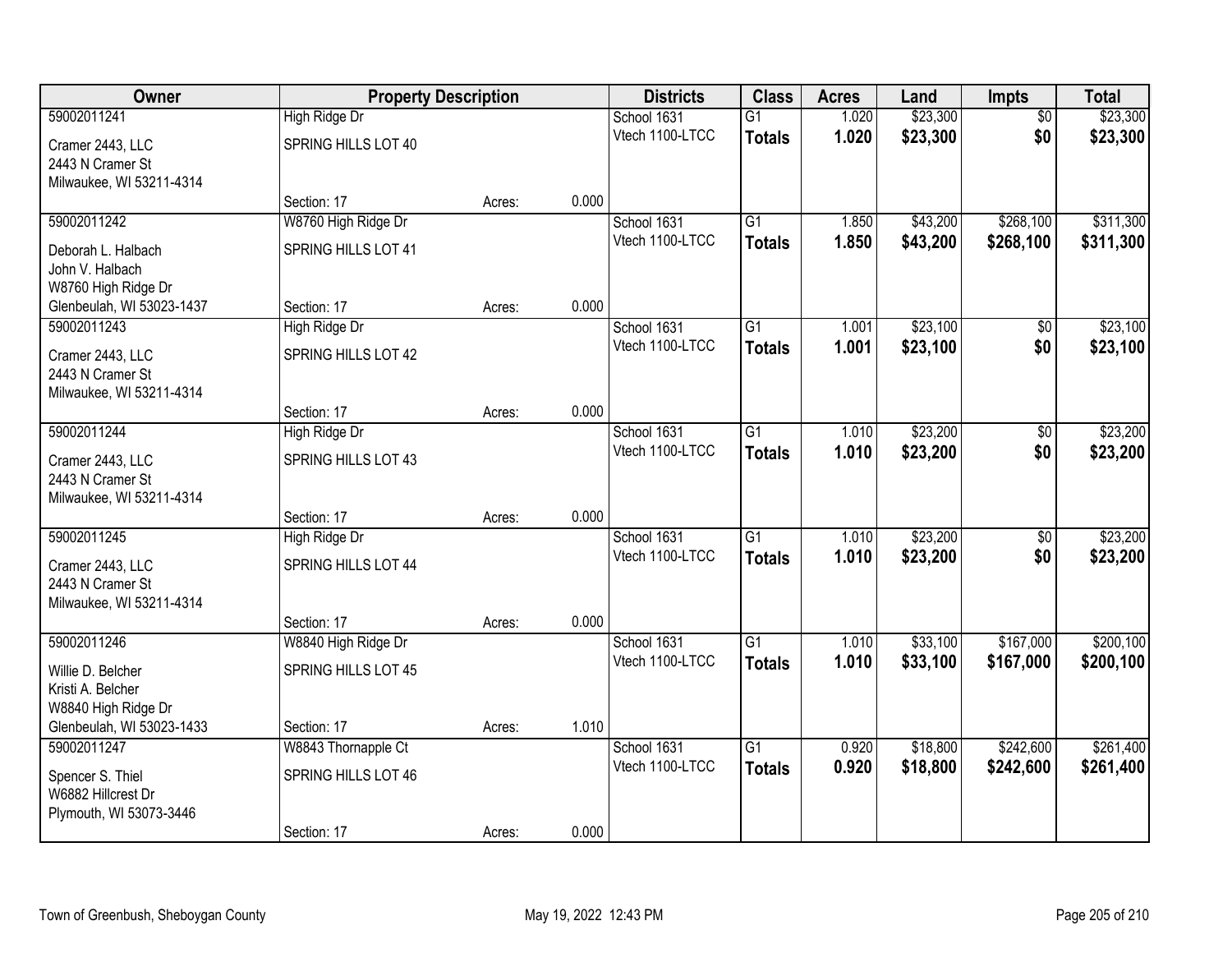| Owner | Property Description | | | Districts | Class | Acres | Land | Impts | Total |
|---|---|---|---|---|---|---|---|---|---|
| 59002011241 | High Ridge Dr | | | School 1631 | G1 | 1.020 | $23,300 | $0 | $23,300 |
| Cramer 2443, LLC<br>2443 N Cramer St<br>Milwaukee, WI 53211-4314 | SPRING HILLS LOT 40 | | | Vtech 1100-LTCC | **Totals** | **1.020** | **$23,300** | **$0** | **$23,300** |
| | Section: 17 | Acres: | 0.000 | | | | | | |
| 59002011242 | W8760 High Ridge Dr | | | School 1631 | G1 | 1.850 | $43,200 | $268,100 | $311,300 |
| Deborah L. Halbach<br>John V. Halbach<br>W8760 High Ridge Dr<br>Glenbeulah, WI 53023-1437 | SPRING HILLS LOT 41 | | | Vtech 1100-LTCC | **Totals** | **1.850** | **$43,200** | **$268,100** | **$311,300** |
| | Section: 17 | Acres: | 0.000 | | | | | | |
| 59002011243 | High Ridge Dr | | | School 1631 | G1 | 1.001 | $23,100 | $0 | $23,100 |
| Cramer 2443, LLC<br>2443 N Cramer St<br>Milwaukee, WI 53211-4314 | SPRING HILLS LOT 42 | | | Vtech 1100-LTCC | **Totals** | **1.001** | **$23,100** | **$0** | **$23,100** |
| | Section: 17 | Acres: | 0.000 | | | | | | |
| 59002011244 | High Ridge Dr | | | School 1631 | G1 | 1.010 | $23,200 | $0 | $23,200 |
| Cramer 2443, LLC<br>2443 N Cramer St<br>Milwaukee, WI 53211-4314 | SPRING HILLS LOT 43 | | | Vtech 1100-LTCC | **Totals** | **1.010** | **$23,200** | **$0** | **$23,200** |
| | Section: 17 | Acres: | 0.000 | | | | | | |
| 59002011245 | High Ridge Dr | | | School 1631 | G1 | 1.010 | $23,200 | $0 | $23,200 |
| Cramer 2443, LLC<br>2443 N Cramer St<br>Milwaukee, WI 53211-4314 | SPRING HILLS LOT 44 | | | Vtech 1100-LTCC | **Totals** | **1.010** | **$23,200** | **$0** | **$23,200** |
| | Section: 17 | Acres: | 0.000 | | | | | | |
| 59002011246 | W8840 High Ridge Dr | | | School 1631 | G1 | 1.010 | $33,100 | $167,000 | $200,100 |
| Willie D. Belcher<br>Kristi A. Belcher<br>W8840 High Ridge Dr<br>Glenbeulah, WI 53023-1433 | SPRING HILLS LOT 45 | | | Vtech 1100-LTCC | **Totals** | **1.010** | **$33,100** | **$167,000** | **$200,100** |
| | Section: 17 | Acres: | 1.010 | | | | | | |
| 59002011247 | W8843 Thornapple Ct | | | School 1631 | G1 | 0.920 | $18,800 | $242,600 | $261,400 |
| Spencer S. Thiel<br>W6882 Hillcrest Dr<br>Plymouth, WI 53073-3446 | SPRING HILLS LOT 46 | | | Vtech 1100-LTCC | **Totals** | **0.920** | **$18,800** | **$242,600** | **$261,400** |
| | Section: 17 | Acres: | 0.000 | | | | | | |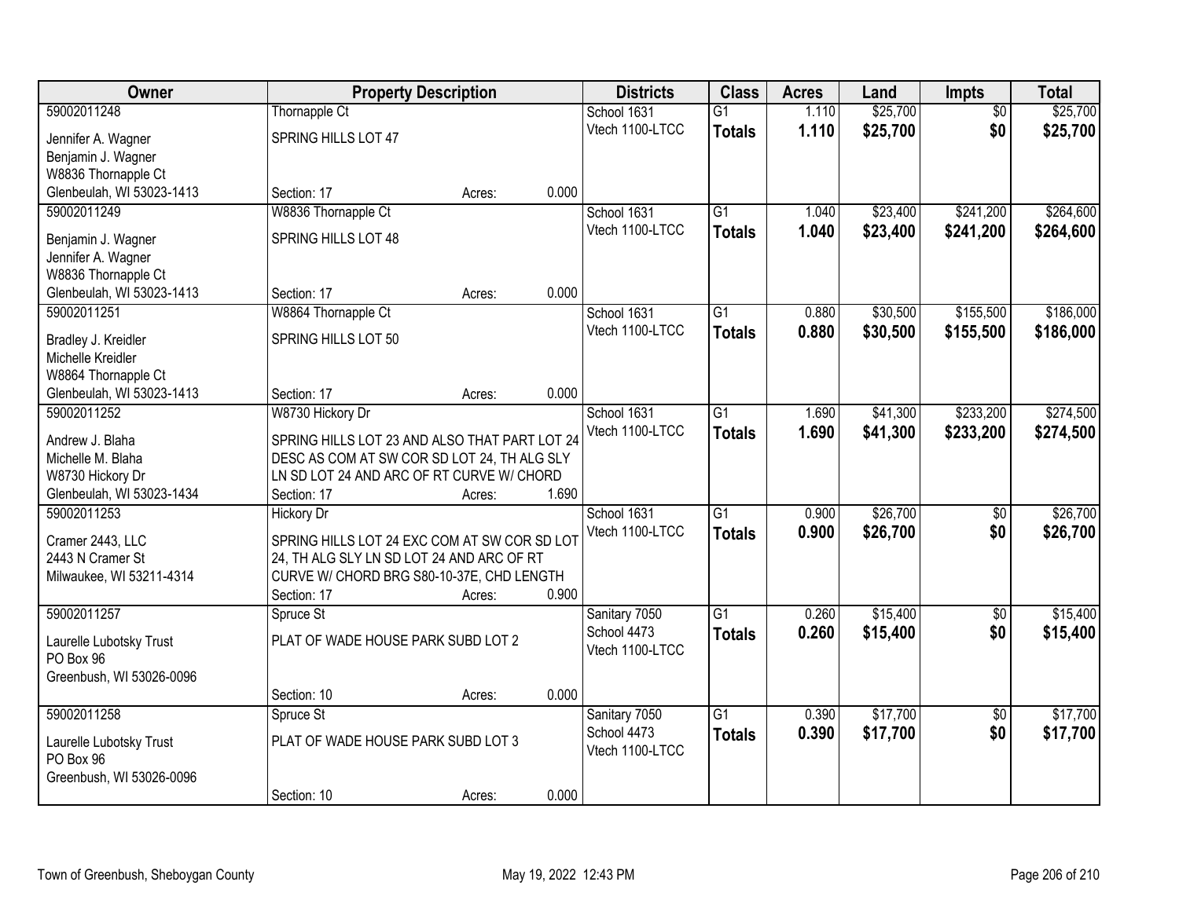| Owner | Property Description | Districts | Class | Acres | Land | Impts | Total |
|---|---|---|---|---|---|---|---|
| 59002011248<br>Jennifer A. Wagner<br>Benjamin J. Wagner<br>W8836 Thornapple Ct<br>Glenbeulah, WI 53023-1413 | Thornapple Ct<br>SPRING HILLS LOT 47<br>Section: 17 Acres: 0.000 | School 1631<br>Vtech 1100-LTCC | G1<br>**Totals** | 1.110<br>**1.110** | $25,700<br>**$25,700** | $0<br>**$0** | $25,700<br>**$25,700** |
| 59002011249<br>Benjamin J. Wagner<br>Jennifer A. Wagner<br>W8836 Thornapple Ct<br>Glenbeulah, WI 53023-1413 | W8836 Thornapple Ct<br>SPRING HILLS LOT 48<br>Section: 17 Acres: 0.000 | School 1631<br>Vtech 1100-LTCC | G1<br>**Totals** | 1.040<br>**1.040** | $23,400<br>**$23,400** | $241,200<br>**$241,200** | $264,600<br>**$264,600** |
| 59002011251<br>Bradley J. Kreidler<br>Michelle Kreidler<br>W8864 Thornapple Ct<br>Glenbeulah, WI 53023-1413 | W8864 Thornapple Ct<br>SPRING HILLS LOT 50<br>Section: 17 Acres: 0.000 | School 1631<br>Vtech 1100-LTCC | G1<br>**Totals** | 0.880<br>**0.880** | $30,500<br>**$30,500** | $155,500<br>**$155,500** | $186,000<br>**$186,000** |
| 59002011252<br>Andrew J. Blaha<br>Michelle M. Blaha<br>W8730 Hickory Dr<br>Glenbeulah, WI 53023-1434 | W8730 Hickory Dr<br>SPRING HILLS LOT 23 AND ALSO THAT PART LOT 24 DESC AS COM AT SW COR SD LOT 24, TH ALG SLY LN SD LOT 24 AND ARC OF RT CURVE W/ CHORD<br>Section: 17 Acres: 1.690 | School 1631<br>Vtech 1100-LTCC | G1<br>**Totals** | 1.690<br>**1.690** | $41,300<br>**$41,300** | $233,200<br>**$233,200** | $274,500<br>**$274,500** |
| 59002011253<br>Cramer 2443, LLC<br>2443 N Cramer St<br>Milwaukee, WI 53211-4314 | Hickory Dr<br>SPRING HILLS LOT 24 EXC COM AT SW COR SD LOT 24, TH ALG SLY LN SD LOT 24 AND ARC OF RT CURVE W/ CHORD BRG S80-10-37E, CHD LENGTH<br>Section: 17 Acres: 0.900 | School 1631<br>Vtech 1100-LTCC | G1<br>**Totals** | 0.900<br>**0.900** | $26,700<br>**$26,700** | $0<br>**$0** | $26,700<br>**$26,700** |
| 59002011257<br>Laurelle Lubotsky Trust<br>PO Box 96<br>Greenbush, WI 53026-0096 | Spruce St<br>PLAT OF WADE HOUSE PARK SUBD LOT 2<br>Section: 10 Acres: 0.000 | Sanitary 7050<br>School 4473<br>Vtech 1100-LTCC | G1<br>**Totals** | 0.260<br>**0.260** | $15,400<br>**$15,400** | $0<br>**$0** | $15,400<br>**$15,400** |
| 59002011258<br>Laurelle Lubotsky Trust<br>PO Box 96<br>Greenbush, WI 53026-0096 | Spruce St<br>PLAT OF WADE HOUSE PARK SUBD LOT 3<br>Section: 10 Acres: 0.000 | Sanitary 7050<br>School 4473<br>Vtech 1100-LTCC | G1<br>**Totals** | 0.390<br>**0.390** | $17,700<br>**$17,700** | $0<br>**$0** | $17,700<br>**$17,700** |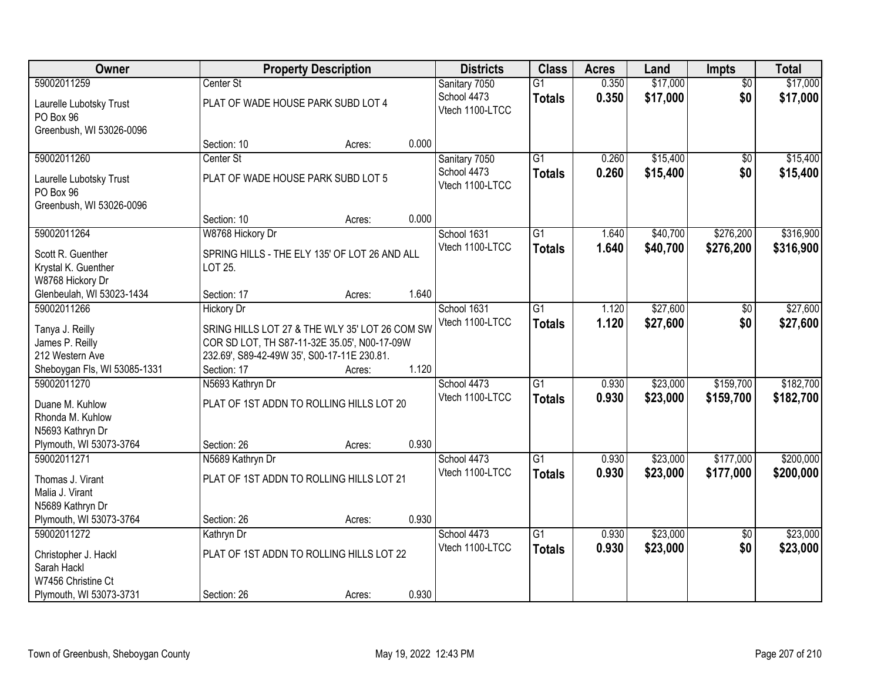| Owner | Property Description | | | Districts | Class | Acres | Land | Impts | Total |
|---|---|---|---|---|---|---|---|---|---|
| 59002011259<br>Laurelle Lubotsky Trust<br>PO Box 96<br>Greenbush, WI 53026-0096 | Center St<br>PLAT OF WADE HOUSE PARK SUBD LOT 4<br>Section: 10 | Acres: | 0.000 | Sanitary 7050<br>School 4473<br>Vtech 1100-LTCC | G1<br>**Totals** | 0.350<br>**0.350** | $17,000<br>**$17,000** | $0<br>**$0** | $17,000<br>**$17,000** |
| 59002011260<br>Laurelle Lubotsky Trust<br>PO Box 96<br>Greenbush, WI 53026-0096 | Center St<br>PLAT OF WADE HOUSE PARK SUBD LOT 5<br>Section: 10 | Acres: | 0.000 | Sanitary 7050<br>School 4473<br>Vtech 1100-LTCC | G1<br>**Totals** | 0.260<br>**0.260** | $15,400<br>**$15,400** | $0<br>**$0** | $15,400<br>**$15,400** |
| 59002011264<br>Scott R. Guenther<br>Krystal K. Guenther<br>W8768 Hickory Dr<br>Glenbeulah, WI 53023-1434 | W8768 Hickory Dr<br>SPRING HILLS - THE ELY 135' OF LOT 26 AND ALL LOT 25.<br>Section: 17 | Acres: | 1.640 | School 1631<br>Vtech 1100-LTCC | G1<br>**Totals** | 1.640<br>**1.640** | $40,700<br>**$40,700** | $276,200<br>**$276,200** | $316,900<br>**$316,900** |
| 59002011266<br>Tanya J. Reilly<br>James P. Reilly<br>212 Western Ave<br>Sheboygan Fls, WI 53085-1331 | Hickory Dr<br>SRING HILLS LOT 27 & THE WLY 35' LOT 26 COM SW COR SD LOT, TH S87-11-32E 35.05', N00-17-09W 232.69', S89-42-49W 35', S00-17-11E 230.81.<br>Section: 17 | Acres: | 1.120 | School 1631<br>Vtech 1100-LTCC | G1<br>**Totals** | 1.120<br>**1.120** | $27,600<br>**$27,600** | $0<br>**$0** | $27,600<br>**$27,600** |
| 59002011270<br>Duane M. Kuhlow<br>Rhonda M. Kuhlow<br>N5693 Kathryn Dr<br>Plymouth, WI 53073-3764 | N5693 Kathryn Dr<br>PLAT OF 1ST ADDN TO ROLLING HILLS LOT 20<br>Section: 26 | Acres: | 0.930 | School 4473<br>Vtech 1100-LTCC | G1<br>**Totals** | 0.930<br>**0.930** | $23,000<br>**$23,000** | $159,700<br>**$159,700** | $182,700<br>**$182,700** |
| 59002011271<br>Thomas J. Virant<br>Malia J. Virant<br>N5689 Kathryn Dr<br>Plymouth, WI 53073-3764 | N5689 Kathryn Dr<br>PLAT OF 1ST ADDN TO ROLLING HILLS LOT 21<br>Section: 26 | Acres: | 0.930 | School 4473<br>Vtech 1100-LTCC | G1<br>**Totals** | 0.930<br>**0.930** | $23,000<br>**$23,000** | $177,000<br>**$177,000** | $200,000<br>**$200,000** |
| 59002011272<br>Christopher J. Hackl<br>Sarah Hackl<br>W7456 Christine Ct<br>Plymouth, WI 53073-3731 | Kathryn Dr<br>PLAT OF 1ST ADDN TO ROLLING HILLS LOT 22<br>Section: 26 | Acres: | 0.930 | School 4473<br>Vtech 1100-LTCC | G1<br>**Totals** | 0.930<br>**0.930** | $23,000<br>**$23,000** | $0<br>**$0** | $23,000<br>**$23,000** |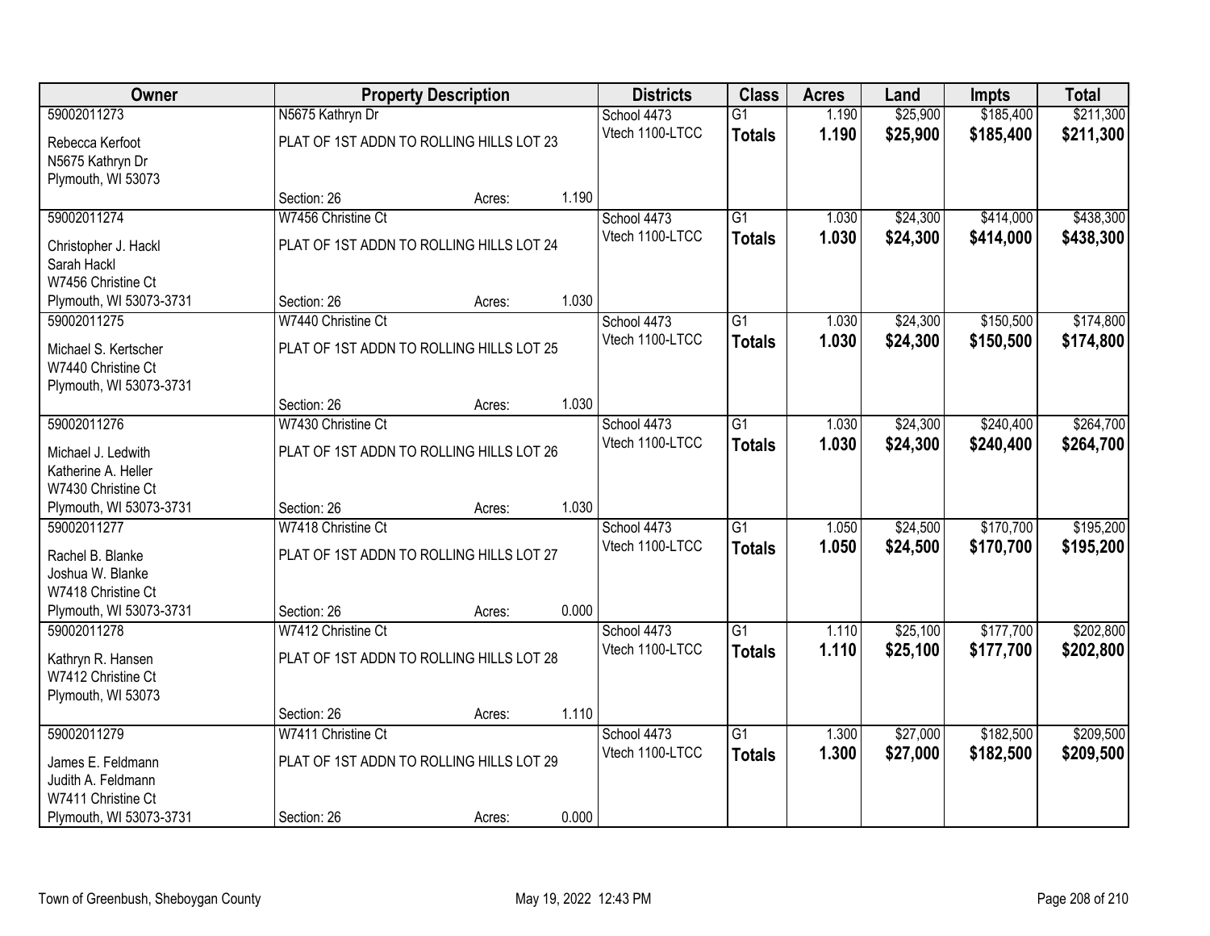| Owner | Property Description | | | Districts | Class | Acres | Land | Impts | Total |
|---|---|---|---|---|---|---|---|---|---|
| 59002011273<br>Rebecca Kerfoot<br>N5675 Kathryn Dr<br>Plymouth, WI 53073 | N5675 Kathryn Dr<br>PLAT OF 1ST ADDN TO ROLLING HILLS LOT 23<br>Section: 26 | Acres: | 1.190 | School 4473<br>Vtech 1100-LTCC | G1<br>**Totals** | 1.190<br>**1.190** | $25,900<br>**$25,900** | $185,400<br>**$185,400** | $211,300<br>**$211,300** |
| 59002011274<br>Christopher J. Hackl<br>Sarah Hackl<br>W7456 Christine Ct<br>Plymouth, WI 53073-3731 | W7456 Christine Ct<br>PLAT OF 1ST ADDN TO ROLLING HILLS LOT 24<br>Section: 26 | Acres: | 1.030 | School 4473<br>Vtech 1100-LTCC | G1<br>**Totals** | 1.030<br>**1.030** | $24,300<br>**$24,300** | $414,000<br>**$414,000** | $438,300<br>**$438,300** |
| 59002011275<br>Michael S. Kertscher<br>W7440 Christine Ct<br>Plymouth, WI 53073-3731 | W7440 Christine Ct<br>PLAT OF 1ST ADDN TO ROLLING HILLS LOT 25<br>Section: 26 | Acres: | 1.030 | School 4473<br>Vtech 1100-LTCC | G1<br>**Totals** | 1.030<br>**1.030** | $24,300<br>**$24,300** | $150,500<br>**$150,500** | $174,800<br>**$174,800** |
| 59002011276<br>Michael J. Ledwith<br>Katherine A. Heller<br>W7430 Christine Ct<br>Plymouth, WI 53073-3731 | W7430 Christine Ct<br>PLAT OF 1ST ADDN TO ROLLING HILLS LOT 26<br>Section: 26 | Acres: | 1.030 | School 4473<br>Vtech 1100-LTCC | G1<br>**Totals** | 1.030<br>**1.030** | $24,300<br>**$24,300** | $240,400<br>**$240,400** | $264,700<br>**$264,700** |
| 59002011277<br>Rachel B. Blanke<br>Joshua W. Blanke<br>W7418 Christine Ct<br>Plymouth, WI 53073-3731 | W7418 Christine Ct<br>PLAT OF 1ST ADDN TO ROLLING HILLS LOT 27<br>Section: 26 | Acres: | 0.000 | School 4473<br>Vtech 1100-LTCC | G1<br>**Totals** | 1.050<br>**1.050** | $24,500<br>**$24,500** | $170,700<br>**$170,700** | $195,200<br>**$195,200** |
| 59002011278<br>Kathryn R. Hansen<br>W7412 Christine Ct<br>Plymouth, WI 53073 | W7412 Christine Ct<br>PLAT OF 1ST ADDN TO ROLLING HILLS LOT 28<br>Section: 26 | Acres: | 1.110 | School 4473<br>Vtech 1100-LTCC | G1<br>**Totals** | 1.110<br>**1.110** | $25,100<br>**$25,100** | $177,700<br>**$177,700** | $202,800<br>**$202,800** |
| 59002011279<br>James E. Feldmann<br>Judith A. Feldmann<br>W7411 Christine Ct<br>Plymouth, WI 53073-3731 | W7411 Christine Ct<br>PLAT OF 1ST ADDN TO ROLLING HILLS LOT 29<br>Section: 26 | Acres: | 0.000 | School 4473<br>Vtech 1100-LTCC | G1<br>**Totals** | 1.300<br>**1.300** | $27,000<br>**$27,000** | $182,500<br>**$182,500** | $209,500<br>**$209,500** |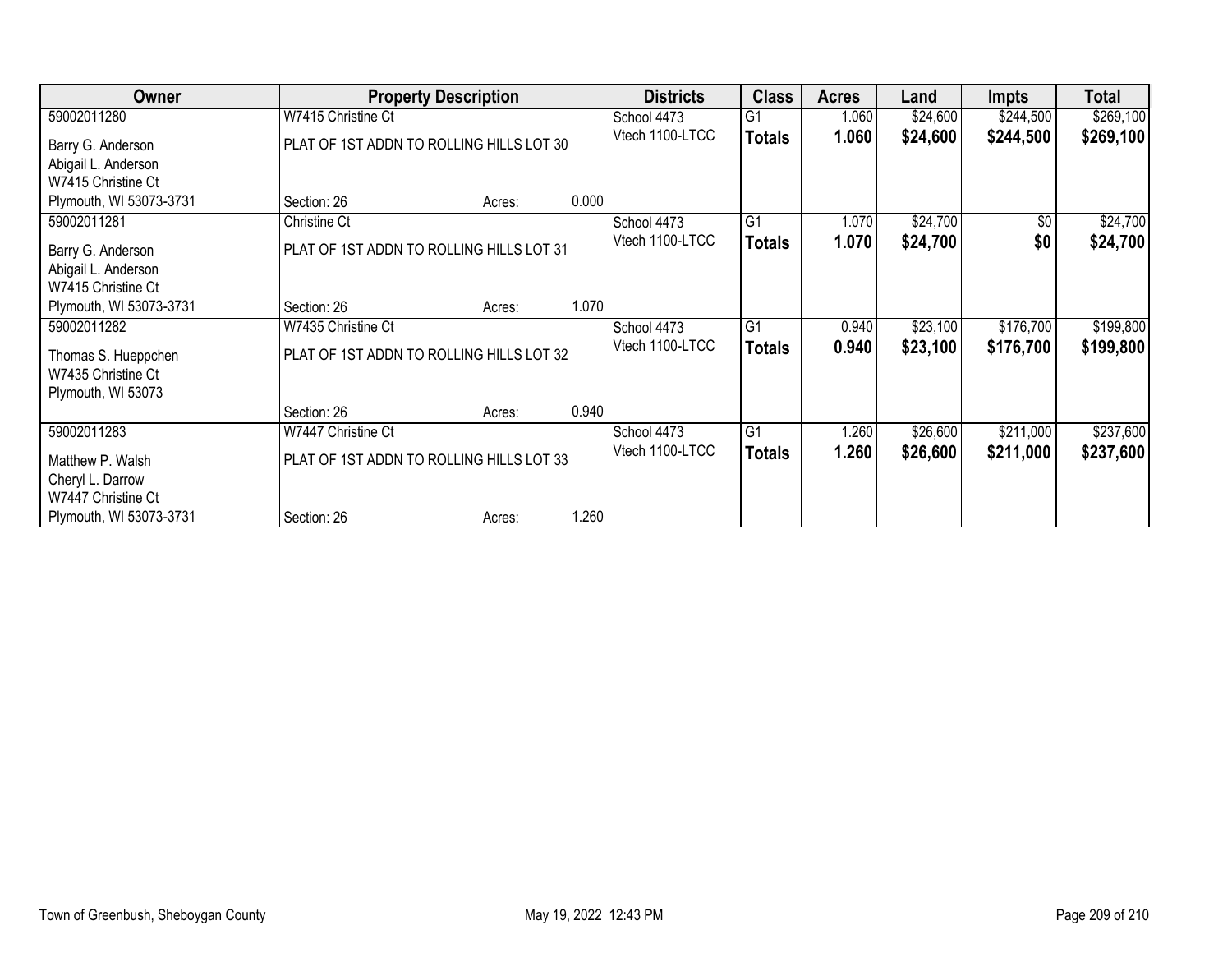| Owner | Property Description | | | Districts | Class | Acres | Land | Impts | Total |
|---|---|---|---|---|---|---|---|---|---|
| 59002011280 | W7415 Christine Ct | | | School 4473 | G1 | 1.060 | $24,600 | $244,500 | $269,100 |
| Barry G. Anderson<br>Abigail L. Anderson<br>W7415 Christine Ct<br>Plymouth, WI 53073-3731 | PLAT OF 1ST ADDN TO ROLLING HILLS LOT 30<br>Section: 26 | Acres: | 0.000 | Vtech 1100-LTCC | **Totals** | **1.060** | **$24,600** | **$244,500** | **$269,100** |
| 59002011281 | Christine Ct | | | School 4473 | G1 | 1.070 | $24,700 | $0 | $24,700 |
| Barry G. Anderson<br>Abigail L. Anderson<br>W7415 Christine Ct<br>Plymouth, WI 53073-3731 | PLAT OF 1ST ADDN TO ROLLING HILLS LOT 31<br>Section: 26 | Acres: | 1.070 | Vtech 1100-LTCC | **Totals** | **1.070** | **$24,700** | **$0** | **$24,700** |
| 59002011282 | W7435 Christine Ct | | | School 4473 | G1 | 0.940 | $23,100 | $176,700 | $199,800 |
| Thomas S. Hueppchen<br>W7435 Christine Ct<br>Plymouth, WI 53073 | PLAT OF 1ST ADDN TO ROLLING HILLS LOT 32<br>Section: 26 | Acres: | 0.940 | Vtech 1100-LTCC | **Totals** | **0.940** | **$23,100** | **$176,700** | **$199,800** |
| 59002011283 | W7447 Christine Ct | | | School 4473 | G1 | 1.260 | $26,600 | $211,000 | $237,600 |
| Matthew P. Walsh<br>Cheryl L. Darrow<br>W7447 Christine Ct<br>Plymouth, WI 53073-3731 | PLAT OF 1ST ADDN TO ROLLING HILLS LOT 33<br>Section: 26 | Acres: | 1.260 | Vtech 1100-LTCC | **Totals** | **1.260** | **$26,600** | **$211,000** | **$237,600** |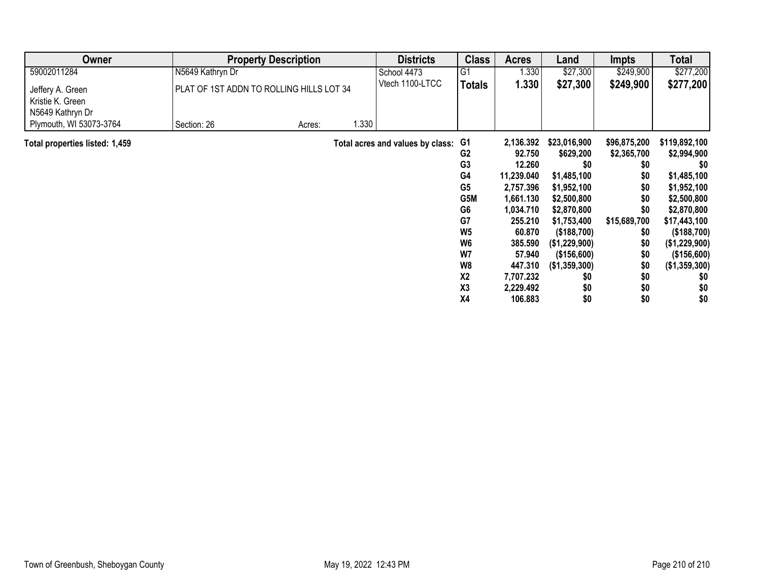| Owner | Property Description | | | Districts | Class | Acres | Land | Impts | Total |
|---|---|---|---|---|---|---|---|---|---|
| 59002011284 | N5649 Kathryn Dr | | | School 4473 | G1 | 1.330 | $27,300 | $249,900 | $277,200 |
| Jeffery A. Green<br>Kristie K. Green<br>N5649 Kathryn Dr<br>Plymouth, WI 53073-3764 | PLAT OF 1ST ADDN TO ROLLING HILLS LOT 34 | | | Vtech 1100-LTCC | **Totals** | **1.330** | **$27,300** | **$249,900** | **$277,200** |
| | Section: 26 | Acres: | 1.330 | | | | | | |

**Total properties listed: 1,459**

**Total acres and values by class:**

| Class | Acres | Land | Impts | Total |
|---|---|---|---|---|
| G1 | 2,136.392 | $23,016,900 | $96,875,200 | $119,892,100 |
| G2 | 92.750 | $629,200 | $2,365,700 | $2,994,900 |
| G3 | 12.260 | $0 | $0 | $0 |
| G4 | 11,239.040 | $1,485,100 | $0 | $1,485,100 |
| G5 | 2,757.396 | $1,952,100 | $0 | $1,952,100 |
| G5M | 1,661.130 | $2,500,800 | $0 | $2,500,800 |
| G6 | 1,034.710 | $2,870,800 | $0 | $2,870,800 |
| G7 | 255.210 | $1,753,400 | $15,689,700 | $17,443,100 |
| W5 | 60.870 | ($188,700) | $0 | ($188,700) |
| W6 | 385.590 | ($1,229,900) | $0 | ($1,229,900) |
| W7 | 57.940 | ($156,600) | $0 | ($156,600) |
| W8 | 447.310 | ($1,359,300) | $0 | ($1,359,300) |
| X2 | 7,707.232 | $0 | $0 | $0 |
| X3 | 2,229.492 | $0 | $0 | $0 |
| X4 | 106.883 | $0 | $0 | $0 |

Town of Greenbush, Sheboygan County | May 19, 2022 12:43 PM